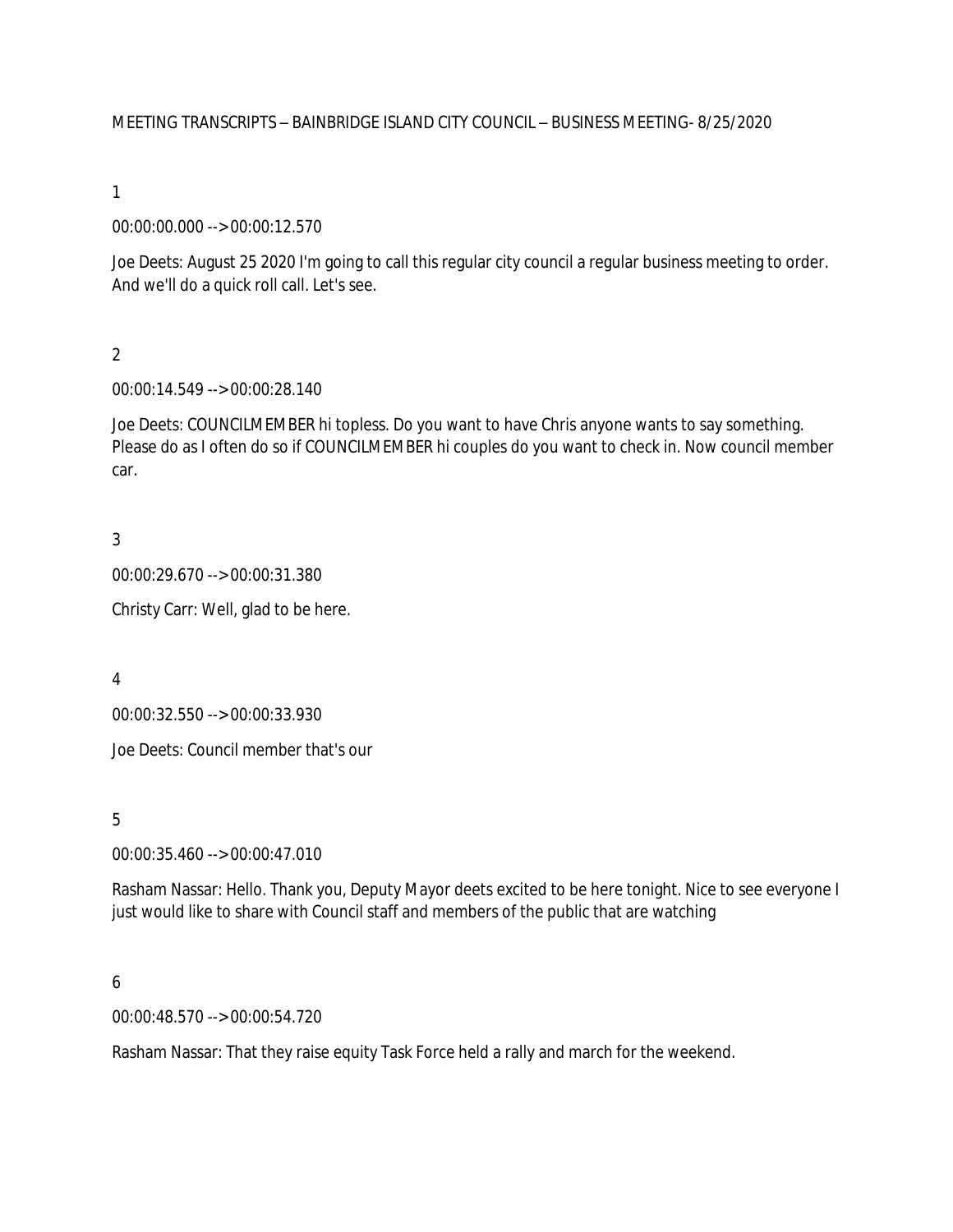MEETING TRANSCRIPTS – BAINBRIDGE ISLAND CITY COUNCIL – BUSINESS MEETING- 8/25/2020

1

00:00:00.000 --> 00:00:12.570

Joe Deets: August 25 2020 I'm going to call this regular city council a regular business meeting to order. And we'll do a quick roll call. Let's see.

2

00:00:14.549 --> 00:00:28.140

Joe Deets: COUNCILMEMBER hi topless. Do you want to have Chris anyone wants to say something. Please do as I often do so if COUNCILMEMBER hi couples do you want to check in. Now council member car.

3

00:00:29.670 --> 00:00:31.380

Christy Carr: Well, glad to be here.

4

00:00:32.550 --> 00:00:33.930

Joe Deets: Council member that's our

5

00:00:35.460 --> 00:00:47.010

Rasham Nassar: Hello. Thank you, Deputy Mayor deets excited to be here tonight. Nice to see everyone I just would like to share with Council staff and members of the public that are watching

6

00:00:48.570 --> 00:00:54.720

Rasham Nassar: That they raise equity Task Force held a rally and march for the weekend.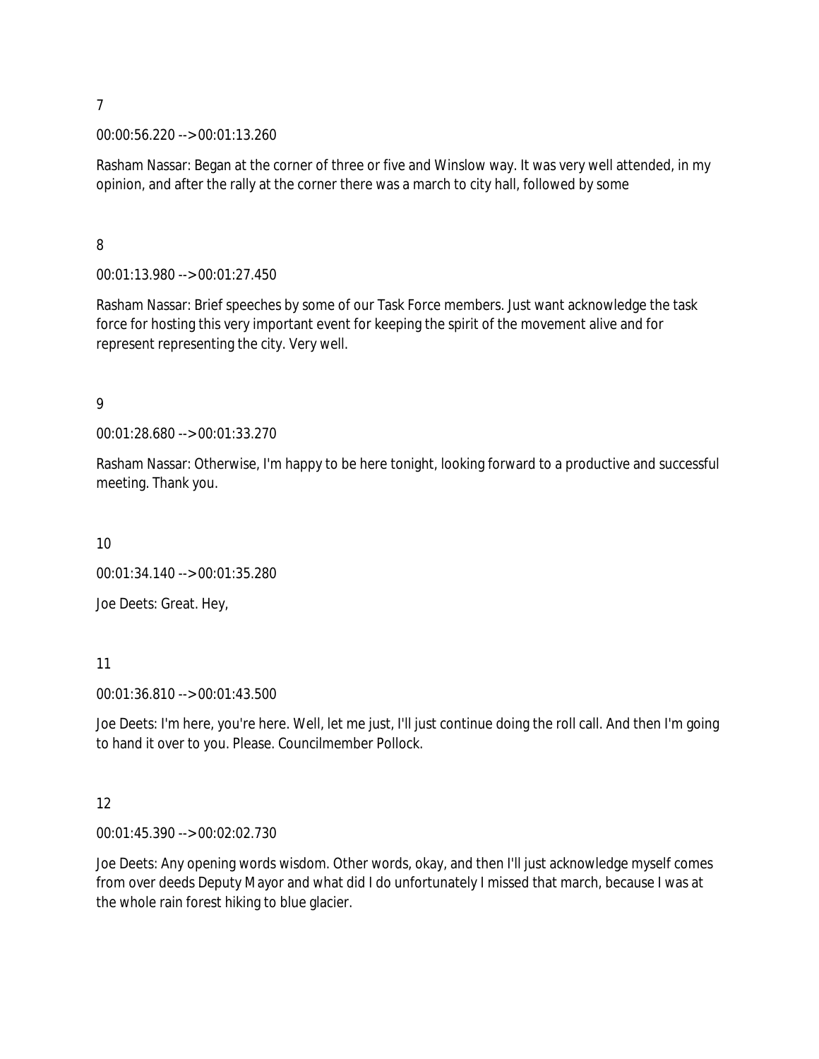7

00:00:56.220 --> 00:01:13.260

Rasham Nassar: Began at the corner of three or five and Winslow way. It was very well attended, in my opinion, and after the rally at the corner there was a march to city hall, followed by some

8

00:01:13.980 --> 00:01:27.450

Rasham Nassar: Brief speeches by some of our Task Force members. Just want acknowledge the task force for hosting this very important event for keeping the spirit of the movement alive and for represent representing the city. Very well.

9

00:01:28.680 --> 00:01:33.270

Rasham Nassar: Otherwise, I'm happy to be here tonight, looking forward to a productive and successful meeting. Thank you.

10

00:01:34.140 --> 00:01:35.280

Joe Deets: Great. Hey,

11

00:01:36.810 --> 00:01:43.500

Joe Deets: I'm here, you're here. Well, let me just, I'll just continue doing the roll call. And then I'm going to hand it over to you. Please. Councilmember Pollock.

12

00:01:45.390 --> 00:02:02.730

Joe Deets: Any opening words wisdom. Other words, okay, and then I'll just acknowledge myself comes from over deeds Deputy Mayor and what did I do unfortunately I missed that march, because I was at the whole rain forest hiking to blue glacier.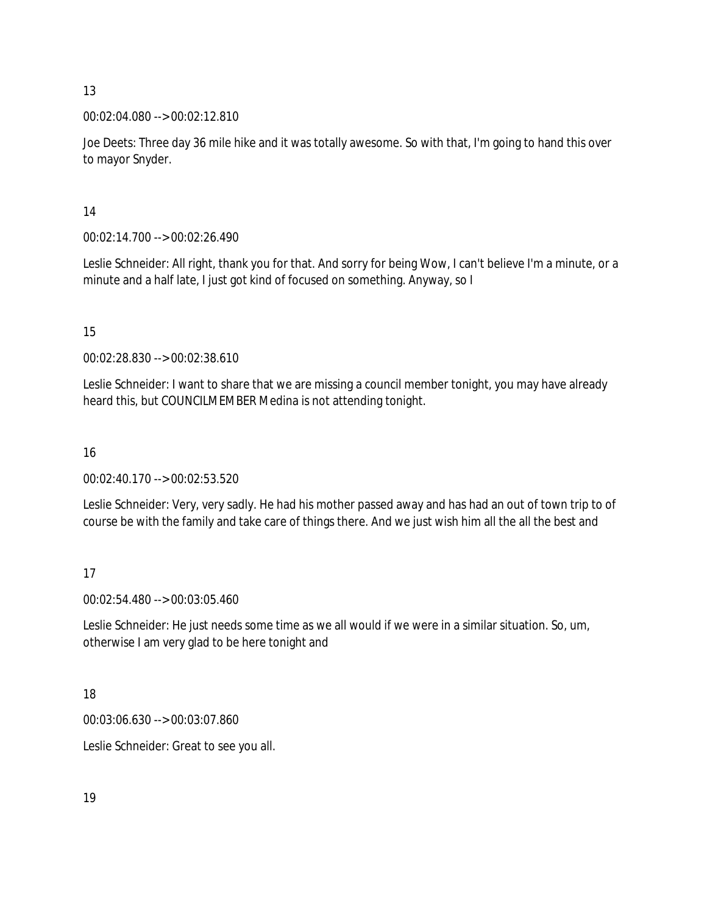13

00:02:04.080 --> 00:02:12.810

Joe Deets: Three day 36 mile hike and it was totally awesome. So with that, I'm going to hand this over to mayor Snyder.

14

00:02:14.700 --> 00:02:26.490

Leslie Schneider: All right, thank you for that. And sorry for being Wow, I can't believe I'm a minute, or a minute and a half late, I just got kind of focused on something. Anyway, so I

15

00:02:28.830 --> 00:02:38.610

Leslie Schneider: I want to share that we are missing a council member tonight, you may have already heard this, but COUNCILMEMBER Medina is not attending tonight.

16

00:02:40.170 --> 00:02:53.520

Leslie Schneider: Very, very sadly. He had his mother passed away and has had an out of town trip to of course be with the family and take care of things there. And we just wish him all the all the best and

17

00:02:54.480 --> 00:03:05.460

Leslie Schneider: He just needs some time as we all would if we were in a similar situation. So, um, otherwise I am very glad to be here tonight and

18

00:03:06.630 --> 00:03:07.860

Leslie Schneider: Great to see you all.

19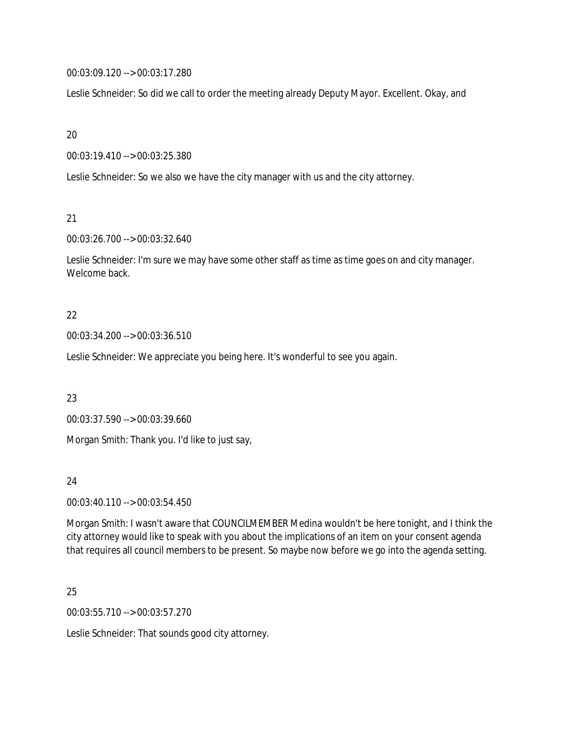00:03:09.120 --> 00:03:17.280

Leslie Schneider: So did we call to order the meeting already Deputy Mayor. Excellent. Okay, and

20

00:03:19.410 --> 00:03:25.380

Leslie Schneider: So we also we have the city manager with us and the city attorney.

21

00:03:26.700 --> 00:03:32.640

Leslie Schneider: I'm sure we may have some other staff as time as time goes on and city manager. Welcome back.

22

00:03:34.200 --> 00:03:36.510

Leslie Schneider: We appreciate you being here. It's wonderful to see you again.

23

00:03:37.590 --> 00:03:39.660

Morgan Smith: Thank you. I'd like to just say,

24

00:03:40.110 --> 00:03:54.450

Morgan Smith: I wasn't aware that COUNCILMEMBER Medina wouldn't be here tonight, and I think the city attorney would like to speak with you about the implications of an item on your consent agenda that requires all council members to be present. So maybe now before we go into the agenda setting.

25

00:03:55.710 --> 00:03:57.270

Leslie Schneider: That sounds good city attorney.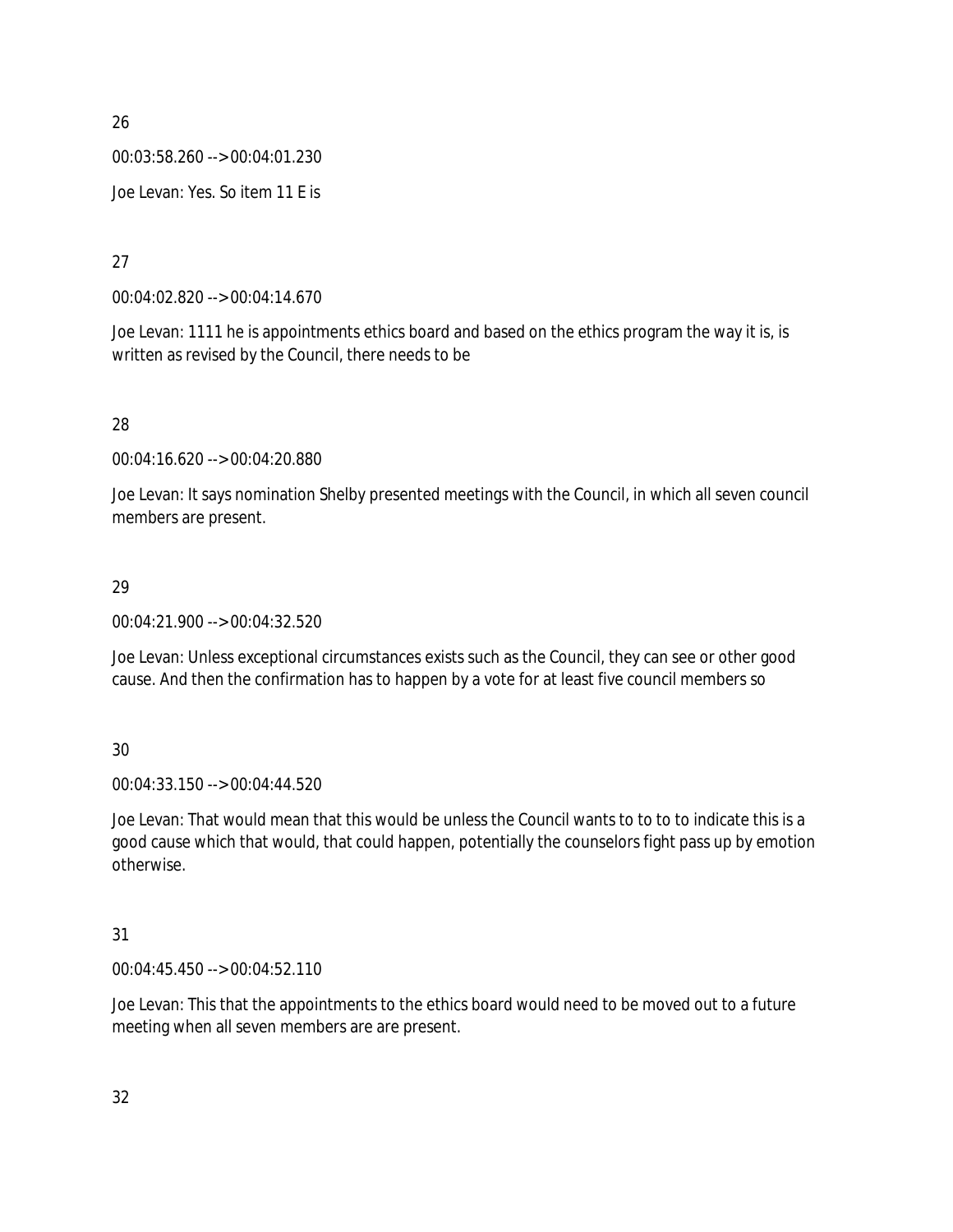26

00:03:58.260 --> 00:04:01.230

Joe Levan: Yes. So item 11 E is

27

00:04:02.820 --> 00:04:14.670

Joe Levan: 1111 he is appointments ethics board and based on the ethics program the way it is, is written as revised by the Council, there needs to be

28

00:04:16.620 --> 00:04:20.880

Joe Levan: It says nomination Shelby presented meetings with the Council, in which all seven council members are present.

29

00:04:21.900 --> 00:04:32.520

Joe Levan: Unless exceptional circumstances exists such as the Council, they can see or other good cause. And then the confirmation has to happen by a vote for at least five council members so

30

00:04:33.150 --> 00:04:44.520

Joe Levan: That would mean that this would be unless the Council wants to to to to indicate this is a good cause which that would, that could happen, potentially the counselors fight pass up by emotion otherwise.

31

00:04:45.450 --> 00:04:52.110

Joe Levan: This that the appointments to the ethics board would need to be moved out to a future meeting when all seven members are are present.

32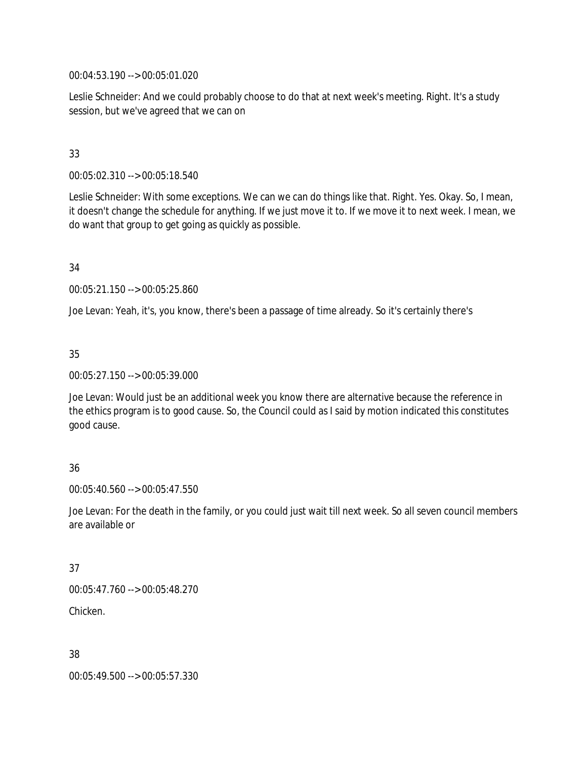00:04:53.190 --> 00:05:01.020

Leslie Schneider: And we could probably choose to do that at next week's meeting. Right. It's a study session, but we've agreed that we can on

33

00:05:02.310 --> 00:05:18.540

Leslie Schneider: With some exceptions. We can we can do things like that. Right. Yes. Okay. So, I mean, it doesn't change the schedule for anything. If we just move it to. If we move it to next week. I mean, we do want that group to get going as quickly as possible.

34

00:05:21.150 --> 00:05:25.860

Joe Levan: Yeah, it's, you know, there's been a passage of time already. So it's certainly there's

35

00:05:27.150 --> 00:05:39.000

Joe Levan: Would just be an additional week you know there are alternative because the reference in the ethics program is to good cause. So, the Council could as I said by motion indicated this constitutes good cause.

36

00:05:40.560 --> 00:05:47.550

Joe Levan: For the death in the family, or you could just wait till next week. So all seven council members are available or

37

00:05:47.760 --> 00:05:48.270

Chicken.

38

00:05:49.500 --> 00:05:57.330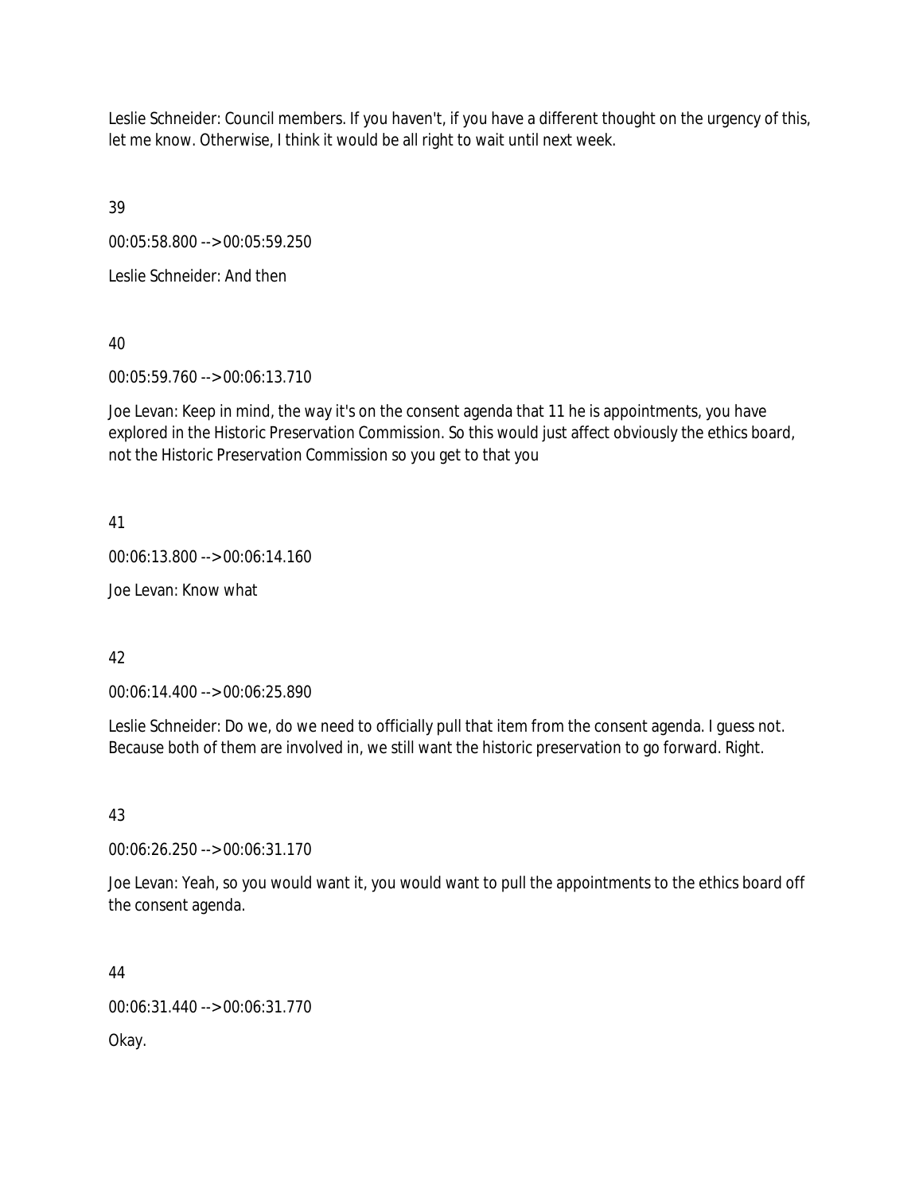Leslie Schneider: Council members. If you haven't, if you have a different thought on the urgency of this, let me know. Otherwise, I think it would be all right to wait until next week.

39

00:05:58.800 --> 00:05:59.250

Leslie Schneider: And then

40

00:05:59.760 --> 00:06:13.710

Joe Levan: Keep in mind, the way it's on the consent agenda that 11 he is appointments, you have explored in the Historic Preservation Commission. So this would just affect obviously the ethics board, not the Historic Preservation Commission so you get to that you

41

00:06:13.800 --> 00:06:14.160

Joe Levan: Know what

42

00:06:14.400 --> 00:06:25.890

Leslie Schneider: Do we, do we need to officially pull that item from the consent agenda. I guess not. Because both of them are involved in, we still want the historic preservation to go forward. Right.

43

00:06:26.250 --> 00:06:31.170

Joe Levan: Yeah, so you would want it, you would want to pull the appointments to the ethics board off the consent agenda.

44

00:06:31.440 --> 00:06:31.770

Okay.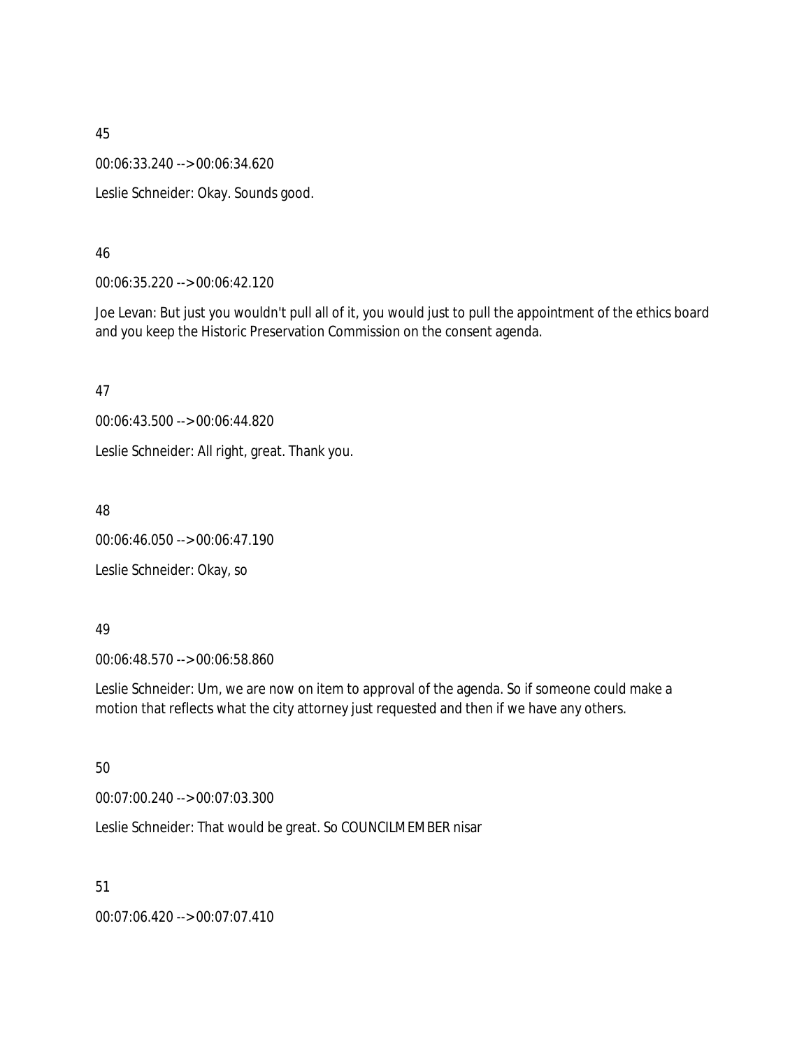45

00:06:33.240 --> 00:06:34.620

Leslie Schneider: Okay. Sounds good.

46

00:06:35.220 --> 00:06:42.120

Joe Levan: But just you wouldn't pull all of it, you would just to pull the appointment of the ethics board and you keep the Historic Preservation Commission on the consent agenda.

47

00:06:43.500 --> 00:06:44.820

Leslie Schneider: All right, great. Thank you.

48

00:06:46.050 --> 00:06:47.190

Leslie Schneider: Okay, so

49

00:06:48.570 --> 00:06:58.860

Leslie Schneider: Um, we are now on item to approval of the agenda. So if someone could make a motion that reflects what the city attorney just requested and then if we have any others.

50

00:07:00.240 --> 00:07:03.300

Leslie Schneider: That would be great. So COUNCILMEMBER nisar

51

00:07:06.420 --> 00:07:07.410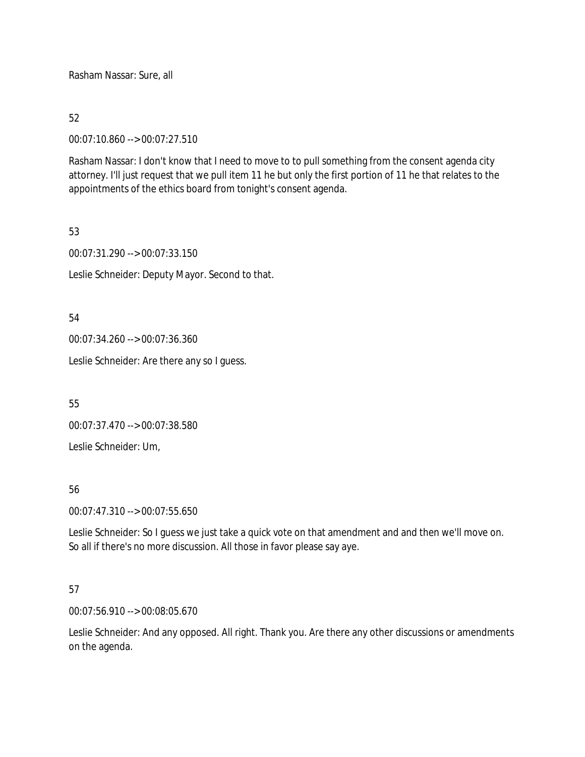Rasham Nassar: Sure, all

52

00:07:10.860 --> 00:07:27.510

Rasham Nassar: I don't know that I need to move to to pull something from the consent agenda city attorney. I'll just request that we pull item 11 he but only the first portion of 11 he that relates to the appointments of the ethics board from tonight's consent agenda.

53

00:07:31.290 --> 00:07:33.150

Leslie Schneider: Deputy Mayor. Second to that.

54

00:07:34.260 --> 00:07:36.360

Leslie Schneider: Are there any so I guess.

55

00:07:37.470 --> 00:07:38.580

Leslie Schneider: Um,

56

00:07:47.310 --> 00:07:55.650

Leslie Schneider: So I guess we just take a quick vote on that amendment and and then we'll move on. So all if there's no more discussion. All those in favor please say aye.

57

00:07:56.910 --> 00:08:05.670

Leslie Schneider: And any opposed. All right. Thank you. Are there any other discussions or amendments on the agenda.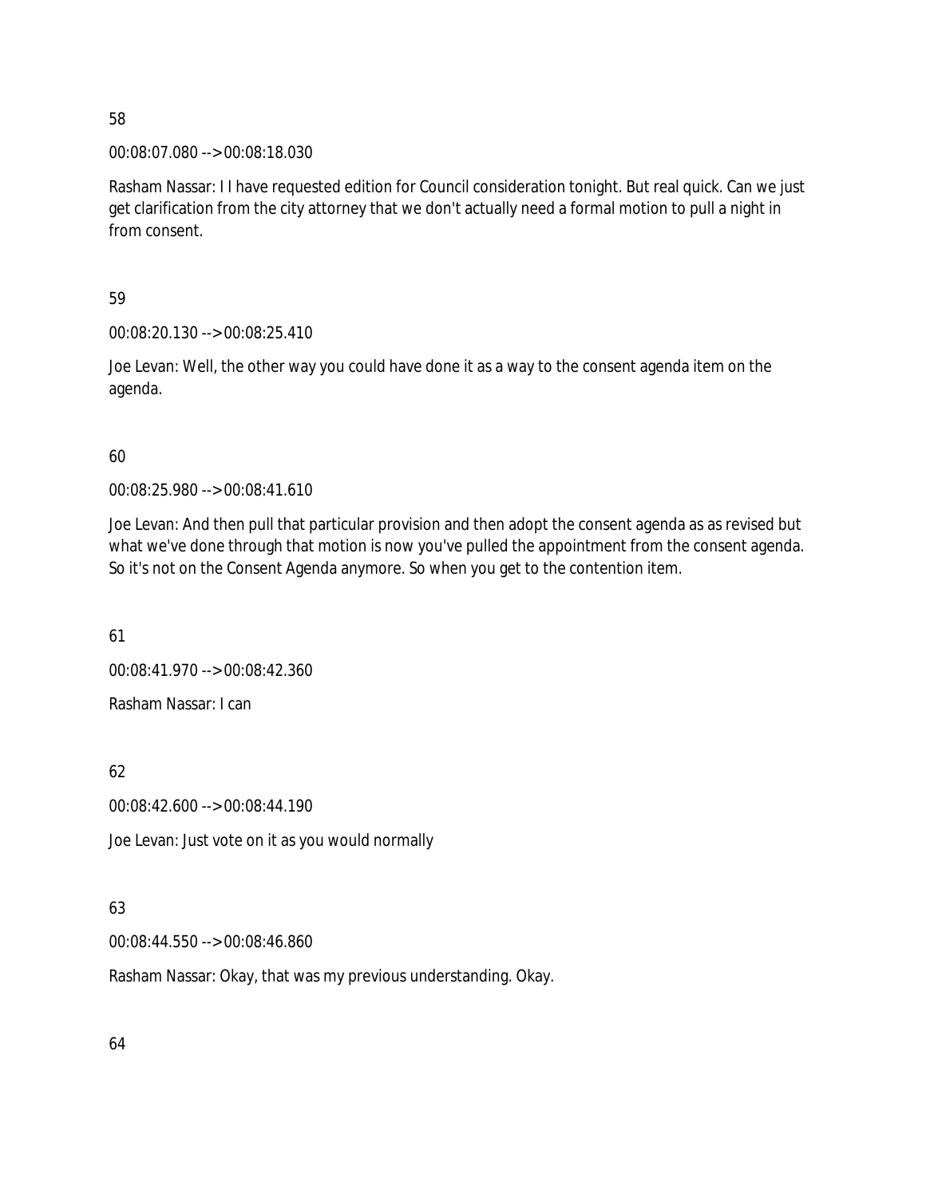58

00:08:07.080 --> 00:08:18.030

Rasham Nassar: I I have requested edition for Council consideration tonight. But real quick. Can we just get clarification from the city attorney that we don't actually need a formal motion to pull a night in from consent.

59

00:08:20.130 --> 00:08:25.410

Joe Levan: Well, the other way you could have done it as a way to the consent agenda item on the agenda.

60

00:08:25.980 --> 00:08:41.610

Joe Levan: And then pull that particular provision and then adopt the consent agenda as as revised but what we've done through that motion is now you've pulled the appointment from the consent agenda. So it's not on the Consent Agenda anymore. So when you get to the contention item.

61

00:08:41.970 --> 00:08:42.360

Rasham Nassar: I can

62

00:08:42.600 --> 00:08:44.190

Joe Levan: Just vote on it as you would normally

63

00:08:44.550 --> 00:08:46.860

Rasham Nassar: Okay, that was my previous understanding. Okay.

64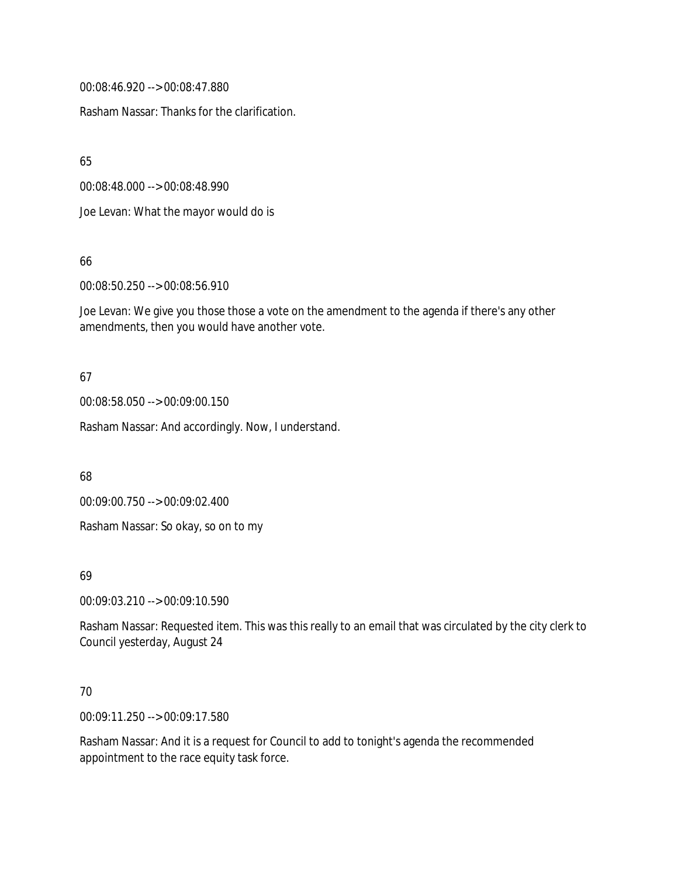00:08:46.920 --> 00:08:47.880

Rasham Nassar: Thanks for the clarification.

65

00:08:48.000 --> 00:08:48.990

Joe Levan: What the mayor would do is

66

00:08:50.250 --> 00:08:56.910

Joe Levan: We give you those those a vote on the amendment to the agenda if there's any other amendments, then you would have another vote.

67

00:08:58.050 --> 00:09:00.150

Rasham Nassar: And accordingly. Now, I understand.

68

00:09:00.750 --> 00:09:02.400

Rasham Nassar: So okay, so on to my

69

00:09:03.210 --> 00:09:10.590

Rasham Nassar: Requested item. This was this really to an email that was circulated by the city clerk to Council yesterday, August 24

70

00:09:11.250 --> 00:09:17.580

Rasham Nassar: And it is a request for Council to add to tonight's agenda the recommended appointment to the race equity task force.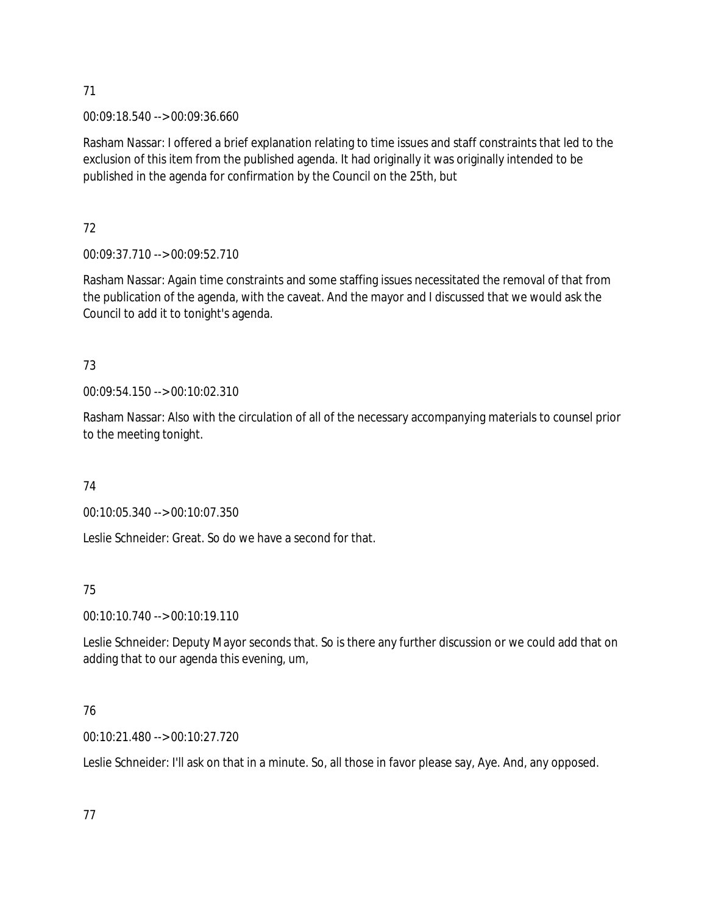71

00:09:18.540 --> 00:09:36.660

Rasham Nassar: I offered a brief explanation relating to time issues and staff constraints that led to the exclusion of this item from the published agenda. It had originally it was originally intended to be published in the agenda for confirmation by the Council on the 25th, but

72

00:09:37.710 --> 00:09:52.710

Rasham Nassar: Again time constraints and some staffing issues necessitated the removal of that from the publication of the agenda, with the caveat. And the mayor and I discussed that we would ask the Council to add it to tonight's agenda.

73

00:09:54.150 --> 00:10:02.310

Rasham Nassar: Also with the circulation of all of the necessary accompanying materials to counsel prior to the meeting tonight.

74

00:10:05.340 --> 00:10:07.350

Leslie Schneider: Great. So do we have a second for that.

75

00:10:10.740 --> 00:10:19.110

Leslie Schneider: Deputy Mayor seconds that. So is there any further discussion or we could add that on adding that to our agenda this evening, um,

76

00:10:21.480 --> 00:10:27.720

Leslie Schneider: I'll ask on that in a minute. So, all those in favor please say, Aye. And, any opposed.

77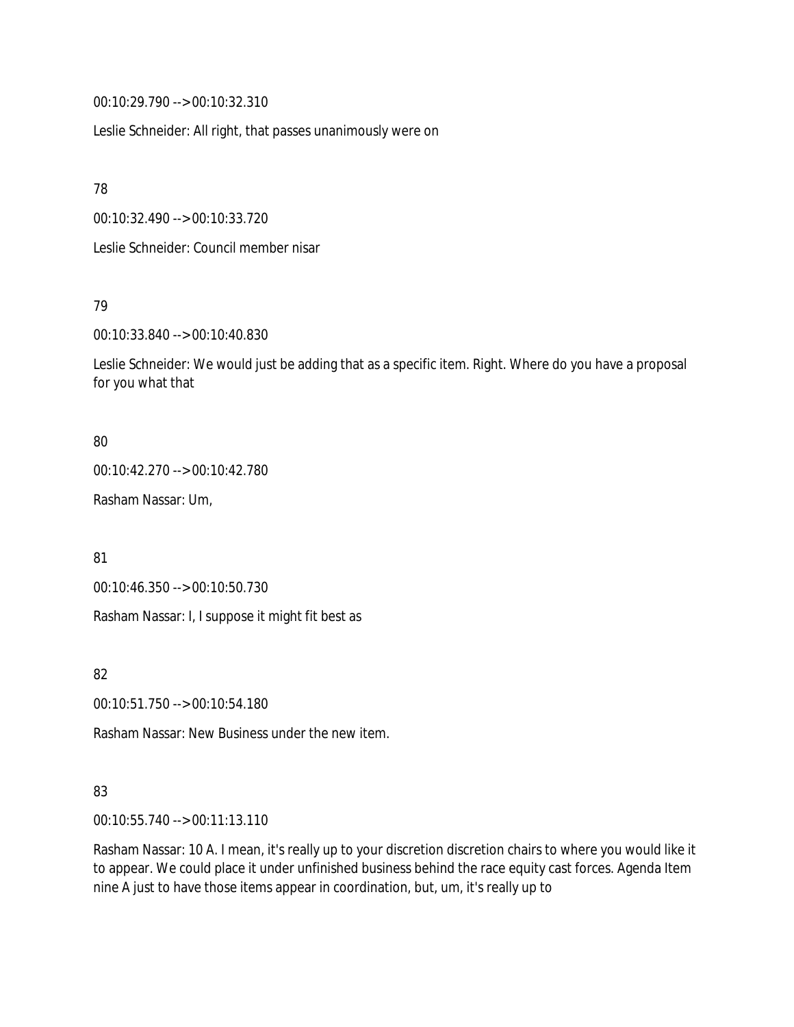00:10:29.790 --> 00:10:32.310

Leslie Schneider: All right, that passes unanimously were on

78

00:10:32.490 --> 00:10:33.720

Leslie Schneider: Council member nisar

79

00:10:33.840 --> 00:10:40.830

Leslie Schneider: We would just be adding that as a specific item. Right. Where do you have a proposal for you what that

80

00:10:42.270 --> 00:10:42.780

Rasham Nassar: Um,

81

00:10:46.350 --> 00:10:50.730

Rasham Nassar: I, I suppose it might fit best as

82

00:10:51.750 --> 00:10:54.180

Rasham Nassar: New Business under the new item.

83

00:10:55.740 --> 00:11:13.110

Rasham Nassar: 10 A. I mean, it's really up to your discretion discretion chairs to where you would like it to appear. We could place it under unfinished business behind the race equity cast forces. Agenda Item nine A just to have those items appear in coordination, but, um, it's really up to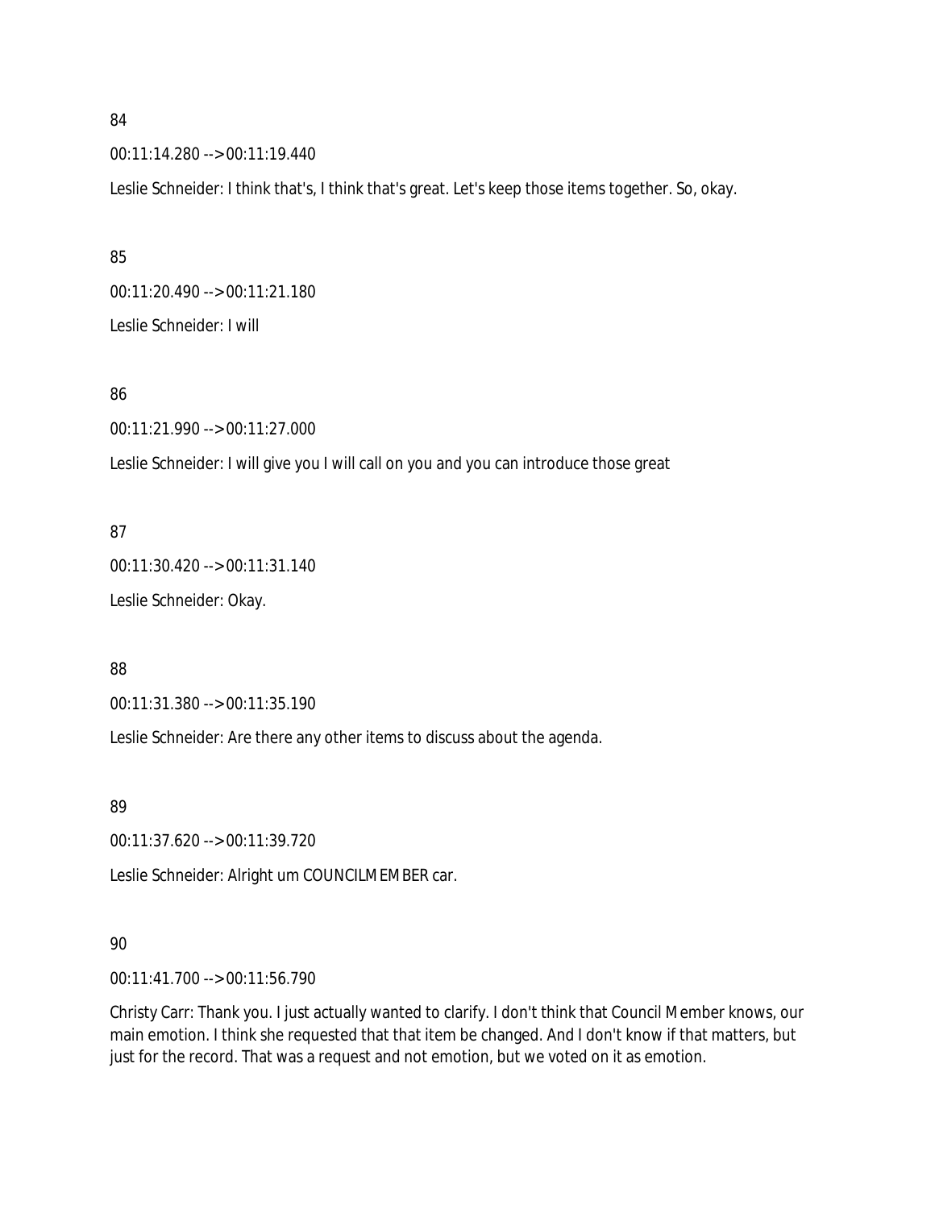84

00:11:14.280 --> 00:11:19.440

Leslie Schneider: I think that's, I think that's great. Let's keep those items together. So, okay.

85

00:11:20.490 --> 00:11:21.180

Leslie Schneider: I will

86

00:11:21.990 --> 00:11:27.000

Leslie Schneider: I will give you I will call on you and you can introduce those great

87

00:11:30.420 --> 00:11:31.140

Leslie Schneider: Okay.

88

00:11:31.380 --> 00:11:35.190

Leslie Schneider: Are there any other items to discuss about the agenda.

89

00:11:37.620 --> 00:11:39.720

Leslie Schneider: Alright um COUNCILMEMBER car.

90

00:11:41.700 --> 00:11:56.790

Christy Carr: Thank you. I just actually wanted to clarify. I don't think that Council Member knows, our main emotion. I think she requested that that item be changed. And I don't know if that matters, but just for the record. That was a request and not emotion, but we voted on it as emotion.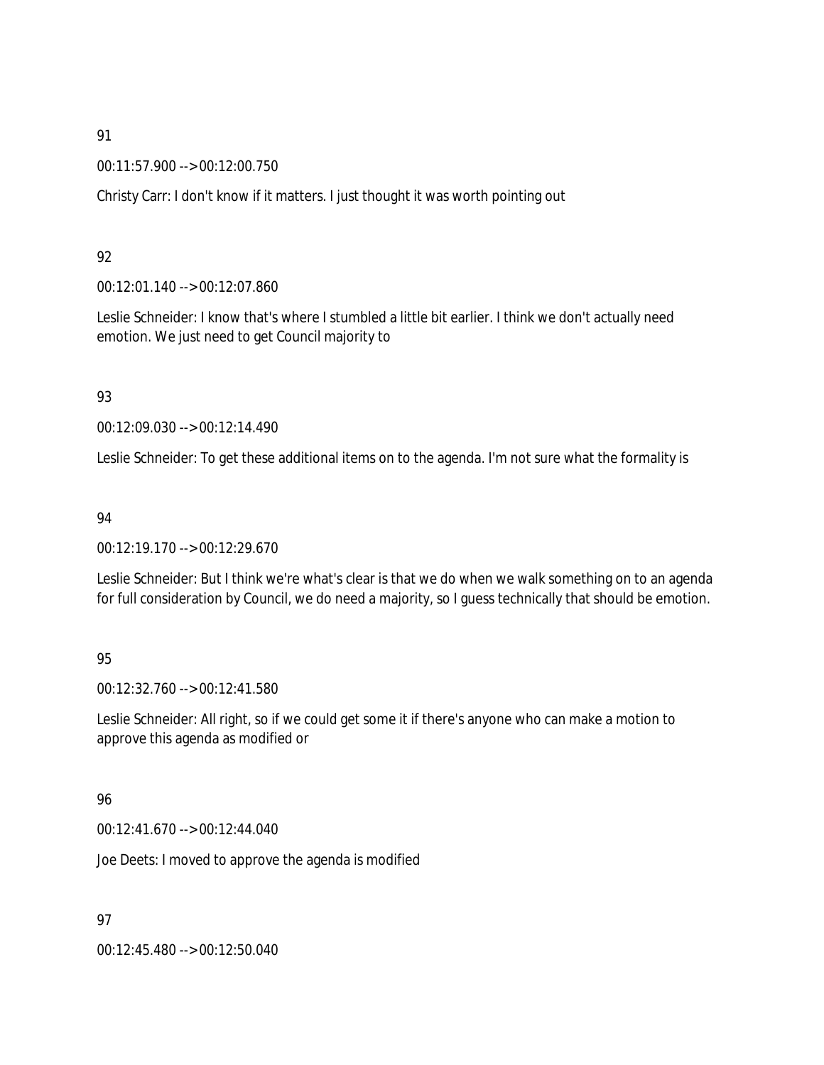91

00:11:57.900 --> 00:12:00.750

Christy Carr: I don't know if it matters. I just thought it was worth pointing out

92

00:12:01.140 --> 00:12:07.860

Leslie Schneider: I know that's where I stumbled a little bit earlier. I think we don't actually need emotion. We just need to get Council majority to

93

00:12:09.030 --> 00:12:14.490

Leslie Schneider: To get these additional items on to the agenda. I'm not sure what the formality is

94

00:12:19.170 --> 00:12:29.670

Leslie Schneider: But I think we're what's clear is that we do when we walk something on to an agenda for full consideration by Council, we do need a majority, so I guess technically that should be emotion.

95

00:12:32.760 --> 00:12:41.580

Leslie Schneider: All right, so if we could get some it if there's anyone who can make a motion to approve this agenda as modified or

96

00:12:41.670 --> 00:12:44.040

Joe Deets: I moved to approve the agenda is modified

97

00:12:45.480 --> 00:12:50.040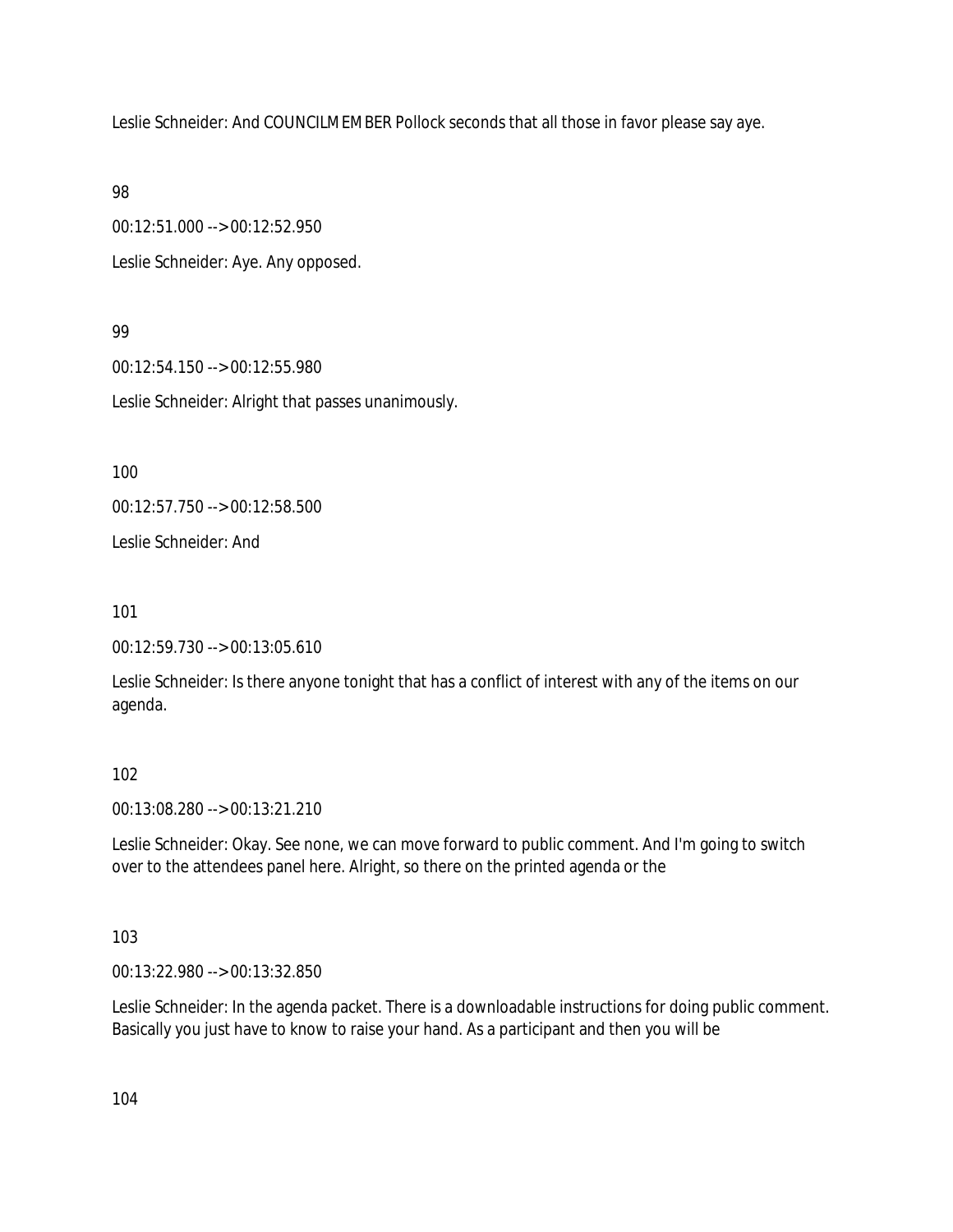Leslie Schneider: And COUNCILMEMBER Pollock seconds that all those in favor please say aye.

98

00:12:51.000 --> 00:12:52.950

Leslie Schneider: Aye. Any opposed.

99

00:12:54.150 --> 00:12:55.980

Leslie Schneider: Alright that passes unanimously.

100

00:12:57.750 --> 00:12:58.500

Leslie Schneider: And

101

00:12:59.730 --> 00:13:05.610

Leslie Schneider: Is there anyone tonight that has a conflict of interest with any of the items on our agenda.

102

00:13:08.280 --> 00:13:21.210

Leslie Schneider: Okay. See none, we can move forward to public comment. And I'm going to switch over to the attendees panel here. Alright, so there on the printed agenda or the

103

00:13:22.980 --> 00:13:32.850

Leslie Schneider: In the agenda packet. There is a downloadable instructions for doing public comment. Basically you just have to know to raise your hand. As a participant and then you will be

104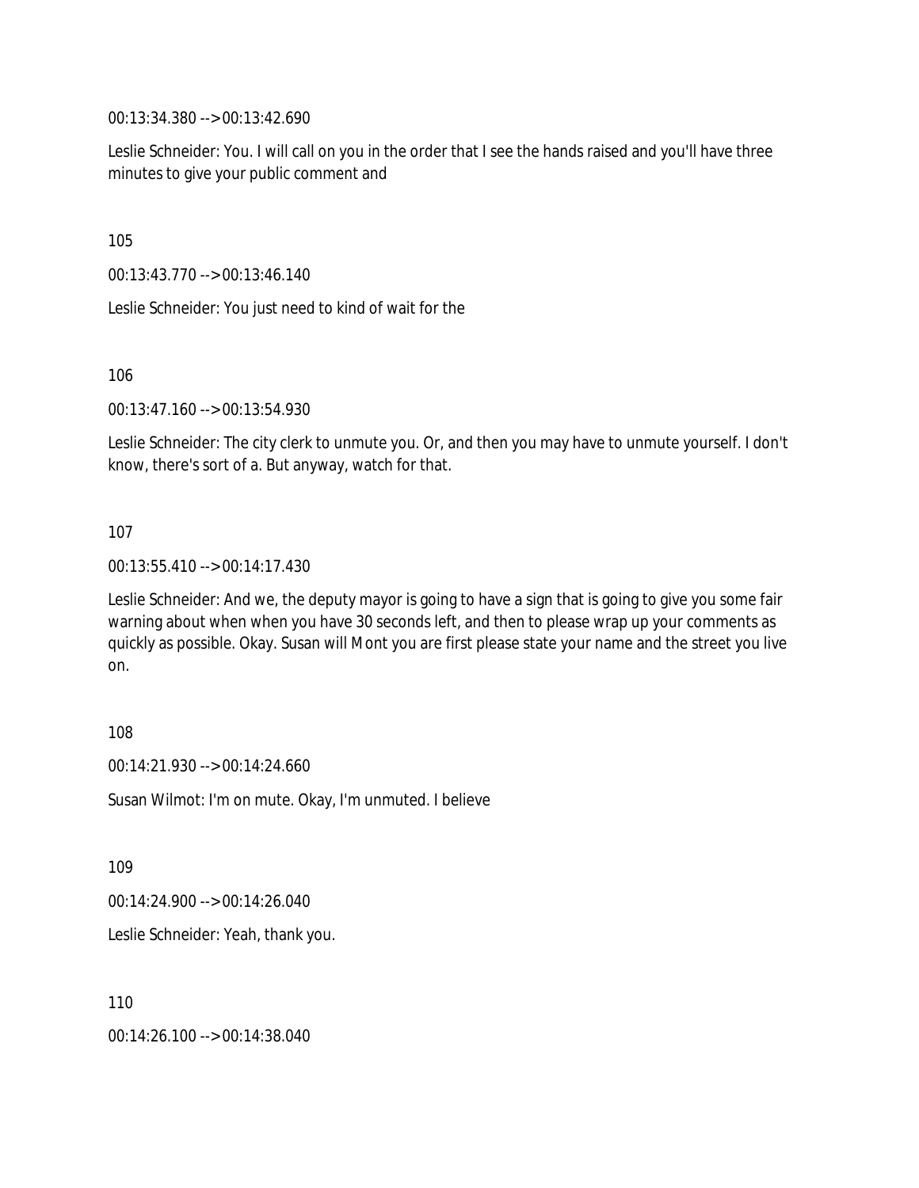00:13:34.380 --> 00:13:42.690

Leslie Schneider: You. I will call on you in the order that I see the hands raised and you'll have three minutes to give your public comment and

105

00:13:43.770 --> 00:13:46.140

Leslie Schneider: You just need to kind of wait for the

106

00:13:47.160 --> 00:13:54.930

Leslie Schneider: The city clerk to unmute you. Or, and then you may have to unmute yourself. I don't know, there's sort of a. But anyway, watch for that.

107

00:13:55.410 --> 00:14:17.430

Leslie Schneider: And we, the deputy mayor is going to have a sign that is going to give you some fair warning about when when you have 30 seconds left, and then to please wrap up your comments as quickly as possible. Okay. Susan will Mont you are first please state your name and the street you live on.

108

00:14:21.930 --> 00:14:24.660

Susan Wilmot: I'm on mute. Okay, I'm unmuted. I believe

109

00:14:24.900 --> 00:14:26.040

Leslie Schneider: Yeah, thank you.

110

00:14:26.100 --> 00:14:38.040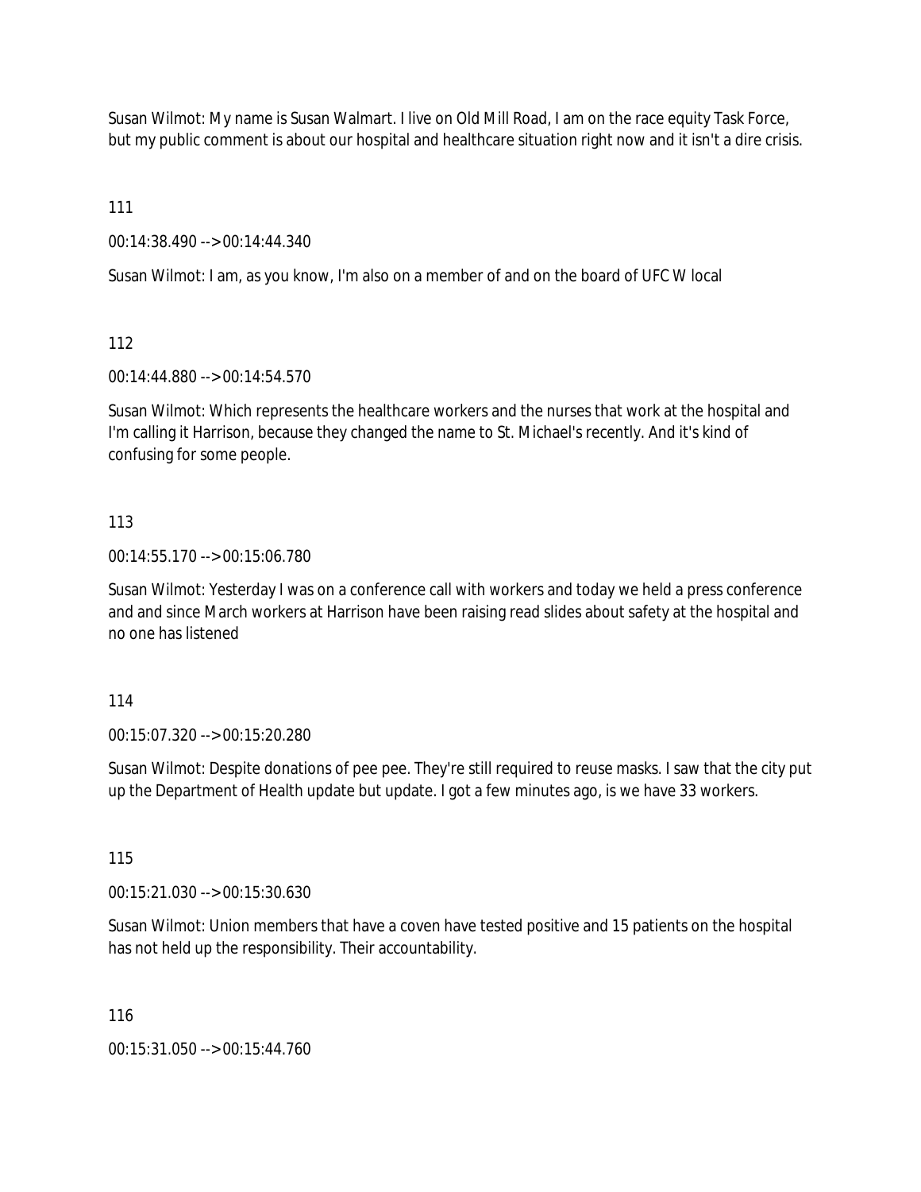Susan Wilmot: My name is Susan Walmart. I live on Old Mill Road, I am on the race equity Task Force, but my public comment is about our hospital and healthcare situation right now and it isn't a dire crisis.

111

00:14:38.490 --> 00:14:44.340

Susan Wilmot: I am, as you know, I'm also on a member of and on the board of UFC W local

112

00:14:44.880 --> 00:14:54.570

Susan Wilmot: Which represents the healthcare workers and the nurses that work at the hospital and I'm calling it Harrison, because they changed the name to St. Michael's recently. And it's kind of confusing for some people.

113

00:14:55.170 --> 00:15:06.780

Susan Wilmot: Yesterday I was on a conference call with workers and today we held a press conference and and since March workers at Harrison have been raising read slides about safety at the hospital and no one has listened

114

00:15:07.320 --> 00:15:20.280

Susan Wilmot: Despite donations of pee pee. They're still required to reuse masks. I saw that the city put up the Department of Health update but update. I got a few minutes ago, is we have 33 workers.

115

00:15:21.030 --> 00:15:30.630

Susan Wilmot: Union members that have a coven have tested positive and 15 patients on the hospital has not held up the responsibility. Their accountability.

116

00:15:31.050 --> 00:15:44.760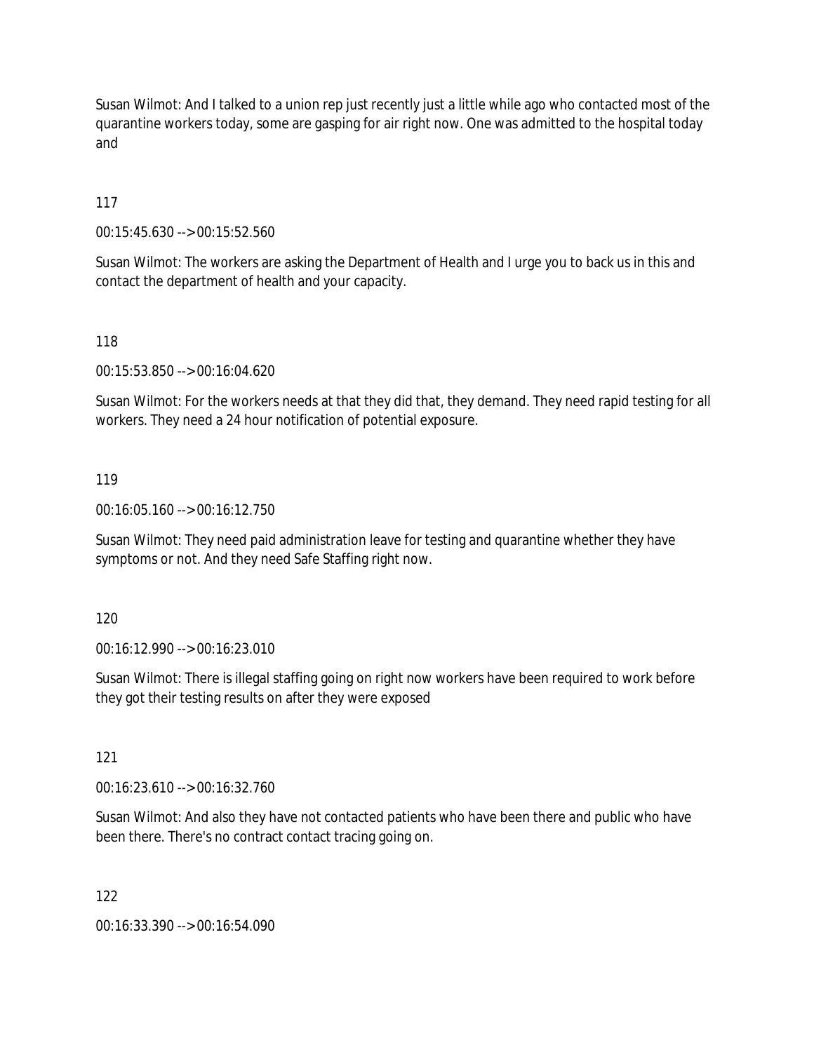Susan Wilmot: And I talked to a union rep just recently just a little while ago who contacted most of the quarantine workers today, some are gasping for air right now. One was admitted to the hospital today and

117

00:15:45.630 --> 00:15:52.560

Susan Wilmot: The workers are asking the Department of Health and I urge you to back us in this and contact the department of health and your capacity.

118

00:15:53.850 --> 00:16:04.620

Susan Wilmot: For the workers needs at that they did that, they demand. They need rapid testing for all workers. They need a 24 hour notification of potential exposure.

119

00:16:05.160 --> 00:16:12.750

Susan Wilmot: They need paid administration leave for testing and quarantine whether they have symptoms or not. And they need Safe Staffing right now.

120

00:16:12.990 --> 00:16:23.010

Susan Wilmot: There is illegal staffing going on right now workers have been required to work before they got their testing results on after they were exposed

121

00:16:23.610 --> 00:16:32.760

Susan Wilmot: And also they have not contacted patients who have been there and public who have been there. There's no contract contact tracing going on.

122

00:16:33.390 --> 00:16:54.090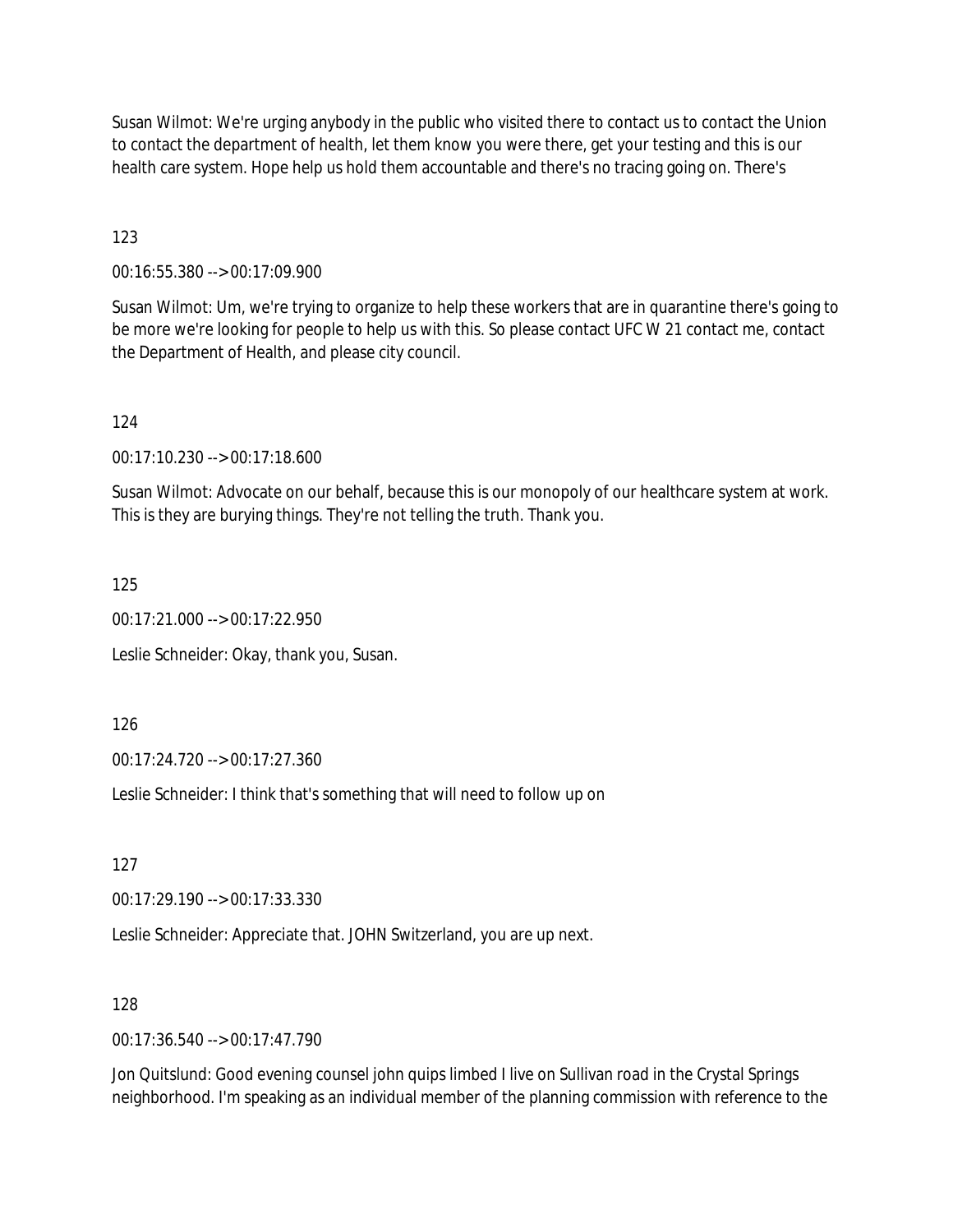Susan Wilmot: We're urging anybody in the public who visited there to contact us to contact the Union to contact the department of health, let them know you were there, get your testing and this is our health care system. Hope help us hold them accountable and there's no tracing going on. There's

123

00:16:55.380 --> 00:17:09.900

Susan Wilmot: Um, we're trying to organize to help these workers that are in quarantine there's going to be more we're looking for people to help us with this. So please contact UFC W 21 contact me, contact the Department of Health, and please city council.

124

00:17:10.230 --> 00:17:18.600

Susan Wilmot: Advocate on our behalf, because this is our monopoly of our healthcare system at work. This is they are burying things. They're not telling the truth. Thank you.

125

00:17:21.000 --> 00:17:22.950

Leslie Schneider: Okay, thank you, Susan.

126

00:17:24.720 --> 00:17:27.360

Leslie Schneider: I think that's something that will need to follow up on

127

00:17:29.190 --> 00:17:33.330

Leslie Schneider: Appreciate that. JOHN Switzerland, you are up next.

128

00:17:36.540 --> 00:17:47.790

Jon Quitslund: Good evening counsel john quips limbed I live on Sullivan road in the Crystal Springs neighborhood. I'm speaking as an individual member of the planning commission with reference to the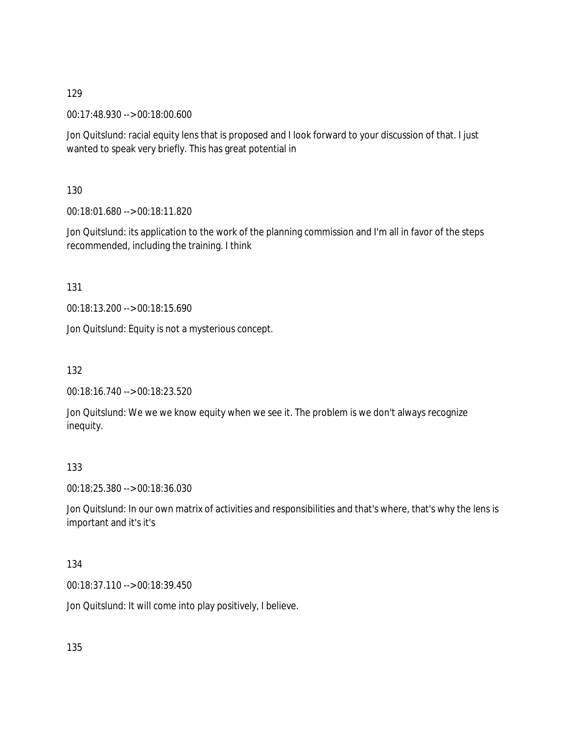129

00:17:48.930 --> 00:18:00.600

Jon Quitslund: racial equity lens that is proposed and I look forward to your discussion of that. I just wanted to speak very briefly. This has great potential in

130

00:18:01.680 --> 00:18:11.820

Jon Quitslund: its application to the work of the planning commission and I'm all in favor of the steps recommended, including the training. I think

131

00:18:13.200 --> 00:18:15.690

Jon Quitslund: Equity is not a mysterious concept.

132

00:18:16.740 --> 00:18:23.520

Jon Quitslund: We we we know equity when we see it. The problem is we don't always recognize inequity.

133

00:18:25.380 --> 00:18:36.030

Jon Quitslund: In our own matrix of activities and responsibilities and that's where, that's why the lens is important and it's it's

134

00:18:37.110 --> 00:18:39.450

Jon Quitslund: It will come into play positively, I believe.

135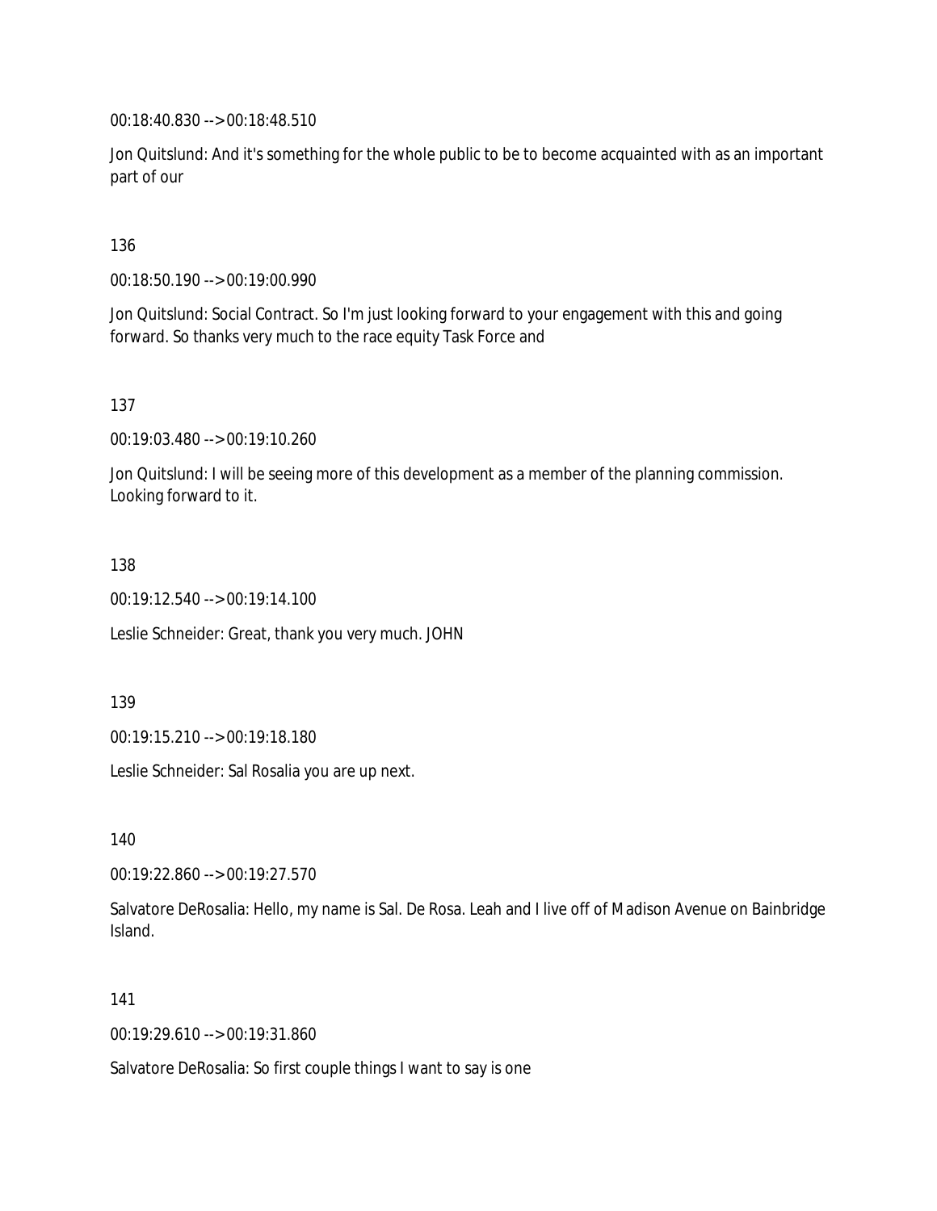00:18:40.830 --> 00:18:48.510

Jon Quitslund: And it's something for the whole public to be to become acquainted with as an important part of our

136

00:18:50.190 --> 00:19:00.990

Jon Quitslund: Social Contract. So I'm just looking forward to your engagement with this and going forward. So thanks very much to the race equity Task Force and

137

00:19:03.480 --> 00:19:10.260

Jon Quitslund: I will be seeing more of this development as a member of the planning commission. Looking forward to it.

138

00:19:12.540 --> 00:19:14.100

Leslie Schneider: Great, thank you very much. JOHN

139

00:19:15.210 --> 00:19:18.180

Leslie Schneider: Sal Rosalia you are up next.

140

00:19:22.860 --> 00:19:27.570

Salvatore DeRosalia: Hello, my name is Sal. De Rosa. Leah and I live off of Madison Avenue on Bainbridge Island.

141

00:19:29.610 --> 00:19:31.860

Salvatore DeRosalia: So first couple things I want to say is one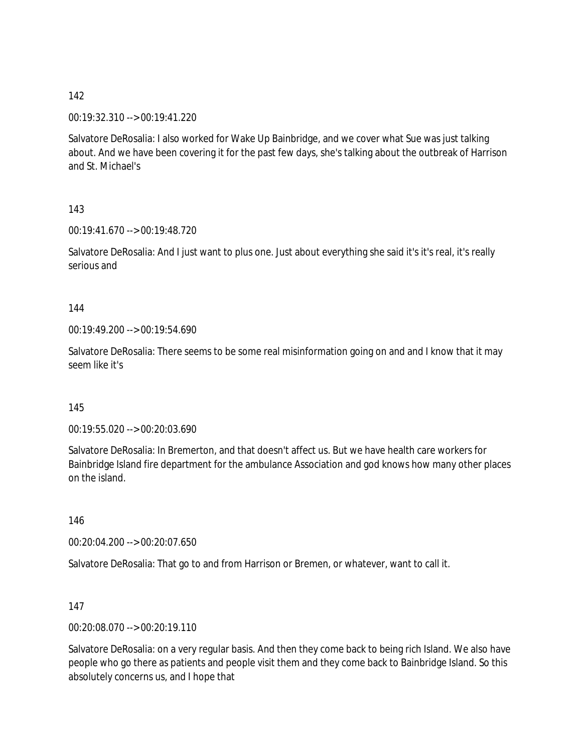142

00:19:32.310 --> 00:19:41.220

Salvatore DeRosalia: I also worked for Wake Up Bainbridge, and we cover what Sue was just talking about. And we have been covering it for the past few days, she's talking about the outbreak of Harrison and St. Michael's

143

00:19:41.670 --> 00:19:48.720

Salvatore DeRosalia: And I just want to plus one. Just about everything she said it's it's real, it's really serious and

144

00:19:49.200 --> 00:19:54.690

Salvatore DeRosalia: There seems to be some real misinformation going on and and I know that it may seem like it's

145

00:19:55.020 --> 00:20:03.690

Salvatore DeRosalia: In Bremerton, and that doesn't affect us. But we have health care workers for Bainbridge Island fire department for the ambulance Association and god knows how many other places on the island.

146

00:20:04.200 --> 00:20:07.650

Salvatore DeRosalia: That go to and from Harrison or Bremen, or whatever, want to call it.

147

00:20:08.070 --> 00:20:19.110

Salvatore DeRosalia: on a very regular basis. And then they come back to being rich Island. We also have people who go there as patients and people visit them and they come back to Bainbridge Island. So this absolutely concerns us, and I hope that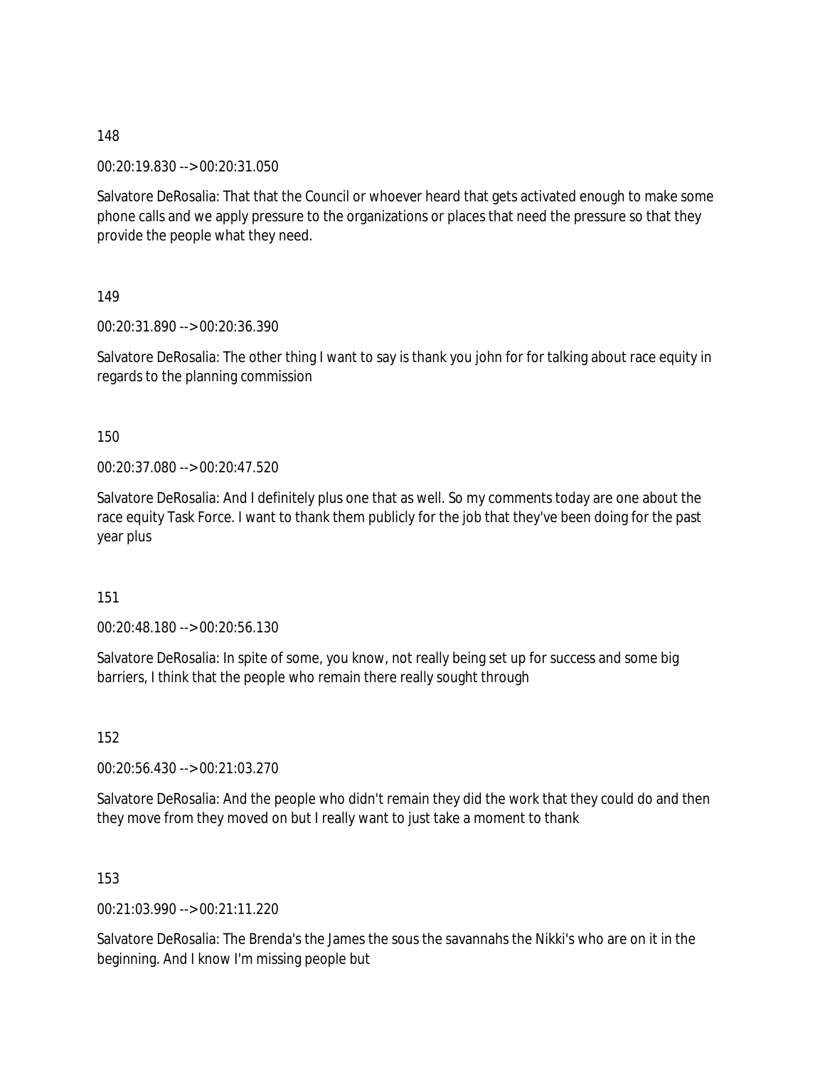148

00:20:19.830 --> 00:20:31.050

Salvatore DeRosalia: That that the Council or whoever heard that gets activated enough to make some phone calls and we apply pressure to the organizations or places that need the pressure so that they provide the people what they need.

149

00:20:31.890 --> 00:20:36.390

Salvatore DeRosalia: The other thing I want to say is thank you john for for talking about race equity in regards to the planning commission

150

00:20:37.080 --> 00:20:47.520

Salvatore DeRosalia: And I definitely plus one that as well. So my comments today are one about the race equity Task Force. I want to thank them publicly for the job that they've been doing for the past year plus

151

00:20:48.180 --> 00:20:56.130

Salvatore DeRosalia: In spite of some, you know, not really being set up for success and some big barriers, I think that the people who remain there really sought through

152

00:20:56.430 --> 00:21:03.270

Salvatore DeRosalia: And the people who didn't remain they did the work that they could do and then they move from they moved on but I really want to just take a moment to thank

153

00:21:03.990 --> 00:21:11.220

Salvatore DeRosalia: The Brenda's the James the sous the savannahs the Nikki's who are on it in the beginning. And I know I'm missing people but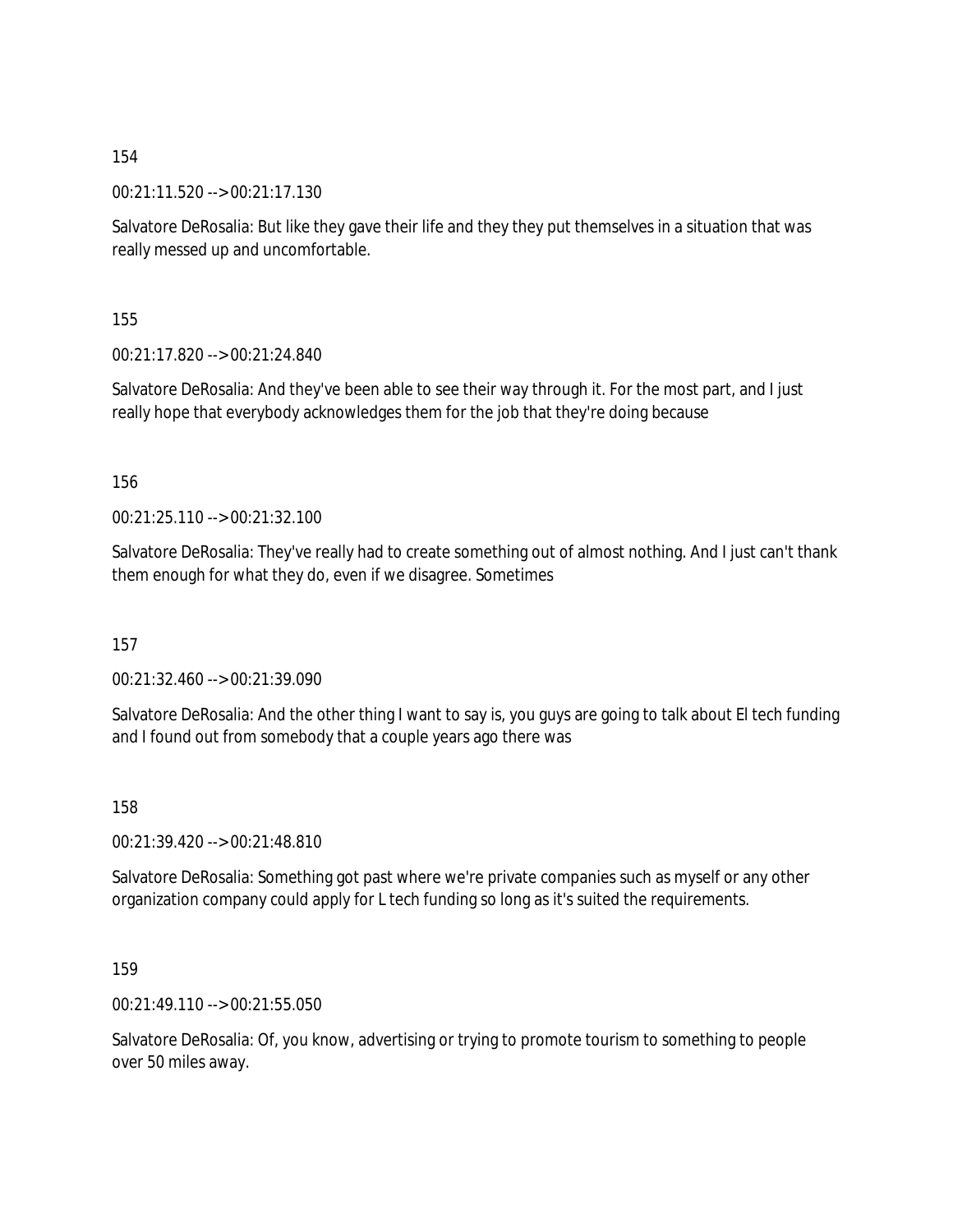154

00:21:11.520 --> 00:21:17.130

Salvatore DeRosalia: But like they gave their life and they they put themselves in a situation that was really messed up and uncomfortable.

155

00:21:17.820 --> 00:21:24.840

Salvatore DeRosalia: And they've been able to see their way through it. For the most part, and I just really hope that everybody acknowledges them for the job that they're doing because

156

00:21:25.110 --> 00:21:32.100

Salvatore DeRosalia: They've really had to create something out of almost nothing. And I just can't thank them enough for what they do, even if we disagree. Sometimes

157

00:21:32.460 --> 00:21:39.090

Salvatore DeRosalia: And the other thing I want to say is, you guys are going to talk about El tech funding and I found out from somebody that a couple years ago there was

158

00:21:39.420 --> 00:21:48.810

Salvatore DeRosalia: Something got past where we're private companies such as myself or any other organization company could apply for L tech funding so long as it's suited the requirements.

159

00:21:49.110 --> 00:21:55.050

Salvatore DeRosalia: Of, you know, advertising or trying to promote tourism to something to people over 50 miles away.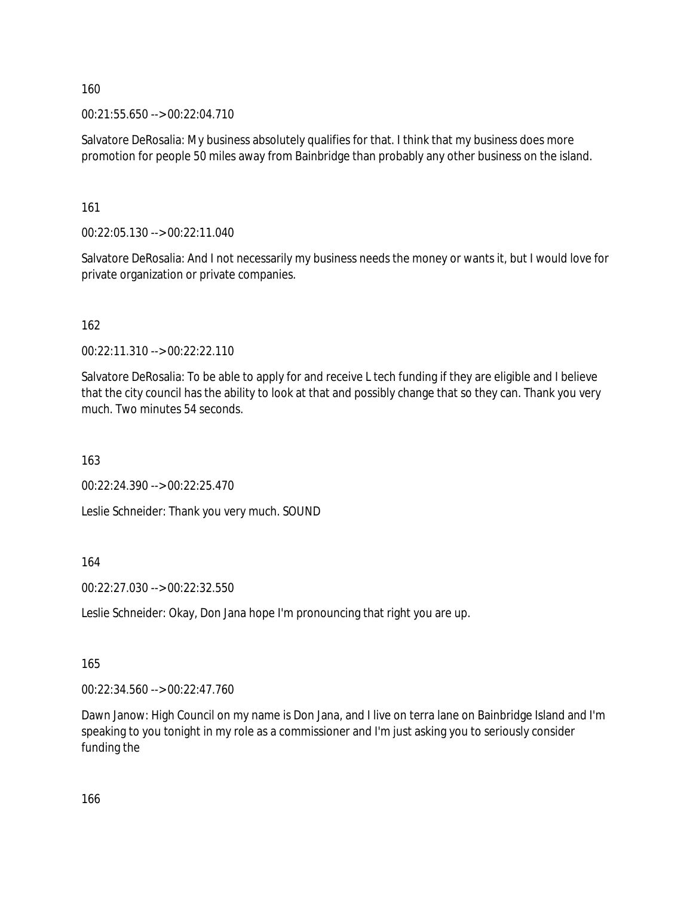160

00:21:55.650 --> 00:22:04.710

Salvatore DeRosalia: My business absolutely qualifies for that. I think that my business does more promotion for people 50 miles away from Bainbridge than probably any other business on the island.

161

00:22:05.130 --> 00:22:11.040

Salvatore DeRosalia: And I not necessarily my business needs the money or wants it, but I would love for private organization or private companies.

162

00:22:11.310 --> 00:22:22.110

Salvatore DeRosalia: To be able to apply for and receive L tech funding if they are eligible and I believe that the city council has the ability to look at that and possibly change that so they can. Thank you very much. Two minutes 54 seconds.

163

00:22:24.390 --> 00:22:25.470

Leslie Schneider: Thank you very much. SOUND

164

00:22:27.030 --> 00:22:32.550

Leslie Schneider: Okay, Don Jana hope I'm pronouncing that right you are up.

165

00:22:34.560 --> 00:22:47.760

Dawn Janow: High Council on my name is Don Jana, and I live on terra lane on Bainbridge Island and I'm speaking to you tonight in my role as a commissioner and I'm just asking you to seriously consider funding the

166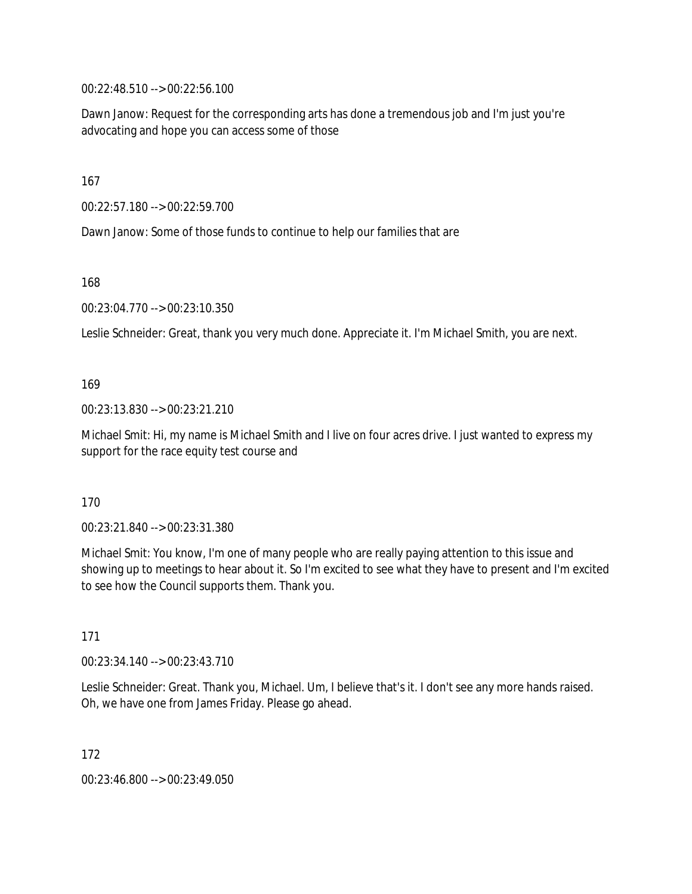00:22:48.510 --> 00:22:56.100

Dawn Janow: Request for the corresponding arts has done a tremendous job and I'm just you're advocating and hope you can access some of those

167

00:22:57.180 --> 00:22:59.700

Dawn Janow: Some of those funds to continue to help our families that are

168

00:23:04.770 --> 00:23:10.350

Leslie Schneider: Great, thank you very much done. Appreciate it. I'm Michael Smith, you are next.

169

00:23:13.830 --> 00:23:21.210

Michael Smit: Hi, my name is Michael Smith and I live on four acres drive. I just wanted to express my support for the race equity test course and

170

00:23:21.840 --> 00:23:31.380

Michael Smit: You know, I'm one of many people who are really paying attention to this issue and showing up to meetings to hear about it. So I'm excited to see what they have to present and I'm excited to see how the Council supports them. Thank you.

171

00:23:34.140 --> 00:23:43.710

Leslie Schneider: Great. Thank you, Michael. Um, I believe that's it. I don't see any more hands raised. Oh, we have one from James Friday. Please go ahead.

172

00:23:46.800 --> 00:23:49.050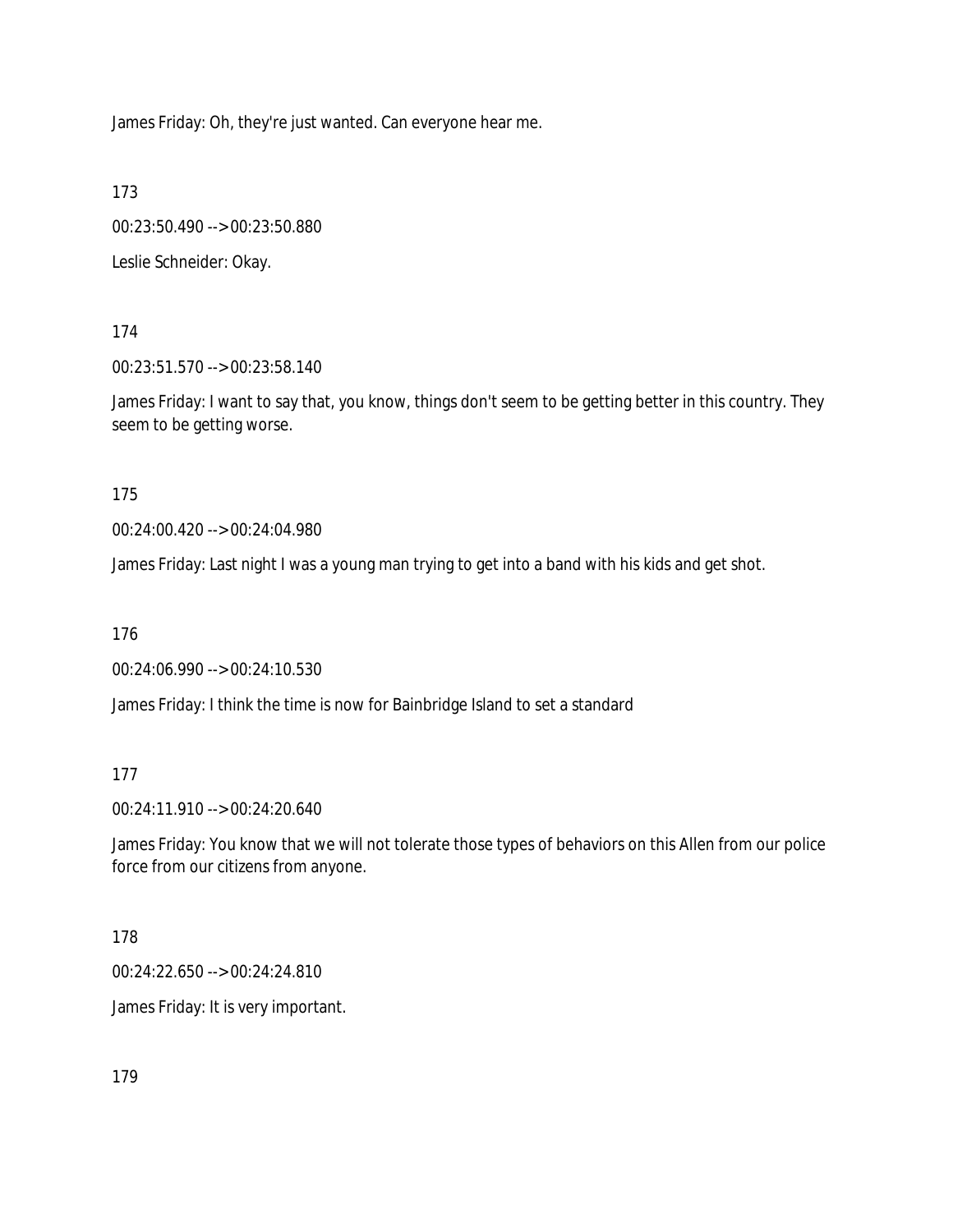James Friday: Oh, they're just wanted. Can everyone hear me.

173

00:23:50.490 --> 00:23:50.880

Leslie Schneider: Okay.

174

00:23:51.570 --> 00:23:58.140

James Friday: I want to say that, you know, things don't seem to be getting better in this country. They seem to be getting worse.

175

00:24:00.420 --> 00:24:04.980

James Friday: Last night I was a young man trying to get into a band with his kids and get shot.

176

00:24:06.990 --> 00:24:10.530

James Friday: I think the time is now for Bainbridge Island to set a standard

177

00:24:11.910 --> 00:24:20.640

James Friday: You know that we will not tolerate those types of behaviors on this Allen from our police force from our citizens from anyone.

178

00:24:22.650 --> 00:24:24.810

James Friday: It is very important.

179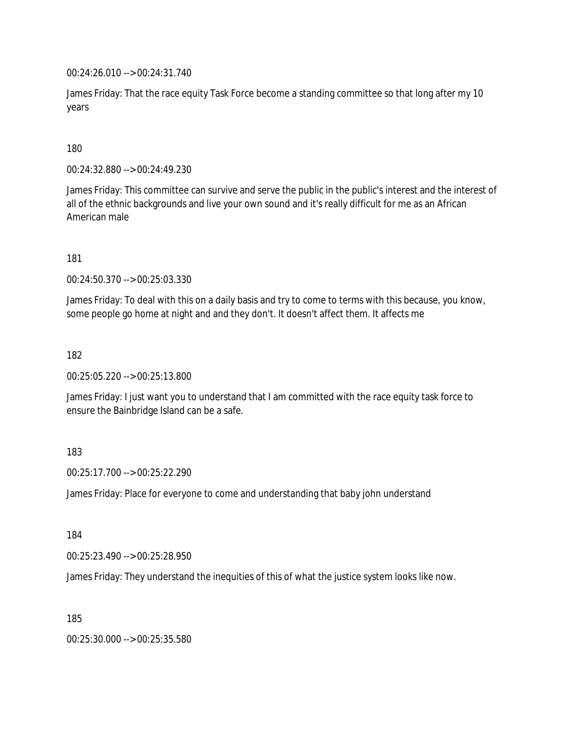00:24:26.010 --> 00:24:31.740

James Friday: That the race equity Task Force become a standing committee so that long after my 10 years

180

00:24:32.880 --> 00:24:49.230

James Friday: This committee can survive and serve the public in the public's interest and the interest of all of the ethnic backgrounds and live your own sound and it's really difficult for me as an African American male

181

00:24:50.370 --> 00:25:03.330

James Friday: To deal with this on a daily basis and try to come to terms with this because, you know, some people go home at night and and they don't. It doesn't affect them. It affects me

182

00:25:05.220 --> 00:25:13.800

James Friday: I just want you to understand that I am committed with the race equity task force to ensure the Bainbridge Island can be a safe.

183

00:25:17.700 --> 00:25:22.290

James Friday: Place for everyone to come and understanding that baby john understand

184

00:25:23.490 --> 00:25:28.950

James Friday: They understand the inequities of this of what the justice system looks like now.

185

00:25:30.000 --> 00:25:35.580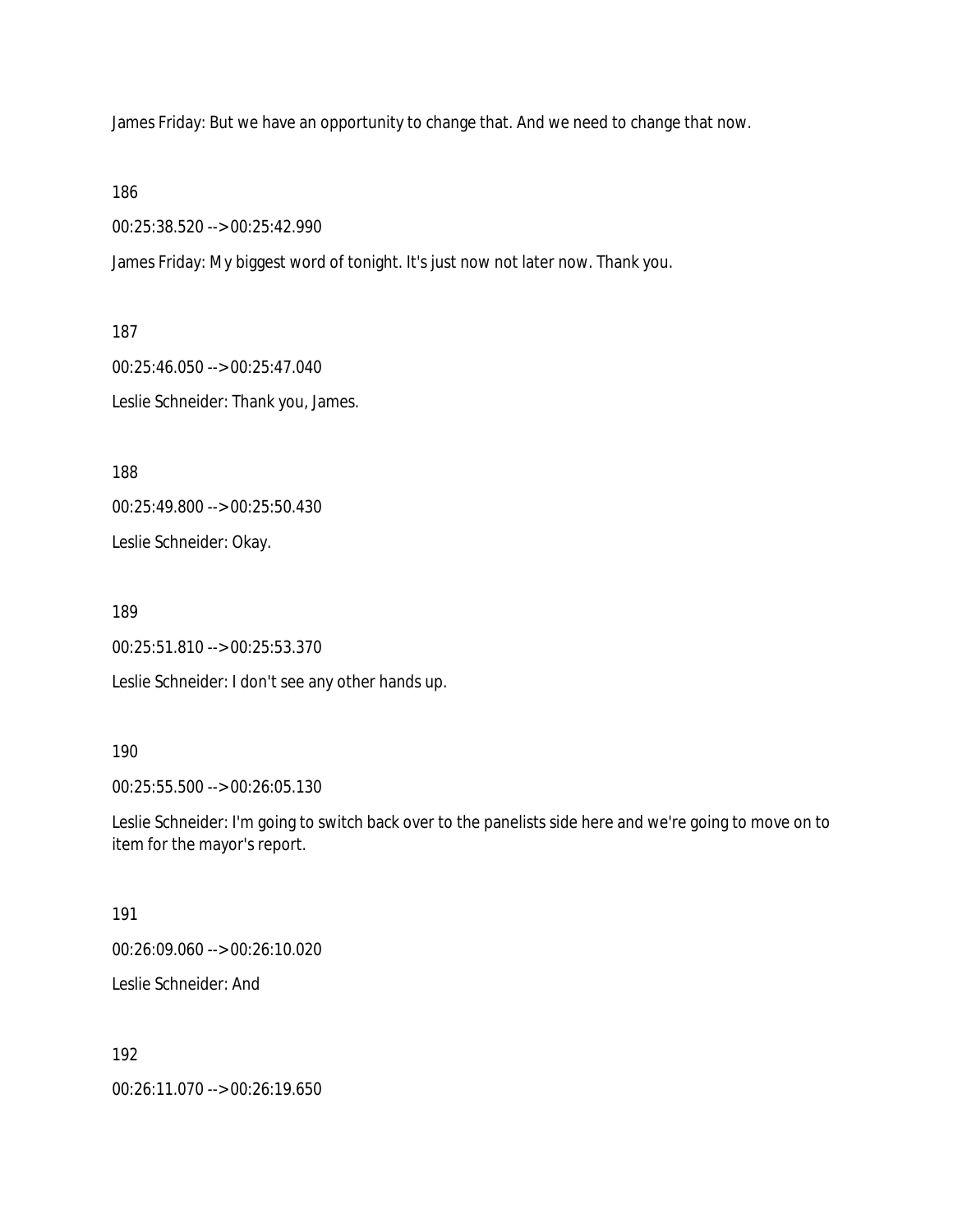James Friday: But we have an opportunity to change that. And we need to change that now.

186

00:25:38.520 --> 00:25:42.990

James Friday: My biggest word of tonight. It's just now not later now. Thank you.

187

00:25:46.050 --> 00:25:47.040

Leslie Schneider: Thank you, James.

188

00:25:49.800 --> 00:25:50.430

Leslie Schneider: Okay.

189

00:25:51.810 --> 00:25:53.370

Leslie Schneider: I don't see any other hands up.

190

00:25:55.500 --> 00:26:05.130

Leslie Schneider: I'm going to switch back over to the panelists side here and we're going to move on to item for the mayor's report.

191

00:26:09.060 --> 00:26:10.020

Leslie Schneider: And

192

00:26:11.070 --> 00:26:19.650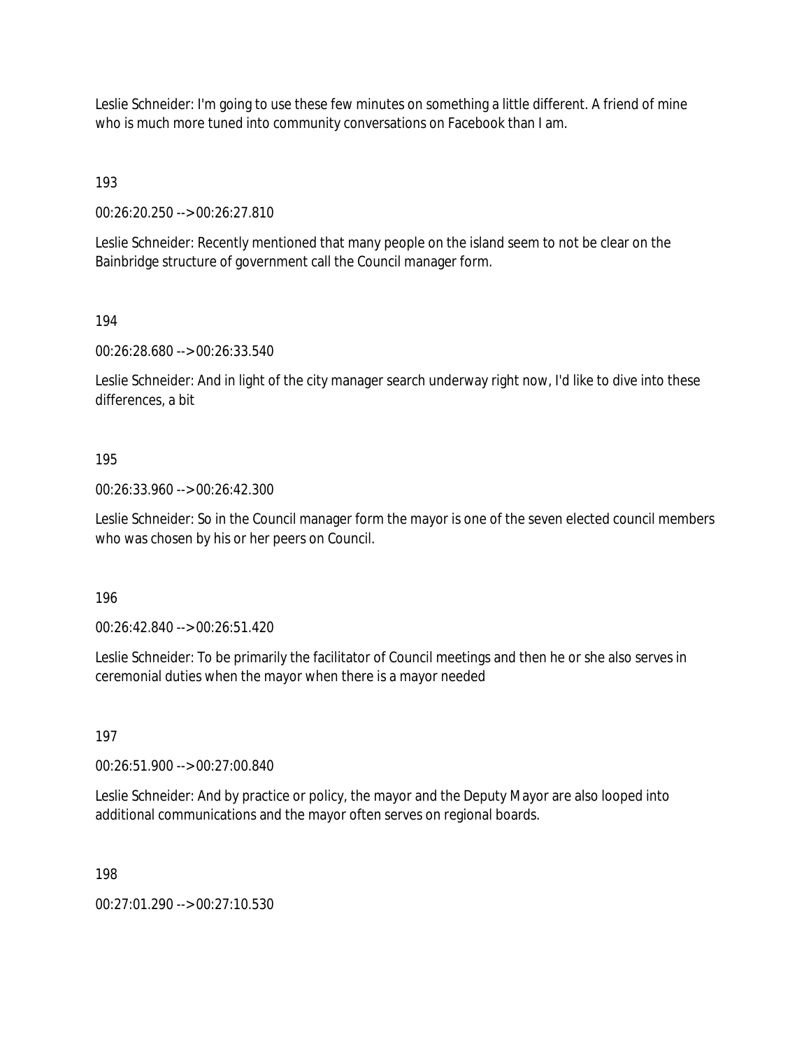Leslie Schneider: I'm going to use these few minutes on something a little different. A friend of mine who is much more tuned into community conversations on Facebook than I am.

193

00:26:20.250 --> 00:26:27.810

Leslie Schneider: Recently mentioned that many people on the island seem to not be clear on the Bainbridge structure of government call the Council manager form.

194

00:26:28.680 --> 00:26:33.540

Leslie Schneider: And in light of the city manager search underway right now, I'd like to dive into these differences, a bit

195

00:26:33.960 --> 00:26:42.300

Leslie Schneider: So in the Council manager form the mayor is one of the seven elected council members who was chosen by his or her peers on Council.

196

00:26:42.840 --> 00:26:51.420

Leslie Schneider: To be primarily the facilitator of Council meetings and then he or she also serves in ceremonial duties when the mayor when there is a mayor needed

197

00:26:51.900 --> 00:27:00.840

Leslie Schneider: And by practice or policy, the mayor and the Deputy Mayor are also looped into additional communications and the mayor often serves on regional boards.

198

00:27:01.290 --> 00:27:10.530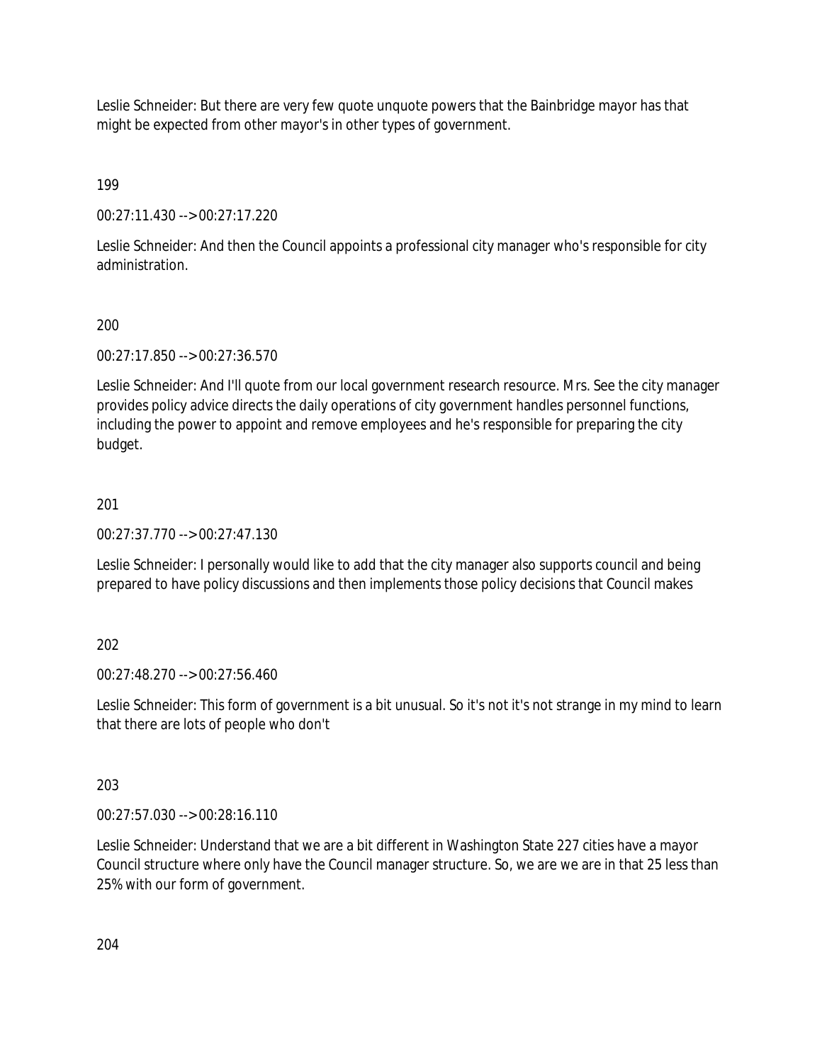Leslie Schneider: But there are very few quote unquote powers that the Bainbridge mayor has that might be expected from other mayor's in other types of government.

199

00:27:11.430 --> 00:27:17.220

Leslie Schneider: And then the Council appoints a professional city manager who's responsible for city administration.

200

00:27:17.850 --> 00:27:36.570

Leslie Schneider: And I'll quote from our local government research resource. Mrs. See the city manager provides policy advice directs the daily operations of city government handles personnel functions, including the power to appoint and remove employees and he's responsible for preparing the city budget.

201

00:27:37.770 --> 00:27:47.130

Leslie Schneider: I personally would like to add that the city manager also supports council and being prepared to have policy discussions and then implements those policy decisions that Council makes

202

00:27:48.270 --> 00:27:56.460

Leslie Schneider: This form of government is a bit unusual. So it's not it's not strange in my mind to learn that there are lots of people who don't

203

00:27:57.030 --> 00:28:16.110

Leslie Schneider: Understand that we are a bit different in Washington State 227 cities have a mayor Council structure where only have the Council manager structure. So, we are we are in that 25 less than 25% with our form of government.

204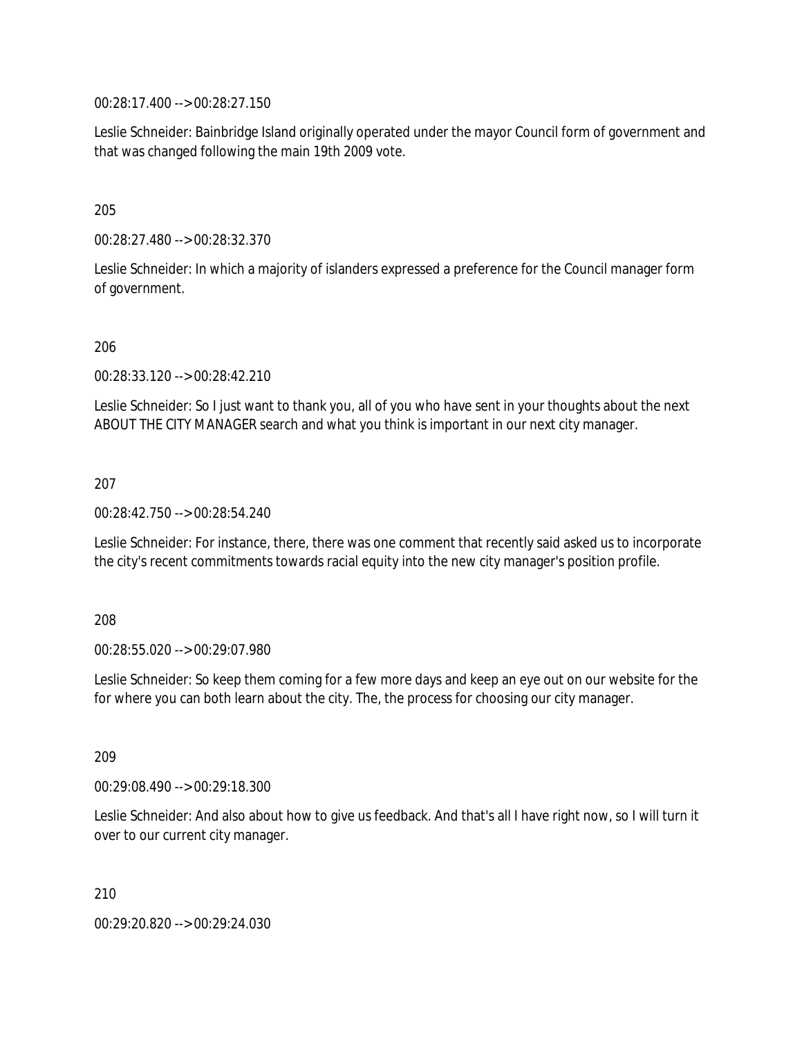00:28:17.400 --> 00:28:27.150

Leslie Schneider: Bainbridge Island originally operated under the mayor Council form of government and that was changed following the main 19th 2009 vote.

205

00:28:27.480 --> 00:28:32.370

Leslie Schneider: In which a majority of islanders expressed a preference for the Council manager form of government.

206

00:28:33.120 --> 00:28:42.210

Leslie Schneider: So I just want to thank you, all of you who have sent in your thoughts about the next ABOUT THE CITY MANAGER search and what you think is important in our next city manager.

207

00:28:42.750 --> 00:28:54.240

Leslie Schneider: For instance, there, there was one comment that recently said asked us to incorporate the city's recent commitments towards racial equity into the new city manager's position profile.

208

00:28:55.020 --> 00:29:07.980

Leslie Schneider: So keep them coming for a few more days and keep an eye out on our website for the for where you can both learn about the city. The, the process for choosing our city manager.

209

00:29:08.490 --> 00:29:18.300

Leslie Schneider: And also about how to give us feedback. And that's all I have right now, so I will turn it over to our current city manager.

210

00:29:20.820 --> 00:29:24.030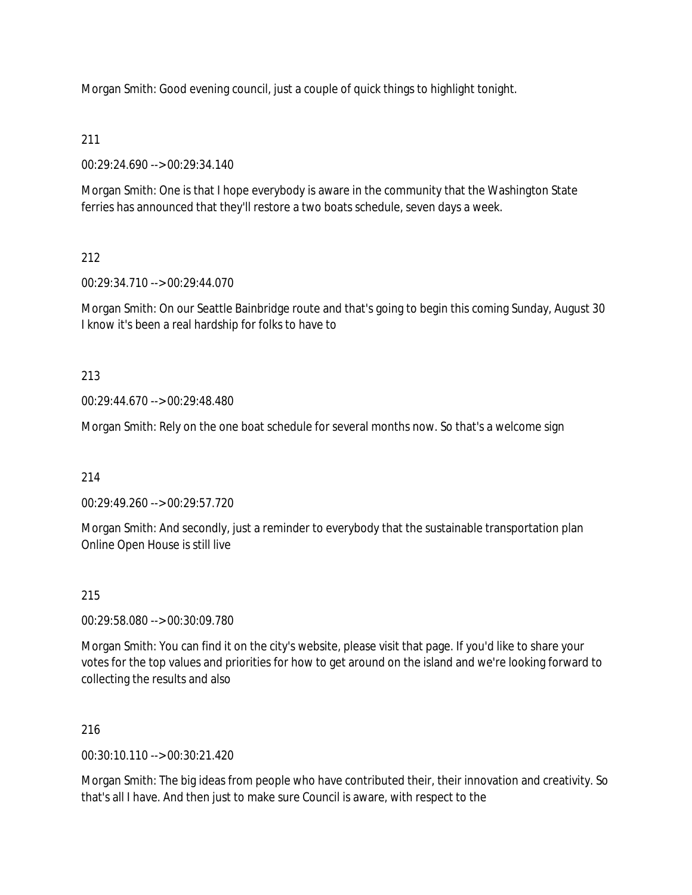Morgan Smith: Good evening council, just a couple of quick things to highlight tonight.

211

00:29:24.690 --> 00:29:34.140

Morgan Smith: One is that I hope everybody is aware in the community that the Washington State ferries has announced that they'll restore a two boats schedule, seven days a week.

212

00:29:34.710 --> 00:29:44.070

Morgan Smith: On our Seattle Bainbridge route and that's going to begin this coming Sunday, August 30 I know it's been a real hardship for folks to have to

213

00:29:44.670 --> 00:29:48.480

Morgan Smith: Rely on the one boat schedule for several months now. So that's a welcome sign

214

00:29:49.260 --> 00:29:57.720

Morgan Smith: And secondly, just a reminder to everybody that the sustainable transportation plan Online Open House is still live

215

00:29:58.080 --> 00:30:09.780

Morgan Smith: You can find it on the city's website, please visit that page. If you'd like to share your votes for the top values and priorities for how to get around on the island and we're looking forward to collecting the results and also

216

00:30:10.110 --> 00:30:21.420

Morgan Smith: The big ideas from people who have contributed their, their innovation and creativity. So that's all I have. And then just to make sure Council is aware, with respect to the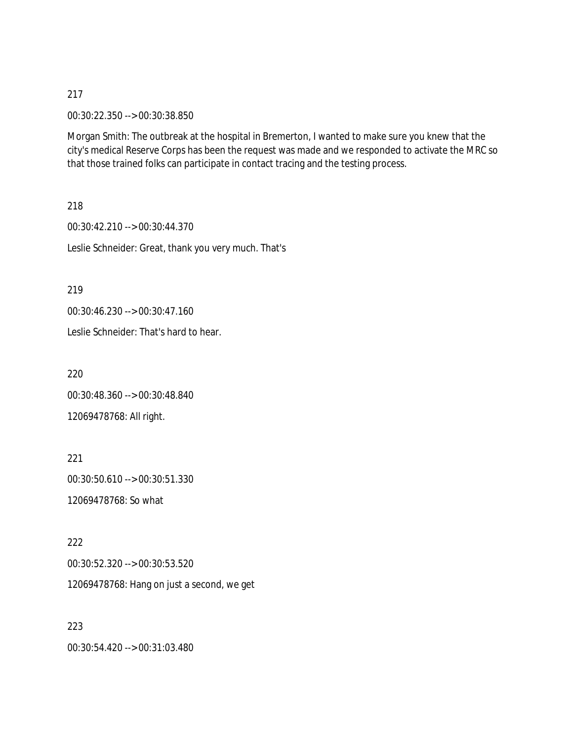217

00:30:22.350 --> 00:30:38.850

Morgan Smith: The outbreak at the hospital in Bremerton, I wanted to make sure you knew that the city's medical Reserve Corps has been the request was made and we responded to activate the MRC so that those trained folks can participate in contact tracing and the testing process.

218

00:30:42.210 --> 00:30:44.370

Leslie Schneider: Great, thank you very much. That's

219

00:30:46.230 --> 00:30:47.160

Leslie Schneider: That's hard to hear.

220

00:30:48.360 --> 00:30:48.840

12069478768: All right.

221

00:30:50.610 --> 00:30:51.330

12069478768: So what

222

00:30:52.320 --> 00:30:53.520

12069478768: Hang on just a second, we get

223

00:30:54.420 --> 00:31:03.480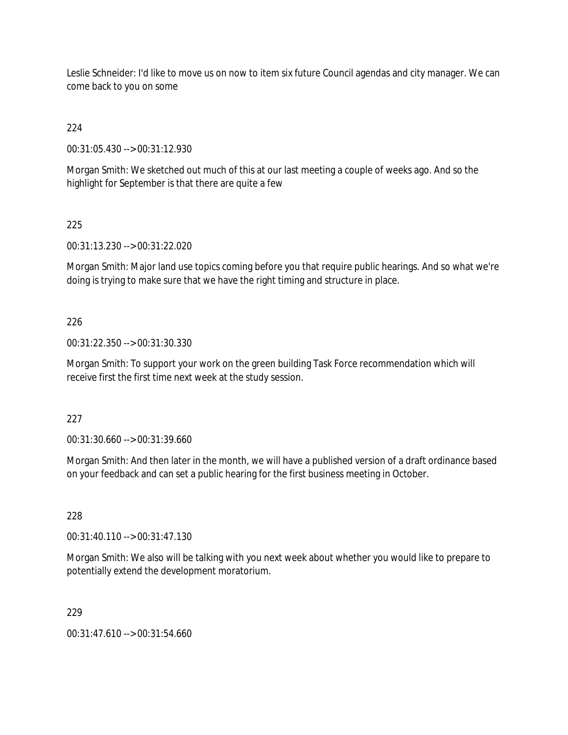Leslie Schneider: I'd like to move us on now to item six future Council agendas and city manager. We can come back to you on some

224

00:31:05.430 --> 00:31:12.930

Morgan Smith: We sketched out much of this at our last meeting a couple of weeks ago. And so the highlight for September is that there are quite a few

225

00:31:13.230 --> 00:31:22.020

Morgan Smith: Major land use topics coming before you that require public hearings. And so what we're doing is trying to make sure that we have the right timing and structure in place.

226

00:31:22.350 --> 00:31:30.330

Morgan Smith: To support your work on the green building Task Force recommendation which will receive first the first time next week at the study session.

227

00:31:30.660 --> 00:31:39.660

Morgan Smith: And then later in the month, we will have a published version of a draft ordinance based on your feedback and can set a public hearing for the first business meeting in October.

228

00:31:40.110 --> 00:31:47.130

Morgan Smith: We also will be talking with you next week about whether you would like to prepare to potentially extend the development moratorium.

229

00:31:47.610 --> 00:31:54.660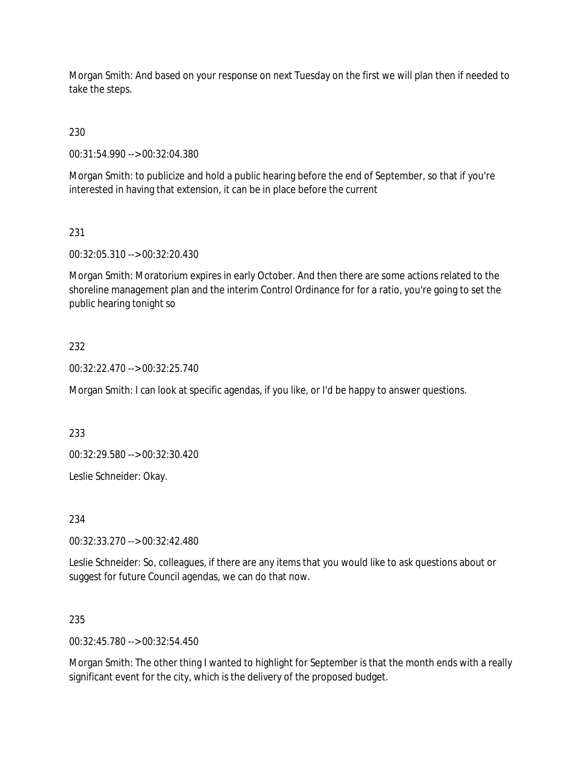Morgan Smith: And based on your response on next Tuesday on the first we will plan then if needed to take the steps.

230

00:31:54.990 --> 00:32:04.380

Morgan Smith: to publicize and hold a public hearing before the end of September, so that if you're interested in having that extension, it can be in place before the current

231

00:32:05.310 --> 00:32:20.430

Morgan Smith: Moratorium expires in early October. And then there are some actions related to the shoreline management plan and the interim Control Ordinance for for a ratio, you're going to set the public hearing tonight so

232

00:32:22.470 --> 00:32:25.740

Morgan Smith: I can look at specific agendas, if you like, or I'd be happy to answer questions.

233

00:32:29.580 --> 00:32:30.420

Leslie Schneider: Okay.

234

00:32:33.270 --> 00:32:42.480

Leslie Schneider: So, colleagues, if there are any items that you would like to ask questions about or suggest for future Council agendas, we can do that now.

235

00:32:45.780 --> 00:32:54.450

Morgan Smith: The other thing I wanted to highlight for September is that the month ends with a really significant event for the city, which is the delivery of the proposed budget.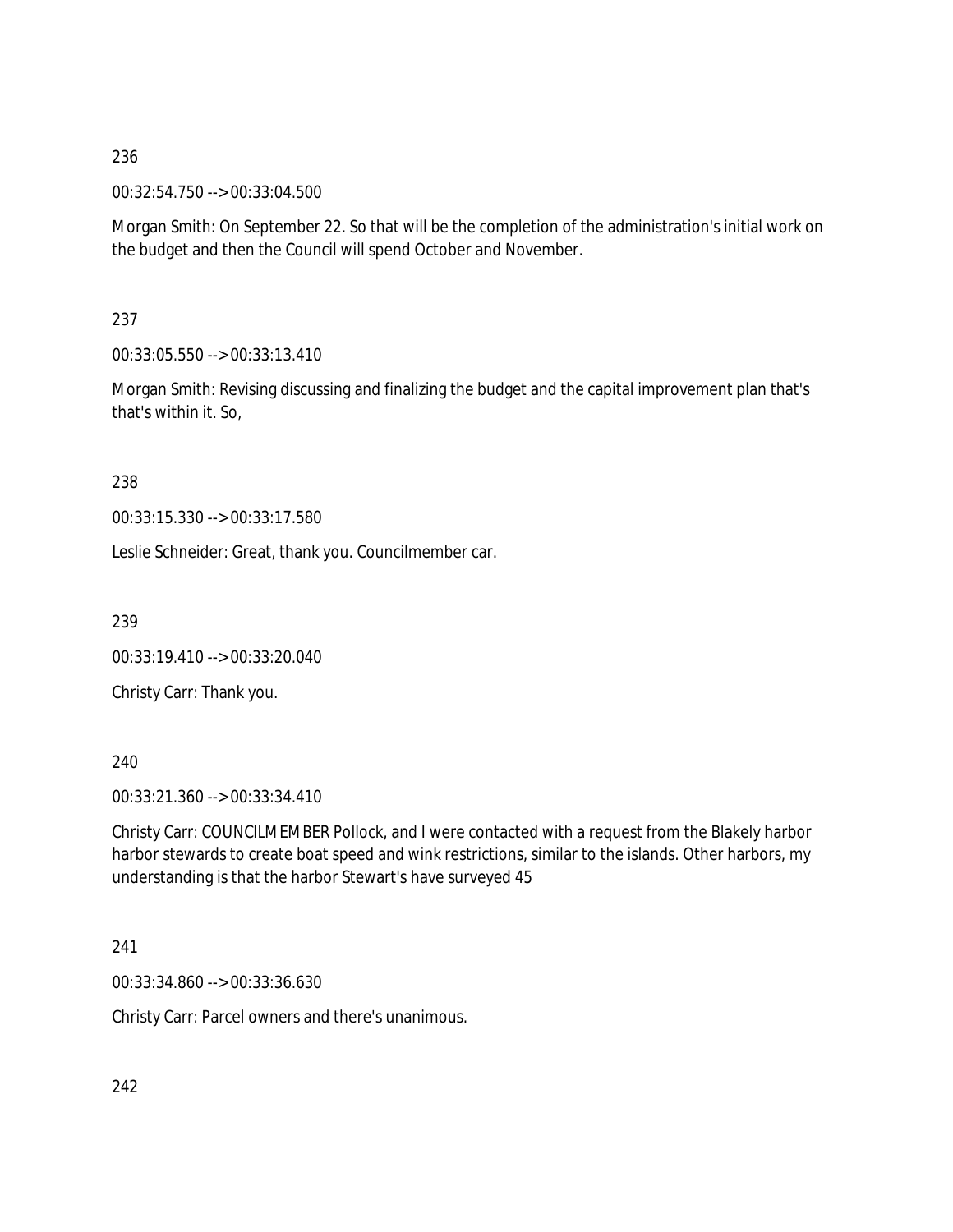236

00:32:54.750 --> 00:33:04.500

Morgan Smith: On September 22. So that will be the completion of the administration's initial work on the budget and then the Council will spend October and November.

237

00:33:05.550 --> 00:33:13.410

Morgan Smith: Revising discussing and finalizing the budget and the capital improvement plan that's that's within it. So,

238

00:33:15.330 --> 00:33:17.580

Leslie Schneider: Great, thank you. Councilmember car.

239

00:33:19.410 --> 00:33:20.040

Christy Carr: Thank you.

240

00:33:21.360 --> 00:33:34.410

Christy Carr: COUNCILMEMBER Pollock, and I were contacted with a request from the Blakely harbor harbor stewards to create boat speed and wink restrictions, similar to the islands. Other harbors, my understanding is that the harbor Stewart's have surveyed 45

241

00:33:34.860 --> 00:33:36.630

Christy Carr: Parcel owners and there's unanimous.

242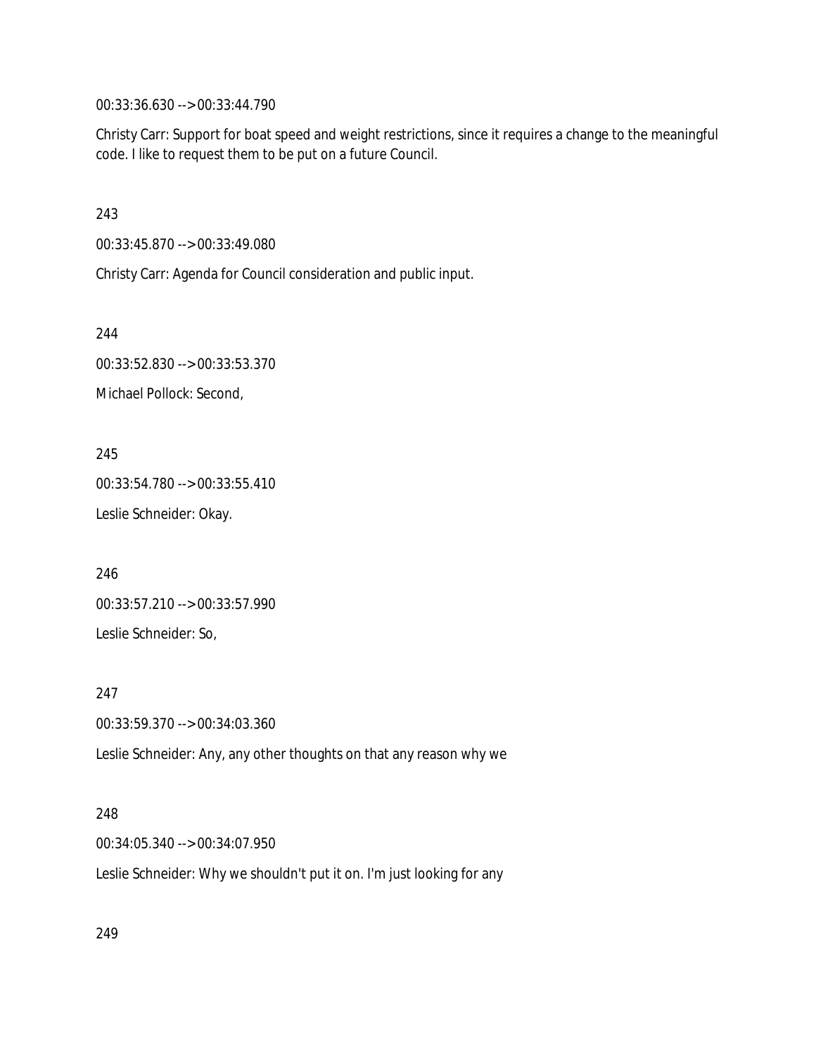00:33:36.630 --> 00:33:44.790

Christy Carr: Support for boat speed and weight restrictions, since it requires a change to the meaningful code. I like to request them to be put on a future Council.

243

00:33:45.870 --> 00:33:49.080

Christy Carr: Agenda for Council consideration and public input.

244

00:33:52.830 --> 00:33:53.370

Michael Pollock: Second,

245

00:33:54.780 --> 00:33:55.410

Leslie Schneider: Okay.

246

00:33:57.210 --> 00:33:57.990

Leslie Schneider: So,

247

00:33:59.370 --> 00:34:03.360

Leslie Schneider: Any, any other thoughts on that any reason why we

248

00:34:05.340 --> 00:34:07.950

Leslie Schneider: Why we shouldn't put it on. I'm just looking for any

249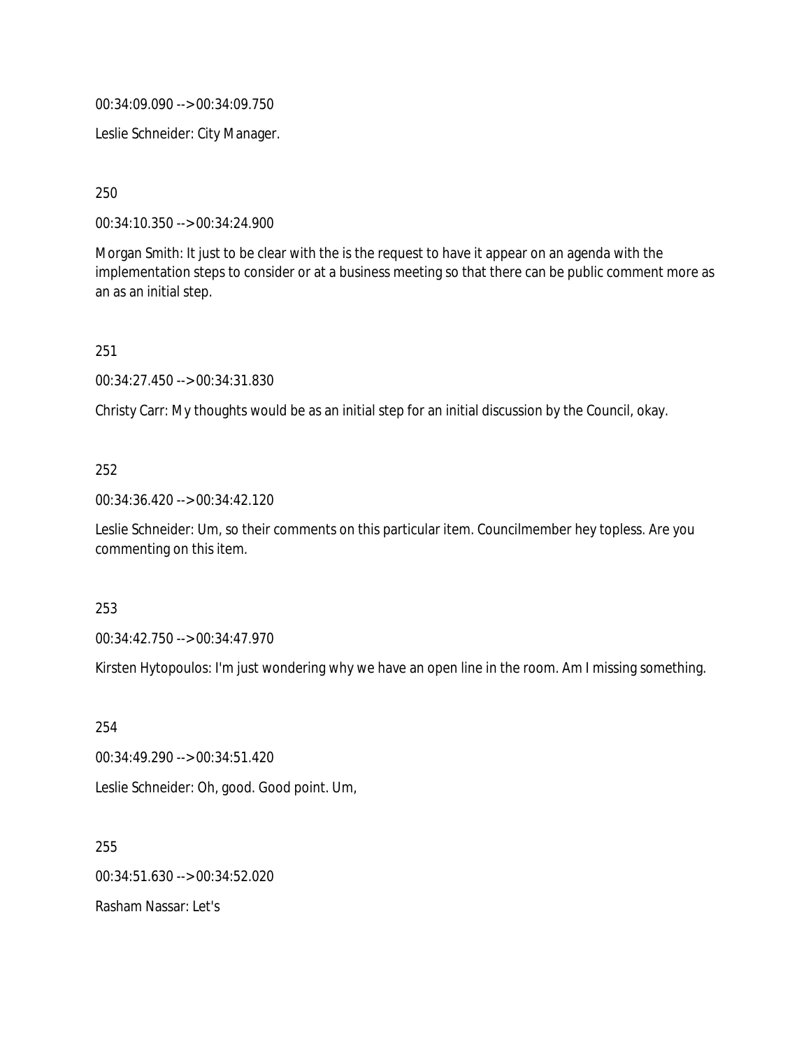00:34:09.090 --> 00:34:09.750

Leslie Schneider: City Manager.

250

00:34:10.350 --> 00:34:24.900

Morgan Smith: It just to be clear with the is the request to have it appear on an agenda with the implementation steps to consider or at a business meeting so that there can be public comment more as an as an initial step.

251

00:34:27.450 --> 00:34:31.830

Christy Carr: My thoughts would be as an initial step for an initial discussion by the Council, okay.

252

00:34:36.420 --> 00:34:42.120

Leslie Schneider: Um, so their comments on this particular item. Councilmember hey topless. Are you commenting on this item.

253

00:34:42.750 --> 00:34:47.970

Kirsten Hytopoulos: I'm just wondering why we have an open line in the room. Am I missing something.

254

00:34:49.290 --> 00:34:51.420

Leslie Schneider: Oh, good. Good point. Um,

255

00:34:51.630 --> 00:34:52.020

Rasham Nassar: Let's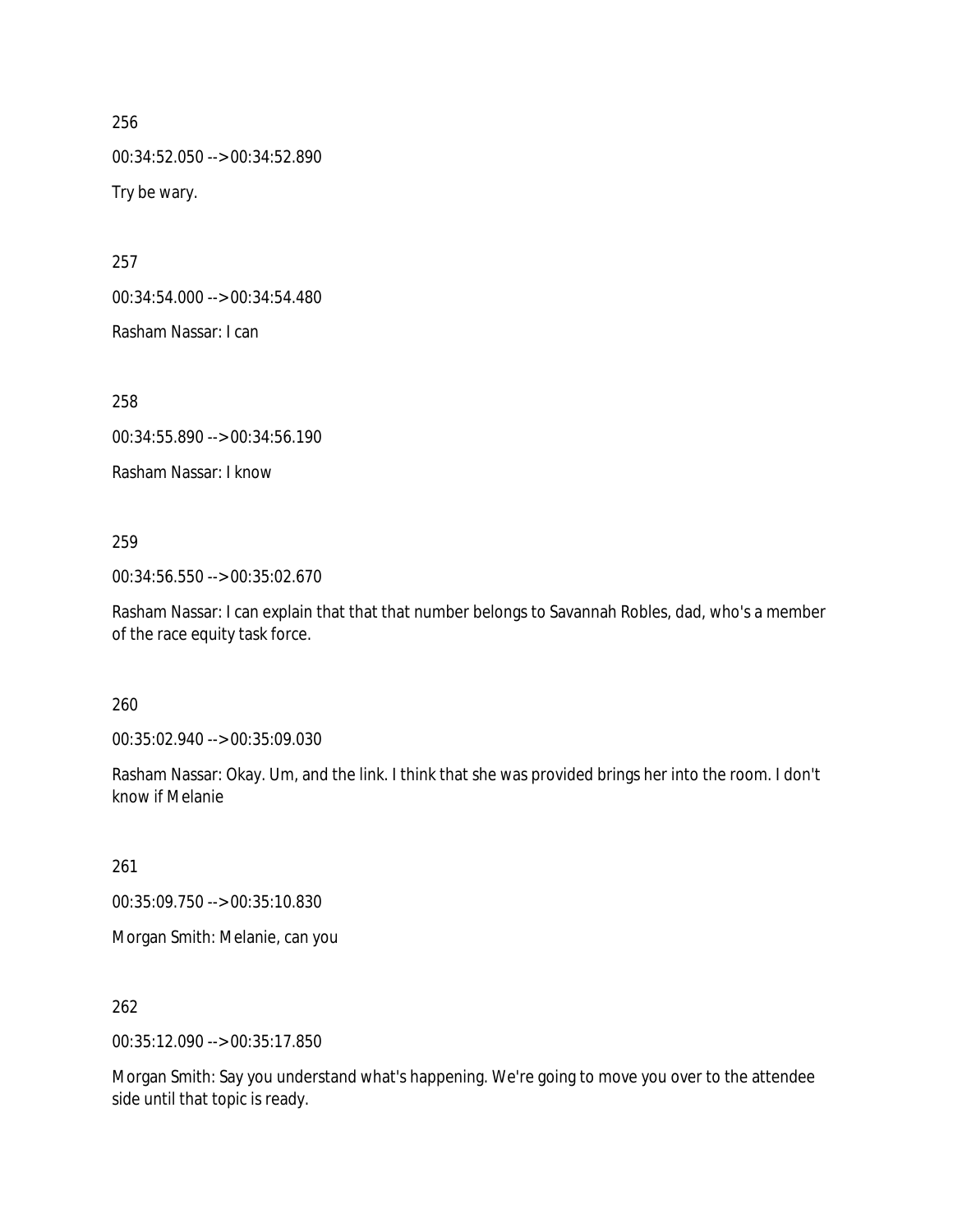256

00:34:52.050 --> 00:34:52.890

Try be wary.

257

00:34:54.000 --> 00:34:54.480

Rasham Nassar: I can

258

00:34:55.890 --> 00:34:56.190

Rasham Nassar: I know

259

00:34:56.550 --> 00:35:02.670

Rasham Nassar: I can explain that that that number belongs to Savannah Robles, dad, who's a member of the race equity task force.

260

00:35:02.940 --> 00:35:09.030

Rasham Nassar: Okay. Um, and the link. I think that she was provided brings her into the room. I don't know if Melanie

261

00:35:09.750 --> 00:35:10.830

Morgan Smith: Melanie, can you

262

00:35:12.090 --> 00:35:17.850

Morgan Smith: Say you understand what's happening. We're going to move you over to the attendee side until that topic is ready.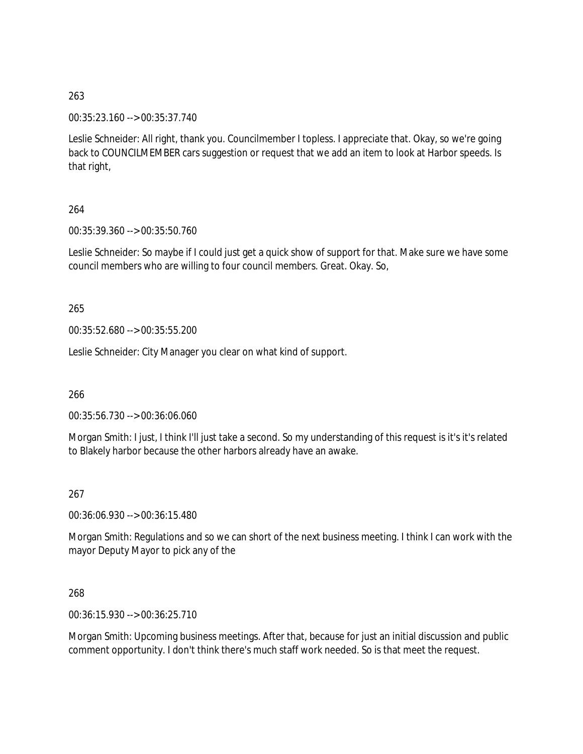263

00:35:23.160 --> 00:35:37.740

Leslie Schneider: All right, thank you. Councilmember I topless. I appreciate that. Okay, so we're going back to COUNCILMEMBER cars suggestion or request that we add an item to look at Harbor speeds. Is that right,

264

00:35:39.360 --> 00:35:50.760

Leslie Schneider: So maybe if I could just get a quick show of support for that. Make sure we have some council members who are willing to four council members. Great. Okay. So,

265

00:35:52.680 --> 00:35:55.200

Leslie Schneider: City Manager you clear on what kind of support.

266

00:35:56.730 --> 00:36:06.060

Morgan Smith: I just, I think I'll just take a second. So my understanding of this request is it's it's related to Blakely harbor because the other harbors already have an awake.

267

00:36:06.930 --> 00:36:15.480

Morgan Smith: Regulations and so we can short of the next business meeting. I think I can work with the mayor Deputy Mayor to pick any of the

268

00:36:15.930 --> 00:36:25.710

Morgan Smith: Upcoming business meetings. After that, because for just an initial discussion and public comment opportunity. I don't think there's much staff work needed. So is that meet the request.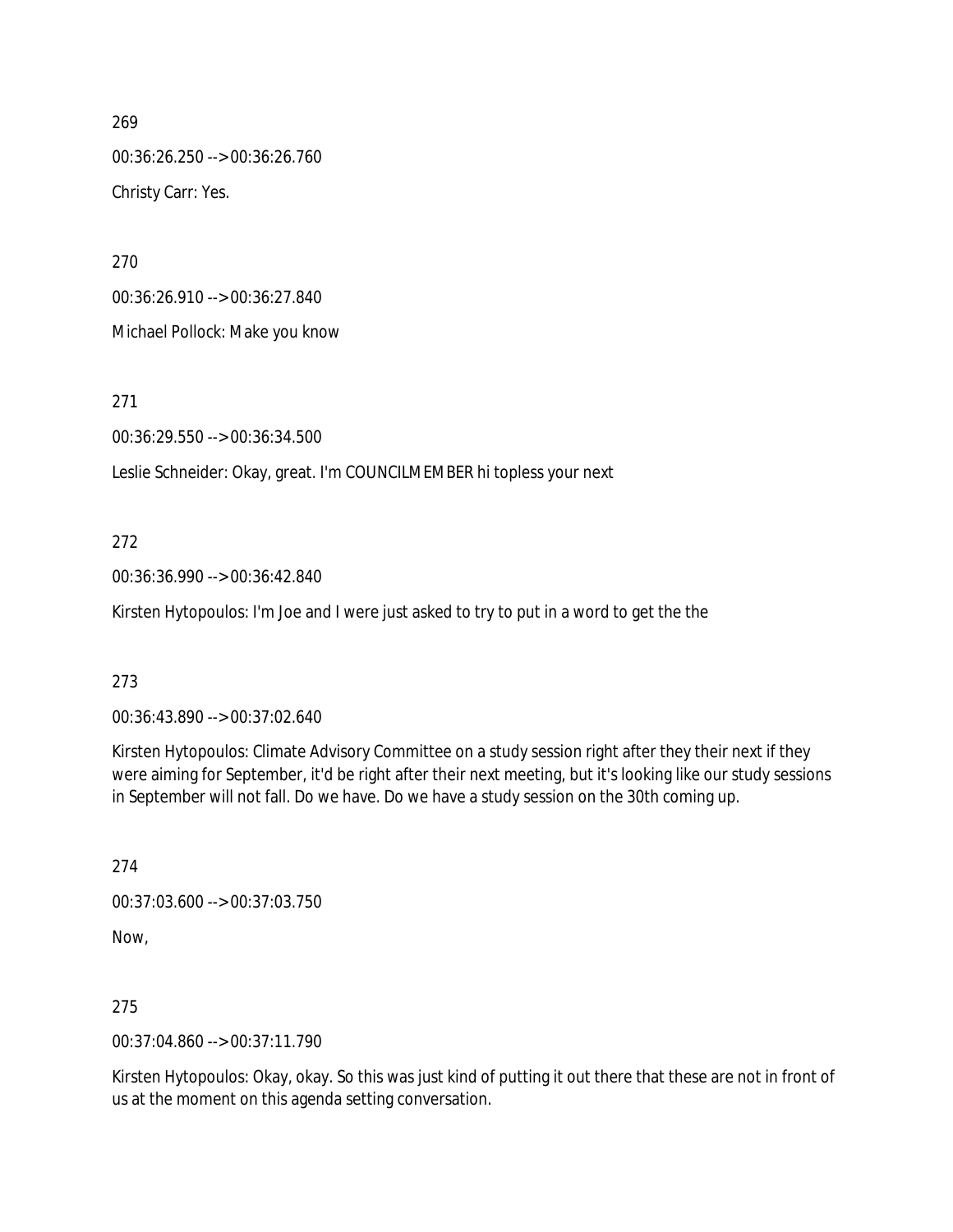269

00:36:26.250 --> 00:36:26.760

Christy Carr: Yes.

270

00:36:26.910 --> 00:36:27.840

Michael Pollock: Make you know

271

00:36:29.550 --> 00:36:34.500

Leslie Schneider: Okay, great. I'm COUNCILMEMBER hi topless your next

272

00:36:36.990 --> 00:36:42.840

Kirsten Hytopoulos: I'm Joe and I were just asked to try to put in a word to get the the

273

00:36:43.890 --> 00:37:02.640

Kirsten Hytopoulos: Climate Advisory Committee on a study session right after they their next if they were aiming for September, it'd be right after their next meeting, but it's looking like our study sessions in September will not fall. Do we have. Do we have a study session on the 30th coming up.

274

00:37:03.600 --> 00:37:03.750

Now,

275

00:37:04.860 --> 00:37:11.790

Kirsten Hytopoulos: Okay, okay. So this was just kind of putting it out there that these are not in front of us at the moment on this agenda setting conversation.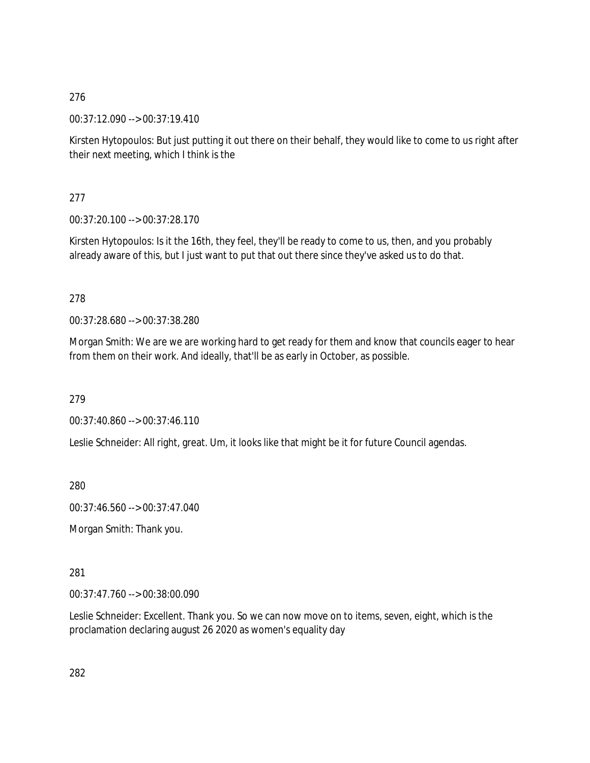276

00:37:12.090 --> 00:37:19.410

Kirsten Hytopoulos: But just putting it out there on their behalf, they would like to come to us right after their next meeting, which I think is the

277

00:37:20.100 --> 00:37:28.170

Kirsten Hytopoulos: Is it the 16th, they feel, they'll be ready to come to us, then, and you probably already aware of this, but I just want to put that out there since they've asked us to do that.

278

00:37:28.680 --> 00:37:38.280

Morgan Smith: We are we are working hard to get ready for them and know that councils eager to hear from them on their work. And ideally, that'll be as early in October, as possible.

279

00:37:40.860 --> 00:37:46.110

Leslie Schneider: All right, great. Um, it looks like that might be it for future Council agendas.

280

00:37:46.560 --> 00:37:47.040

Morgan Smith: Thank you.

281

00:37:47.760 --> 00:38:00.090

Leslie Schneider: Excellent. Thank you. So we can now move on to items, seven, eight, which is the proclamation declaring august 26 2020 as women's equality day

282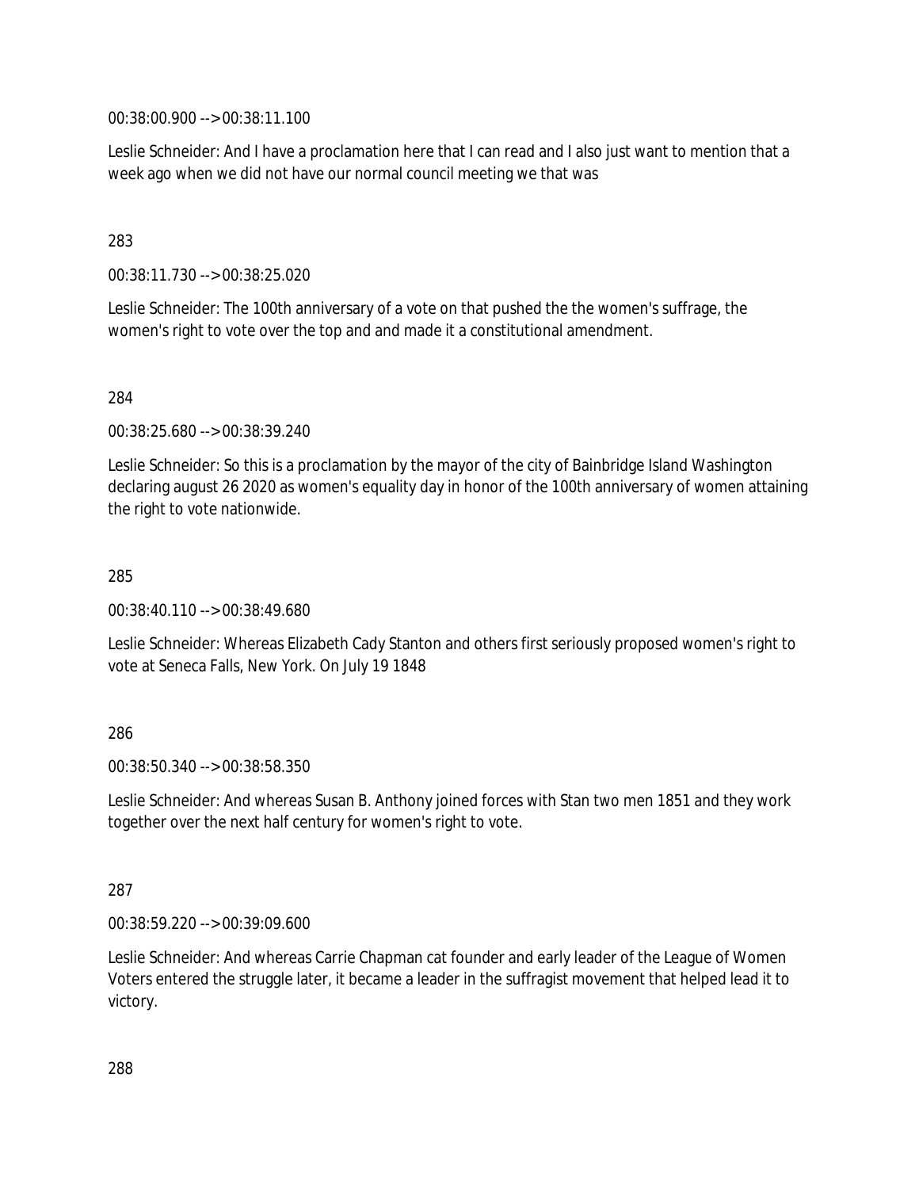00:38:00.900 --> 00:38:11.100

Leslie Schneider: And I have a proclamation here that I can read and I also just want to mention that a week ago when we did not have our normal council meeting we that was

283

00:38:11.730 --> 00:38:25.020

Leslie Schneider: The 100th anniversary of a vote on that pushed the the women's suffrage, the women's right to vote over the top and and made it a constitutional amendment.

284

00:38:25.680 --> 00:38:39.240

Leslie Schneider: So this is a proclamation by the mayor of the city of Bainbridge Island Washington declaring august 26 2020 as women's equality day in honor of the 100th anniversary of women attaining the right to vote nationwide.

285

00:38:40.110 --> 00:38:49.680

Leslie Schneider: Whereas Elizabeth Cady Stanton and others first seriously proposed women's right to vote at Seneca Falls, New York. On July 19 1848

286

00:38:50.340 --> 00:38:58.350

Leslie Schneider: And whereas Susan B. Anthony joined forces with Stan two men 1851 and they work together over the next half century for women's right to vote.

287

00:38:59.220 --> 00:39:09.600

Leslie Schneider: And whereas Carrie Chapman cat founder and early leader of the League of Women Voters entered the struggle later, it became a leader in the suffragist movement that helped lead it to victory.

288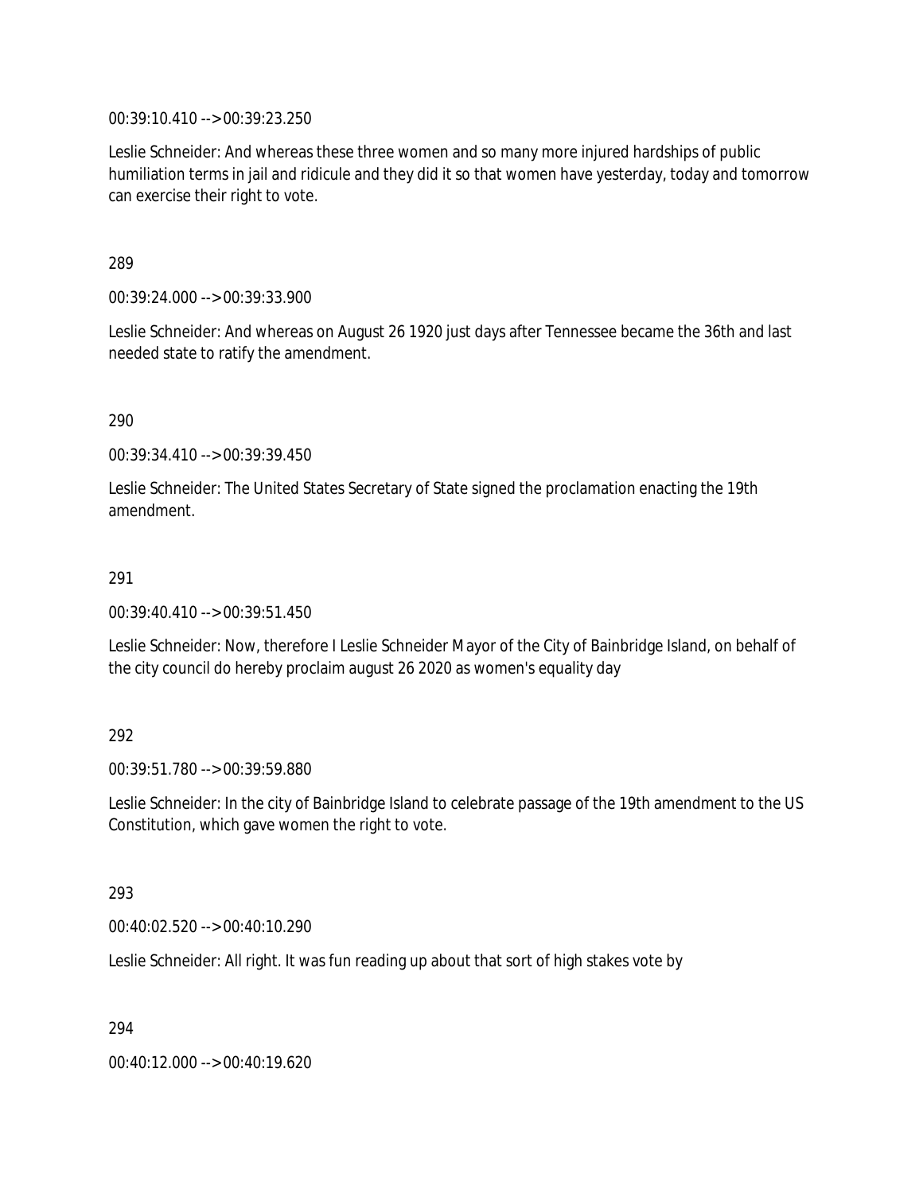00:39:10.410 --> 00:39:23.250

Leslie Schneider: And whereas these three women and so many more injured hardships of public humiliation terms in jail and ridicule and they did it so that women have yesterday, today and tomorrow can exercise their right to vote.

289

00:39:24.000 --> 00:39:33.900

Leslie Schneider: And whereas on August 26 1920 just days after Tennessee became the 36th and last needed state to ratify the amendment.

290

00:39:34.410 --> 00:39:39.450

Leslie Schneider: The United States Secretary of State signed the proclamation enacting the 19th amendment.

291

00:39:40.410 --> 00:39:51.450

Leslie Schneider: Now, therefore I Leslie Schneider Mayor of the City of Bainbridge Island, on behalf of the city council do hereby proclaim august 26 2020 as women's equality day

292

00:39:51.780 --> 00:39:59.880

Leslie Schneider: In the city of Bainbridge Island to celebrate passage of the 19th amendment to the US Constitution, which gave women the right to vote.

293

00:40:02.520 --> 00:40:10.290

Leslie Schneider: All right. It was fun reading up about that sort of high stakes vote by

294

00:40:12.000 --> 00:40:19.620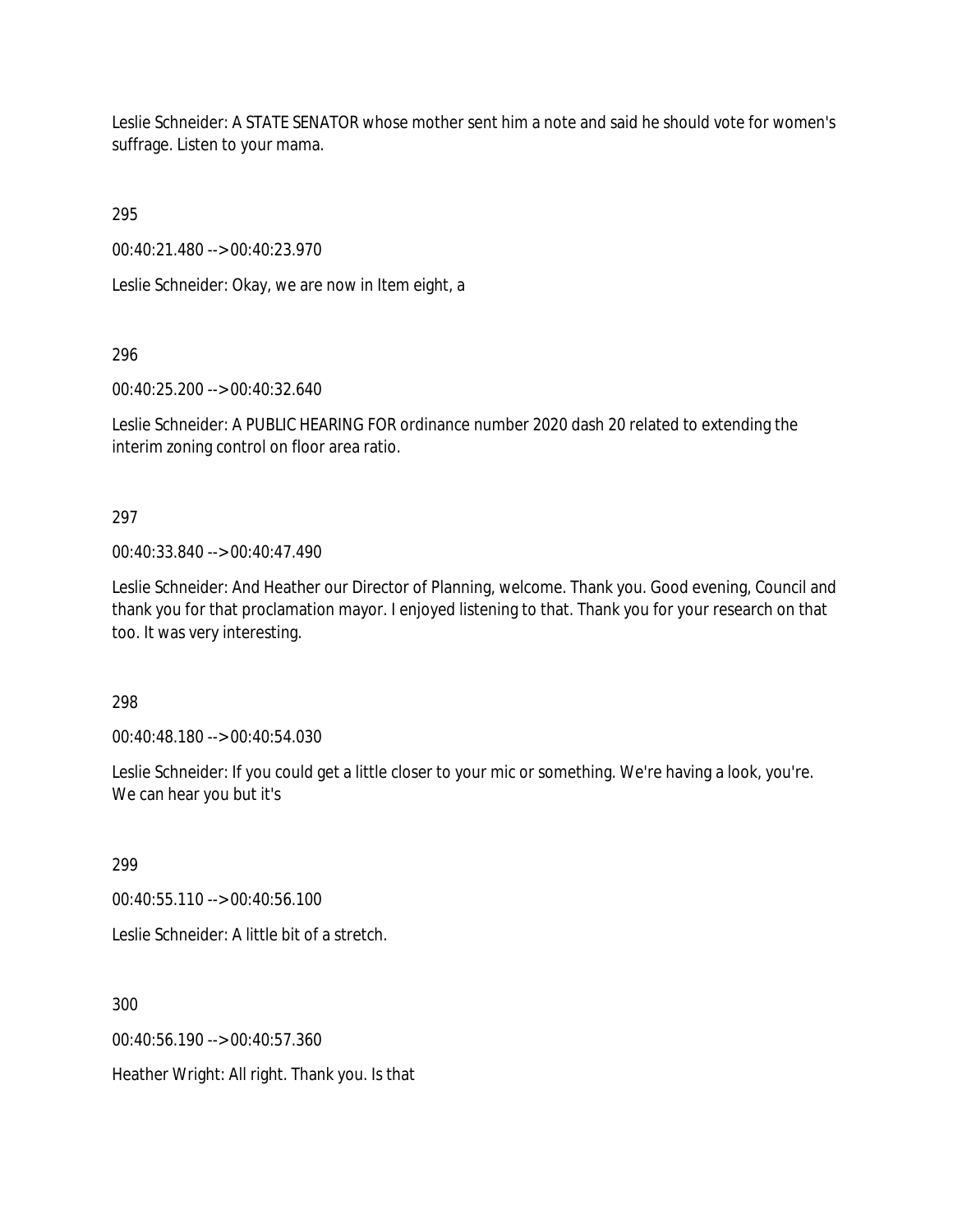Leslie Schneider: A STATE SENATOR whose mother sent him a note and said he should vote for women's suffrage. Listen to your mama.

295

00:40:21.480 --> 00:40:23.970

Leslie Schneider: Okay, we are now in Item eight, a

296

00:40:25.200 --> 00:40:32.640

Leslie Schneider: A PUBLIC HEARING FOR ordinance number 2020 dash 20 related to extending the interim zoning control on floor area ratio.

297

00:40:33.840 --> 00:40:47.490

Leslie Schneider: And Heather our Director of Planning, welcome. Thank you. Good evening, Council and thank you for that proclamation mayor. I enjoyed listening to that. Thank you for your research on that too. It was very interesting.

298

00:40:48.180 --> 00:40:54.030

Leslie Schneider: If you could get a little closer to your mic or something. We're having a look, you're. We can hear you but it's

299

00:40:55.110 --> 00:40:56.100

Leslie Schneider: A little bit of a stretch.

300

00:40:56.190 --> 00:40:57.360

Heather Wright: All right. Thank you. Is that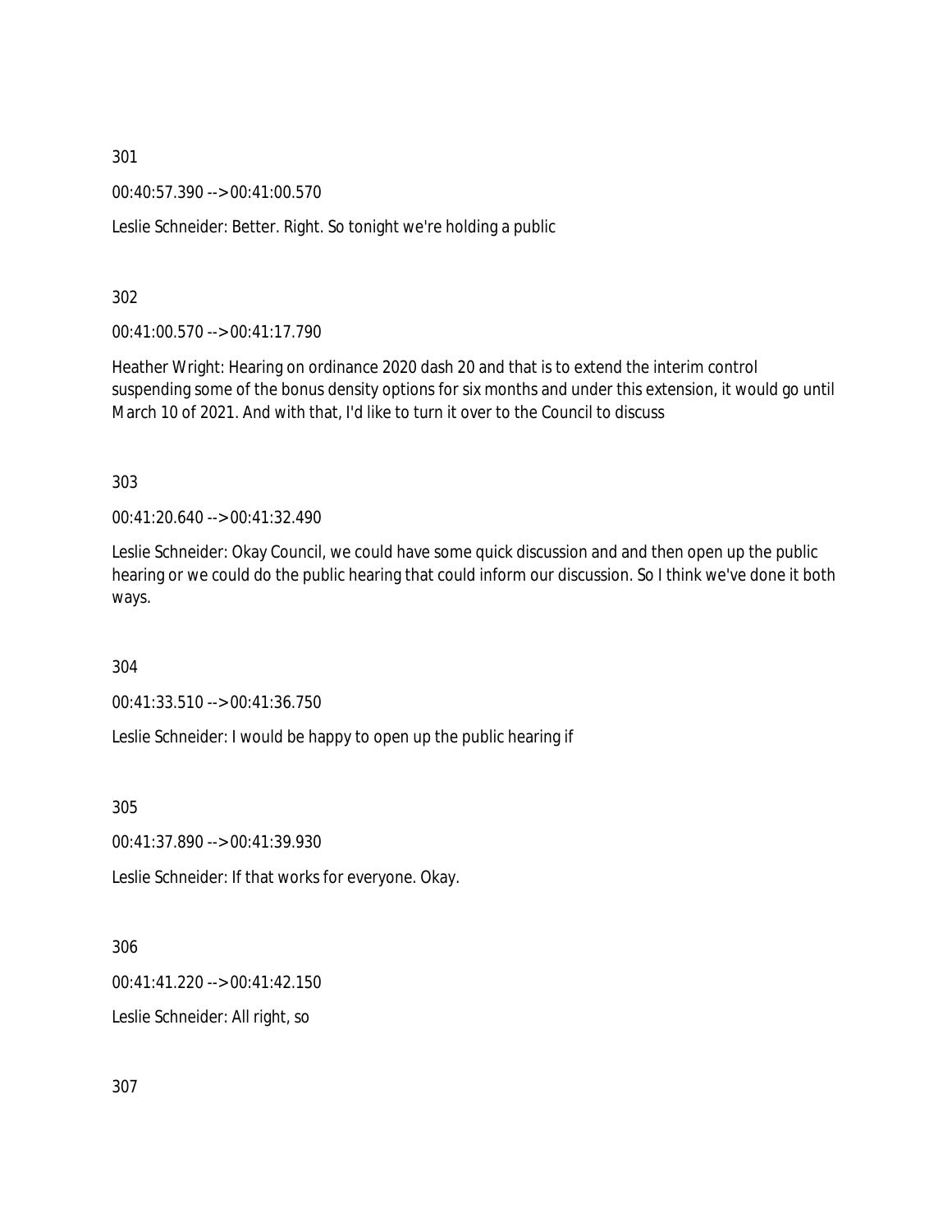301

00:40:57.390 --> 00:41:00.570

Leslie Schneider: Better. Right. So tonight we're holding a public

302

00:41:00.570 --> 00:41:17.790

Heather Wright: Hearing on ordinance 2020 dash 20 and that is to extend the interim control suspending some of the bonus density options for six months and under this extension, it would go until March 10 of 2021. And with that, I'd like to turn it over to the Council to discuss

303

00:41:20.640 --> 00:41:32.490

Leslie Schneider: Okay Council, we could have some quick discussion and and then open up the public hearing or we could do the public hearing that could inform our discussion. So I think we've done it both ways.

304

00:41:33.510 --> 00:41:36.750

Leslie Schneider: I would be happy to open up the public hearing if

305

00:41:37.890 --> 00:41:39.930

Leslie Schneider: If that works for everyone. Okay.

306

00:41:41.220 --> 00:41:42.150

Leslie Schneider: All right, so

307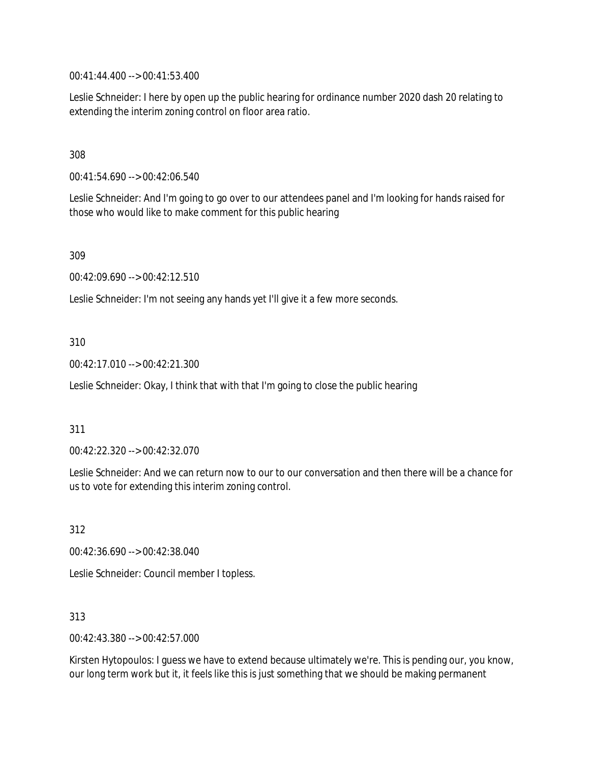00:41:44.400 --> 00:41:53.400

Leslie Schneider: I here by open up the public hearing for ordinance number 2020 dash 20 relating to extending the interim zoning control on floor area ratio.

308

00:41:54.690 --> 00:42:06.540

Leslie Schneider: And I'm going to go over to our attendees panel and I'm looking for hands raised for those who would like to make comment for this public hearing

309

00:42:09.690 --> 00:42:12.510

Leslie Schneider: I'm not seeing any hands yet I'll give it a few more seconds.

310

00:42:17.010 --> 00:42:21.300

Leslie Schneider: Okay, I think that with that I'm going to close the public hearing

311

00:42:22.320 --> 00:42:32.070

Leslie Schneider: And we can return now to our to our conversation and then there will be a chance for us to vote for extending this interim zoning control.

312

00:42:36.690 --> 00:42:38.040

Leslie Schneider: Council member I topless.

313

00:42:43.380 --> 00:42:57.000

Kirsten Hytopoulos: I guess we have to extend because ultimately we're. This is pending our, you know, our long term work but it, it feels like this is just something that we should be making permanent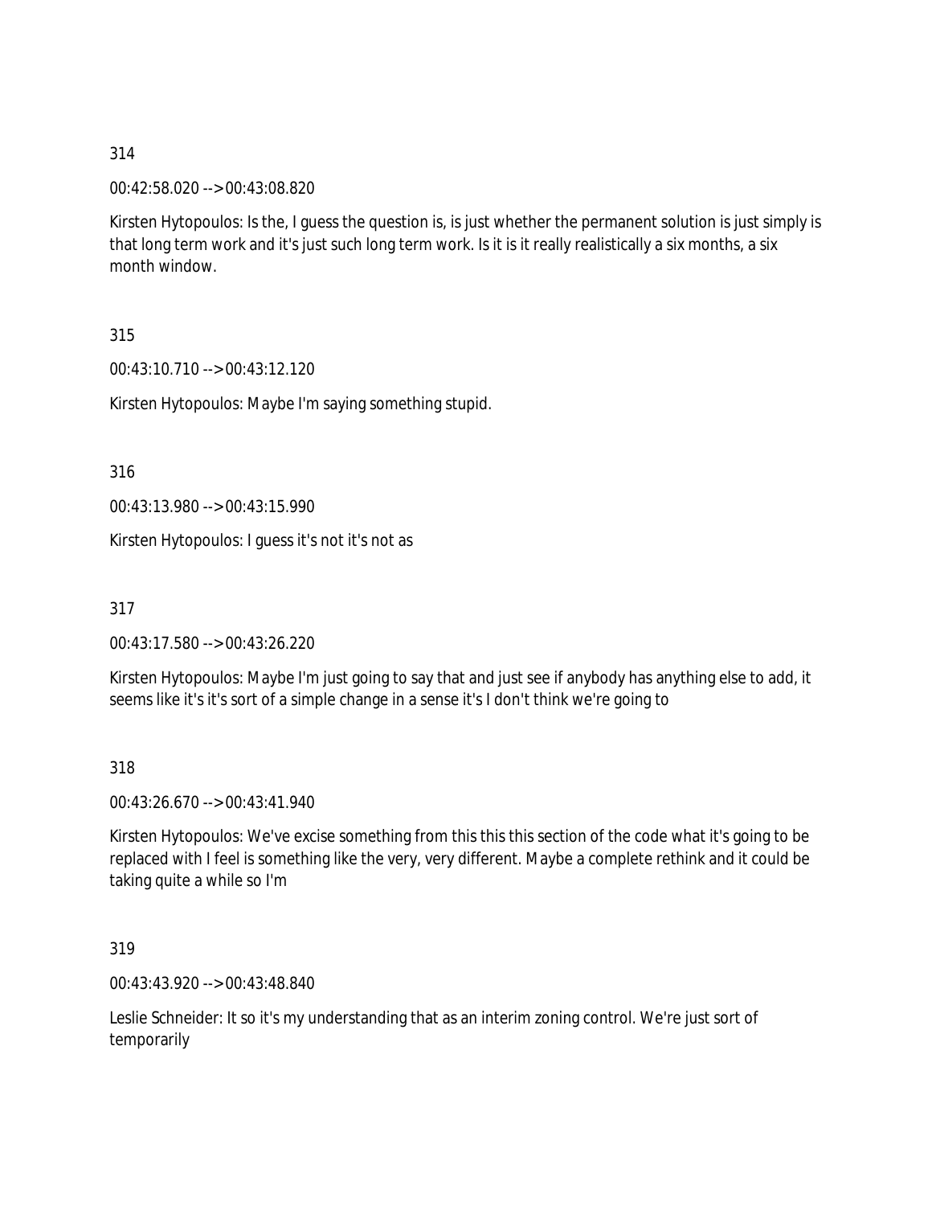314

00:42:58.020 --> 00:43:08.820

Kirsten Hytopoulos: Is the, I guess the question is, is just whether the permanent solution is just simply is that long term work and it's just such long term work. Is it is it really realistically a six months, a six month window.

315

00:43:10.710 --> 00:43:12.120

Kirsten Hytopoulos: Maybe I'm saying something stupid.

316

00:43:13.980 --> 00:43:15.990

Kirsten Hytopoulos: I guess it's not it's not as

317

00:43:17.580 --> 00:43:26.220

Kirsten Hytopoulos: Maybe I'm just going to say that and just see if anybody has anything else to add, it seems like it's it's sort of a simple change in a sense it's I don't think we're going to

318

00:43:26.670 --> 00:43:41.940

Kirsten Hytopoulos: We've excise something from this this this section of the code what it's going to be replaced with I feel is something like the very, very different. Maybe a complete rethink and it could be taking quite a while so I'm

319

00:43:43.920 --> 00:43:48.840

Leslie Schneider: It so it's my understanding that as an interim zoning control. We're just sort of temporarily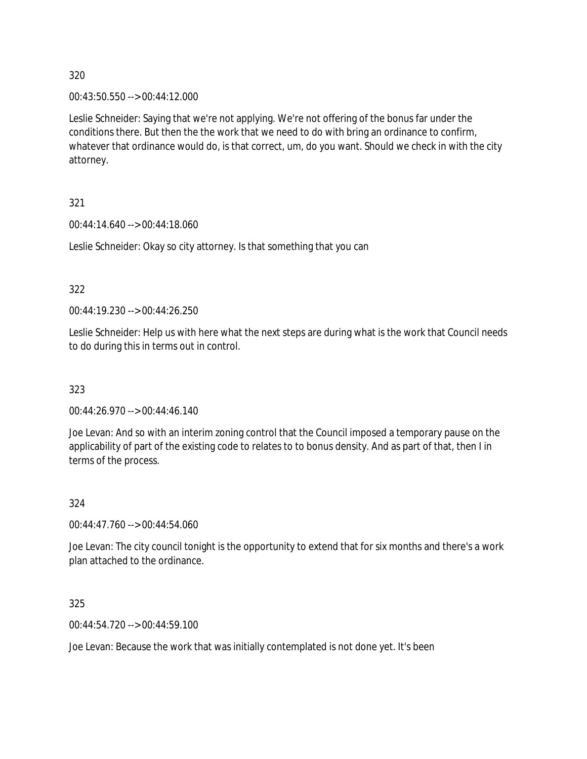320

00:43:50.550 --> 00:44:12.000

Leslie Schneider: Saying that we're not applying. We're not offering of the bonus far under the conditions there. But then the the work that we need to do with bring an ordinance to confirm, whatever that ordinance would do, is that correct, um, do you want. Should we check in with the city attorney.

321

00:44:14.640 --> 00:44:18.060

Leslie Schneider: Okay so city attorney. Is that something that you can

322

00:44:19.230 --> 00:44:26.250

Leslie Schneider: Help us with here what the next steps are during what is the work that Council needs to do during this in terms out in control.

323

00:44:26.970 --> 00:44:46.140

Joe Levan: And so with an interim zoning control that the Council imposed a temporary pause on the applicability of part of the existing code to relates to to bonus density. And as part of that, then I in terms of the process.

324

00:44:47.760 --> 00:44:54.060

Joe Levan: The city council tonight is the opportunity to extend that for six months and there's a work plan attached to the ordinance.

325

00:44:54.720 --> 00:44:59.100

Joe Levan: Because the work that was initially contemplated is not done yet. It's been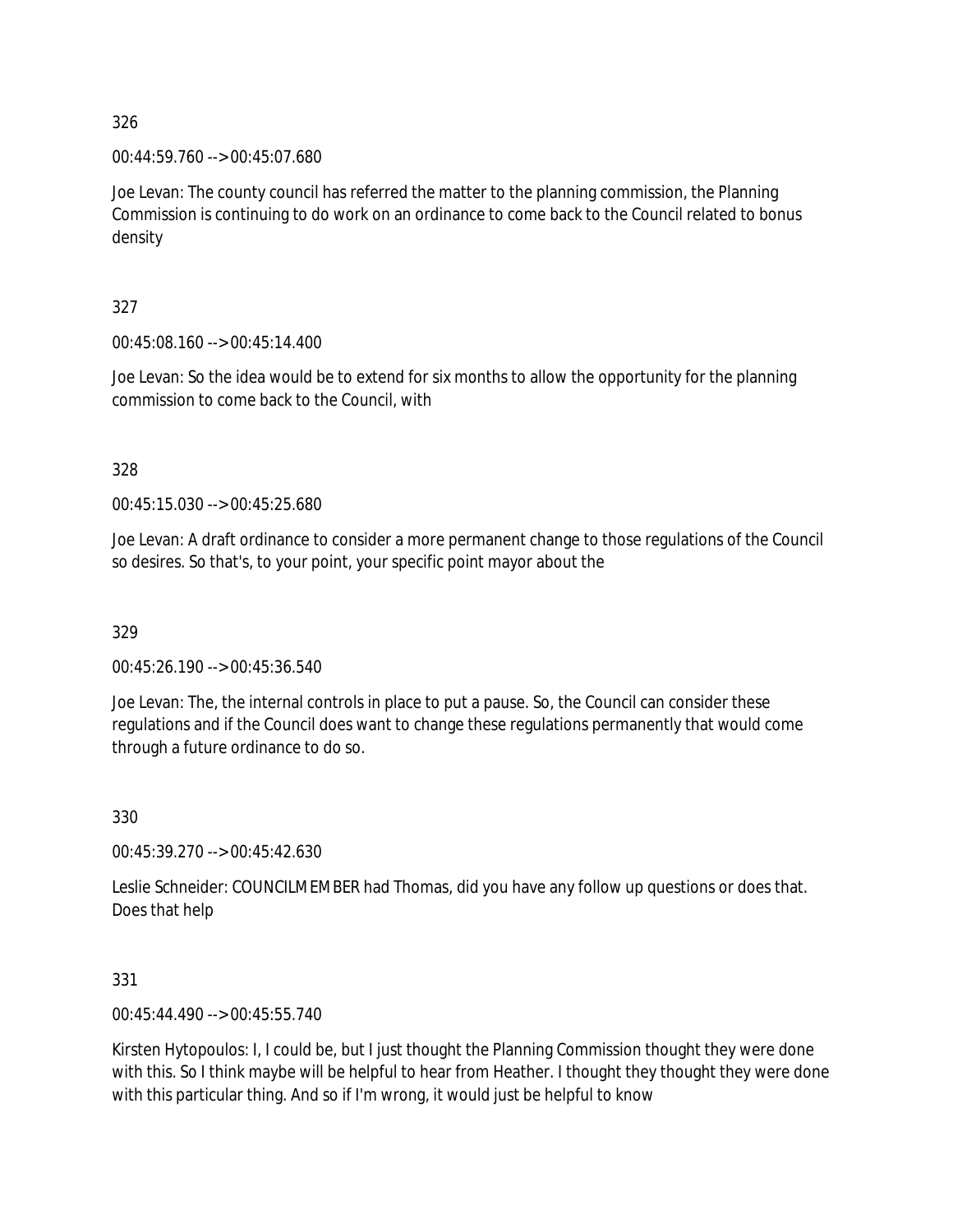326

00:44:59.760 --> 00:45:07.680

Joe Levan: The county council has referred the matter to the planning commission, the Planning Commission is continuing to do work on an ordinance to come back to the Council related to bonus density

327

00:45:08.160 --> 00:45:14.400

Joe Levan: So the idea would be to extend for six months to allow the opportunity for the planning commission to come back to the Council, with

328

00:45:15.030 --> 00:45:25.680

Joe Levan: A draft ordinance to consider a more permanent change to those regulations of the Council so desires. So that's, to your point, your specific point mayor about the

329

00:45:26.190 --> 00:45:36.540

Joe Levan: The, the internal controls in place to put a pause. So, the Council can consider these regulations and if the Council does want to change these regulations permanently that would come through a future ordinance to do so.

330

00:45:39.270 --> 00:45:42.630

Leslie Schneider: COUNCILMEMBER had Thomas, did you have any follow up questions or does that. Does that help

331

00:45:44.490 --> 00:45:55.740

Kirsten Hytopoulos: I, I could be, but I just thought the Planning Commission thought they were done with this. So I think maybe will be helpful to hear from Heather. I thought they thought they were done with this particular thing. And so if I'm wrong, it would just be helpful to know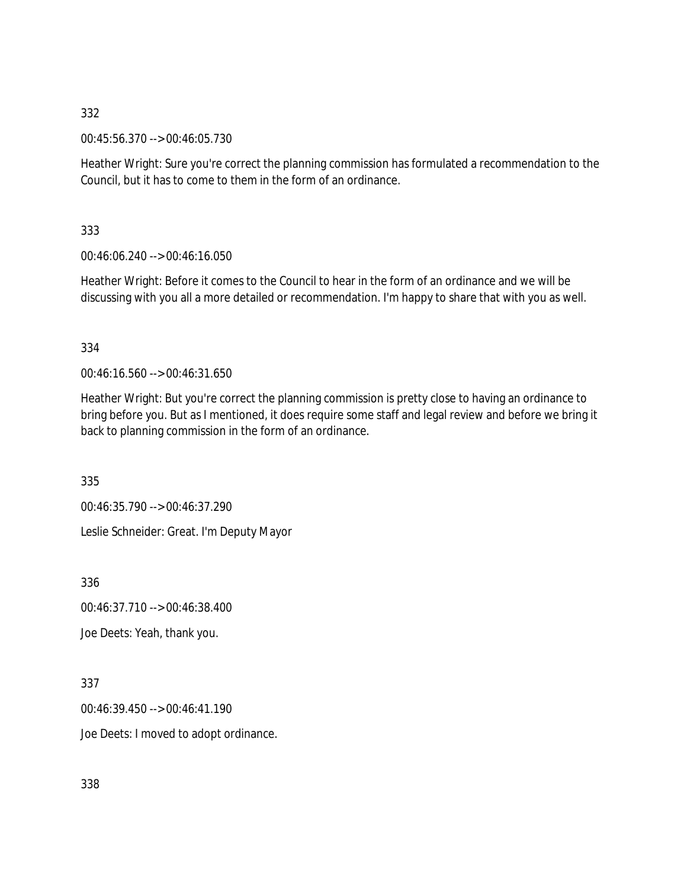332

00:45:56.370 --> 00:46:05.730

Heather Wright: Sure you're correct the planning commission has formulated a recommendation to the Council, but it has to come to them in the form of an ordinance.

333

00:46:06.240 --> 00:46:16.050

Heather Wright: Before it comes to the Council to hear in the form of an ordinance and we will be discussing with you all a more detailed or recommendation. I'm happy to share that with you as well.

334

00:46:16.560 --> 00:46:31.650

Heather Wright: But you're correct the planning commission is pretty close to having an ordinance to bring before you. But as I mentioned, it does require some staff and legal review and before we bring it back to planning commission in the form of an ordinance.

335

00:46:35.790 --> 00:46:37.290

Leslie Schneider: Great. I'm Deputy Mayor

336

00:46:37.710 --> 00:46:38.400

Joe Deets: Yeah, thank you.

337

00:46:39.450 --> 00:46:41.190

Joe Deets: I moved to adopt ordinance.

338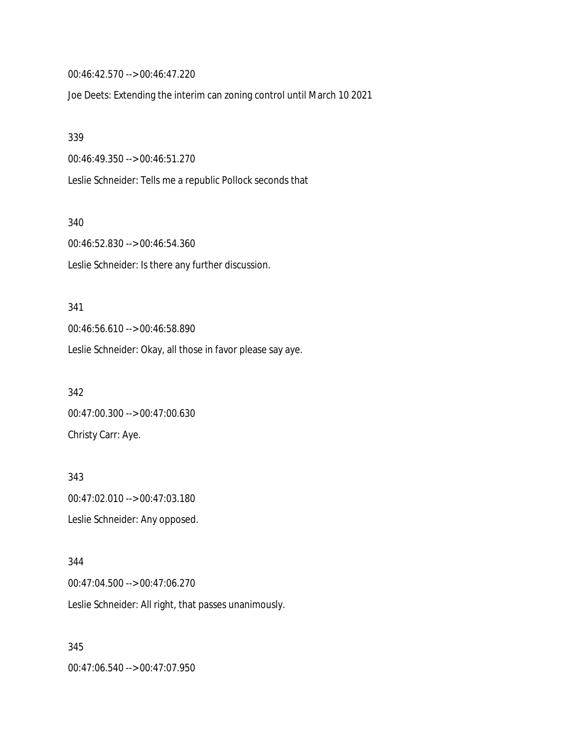00:46:42.570 --> 00:46:47.220

Joe Deets: Extending the interim can zoning control until March 10 2021

339

00:46:49.350 --> 00:46:51.270

Leslie Schneider: Tells me a republic Pollock seconds that

340

00:46:52.830 --> 00:46:54.360

Leslie Schneider: Is there any further discussion.

341

00:46:56.610 --> 00:46:58.890

Leslie Schneider: Okay, all those in favor please say aye.

342

00:47:00.300 --> 00:47:00.630

Christy Carr: Aye.

343

00:47:02.010 --> 00:47:03.180

Leslie Schneider: Any opposed.

344

00:47:04.500 --> 00:47:06.270

Leslie Schneider: All right, that passes unanimously.

345

00:47:06.540 --> 00:47:07.950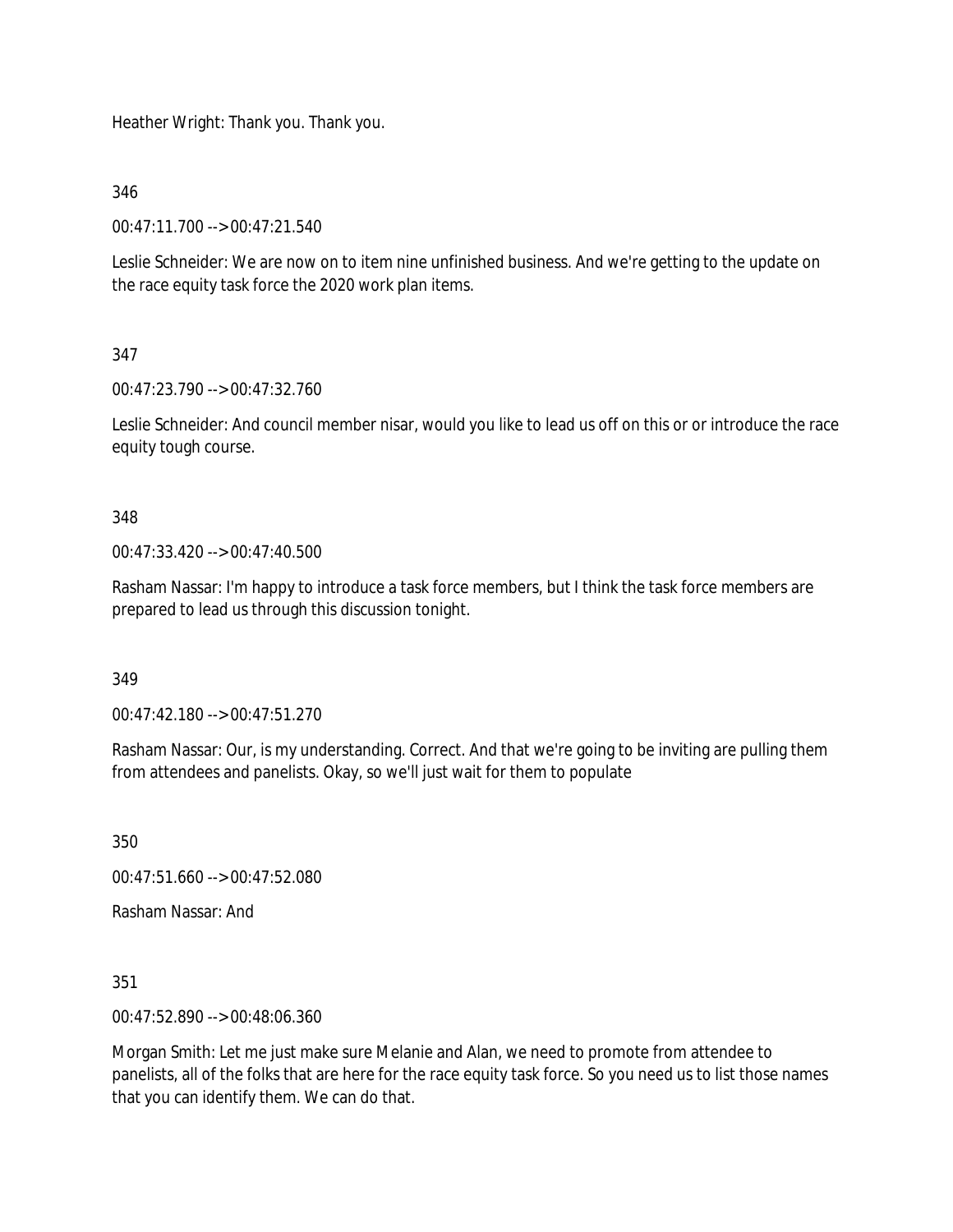Heather Wright: Thank you. Thank you.

346

00:47:11.700 --> 00:47:21.540

Leslie Schneider: We are now on to item nine unfinished business. And we're getting to the update on the race equity task force the 2020 work plan items.

347

00:47:23.790 --> 00:47:32.760

Leslie Schneider: And council member nisar, would you like to lead us off on this or or introduce the race equity tough course.

348

00:47:33.420 --> 00:47:40.500

Rasham Nassar: I'm happy to introduce a task force members, but I think the task force members are prepared to lead us through this discussion tonight.

349

00:47:42.180 --> 00:47:51.270

Rasham Nassar: Our, is my understanding. Correct. And that we're going to be inviting are pulling them from attendees and panelists. Okay, so we'll just wait for them to populate

350

00:47:51.660 --> 00:47:52.080

Rasham Nassar: And

351

00:47:52.890 --> 00:48:06.360

Morgan Smith: Let me just make sure Melanie and Alan, we need to promote from attendee to panelists, all of the folks that are here for the race equity task force. So you need us to list those names that you can identify them. We can do that.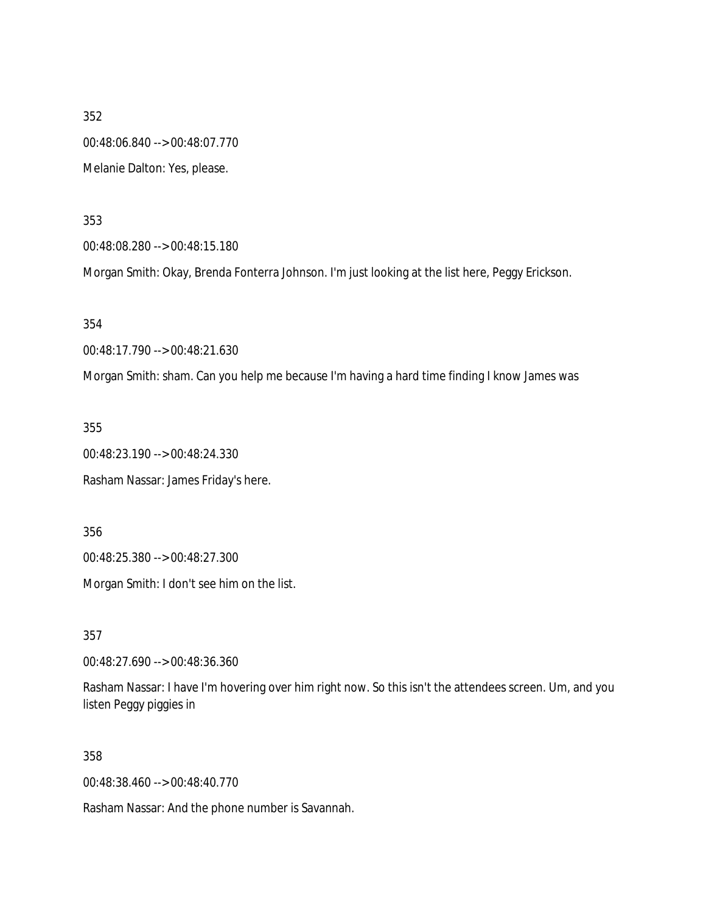352

00:48:06.840 --> 00:48:07.770

Melanie Dalton: Yes, please.

353

00:48:08.280 --> 00:48:15.180

Morgan Smith: Okay, Brenda Fonterra Johnson. I'm just looking at the list here, Peggy Erickson.

354

00:48:17.790 --> 00:48:21.630

Morgan Smith: sham. Can you help me because I'm having a hard time finding I know James was

355

00:48:23.190 --> 00:48:24.330

Rasham Nassar: James Friday's here.

356

00:48:25.380 --> 00:48:27.300

Morgan Smith: I don't see him on the list.

357

00:48:27.690 --> 00:48:36.360

Rasham Nassar: I have I'm hovering over him right now. So this isn't the attendees screen. Um, and you listen Peggy piggies in

358

00:48:38.460 --> 00:48:40.770

Rasham Nassar: And the phone number is Savannah.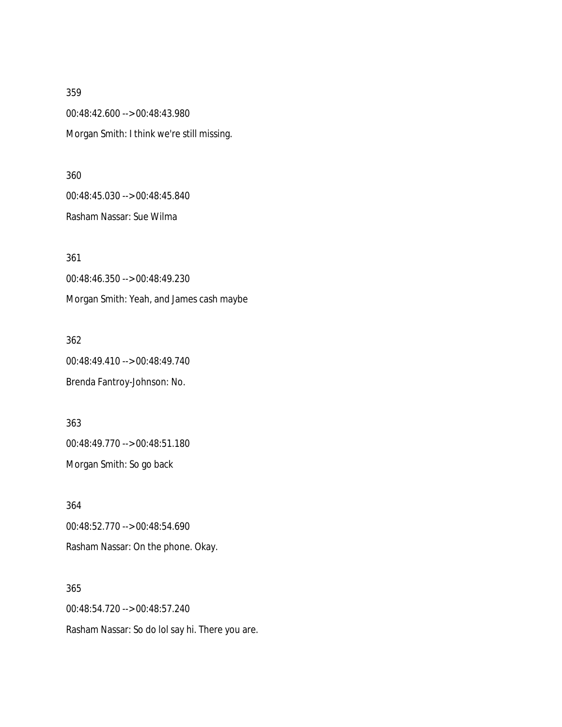359

00:48:42.600 --> 00:48:43.980

Morgan Smith: I think we're still missing.

360

00:48:45.030 --> 00:48:45.840

Rasham Nassar: Sue Wilma

361

00:48:46.350 --> 00:48:49.230

Morgan Smith: Yeah, and James cash maybe

362

00:48:49.410 --> 00:48:49.740

Brenda Fantroy-Johnson: No.

363

00:48:49.770 --> 00:48:51.180

Morgan Smith: So go back

364

00:48:52.770 --> 00:48:54.690

Rasham Nassar: On the phone. Okay.

365

00:48:54.720 --> 00:48:57.240

Rasham Nassar: So do lol say hi. There you are.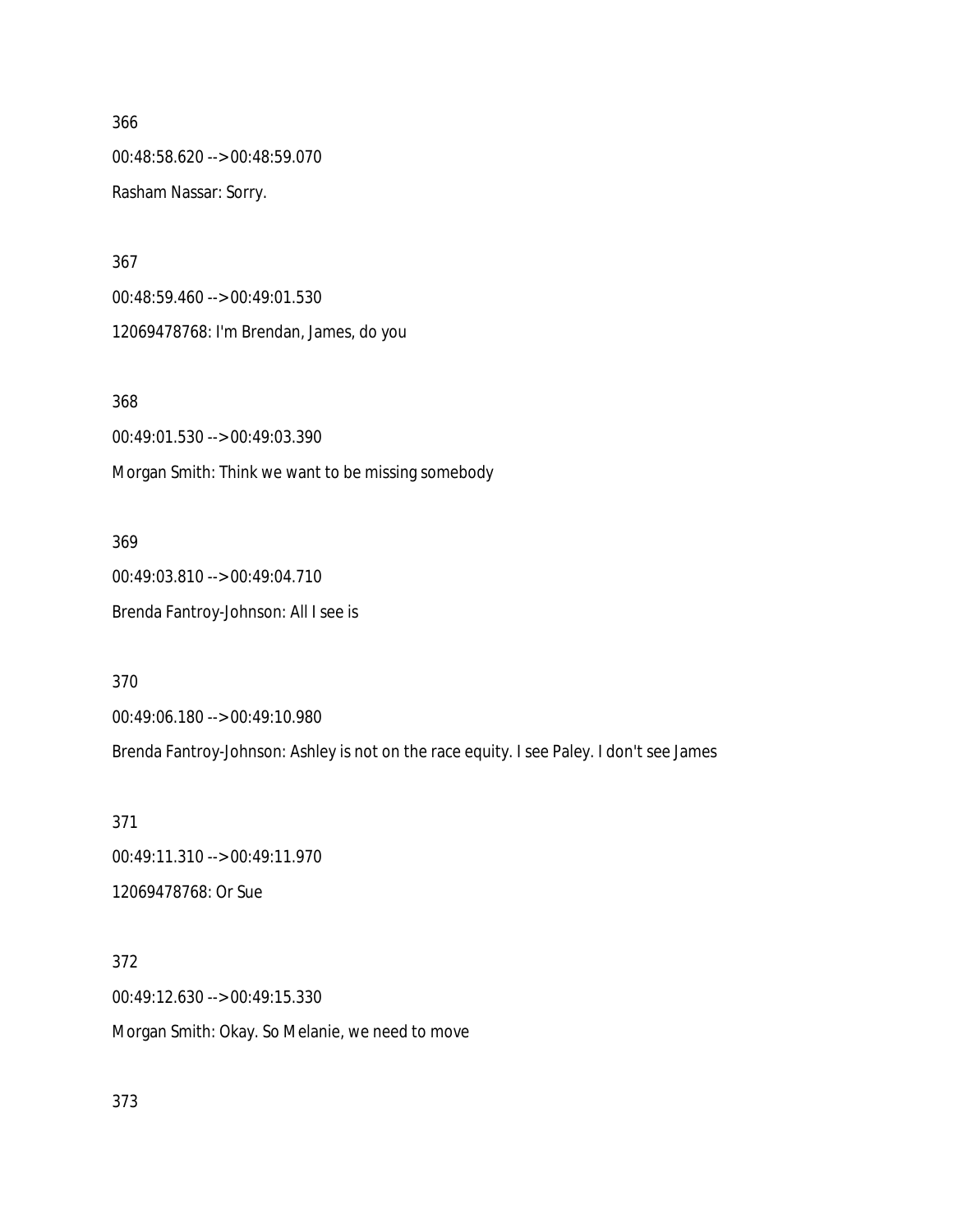366

00:48:58.620 --> 00:48:59.070

Rasham Nassar: Sorry.

367

00:48:59.460 --> 00:49:01.530

12069478768: I'm Brendan, James, do you

368

00:49:01.530 --> 00:49:03.390

Morgan Smith: Think we want to be missing somebody

369

00:49:03.810 --> 00:49:04.710

Brenda Fantroy-Johnson: All I see is

370

00:49:06.180 --> 00:49:10.980

Brenda Fantroy-Johnson: Ashley is not on the race equity. I see Paley. I don't see James

371

00:49:11.310 --> 00:49:11.970

12069478768: Or Sue

372

00:49:12.630 --> 00:49:15.330

Morgan Smith: Okay. So Melanie, we need to move

373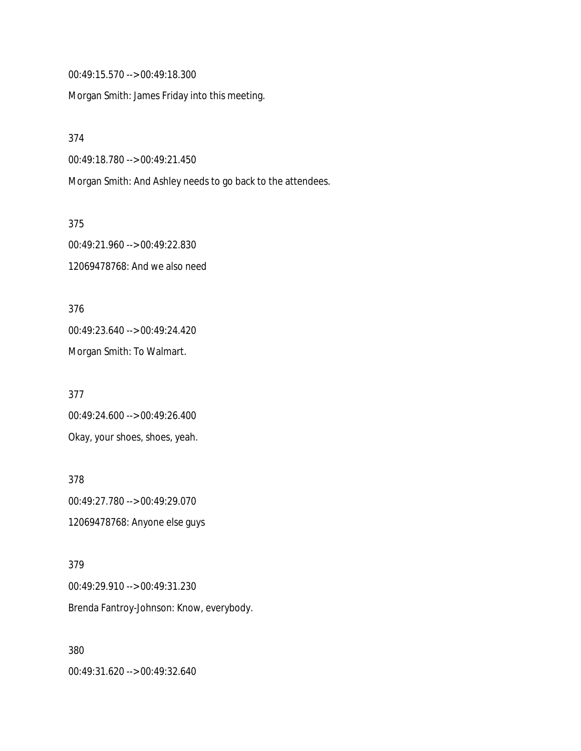00:49:15.570 --> 00:49:18.300

Morgan Smith: James Friday into this meeting.

374

00:49:18.780 --> 00:49:21.450

Morgan Smith: And Ashley needs to go back to the attendees.

375

00:49:21.960 --> 00:49:22.830

12069478768: And we also need

376

00:49:23.640 --> 00:49:24.420

Morgan Smith: To Walmart.

377

00:49:24.600 --> 00:49:26.400

Okay, your shoes, shoes, yeah.

378

00:49:27.780 --> 00:49:29.070

12069478768: Anyone else guys

379

00:49:29.910 --> 00:49:31.230

Brenda Fantroy-Johnson: Know, everybody.

380

00:49:31.620 --> 00:49:32.640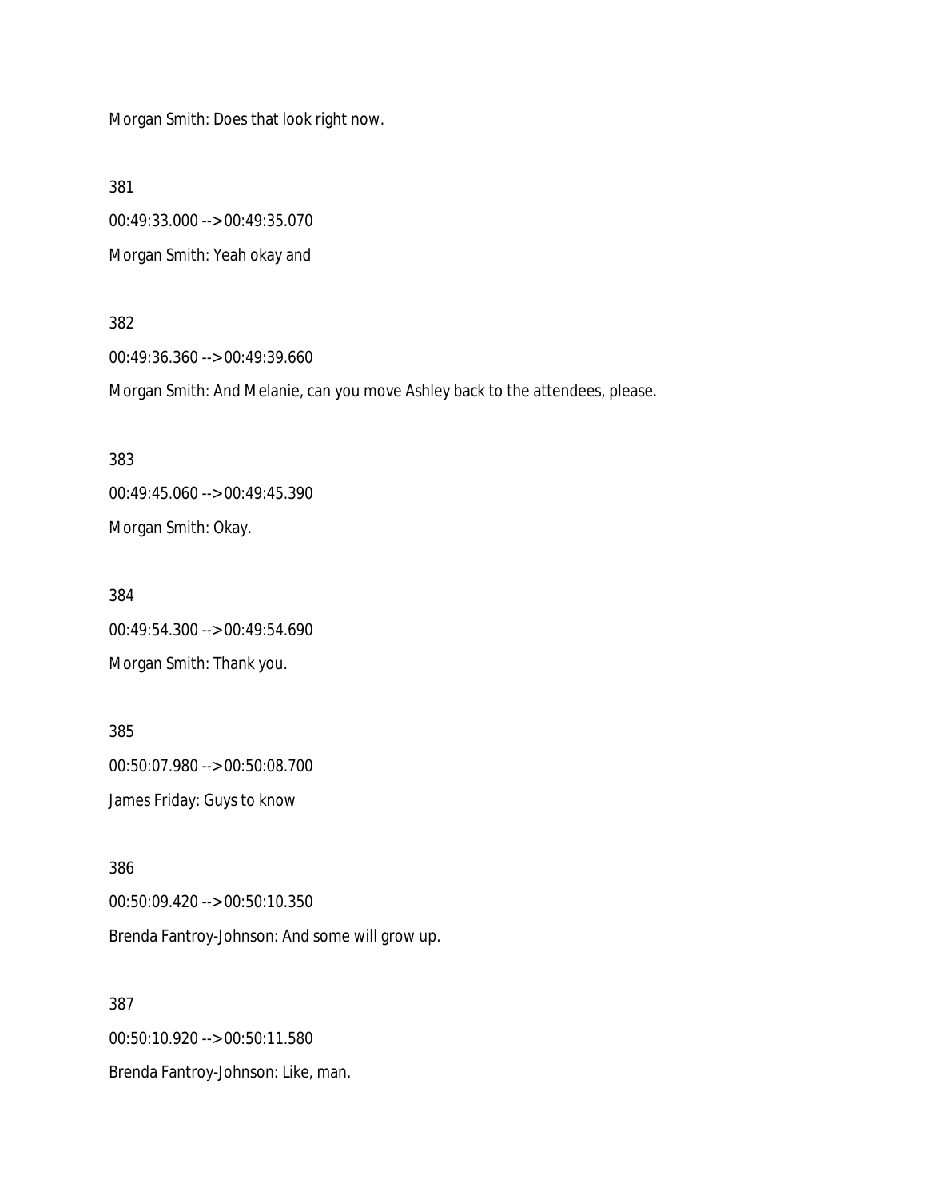Morgan Smith: Does that look right now.

381

00:49:33.000 --> 00:49:35.070

Morgan Smith: Yeah okay and

382

00:49:36.360 --> 00:49:39.660

Morgan Smith: And Melanie, can you move Ashley back to the attendees, please.

383

00:49:45.060 --> 00:49:45.390

Morgan Smith: Okay.

384

00:49:54.300 --> 00:49:54.690

Morgan Smith: Thank you.

385

00:50:07.980 --> 00:50:08.700

James Friday: Guys to know

386

00:50:09.420 --> 00:50:10.350

Brenda Fantroy-Johnson: And some will grow up.

387

00:50:10.920 --> 00:50:11.580

Brenda Fantroy-Johnson: Like, man.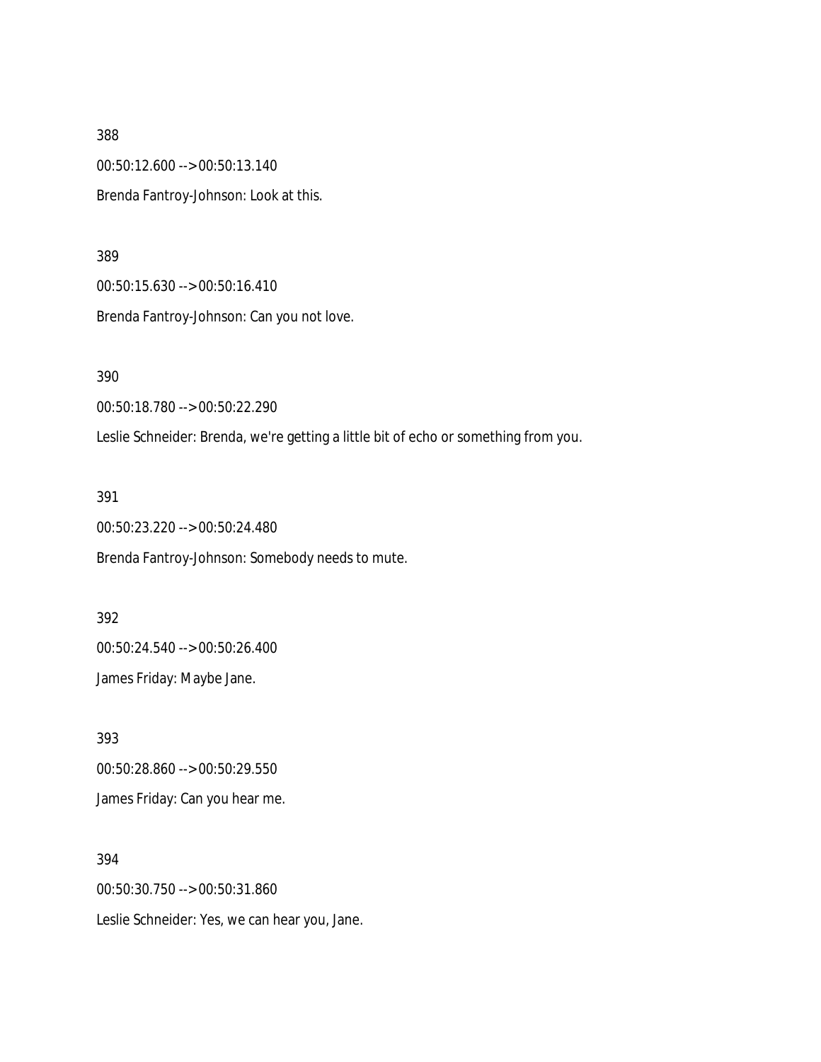388

00:50:12.600 --> 00:50:13.140

Brenda Fantroy-Johnson: Look at this.

389

00:50:15.630 --> 00:50:16.410

Brenda Fantroy-Johnson: Can you not love.

390

00:50:18.780 --> 00:50:22.290

Leslie Schneider: Brenda, we're getting a little bit of echo or something from you.

391

00:50:23.220 --> 00:50:24.480

Brenda Fantroy-Johnson: Somebody needs to mute.

392

00:50:24.540 --> 00:50:26.400

James Friday: Maybe Jane.

393

00:50:28.860 --> 00:50:29.550

James Friday: Can you hear me.

394

00:50:30.750 --> 00:50:31.860

Leslie Schneider: Yes, we can hear you, Jane.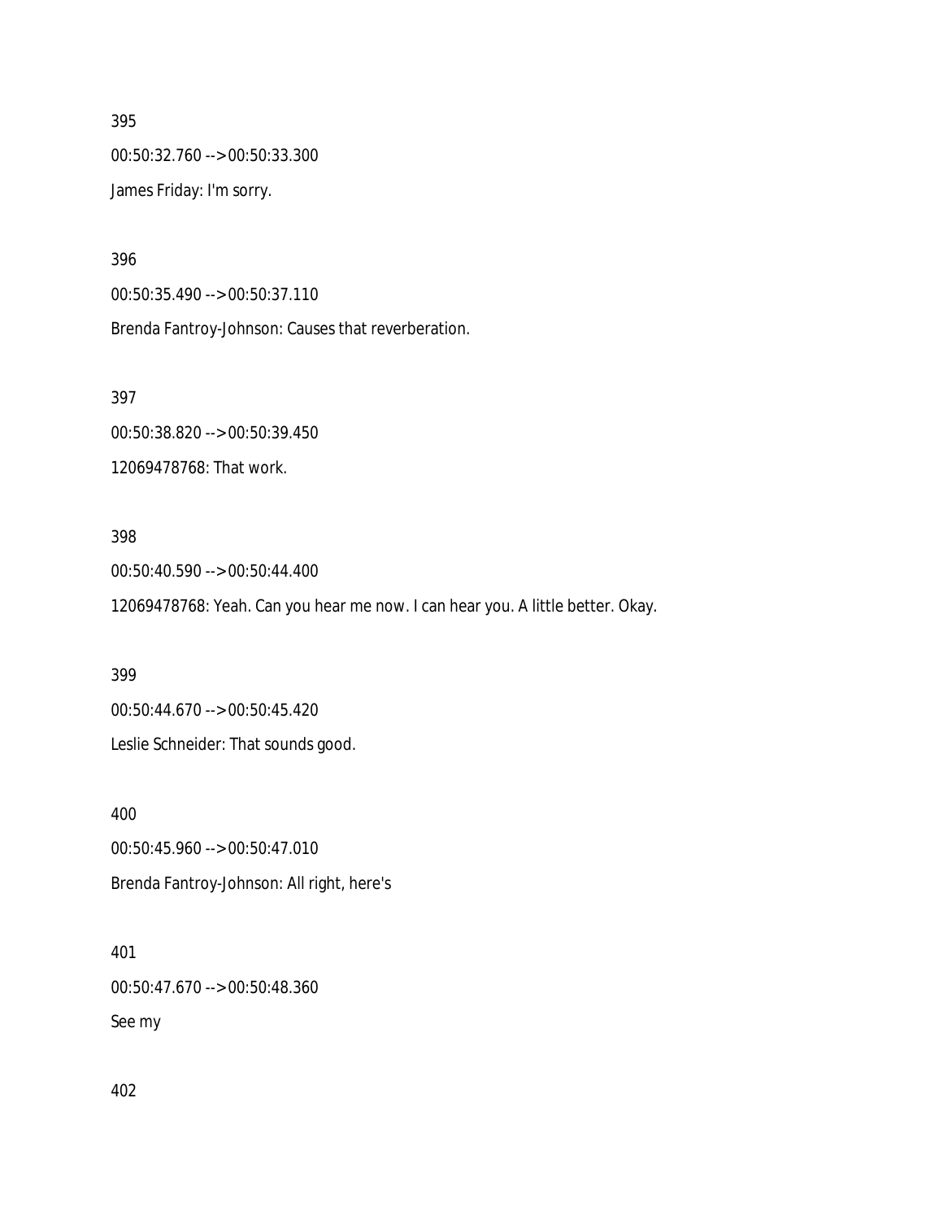395

00:50:32.760 --> 00:50:33.300

James Friday: I'm sorry.

396

00:50:35.490 --> 00:50:37.110

Brenda Fantroy-Johnson: Causes that reverberation.

397

00:50:38.820 --> 00:50:39.450

12069478768: That work.

398

00:50:40.590 --> 00:50:44.400

12069478768: Yeah. Can you hear me now. I can hear you. A little better. Okay.

399

00:50:44.670 --> 00:50:45.420

Leslie Schneider: That sounds good.

400

00:50:45.960 --> 00:50:47.010

Brenda Fantroy-Johnson: All right, here's

401

00:50:47.670 --> 00:50:48.360

See my

402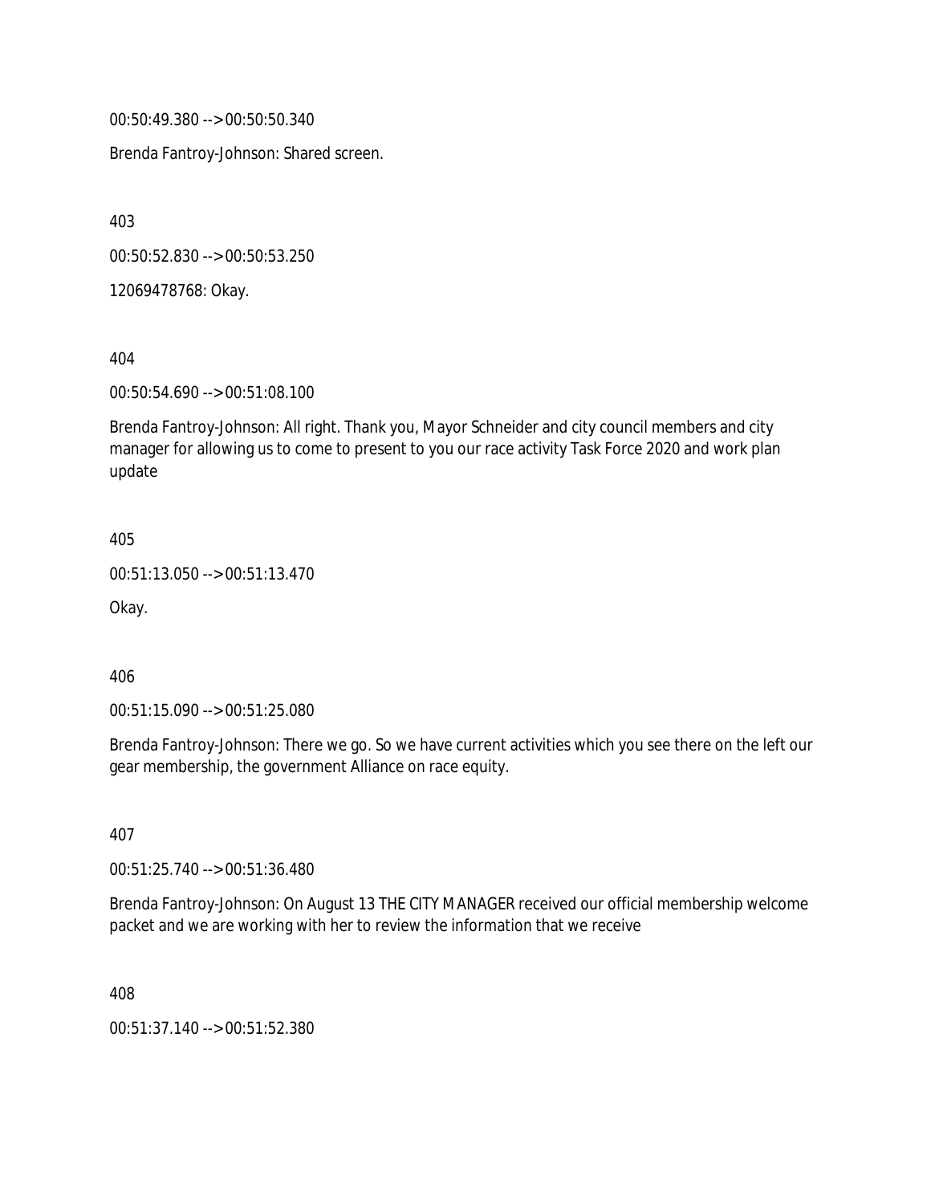00:50:49.380 --> 00:50:50.340

Brenda Fantroy-Johnson: Shared screen.

403

00:50:52.830 --> 00:50:53.250

12069478768: Okay.

404

00:50:54.690 --> 00:51:08.100

Brenda Fantroy-Johnson: All right. Thank you, Mayor Schneider and city council members and city manager for allowing us to come to present to you our race activity Task Force 2020 and work plan update

405

00:51:13.050 --> 00:51:13.470

Okay.

406

00:51:15.090 --> 00:51:25.080

Brenda Fantroy-Johnson: There we go. So we have current activities which you see there on the left our gear membership, the government Alliance on race equity.

407

00:51:25.740 --> 00:51:36.480

Brenda Fantroy-Johnson: On August 13 THE CITY MANAGER received our official membership welcome packet and we are working with her to review the information that we receive

408

00:51:37.140 --> 00:51:52.380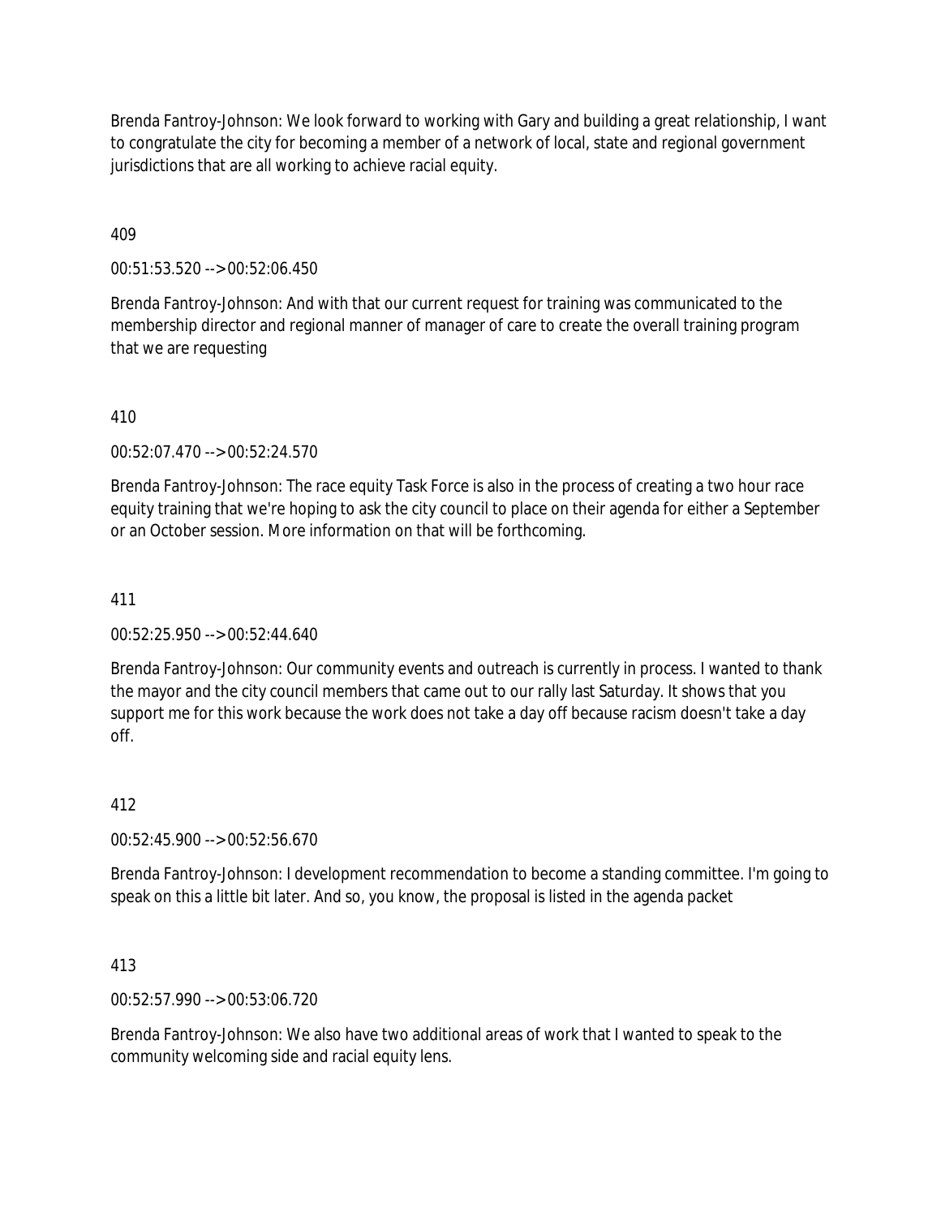Brenda Fantroy-Johnson: We look forward to working with Gary and building a great relationship, I want to congratulate the city for becoming a member of a network of local, state and regional government jurisdictions that are all working to achieve racial equity.

409

00:51:53.520 --> 00:52:06.450

Brenda Fantroy-Johnson: And with that our current request for training was communicated to the membership director and regional manner of manager of care to create the overall training program that we are requesting

410

00:52:07.470 --> 00:52:24.570

Brenda Fantroy-Johnson: The race equity Task Force is also in the process of creating a two hour race equity training that we're hoping to ask the city council to place on their agenda for either a September or an October session. More information on that will be forthcoming.

411

00:52:25.950 --> 00:52:44.640

Brenda Fantroy-Johnson: Our community events and outreach is currently in process. I wanted to thank the mayor and the city council members that came out to our rally last Saturday. It shows that you support me for this work because the work does not take a day off because racism doesn't take a day off.

412

00:52:45.900 --> 00:52:56.670

Brenda Fantroy-Johnson: I development recommendation to become a standing committee. I'm going to speak on this a little bit later. And so, you know, the proposal is listed in the agenda packet

413

00:52:57.990 --> 00:53:06.720

Brenda Fantroy-Johnson: We also have two additional areas of work that I wanted to speak to the community welcoming side and racial equity lens.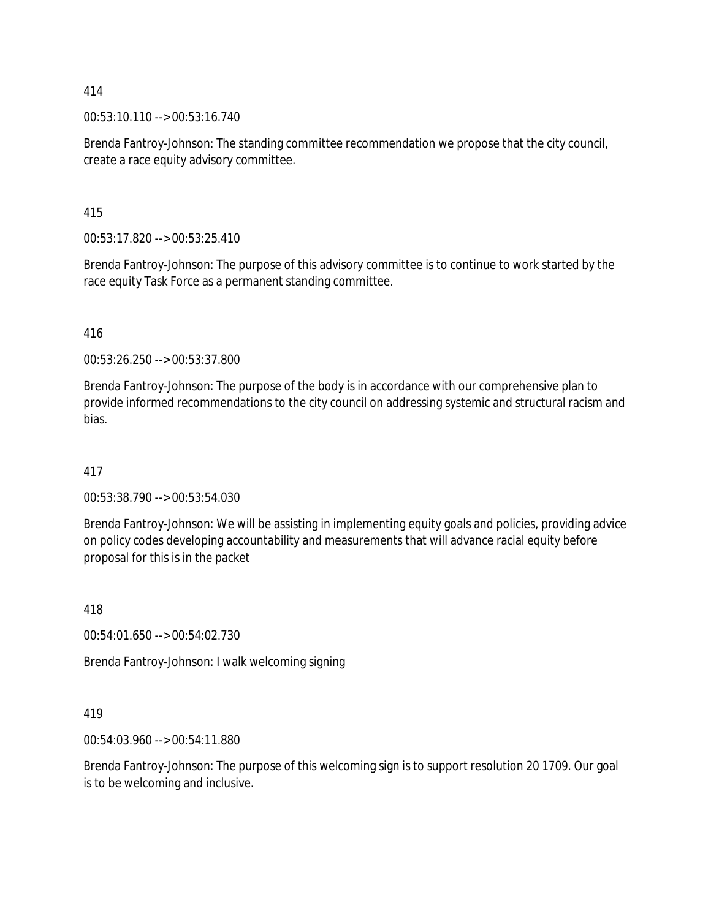414

00:53:10.110 --> 00:53:16.740

Brenda Fantroy-Johnson: The standing committee recommendation we propose that the city council, create a race equity advisory committee.

415

00:53:17.820 --> 00:53:25.410

Brenda Fantroy-Johnson: The purpose of this advisory committee is to continue to work started by the race equity Task Force as a permanent standing committee.

416

00:53:26.250 --> 00:53:37.800

Brenda Fantroy-Johnson: The purpose of the body is in accordance with our comprehensive plan to provide informed recommendations to the city council on addressing systemic and structural racism and bias.

417

00:53:38.790 --> 00:53:54.030

Brenda Fantroy-Johnson: We will be assisting in implementing equity goals and policies, providing advice on policy codes developing accountability and measurements that will advance racial equity before proposal for this is in the packet

418

00:54:01.650 --> 00:54:02.730

Brenda Fantroy-Johnson: I walk welcoming signing

419

00:54:03.960 --> 00:54:11.880

Brenda Fantroy-Johnson: The purpose of this welcoming sign is to support resolution 20 1709. Our goal is to be welcoming and inclusive.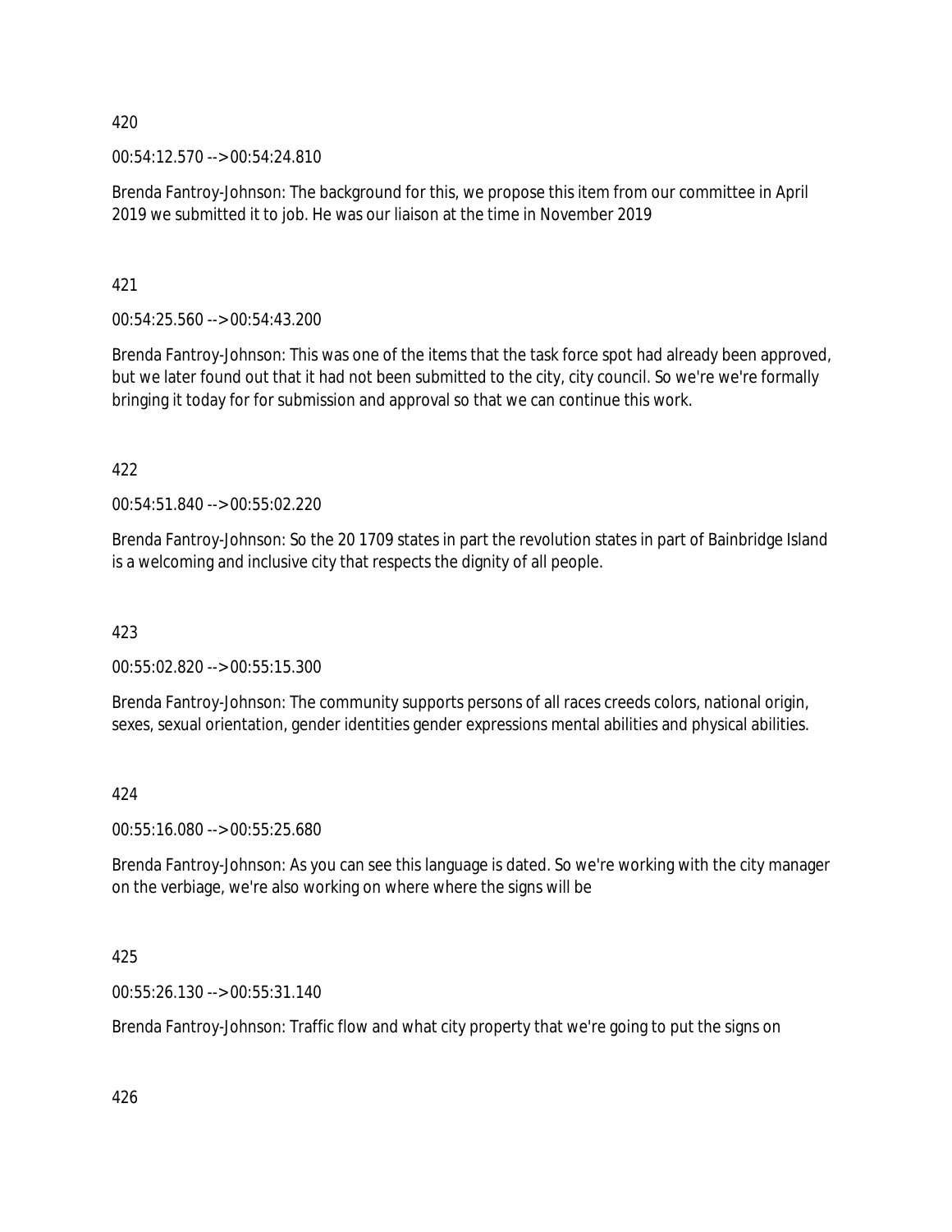420

00:54:12.570 --> 00:54:24.810

Brenda Fantroy-Johnson: The background for this, we propose this item from our committee in April 2019 we submitted it to job. He was our liaison at the time in November 2019

421

00:54:25.560 --> 00:54:43.200

Brenda Fantroy-Johnson: This was one of the items that the task force spot had already been approved, but we later found out that it had not been submitted to the city, city council. So we're we're formally bringing it today for for submission and approval so that we can continue this work.

422

00:54:51.840 --> 00:55:02.220

Brenda Fantroy-Johnson: So the 20 1709 states in part the revolution states in part of Bainbridge Island is a welcoming and inclusive city that respects the dignity of all people.

423

00:55:02.820 --> 00:55:15.300

Brenda Fantroy-Johnson: The community supports persons of all races creeds colors, national origin, sexes, sexual orientation, gender identities gender expressions mental abilities and physical abilities.

424

00:55:16.080 --> 00:55:25.680

Brenda Fantroy-Johnson: As you can see this language is dated. So we're working with the city manager on the verbiage, we're also working on where where the signs will be

425

00:55:26.130 --> 00:55:31.140

Brenda Fantroy-Johnson: Traffic flow and what city property that we're going to put the signs on

426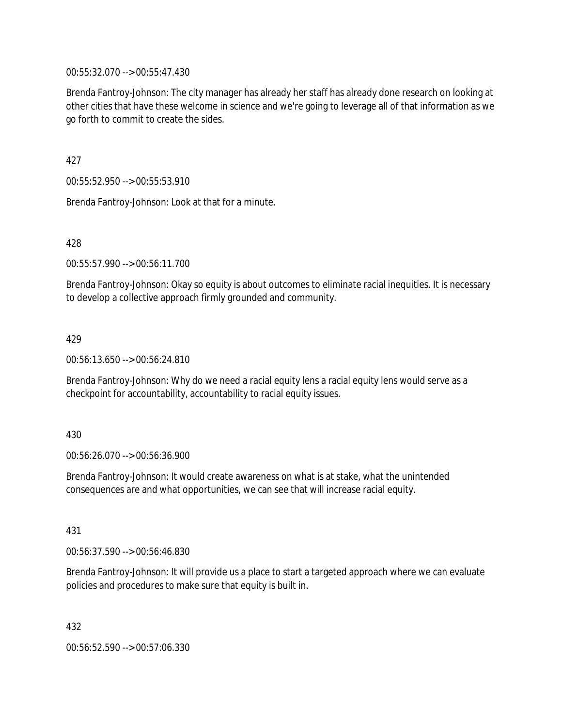00:55:32.070 --> 00:55:47.430

Brenda Fantroy-Johnson: The city manager has already her staff has already done research on looking at other cities that have these welcome in science and we're going to leverage all of that information as we go forth to commit to create the sides.

427

00:55:52.950 --> 00:55:53.910

Brenda Fantroy-Johnson: Look at that for a minute.

428

00:55:57.990 --> 00:56:11.700

Brenda Fantroy-Johnson: Okay so equity is about outcomes to eliminate racial inequities. It is necessary to develop a collective approach firmly grounded and community.

429

00:56:13.650 --> 00:56:24.810

Brenda Fantroy-Johnson: Why do we need a racial equity lens a racial equity lens would serve as a checkpoint for accountability, accountability to racial equity issues.

430

00:56:26.070 --> 00:56:36.900

Brenda Fantroy-Johnson: It would create awareness on what is at stake, what the unintended consequences are and what opportunities, we can see that will increase racial equity.

431

00:56:37.590 --> 00:56:46.830

Brenda Fantroy-Johnson: It will provide us a place to start a targeted approach where we can evaluate policies and procedures to make sure that equity is built in.

432

00:56:52.590 --> 00:57:06.330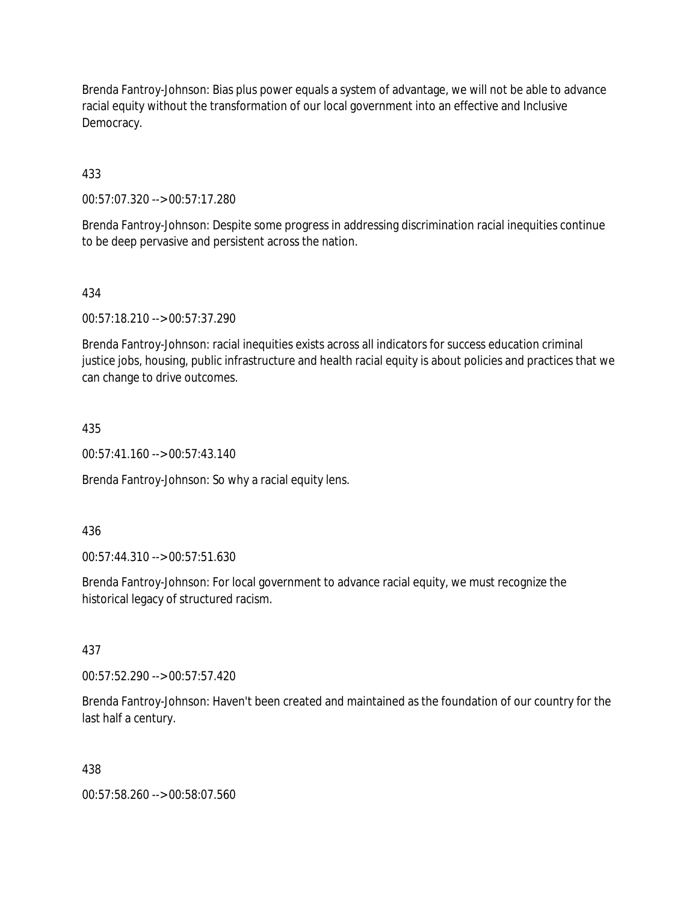Brenda Fantroy-Johnson: Bias plus power equals a system of advantage, we will not be able to advance racial equity without the transformation of our local government into an effective and Inclusive Democracy.

433

00:57:07.320 --> 00:57:17.280

Brenda Fantroy-Johnson: Despite some progress in addressing discrimination racial inequities continue to be deep pervasive and persistent across the nation.

434

00:57:18.210 --> 00:57:37.290

Brenda Fantroy-Johnson: racial inequities exists across all indicators for success education criminal justice jobs, housing, public infrastructure and health racial equity is about policies and practices that we can change to drive outcomes.

435

00:57:41.160 --> 00:57:43.140

Brenda Fantroy-Johnson: So why a racial equity lens.

436

00:57:44.310 --> 00:57:51.630

Brenda Fantroy-Johnson: For local government to advance racial equity, we must recognize the historical legacy of structured racism.

437

00:57:52.290 --> 00:57:57.420

Brenda Fantroy-Johnson: Haven't been created and maintained as the foundation of our country for the last half a century.

438

00:57:58.260 --> 00:58:07.560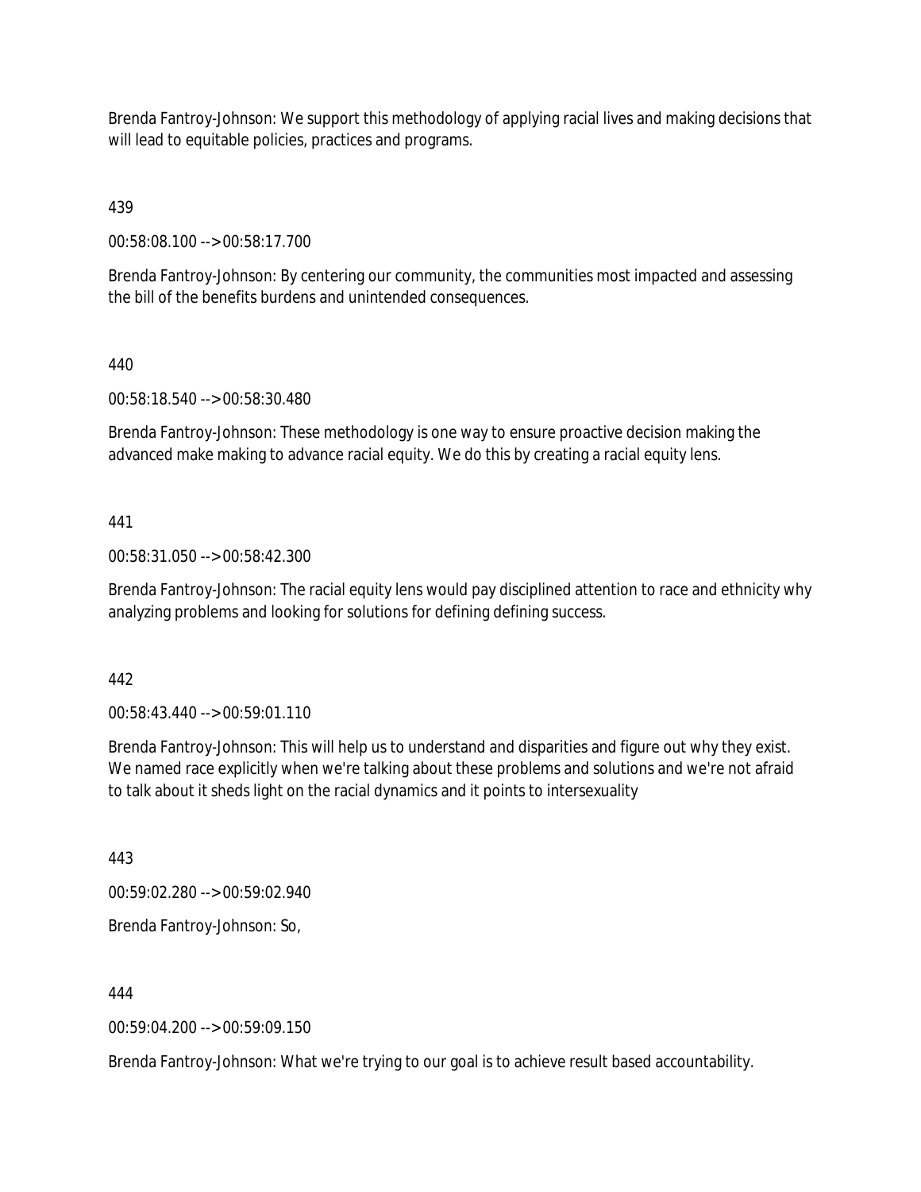Brenda Fantroy-Johnson: We support this methodology of applying racial lives and making decisions that will lead to equitable policies, practices and programs.

439

00:58:08.100 --> 00:58:17.700

Brenda Fantroy-Johnson: By centering our community, the communities most impacted and assessing the bill of the benefits burdens and unintended consequences.

440

00:58:18.540 --> 00:58:30.480

Brenda Fantroy-Johnson: These methodology is one way to ensure proactive decision making the advanced make making to advance racial equity. We do this by creating a racial equity lens.

441

00:58:31.050 --> 00:58:42.300

Brenda Fantroy-Johnson: The racial equity lens would pay disciplined attention to race and ethnicity why analyzing problems and looking for solutions for defining defining success.

442

00:58:43.440 --> 00:59:01.110

Brenda Fantroy-Johnson: This will help us to understand and disparities and figure out why they exist. We named race explicitly when we're talking about these problems and solutions and we're not afraid to talk about it sheds light on the racial dynamics and it points to intersexuality

443

00:59:02.280 --> 00:59:02.940

Brenda Fantroy-Johnson: So,

444

00:59:04.200 --> 00:59:09.150

Brenda Fantroy-Johnson: What we're trying to our goal is to achieve result based accountability.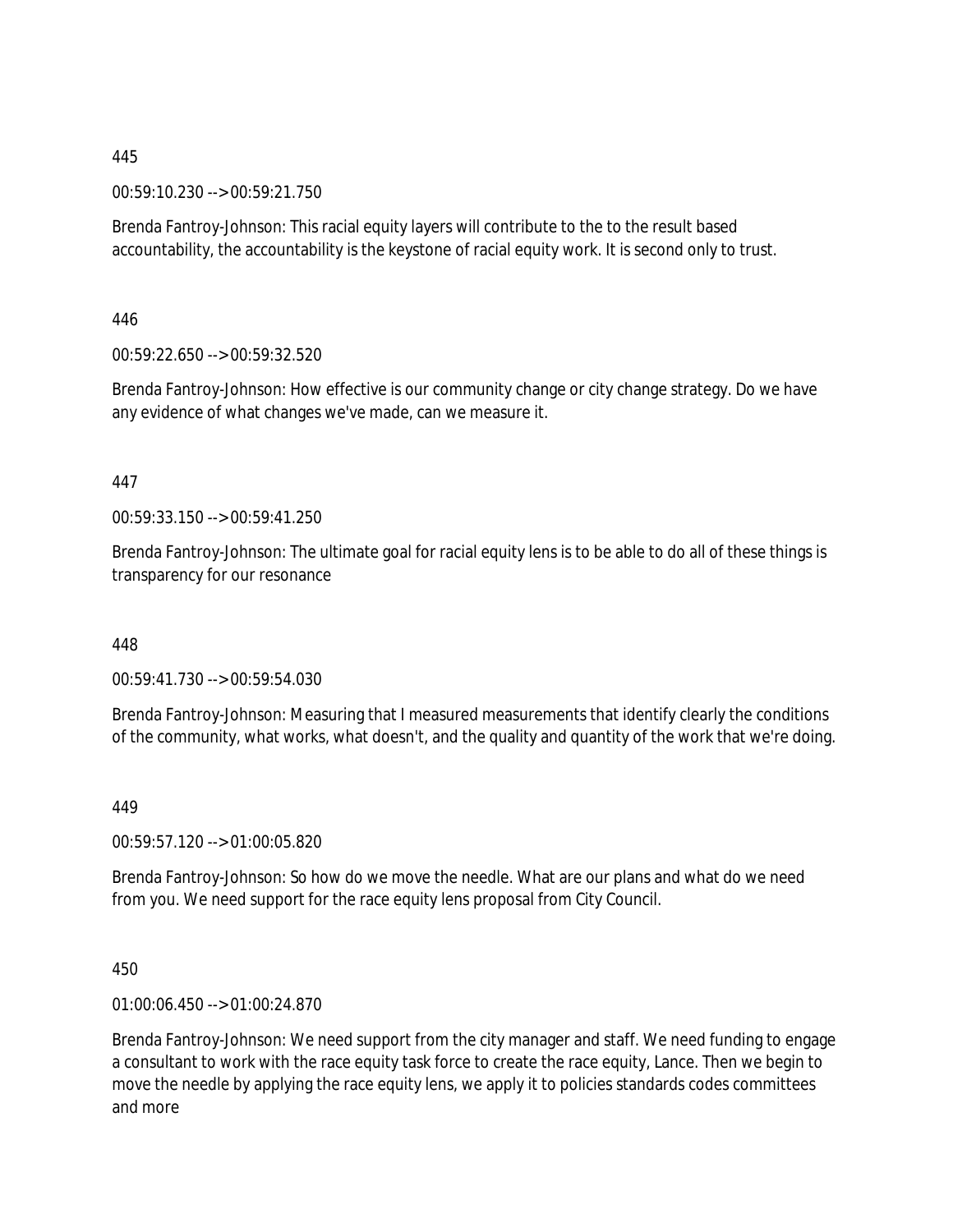445

00:59:10.230 --> 00:59:21.750

Brenda Fantroy-Johnson: This racial equity layers will contribute to the to the result based accountability, the accountability is the keystone of racial equity work. It is second only to trust.

446

00:59:22.650 --> 00:59:32.520

Brenda Fantroy-Johnson: How effective is our community change or city change strategy. Do we have any evidence of what changes we've made, can we measure it.

447

00:59:33.150 --> 00:59:41.250

Brenda Fantroy-Johnson: The ultimate goal for racial equity lens is to be able to do all of these things is transparency for our resonance

448

00:59:41.730 --> 00:59:54.030

Brenda Fantroy-Johnson: Measuring that I measured measurements that identify clearly the conditions of the community, what works, what doesn't, and the quality and quantity of the work that we're doing.

449

00:59:57.120 --> 01:00:05.820

Brenda Fantroy-Johnson: So how do we move the needle. What are our plans and what do we need from you. We need support for the race equity lens proposal from City Council.

450

01:00:06.450 --> 01:00:24.870

Brenda Fantroy-Johnson: We need support from the city manager and staff. We need funding to engage a consultant to work with the race equity task force to create the race equity, Lance. Then we begin to move the needle by applying the race equity lens, we apply it to policies standards codes committees and more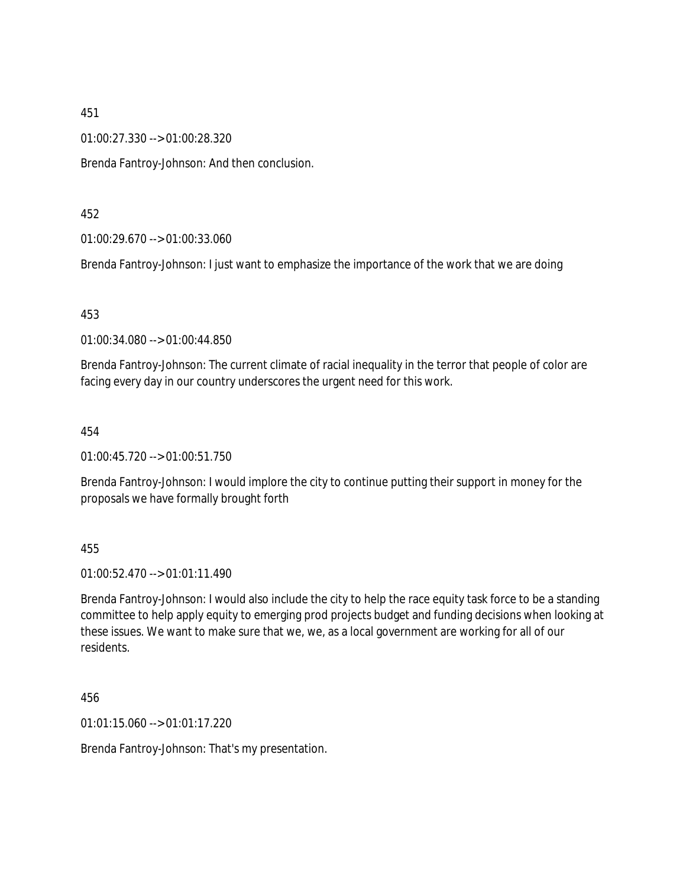451

01:00:27.330 --> 01:00:28.320

Brenda Fantroy-Johnson: And then conclusion.

452

01:00:29.670 --> 01:00:33.060

Brenda Fantroy-Johnson: I just want to emphasize the importance of the work that we are doing

453

01:00:34.080 --> 01:00:44.850

Brenda Fantroy-Johnson: The current climate of racial inequality in the terror that people of color are facing every day in our country underscores the urgent need for this work.

454

01:00:45.720 --> 01:00:51.750

Brenda Fantroy-Johnson: I would implore the city to continue putting their support in money for the proposals we have formally brought forth

455

01:00:52.470 --> 01:01:11.490

Brenda Fantroy-Johnson: I would also include the city to help the race equity task force to be a standing committee to help apply equity to emerging prod projects budget and funding decisions when looking at these issues. We want to make sure that we, we, as a local government are working for all of our residents.

456

01:01:15.060 --> 01:01:17.220

Brenda Fantroy-Johnson: That's my presentation.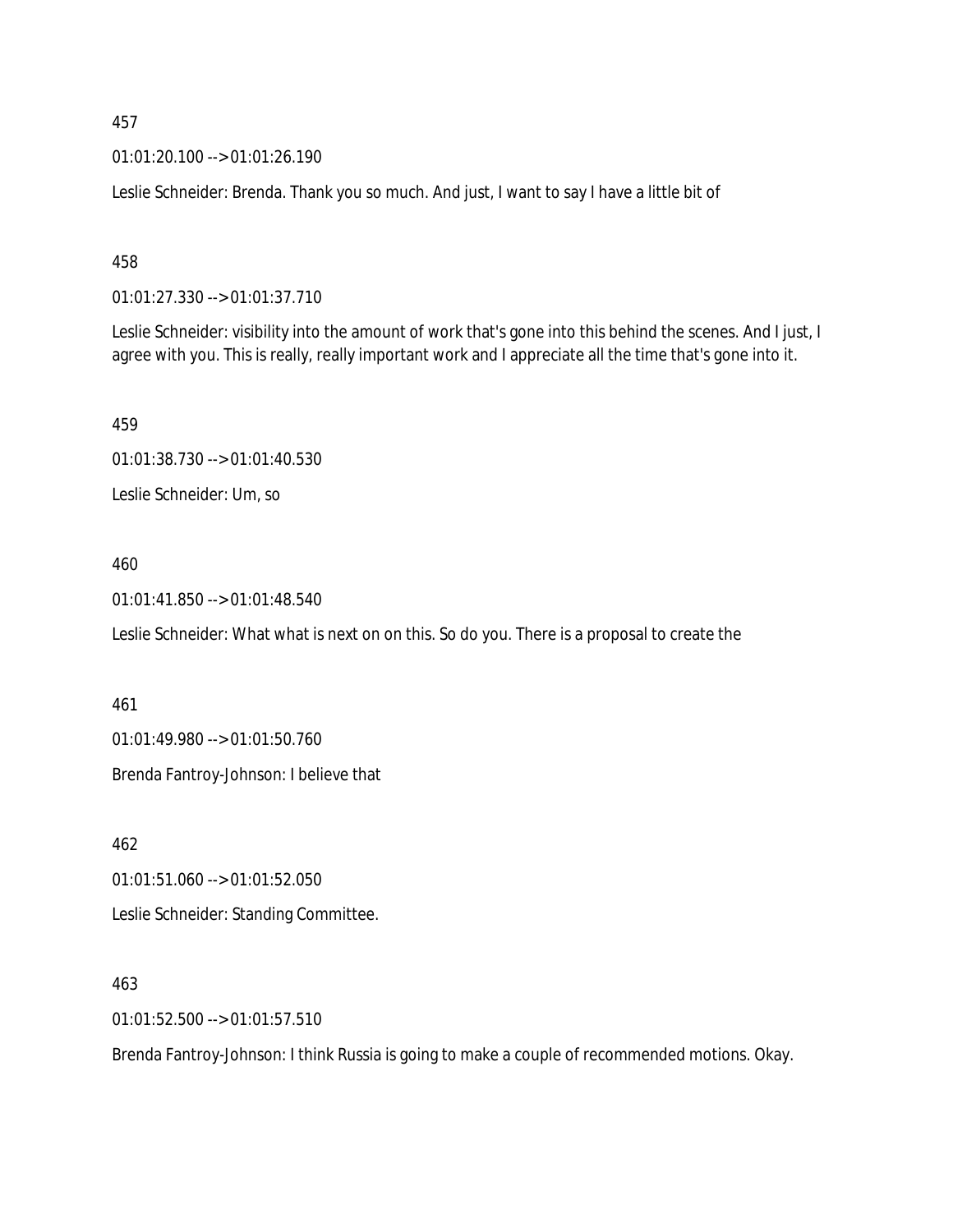457

01:01:20.100 --> 01:01:26.190

Leslie Schneider: Brenda. Thank you so much. And just, I want to say I have a little bit of

458

01:01:27.330 --> 01:01:37.710

Leslie Schneider: visibility into the amount of work that's gone into this behind the scenes. And I just, I agree with you. This is really, really important work and I appreciate all the time that's gone into it.

459

01:01:38.730 --> 01:01:40.530

Leslie Schneider: Um, so

460

01:01:41.850 --> 01:01:48.540

Leslie Schneider: What what is next on on this. So do you. There is a proposal to create the

461

01:01:49.980 --> 01:01:50.760

Brenda Fantroy-Johnson: I believe that

462

01:01:51.060 --> 01:01:52.050

Leslie Schneider: Standing Committee.

463

01:01:52.500 --> 01:01:57.510

Brenda Fantroy-Johnson: I think Russia is going to make a couple of recommended motions. Okay.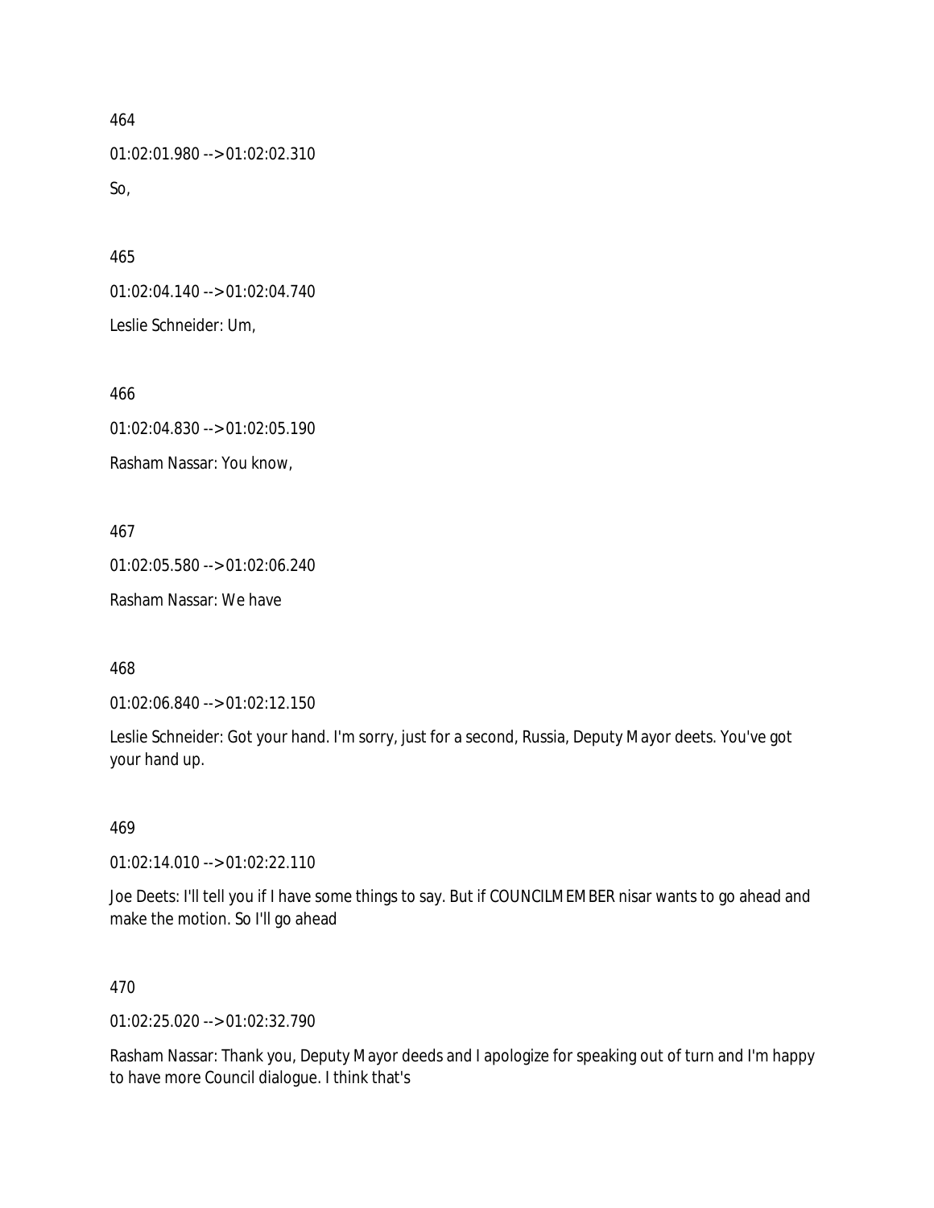464

01:02:01.980 --> 01:02:02.310

So,

465

01:02:04.140 --> 01:02:04.740

Leslie Schneider: Um,

466

01:02:04.830 --> 01:02:05.190

Rasham Nassar: You know,

467

01:02:05.580 --> 01:02:06.240

Rasham Nassar: We have

468

01:02:06.840 --> 01:02:12.150

Leslie Schneider: Got your hand. I'm sorry, just for a second, Russia, Deputy Mayor deets. You've got your hand up.

469

01:02:14.010 --> 01:02:22.110

Joe Deets: I'll tell you if I have some things to say. But if COUNCILMEMBER nisar wants to go ahead and make the motion. So I'll go ahead

470

01:02:25.020 --> 01:02:32.790

Rasham Nassar: Thank you, Deputy Mayor deeds and I apologize for speaking out of turn and I'm happy to have more Council dialogue. I think that's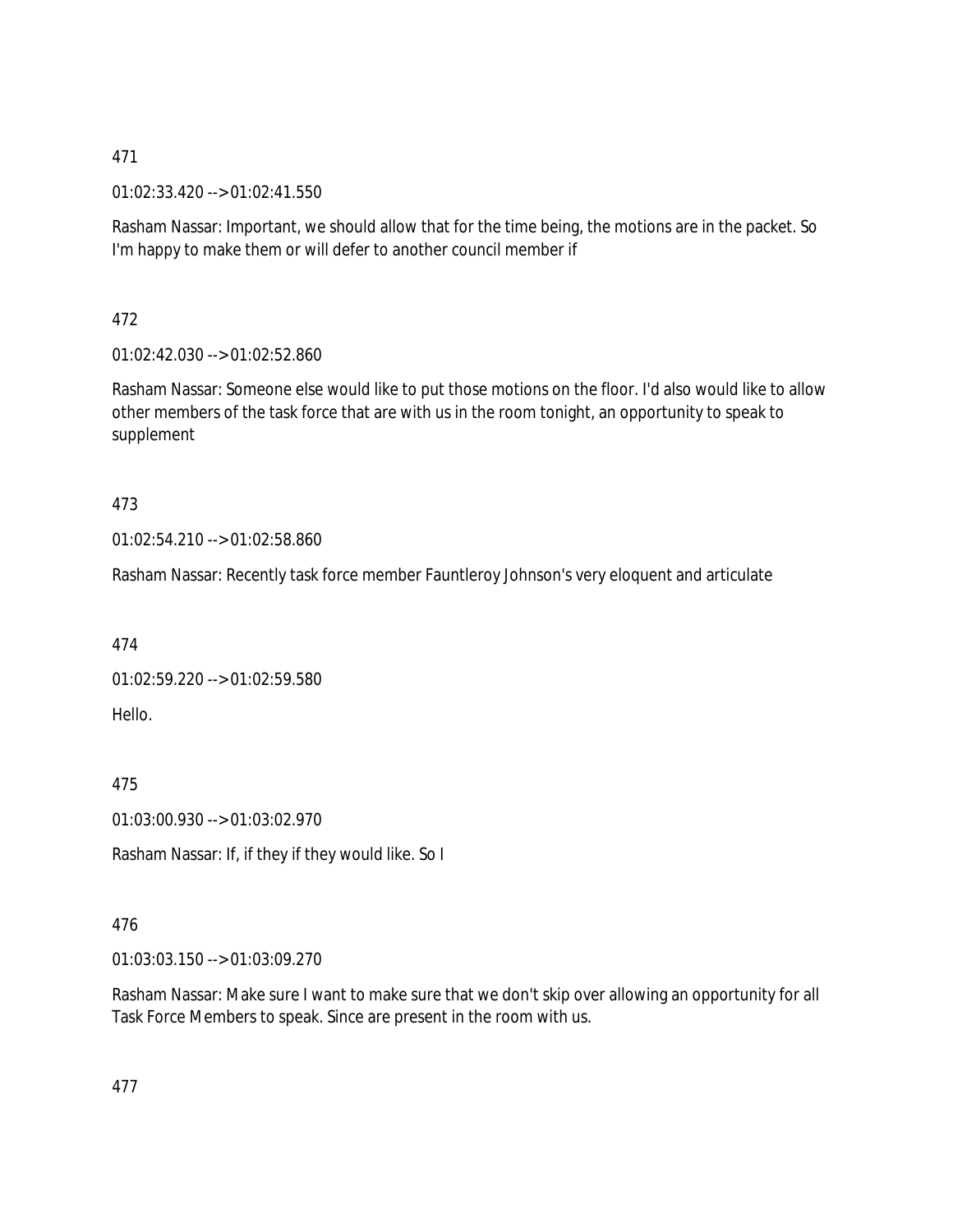471

01:02:33.420 --> 01:02:41.550

Rasham Nassar: Important, we should allow that for the time being, the motions are in the packet. So I'm happy to make them or will defer to another council member if

472

01:02:42.030 --> 01:02:52.860

Rasham Nassar: Someone else would like to put those motions on the floor. I'd also would like to allow other members of the task force that are with us in the room tonight, an opportunity to speak to supplement

473

01:02:54.210 --> 01:02:58.860

Rasham Nassar: Recently task force member Fauntleroy Johnson's very eloquent and articulate

474

01:02:59.220 --> 01:02:59.580

Hello.

475

01:03:00.930 --> 01:03:02.970

Rasham Nassar: If, if they if they would like. So I

476

01:03:03.150 --> 01:03:09.270

Rasham Nassar: Make sure I want to make sure that we don't skip over allowing an opportunity for all Task Force Members to speak. Since are present in the room with us.

477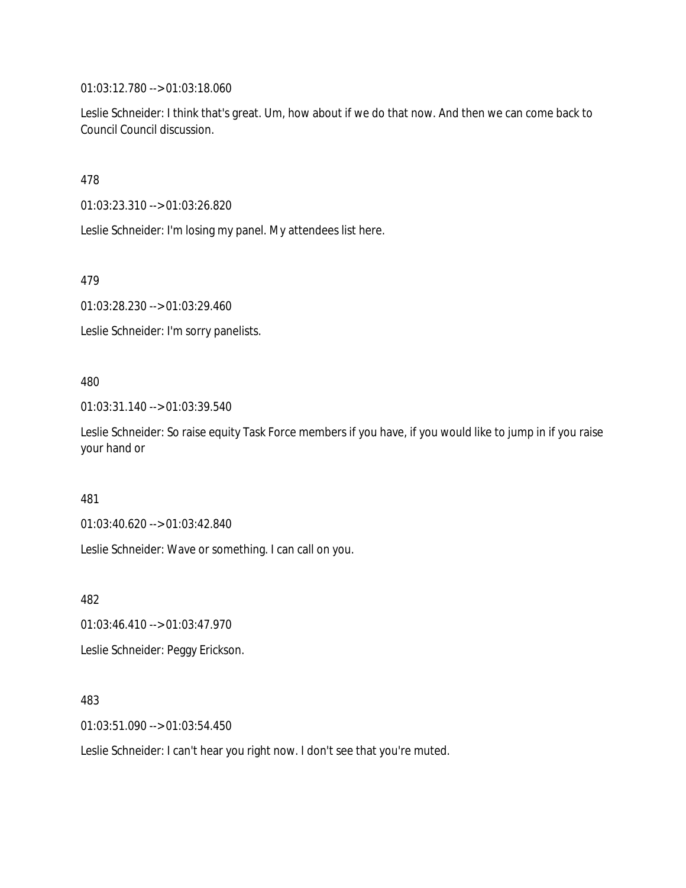01:03:12.780 --> 01:03:18.060

Leslie Schneider: I think that's great. Um, how about if we do that now. And then we can come back to Council Council discussion.

478

01:03:23.310 --> 01:03:26.820

Leslie Schneider: I'm losing my panel. My attendees list here.

479

01:03:28.230 --> 01:03:29.460

Leslie Schneider: I'm sorry panelists.

480

01:03:31.140 --> 01:03:39.540

Leslie Schneider: So raise equity Task Force members if you have, if you would like to jump in if you raise your hand or

481

01:03:40.620 --> 01:03:42.840

Leslie Schneider: Wave or something. I can call on you.

482

01:03:46.410 --> 01:03:47.970

Leslie Schneider: Peggy Erickson.

483

01:03:51.090 --> 01:03:54.450

Leslie Schneider: I can't hear you right now. I don't see that you're muted.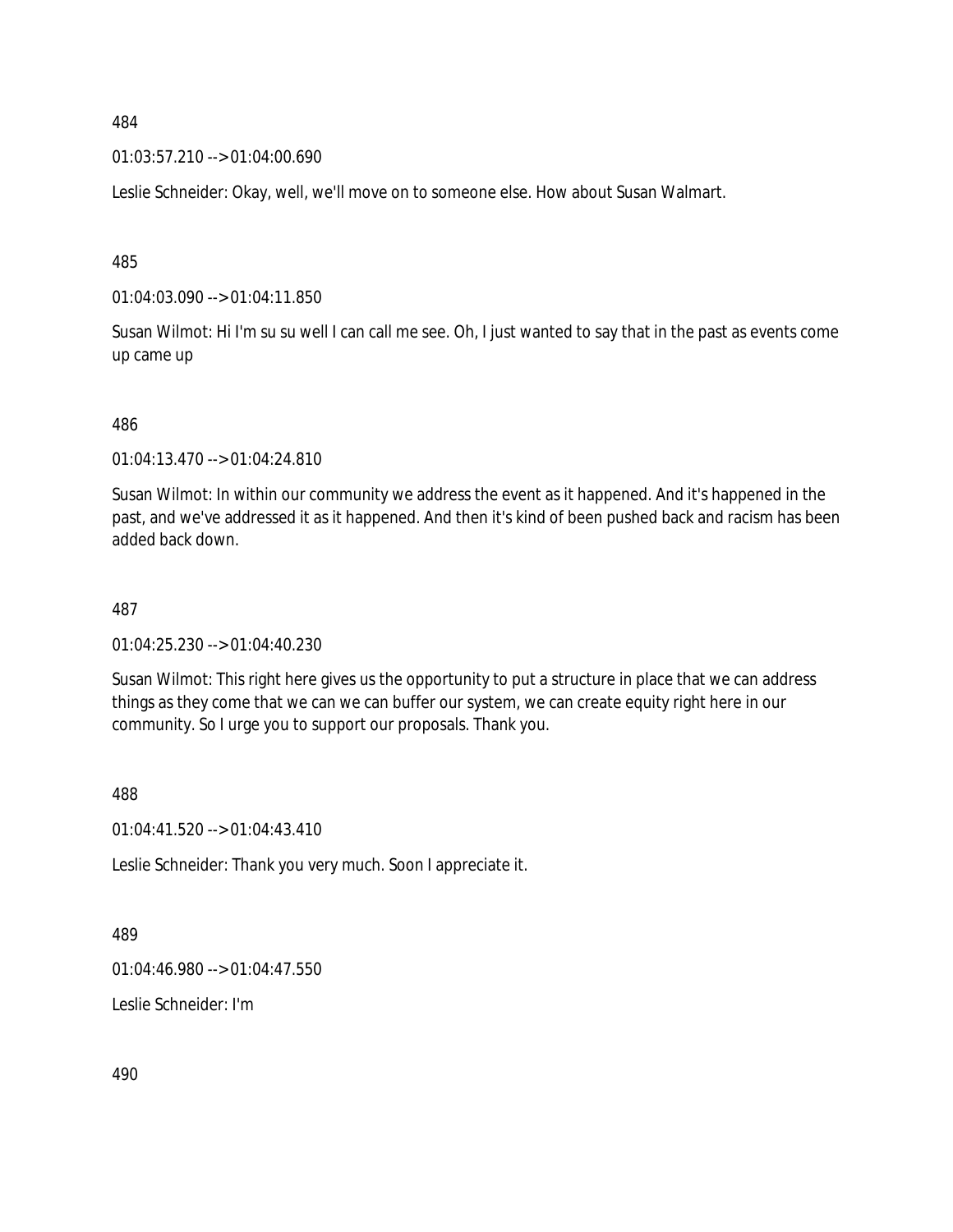484

01:03:57.210 --> 01:04:00.690

Leslie Schneider: Okay, well, we'll move on to someone else. How about Susan Walmart.

485

01:04:03.090 --> 01:04:11.850

Susan Wilmot: Hi I'm su su well I can call me see. Oh, I just wanted to say that in the past as events come up came up

486

01:04:13.470 --> 01:04:24.810

Susan Wilmot: In within our community we address the event as it happened. And it's happened in the past, and we've addressed it as it happened. And then it's kind of been pushed back and racism has been added back down.

487

01:04:25.230 --> 01:04:40.230

Susan Wilmot: This right here gives us the opportunity to put a structure in place that we can address things as they come that we can we can buffer our system, we can create equity right here in our community. So I urge you to support our proposals. Thank you.

488

01:04:41.520 --> 01:04:43.410

Leslie Schneider: Thank you very much. Soon I appreciate it.

489

01:04:46.980 --> 01:04:47.550

Leslie Schneider: I'm

490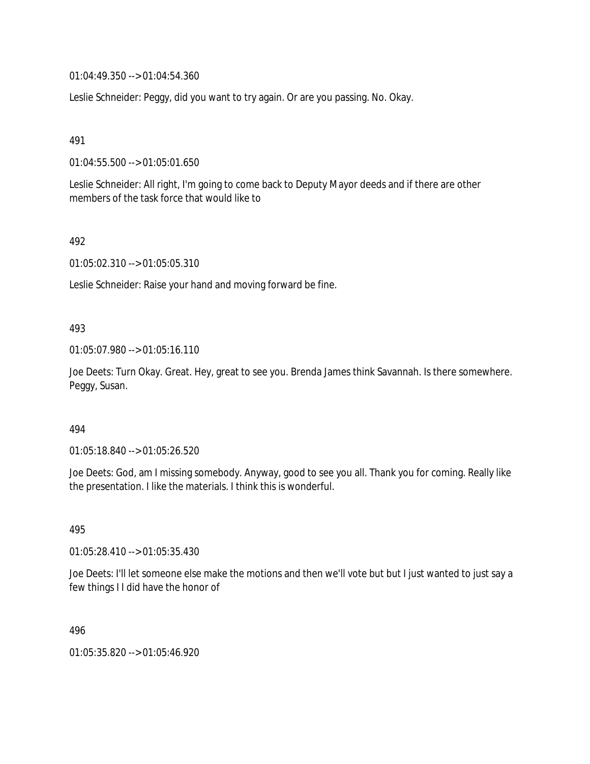01:04:49.350 --> 01:04:54.360

Leslie Schneider: Peggy, did you want to try again. Or are you passing. No. Okay.

491

01:04:55.500 --> 01:05:01.650

Leslie Schneider: All right, I'm going to come back to Deputy Mayor deeds and if there are other members of the task force that would like to

492

01:05:02.310 --> 01:05:05.310

Leslie Schneider: Raise your hand and moving forward be fine.

493

01:05:07.980 --> 01:05:16.110

Joe Deets: Turn Okay. Great. Hey, great to see you. Brenda James think Savannah. Is there somewhere. Peggy, Susan.

494

01:05:18.840 --> 01:05:26.520

Joe Deets: God, am I missing somebody. Anyway, good to see you all. Thank you for coming. Really like the presentation. I like the materials. I think this is wonderful.

495

01:05:28.410 --> 01:05:35.430

Joe Deets: I'll let someone else make the motions and then we'll vote but but I just wanted to just say a few things I I did have the honor of

496

01:05:35.820 --> 01:05:46.920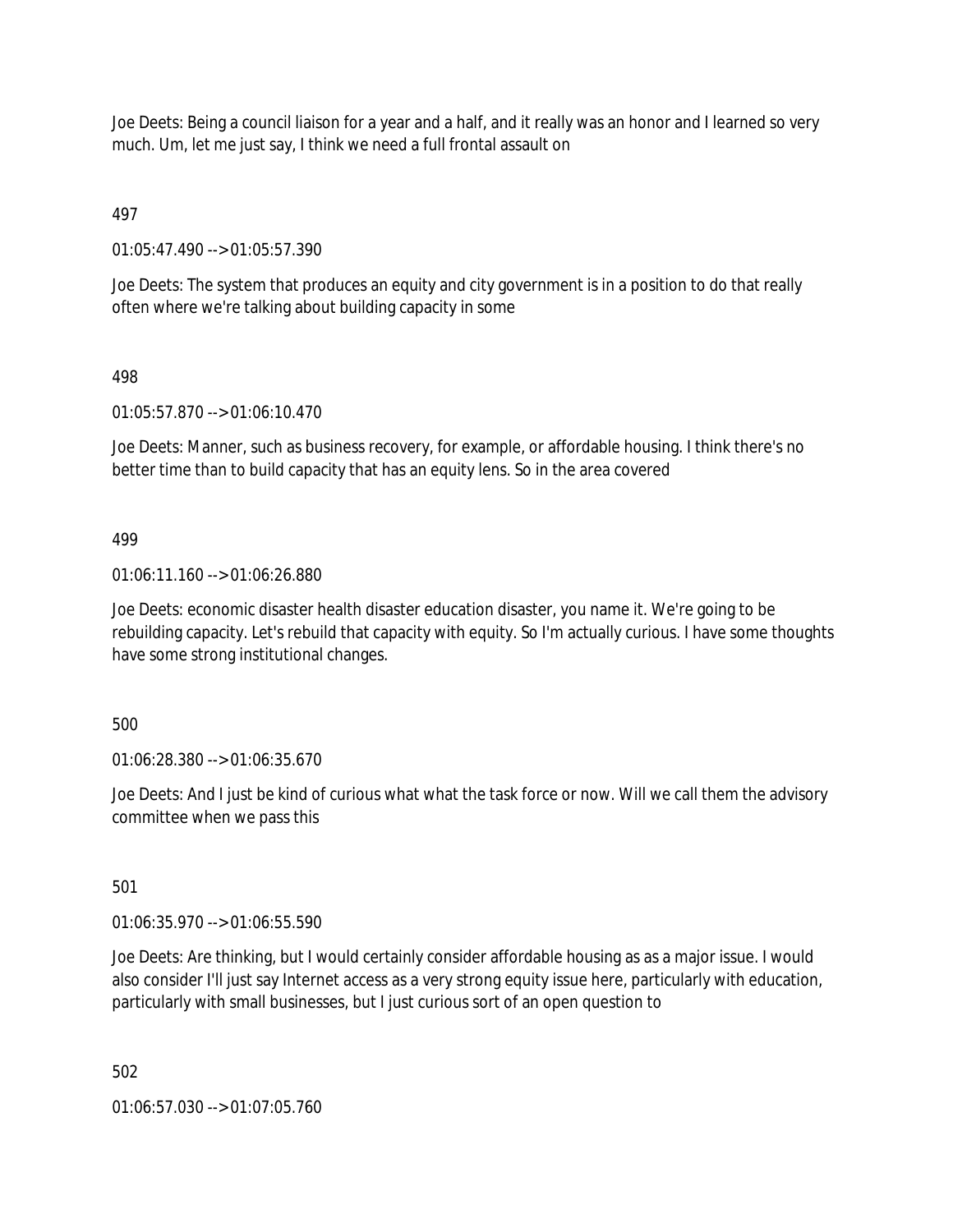Joe Deets: Being a council liaison for a year and a half, and it really was an honor and I learned so very much. Um, let me just say, I think we need a full frontal assault on

497

01:05:47.490 --> 01:05:57.390

Joe Deets: The system that produces an equity and city government is in a position to do that really often where we're talking about building capacity in some

498

01:05:57.870 --> 01:06:10.470

Joe Deets: Manner, such as business recovery, for example, or affordable housing. I think there's no better time than to build capacity that has an equity lens. So in the area covered

499

01:06:11.160 --> 01:06:26.880

Joe Deets: economic disaster health disaster education disaster, you name it. We're going to be rebuilding capacity. Let's rebuild that capacity with equity. So I'm actually curious. I have some thoughts have some strong institutional changes.

500

01:06:28.380 --> 01:06:35.670

Joe Deets: And I just be kind of curious what what the task force or now. Will we call them the advisory committee when we pass this

501

01:06:35.970 --> 01:06:55.590

Joe Deets: Are thinking, but I would certainly consider affordable housing as as a major issue. I would also consider I'll just say Internet access as a very strong equity issue here, particularly with education, particularly with small businesses, but I just curious sort of an open question to

502

01:06:57.030 --> 01:07:05.760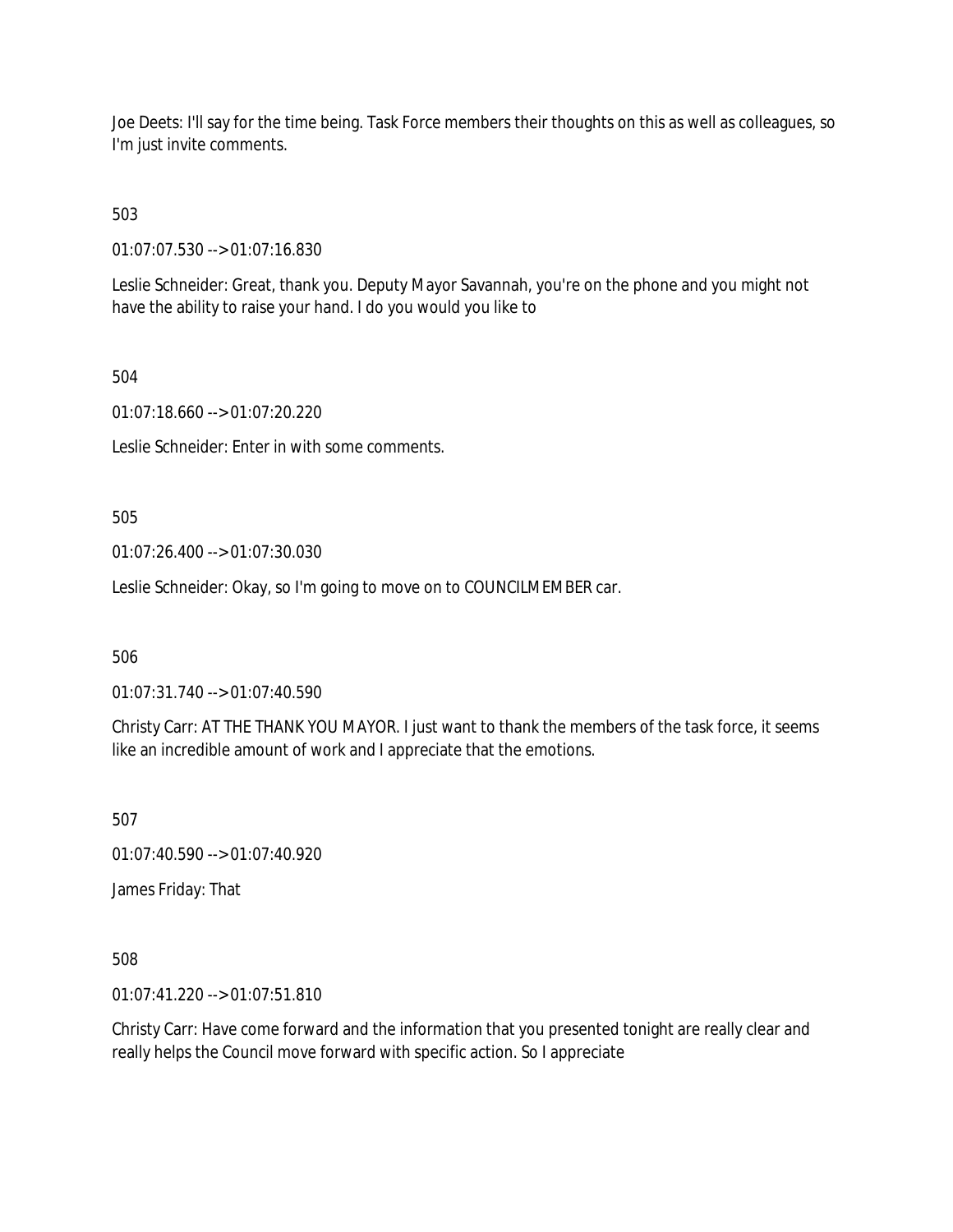Joe Deets: I'll say for the time being. Task Force members their thoughts on this as well as colleagues, so I'm just invite comments.

503

01:07:07.530 --> 01:07:16.830

Leslie Schneider: Great, thank you. Deputy Mayor Savannah, you're on the phone and you might not have the ability to raise your hand. I do you would you like to

504

01:07:18.660 --> 01:07:20.220

Leslie Schneider: Enter in with some comments.

505

01:07:26.400 --> 01:07:30.030

Leslie Schneider: Okay, so I'm going to move on to COUNCILMEMBER car.

506

01:07:31.740 --> 01:07:40.590

Christy Carr: AT THE THANK YOU MAYOR. I just want to thank the members of the task force, it seems like an incredible amount of work and I appreciate that the emotions.

507

01:07:40.590 --> 01:07:40.920

James Friday: That

508

01:07:41.220 --> 01:07:51.810

Christy Carr: Have come forward and the information that you presented tonight are really clear and really helps the Council move forward with specific action. So I appreciate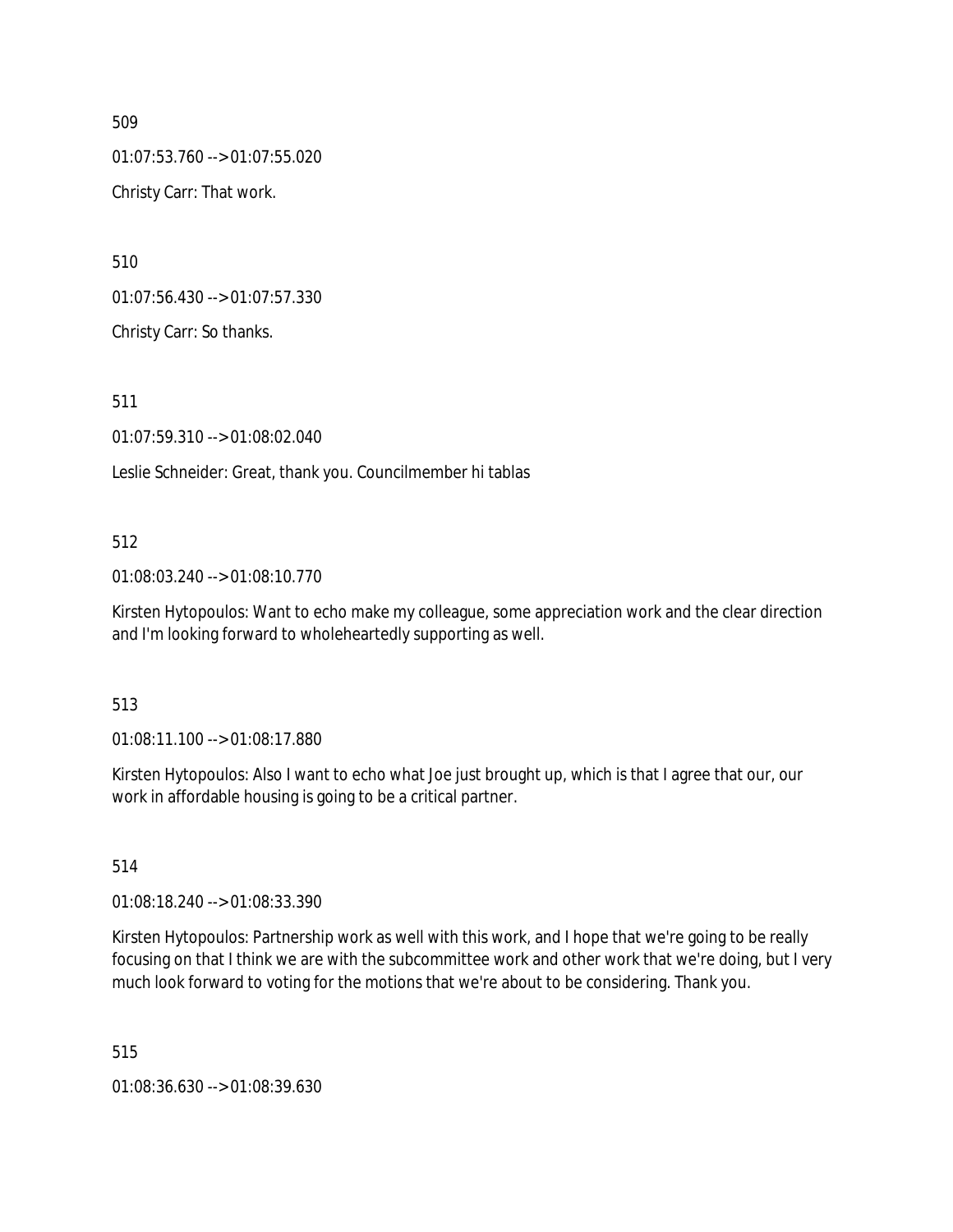509

01:07:53.760 --> 01:07:55.020

Christy Carr: That work.

510

01:07:56.430 --> 01:07:57.330

Christy Carr: So thanks.

511

01:07:59.310 --> 01:08:02.040

Leslie Schneider: Great, thank you. Councilmember hi tablas

512

01:08:03.240 --> 01:08:10.770

Kirsten Hytopoulos: Want to echo make my colleague, some appreciation work and the clear direction and I'm looking forward to wholeheartedly supporting as well.

513

01:08:11.100 --> 01:08:17.880

Kirsten Hytopoulos: Also I want to echo what Joe just brought up, which is that I agree that our, our work in affordable housing is going to be a critical partner.

514

01:08:18.240 --> 01:08:33.390

Kirsten Hytopoulos: Partnership work as well with this work, and I hope that we're going to be really focusing on that I think we are with the subcommittee work and other work that we're doing, but I very much look forward to voting for the motions that we're about to be considering. Thank you.

515

01:08:36.630 --> 01:08:39.630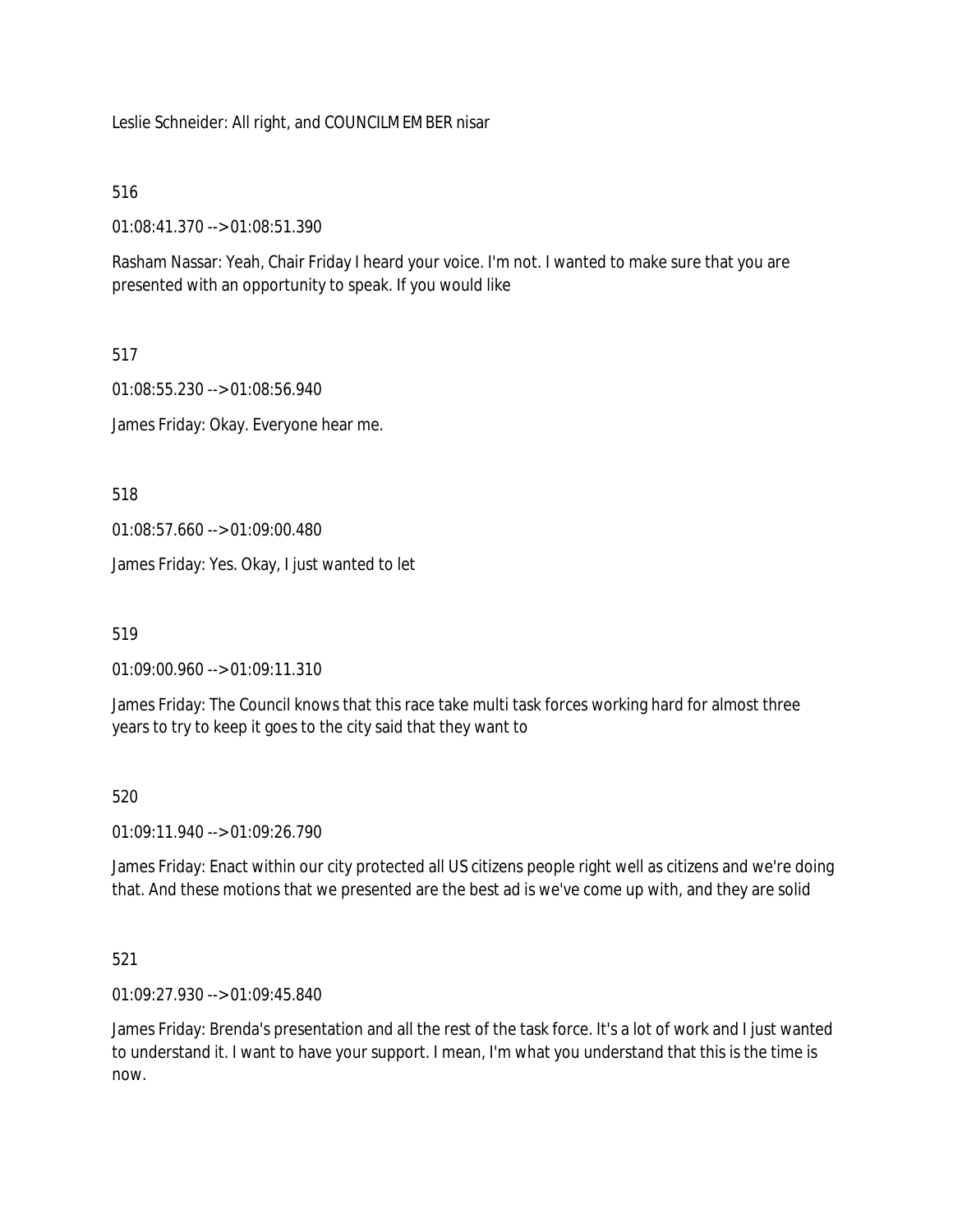Leslie Schneider: All right, and COUNCILMEMBER nisar

516

01:08:41.370 --> 01:08:51.390

Rasham Nassar: Yeah, Chair Friday I heard your voice. I'm not. I wanted to make sure that you are presented with an opportunity to speak. If you would like

517

01:08:55.230 --> 01:08:56.940

James Friday: Okay. Everyone hear me.

518

01:08:57.660 --> 01:09:00.480

James Friday: Yes. Okay, I just wanted to let

519

01:09:00.960 --> 01:09:11.310

James Friday: The Council knows that this race take multi task forces working hard for almost three years to try to keep it goes to the city said that they want to

520

01:09:11.940 --> 01:09:26.790

James Friday: Enact within our city protected all US citizens people right well as citizens and we're doing that. And these motions that we presented are the best ad is we've come up with, and they are solid

521

01:09:27.930 --> 01:09:45.840

James Friday: Brenda's presentation and all the rest of the task force. It's a lot of work and I just wanted to understand it. I want to have your support. I mean, I'm what you understand that this is the time is now.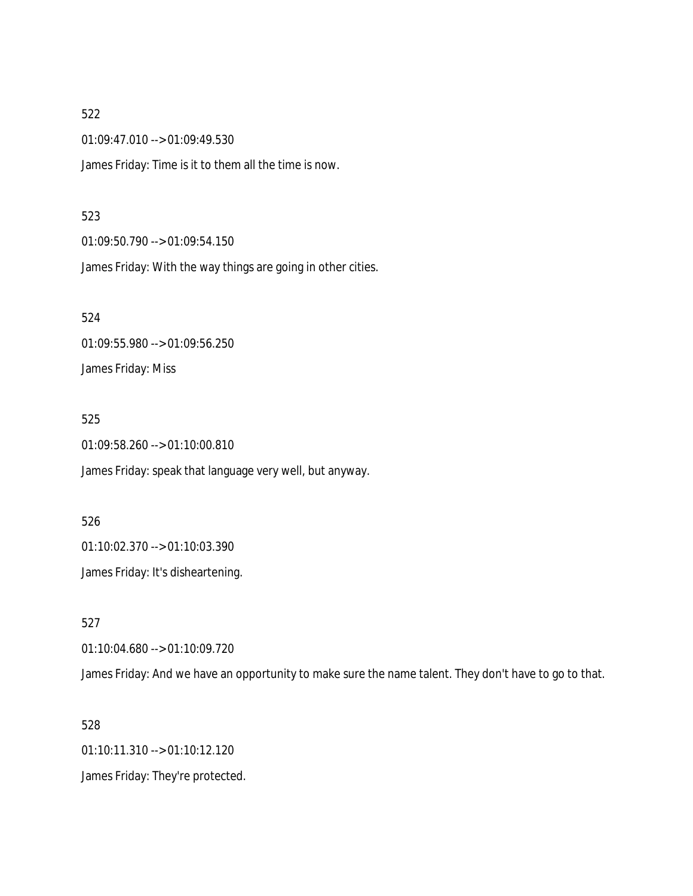522

01:09:47.010 --> 01:09:49.530

James Friday: Time is it to them all the time is now.

523

01:09:50.790 --> 01:09:54.150

James Friday: With the way things are going in other cities.

524

01:09:55.980 --> 01:09:56.250

James Friday: Miss

525

01:09:58.260 --> 01:10:00.810

James Friday: speak that language very well, but anyway.

526

01:10:02.370 --> 01:10:03.390

James Friday: It's disheartening.

527

01:10:04.680 --> 01:10:09.720

James Friday: And we have an opportunity to make sure the name talent. They don't have to go to that.

528

01:10:11.310 --> 01:10:12.120

James Friday: They're protected.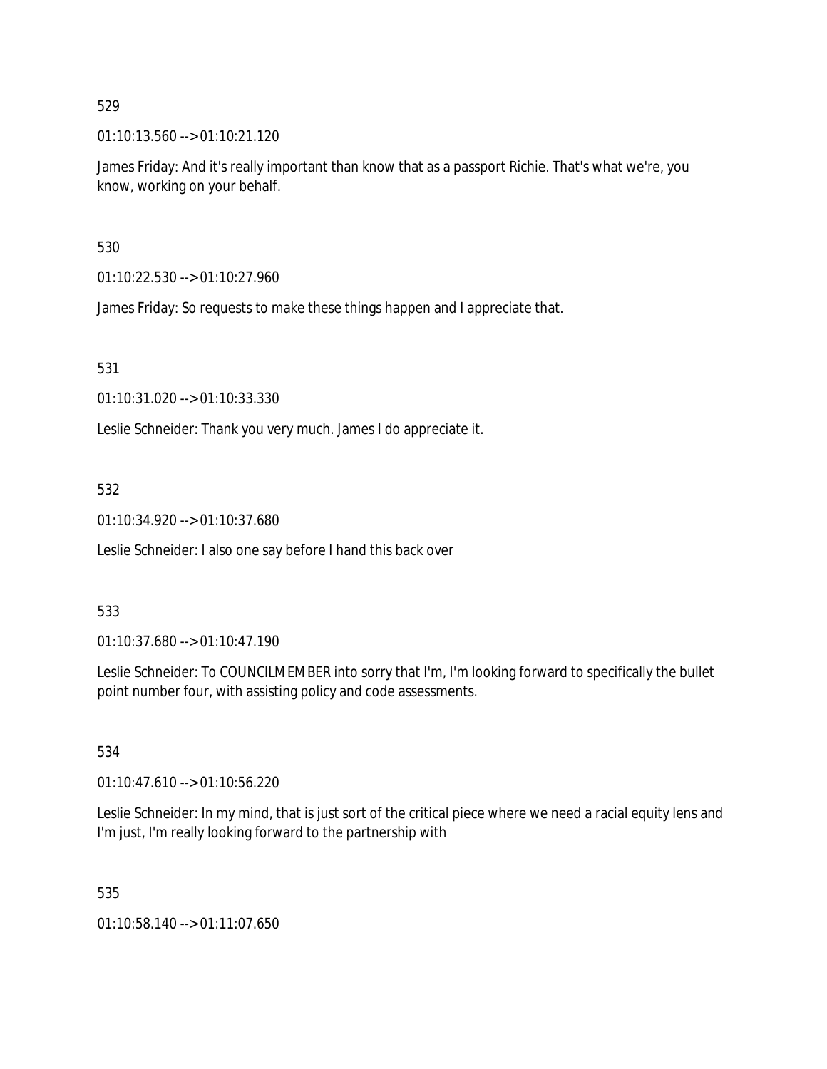529

01:10:13.560 --> 01:10:21.120

James Friday: And it's really important than know that as a passport Richie. That's what we're, you know, working on your behalf.

530

01:10:22.530 --> 01:10:27.960

James Friday: So requests to make these things happen and I appreciate that.

531

01:10:31.020 --> 01:10:33.330

Leslie Schneider: Thank you very much. James I do appreciate it.

532

01:10:34.920 --> 01:10:37.680

Leslie Schneider: I also one say before I hand this back over

533

01:10:37.680 --> 01:10:47.190

Leslie Schneider: To COUNCILMEMBER into sorry that I'm, I'm looking forward to specifically the bullet point number four, with assisting policy and code assessments.

534

01:10:47.610 --> 01:10:56.220

Leslie Schneider: In my mind, that is just sort of the critical piece where we need a racial equity lens and I'm just, I'm really looking forward to the partnership with

535

01:10:58.140 --> 01:11:07.650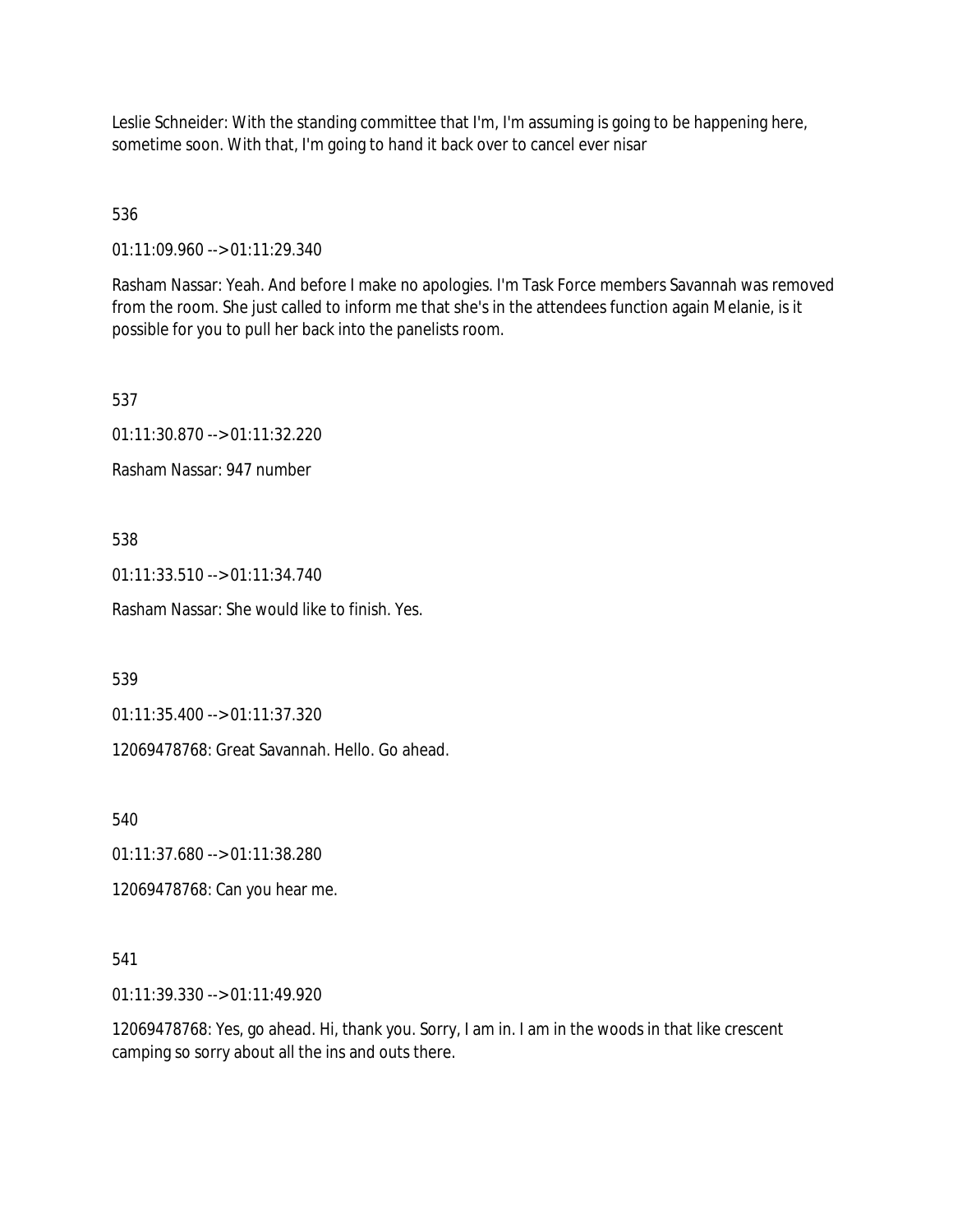Leslie Schneider: With the standing committee that I'm, I'm assuming is going to be happening here, sometime soon. With that, I'm going to hand it back over to cancel ever nisar

536

01:11:09.960 --> 01:11:29.340

Rasham Nassar: Yeah. And before I make no apologies. I'm Task Force members Savannah was removed from the room. She just called to inform me that she's in the attendees function again Melanie, is it possible for you to pull her back into the panelists room.

537

01:11:30.870 --> 01:11:32.220

Rasham Nassar: 947 number

538

01:11:33.510 --> 01:11:34.740

Rasham Nassar: She would like to finish. Yes.

539

01:11:35.400 --> 01:11:37.320

12069478768: Great Savannah. Hello. Go ahead.

540

01:11:37.680 --> 01:11:38.280

12069478768: Can you hear me.

541

01:11:39.330 --> 01:11:49.920

12069478768: Yes, go ahead. Hi, thank you. Sorry, I am in. I am in the woods in that like crescent camping so sorry about all the ins and outs there.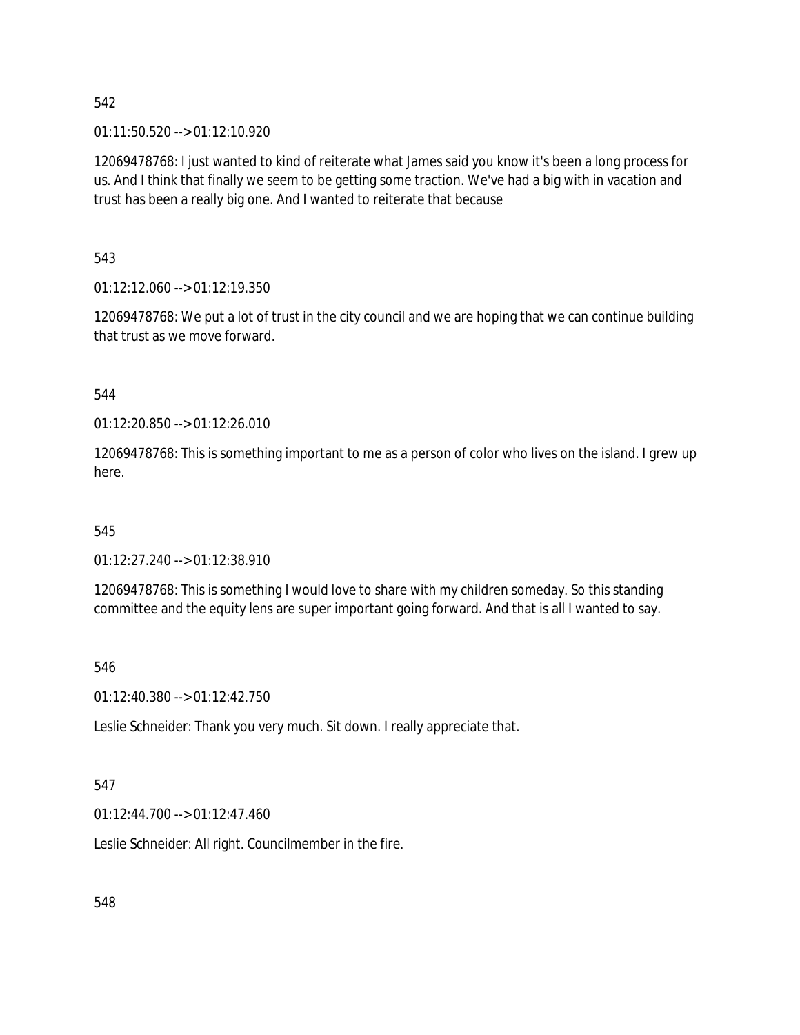542

01:11:50.520 --> 01:12:10.920

12069478768: I just wanted to kind of reiterate what James said you know it's been a long process for us. And I think that finally we seem to be getting some traction. We've had a big with in vacation and trust has been a really big one. And I wanted to reiterate that because

543

01:12:12.060 --> 01:12:19.350

12069478768: We put a lot of trust in the city council and we are hoping that we can continue building that trust as we move forward.

544

01:12:20.850 --> 01:12:26.010

12069478768: This is something important to me as a person of color who lives on the island. I grew up here.

545

01:12:27.240 --> 01:12:38.910

12069478768: This is something I would love to share with my children someday. So this standing committee and the equity lens are super important going forward. And that is all I wanted to say.

546

01:12:40.380 --> 01:12:42.750

Leslie Schneider: Thank you very much. Sit down. I really appreciate that.

547

01:12:44.700 --> 01:12:47.460

Leslie Schneider: All right. Councilmember in the fire.

548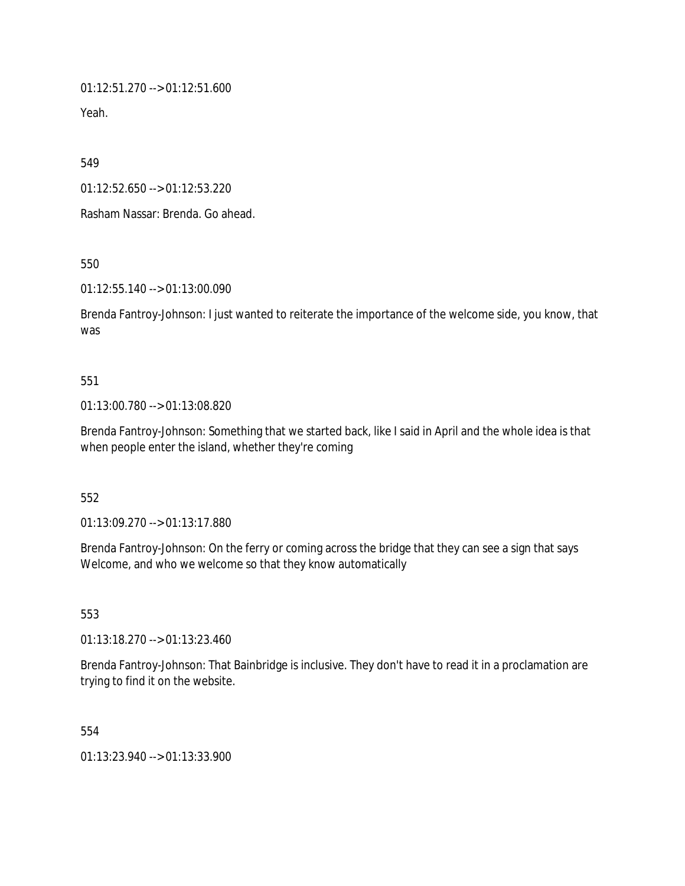01:12:51.270 --> 01:12:51.600

Yeah.

549

01:12:52.650 --> 01:12:53.220

Rasham Nassar: Brenda. Go ahead.

550

01:12:55.140 --> 01:13:00.090

Brenda Fantroy-Johnson: I just wanted to reiterate the importance of the welcome side, you know, that was

551

01:13:00.780 --> 01:13:08.820

Brenda Fantroy-Johnson: Something that we started back, like I said in April and the whole idea is that when people enter the island, whether they're coming

552

01:13:09.270 --> 01:13:17.880

Brenda Fantroy-Johnson: On the ferry or coming across the bridge that they can see a sign that says Welcome, and who we welcome so that they know automatically

553

01:13:18.270 --> 01:13:23.460

Brenda Fantroy-Johnson: That Bainbridge is inclusive. They don't have to read it in a proclamation are trying to find it on the website.

554

01:13:23.940 --> 01:13:33.900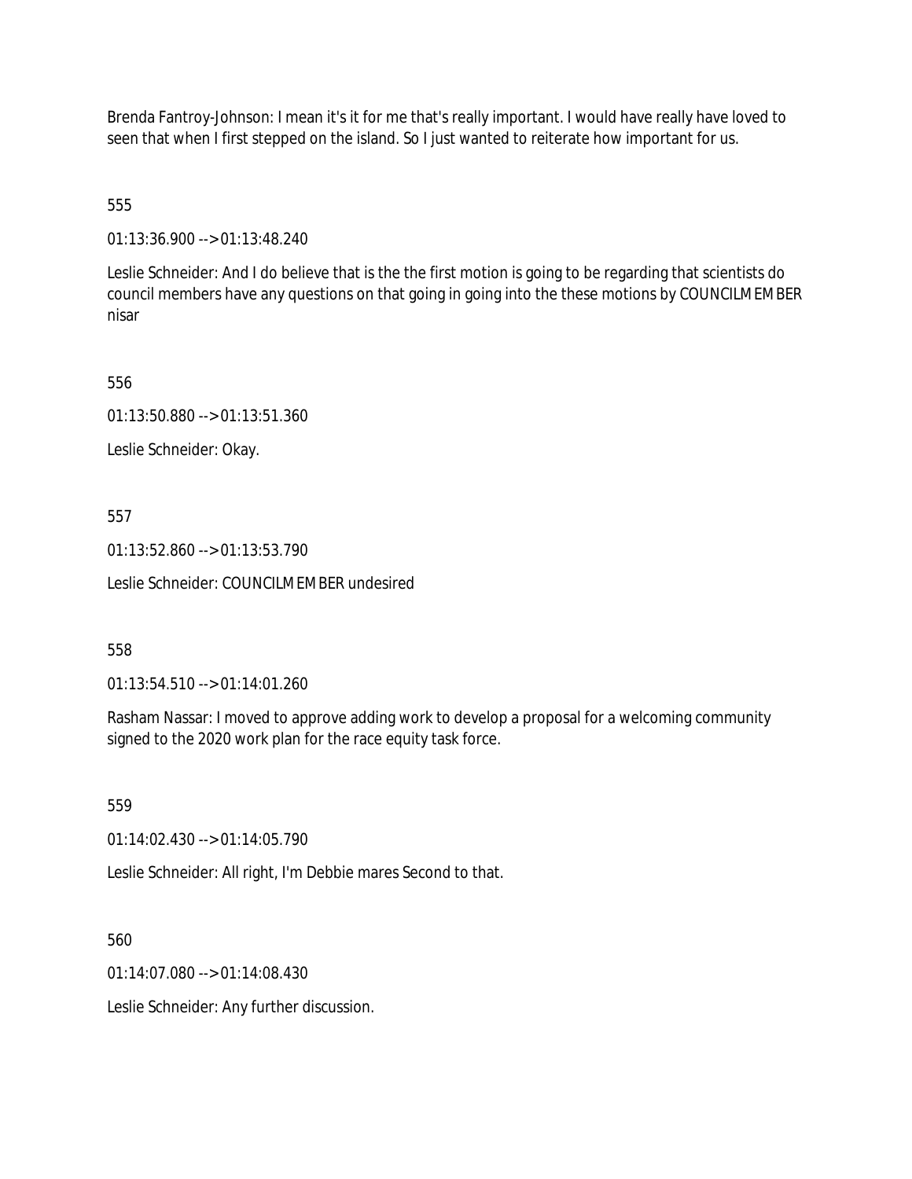Brenda Fantroy-Johnson: I mean it's it for me that's really important. I would have really have loved to seen that when I first stepped on the island. So I just wanted to reiterate how important for us.

555

01:13:36.900 --> 01:13:48.240

Leslie Schneider: And I do believe that is the the first motion is going to be regarding that scientists do council members have any questions on that going in going into the these motions by COUNCILMEMBER nisar

556

01:13:50.880 --> 01:13:51.360

Leslie Schneider: Okay.

557

01:13:52.860 --> 01:13:53.790

Leslie Schneider: COUNCILMEMBER undesired

558

01:13:54.510 --> 01:14:01.260

Rasham Nassar: I moved to approve adding work to develop a proposal for a welcoming community signed to the 2020 work plan for the race equity task force.

559

01:14:02.430 --> 01:14:05.790

Leslie Schneider: All right, I'm Debbie mares Second to that.

560

01:14:07.080 --> 01:14:08.430

Leslie Schneider: Any further discussion.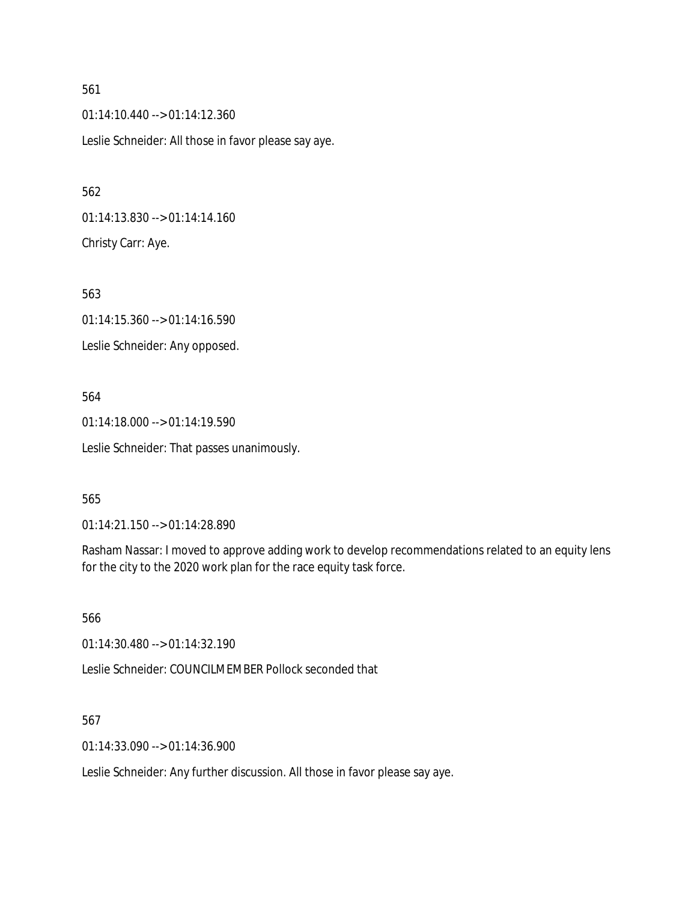561

01:14:10.440 --> 01:14:12.360

Leslie Schneider: All those in favor please say aye.

562

01:14:13.830 --> 01:14:14.160

Christy Carr: Aye.

563

01:14:15.360 --> 01:14:16.590

Leslie Schneider: Any opposed.

564

01:14:18.000 --> 01:14:19.590

Leslie Schneider: That passes unanimously.

565

01:14:21.150 --> 01:14:28.890

Rasham Nassar: I moved to approve adding work to develop recommendations related to an equity lens for the city to the 2020 work plan for the race equity task force.

566

01:14:30.480 --> 01:14:32.190

Leslie Schneider: COUNCILMEMBER Pollock seconded that

567

01:14:33.090 --> 01:14:36.900

Leslie Schneider: Any further discussion. All those in favor please say aye.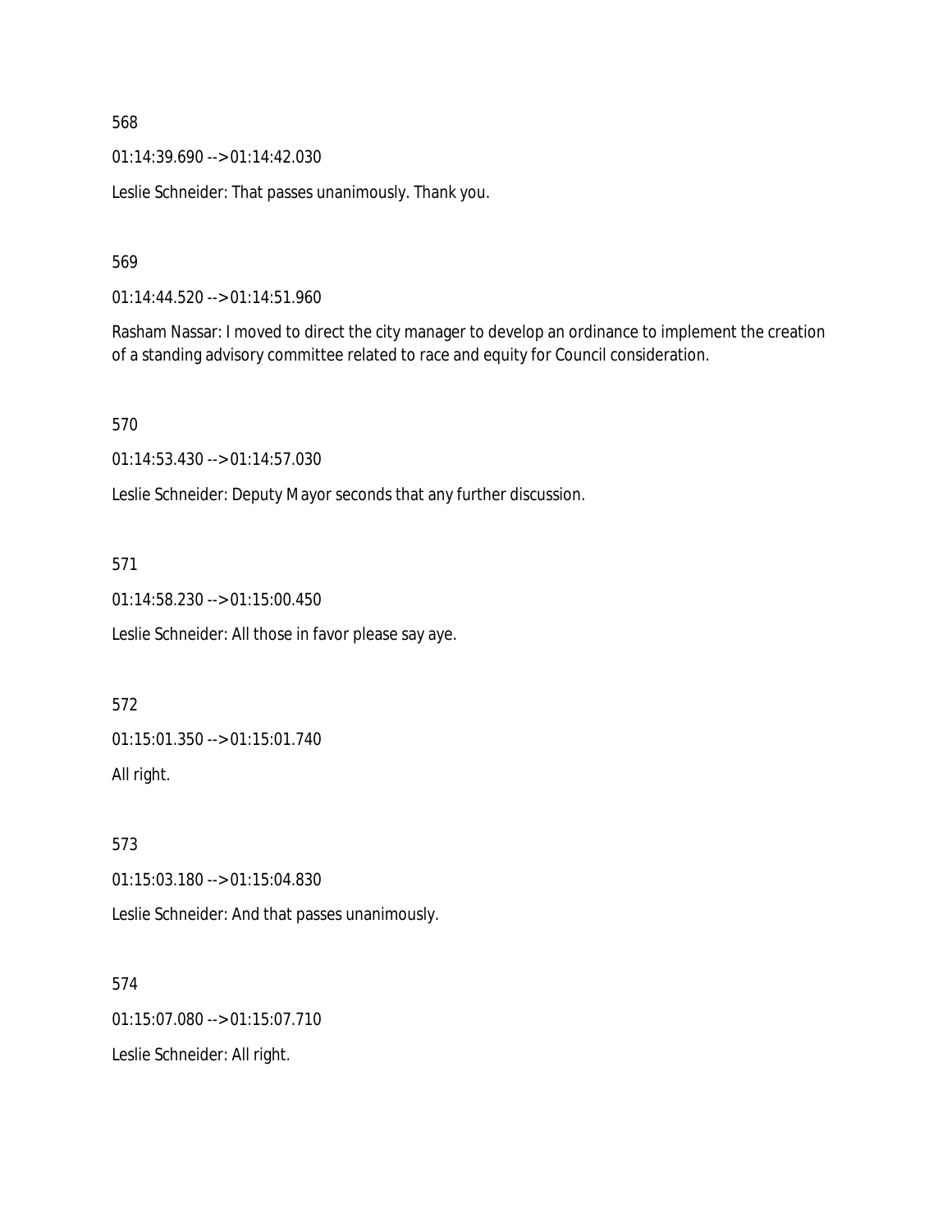568

01:14:39.690 --> 01:14:42.030

Leslie Schneider: That passes unanimously. Thank you.

569

01:14:44.520 --> 01:14:51.960

Rasham Nassar: I moved to direct the city manager to develop an ordinance to implement the creation of a standing advisory committee related to race and equity for Council consideration.

570

01:14:53.430 --> 01:14:57.030

Leslie Schneider: Deputy Mayor seconds that any further discussion.

571

01:14:58.230 --> 01:15:00.450

Leslie Schneider: All those in favor please say aye.

572

01:15:01.350 --> 01:15:01.740

All right.

573

01:15:03.180 --> 01:15:04.830

Leslie Schneider: And that passes unanimously.

574

01:15:07.080 --> 01:15:07.710

Leslie Schneider: All right.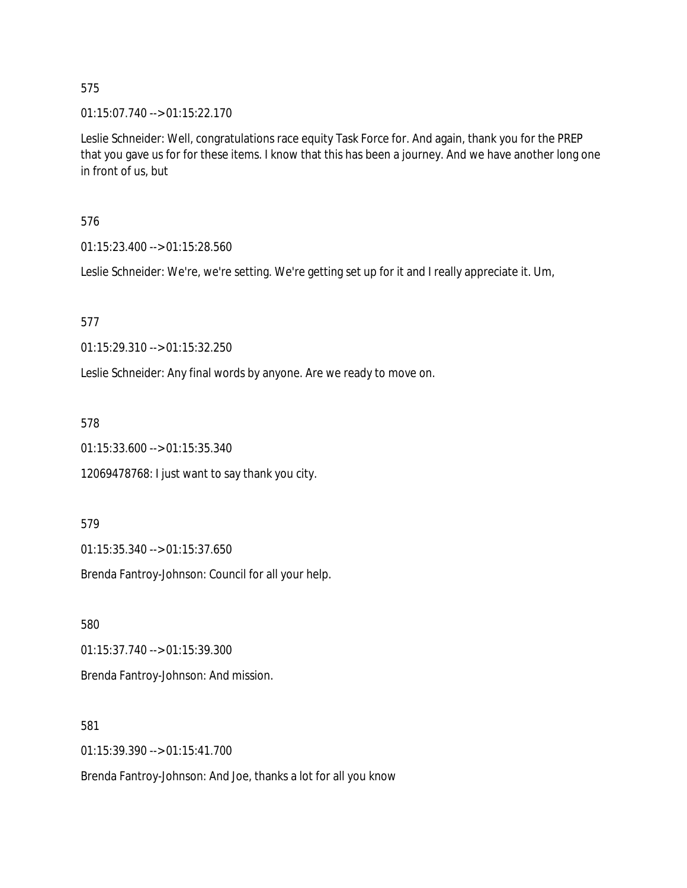575

01:15:07.740 --> 01:15:22.170

Leslie Schneider: Well, congratulations race equity Task Force for. And again, thank you for the PREP that you gave us for for these items. I know that this has been a journey. And we have another long one in front of us, but

576

01:15:23.400 --> 01:15:28.560

Leslie Schneider: We're, we're setting. We're getting set up for it and I really appreciate it. Um,

577

01:15:29.310 --> 01:15:32.250

Leslie Schneider: Any final words by anyone. Are we ready to move on.

578

01:15:33.600 --> 01:15:35.340

12069478768: I just want to say thank you city.

579

01:15:35.340 --> 01:15:37.650

Brenda Fantroy-Johnson: Council for all your help.

580

01:15:37.740 --> 01:15:39.300

Brenda Fantroy-Johnson: And mission.

581

01:15:39.390 --> 01:15:41.700

Brenda Fantroy-Johnson: And Joe, thanks a lot for all you know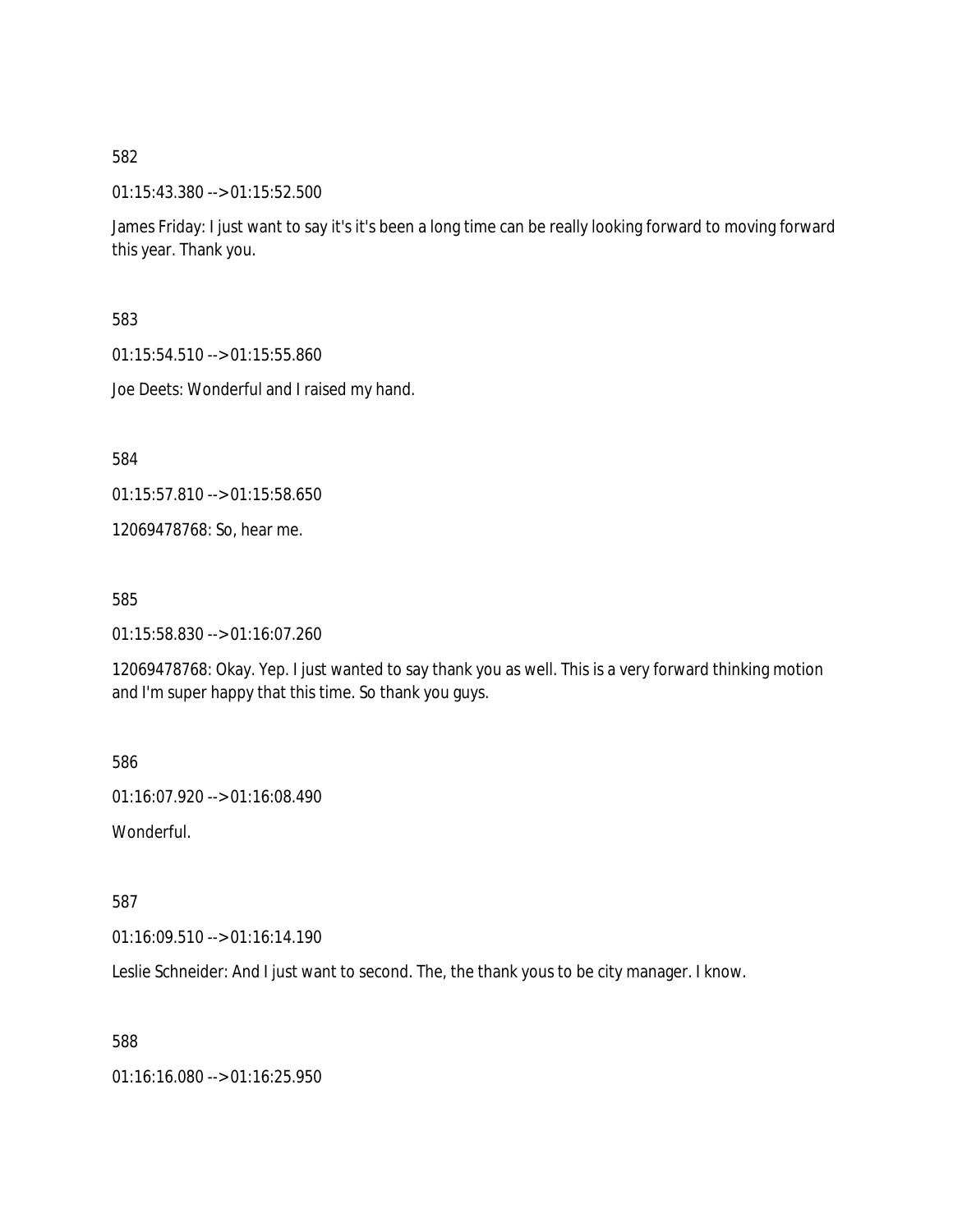582

01:15:43.380 --> 01:15:52.500

James Friday: I just want to say it's it's been a long time can be really looking forward to moving forward this year. Thank you.

583

01:15:54.510 --> 01:15:55.860

Joe Deets: Wonderful and I raised my hand.

584

01:15:57.810 --> 01:15:58.650

12069478768: So, hear me.

585

01:15:58.830 --> 01:16:07.260

12069478768: Okay. Yep. I just wanted to say thank you as well. This is a very forward thinking motion and I'm super happy that this time. So thank you guys.

586

01:16:07.920 --> 01:16:08.490

Wonderful.

587

01:16:09.510 --> 01:16:14.190

Leslie Schneider: And I just want to second. The, the thank yous to be city manager. I know.

588

01:16:16.080 --> 01:16:25.950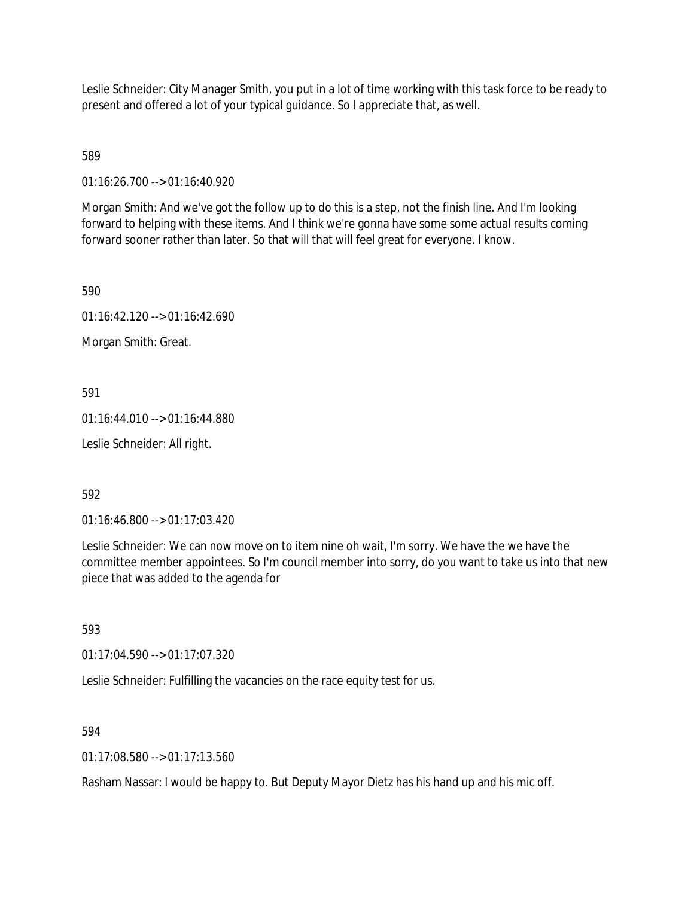Leslie Schneider: City Manager Smith, you put in a lot of time working with this task force to be ready to present and offered a lot of your typical guidance. So I appreciate that, as well.

589

01:16:26.700 --> 01:16:40.920

Morgan Smith: And we've got the follow up to do this is a step, not the finish line. And I'm looking forward to helping with these items. And I think we're gonna have some some actual results coming forward sooner rather than later. So that will that will feel great for everyone. I know.

590

01:16:42.120 --> 01:16:42.690

Morgan Smith: Great.

591

01:16:44.010 --> 01:16:44.880

Leslie Schneider: All right.

592

01:16:46.800 --> 01:17:03.420

Leslie Schneider: We can now move on to item nine oh wait, I'm sorry. We have the we have the committee member appointees. So I'm council member into sorry, do you want to take us into that new piece that was added to the agenda for

593

01:17:04.590 --> 01:17:07.320

Leslie Schneider: Fulfilling the vacancies on the race equity test for us.

594

01:17:08.580 --> 01:17:13.560

Rasham Nassar: I would be happy to. But Deputy Mayor Dietz has his hand up and his mic off.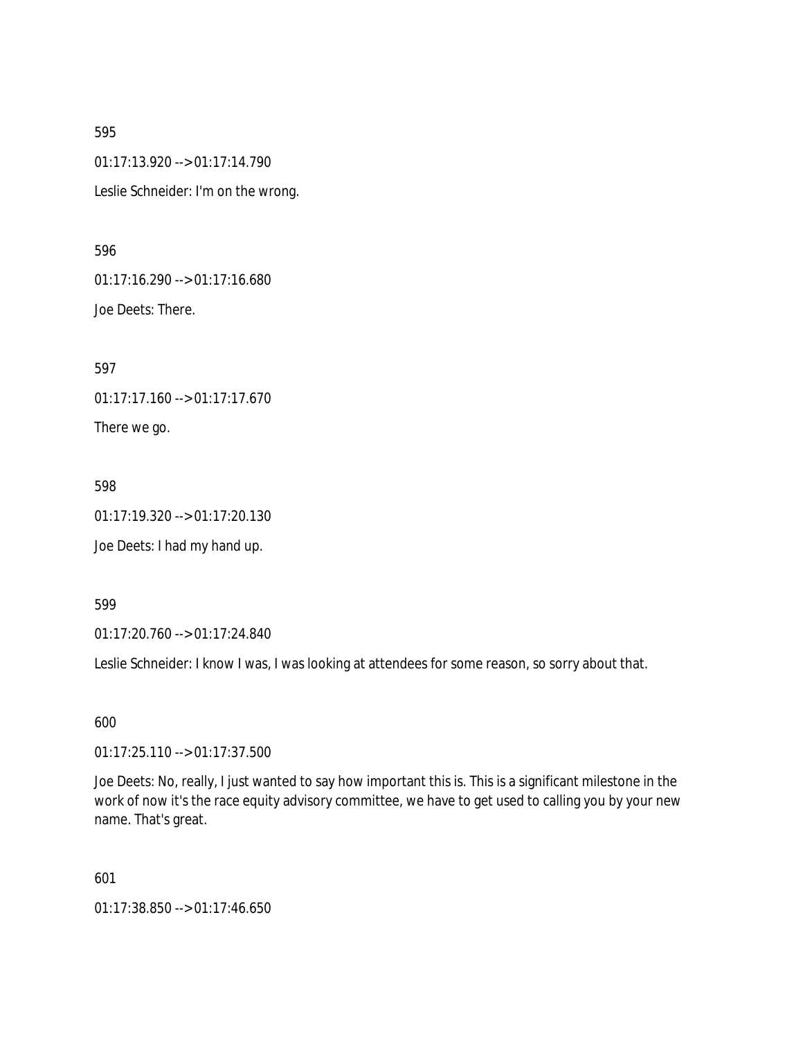595

01:17:13.920 --> 01:17:14.790

Leslie Schneider: I'm on the wrong.

596

01:17:16.290 --> 01:17:16.680

Joe Deets: There.

597

01:17:17.160 --> 01:17:17.670

There we go.

598

01:17:19.320 --> 01:17:20.130

Joe Deets: I had my hand up.

599

01:17:20.760 --> 01:17:24.840

Leslie Schneider: I know I was, I was looking at attendees for some reason, so sorry about that.

600

01:17:25.110 --> 01:17:37.500

Joe Deets: No, really, I just wanted to say how important this is. This is a significant milestone in the work of now it's the race equity advisory committee, we have to get used to calling you by your new name. That's great.

601

01:17:38.850 --> 01:17:46.650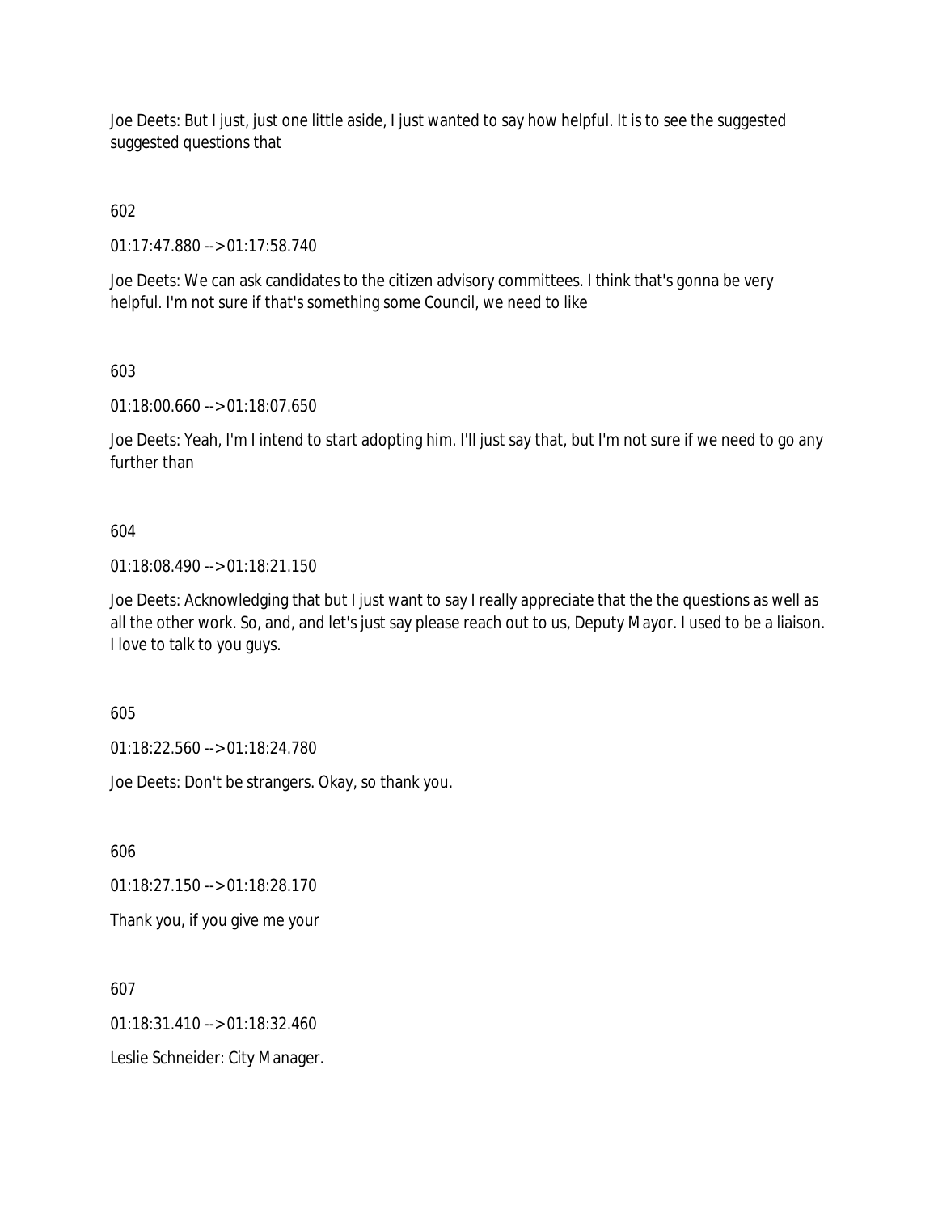Joe Deets: But I just, just one little aside, I just wanted to say how helpful. It is to see the suggested suggested questions that

602

01:17:47.880 --> 01:17:58.740

Joe Deets: We can ask candidates to the citizen advisory committees. I think that's gonna be very helpful. I'm not sure if that's something some Council, we need to like

603

01:18:00.660 --> 01:18:07.650

Joe Deets: Yeah, I'm I intend to start adopting him. I'll just say that, but I'm not sure if we need to go any further than

604

01:18:08.490 --> 01:18:21.150

Joe Deets: Acknowledging that but I just want to say I really appreciate that the the questions as well as all the other work. So, and, and let's just say please reach out to us, Deputy Mayor. I used to be a liaison. I love to talk to you guys.

605

01:18:22.560 --> 01:18:24.780

Joe Deets: Don't be strangers. Okay, so thank you.

606

01:18:27.150 --> 01:18:28.170

Thank you, if you give me your

607

01:18:31.410 --> 01:18:32.460

Leslie Schneider: City Manager.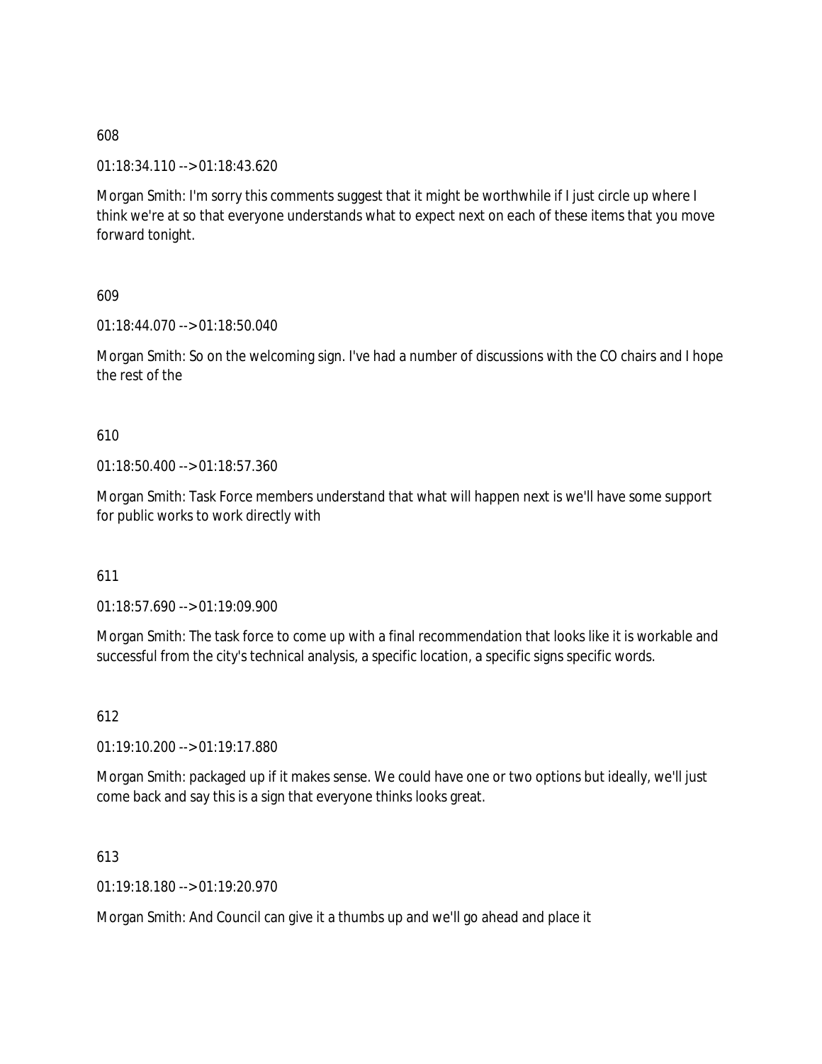608

01:18:34.110 --> 01:18:43.620

Morgan Smith: I'm sorry this comments suggest that it might be worthwhile if I just circle up where I think we're at so that everyone understands what to expect next on each of these items that you move forward tonight.

609

01:18:44.070 --> 01:18:50.040

Morgan Smith: So on the welcoming sign. I've had a number of discussions with the CO chairs and I hope the rest of the

610

01:18:50.400 --> 01:18:57.360

Morgan Smith: Task Force members understand that what will happen next is we'll have some support for public works to work directly with

611

01:18:57.690 --> 01:19:09.900

Morgan Smith: The task force to come up with a final recommendation that looks like it is workable and successful from the city's technical analysis, a specific location, a specific signs specific words.

612

01:19:10.200 --> 01:19:17.880

Morgan Smith: packaged up if it makes sense. We could have one or two options but ideally, we'll just come back and say this is a sign that everyone thinks looks great.

613

01:19:18.180 --> 01:19:20.970

Morgan Smith: And Council can give it a thumbs up and we'll go ahead and place it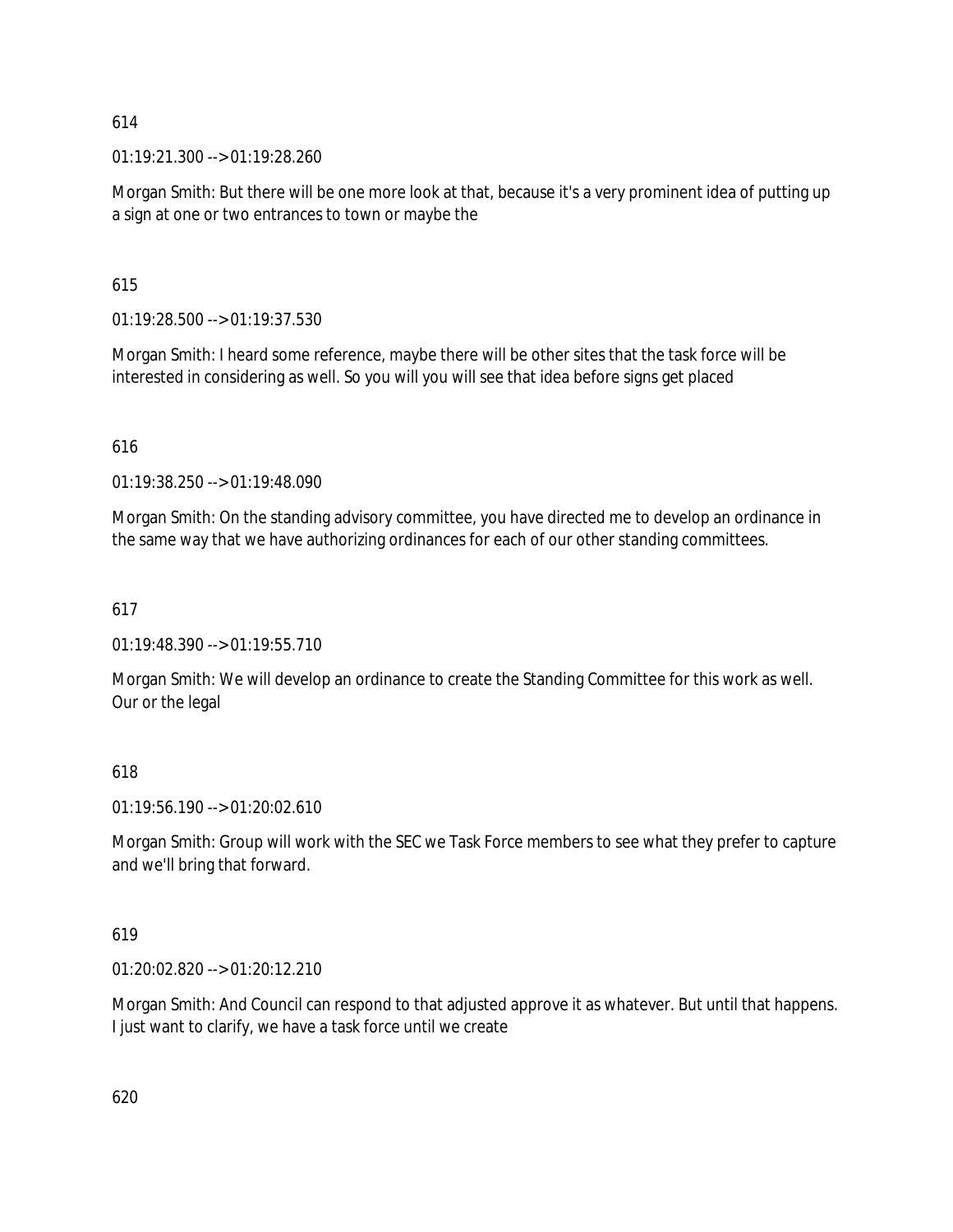614

01:19:21.300 --> 01:19:28.260

Morgan Smith: But there will be one more look at that, because it's a very prominent idea of putting up a sign at one or two entrances to town or maybe the

615

01:19:28.500 --> 01:19:37.530

Morgan Smith: I heard some reference, maybe there will be other sites that the task force will be interested in considering as well. So you will you will see that idea before signs get placed

616

01:19:38.250 --> 01:19:48.090

Morgan Smith: On the standing advisory committee, you have directed me to develop an ordinance in the same way that we have authorizing ordinances for each of our other standing committees.

617

01:19:48.390 --> 01:19:55.710

Morgan Smith: We will develop an ordinance to create the Standing Committee for this work as well. Our or the legal

618

01:19:56.190 --> 01:20:02.610

Morgan Smith: Group will work with the SEC we Task Force members to see what they prefer to capture and we'll bring that forward.

619

01:20:02.820 --> 01:20:12.210

Morgan Smith: And Council can respond to that adjusted approve it as whatever. But until that happens. I just want to clarify, we have a task force until we create

620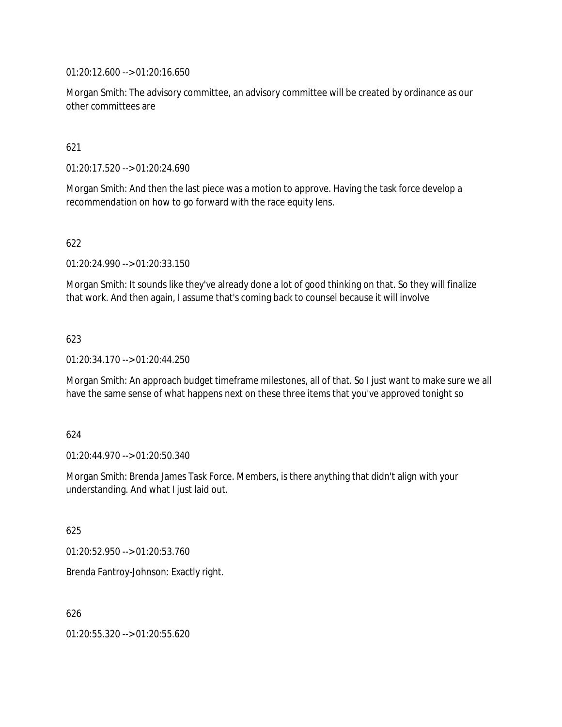01:20:12.600 --> 01:20:16.650

Morgan Smith: The advisory committee, an advisory committee will be created by ordinance as our other committees are

621

01:20:17.520 --> 01:20:24.690

Morgan Smith: And then the last piece was a motion to approve. Having the task force develop a recommendation on how to go forward with the race equity lens.

622

01:20:24.990 --> 01:20:33.150

Morgan Smith: It sounds like they've already done a lot of good thinking on that. So they will finalize that work. And then again, I assume that's coming back to counsel because it will involve

623

01:20:34.170 --> 01:20:44.250

Morgan Smith: An approach budget timeframe milestones, all of that. So I just want to make sure we all have the same sense of what happens next on these three items that you've approved tonight so

624

01:20:44.970 --> 01:20:50.340

Morgan Smith: Brenda James Task Force. Members, is there anything that didn't align with your understanding. And what I just laid out.

625

01:20:52.950 --> 01:20:53.760

Brenda Fantroy-Johnson: Exactly right.

626

01:20:55.320 --> 01:20:55.620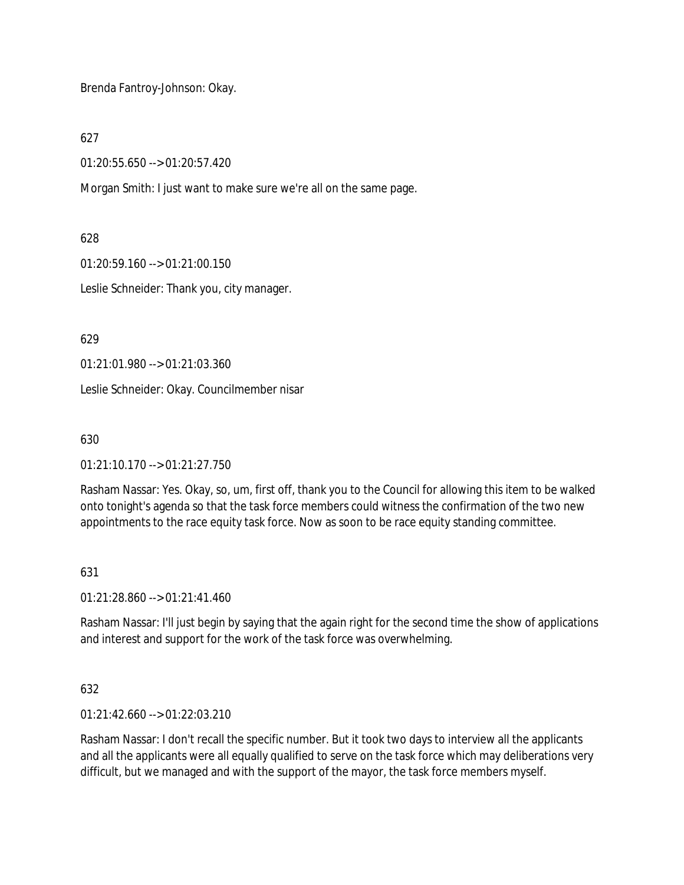Brenda Fantroy-Johnson: Okay.

627

01:20:55.650 --> 01:20:57.420

Morgan Smith: I just want to make sure we're all on the same page.

628

01:20:59.160 --> 01:21:00.150

Leslie Schneider: Thank you, city manager.

629

01:21:01.980 --> 01:21:03.360

Leslie Schneider: Okay. Councilmember nisar

630

01:21:10.170 --> 01:21:27.750

Rasham Nassar: Yes. Okay, so, um, first off, thank you to the Council for allowing this item to be walked onto tonight's agenda so that the task force members could witness the confirmation of the two new appointments to the race equity task force. Now as soon to be race equity standing committee.

631

01:21:28.860 --> 01:21:41.460

Rasham Nassar: I'll just begin by saying that the again right for the second time the show of applications and interest and support for the work of the task force was overwhelming.

632

01:21:42.660 --> 01:22:03.210

Rasham Nassar: I don't recall the specific number. But it took two days to interview all the applicants and all the applicants were all equally qualified to serve on the task force which may deliberations very difficult, but we managed and with the support of the mayor, the task force members myself.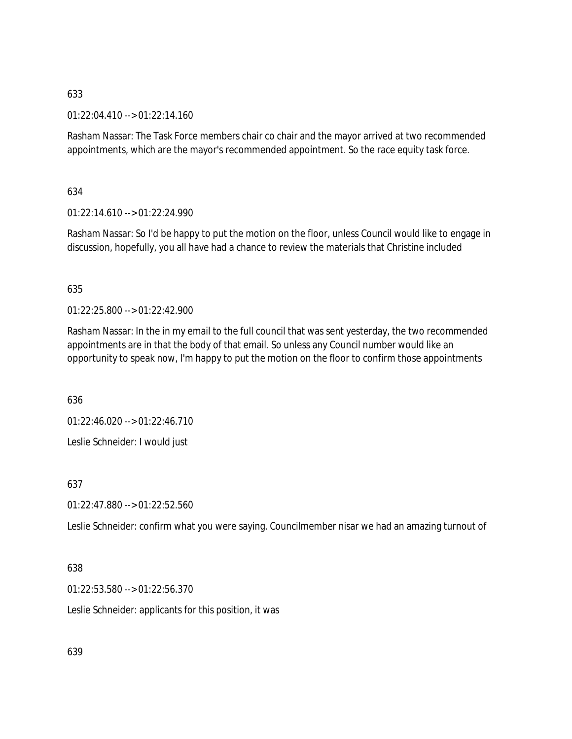633

01:22:04.410 --> 01:22:14.160

Rasham Nassar: The Task Force members chair co chair and the mayor arrived at two recommended appointments, which are the mayor's recommended appointment. So the race equity task force.

634

01:22:14.610 --> 01:22:24.990

Rasham Nassar: So I'd be happy to put the motion on the floor, unless Council would like to engage in discussion, hopefully, you all have had a chance to review the materials that Christine included

635

01:22:25.800 --> 01:22:42.900

Rasham Nassar: In the in my email to the full council that was sent yesterday, the two recommended appointments are in that the body of that email. So unless any Council number would like an opportunity to speak now, I'm happy to put the motion on the floor to confirm those appointments

636

01:22:46.020 --> 01:22:46.710

Leslie Schneider: I would just

637

01:22:47.880 --> 01:22:52.560

Leslie Schneider: confirm what you were saying. Councilmember nisar we had an amazing turnout of

638

01:22:53.580 --> 01:22:56.370

Leslie Schneider: applicants for this position, it was

639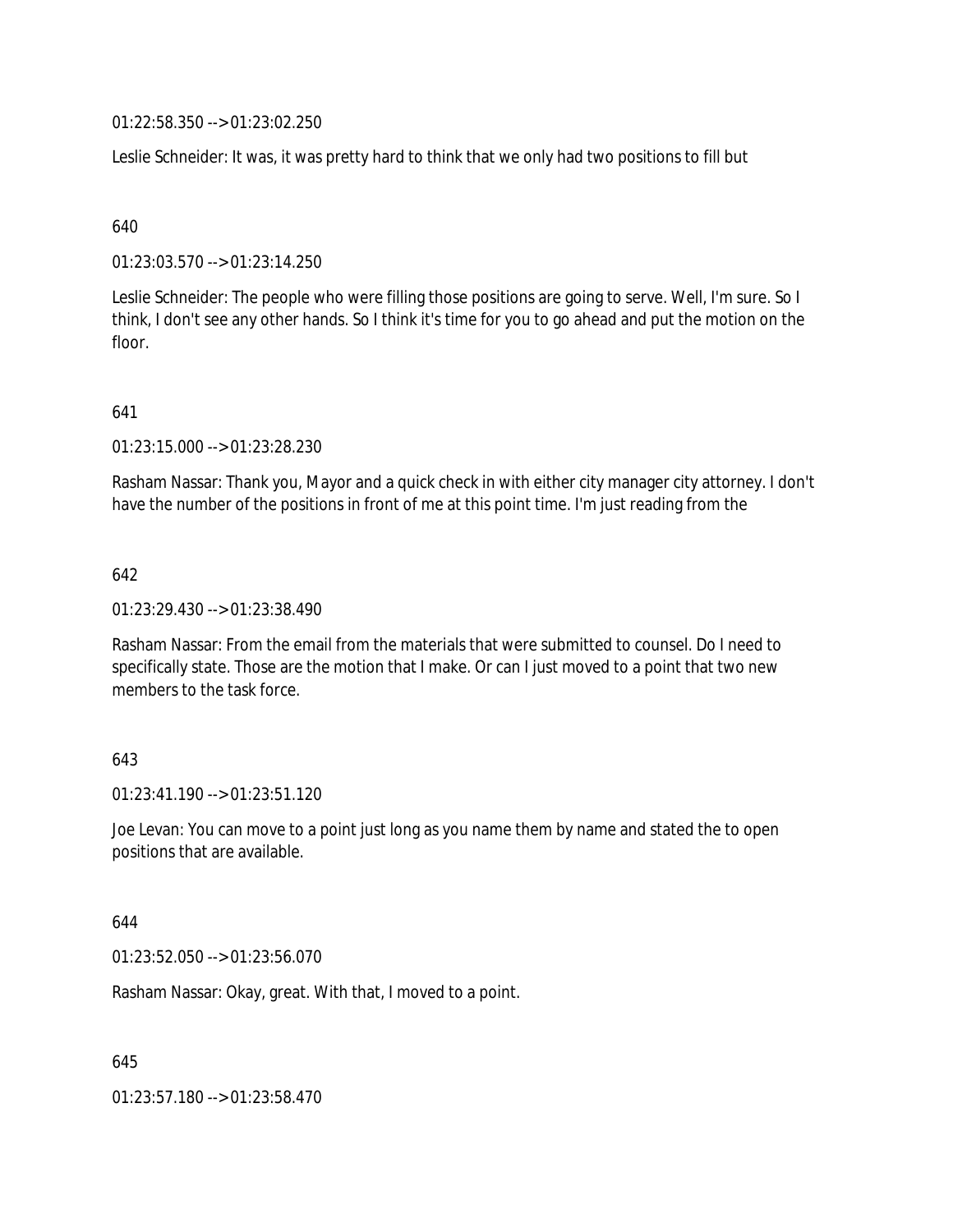01:22:58.350 --> 01:23:02.250

Leslie Schneider: It was, it was pretty hard to think that we only had two positions to fill but

640

01:23:03.570 --> 01:23:14.250

Leslie Schneider: The people who were filling those positions are going to serve. Well, I'm sure. So I think, I don't see any other hands. So I think it's time for you to go ahead and put the motion on the floor.

641

01:23:15.000 --> 01:23:28.230

Rasham Nassar: Thank you, Mayor and a quick check in with either city manager city attorney. I don't have the number of the positions in front of me at this point time. I'm just reading from the

642

01:23:29.430 --> 01:23:38.490

Rasham Nassar: From the email from the materials that were submitted to counsel. Do I need to specifically state. Those are the motion that I make. Or can I just moved to a point that two new members to the task force.

643

01:23:41.190 --> 01:23:51.120

Joe Levan: You can move to a point just long as you name them by name and stated the to open positions that are available.

644

01:23:52.050 --> 01:23:56.070

Rasham Nassar: Okay, great. With that, I moved to a point.

645

01:23:57.180 --> 01:23:58.470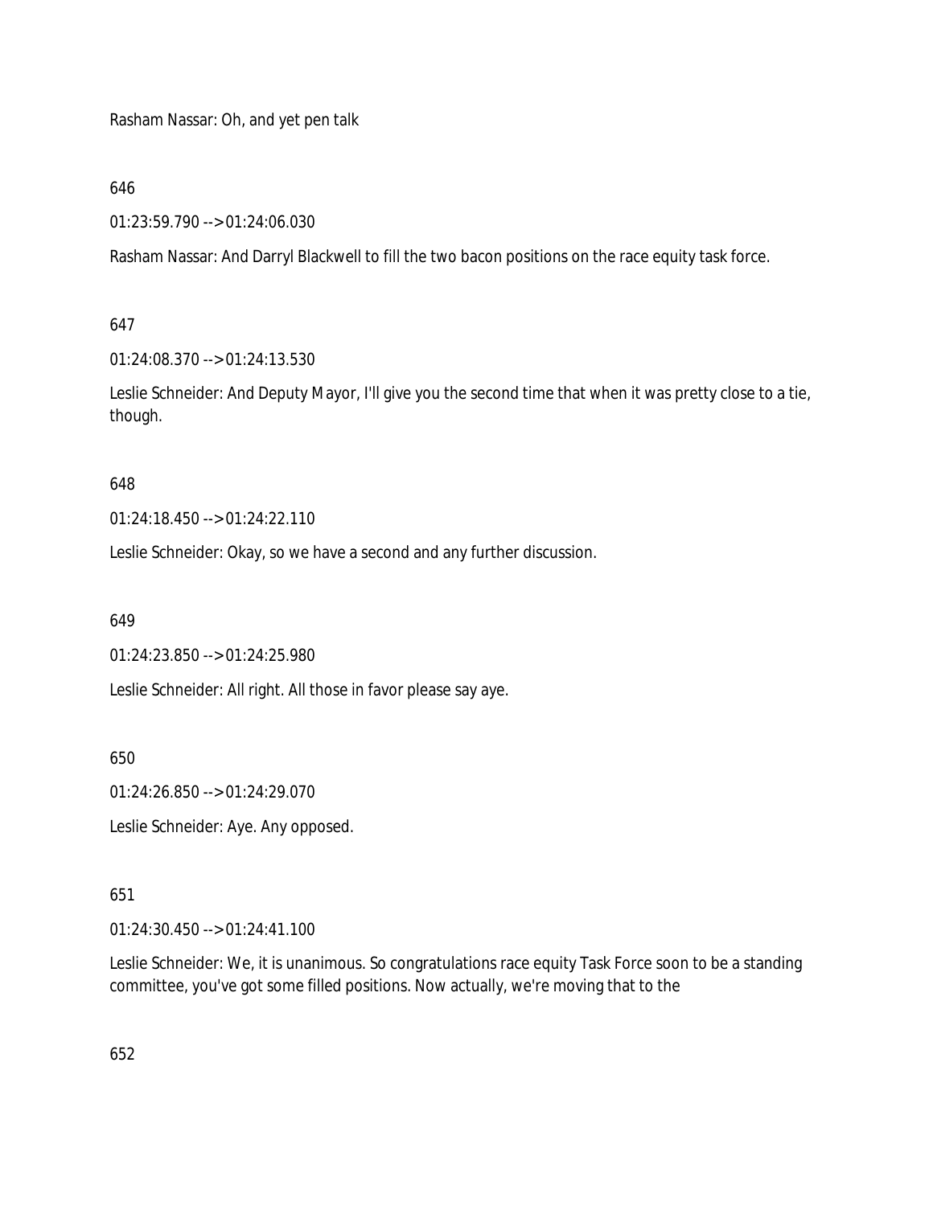Rasham Nassar: Oh, and yet pen talk

646

01:23:59.790 --> 01:24:06.030

Rasham Nassar: And Darryl Blackwell to fill the two bacon positions on the race equity task force.

647

01:24:08.370 --> 01:24:13.530

Leslie Schneider: And Deputy Mayor, I'll give you the second time that when it was pretty close to a tie, though.

648

01:24:18.450 --> 01:24:22.110

Leslie Schneider: Okay, so we have a second and any further discussion.

649

01:24:23.850 --> 01:24:25.980

Leslie Schneider: All right. All those in favor please say aye.

650

01:24:26.850 --> 01:24:29.070

Leslie Schneider: Aye. Any opposed.

651

01:24:30.450 --> 01:24:41.100

Leslie Schneider: We, it is unanimous. So congratulations race equity Task Force soon to be a standing committee, you've got some filled positions. Now actually, we're moving that to the

652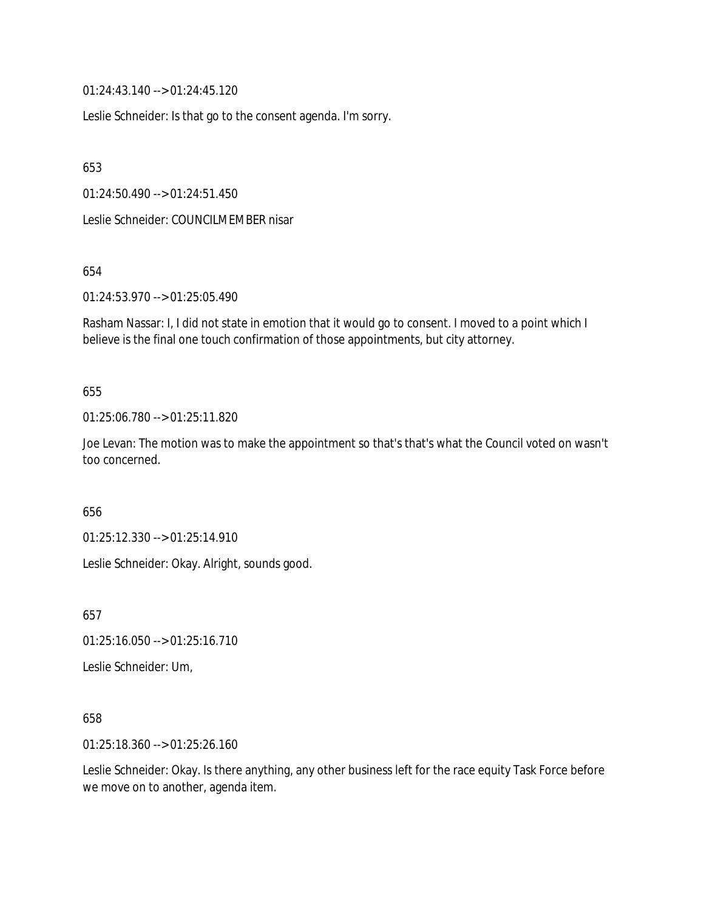01:24:43.140 --> 01:24:45.120

Leslie Schneider: Is that go to the consent agenda. I'm sorry.

653

01:24:50.490 --> 01:24:51.450

Leslie Schneider: COUNCILMEMBER nisar

654

01:24:53.970 --> 01:25:05.490

Rasham Nassar: I, I did not state in emotion that it would go to consent. I moved to a point which I believe is the final one touch confirmation of those appointments, but city attorney.

655

01:25:06.780 --> 01:25:11.820

Joe Levan: The motion was to make the appointment so that's that's what the Council voted on wasn't too concerned.

656

01:25:12.330 --> 01:25:14.910

Leslie Schneider: Okay. Alright, sounds good.

657

01:25:16.050 --> 01:25:16.710

Leslie Schneider: Um,

658

01:25:18.360 --> 01:25:26.160

Leslie Schneider: Okay. Is there anything, any other business left for the race equity Task Force before we move on to another, agenda item.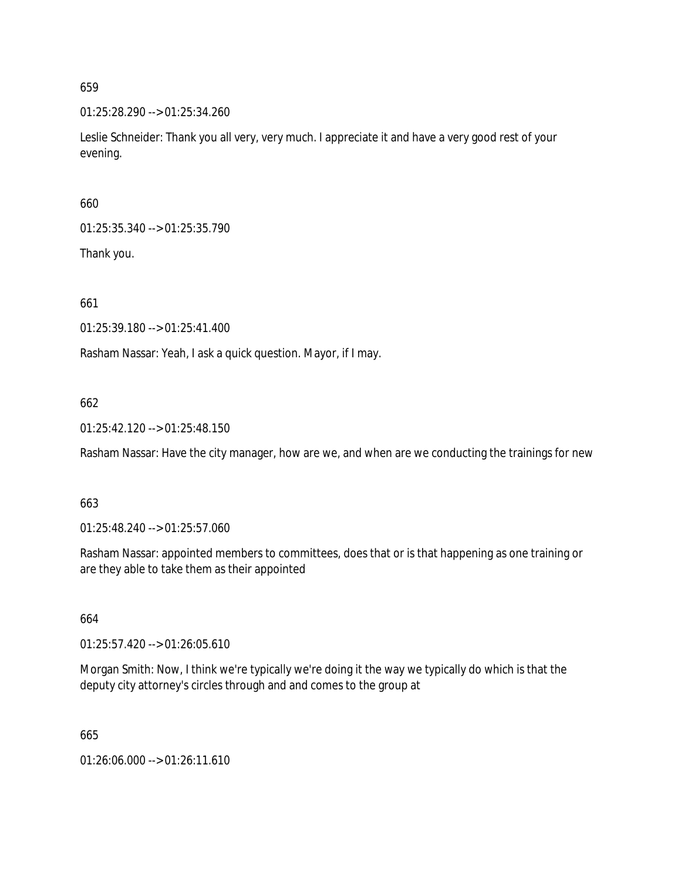659

01:25:28.290 --> 01:25:34.260

Leslie Schneider: Thank you all very, very much. I appreciate it and have a very good rest of your evening.

660

01:25:35.340 --> 01:25:35.790

Thank you.

661

01:25:39.180 --> 01:25:41.400

Rasham Nassar: Yeah, I ask a quick question. Mayor, if I may.

662

01:25:42.120 --> 01:25:48.150

Rasham Nassar: Have the city manager, how are we, and when are we conducting the trainings for new

663

01:25:48.240 --> 01:25:57.060

Rasham Nassar: appointed members to committees, does that or is that happening as one training or are they able to take them as their appointed

664

01:25:57.420 --> 01:26:05.610

Morgan Smith: Now, I think we're typically we're doing it the way we typically do which is that the deputy city attorney's circles through and and comes to the group at

665

01:26:06.000 --> 01:26:11.610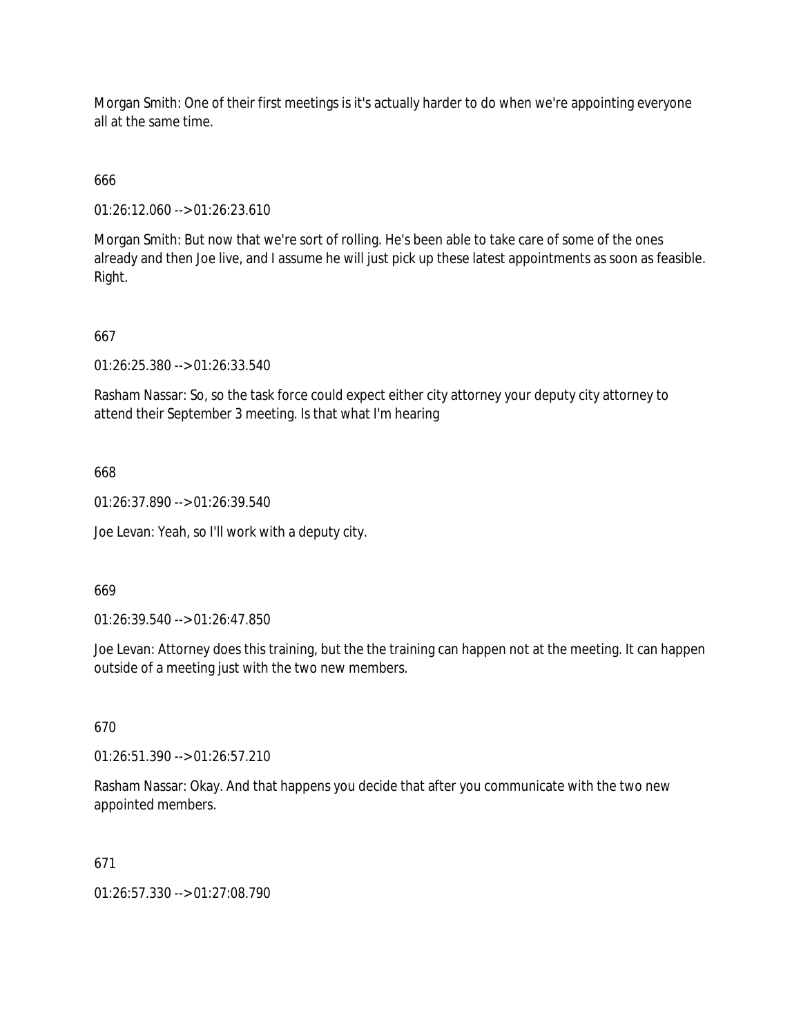Morgan Smith: One of their first meetings is it's actually harder to do when we're appointing everyone all at the same time.

666

01:26:12.060 --> 01:26:23.610

Morgan Smith: But now that we're sort of rolling. He's been able to take care of some of the ones already and then Joe live, and I assume he will just pick up these latest appointments as soon as feasible. Right.

667

01:26:25.380 --> 01:26:33.540

Rasham Nassar: So, so the task force could expect either city attorney your deputy city attorney to attend their September 3 meeting. Is that what I'm hearing

668

01:26:37.890 --> 01:26:39.540

Joe Levan: Yeah, so I'll work with a deputy city.

669

01:26:39.540 --> 01:26:47.850

Joe Levan: Attorney does this training, but the the training can happen not at the meeting. It can happen outside of a meeting just with the two new members.

670

01:26:51.390 --> 01:26:57.210

Rasham Nassar: Okay. And that happens you decide that after you communicate with the two new appointed members.

671

01:26:57.330 --> 01:27:08.790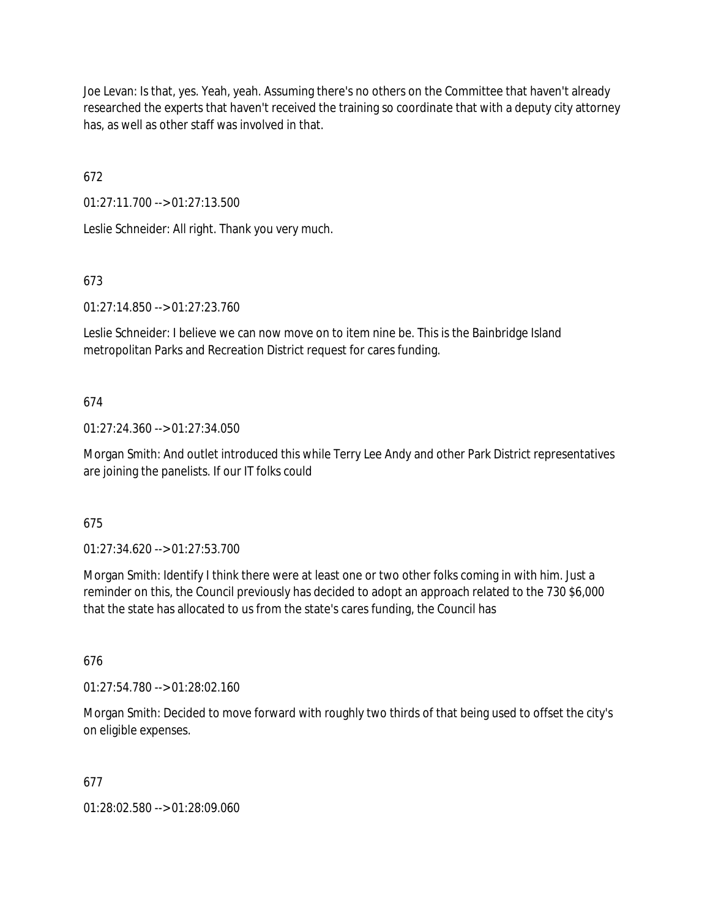Joe Levan: Is that, yes. Yeah, yeah. Assuming there's no others on the Committee that haven't already researched the experts that haven't received the training so coordinate that with a deputy city attorney has, as well as other staff was involved in that.

672

01:27:11.700 --> 01:27:13.500

Leslie Schneider: All right. Thank you very much.

673

01:27:14.850 --> 01:27:23.760

Leslie Schneider: I believe we can now move on to item nine be. This is the Bainbridge Island metropolitan Parks and Recreation District request for cares funding.

674

01:27:24.360 --> 01:27:34.050

Morgan Smith: And outlet introduced this while Terry Lee Andy and other Park District representatives are joining the panelists. If our IT folks could

675

01:27:34.620 --> 01:27:53.700

Morgan Smith: Identify I think there were at least one or two other folks coming in with him. Just a reminder on this, the Council previously has decided to adopt an approach related to the 730 $6,000 that the state has allocated to us from the state's cares funding, the Council has

676

01:27:54.780 --> 01:28:02.160

Morgan Smith: Decided to move forward with roughly two thirds of that being used to offset the city's on eligible expenses.

677

01:28:02.580 --> 01:28:09.060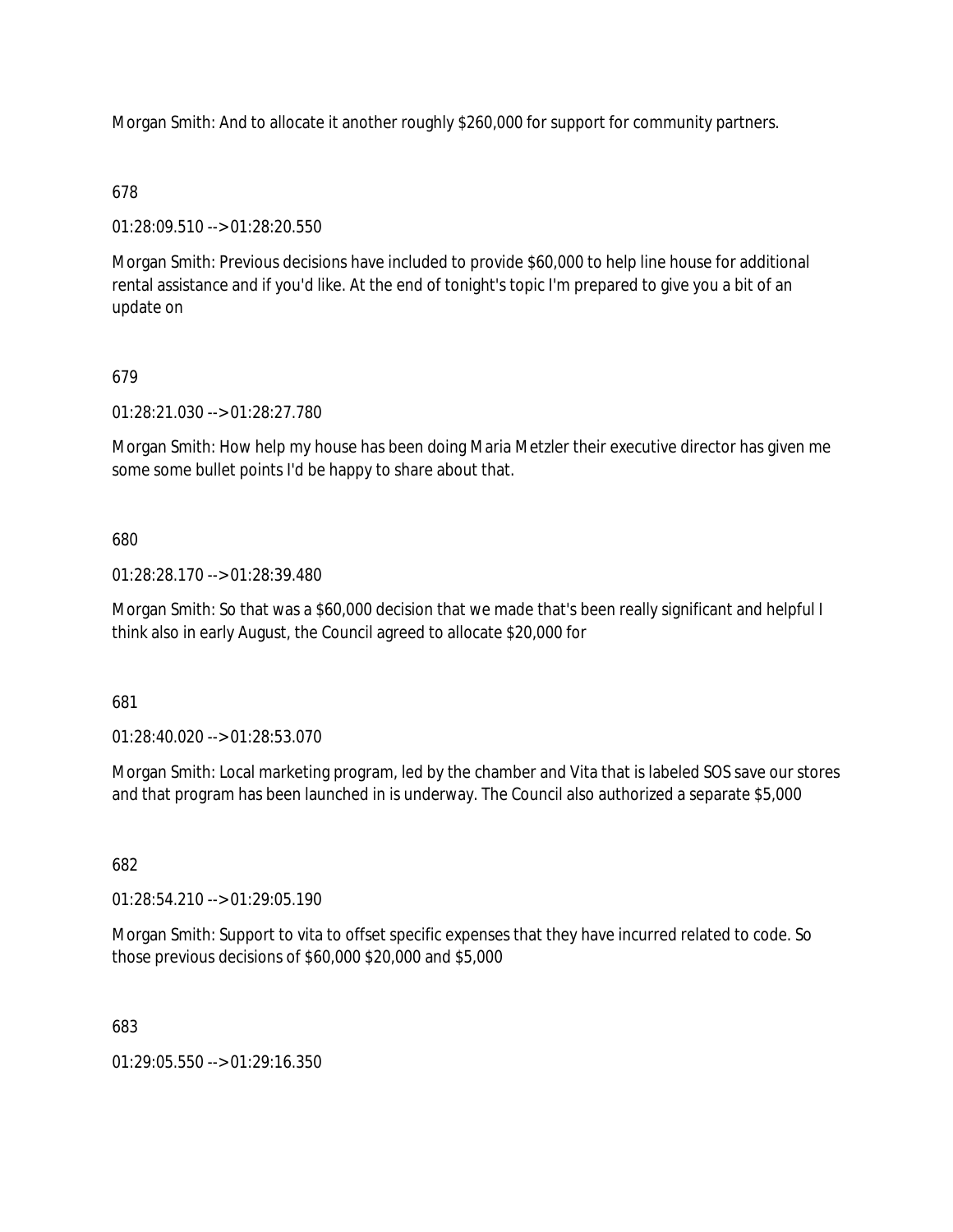Morgan Smith: And to allocate it another roughly $260,000 for support for community partners.

678

01:28:09.510 --> 01:28:20.550

Morgan Smith: Previous decisions have included to provide $60,000 to help line house for additional rental assistance and if you'd like. At the end of tonight's topic I'm prepared to give you a bit of an update on

679

01:28:21.030 --> 01:28:27.780

Morgan Smith: How help my house has been doing Maria Metzler their executive director has given me some some bullet points I'd be happy to share about that.

680

01:28:28.170 --> 01:28:39.480

Morgan Smith: So that was a $60,000 decision that we made that's been really significant and helpful I think also in early August, the Council agreed to allocate $20,000 for

681

01:28:40.020 --> 01:28:53.070

Morgan Smith: Local marketing program, led by the chamber and Vita that is labeled SOS save our stores and that program has been launched in is underway. The Council also authorized a separate $5,000

682

01:28:54.210 --> 01:29:05.190

Morgan Smith: Support to vita to offset specific expenses that they have incurred related to code. So those previous decisions of $60,000 $20,000 and $5,000

683

01:29:05.550 --> 01:29:16.350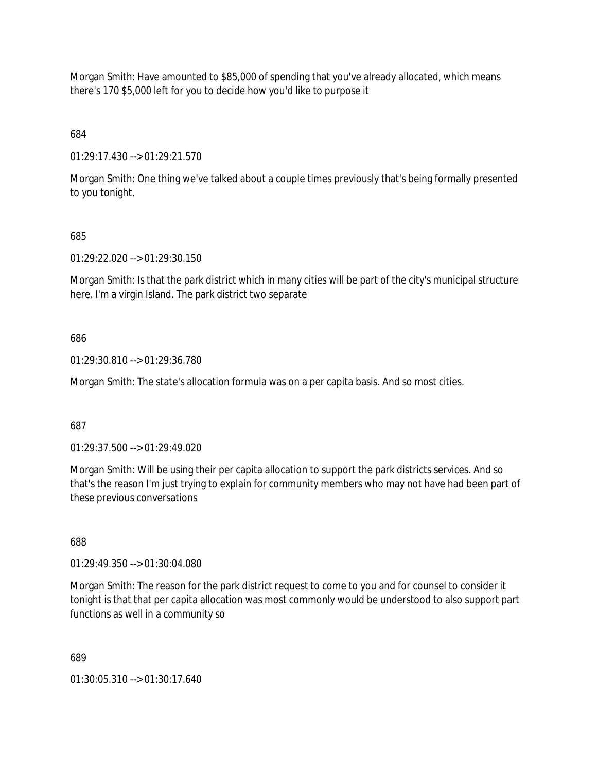Morgan Smith: Have amounted to $85,000 of spending that you've already allocated, which means there's 170 $5,000 left for you to decide how you'd like to purpose it

684

01:29:17.430 --> 01:29:21.570

Morgan Smith: One thing we've talked about a couple times previously that's being formally presented to you tonight.

685

01:29:22.020 --> 01:29:30.150

Morgan Smith: Is that the park district which in many cities will be part of the city's municipal structure here. I'm a virgin Island. The park district two separate

686

01:29:30.810 --> 01:29:36.780

Morgan Smith: The state's allocation formula was on a per capita basis. And so most cities.

687

01:29:37.500 --> 01:29:49.020

Morgan Smith: Will be using their per capita allocation to support the park districts services. And so that's the reason I'm just trying to explain for community members who may not have had been part of these previous conversations

688

01:29:49.350 --> 01:30:04.080

Morgan Smith: The reason for the park district request to come to you and for counsel to consider it tonight is that that per capita allocation was most commonly would be understood to also support part functions as well in a community so

689

01:30:05.310 --> 01:30:17.640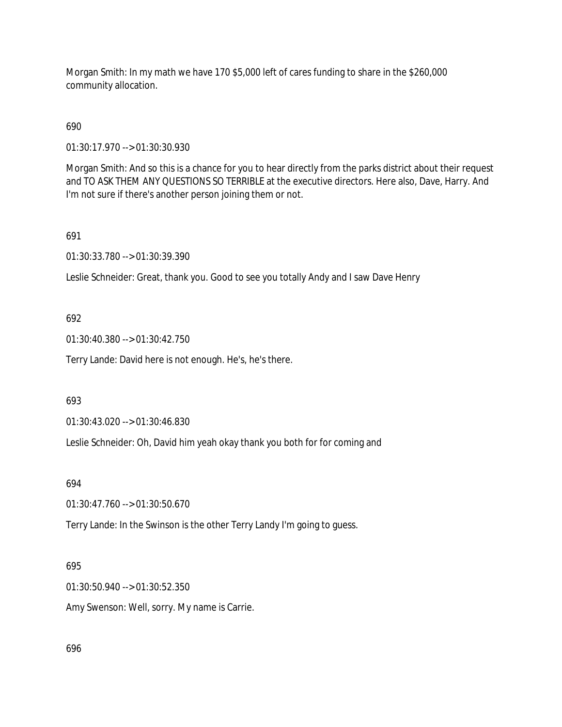Morgan Smith: In my math we have 170 $5,000 left of cares funding to share in the $260,000 community allocation.

690

01:30:17.970 --> 01:30:30.930

Morgan Smith: And so this is a chance for you to hear directly from the parks district about their request and TO ASK THEM ANY QUESTIONS SO TERRIBLE at the executive directors. Here also, Dave, Harry. And I'm not sure if there's another person joining them or not.

691

01:30:33.780 --> 01:30:39.390

Leslie Schneider: Great, thank you. Good to see you totally Andy and I saw Dave Henry

692

01:30:40.380 --> 01:30:42.750

Terry Lande: David here is not enough. He's, he's there.

693

01:30:43.020 --> 01:30:46.830

Leslie Schneider: Oh, David him yeah okay thank you both for for coming and

694

01:30:47.760 --> 01:30:50.670

Terry Lande: In the Swinson is the other Terry Landy I'm going to guess.

695

01:30:50.940 --> 01:30:52.350

Amy Swenson: Well, sorry. My name is Carrie.

696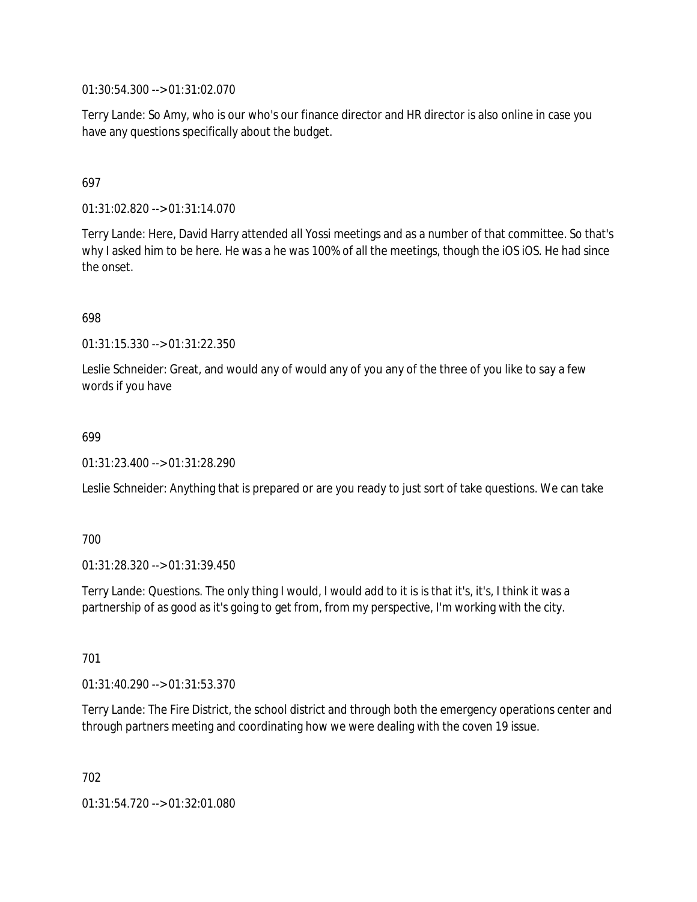01:30:54.300 --> 01:31:02.070

Terry Lande: So Amy, who is our who's our finance director and HR director is also online in case you have any questions specifically about the budget.

697

01:31:02.820 --> 01:31:14.070

Terry Lande: Here, David Harry attended all Yossi meetings and as a number of that committee. So that's why I asked him to be here. He was a he was 100% of all the meetings, though the iOS iOS. He had since the onset.

698

01:31:15.330 --> 01:31:22.350

Leslie Schneider: Great, and would any of would any of you any of the three of you like to say a few words if you have

699

01:31:23.400 --> 01:31:28.290

Leslie Schneider: Anything that is prepared or are you ready to just sort of take questions. We can take

700

01:31:28.320 --> 01:31:39.450

Terry Lande: Questions. The only thing I would, I would add to it is is that it's, it's, I think it was a partnership of as good as it's going to get from, from my perspective, I'm working with the city.

701

01:31:40.290 --> 01:31:53.370

Terry Lande: The Fire District, the school district and through both the emergency operations center and through partners meeting and coordinating how we were dealing with the coven 19 issue.

702

01:31:54.720 --> 01:32:01.080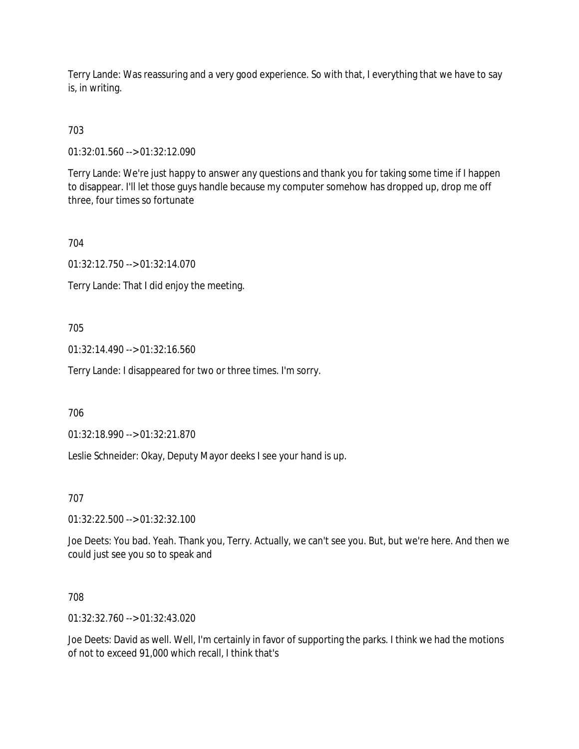Terry Lande: Was reassuring and a very good experience. So with that, I everything that we have to say is, in writing.

703

01:32:01.560 --> 01:32:12.090

Terry Lande: We're just happy to answer any questions and thank you for taking some time if I happen to disappear. I'll let those guys handle because my computer somehow has dropped up, drop me off three, four times so fortunate

704

01:32:12.750 --> 01:32:14.070

Terry Lande: That I did enjoy the meeting.

705

01:32:14.490 --> 01:32:16.560

Terry Lande: I disappeared for two or three times. I'm sorry.

706

01:32:18.990 --> 01:32:21.870

Leslie Schneider: Okay, Deputy Mayor deeks I see your hand is up.

707

01:32:22.500 --> 01:32:32.100

Joe Deets: You bad. Yeah. Thank you, Terry. Actually, we can't see you. But, but we're here. And then we could just see you so to speak and

708

01:32:32.760 --> 01:32:43.020

Joe Deets: David as well. Well, I'm certainly in favor of supporting the parks. I think we had the motions of not to exceed 91,000 which recall, I think that's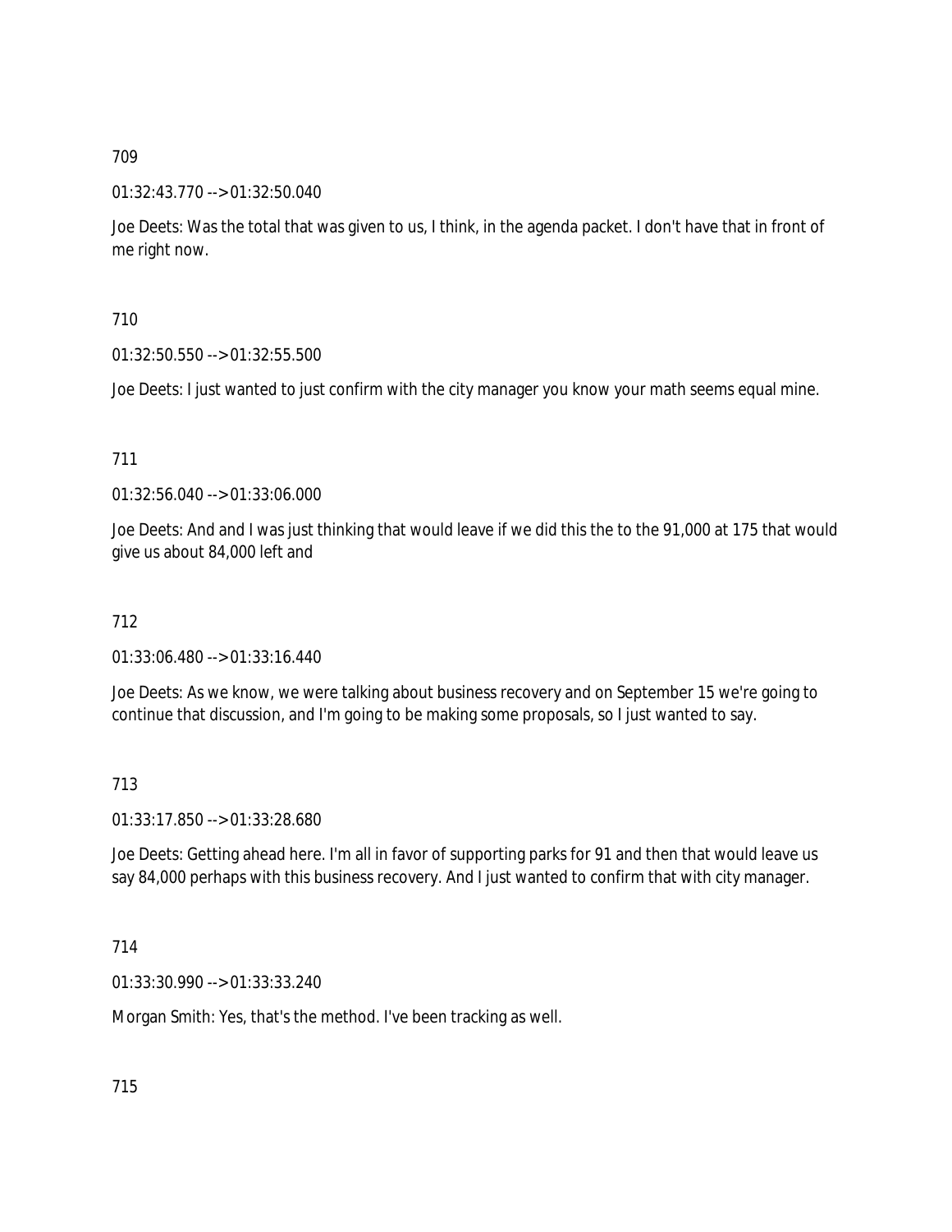709

01:32:43.770 --> 01:32:50.040

Joe Deets: Was the total that was given to us, I think, in the agenda packet. I don't have that in front of me right now.

710

01:32:50.550 --> 01:32:55.500

Joe Deets: I just wanted to just confirm with the city manager you know your math seems equal mine.

711

01:32:56.040 --> 01:33:06.000

Joe Deets: And and I was just thinking that would leave if we did this the to the 91,000 at 175 that would give us about 84,000 left and

712

01:33:06.480 --> 01:33:16.440

Joe Deets: As we know, we were talking about business recovery and on September 15 we're going to continue that discussion, and I'm going to be making some proposals, so I just wanted to say.

713

01:33:17.850 --> 01:33:28.680

Joe Deets: Getting ahead here. I'm all in favor of supporting parks for 91 and then that would leave us say 84,000 perhaps with this business recovery. And I just wanted to confirm that with city manager.

714

01:33:30.990 --> 01:33:33.240

Morgan Smith: Yes, that's the method. I've been tracking as well.

715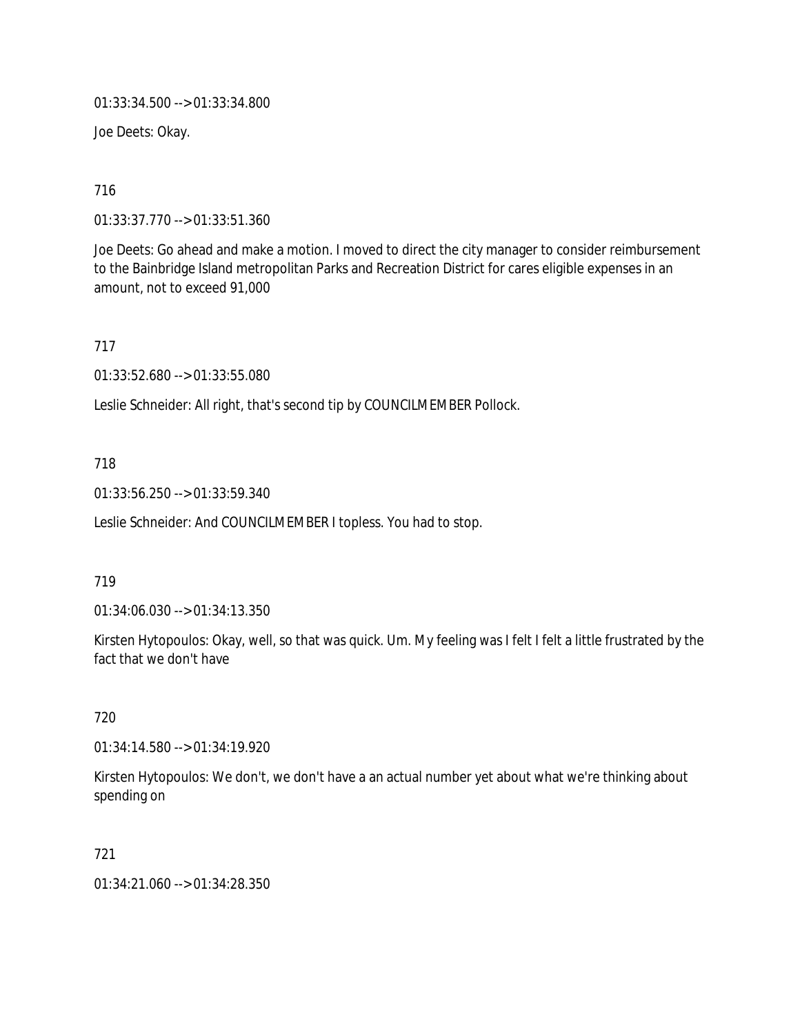01:33:34.500 --> 01:33:34.800

Joe Deets: Okay.

716

01:33:37.770 --> 01:33:51.360

Joe Deets: Go ahead and make a motion. I moved to direct the city manager to consider reimbursement to the Bainbridge Island metropolitan Parks and Recreation District for cares eligible expenses in an amount, not to exceed 91,000

717

01:33:52.680 --> 01:33:55.080

Leslie Schneider: All right, that's second tip by COUNCILMEMBER Pollock.

718

01:33:56.250 --> 01:33:59.340

Leslie Schneider: And COUNCILMEMBER I topless. You had to stop.

719

01:34:06.030 --> 01:34:13.350

Kirsten Hytopoulos: Okay, well, so that was quick. Um. My feeling was I felt I felt a little frustrated by the fact that we don't have

720

01:34:14.580 --> 01:34:19.920

Kirsten Hytopoulos: We don't, we don't have a an actual number yet about what we're thinking about spending on

721

01:34:21.060 --> 01:34:28.350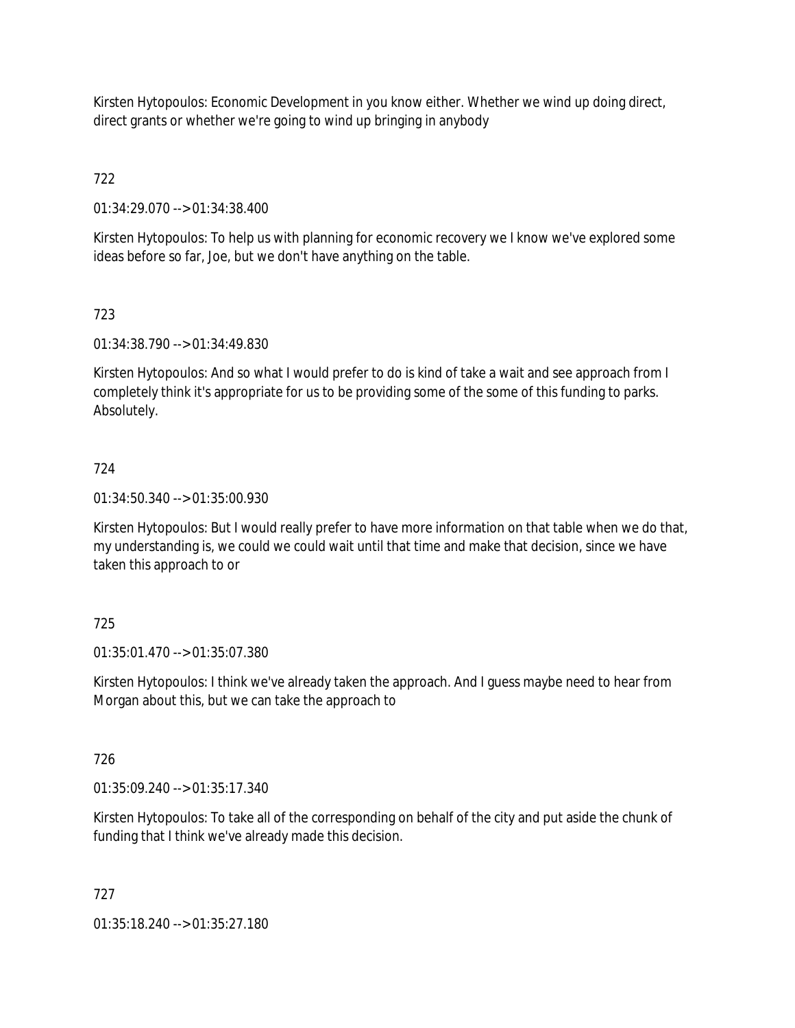Kirsten Hytopoulos: Economic Development in you know either. Whether we wind up doing direct, direct grants or whether we're going to wind up bringing in anybody

722

01:34:29.070 --> 01:34:38.400

Kirsten Hytopoulos: To help us with planning for economic recovery we I know we've explored some ideas before so far, Joe, but we don't have anything on the table.

723

01:34:38.790 --> 01:34:49.830

Kirsten Hytopoulos: And so what I would prefer to do is kind of take a wait and see approach from I completely think it's appropriate for us to be providing some of the some of this funding to parks. Absolutely.

724

01:34:50.340 --> 01:35:00.930

Kirsten Hytopoulos: But I would really prefer to have more information on that table when we do that, my understanding is, we could we could wait until that time and make that decision, since we have taken this approach to or

725

01:35:01.470 --> 01:35:07.380

Kirsten Hytopoulos: I think we've already taken the approach. And I guess maybe need to hear from Morgan about this, but we can take the approach to

726

01:35:09.240 --> 01:35:17.340

Kirsten Hytopoulos: To take all of the corresponding on behalf of the city and put aside the chunk of funding that I think we've already made this decision.

727

01:35:18.240 --> 01:35:27.180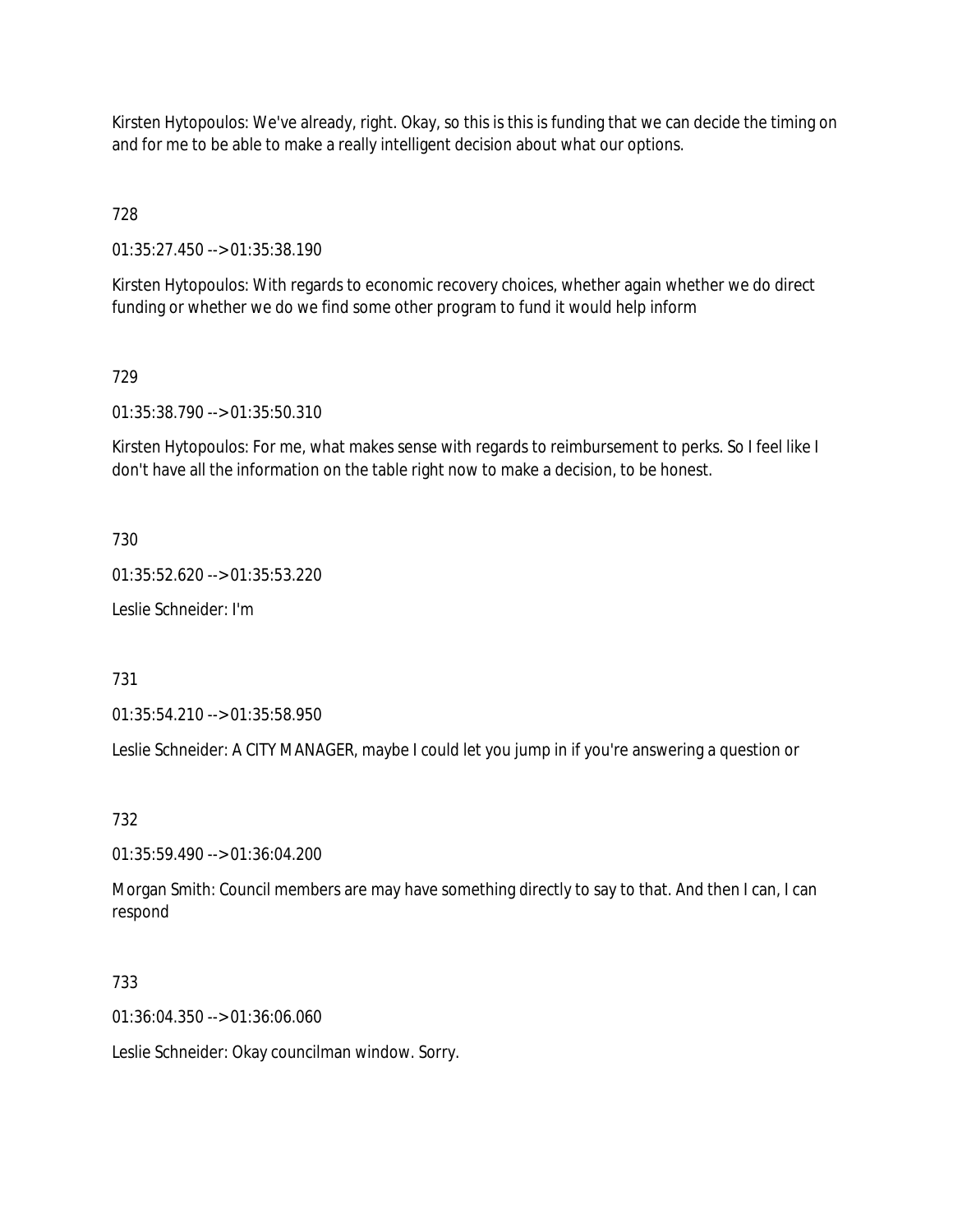Kirsten Hytopoulos: We've already, right. Okay, so this is this is funding that we can decide the timing on and for me to be able to make a really intelligent decision about what our options.

728

01:35:27.450 --> 01:35:38.190

Kirsten Hytopoulos: With regards to economic recovery choices, whether again whether we do direct funding or whether we do we find some other program to fund it would help inform

729

01:35:38.790 --> 01:35:50.310

Kirsten Hytopoulos: For me, what makes sense with regards to reimbursement to perks. So I feel like I don't have all the information on the table right now to make a decision, to be honest.

730

01:35:52.620 --> 01:35:53.220

Leslie Schneider: I'm

731

01:35:54.210 --> 01:35:58.950

Leslie Schneider: A CITY MANAGER, maybe I could let you jump in if you're answering a question or

732

01:35:59.490 --> 01:36:04.200

Morgan Smith: Council members are may have something directly to say to that. And then I can, I can respond

733

01:36:04.350 --> 01:36:06.060

Leslie Schneider: Okay councilman window. Sorry.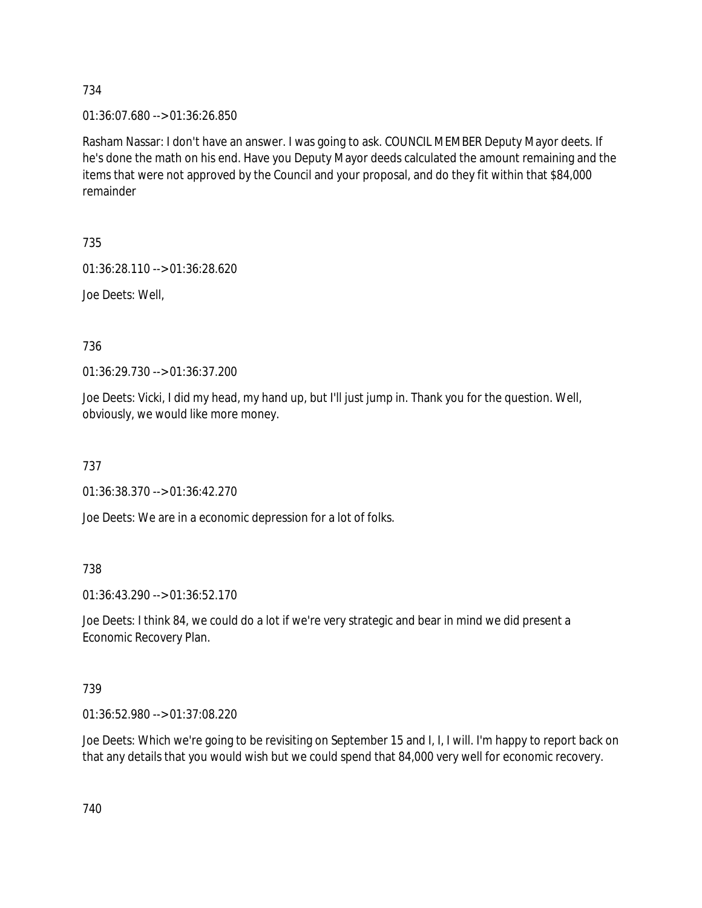734

01:36:07.680 --> 01:36:26.850

Rasham Nassar: I don't have an answer. I was going to ask. COUNCIL MEMBER Deputy Mayor deets. If he's done the math on his end. Have you Deputy Mayor deeds calculated the amount remaining and the items that were not approved by the Council and your proposal, and do they fit within that $84,000 remainder

735

01:36:28.110 --> 01:36:28.620

Joe Deets: Well,

736

01:36:29.730 --> 01:36:37.200

Joe Deets: Vicki, I did my head, my hand up, but I'll just jump in. Thank you for the question. Well, obviously, we would like more money.

737

01:36:38.370 --> 01:36:42.270

Joe Deets: We are in a economic depression for a lot of folks.

738

01:36:43.290 --> 01:36:52.170

Joe Deets: I think 84, we could do a lot if we're very strategic and bear in mind we did present a Economic Recovery Plan.

739

01:36:52.980 --> 01:37:08.220

Joe Deets: Which we're going to be revisiting on September 15 and I, I, I will. I'm happy to report back on that any details that you would wish but we could spend that 84,000 very well for economic recovery.

740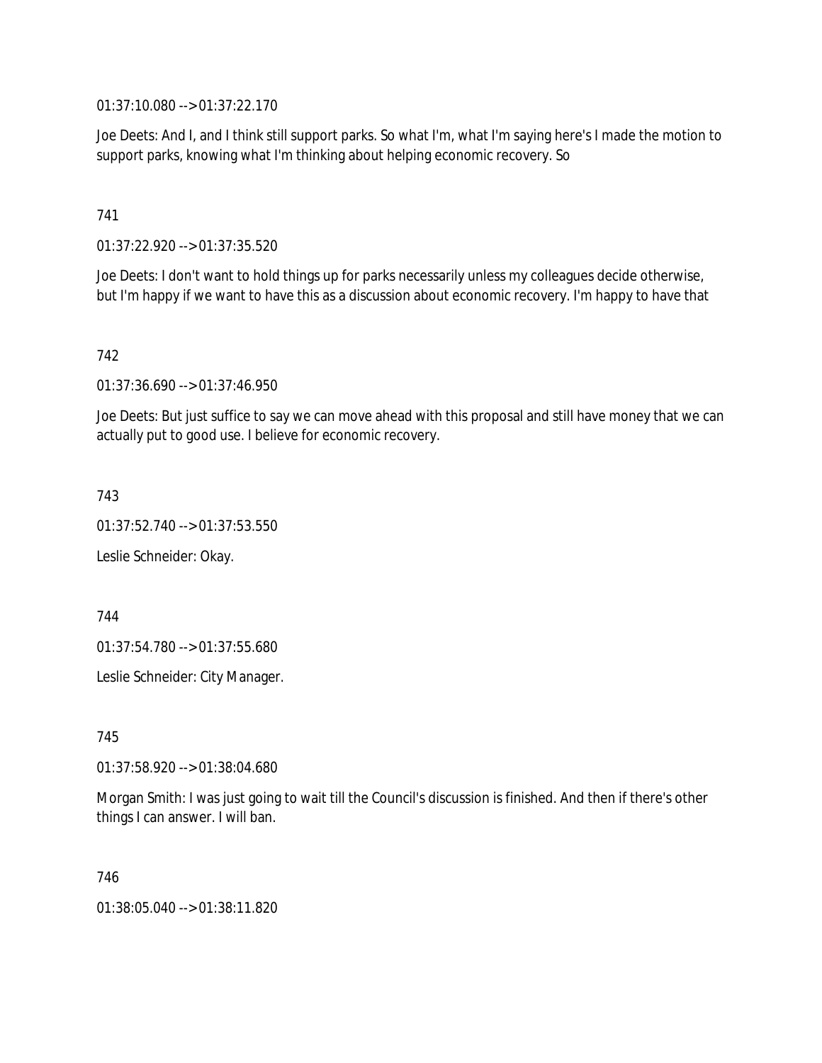01:37:10.080 --> 01:37:22.170

Joe Deets: And I, and I think still support parks. So what I'm, what I'm saying here's I made the motion to support parks, knowing what I'm thinking about helping economic recovery. So

741

01:37:22.920 --> 01:37:35.520

Joe Deets: I don't want to hold things up for parks necessarily unless my colleagues decide otherwise, but I'm happy if we want to have this as a discussion about economic recovery. I'm happy to have that

742

01:37:36.690 --> 01:37:46.950

Joe Deets: But just suffice to say we can move ahead with this proposal and still have money that we can actually put to good use. I believe for economic recovery.

743

01:37:52.740 --> 01:37:53.550

Leslie Schneider: Okay.

744

01:37:54.780 --> 01:37:55.680

Leslie Schneider: City Manager.

745

01:37:58.920 --> 01:38:04.680

Morgan Smith: I was just going to wait till the Council's discussion is finished. And then if there's other things I can answer. I will ban.

746

01:38:05.040 --> 01:38:11.820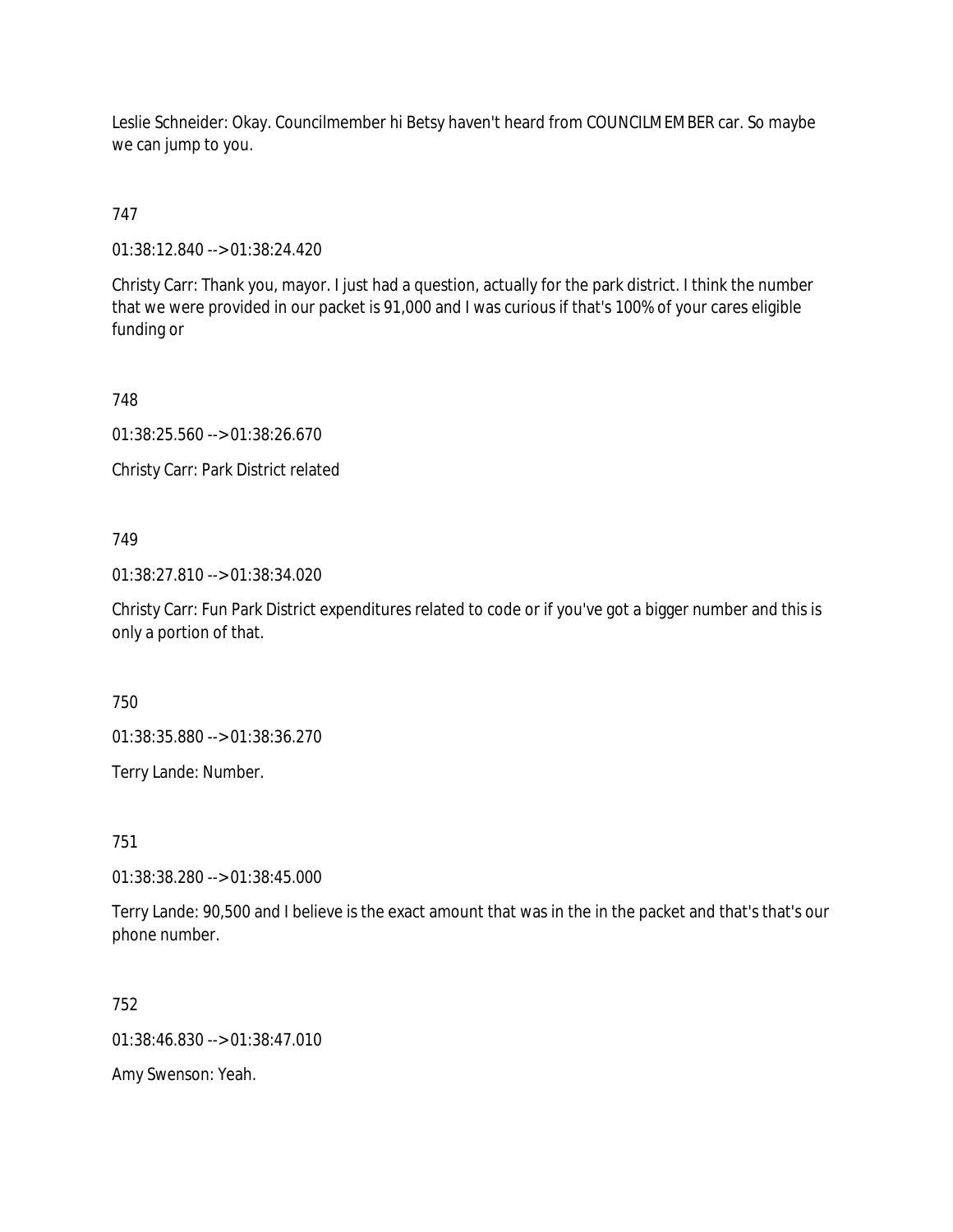Leslie Schneider: Okay. Councilmember hi Betsy haven't heard from COUNCILMEMBER car. So maybe we can jump to you.

747

01:38:12.840 --> 01:38:24.420

Christy Carr: Thank you, mayor. I just had a question, actually for the park district. I think the number that we were provided in our packet is 91,000 and I was curious if that's 100% of your cares eligible funding or

748

01:38:25.560 --> 01:38:26.670

Christy Carr: Park District related

749

01:38:27.810 --> 01:38:34.020

Christy Carr: Fun Park District expenditures related to code or if you've got a bigger number and this is only a portion of that.

750

01:38:35.880 --> 01:38:36.270

Terry Lande: Number.

751

01:38:38.280 --> 01:38:45.000

Terry Lande: 90,500 and I believe is the exact amount that was in the in the packet and that's that's our phone number.

752

01:38:46.830 --> 01:38:47.010

Amy Swenson: Yeah.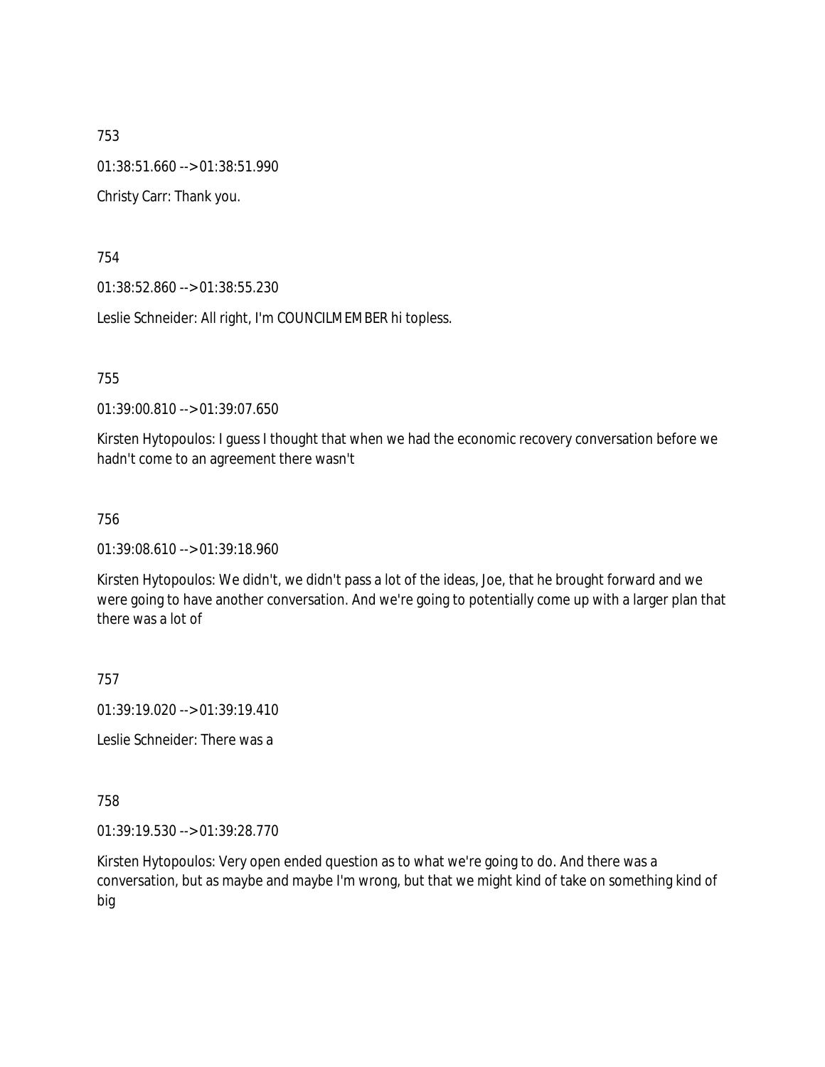753

01:38:51.660 --> 01:38:51.990

Christy Carr: Thank you.

754

01:38:52.860 --> 01:38:55.230

Leslie Schneider: All right, I'm COUNCILMEMBER hi topless.

755

01:39:00.810 --> 01:39:07.650

Kirsten Hytopoulos: I guess I thought that when we had the economic recovery conversation before we hadn't come to an agreement there wasn't

756

01:39:08.610 --> 01:39:18.960

Kirsten Hytopoulos: We didn't, we didn't pass a lot of the ideas, Joe, that he brought forward and we were going to have another conversation. And we're going to potentially come up with a larger plan that there was a lot of

757

01:39:19.020 --> 01:39:19.410

Leslie Schneider: There was a

758

01:39:19.530 --> 01:39:28.770

Kirsten Hytopoulos: Very open ended question as to what we're going to do. And there was a conversation, but as maybe and maybe I'm wrong, but that we might kind of take on something kind of big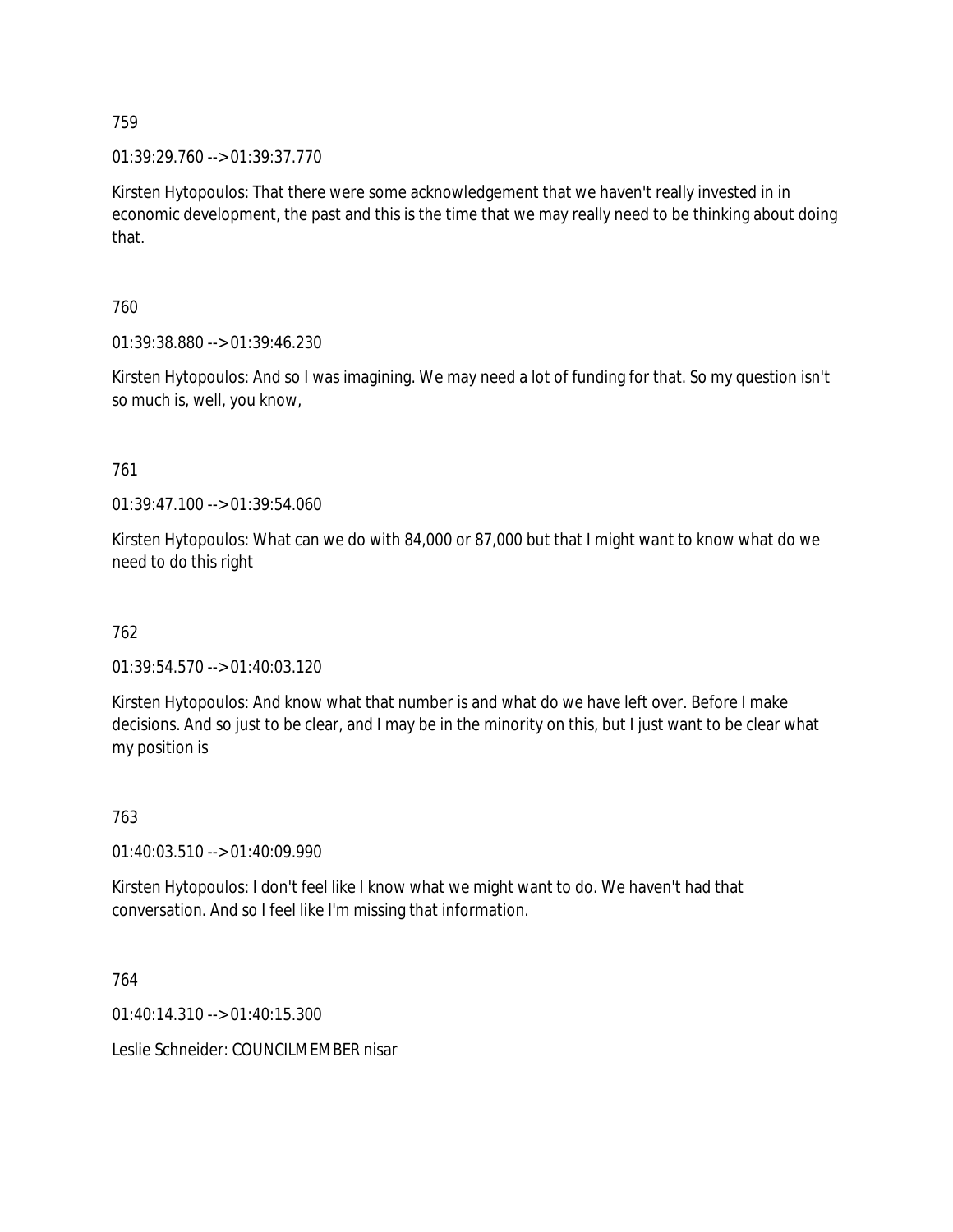759

01:39:29.760 --> 01:39:37.770

Kirsten Hytopoulos: That there were some acknowledgement that we haven't really invested in in economic development, the past and this is the time that we may really need to be thinking about doing that.

760

01:39:38.880 --> 01:39:46.230

Kirsten Hytopoulos: And so I was imagining. We may need a lot of funding for that. So my question isn't so much is, well, you know,

761

01:39:47.100 --> 01:39:54.060

Kirsten Hytopoulos: What can we do with 84,000 or 87,000 but that I might want to know what do we need to do this right

762

01:39:54.570 --> 01:40:03.120

Kirsten Hytopoulos: And know what that number is and what do we have left over. Before I make decisions. And so just to be clear, and I may be in the minority on this, but I just want to be clear what my position is

763

01:40:03.510 --> 01:40:09.990

Kirsten Hytopoulos: I don't feel like I know what we might want to do. We haven't had that conversation. And so I feel like I'm missing that information.

764

01:40:14.310 --> 01:40:15.300

Leslie Schneider: COUNCILMEMBER nisar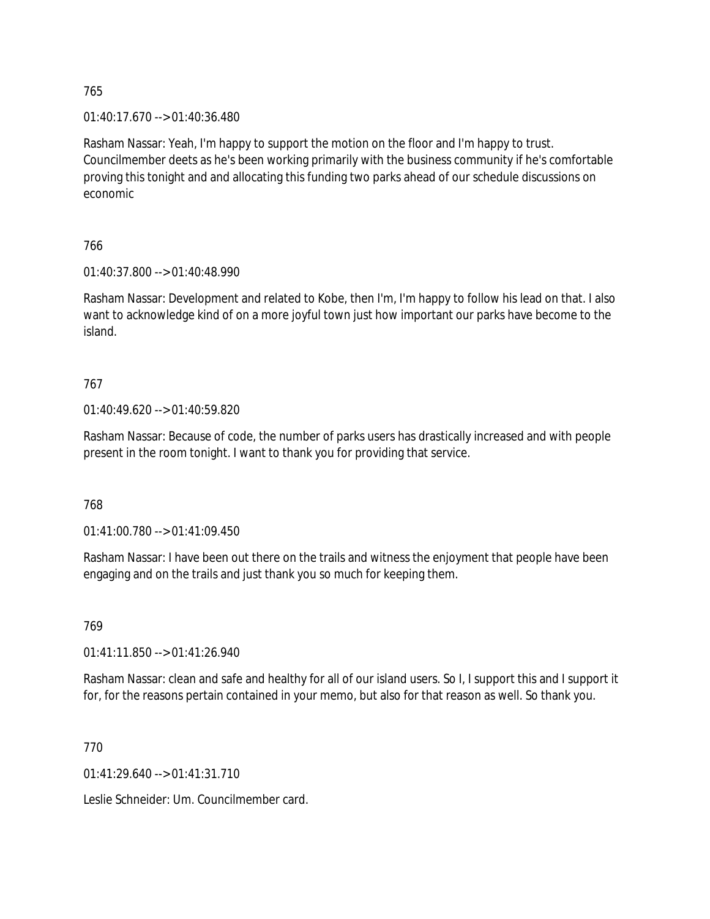765

01:40:17.670 --> 01:40:36.480

Rasham Nassar: Yeah, I'm happy to support the motion on the floor and I'm happy to trust. Councilmember deets as he's been working primarily with the business community if he's comfortable proving this tonight and and allocating this funding two parks ahead of our schedule discussions on economic

766

01:40:37.800 --> 01:40:48.990

Rasham Nassar: Development and related to Kobe, then I'm, I'm happy to follow his lead on that. I also want to acknowledge kind of on a more joyful town just how important our parks have become to the island.

767

01:40:49.620 --> 01:40:59.820

Rasham Nassar: Because of code, the number of parks users has drastically increased and with people present in the room tonight. I want to thank you for providing that service.

768

01:41:00.780 --> 01:41:09.450

Rasham Nassar: I have been out there on the trails and witness the enjoyment that people have been engaging and on the trails and just thank you so much for keeping them.

769

01:41:11.850 --> 01:41:26.940

Rasham Nassar: clean and safe and healthy for all of our island users. So I, I support this and I support it for, for the reasons pertain contained in your memo, but also for that reason as well. So thank you.

770

01:41:29.640 --> 01:41:31.710

Leslie Schneider: Um. Councilmember card.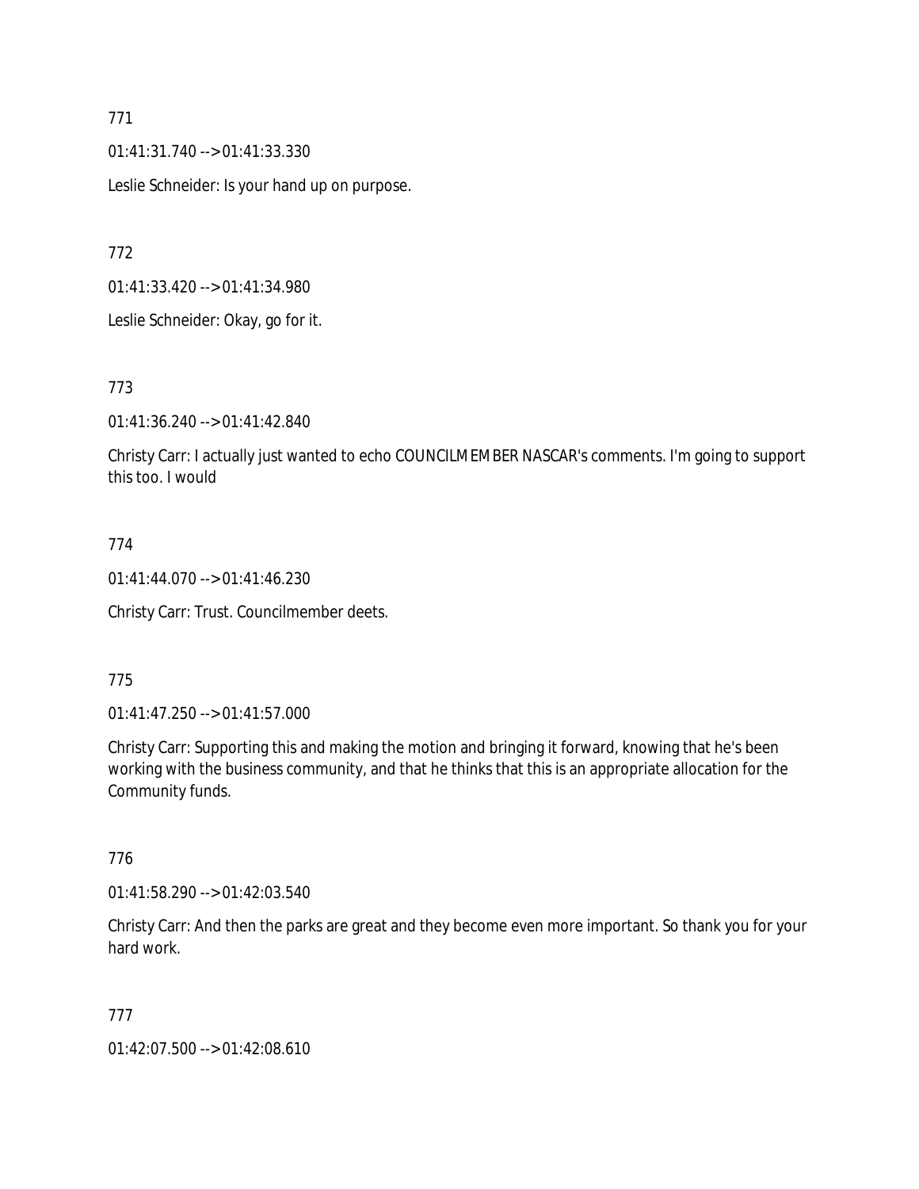771

01:41:31.740 --> 01:41:33.330

Leslie Schneider: Is your hand up on purpose.

772

01:41:33.420 --> 01:41:34.980

Leslie Schneider: Okay, go for it.

773

01:41:36.240 --> 01:41:42.840

Christy Carr: I actually just wanted to echo COUNCILMEMBER NASCAR's comments. I'm going to support this too. I would

774

01:41:44.070 --> 01:41:46.230

Christy Carr: Trust. Councilmember deets.

775

01:41:47.250 --> 01:41:57.000

Christy Carr: Supporting this and making the motion and bringing it forward, knowing that he's been working with the business community, and that he thinks that this is an appropriate allocation for the Community funds.

776

01:41:58.290 --> 01:42:03.540

Christy Carr: And then the parks are great and they become even more important. So thank you for your hard work.

777

01:42:07.500 --> 01:42:08.610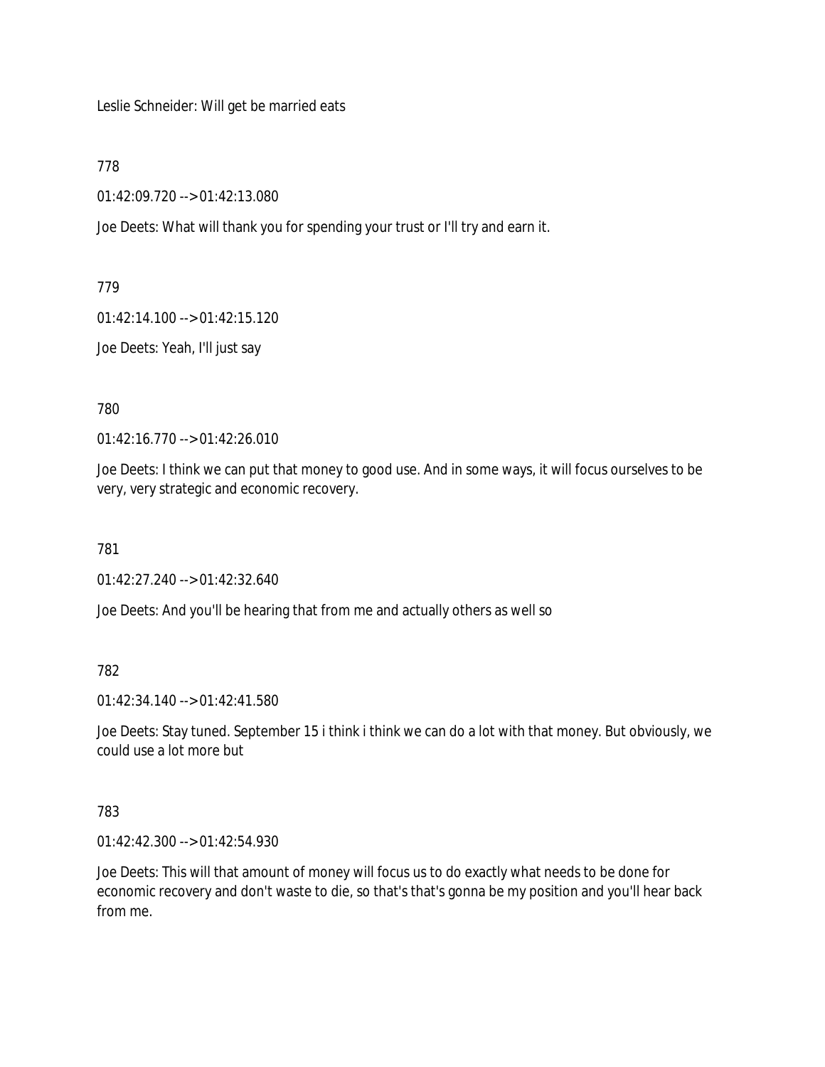Leslie Schneider: Will get be married eats

778

01:42:09.720 --> 01:42:13.080

Joe Deets: What will thank you for spending your trust or I'll try and earn it.

779

01:42:14.100 --> 01:42:15.120

Joe Deets: Yeah, I'll just say

780

01:42:16.770 --> 01:42:26.010

Joe Deets: I think we can put that money to good use. And in some ways, it will focus ourselves to be very, very strategic and economic recovery.

781

01:42:27.240 --> 01:42:32.640

Joe Deets: And you'll be hearing that from me and actually others as well so

782

01:42:34.140 --> 01:42:41.580

Joe Deets: Stay tuned. September 15 i think i think we can do a lot with that money. But obviously, we could use a lot more but

783

01:42:42.300 --> 01:42:54.930

Joe Deets: This will that amount of money will focus us to do exactly what needs to be done for economic recovery and don't waste to die, so that's that's gonna be my position and you'll hear back from me.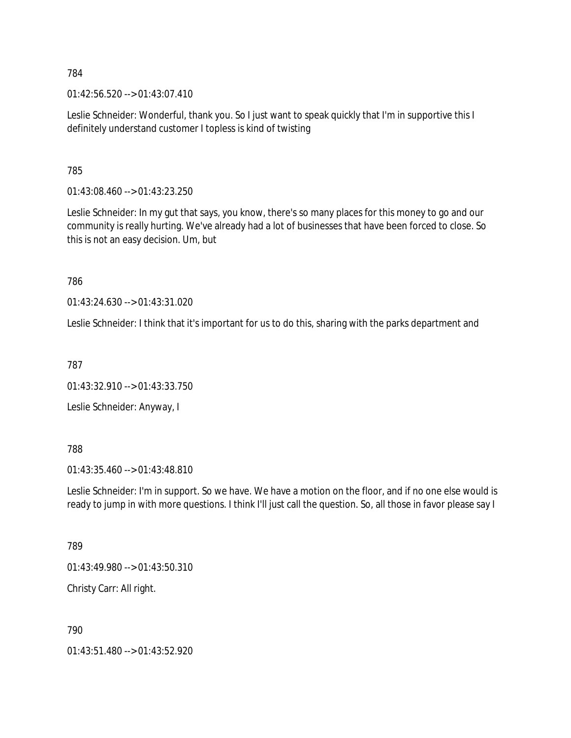784

01:42:56.520 --> 01:43:07.410

Leslie Schneider: Wonderful, thank you. So I just want to speak quickly that I'm in supportive this I definitely understand customer I topless is kind of twisting

785

01:43:08.460 --> 01:43:23.250

Leslie Schneider: In my gut that says, you know, there's so many places for this money to go and our community is really hurting. We've already had a lot of businesses that have been forced to close. So this is not an easy decision. Um, but

786

01:43:24.630 --> 01:43:31.020

Leslie Schneider: I think that it's important for us to do this, sharing with the parks department and

787

01:43:32.910 --> 01:43:33.750

Leslie Schneider: Anyway, I

788

01:43:35.460 --> 01:43:48.810

Leslie Schneider: I'm in support. So we have. We have a motion on the floor, and if no one else would is ready to jump in with more questions. I think I'll just call the question. So, all those in favor please say I

789

01:43:49.980 --> 01:43:50.310

Christy Carr: All right.

790

01:43:51.480 --> 01:43:52.920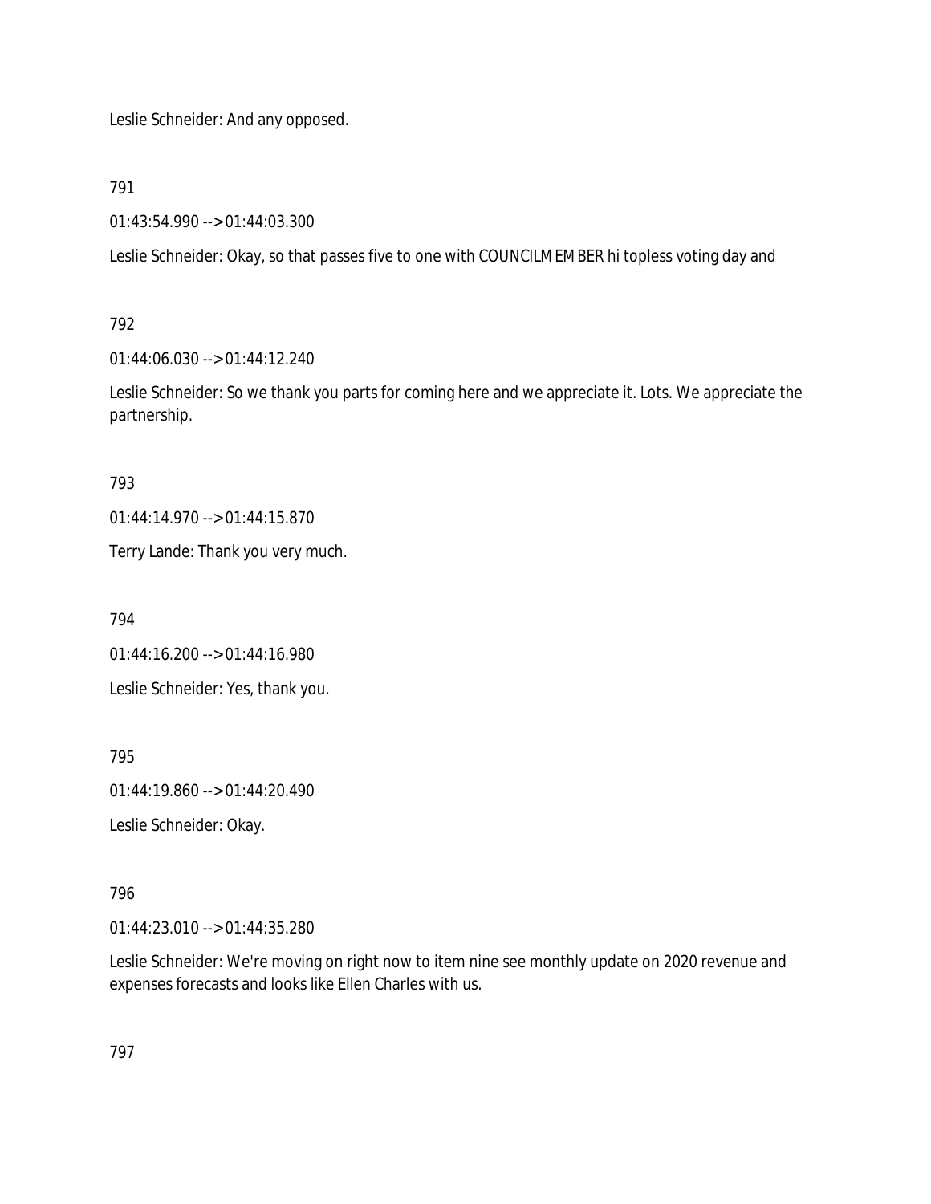Leslie Schneider: And any opposed.

791

01:43:54.990 --> 01:44:03.300

Leslie Schneider: Okay, so that passes five to one with COUNCILMEMBER hi topless voting day and

792

01:44:06.030 --> 01:44:12.240

Leslie Schneider: So we thank you parts for coming here and we appreciate it. Lots. We appreciate the partnership.

793

01:44:14.970 --> 01:44:15.870

Terry Lande: Thank you very much.

794

01:44:16.200 --> 01:44:16.980

Leslie Schneider: Yes, thank you.

795

01:44:19.860 --> 01:44:20.490

Leslie Schneider: Okay.

796

01:44:23.010 --> 01:44:35.280

Leslie Schneider: We're moving on right now to item nine see monthly update on 2020 revenue and expenses forecasts and looks like Ellen Charles with us.

797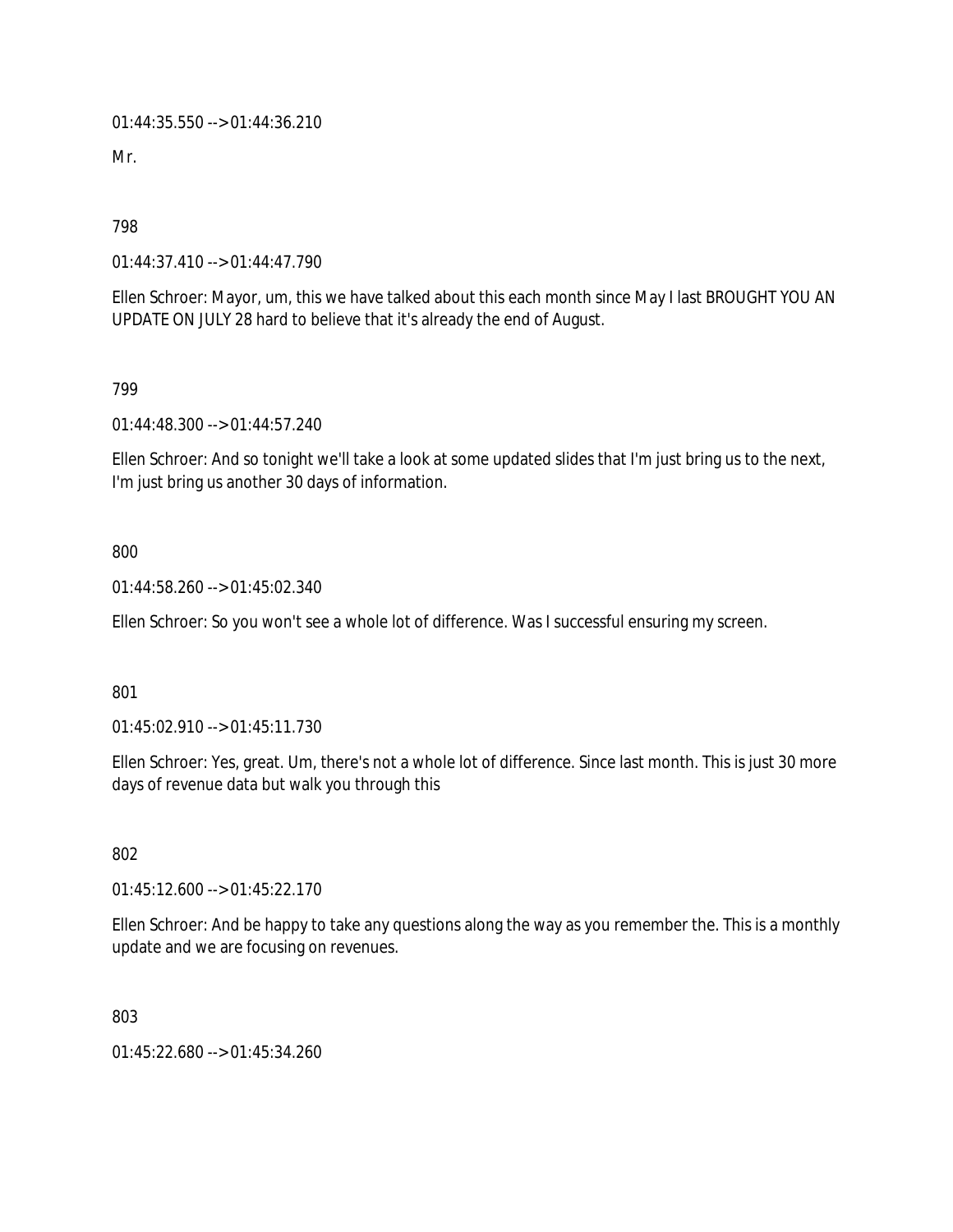01:44:35.550 --> 01:44:36.210

Mr.

798

01:44:37.410 --> 01:44:47.790

Ellen Schroer: Mayor, um, this we have talked about this each month since May I last BROUGHT YOU AN UPDATE ON JULY 28 hard to believe that it's already the end of August.

799

01:44:48.300 --> 01:44:57.240

Ellen Schroer: And so tonight we'll take a look at some updated slides that I'm just bring us to the next, I'm just bring us another 30 days of information.

800

01:44:58.260 --> 01:45:02.340

Ellen Schroer: So you won't see a whole lot of difference. Was I successful ensuring my screen.

801

01:45:02.910 --> 01:45:11.730

Ellen Schroer: Yes, great. Um, there's not a whole lot of difference. Since last month. This is just 30 more days of revenue data but walk you through this

802

01:45:12.600 --> 01:45:22.170

Ellen Schroer: And be happy to take any questions along the way as you remember the. This is a monthly update and we are focusing on revenues.

803

01:45:22.680 --> 01:45:34.260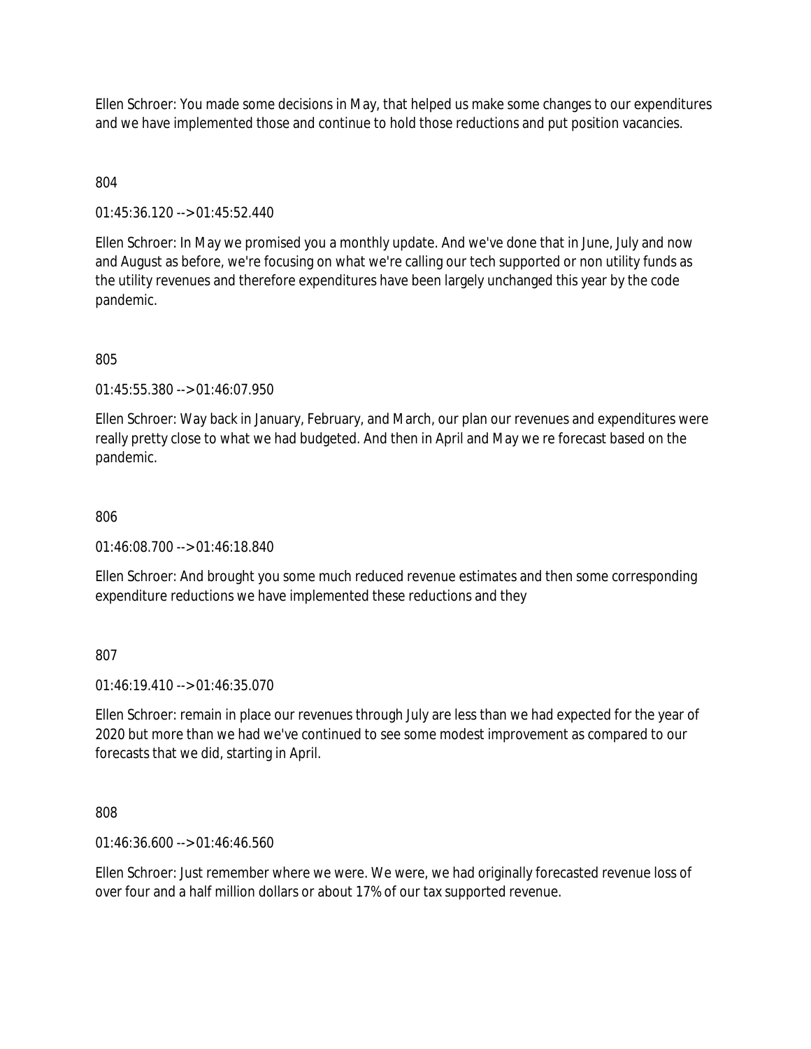Ellen Schroer: You made some decisions in May, that helped us make some changes to our expenditures and we have implemented those and continue to hold those reductions and put position vacancies.

804

01:45:36.120 --> 01:45:52.440

Ellen Schroer: In May we promised you a monthly update. And we've done that in June, July and now and August as before, we're focusing on what we're calling our tech supported or non utility funds as the utility revenues and therefore expenditures have been largely unchanged this year by the code pandemic.

805

01:45:55.380 --> 01:46:07.950

Ellen Schroer: Way back in January, February, and March, our plan our revenues and expenditures were really pretty close to what we had budgeted. And then in April and May we re forecast based on the pandemic.

806

01:46:08.700 --> 01:46:18.840

Ellen Schroer: And brought you some much reduced revenue estimates and then some corresponding expenditure reductions we have implemented these reductions and they

807

01:46:19.410 --> 01:46:35.070

Ellen Schroer: remain in place our revenues through July are less than we had expected for the year of 2020 but more than we had we've continued to see some modest improvement as compared to our forecasts that we did, starting in April.

808

01:46:36.600 --> 01:46:46.560

Ellen Schroer: Just remember where we were. We were, we had originally forecasted revenue loss of over four and a half million dollars or about 17% of our tax supported revenue.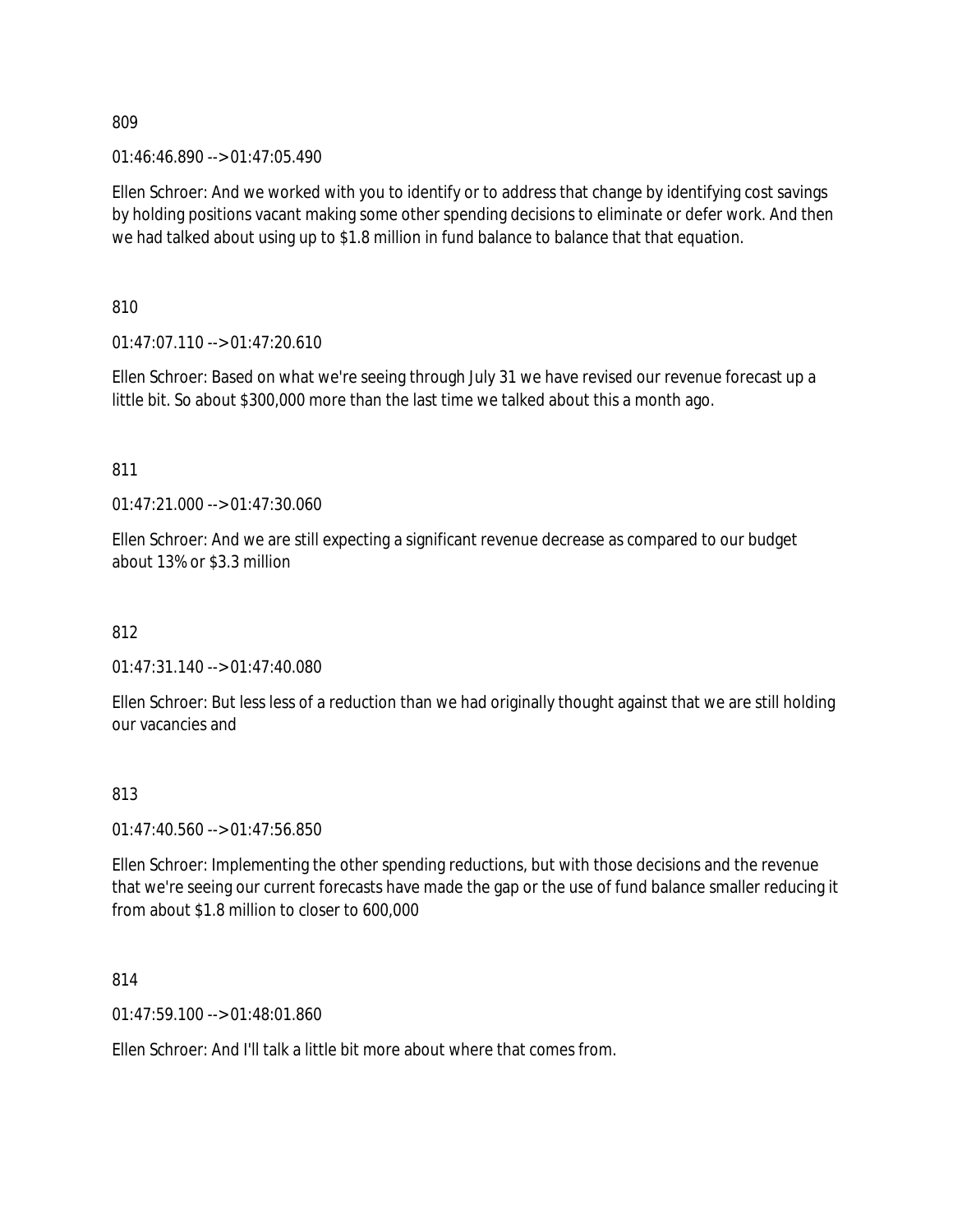809

01:46:46.890 --> 01:47:05.490

Ellen Schroer: And we worked with you to identify or to address that change by identifying cost savings by holding positions vacant making some other spending decisions to eliminate or defer work. And then we had talked about using up to $1.8 million in fund balance to balance that that equation.

810

01:47:07.110 --> 01:47:20.610

Ellen Schroer: Based on what we're seeing through July 31 we have revised our revenue forecast up a little bit. So about $300,000 more than the last time we talked about this a month ago.

811

01:47:21.000 --> 01:47:30.060

Ellen Schroer: And we are still expecting a significant revenue decrease as compared to our budget about 13% or $3.3 million

812

01:47:31.140 --> 01:47:40.080

Ellen Schroer: But less less of a reduction than we had originally thought against that we are still holding our vacancies and

813

01:47:40.560 --> 01:47:56.850

Ellen Schroer: Implementing the other spending reductions, but with those decisions and the revenue that we're seeing our current forecasts have made the gap or the use of fund balance smaller reducing it from about $1.8 million to closer to 600,000

814

01:47:59.100 --> 01:48:01.860

Ellen Schroer: And I'll talk a little bit more about where that comes from.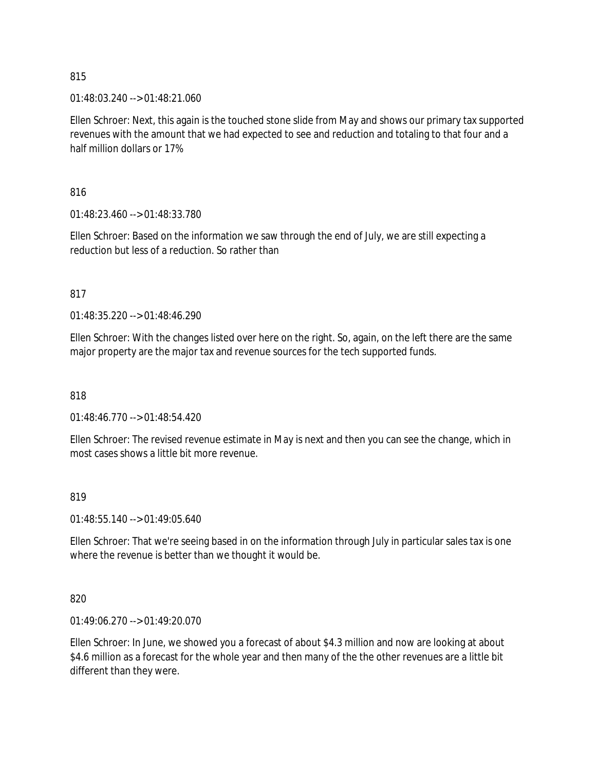815

01:48:03.240 --> 01:48:21.060

Ellen Schroer: Next, this again is the touched stone slide from May and shows our primary tax supported revenues with the amount that we had expected to see and reduction and totaling to that four and a half million dollars or 17%

816

01:48:23.460 --> 01:48:33.780

Ellen Schroer: Based on the information we saw through the end of July, we are still expecting a reduction but less of a reduction. So rather than

817

01:48:35.220 --> 01:48:46.290

Ellen Schroer: With the changes listed over here on the right. So, again, on the left there are the same major property are the major tax and revenue sources for the tech supported funds.

818

01:48:46.770 --> 01:48:54.420

Ellen Schroer: The revised revenue estimate in May is next and then you can see the change, which in most cases shows a little bit more revenue.

819

01:48:55.140 --> 01:49:05.640

Ellen Schroer: That we're seeing based in on the information through July in particular sales tax is one where the revenue is better than we thought it would be.

820

01:49:06.270 --> 01:49:20.070

Ellen Schroer: In June, we showed you a forecast of about $4.3 million and now are looking at about $4.6 million as a forecast for the whole year and then many of the the other revenues are a little bit different than they were.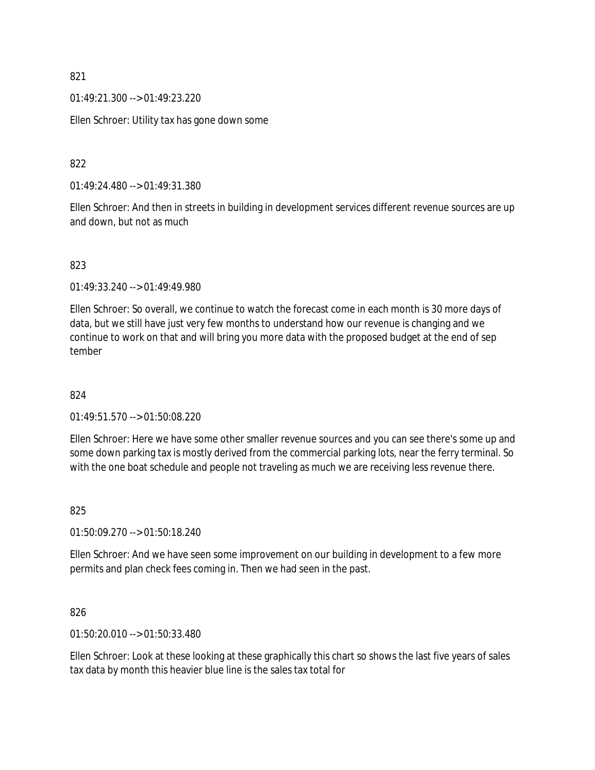821

01:49:21.300 --> 01:49:23.220

Ellen Schroer: Utility tax has gone down some

822

01:49:24.480 --> 01:49:31.380

Ellen Schroer: And then in streets in building in development services different revenue sources are up and down, but not as much

823

01:49:33.240 --> 01:49:49.980

Ellen Schroer: So overall, we continue to watch the forecast come in each month is 30 more days of data, but we still have just very few months to understand how our revenue is changing and we continue to work on that and will bring you more data with the proposed budget at the end of sep tember

824

01:49:51.570 --> 01:50:08.220

Ellen Schroer: Here we have some other smaller revenue sources and you can see there's some up and some down parking tax is mostly derived from the commercial parking lots, near the ferry terminal. So with the one boat schedule and people not traveling as much we are receiving less revenue there.

825

01:50:09.270 --> 01:50:18.240

Ellen Schroer: And we have seen some improvement on our building in development to a few more permits and plan check fees coming in. Then we had seen in the past.

826

01:50:20.010 --> 01:50:33.480

Ellen Schroer: Look at these looking at these graphically this chart so shows the last five years of sales tax data by month this heavier blue line is the sales tax total for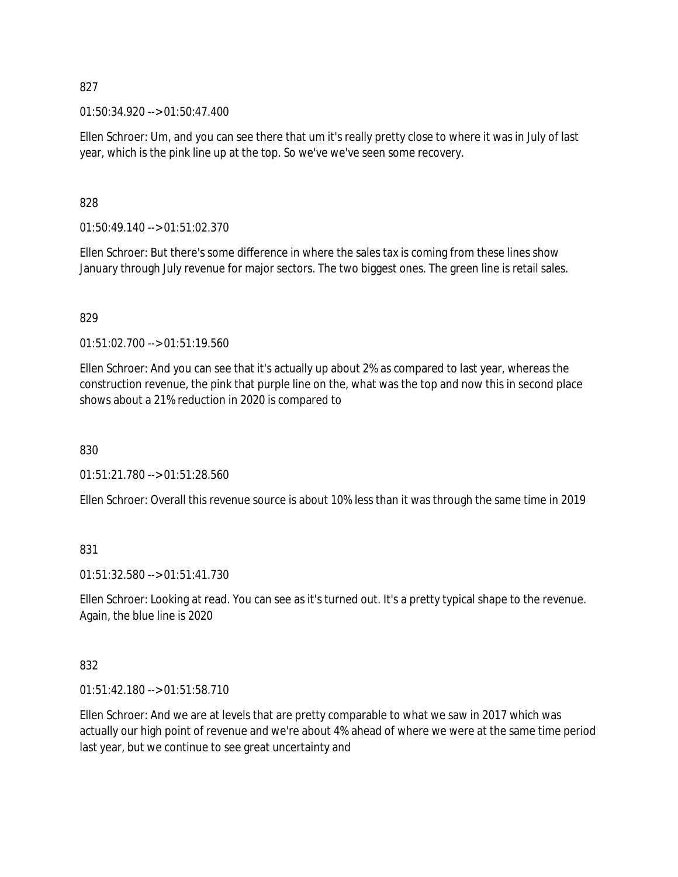827

01:50:34.920 --> 01:50:47.400

Ellen Schroer: Um, and you can see there that um it's really pretty close to where it was in July of last year, which is the pink line up at the top. So we've we've seen some recovery.

828

01:50:49.140 --> 01:51:02.370

Ellen Schroer: But there's some difference in where the sales tax is coming from these lines show January through July revenue for major sectors. The two biggest ones. The green line is retail sales.

829

01:51:02.700 --> 01:51:19.560

Ellen Schroer: And you can see that it's actually up about 2% as compared to last year, whereas the construction revenue, the pink that purple line on the, what was the top and now this in second place shows about a 21% reduction in 2020 is compared to

830

01:51:21.780 --> 01:51:28.560

Ellen Schroer: Overall this revenue source is about 10% less than it was through the same time in 2019

831

01:51:32.580 --> 01:51:41.730

Ellen Schroer: Looking at read. You can see as it's turned out. It's a pretty typical shape to the revenue. Again, the blue line is 2020

832

01:51:42.180 --> 01:51:58.710

Ellen Schroer: And we are at levels that are pretty comparable to what we saw in 2017 which was actually our high point of revenue and we're about 4% ahead of where we were at the same time period last year, but we continue to see great uncertainty and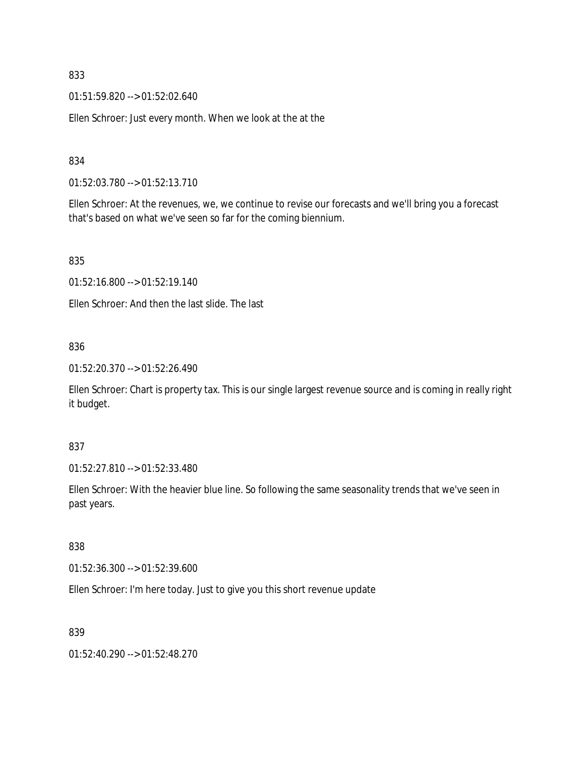833

01:51:59.820 --> 01:52:02.640

Ellen Schroer: Just every month. When we look at the at the

834

01:52:03.780 --> 01:52:13.710

Ellen Schroer: At the revenues, we, we continue to revise our forecasts and we'll bring you a forecast that's based on what we've seen so far for the coming biennium.

835

01:52:16.800 --> 01:52:19.140

Ellen Schroer: And then the last slide. The last

836

01:52:20.370 --> 01:52:26.490

Ellen Schroer: Chart is property tax. This is our single largest revenue source and is coming in really right it budget.

837

01:52:27.810 --> 01:52:33.480

Ellen Schroer: With the heavier blue line. So following the same seasonality trends that we've seen in past years.

838

01:52:36.300 --> 01:52:39.600

Ellen Schroer: I'm here today. Just to give you this short revenue update

839

01:52:40.290 --> 01:52:48.270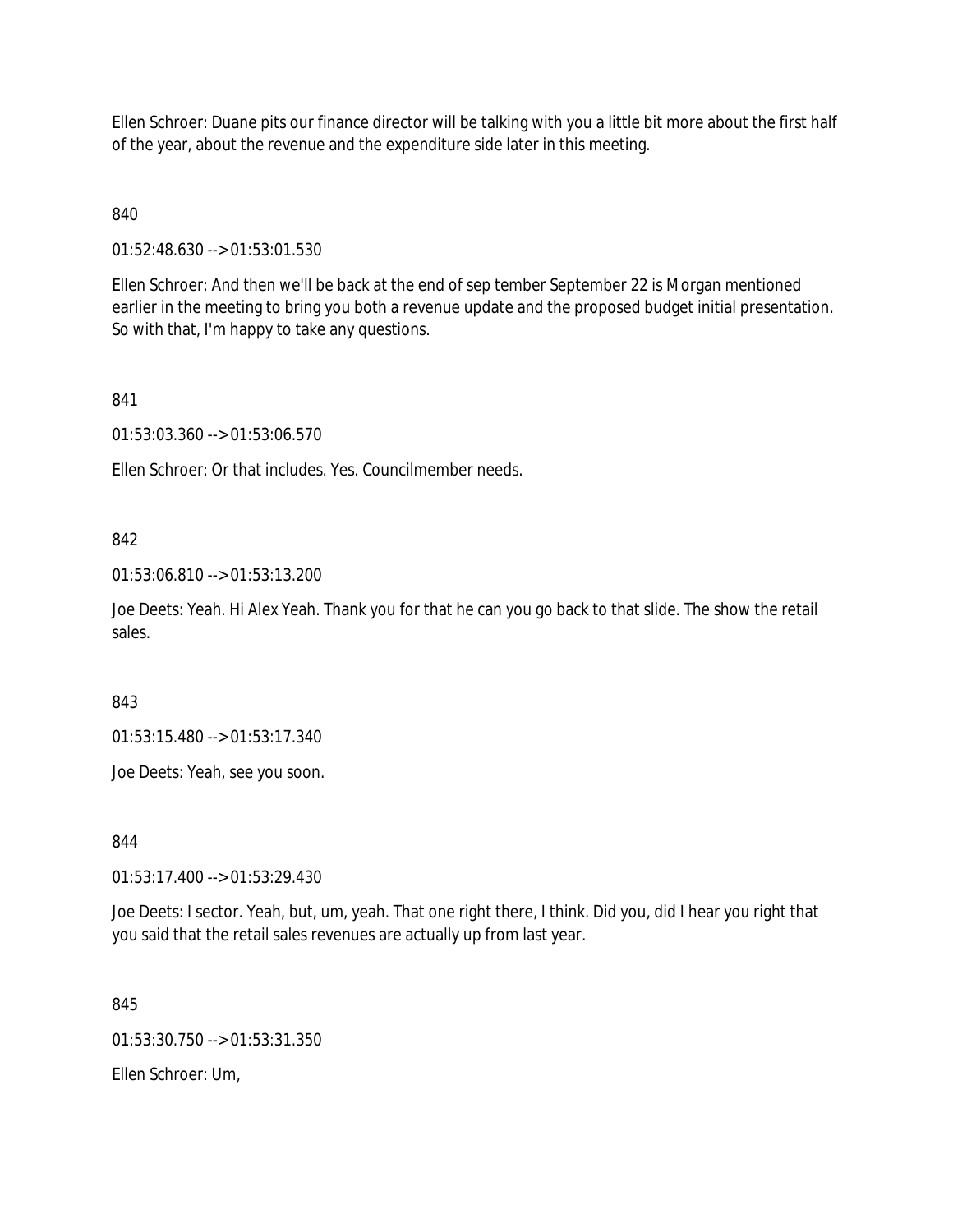Ellen Schroer: Duane pits our finance director will be talking with you a little bit more about the first half of the year, about the revenue and the expenditure side later in this meeting.

840

01:52:48.630 --> 01:53:01.530

Ellen Schroer: And then we'll be back at the end of sep tember September 22 is Morgan mentioned earlier in the meeting to bring you both a revenue update and the proposed budget initial presentation. So with that, I'm happy to take any questions.

841

01:53:03.360 --> 01:53:06.570

Ellen Schroer: Or that includes. Yes. Councilmember needs.

842

01:53:06.810 --> 01:53:13.200

Joe Deets: Yeah. Hi Alex Yeah. Thank you for that he can you go back to that slide. The show the retail sales.

843

01:53:15.480 --> 01:53:17.340

Joe Deets: Yeah, see you soon.

844

01:53:17.400 --> 01:53:29.430

Joe Deets: I sector. Yeah, but, um, yeah. That one right there, I think. Did you, did I hear you right that you said that the retail sales revenues are actually up from last year.

845

01:53:30.750 --> 01:53:31.350

Ellen Schroer: Um,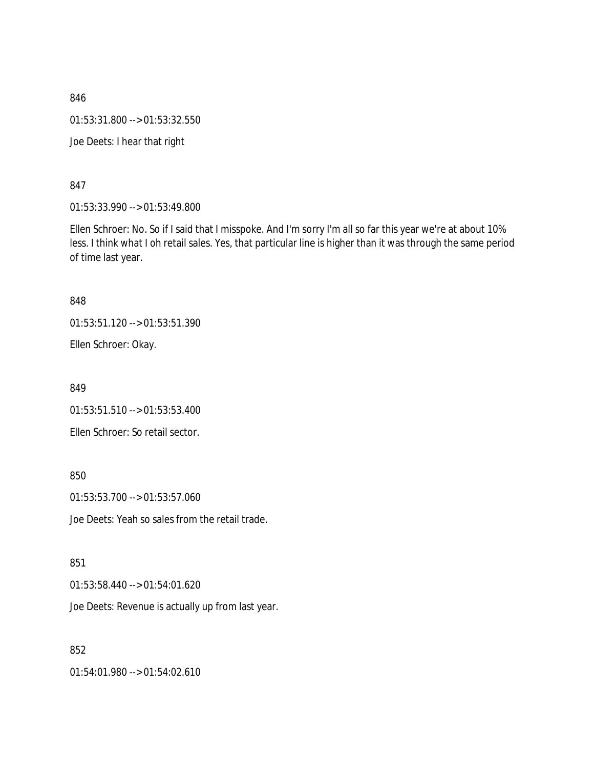846

01:53:31.800 --> 01:53:32.550

Joe Deets: I hear that right

847

01:53:33.990 --> 01:53:49.800

Ellen Schroer: No. So if I said that I misspoke. And I'm sorry I'm all so far this year we're at about 10% less. I think what I oh retail sales. Yes, that particular line is higher than it was through the same period of time last year.

848

01:53:51.120 --> 01:53:51.390

Ellen Schroer: Okay.

849

01:53:51.510 --> 01:53:53.400

Ellen Schroer: So retail sector.

850

01:53:53.700 --> 01:53:57.060

Joe Deets: Yeah so sales from the retail trade.

851

01:53:58.440 --> 01:54:01.620

Joe Deets: Revenue is actually up from last year.

852

01:54:01.980 --> 01:54:02.610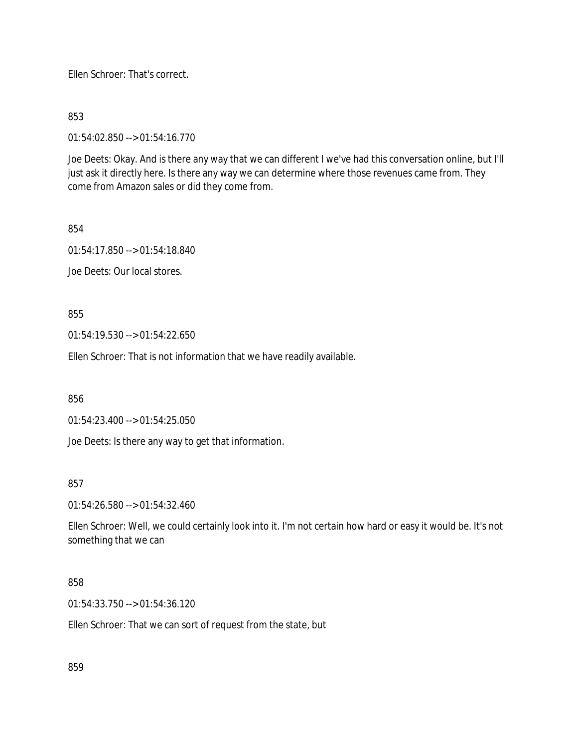Ellen Schroer: That's correct.

853

01:54:02.850 --> 01:54:16.770

Joe Deets: Okay. And is there any way that we can different I we've had this conversation online, but I'll just ask it directly here. Is there any way we can determine where those revenues came from. They come from Amazon sales or did they come from.

854

01:54:17.850 --> 01:54:18.840

Joe Deets: Our local stores.

855

01:54:19.530 --> 01:54:22.650

Ellen Schroer: That is not information that we have readily available.

856

01:54:23.400 --> 01:54:25.050

Joe Deets: Is there any way to get that information.

857

01:54:26.580 --> 01:54:32.460

Ellen Schroer: Well, we could certainly look into it. I'm not certain how hard or easy it would be. It's not something that we can

858

01:54:33.750 --> 01:54:36.120

Ellen Schroer: That we can sort of request from the state, but

859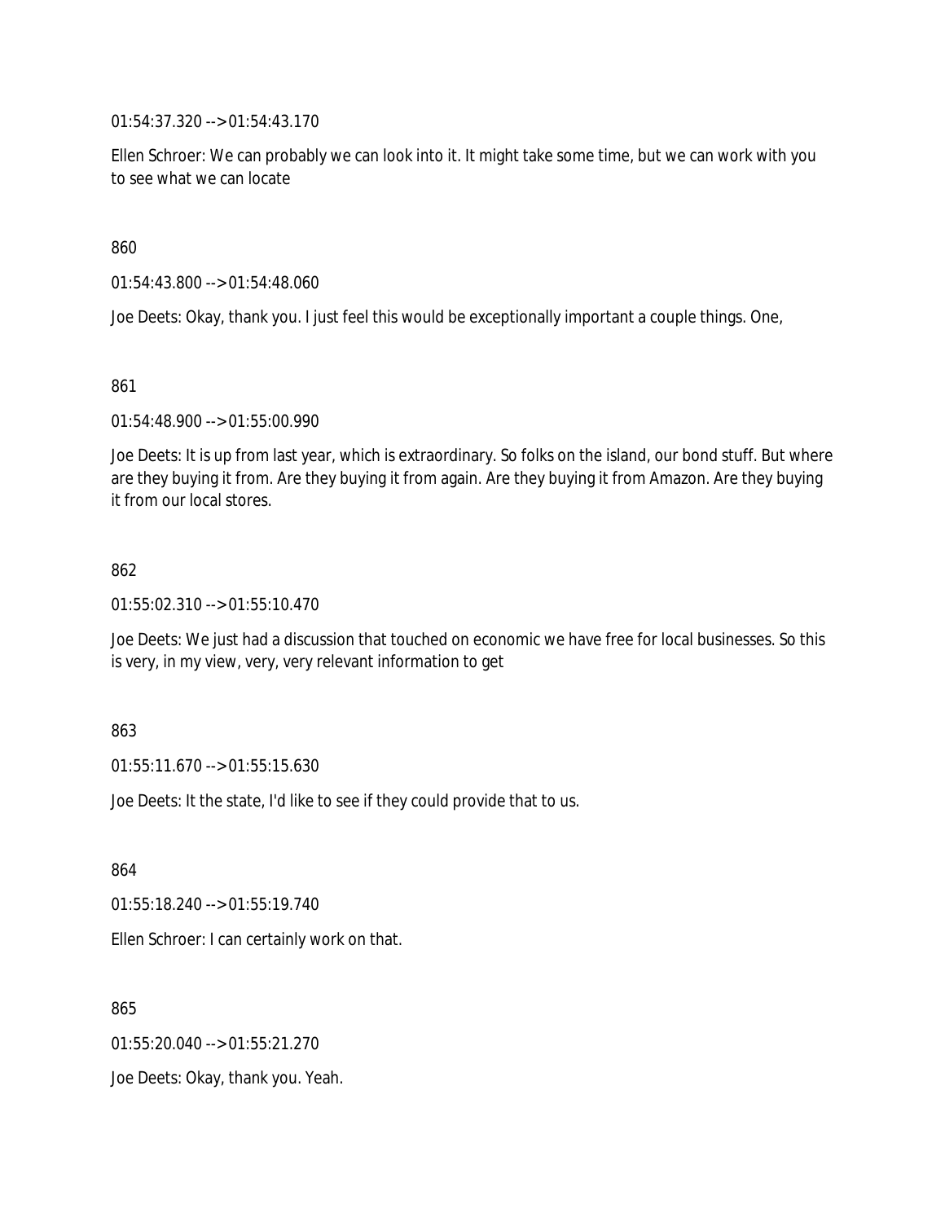01:54:37.320 --> 01:54:43.170

Ellen Schroer: We can probably we can look into it. It might take some time, but we can work with you to see what we can locate

860

01:54:43.800 --> 01:54:48.060

Joe Deets: Okay, thank you. I just feel this would be exceptionally important a couple things. One,

861

01:54:48.900 --> 01:55:00.990

Joe Deets: It is up from last year, which is extraordinary. So folks on the island, our bond stuff. But where are they buying it from. Are they buying it from again. Are they buying it from Amazon. Are they buying it from our local stores.

862

01:55:02.310 --> 01:55:10.470

Joe Deets: We just had a discussion that touched on economic we have free for local businesses. So this is very, in my view, very, very relevant information to get

863

01:55:11.670 --> 01:55:15.630

Joe Deets: It the state, I'd like to see if they could provide that to us.

864

01:55:18.240 --> 01:55:19.740

Ellen Schroer: I can certainly work on that.

865

01:55:20.040 --> 01:55:21.270

Joe Deets: Okay, thank you. Yeah.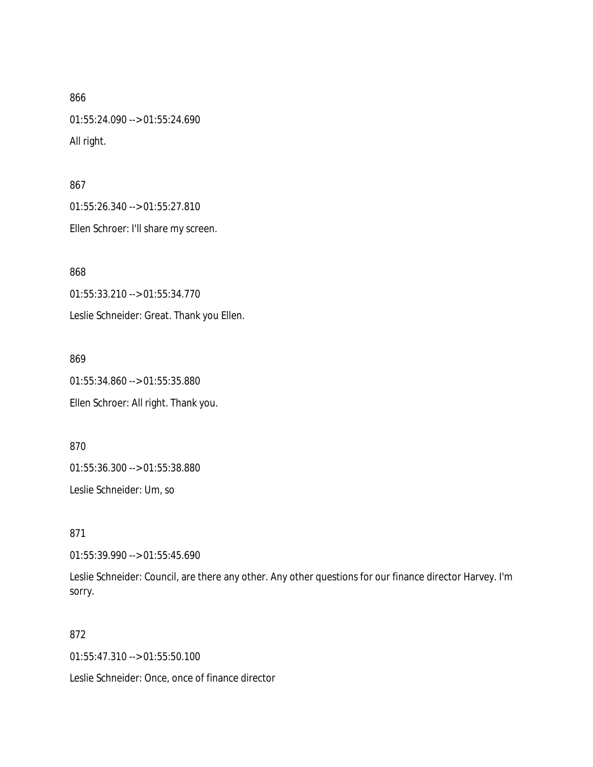866

01:55:24.090 --> 01:55:24.690

All right.

867

01:55:26.340 --> 01:55:27.810

Ellen Schroer: I'll share my screen.

868

01:55:33.210 --> 01:55:34.770

Leslie Schneider: Great. Thank you Ellen.

869

01:55:34.860 --> 01:55:35.880

Ellen Schroer: All right. Thank you.

870

01:55:36.300 --> 01:55:38.880

Leslie Schneider: Um, so

871

01:55:39.990 --> 01:55:45.690

Leslie Schneider: Council, are there any other. Any other questions for our finance director Harvey. I'm sorry.

872

01:55:47.310 --> 01:55:50.100

Leslie Schneider: Once, once of finance director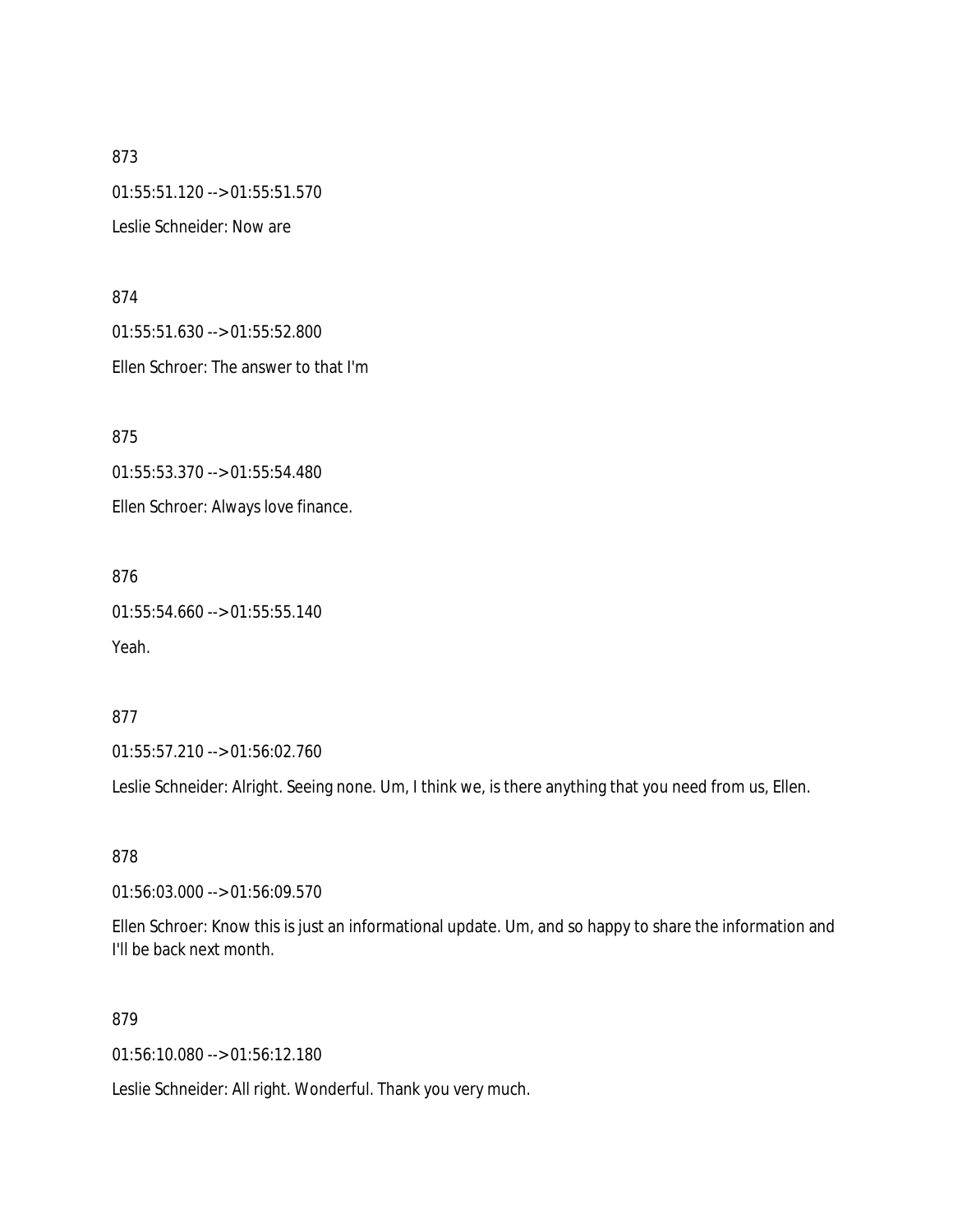873

01:55:51.120 --> 01:55:51.570

Leslie Schneider: Now are

874

01:55:51.630 --> 01:55:52.800

Ellen Schroer: The answer to that I'm

875

01:55:53.370 --> 01:55:54.480

Ellen Schroer: Always love finance.

876

01:55:54.660 --> 01:55:55.140

Yeah.

877

01:55:57.210 --> 01:56:02.760

Leslie Schneider: Alright. Seeing none. Um, I think we, is there anything that you need from us, Ellen.

878

01:56:03.000 --> 01:56:09.570

Ellen Schroer: Know this is just an informational update. Um, and so happy to share the information and I'll be back next month.

879

01:56:10.080 --> 01:56:12.180

Leslie Schneider: All right. Wonderful. Thank you very much.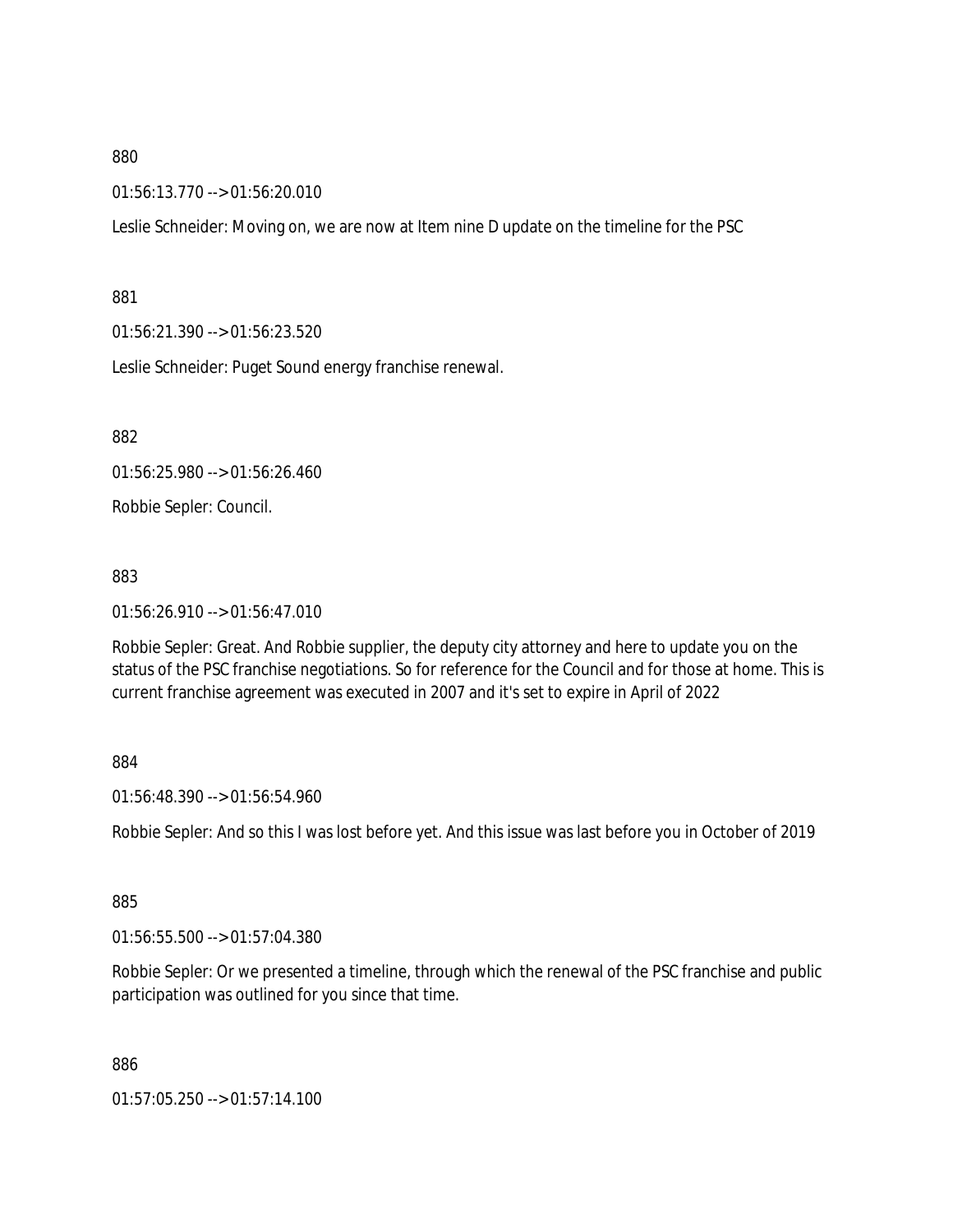880

01:56:13.770 --> 01:56:20.010

Leslie Schneider: Moving on, we are now at Item nine D update on the timeline for the PSC

881

01:56:21.390 --> 01:56:23.520

Leslie Schneider: Puget Sound energy franchise renewal.

882

01:56:25.980 --> 01:56:26.460

Robbie Sepler: Council.

883

01:56:26.910 --> 01:56:47.010

Robbie Sepler: Great. And Robbie supplier, the deputy city attorney and here to update you on the status of the PSC franchise negotiations. So for reference for the Council and for those at home. This is current franchise agreement was executed in 2007 and it's set to expire in April of 2022

884

01:56:48.390 --> 01:56:54.960

Robbie Sepler: And so this I was lost before yet. And this issue was last before you in October of 2019

885

01:56:55.500 --> 01:57:04.380

Robbie Sepler: Or we presented a timeline, through which the renewal of the PSC franchise and public participation was outlined for you since that time.

886

01:57:05.250 --> 01:57:14.100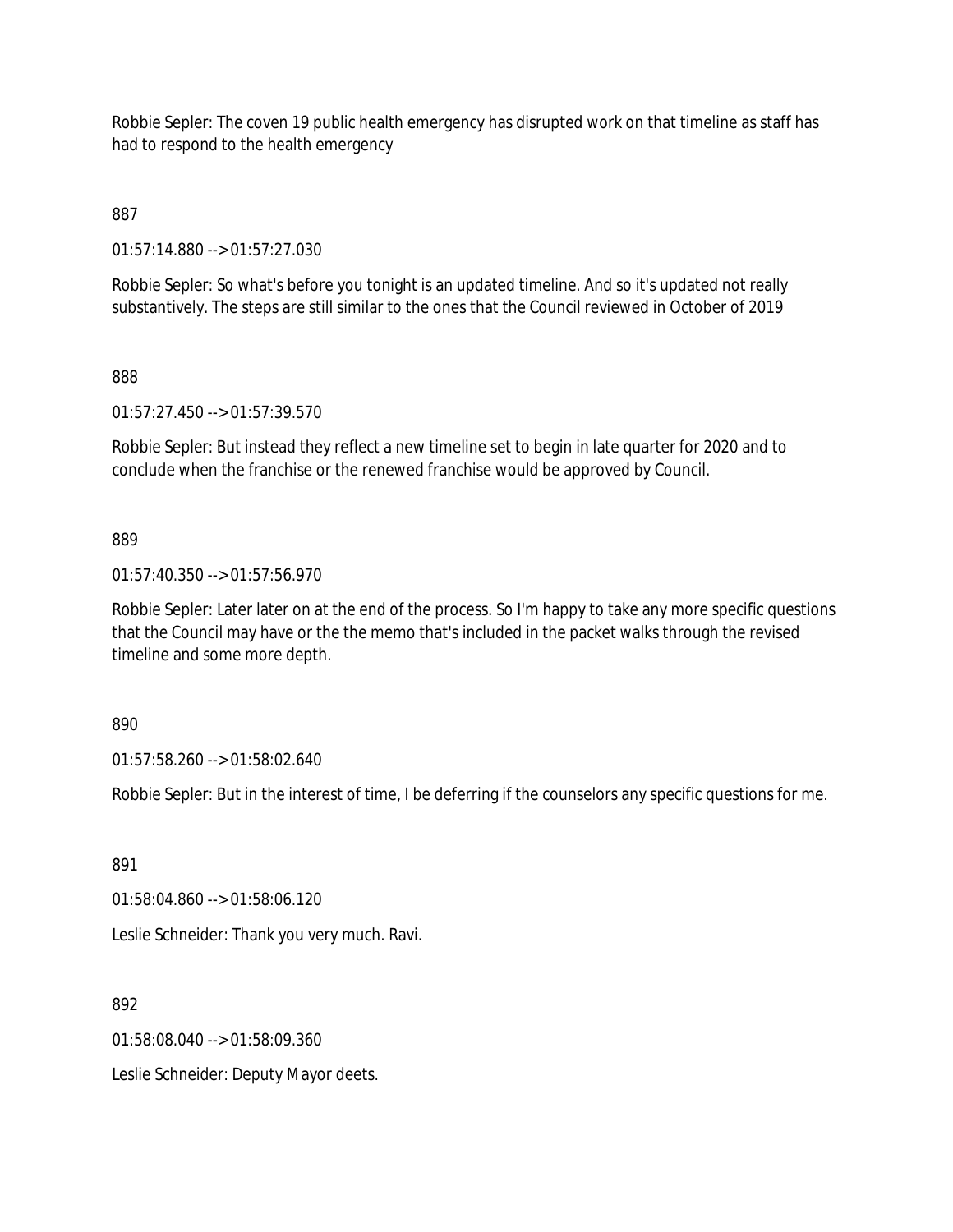Robbie Sepler: The coven 19 public health emergency has disrupted work on that timeline as staff has had to respond to the health emergency

887

01:57:14.880 --> 01:57:27.030

Robbie Sepler: So what's before you tonight is an updated timeline. And so it's updated not really substantively. The steps are still similar to the ones that the Council reviewed in October of 2019

888

01:57:27.450 --> 01:57:39.570

Robbie Sepler: But instead they reflect a new timeline set to begin in late quarter for 2020 and to conclude when the franchise or the renewed franchise would be approved by Council.

889

01:57:40.350 --> 01:57:56.970

Robbie Sepler: Later later on at the end of the process. So I'm happy to take any more specific questions that the Council may have or the the memo that's included in the packet walks through the revised timeline and some more depth.

890

01:57:58.260 --> 01:58:02.640

Robbie Sepler: But in the interest of time, I be deferring if the counselors any specific questions for me.

891

01:58:04.860 --> 01:58:06.120

Leslie Schneider: Thank you very much. Ravi.

892

01:58:08.040 --> 01:58:09.360

Leslie Schneider: Deputy Mayor deets.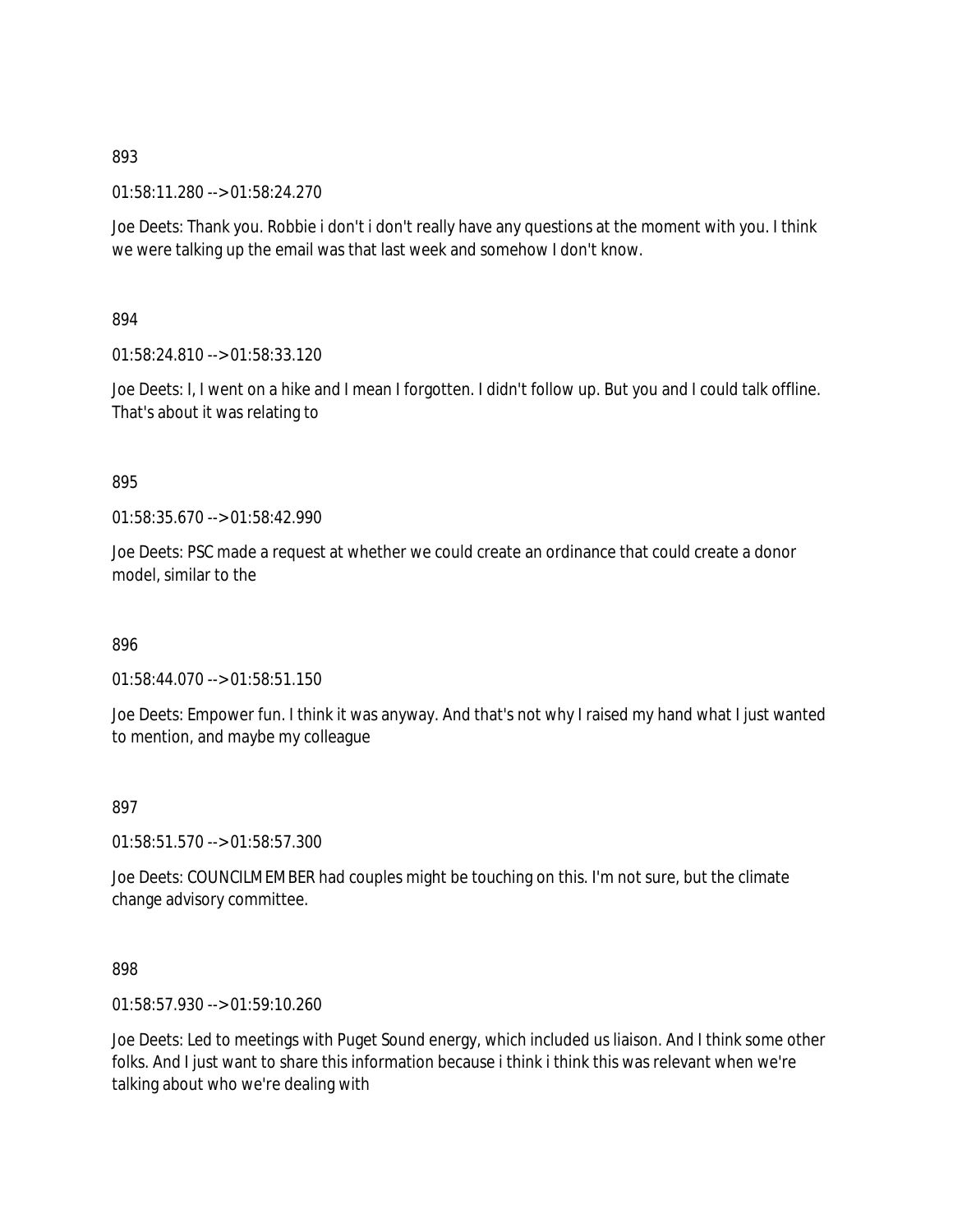893

01:58:11.280 --> 01:58:24.270

Joe Deets: Thank you. Robbie i don't i don't really have any questions at the moment with you. I think we were talking up the email was that last week and somehow I don't know.

894

01:58:24.810 --> 01:58:33.120

Joe Deets: I, I went on a hike and I mean I forgotten. I didn't follow up. But you and I could talk offline. That's about it was relating to

895

01:58:35.670 --> 01:58:42.990

Joe Deets: PSC made a request at whether we could create an ordinance that could create a donor model, similar to the

896

01:58:44.070 --> 01:58:51.150

Joe Deets: Empower fun. I think it was anyway. And that's not why I raised my hand what I just wanted to mention, and maybe my colleague

897

01:58:51.570 --> 01:58:57.300

Joe Deets: COUNCILMEMBER had couples might be touching on this. I'm not sure, but the climate change advisory committee.

898

01:58:57.930 --> 01:59:10.260

Joe Deets: Led to meetings with Puget Sound energy, which included us liaison. And I think some other folks. And I just want to share this information because i think i think this was relevant when we're talking about who we're dealing with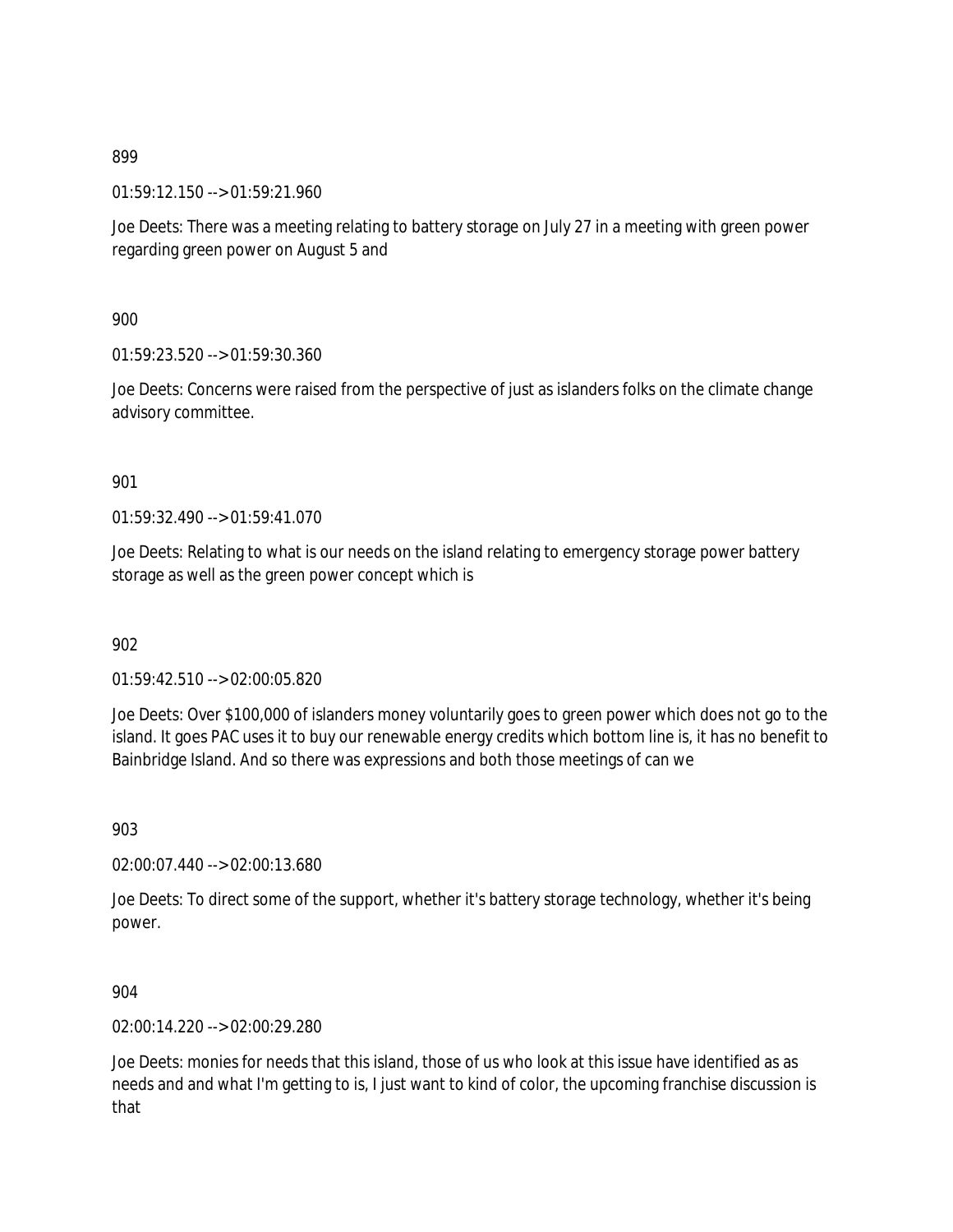899

01:59:12.150 --> 01:59:21.960

Joe Deets: There was a meeting relating to battery storage on July 27 in a meeting with green power regarding green power on August 5 and

900

01:59:23.520 --> 01:59:30.360

Joe Deets: Concerns were raised from the perspective of just as islanders folks on the climate change advisory committee.

901

01:59:32.490 --> 01:59:41.070

Joe Deets: Relating to what is our needs on the island relating to emergency storage power battery storage as well as the green power concept which is

902

01:59:42.510 --> 02:00:05.820

Joe Deets: Over $100,000 of islanders money voluntarily goes to green power which does not go to the island. It goes PAC uses it to buy our renewable energy credits which bottom line is, it has no benefit to Bainbridge Island. And so there was expressions and both those meetings of can we

903

02:00:07.440 --> 02:00:13.680

Joe Deets: To direct some of the support, whether it's battery storage technology, whether it's being power.

904

02:00:14.220 --> 02:00:29.280

Joe Deets: monies for needs that this island, those of us who look at this issue have identified as as needs and and what I'm getting to is, I just want to kind of color, the upcoming franchise discussion is that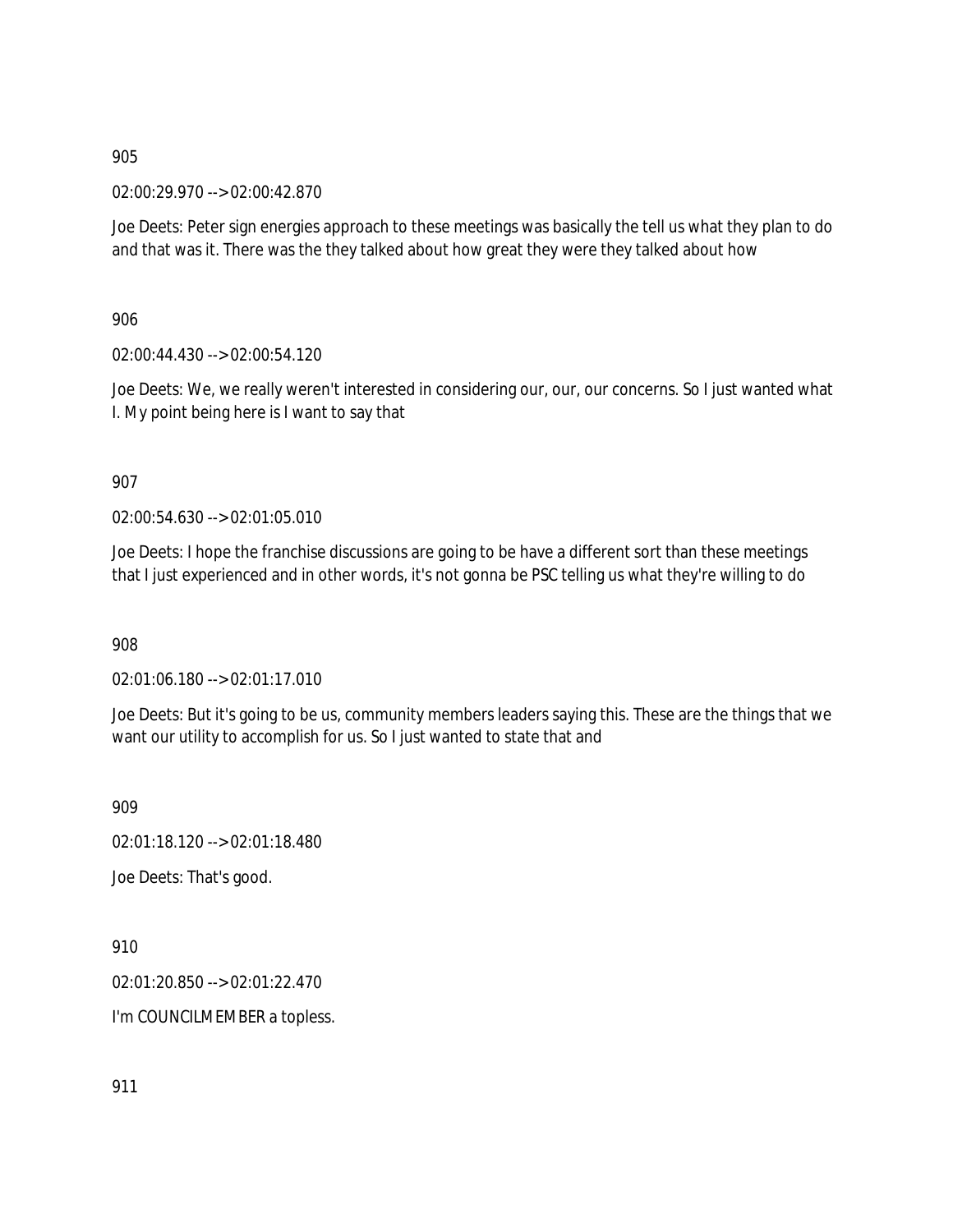905

02:00:29.970 --> 02:00:42.870

Joe Deets: Peter sign energies approach to these meetings was basically the tell us what they plan to do and that was it. There was the they talked about how great they were they talked about how

906

02:00:44.430 --> 02:00:54.120

Joe Deets: We, we really weren't interested in considering our, our, our concerns. So I just wanted what I. My point being here is I want to say that

907

02:00:54.630 --> 02:01:05.010

Joe Deets: I hope the franchise discussions are going to be have a different sort than these meetings that I just experienced and in other words, it's not gonna be PSC telling us what they're willing to do

908

02:01:06.180 --> 02:01:17.010

Joe Deets: But it's going to be us, community members leaders saying this. These are the things that we want our utility to accomplish for us. So I just wanted to state that and

909

02:01:18.120 --> 02:01:18.480

Joe Deets: That's good.

910

02:01:20.850 --> 02:01:22.470

I'm COUNCILMEMBER a topless.

911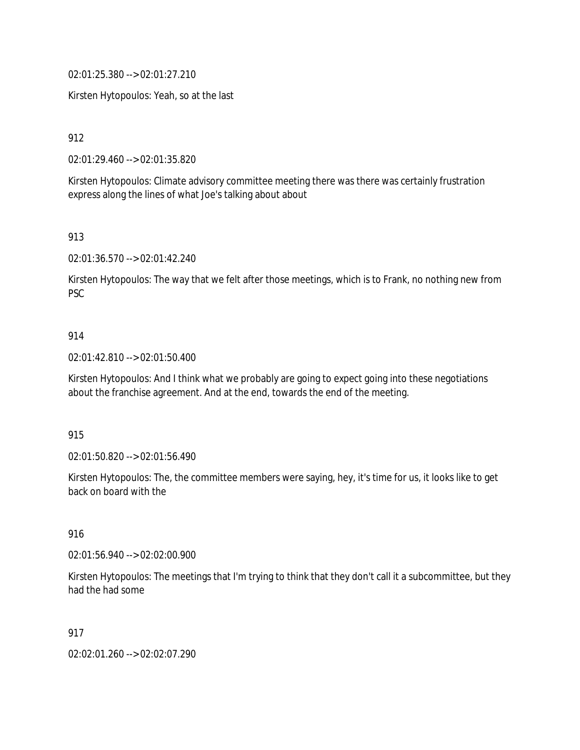02:01:25.380 --> 02:01:27.210

Kirsten Hytopoulos: Yeah, so at the last

912

02:01:29.460 --> 02:01:35.820

Kirsten Hytopoulos: Climate advisory committee meeting there was there was certainly frustration express along the lines of what Joe's talking about about

913

02:01:36.570 --> 02:01:42.240

Kirsten Hytopoulos: The way that we felt after those meetings, which is to Frank, no nothing new from PSC

914

02:01:42.810 --> 02:01:50.400

Kirsten Hytopoulos: And I think what we probably are going to expect going into these negotiations about the franchise agreement. And at the end, towards the end of the meeting.

915

02:01:50.820 --> 02:01:56.490

Kirsten Hytopoulos: The, the committee members were saying, hey, it's time for us, it looks like to get back on board with the

916

02:01:56.940 --> 02:02:00.900

Kirsten Hytopoulos: The meetings that I'm trying to think that they don't call it a subcommittee, but they had the had some

917

02:02:01.260 --> 02:02:07.290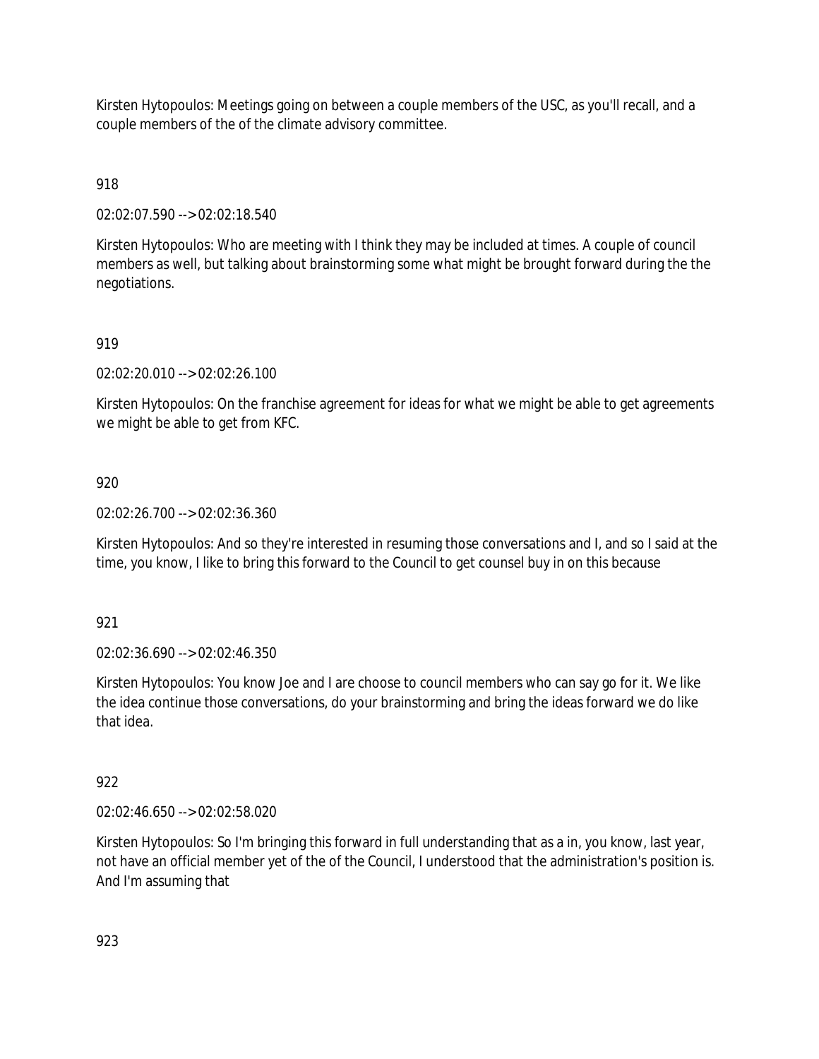Kirsten Hytopoulos: Meetings going on between a couple members of the USC, as you'll recall, and a couple members of the of the climate advisory committee.

918

02:02:07.590 --> 02:02:18.540

Kirsten Hytopoulos: Who are meeting with I think they may be included at times. A couple of council members as well, but talking about brainstorming some what might be brought forward during the the negotiations.

919

02:02:20.010 --> 02:02:26.100

Kirsten Hytopoulos: On the franchise agreement for ideas for what we might be able to get agreements we might be able to get from KFC.

920

02:02:26.700 --> 02:02:36.360

Kirsten Hytopoulos: And so they're interested in resuming those conversations and I, and so I said at the time, you know, I like to bring this forward to the Council to get counsel buy in on this because

921

02:02:36.690 --> 02:02:46.350

Kirsten Hytopoulos: You know Joe and I are choose to council members who can say go for it. We like the idea continue those conversations, do your brainstorming and bring the ideas forward we do like that idea.

922

02:02:46.650 --> 02:02:58.020

Kirsten Hytopoulos: So I'm bringing this forward in full understanding that as a in, you know, last year, not have an official member yet of the of the Council, I understood that the administration's position is. And I'm assuming that

923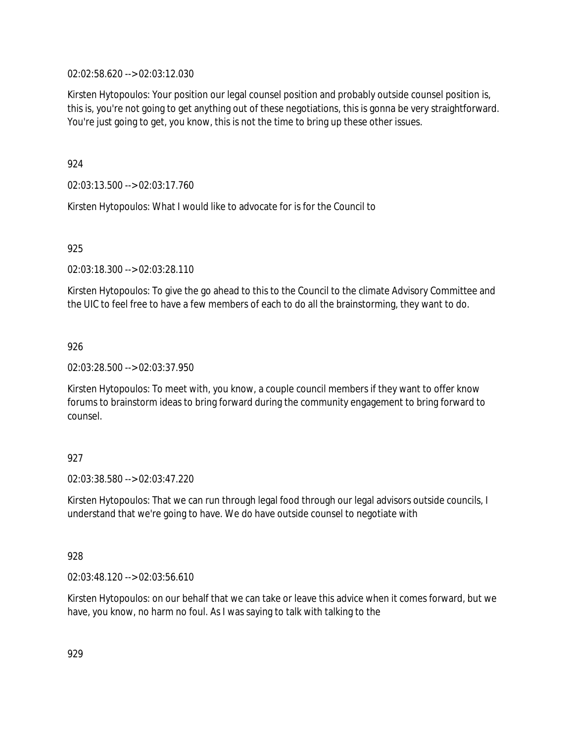02:02:58.620 --> 02:03:12.030

Kirsten Hytopoulos: Your position our legal counsel position and probably outside counsel position is, this is, you're not going to get anything out of these negotiations, this is gonna be very straightforward. You're just going to get, you know, this is not the time to bring up these other issues.

924

02:03:13.500 --> 02:03:17.760

Kirsten Hytopoulos: What I would like to advocate for is for the Council to

925

02:03:18.300 --> 02:03:28.110

Kirsten Hytopoulos: To give the go ahead to this to the Council to the climate Advisory Committee and the UIC to feel free to have a few members of each to do all the brainstorming, they want to do.

926

02:03:28.500 --> 02:03:37.950

Kirsten Hytopoulos: To meet with, you know, a couple council members if they want to offer know forums to brainstorm ideas to bring forward during the community engagement to bring forward to counsel.

927

02:03:38.580 --> 02:03:47.220

Kirsten Hytopoulos: That we can run through legal food through our legal advisors outside councils, I understand that we're going to have. We do have outside counsel to negotiate with

928

02:03:48.120 --> 02:03:56.610

Kirsten Hytopoulos: on our behalf that we can take or leave this advice when it comes forward, but we have, you know, no harm no foul. As I was saying to talk with talking to the

929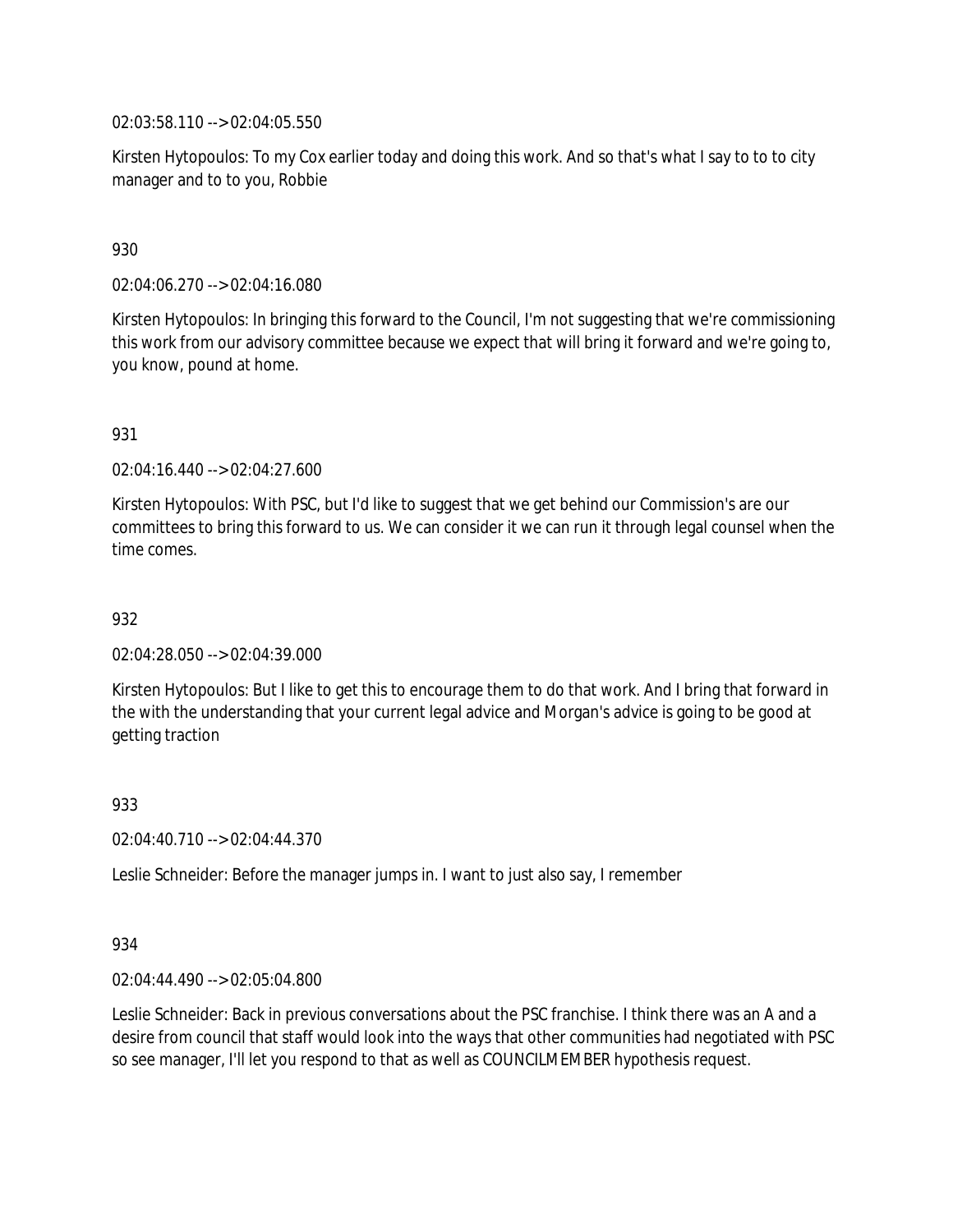02:03:58.110 --> 02:04:05.550

Kirsten Hytopoulos: To my Cox earlier today and doing this work. And so that's what I say to to to city manager and to to you, Robbie

930

02:04:06.270 --> 02:04:16.080

Kirsten Hytopoulos: In bringing this forward to the Council, I'm not suggesting that we're commissioning this work from our advisory committee because we expect that will bring it forward and we're going to, you know, pound at home.

931

02:04:16.440 --> 02:04:27.600

Kirsten Hytopoulos: With PSC, but I'd like to suggest that we get behind our Commission's are our committees to bring this forward to us. We can consider it we can run it through legal counsel when the time comes.

932

02:04:28.050 --> 02:04:39.000

Kirsten Hytopoulos: But I like to get this to encourage them to do that work. And I bring that forward in the with the understanding that your current legal advice and Morgan's advice is going to be good at getting traction

933

02:04:40.710 --> 02:04:44.370

Leslie Schneider: Before the manager jumps in. I want to just also say, I remember

934

02:04:44.490 --> 02:05:04.800

Leslie Schneider: Back in previous conversations about the PSC franchise. I think there was an A and a desire from council that staff would look into the ways that other communities had negotiated with PSC so see manager, I'll let you respond to that as well as COUNCILMEMBER hypothesis request.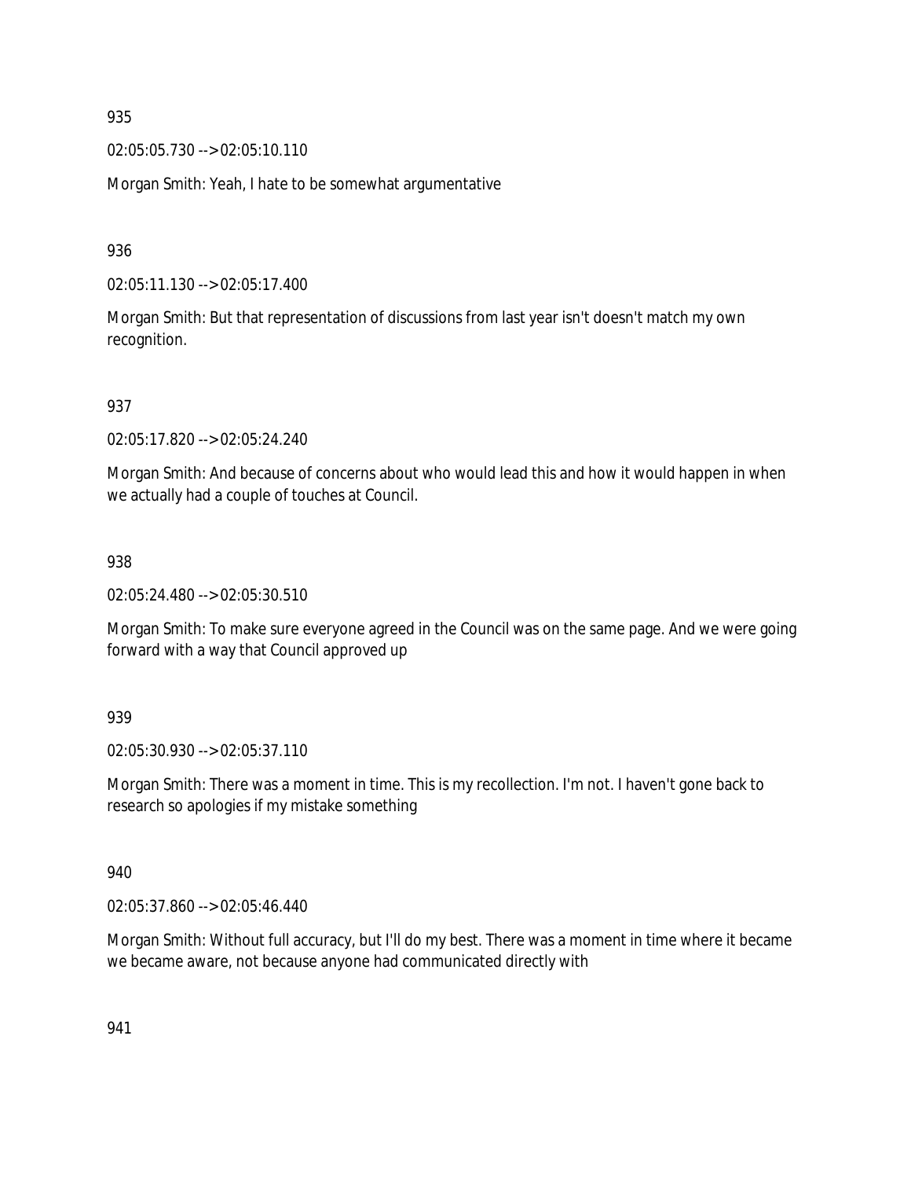935

02:05:05.730 --> 02:05:10.110

Morgan Smith: Yeah, I hate to be somewhat argumentative

936

02:05:11.130 --> 02:05:17.400

Morgan Smith: But that representation of discussions from last year isn't doesn't match my own recognition.

937

02:05:17.820 --> 02:05:24.240

Morgan Smith: And because of concerns about who would lead this and how it would happen in when we actually had a couple of touches at Council.

938

02:05:24.480 --> 02:05:30.510

Morgan Smith: To make sure everyone agreed in the Council was on the same page. And we were going forward with a way that Council approved up

939

02:05:30.930 --> 02:05:37.110

Morgan Smith: There was a moment in time. This is my recollection. I'm not. I haven't gone back to research so apologies if my mistake something

940

02:05:37.860 --> 02:05:46.440

Morgan Smith: Without full accuracy, but I'll do my best. There was a moment in time where it became we became aware, not because anyone had communicated directly with

941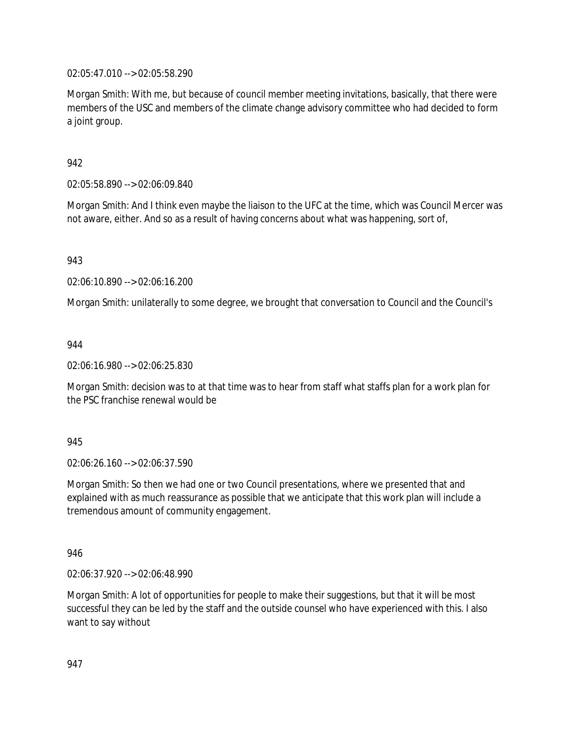02:05:47.010 --> 02:05:58.290

Morgan Smith: With me, but because of council member meeting invitations, basically, that there were members of the USC and members of the climate change advisory committee who had decided to form a joint group.

942

02:05:58.890 --> 02:06:09.840

Morgan Smith: And I think even maybe the liaison to the UFC at the time, which was Council Mercer was not aware, either. And so as a result of having concerns about what was happening, sort of,

943

02:06:10.890 --> 02:06:16.200

Morgan Smith: unilaterally to some degree, we brought that conversation to Council and the Council's

944

02:06:16.980 --> 02:06:25.830

Morgan Smith: decision was to at that time was to hear from staff what staffs plan for a work plan for the PSC franchise renewal would be

945

02:06:26.160 --> 02:06:37.590

Morgan Smith: So then we had one or two Council presentations, where we presented that and explained with as much reassurance as possible that we anticipate that this work plan will include a tremendous amount of community engagement.

946

02:06:37.920 --> 02:06:48.990

Morgan Smith: A lot of opportunities for people to make their suggestions, but that it will be most successful they can be led by the staff and the outside counsel who have experienced with this. I also want to say without

947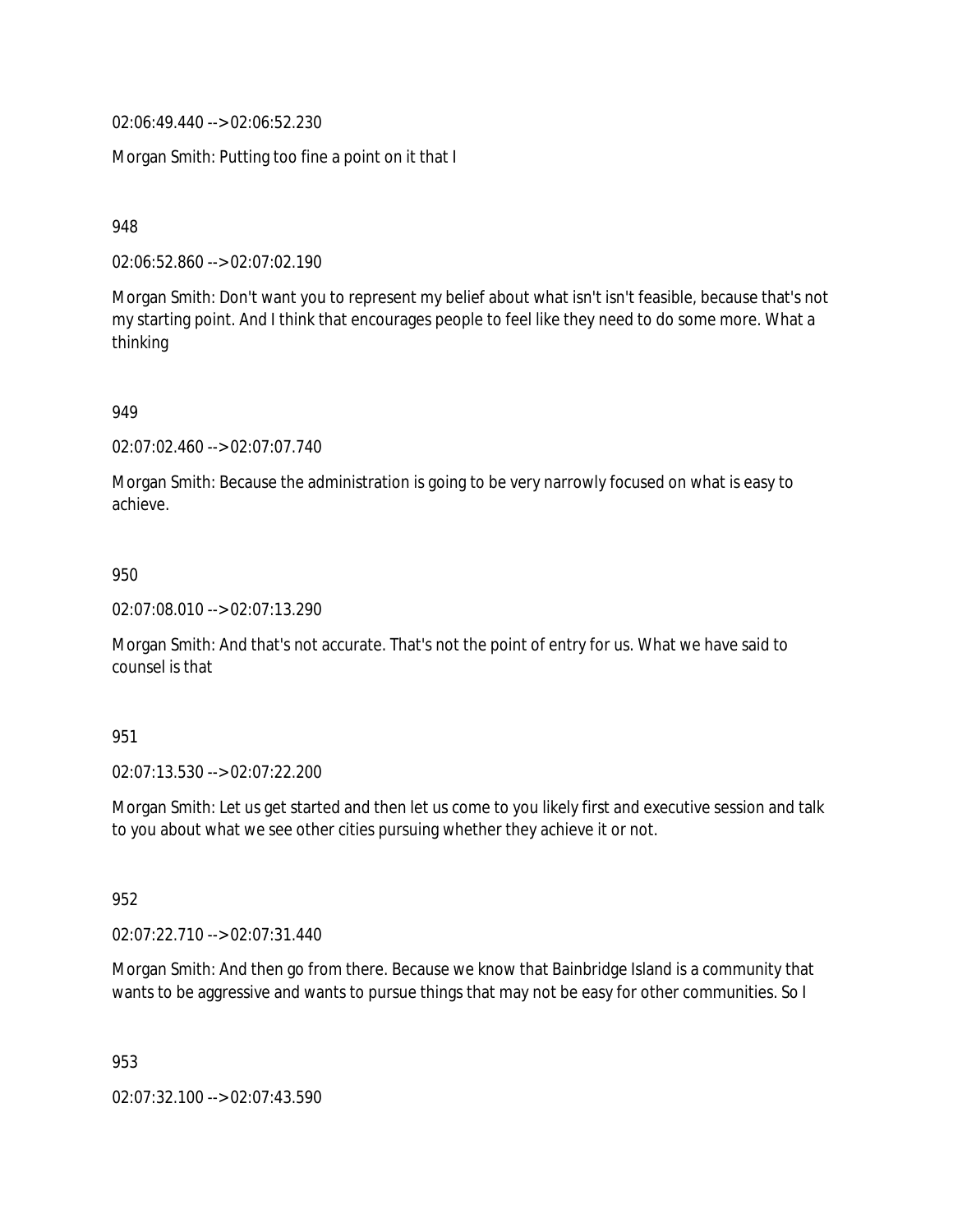02:06:49.440 --> 02:06:52.230

Morgan Smith: Putting too fine a point on it that I

948

02:06:52.860 --> 02:07:02.190

Morgan Smith: Don't want you to represent my belief about what isn't isn't feasible, because that's not my starting point. And I think that encourages people to feel like they need to do some more. What a thinking

949

02:07:02.460 --> 02:07:07.740

Morgan Smith: Because the administration is going to be very narrowly focused on what is easy to achieve.

950

02:07:08.010 --> 02:07:13.290

Morgan Smith: And that's not accurate. That's not the point of entry for us. What we have said to counsel is that

951

02:07:13.530 --> 02:07:22.200

Morgan Smith: Let us get started and then let us come to you likely first and executive session and talk to you about what we see other cities pursuing whether they achieve it or not.

952

02:07:22.710 --> 02:07:31.440

Morgan Smith: And then go from there. Because we know that Bainbridge Island is a community that wants to be aggressive and wants to pursue things that may not be easy for other communities. So I

953

02:07:32.100 --> 02:07:43.590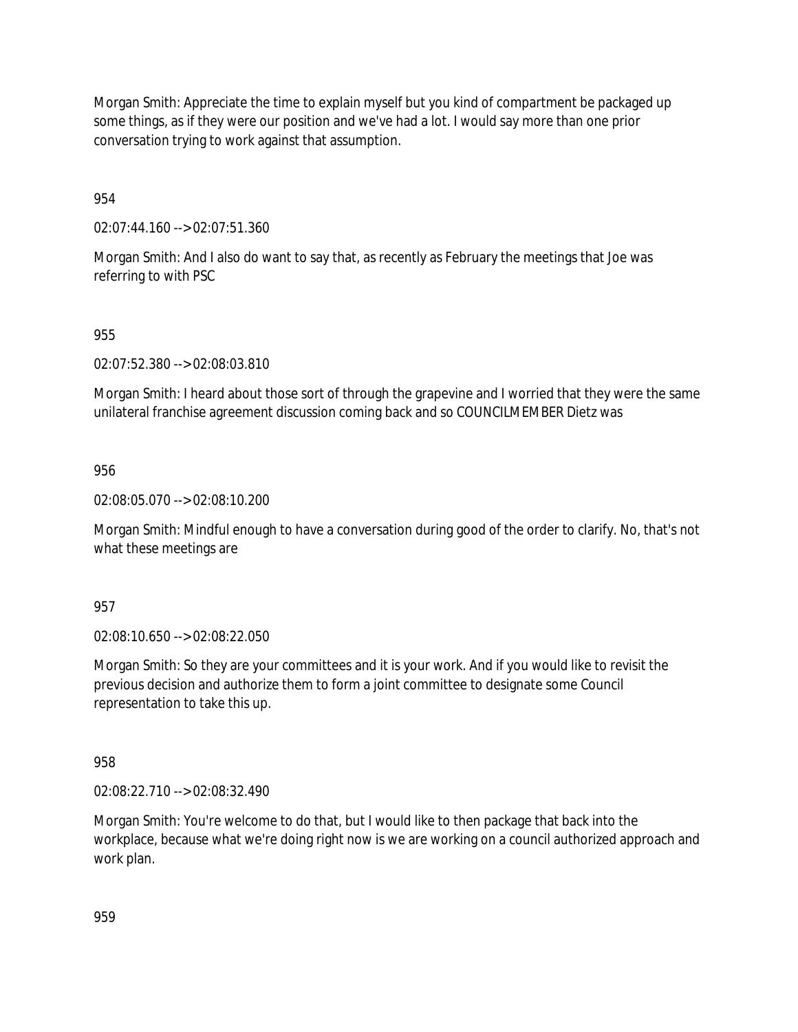Morgan Smith: Appreciate the time to explain myself but you kind of compartment be packaged up some things, as if they were our position and we've had a lot. I would say more than one prior conversation trying to work against that assumption.

954

02:07:44.160 --> 02:07:51.360

Morgan Smith: And I also do want to say that, as recently as February the meetings that Joe was referring to with PSC

955

02:07:52.380 --> 02:08:03.810

Morgan Smith: I heard about those sort of through the grapevine and I worried that they were the same unilateral franchise agreement discussion coming back and so COUNCILMEMBER Dietz was

956

02:08:05.070 --> 02:08:10.200

Morgan Smith: Mindful enough to have a conversation during good of the order to clarify. No, that's not what these meetings are

957

02:08:10.650 --> 02:08:22.050

Morgan Smith: So they are your committees and it is your work. And if you would like to revisit the previous decision and authorize them to form a joint committee to designate some Council representation to take this up.

958

02:08:22.710 --> 02:08:32.490

Morgan Smith: You're welcome to do that, but I would like to then package that back into the workplace, because what we're doing right now is we are working on a council authorized approach and work plan.

959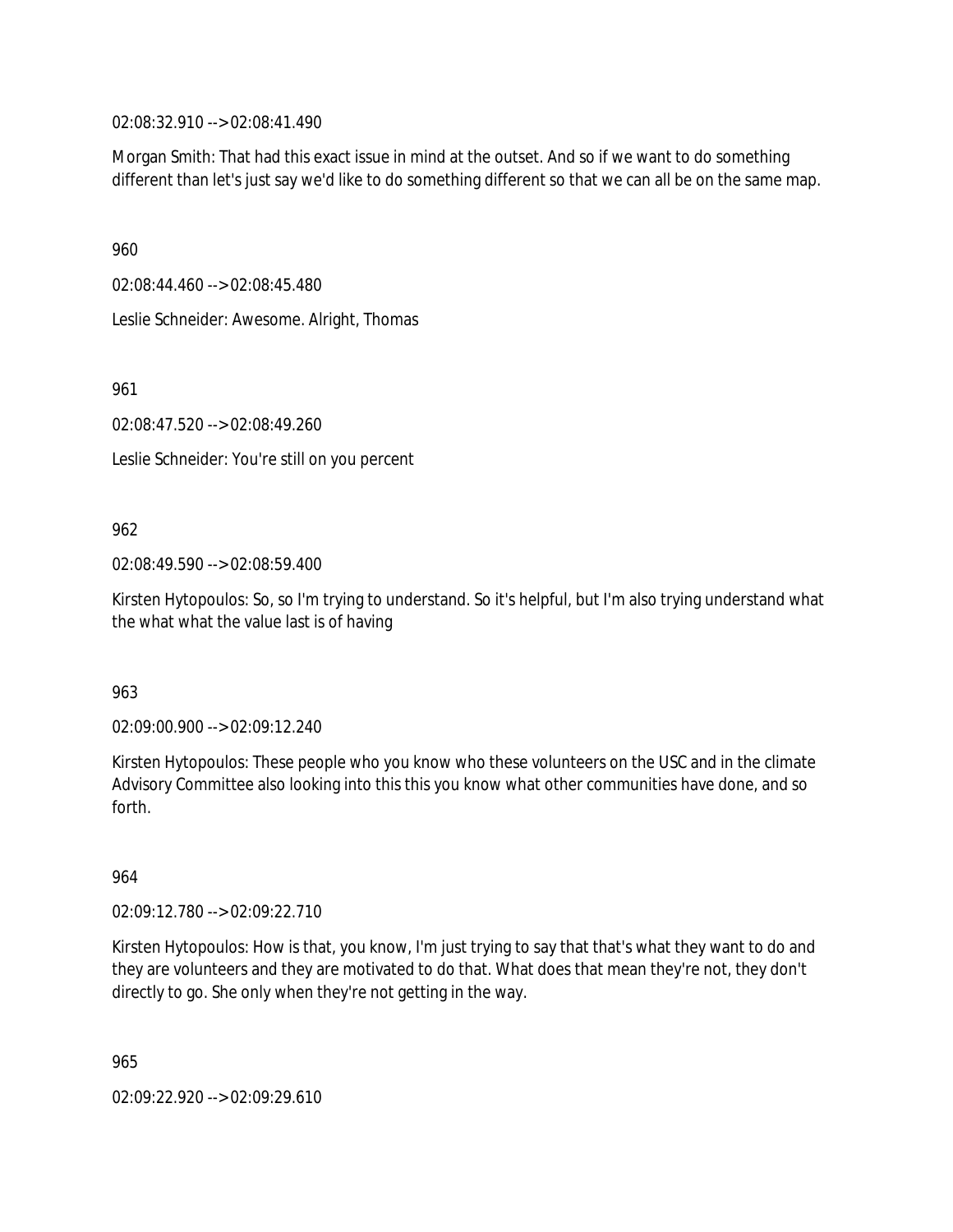02:08:32.910 --> 02:08:41.490

Morgan Smith: That had this exact issue in mind at the outset. And so if we want to do something different than let's just say we'd like to do something different so that we can all be on the same map.

960

02:08:44.460 --> 02:08:45.480

Leslie Schneider: Awesome. Alright, Thomas

961

02:08:47.520 --> 02:08:49.260

Leslie Schneider: You're still on you percent

962

02:08:49.590 --> 02:08:59.400

Kirsten Hytopoulos: So, so I'm trying to understand. So it's helpful, but I'm also trying understand what the what what the value last is of having

963

02:09:00.900 --> 02:09:12.240

Kirsten Hytopoulos: These people who you know who these volunteers on the USC and in the climate Advisory Committee also looking into this this you know what other communities have done, and so forth.

964

02:09:12.780 --> 02:09:22.710

Kirsten Hytopoulos: How is that, you know, I'm just trying to say that that's what they want to do and they are volunteers and they are motivated to do that. What does that mean they're not, they don't directly to go. She only when they're not getting in the way.

965

02:09:22.920 --> 02:09:29.610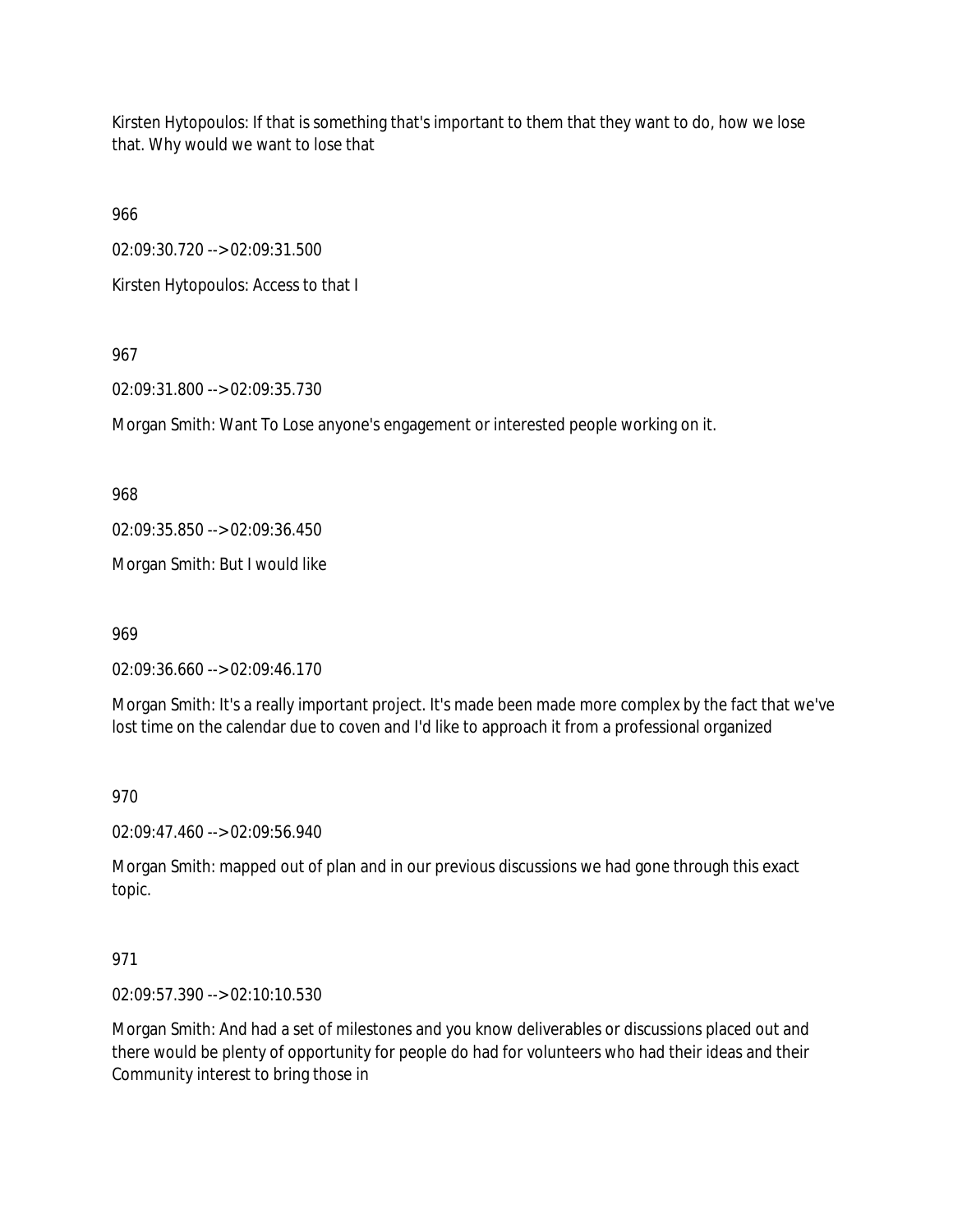Kirsten Hytopoulos: If that is something that's important to them that they want to do, how we lose that. Why would we want to lose that

966

02:09:30.720 --> 02:09:31.500

Kirsten Hytopoulos: Access to that I

967

02:09:31.800 --> 02:09:35.730

Morgan Smith: Want To Lose anyone's engagement or interested people working on it.

968

02:09:35.850 --> 02:09:36.450

Morgan Smith: But I would like

969

02:09:36.660 --> 02:09:46.170

Morgan Smith: It's a really important project. It's made been made more complex by the fact that we've lost time on the calendar due to coven and I'd like to approach it from a professional organized

970

02:09:47.460 --> 02:09:56.940

Morgan Smith: mapped out of plan and in our previous discussions we had gone through this exact topic.

971

02:09:57.390 --> 02:10:10.530

Morgan Smith: And had a set of milestones and you know deliverables or discussions placed out and there would be plenty of opportunity for people do had for volunteers who had their ideas and their Community interest to bring those in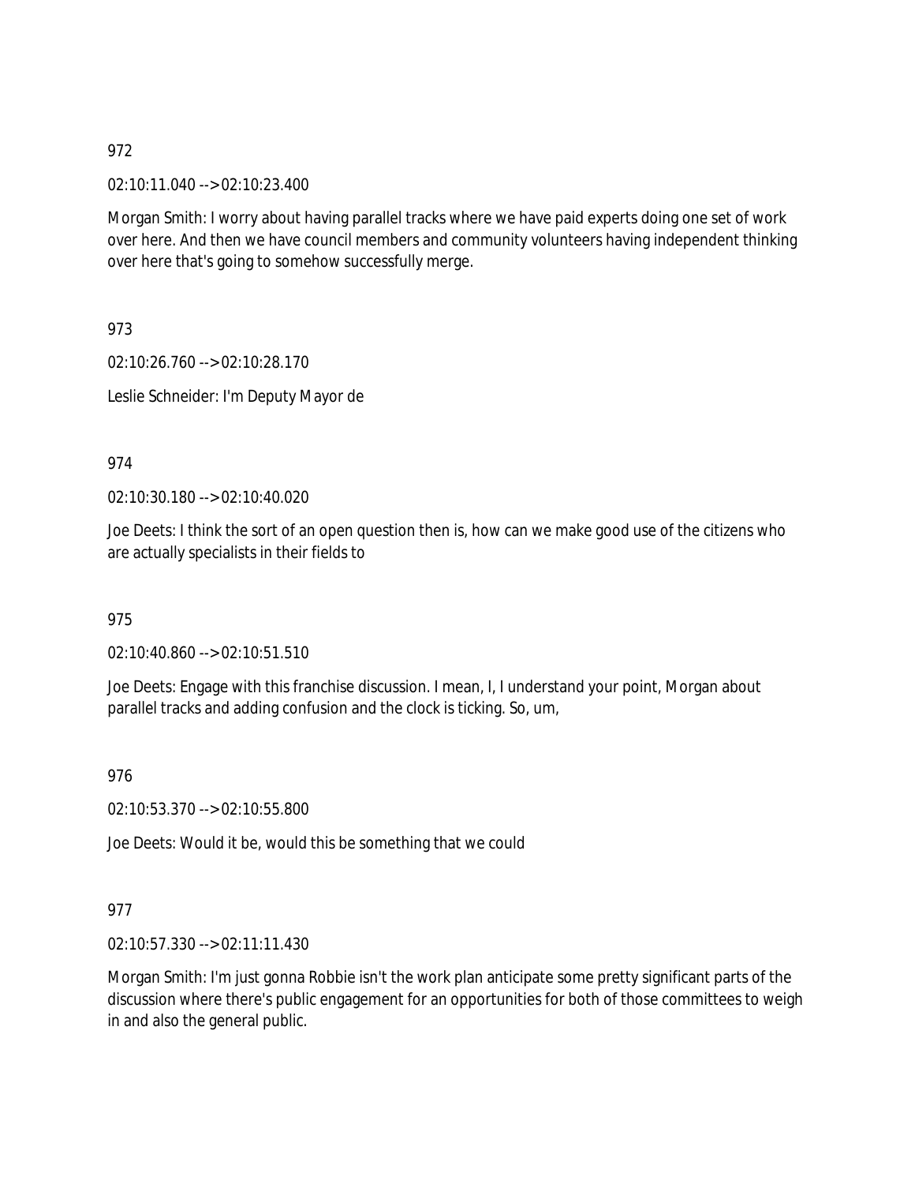972

02:10:11.040 --> 02:10:23.400

Morgan Smith: I worry about having parallel tracks where we have paid experts doing one set of work over here. And then we have council members and community volunteers having independent thinking over here that's going to somehow successfully merge.

973

02:10:26.760 --> 02:10:28.170

Leslie Schneider: I'm Deputy Mayor de

974

02:10:30.180 --> 02:10:40.020

Joe Deets: I think the sort of an open question then is, how can we make good use of the citizens who are actually specialists in their fields to

975

02:10:40.860 --> 02:10:51.510

Joe Deets: Engage with this franchise discussion. I mean, I, I understand your point, Morgan about parallel tracks and adding confusion and the clock is ticking. So, um,

976

02:10:53.370 --> 02:10:55.800

Joe Deets: Would it be, would this be something that we could

977

02:10:57.330 --> 02:11:11.430

Morgan Smith: I'm just gonna Robbie isn't the work plan anticipate some pretty significant parts of the discussion where there's public engagement for an opportunities for both of those committees to weigh in and also the general public.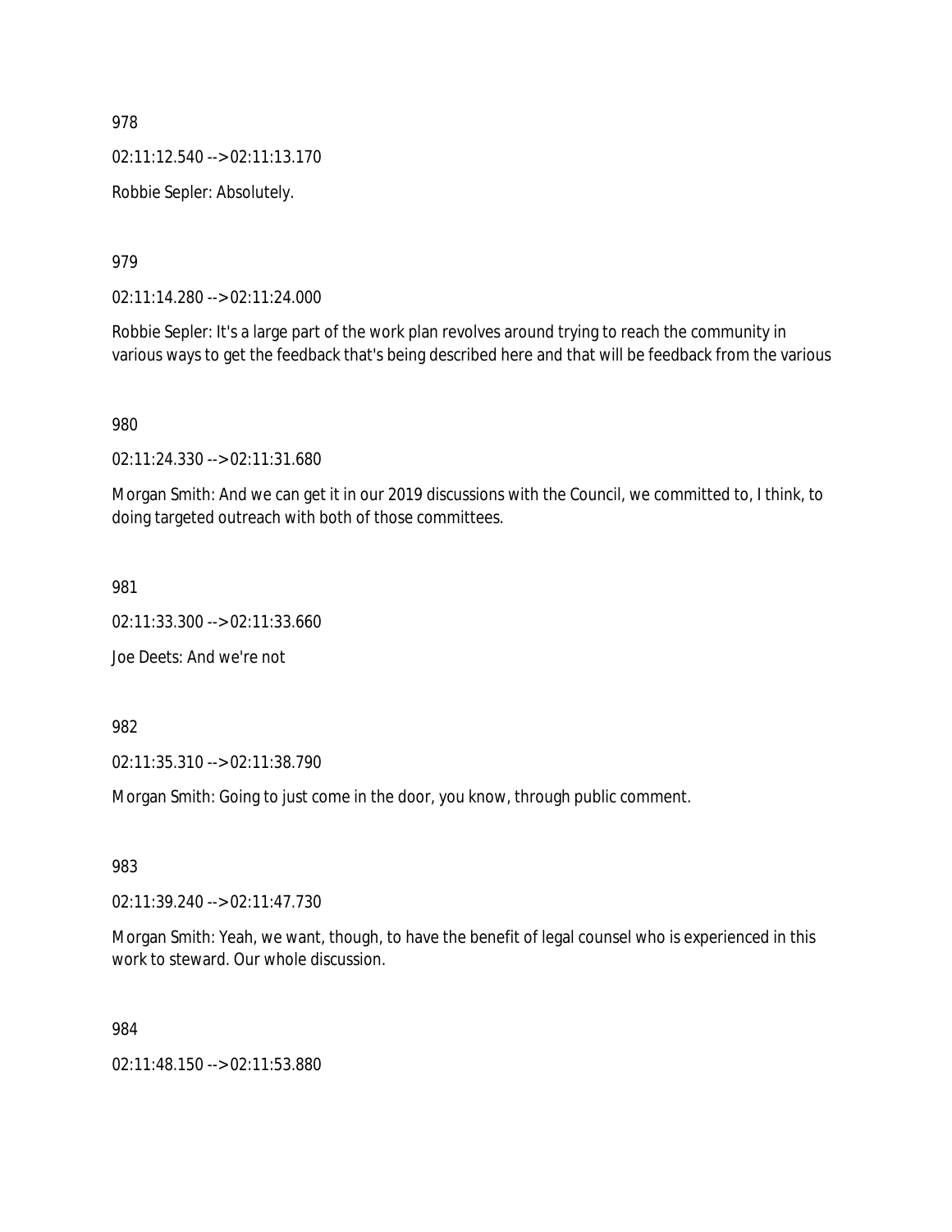978

02:11:12.540 --> 02:11:13.170

Robbie Sepler: Absolutely.

979

02:11:14.280 --> 02:11:24.000

Robbie Sepler: It's a large part of the work plan revolves around trying to reach the community in various ways to get the feedback that's being described here and that will be feedback from the various

980

02:11:24.330 --> 02:11:31.680

Morgan Smith: And we can get it in our 2019 discussions with the Council, we committed to, I think, to doing targeted outreach with both of those committees.

981

02:11:33.300 --> 02:11:33.660

Joe Deets: And we're not

982

02:11:35.310 --> 02:11:38.790

Morgan Smith: Going to just come in the door, you know, through public comment.

983

02:11:39.240 --> 02:11:47.730

Morgan Smith: Yeah, we want, though, to have the benefit of legal counsel who is experienced in this work to steward. Our whole discussion.

984

02:11:48.150 --> 02:11:53.880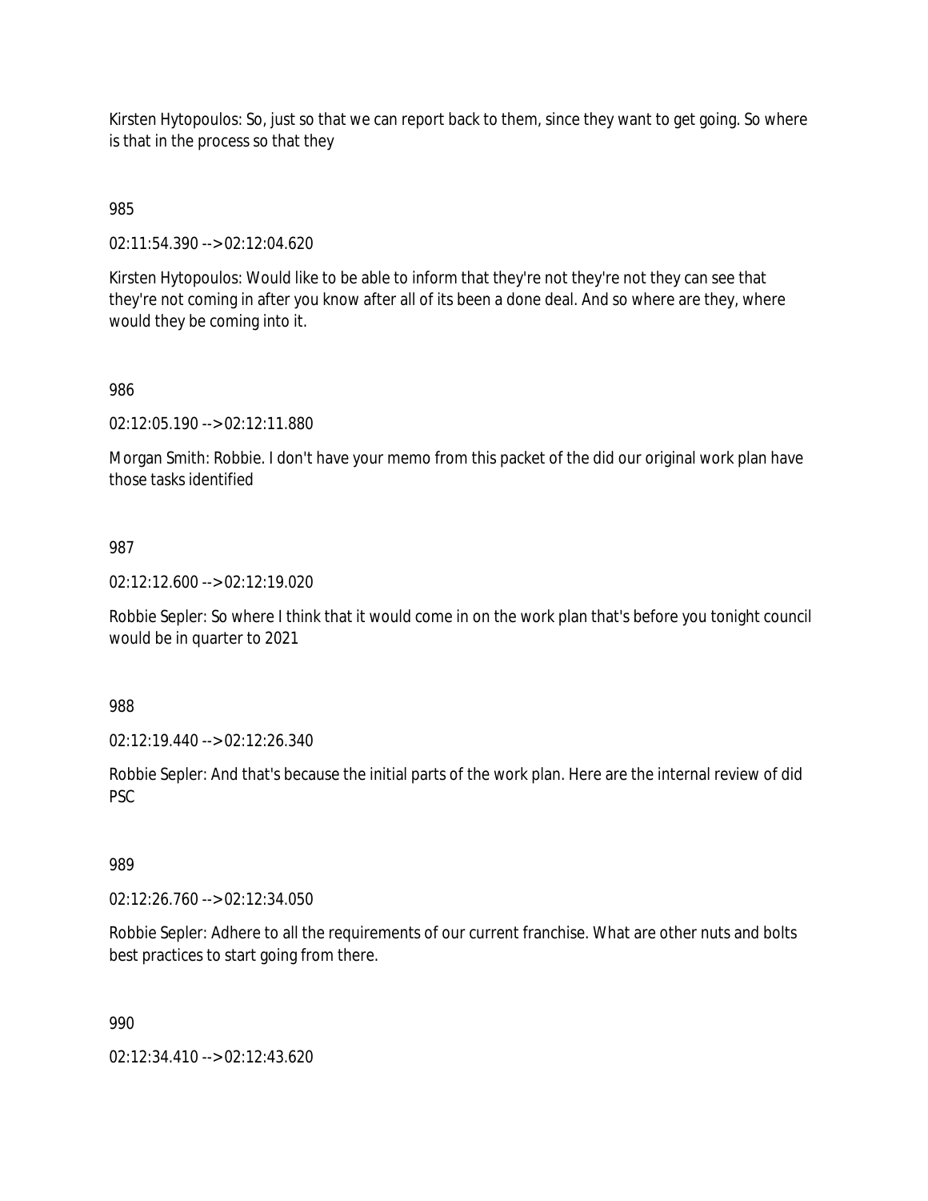Kirsten Hytopoulos: So, just so that we can report back to them, since they want to get going. So where is that in the process so that they

985

02:11:54.390 --> 02:12:04.620

Kirsten Hytopoulos: Would like to be able to inform that they're not they're not they can see that they're not coming in after you know after all of its been a done deal. And so where are they, where would they be coming into it.

986

02:12:05.190 --> 02:12:11.880

Morgan Smith: Robbie. I don't have your memo from this packet of the did our original work plan have those tasks identified

987

02:12:12.600 --> 02:12:19.020

Robbie Sepler: So where I think that it would come in on the work plan that's before you tonight council would be in quarter to 2021

988

02:12:19.440 --> 02:12:26.340

Robbie Sepler: And that's because the initial parts of the work plan. Here are the internal review of did PSC

989

02:12:26.760 --> 02:12:34.050

Robbie Sepler: Adhere to all the requirements of our current franchise. What are other nuts and bolts best practices to start going from there.

990

02:12:34.410 --> 02:12:43.620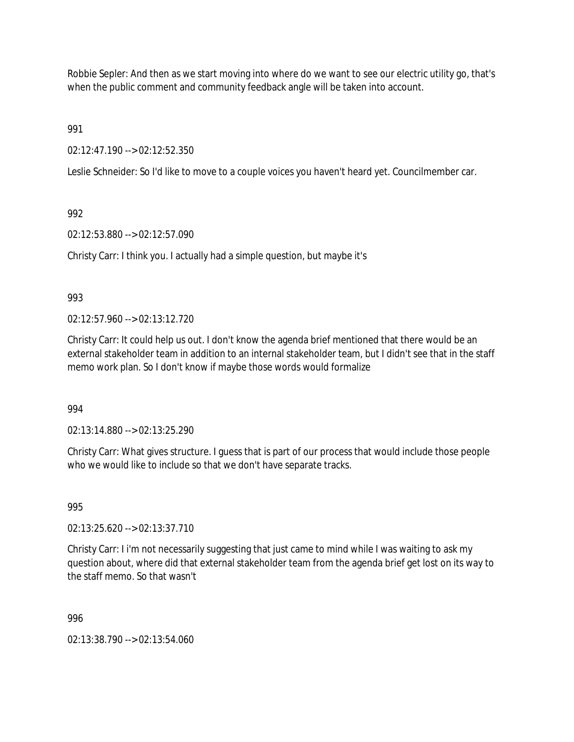Robbie Sepler: And then as we start moving into where do we want to see our electric utility go, that's when the public comment and community feedback angle will be taken into account.

991

02:12:47.190 --> 02:12:52.350

Leslie Schneider: So I'd like to move to a couple voices you haven't heard yet. Councilmember car.

992

02:12:53.880 --> 02:12:57.090

Christy Carr: I think you. I actually had a simple question, but maybe it's

993

02:12:57.960 --> 02:13:12.720

Christy Carr: It could help us out. I don't know the agenda brief mentioned that there would be an external stakeholder team in addition to an internal stakeholder team, but I didn't see that in the staff memo work plan. So I don't know if maybe those words would formalize

994

02:13:14.880 --> 02:13:25.290

Christy Carr: What gives structure. I guess that is part of our process that would include those people who we would like to include so that we don't have separate tracks.

995

02:13:25.620 --> 02:13:37.710

Christy Carr: I i'm not necessarily suggesting that just came to mind while I was waiting to ask my question about, where did that external stakeholder team from the agenda brief get lost on its way to the staff memo. So that wasn't

996

02:13:38.790 --> 02:13:54.060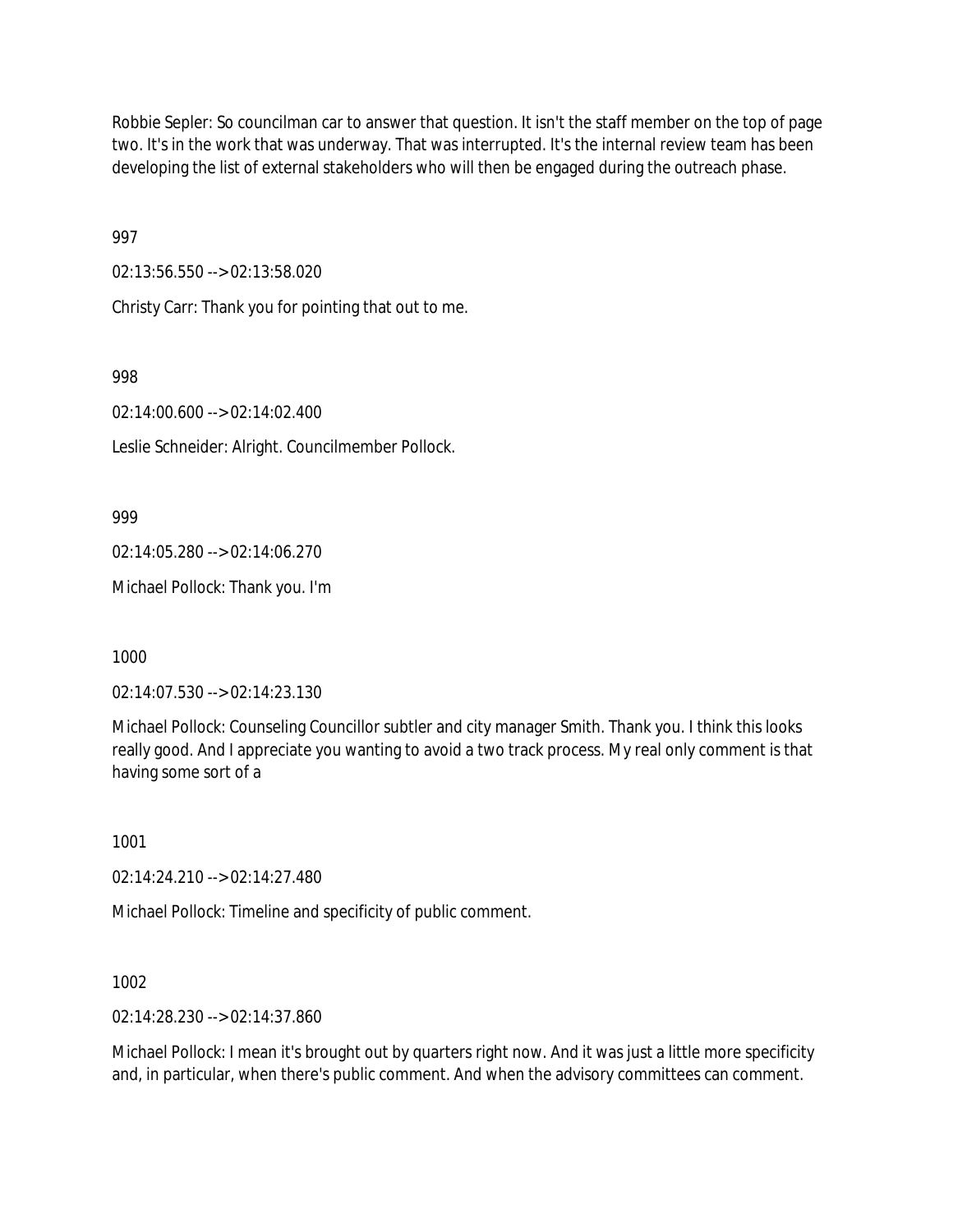Robbie Sepler: So councilman car to answer that question. It isn't the staff member on the top of page two. It's in the work that was underway. That was interrupted. It's the internal review team has been developing the list of external stakeholders who will then be engaged during the outreach phase.

997

02:13:56.550 --> 02:13:58.020

Christy Carr: Thank you for pointing that out to me.

998

02:14:00.600 --> 02:14:02.400

Leslie Schneider: Alright. Councilmember Pollock.

999

02:14:05.280 --> 02:14:06.270

Michael Pollock: Thank you. I'm

1000

02:14:07.530 --> 02:14:23.130

Michael Pollock: Counseling Councillor subtler and city manager Smith. Thank you. I think this looks really good. And I appreciate you wanting to avoid a two track process. My real only comment is that having some sort of a

1001

02:14:24.210 --> 02:14:27.480

Michael Pollock: Timeline and specificity of public comment.

1002

02:14:28.230 --> 02:14:37.860

Michael Pollock: I mean it's brought out by quarters right now. And it was just a little more specificity and, in particular, when there's public comment. And when the advisory committees can comment.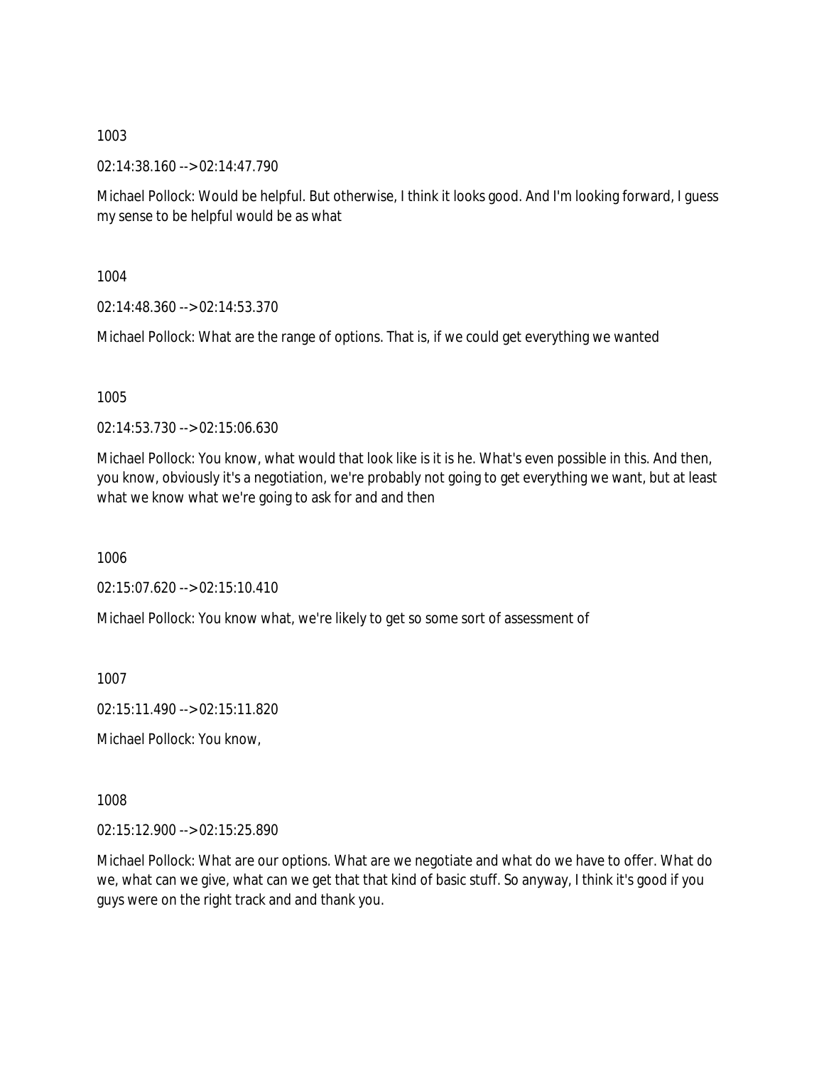1003

02:14:38.160 --> 02:14:47.790

Michael Pollock: Would be helpful. But otherwise, I think it looks good. And I'm looking forward, I guess my sense to be helpful would be as what

1004

02:14:48.360 --> 02:14:53.370

Michael Pollock: What are the range of options. That is, if we could get everything we wanted

1005

02:14:53.730 --> 02:15:06.630

Michael Pollock: You know, what would that look like is it is he. What's even possible in this. And then, you know, obviously it's a negotiation, we're probably not going to get everything we want, but at least what we know what we're going to ask for and and then

1006

02:15:07.620 --> 02:15:10.410

Michael Pollock: You know what, we're likely to get so some sort of assessment of

1007

02:15:11.490 --> 02:15:11.820

Michael Pollock: You know,

1008

02:15:12.900 --> 02:15:25.890

Michael Pollock: What are our options. What are we negotiate and what do we have to offer. What do we, what can we give, what can we get that that kind of basic stuff. So anyway, I think it's good if you guys were on the right track and and thank you.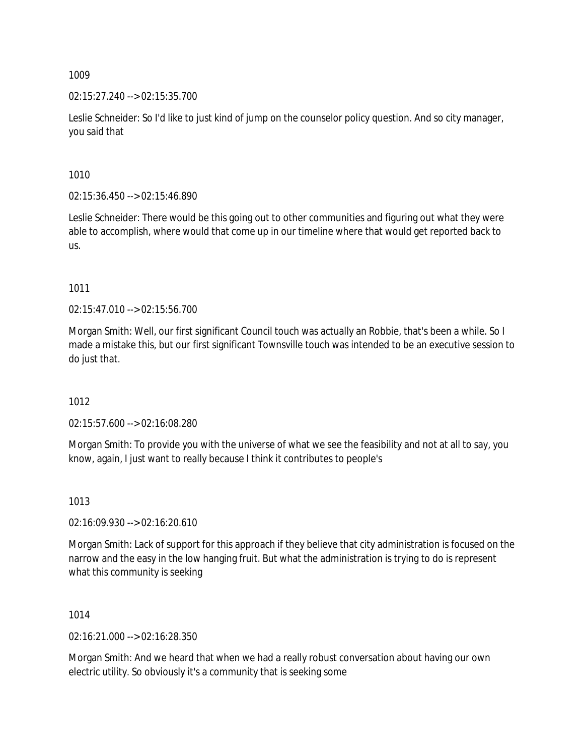1009

02:15:27.240 --> 02:15:35.700

Leslie Schneider: So I'd like to just kind of jump on the counselor policy question. And so city manager, you said that

1010

02:15:36.450 --> 02:15:46.890

Leslie Schneider: There would be this going out to other communities and figuring out what they were able to accomplish, where would that come up in our timeline where that would get reported back to us.

1011

02:15:47.010 --> 02:15:56.700

Morgan Smith: Well, our first significant Council touch was actually an Robbie, that's been a while. So I made a mistake this, but our first significant Townsville touch was intended to be an executive session to do just that.

1012

02:15:57.600 --> 02:16:08.280

Morgan Smith: To provide you with the universe of what we see the feasibility and not at all to say, you know, again, I just want to really because I think it contributes to people's

1013

02:16:09.930 --> 02:16:20.610

Morgan Smith: Lack of support for this approach if they believe that city administration is focused on the narrow and the easy in the low hanging fruit. But what the administration is trying to do is represent what this community is seeking

1014

02:16:21.000 --> 02:16:28.350

Morgan Smith: And we heard that when we had a really robust conversation about having our own electric utility. So obviously it's a community that is seeking some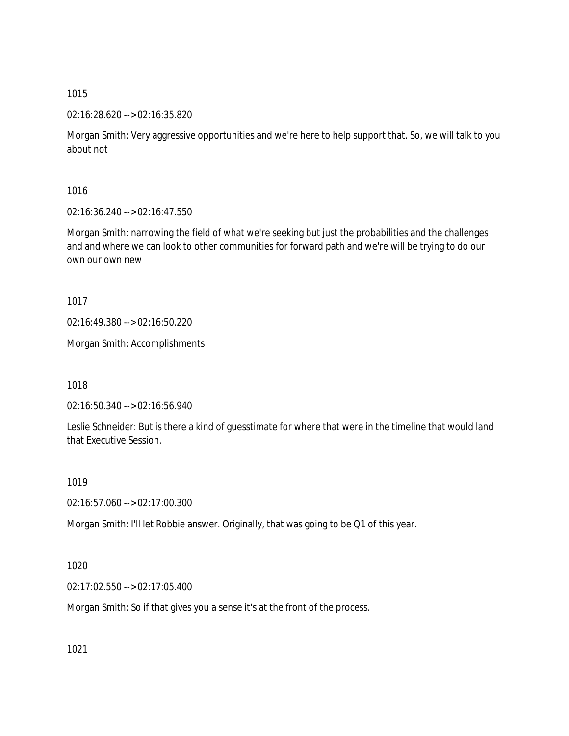1015

02:16:28.620 --> 02:16:35.820

Morgan Smith: Very aggressive opportunities and we're here to help support that. So, we will talk to you about not

1016

02:16:36.240 --> 02:16:47.550

Morgan Smith: narrowing the field of what we're seeking but just the probabilities and the challenges and and where we can look to other communities for forward path and we're will be trying to do our own our own new

1017

02:16:49.380 --> 02:16:50.220

Morgan Smith: Accomplishments

1018

02:16:50.340 --> 02:16:56.940

Leslie Schneider: But is there a kind of guesstimate for where that were in the timeline that would land that Executive Session.

1019

02:16:57.060 --> 02:17:00.300

Morgan Smith: I'll let Robbie answer. Originally, that was going to be Q1 of this year.

1020

02:17:02.550 --> 02:17:05.400

Morgan Smith: So if that gives you a sense it's at the front of the process.

1021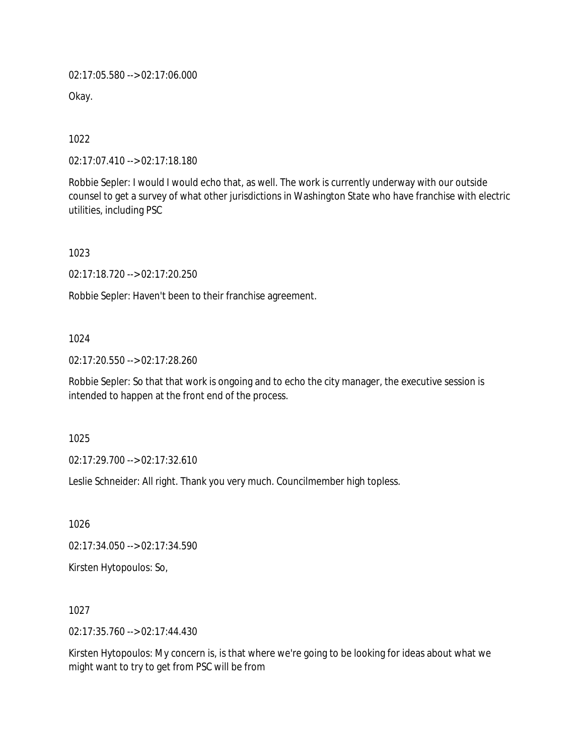02:17:05.580 --> 02:17:06.000

Okay.

1022

02:17:07.410 --> 02:17:18.180

Robbie Sepler: I would I would echo that, as well. The work is currently underway with our outside counsel to get a survey of what other jurisdictions in Washington State who have franchise with electric utilities, including PSC

1023

02:17:18.720 --> 02:17:20.250

Robbie Sepler: Haven't been to their franchise agreement.

1024

02:17:20.550 --> 02:17:28.260

Robbie Sepler: So that that work is ongoing and to echo the city manager, the executive session is intended to happen at the front end of the process.

1025

02:17:29.700 --> 02:17:32.610

Leslie Schneider: All right. Thank you very much. Councilmember high topless.

1026

02:17:34.050 --> 02:17:34.590

Kirsten Hytopoulos: So,

1027

02:17:35.760 --> 02:17:44.430

Kirsten Hytopoulos: My concern is, is that where we're going to be looking for ideas about what we might want to try to get from PSC will be from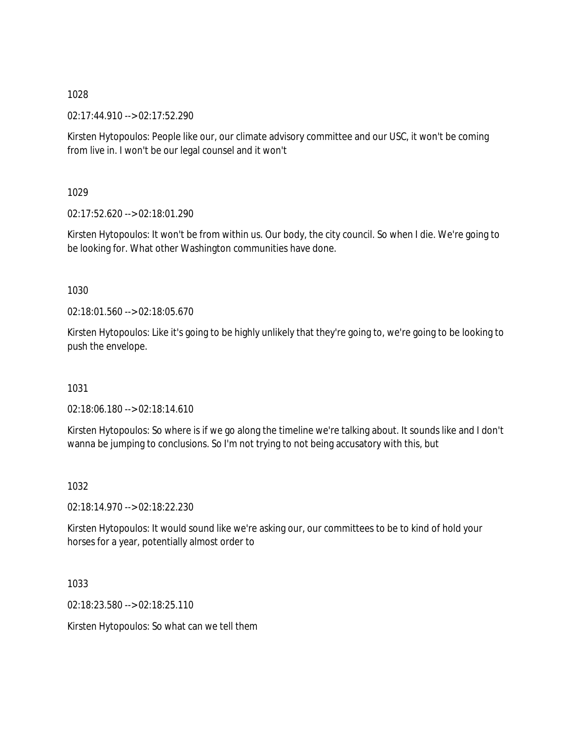1028

02:17:44.910 --> 02:17:52.290

Kirsten Hytopoulos: People like our, our climate advisory committee and our USC, it won't be coming from live in. I won't be our legal counsel and it won't

1029

02:17:52.620 --> 02:18:01.290

Kirsten Hytopoulos: It won't be from within us. Our body, the city council. So when I die. We're going to be looking for. What other Washington communities have done.

1030

02:18:01.560 --> 02:18:05.670

Kirsten Hytopoulos: Like it's going to be highly unlikely that they're going to, we're going to be looking to push the envelope.

1031

02:18:06.180 --> 02:18:14.610

Kirsten Hytopoulos: So where is if we go along the timeline we're talking about. It sounds like and I don't wanna be jumping to conclusions. So I'm not trying to not being accusatory with this, but

1032

02:18:14.970 --> 02:18:22.230

Kirsten Hytopoulos: It would sound like we're asking our, our committees to be to kind of hold your horses for a year, potentially almost order to

1033

02:18:23.580 --> 02:18:25.110

Kirsten Hytopoulos: So what can we tell them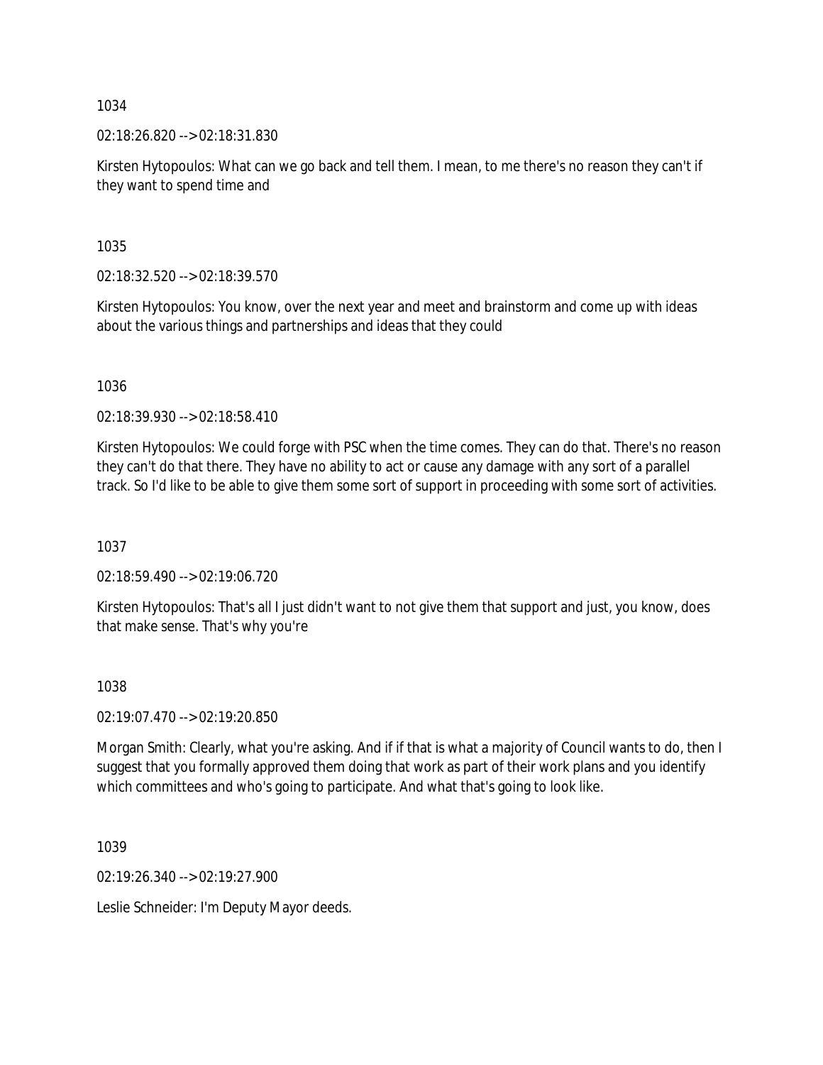1034

02:18:26.820 --> 02:18:31.830

Kirsten Hytopoulos: What can we go back and tell them. I mean, to me there's no reason they can't if they want to spend time and

1035

02:18:32.520 --> 02:18:39.570

Kirsten Hytopoulos: You know, over the next year and meet and brainstorm and come up with ideas about the various things and partnerships and ideas that they could

1036

02:18:39.930 --> 02:18:58.410

Kirsten Hytopoulos: We could forge with PSC when the time comes. They can do that. There's no reason they can't do that there. They have no ability to act or cause any damage with any sort of a parallel track. So I'd like to be able to give them some sort of support in proceeding with some sort of activities.

1037

02:18:59.490 --> 02:19:06.720

Kirsten Hytopoulos: That's all I just didn't want to not give them that support and just, you know, does that make sense. That's why you're

1038

02:19:07.470 --> 02:19:20.850

Morgan Smith: Clearly, what you're asking. And if if that is what a majority of Council wants to do, then I suggest that you formally approved them doing that work as part of their work plans and you identify which committees and who's going to participate. And what that's going to look like.

1039

02:19:26.340 --> 02:19:27.900

Leslie Schneider: I'm Deputy Mayor deeds.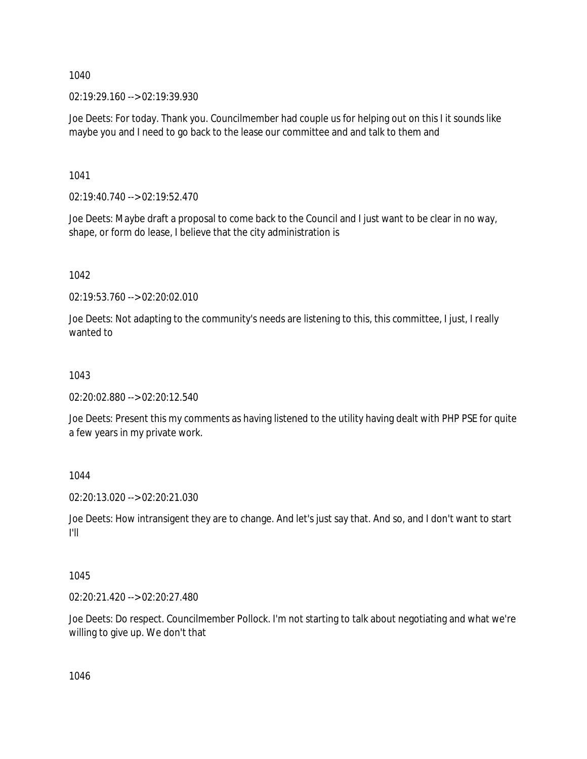1040

02:19:29.160 --> 02:19:39.930

Joe Deets: For today. Thank you. Councilmember had couple us for helping out on this I it sounds like maybe you and I need to go back to the lease our committee and and talk to them and

1041

02:19:40.740 --> 02:19:52.470

Joe Deets: Maybe draft a proposal to come back to the Council and I just want to be clear in no way, shape, or form do lease, I believe that the city administration is

1042

02:19:53.760 --> 02:20:02.010

Joe Deets: Not adapting to the community's needs are listening to this, this committee, I just, I really wanted to

1043

02:20:02.880 --> 02:20:12.540

Joe Deets: Present this my comments as having listened to the utility having dealt with PHP PSE for quite a few years in my private work.

1044

02:20:13.020 --> 02:20:21.030

Joe Deets: How intransigent they are to change. And let's just say that. And so, and I don't want to start I'll

1045

02:20:21.420 --> 02:20:27.480

Joe Deets: Do respect. Councilmember Pollock. I'm not starting to talk about negotiating and what we're willing to give up. We don't that

1046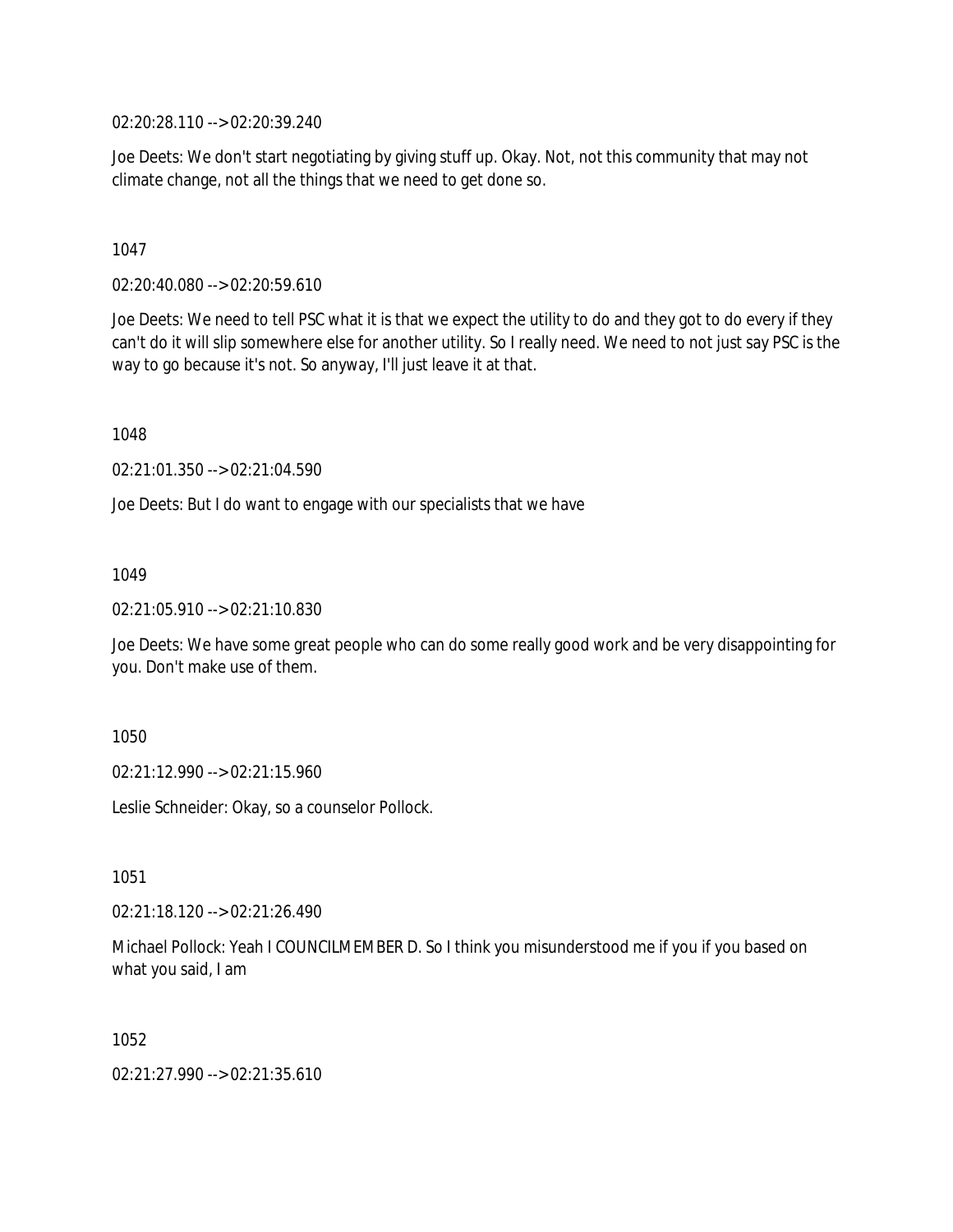02:20:28.110 --> 02:20:39.240

Joe Deets: We don't start negotiating by giving stuff up. Okay. Not, not this community that may not climate change, not all the things that we need to get done so.

1047

02:20:40.080 --> 02:20:59.610

Joe Deets: We need to tell PSC what it is that we expect the utility to do and they got to do every if they can't do it will slip somewhere else for another utility. So I really need. We need to not just say PSC is the way to go because it's not. So anyway, I'll just leave it at that.

1048

02:21:01.350 --> 02:21:04.590

Joe Deets: But I do want to engage with our specialists that we have

1049

02:21:05.910 --> 02:21:10.830

Joe Deets: We have some great people who can do some really good work and be very disappointing for you. Don't make use of them.

1050

02:21:12.990 --> 02:21:15.960

Leslie Schneider: Okay, so a counselor Pollock.

1051

02:21:18.120 --> 02:21:26.490

Michael Pollock: Yeah I COUNCILMEMBER D. So I think you misunderstood me if you if you based on what you said, I am

1052

02:21:27.990 --> 02:21:35.610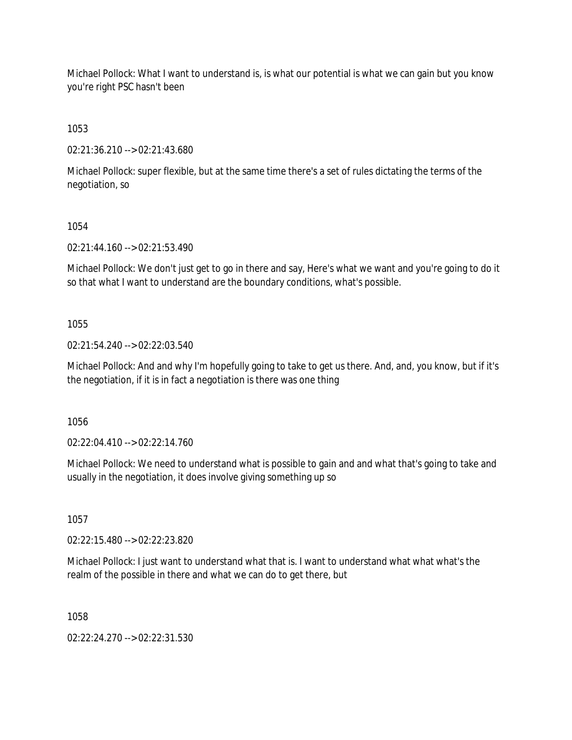Michael Pollock: What I want to understand is, is what our potential is what we can gain but you know you're right PSC hasn't been

1053

02:21:36.210 --> 02:21:43.680

Michael Pollock: super flexible, but at the same time there's a set of rules dictating the terms of the negotiation, so

1054

02:21:44.160 --> 02:21:53.490

Michael Pollock: We don't just get to go in there and say, Here's what we want and you're going to do it so that what I want to understand are the boundary conditions, what's possible.

1055

02:21:54.240 --> 02:22:03.540

Michael Pollock: And and why I'm hopefully going to take to get us there. And, and, you know, but if it's the negotiation, if it is in fact a negotiation is there was one thing

1056

02:22:04.410 --> 02:22:14.760

Michael Pollock: We need to understand what is possible to gain and and what that's going to take and usually in the negotiation, it does involve giving something up so

1057

02:22:15.480 --> 02:22:23.820

Michael Pollock: I just want to understand what that is. I want to understand what what what's the realm of the possible in there and what we can do to get there, but

1058

02:22:24.270 --> 02:22:31.530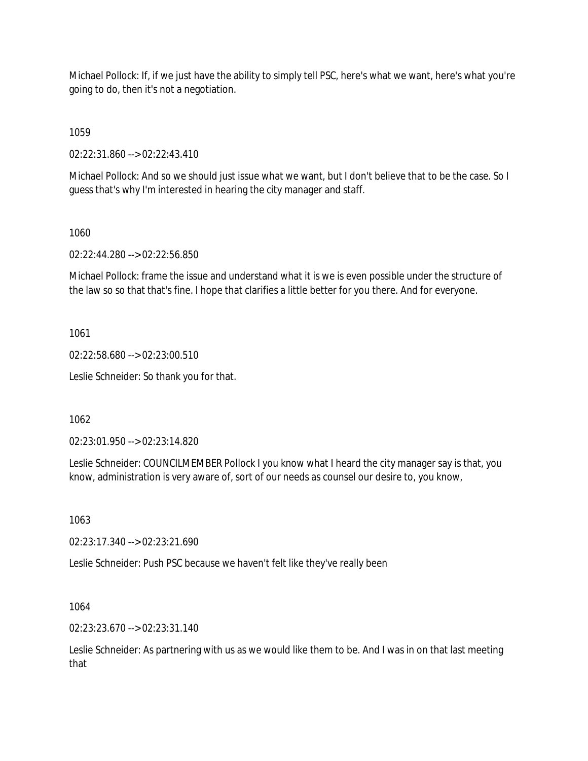Michael Pollock: If, if we just have the ability to simply tell PSC, here's what we want, here's what you're going to do, then it's not a negotiation.

1059

02:22:31.860 --> 02:22:43.410

Michael Pollock: And so we should just issue what we want, but I don't believe that to be the case. So I guess that's why I'm interested in hearing the city manager and staff.

1060

02:22:44.280 --> 02:22:56.850

Michael Pollock: frame the issue and understand what it is we is even possible under the structure of the law so so that that's fine. I hope that clarifies a little better for you there. And for everyone.

1061

02:22:58.680 --> 02:23:00.510

Leslie Schneider: So thank you for that.

1062

02:23:01.950 --> 02:23:14.820

Leslie Schneider: COUNCILMEMBER Pollock I you know what I heard the city manager say is that, you know, administration is very aware of, sort of our needs as counsel our desire to, you know,

1063

02:23:17.340 --> 02:23:21.690

Leslie Schneider: Push PSC because we haven't felt like they've really been

1064

02:23:23.670 --> 02:23:31.140

Leslie Schneider: As partnering with us as we would like them to be. And I was in on that last meeting that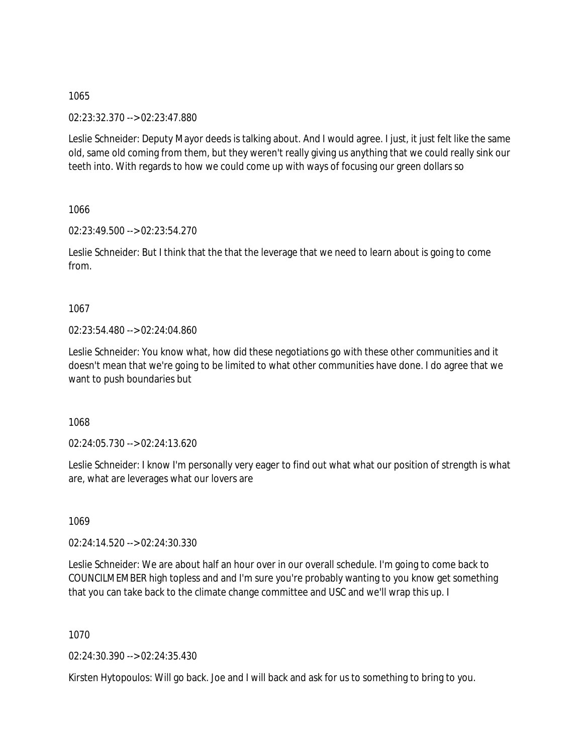1065

02:23:32.370 --> 02:23:47.880

Leslie Schneider: Deputy Mayor deeds is talking about. And I would agree. I just, it just felt like the same old, same old coming from them, but they weren't really giving us anything that we could really sink our teeth into. With regards to how we could come up with ways of focusing our green dollars so

1066

02:23:49.500 --> 02:23:54.270

Leslie Schneider: But I think that the that the leverage that we need to learn about is going to come from.

1067

02:23:54.480 --> 02:24:04.860

Leslie Schneider: You know what, how did these negotiations go with these other communities and it doesn't mean that we're going to be limited to what other communities have done. I do agree that we want to push boundaries but

1068

02:24:05.730 --> 02:24:13.620

Leslie Schneider: I know I'm personally very eager to find out what what our position of strength is what are, what are leverages what our lovers are

1069

02:24:14.520 --> 02:24:30.330

Leslie Schneider: We are about half an hour over in our overall schedule. I'm going to come back to COUNCILMEMBER high topless and and I'm sure you're probably wanting to you know get something that you can take back to the climate change committee and USC and we'll wrap this up. I

1070

02:24:30.390 --> 02:24:35.430

Kirsten Hytopoulos: Will go back. Joe and I will back and ask for us to something to bring to you.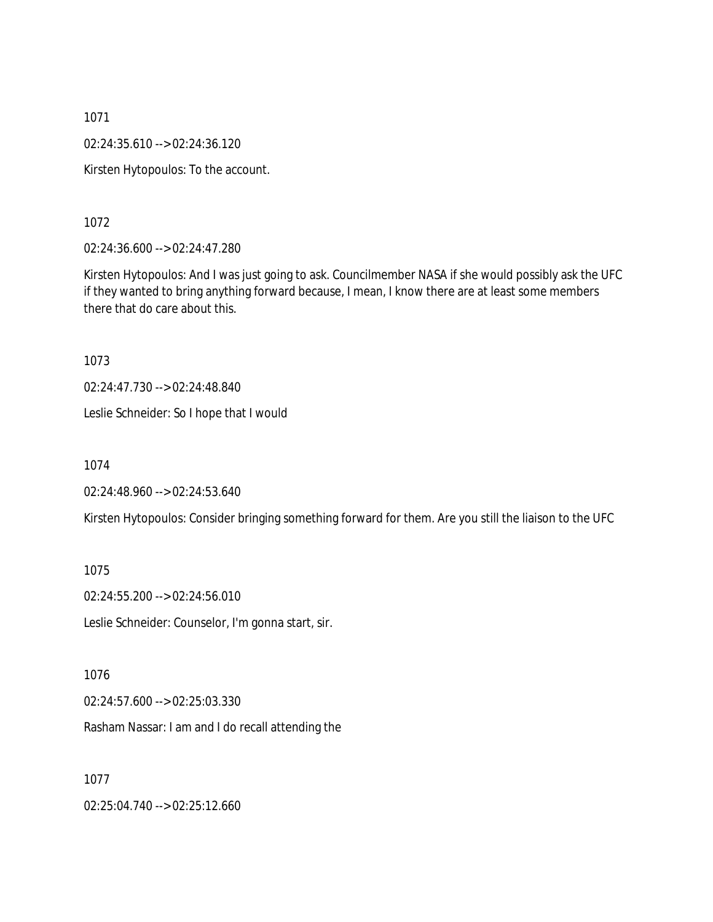1071

02:24:35.610 --> 02:24:36.120

Kirsten Hytopoulos: To the account.

1072

02:24:36.600 --> 02:24:47.280

Kirsten Hytopoulos: And I was just going to ask. Councilmember NASA if she would possibly ask the UFC if they wanted to bring anything forward because, I mean, I know there are at least some members there that do care about this.

1073

02:24:47.730 --> 02:24:48.840

Leslie Schneider: So I hope that I would

1074

02:24:48.960 --> 02:24:53.640

Kirsten Hytopoulos: Consider bringing something forward for them. Are you still the liaison to the UFC

1075

02:24:55.200 --> 02:24:56.010

Leslie Schneider: Counselor, I'm gonna start, sir.

1076

02:24:57.600 --> 02:25:03.330

Rasham Nassar: I am and I do recall attending the

1077

02:25:04.740 --> 02:25:12.660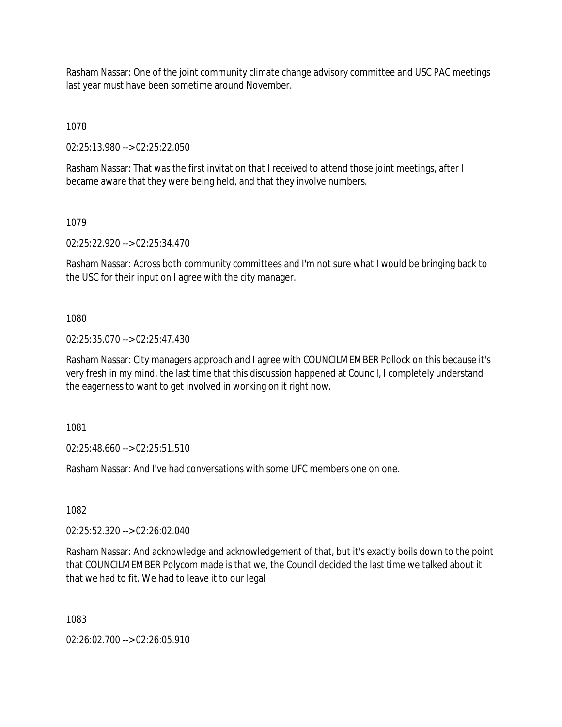Rasham Nassar: One of the joint community climate change advisory committee and USC PAC meetings last year must have been sometime around November.

1078

02:25:13.980 --> 02:25:22.050

Rasham Nassar: That was the first invitation that I received to attend those joint meetings, after I became aware that they were being held, and that they involve numbers.

1079

02:25:22.920 --> 02:25:34.470

Rasham Nassar: Across both community committees and I'm not sure what I would be bringing back to the USC for their input on I agree with the city manager.

1080

02:25:35.070 --> 02:25:47.430

Rasham Nassar: City managers approach and I agree with COUNCILMEMBER Pollock on this because it's very fresh in my mind, the last time that this discussion happened at Council, I completely understand the eagerness to want to get involved in working on it right now.

1081

02:25:48.660 --> 02:25:51.510

Rasham Nassar: And I've had conversations with some UFC members one on one.

1082

02:25:52.320 --> 02:26:02.040

Rasham Nassar: And acknowledge and acknowledgement of that, but it's exactly boils down to the point that COUNCILMEMBER Polycom made is that we, the Council decided the last time we talked about it that we had to fit. We had to leave it to our legal

1083

02:26:02.700 --> 02:26:05.910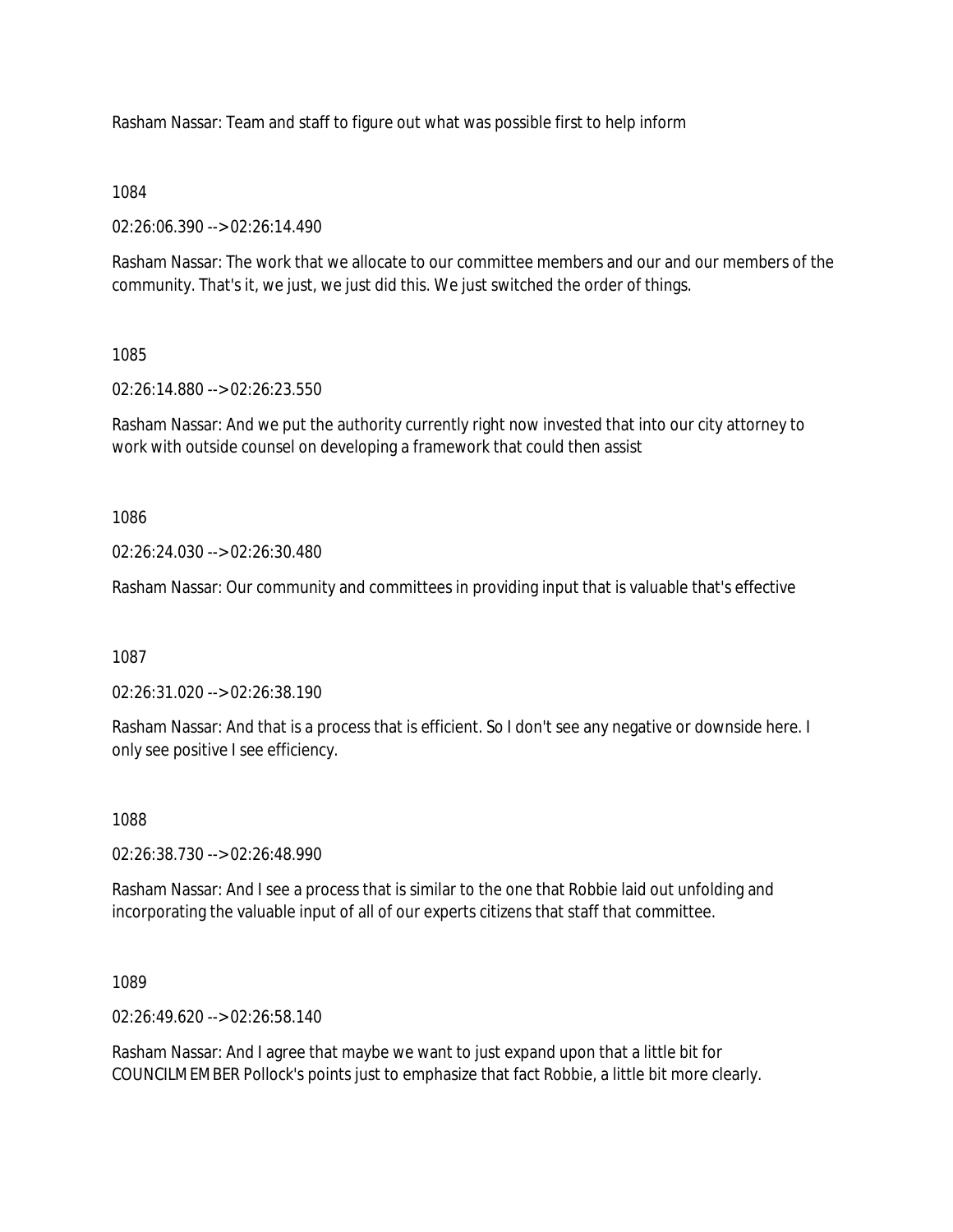Rasham Nassar: Team and staff to figure out what was possible first to help inform

1084

02:26:06.390 --> 02:26:14.490

Rasham Nassar: The work that we allocate to our committee members and our and our members of the community. That's it, we just, we just did this. We just switched the order of things.

1085

02:26:14.880 --> 02:26:23.550

Rasham Nassar: And we put the authority currently right now invested that into our city attorney to work with outside counsel on developing a framework that could then assist

1086

02:26:24.030 --> 02:26:30.480

Rasham Nassar: Our community and committees in providing input that is valuable that's effective

1087

02:26:31.020 --> 02:26:38.190

Rasham Nassar: And that is a process that is efficient. So I don't see any negative or downside here. I only see positive I see efficiency.

1088

02:26:38.730 --> 02:26:48.990

Rasham Nassar: And I see a process that is similar to the one that Robbie laid out unfolding and incorporating the valuable input of all of our experts citizens that staff that committee.

1089

02:26:49.620 --> 02:26:58.140

Rasham Nassar: And I agree that maybe we want to just expand upon that a little bit for COUNCILMEMBER Pollock's points just to emphasize that fact Robbie, a little bit more clearly.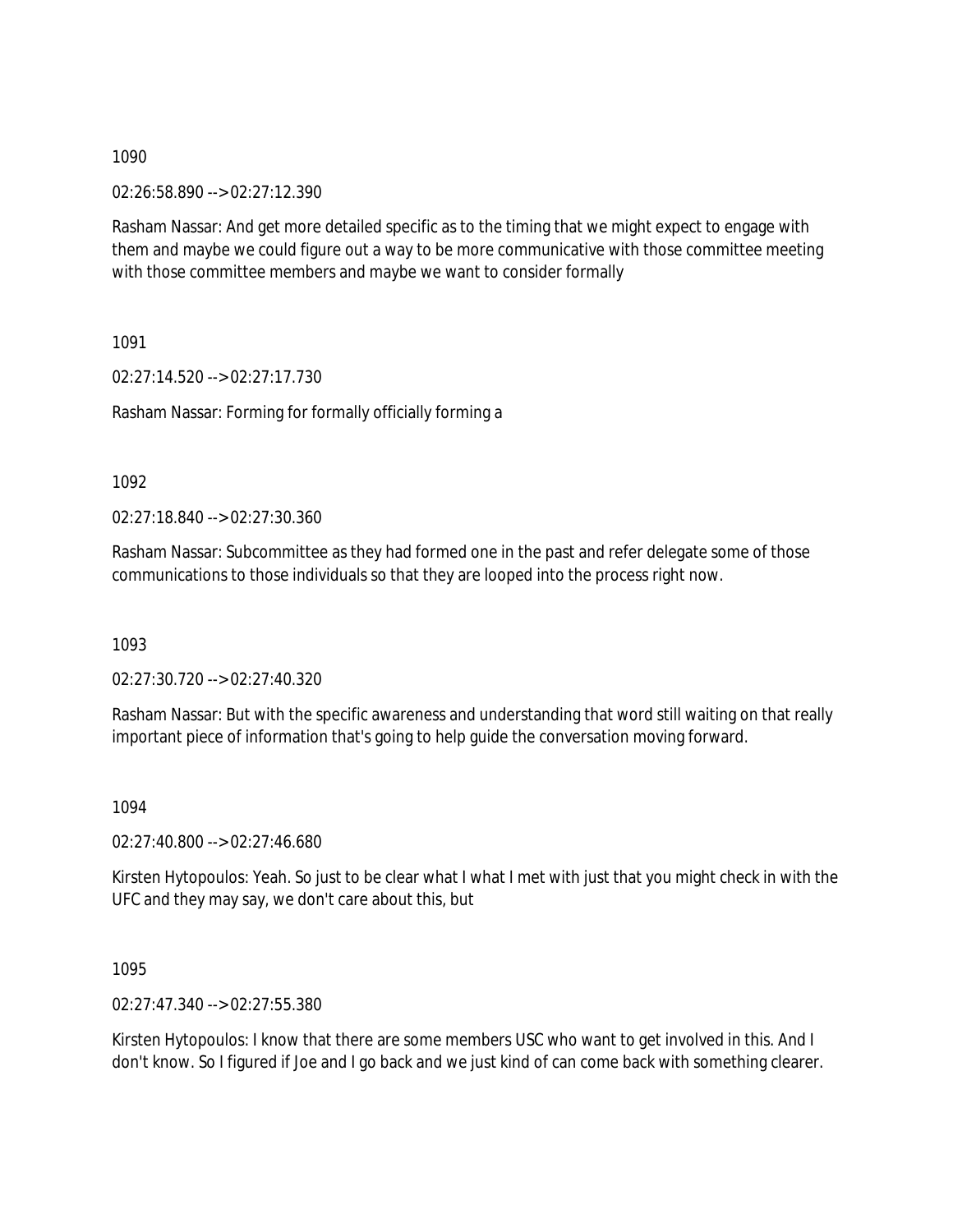1090

02:26:58.890 --> 02:27:12.390

Rasham Nassar: And get more detailed specific as to the timing that we might expect to engage with them and maybe we could figure out a way to be more communicative with those committee meeting with those committee members and maybe we want to consider formally

1091

02:27:14.520 --> 02:27:17.730

Rasham Nassar: Forming for formally officially forming a

1092

02:27:18.840 --> 02:27:30.360

Rasham Nassar: Subcommittee as they had formed one in the past and refer delegate some of those communications to those individuals so that they are looped into the process right now.

1093

02:27:30.720 --> 02:27:40.320

Rasham Nassar: But with the specific awareness and understanding that word still waiting on that really important piece of information that's going to help guide the conversation moving forward.

1094

02:27:40.800 --> 02:27:46.680

Kirsten Hytopoulos: Yeah. So just to be clear what I what I met with just that you might check in with the UFC and they may say, we don't care about this, but

1095

02:27:47.340 --> 02:27:55.380

Kirsten Hytopoulos: I know that there are some members USC who want to get involved in this. And I don't know. So I figured if Joe and I go back and we just kind of can come back with something clearer.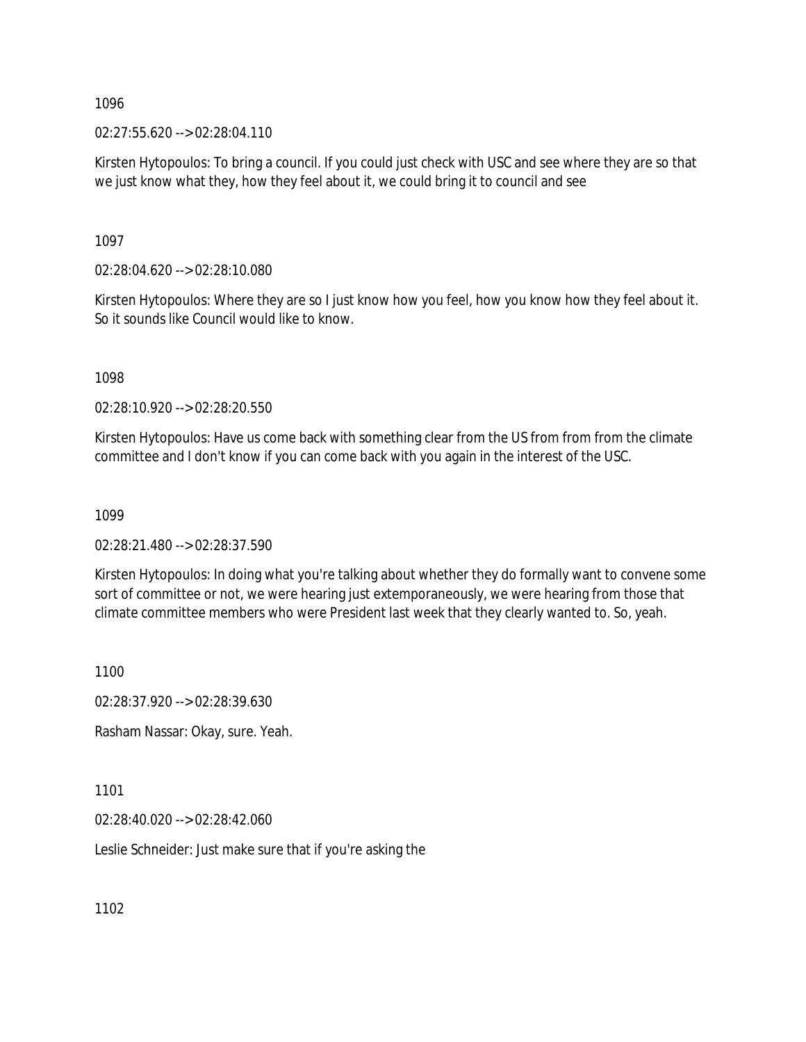1096

02:27:55.620 --> 02:28:04.110

Kirsten Hytopoulos: To bring a council. If you could just check with USC and see where they are so that we just know what they, how they feel about it, we could bring it to council and see

1097

02:28:04.620 --> 02:28:10.080

Kirsten Hytopoulos: Where they are so I just know how you feel, how you know how they feel about it. So it sounds like Council would like to know.

1098

02:28:10.920 --> 02:28:20.550

Kirsten Hytopoulos: Have us come back with something clear from the US from from from the climate committee and I don't know if you can come back with you again in the interest of the USC.

1099

02:28:21.480 --> 02:28:37.590

Kirsten Hytopoulos: In doing what you're talking about whether they do formally want to convene some sort of committee or not, we were hearing just extemporaneously, we were hearing from those that climate committee members who were President last week that they clearly wanted to. So, yeah.

1100

02:28:37.920 --> 02:28:39.630

Rasham Nassar: Okay, sure. Yeah.

1101

02:28:40.020 --> 02:28:42.060

Leslie Schneider: Just make sure that if you're asking the

1102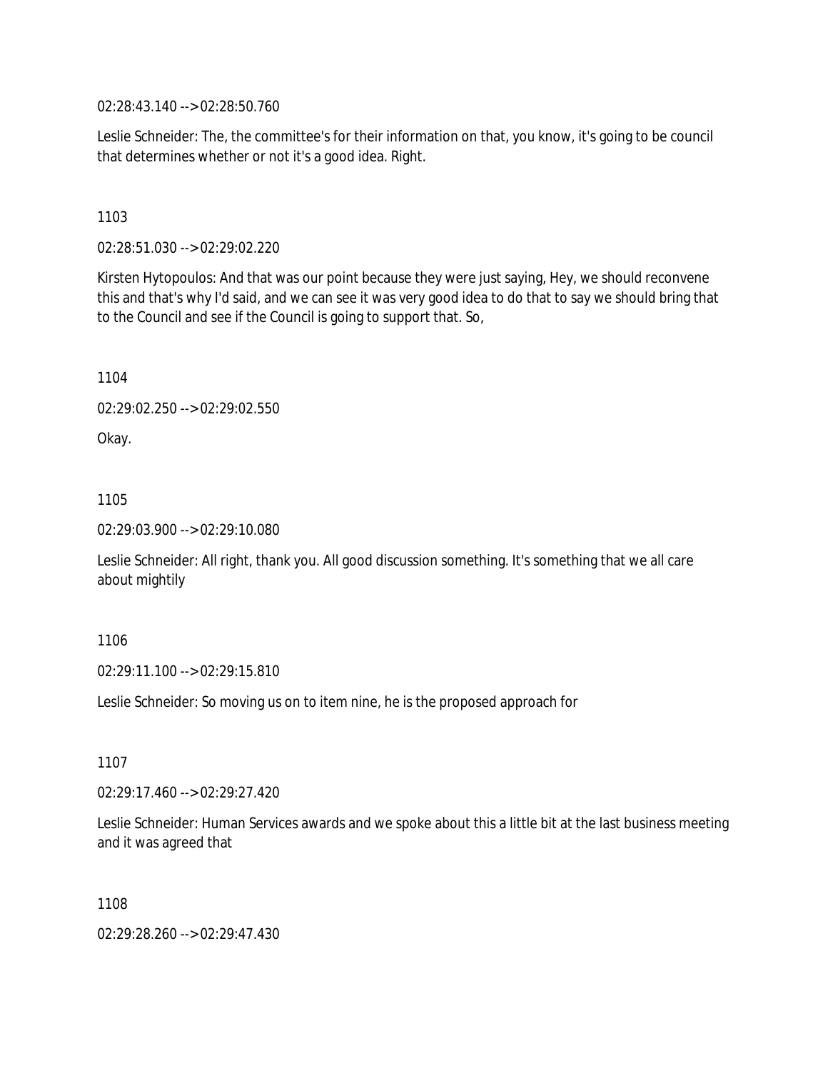02:28:43.140 --> 02:28:50.760

Leslie Schneider: The, the committee's for their information on that, you know, it's going to be council that determines whether or not it's a good idea. Right.

1103

02:28:51.030 --> 02:29:02.220

Kirsten Hytopoulos: And that was our point because they were just saying, Hey, we should reconvene this and that's why I'd said, and we can see it was very good idea to do that to say we should bring that to the Council and see if the Council is going to support that. So,

1104

02:29:02.250 --> 02:29:02.550

Okay.

1105

02:29:03.900 --> 02:29:10.080

Leslie Schneider: All right, thank you. All good discussion something. It's something that we all care about mightily

1106

02:29:11.100 --> 02:29:15.810

Leslie Schneider: So moving us on to item nine, he is the proposed approach for

1107

02:29:17.460 --> 02:29:27.420

Leslie Schneider: Human Services awards and we spoke about this a little bit at the last business meeting and it was agreed that

1108

02:29:28.260 --> 02:29:47.430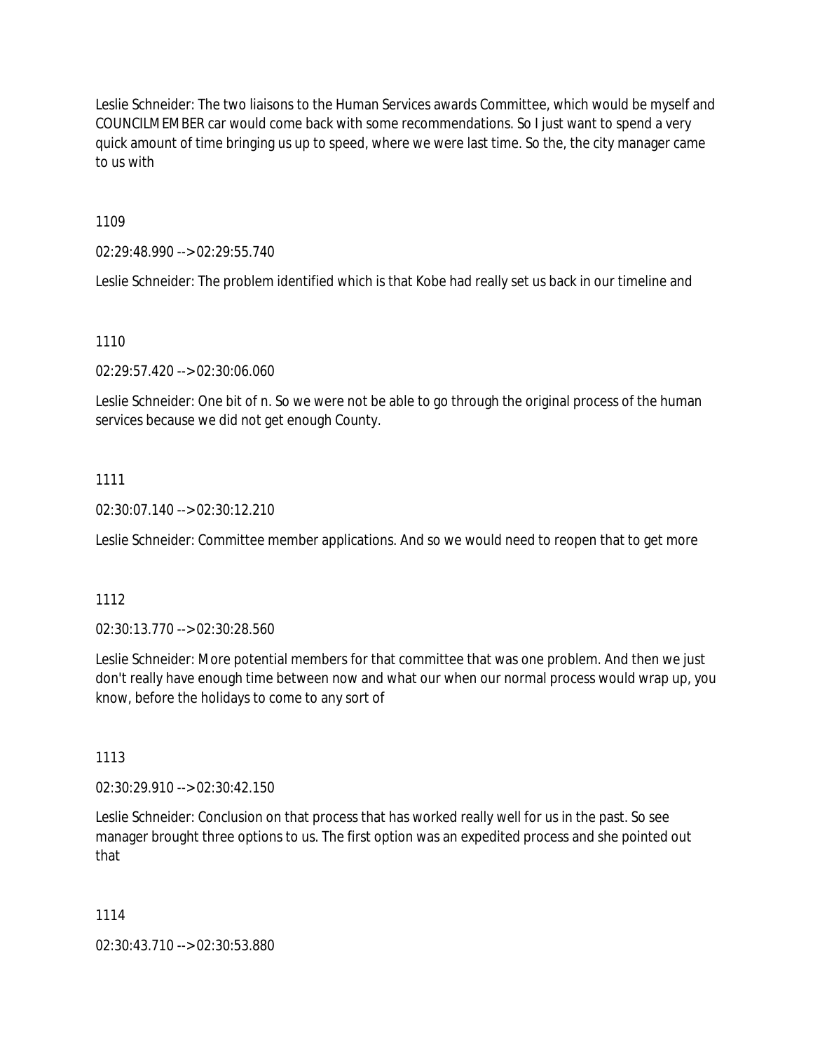Leslie Schneider: The two liaisons to the Human Services awards Committee, which would be myself and COUNCILMEMBER car would come back with some recommendations. So I just want to spend a very quick amount of time bringing us up to speed, where we were last time. So the, the city manager came to us with

1109

02:29:48.990 --> 02:29:55.740

Leslie Schneider: The problem identified which is that Kobe had really set us back in our timeline and

1110

02:29:57.420 --> 02:30:06.060

Leslie Schneider: One bit of n. So we were not be able to go through the original process of the human services because we did not get enough County.

1111

02:30:07.140 --> 02:30:12.210

Leslie Schneider: Committee member applications. And so we would need to reopen that to get more

1112

02:30:13.770 --> 02:30:28.560

Leslie Schneider: More potential members for that committee that was one problem. And then we just don't really have enough time between now and what our when our normal process would wrap up, you know, before the holidays to come to any sort of

1113

02:30:29.910 --> 02:30:42.150

Leslie Schneider: Conclusion on that process that has worked really well for us in the past. So see manager brought three options to us. The first option was an expedited process and she pointed out that

1114

02:30:43.710 --> 02:30:53.880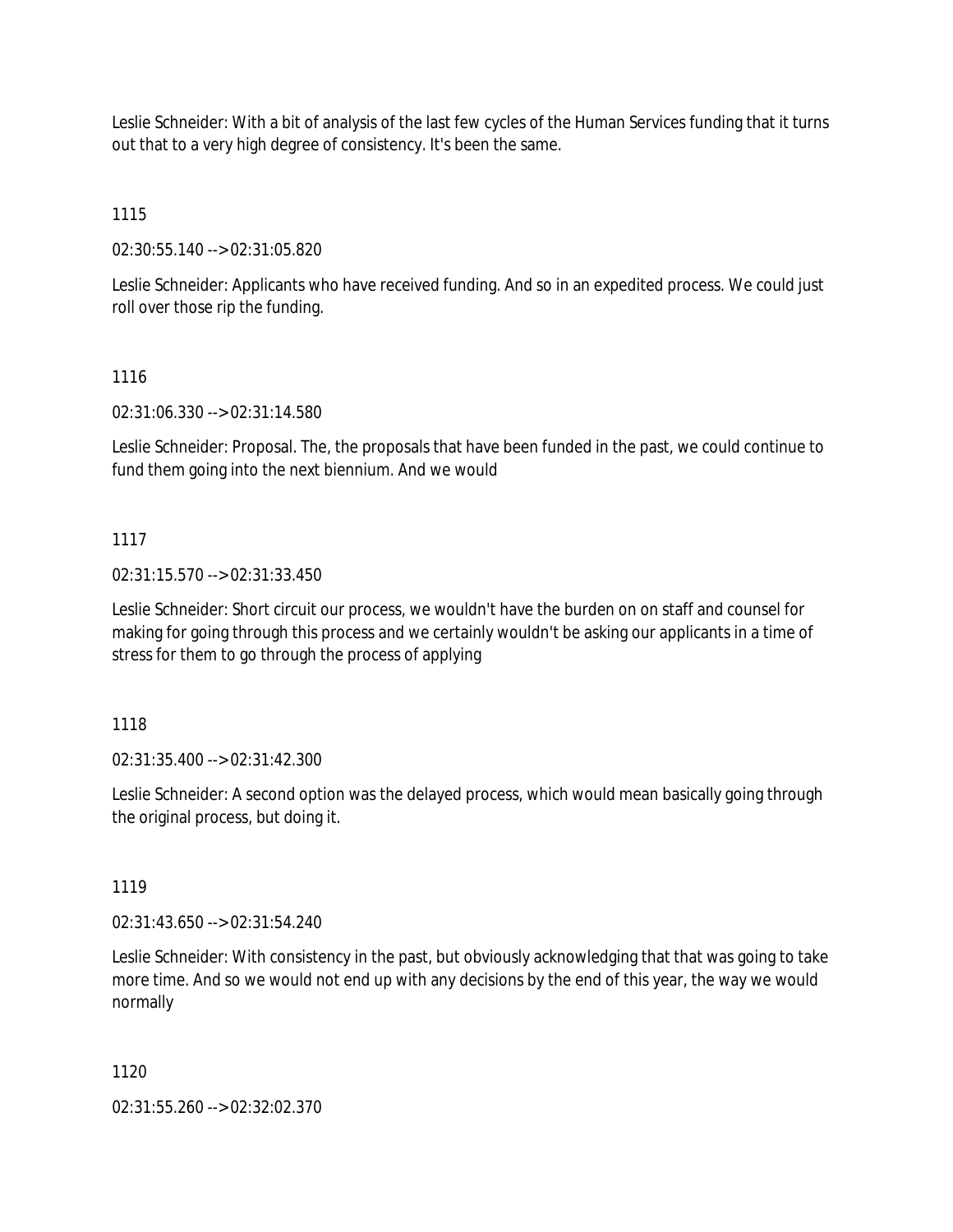Leslie Schneider: With a bit of analysis of the last few cycles of the Human Services funding that it turns out that to a very high degree of consistency. It's been the same.

1115

02:30:55.140 --> 02:31:05.820

Leslie Schneider: Applicants who have received funding. And so in an expedited process. We could just roll over those rip the funding.

1116

02:31:06.330 --> 02:31:14.580

Leslie Schneider: Proposal. The, the proposals that have been funded in the past, we could continue to fund them going into the next biennium. And we would

1117

02:31:15.570 --> 02:31:33.450

Leslie Schneider: Short circuit our process, we wouldn't have the burden on on staff and counsel for making for going through this process and we certainly wouldn't be asking our applicants in a time of stress for them to go through the process of applying

1118

02:31:35.400 --> 02:31:42.300

Leslie Schneider: A second option was the delayed process, which would mean basically going through the original process, but doing it.

1119

02:31:43.650 --> 02:31:54.240

Leslie Schneider: With consistency in the past, but obviously acknowledging that that was going to take more time. And so we would not end up with any decisions by the end of this year, the way we would normally

1120

02:31:55.260 --> 02:32:02.370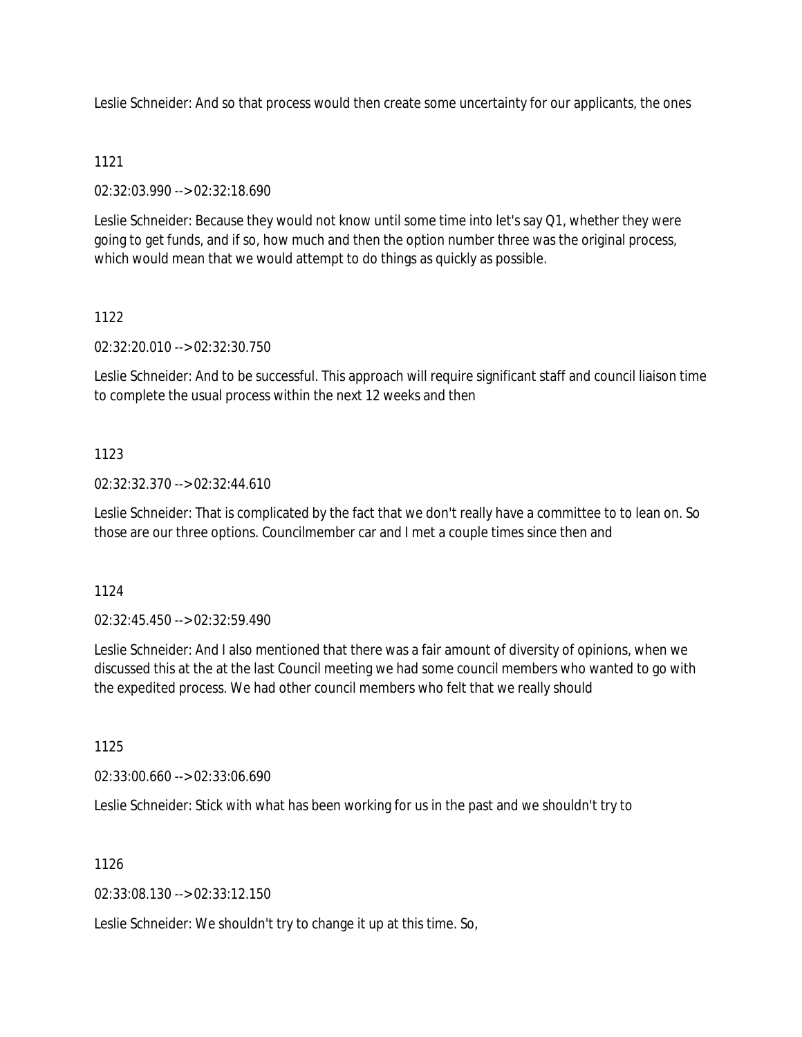Leslie Schneider: And so that process would then create some uncertainty for our applicants, the ones

1121

02:32:03.990 --> 02:32:18.690

Leslie Schneider: Because they would not know until some time into let's say Q1, whether they were going to get funds, and if so, how much and then the option number three was the original process, which would mean that we would attempt to do things as quickly as possible.

1122

02:32:20.010 --> 02:32:30.750

Leslie Schneider: And to be successful. This approach will require significant staff and council liaison time to complete the usual process within the next 12 weeks and then

1123

02:32:32.370 --> 02:32:44.610

Leslie Schneider: That is complicated by the fact that we don't really have a committee to to lean on. So those are our three options. Councilmember car and I met a couple times since then and

1124

02:32:45.450 --> 02:32:59.490

Leslie Schneider: And I also mentioned that there was a fair amount of diversity of opinions, when we discussed this at the at the last Council meeting we had some council members who wanted to go with the expedited process. We had other council members who felt that we really should

1125

02:33:00.660 --> 02:33:06.690

Leslie Schneider: Stick with what has been working for us in the past and we shouldn't try to

1126

02:33:08.130 --> 02:33:12.150

Leslie Schneider: We shouldn't try to change it up at this time. So,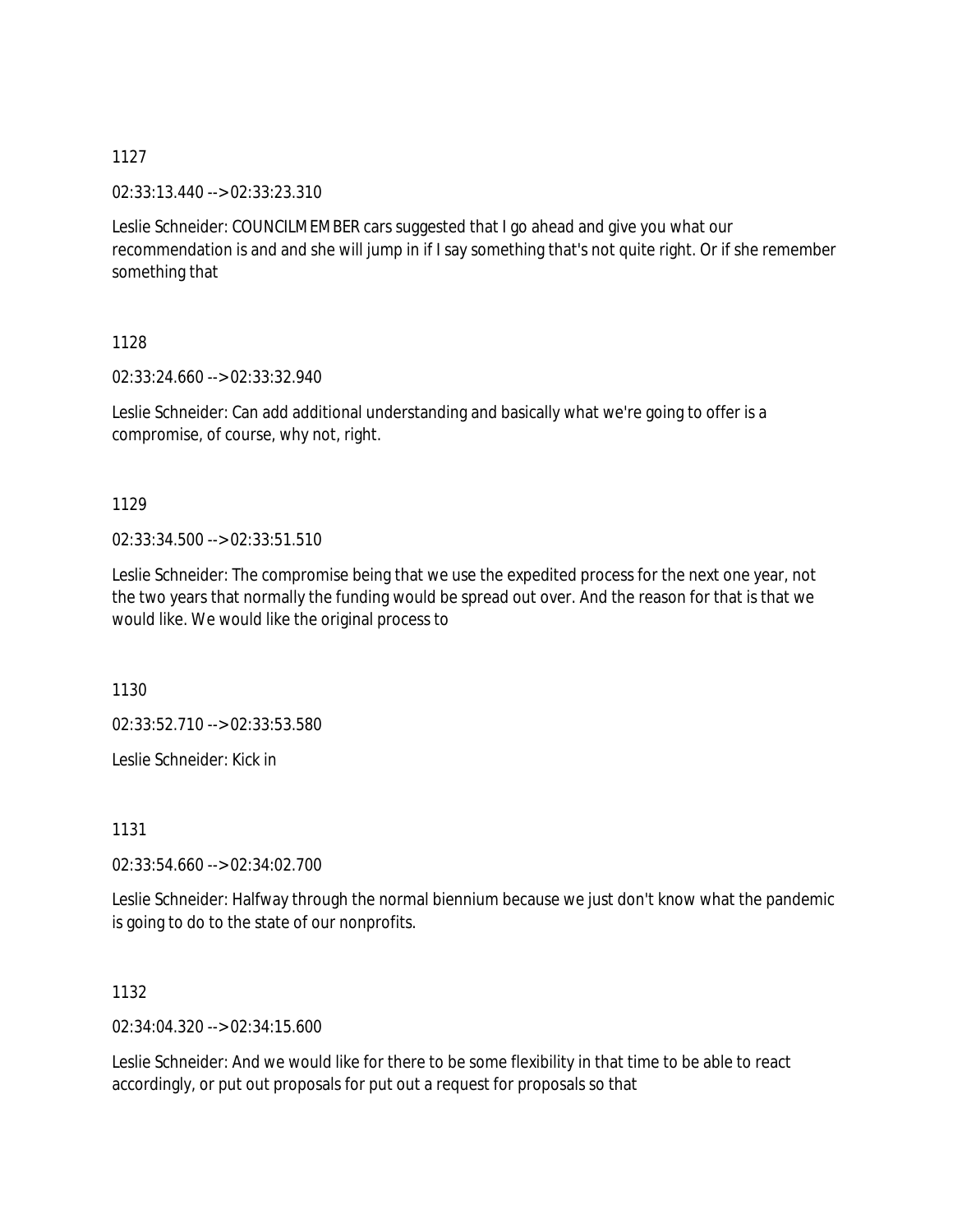1127

02:33:13.440 --> 02:33:23.310

Leslie Schneider: COUNCILMEMBER cars suggested that I go ahead and give you what our recommendation is and and she will jump in if I say something that's not quite right. Or if she remember something that

1128

02:33:24.660 --> 02:33:32.940

Leslie Schneider: Can add additional understanding and basically what we're going to offer is a compromise, of course, why not, right.

1129

02:33:34.500 --> 02:33:51.510

Leslie Schneider: The compromise being that we use the expedited process for the next one year, not the two years that normally the funding would be spread out over. And the reason for that is that we would like. We would like the original process to

1130

02:33:52.710 --> 02:33:53.580

Leslie Schneider: Kick in

1131

02:33:54.660 --> 02:34:02.700

Leslie Schneider: Halfway through the normal biennium because we just don't know what the pandemic is going to do to the state of our nonprofits.

1132

02:34:04.320 --> 02:34:15.600

Leslie Schneider: And we would like for there to be some flexibility in that time to be able to react accordingly, or put out proposals for put out a request for proposals so that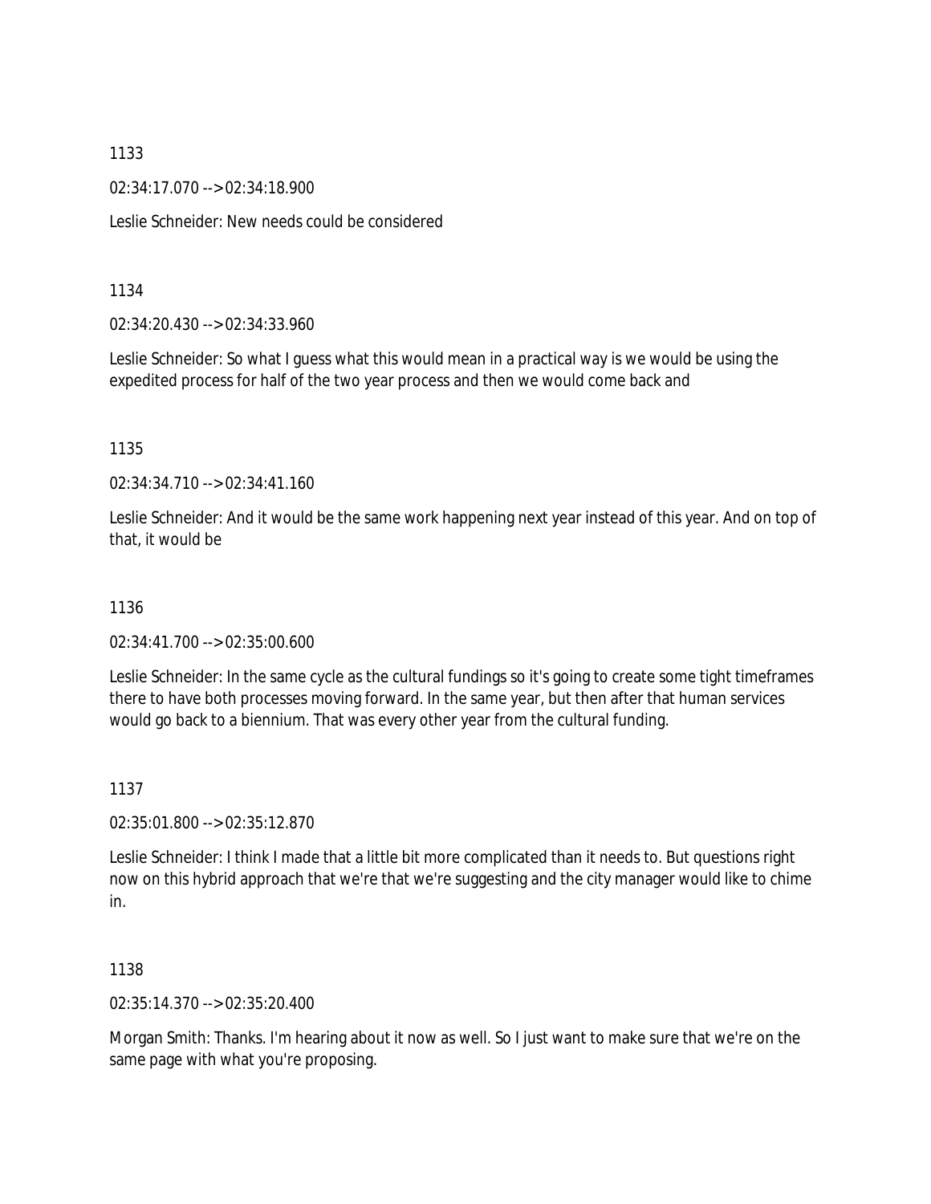1133

02:34:17.070 --> 02:34:18.900

Leslie Schneider: New needs could be considered

1134

02:34:20.430 --> 02:34:33.960

Leslie Schneider: So what I guess what this would mean in a practical way is we would be using the expedited process for half of the two year process and then we would come back and

1135

02:34:34.710 --> 02:34:41.160

Leslie Schneider: And it would be the same work happening next year instead of this year. And on top of that, it would be

1136

02:34:41.700 --> 02:35:00.600

Leslie Schneider: In the same cycle as the cultural fundings so it's going to create some tight timeframes there to have both processes moving forward. In the same year, but then after that human services would go back to a biennium. That was every other year from the cultural funding.

1137

02:35:01.800 --> 02:35:12.870

Leslie Schneider: I think I made that a little bit more complicated than it needs to. But questions right now on this hybrid approach that we're that we're suggesting and the city manager would like to chime in.

1138

02:35:14.370 --> 02:35:20.400

Morgan Smith: Thanks. I'm hearing about it now as well. So I just want to make sure that we're on the same page with what you're proposing.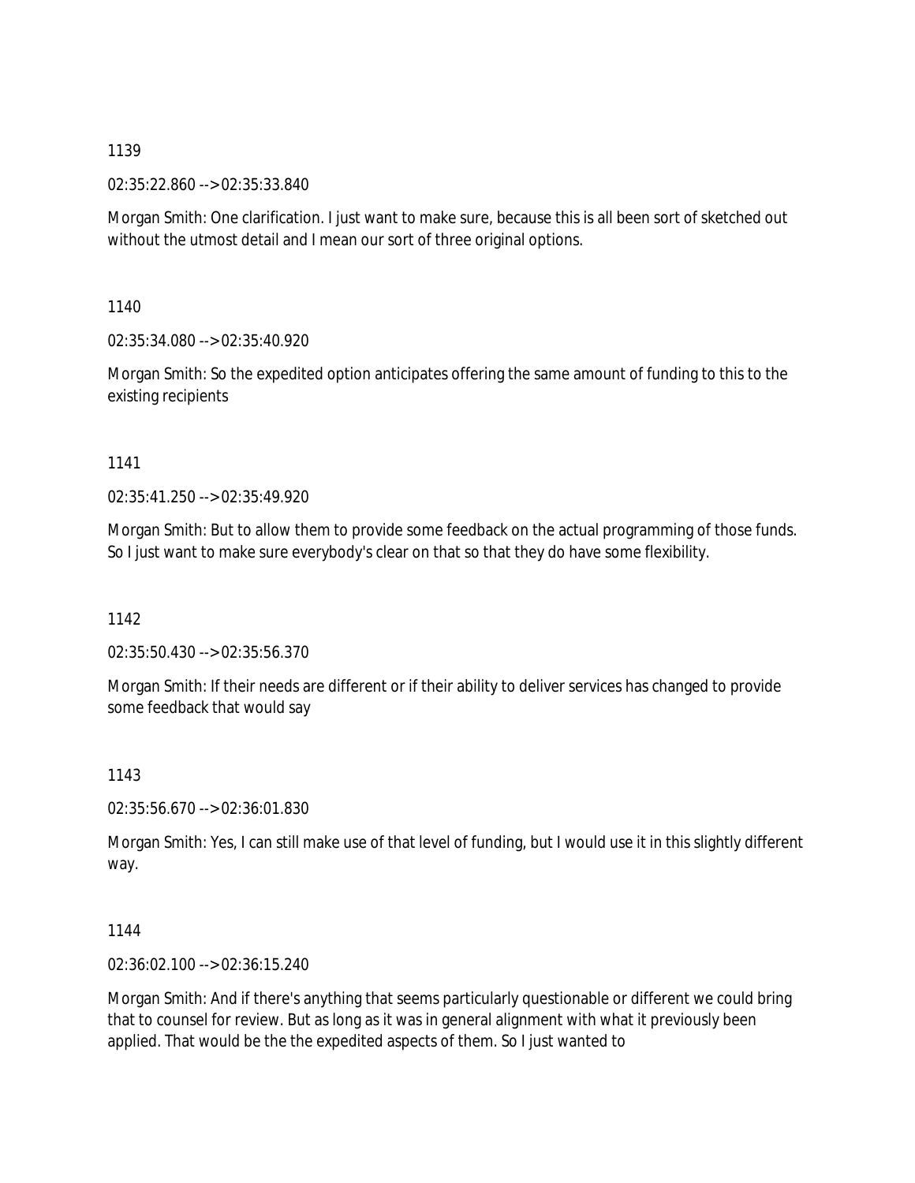1139

02:35:22.860 --> 02:35:33.840

Morgan Smith: One clarification. I just want to make sure, because this is all been sort of sketched out without the utmost detail and I mean our sort of three original options.

1140

02:35:34.080 --> 02:35:40.920

Morgan Smith: So the expedited option anticipates offering the same amount of funding to this to the existing recipients

1141

02:35:41.250 --> 02:35:49.920

Morgan Smith: But to allow them to provide some feedback on the actual programming of those funds. So I just want to make sure everybody's clear on that so that they do have some flexibility.

1142

02:35:50.430 --> 02:35:56.370

Morgan Smith: If their needs are different or if their ability to deliver services has changed to provide some feedback that would say

1143

02:35:56.670 --> 02:36:01.830

Morgan Smith: Yes, I can still make use of that level of funding, but I would use it in this slightly different way.

1144

02:36:02.100 --> 02:36:15.240

Morgan Smith: And if there's anything that seems particularly questionable or different we could bring that to counsel for review. But as long as it was in general alignment with what it previously been applied. That would be the the expedited aspects of them. So I just wanted to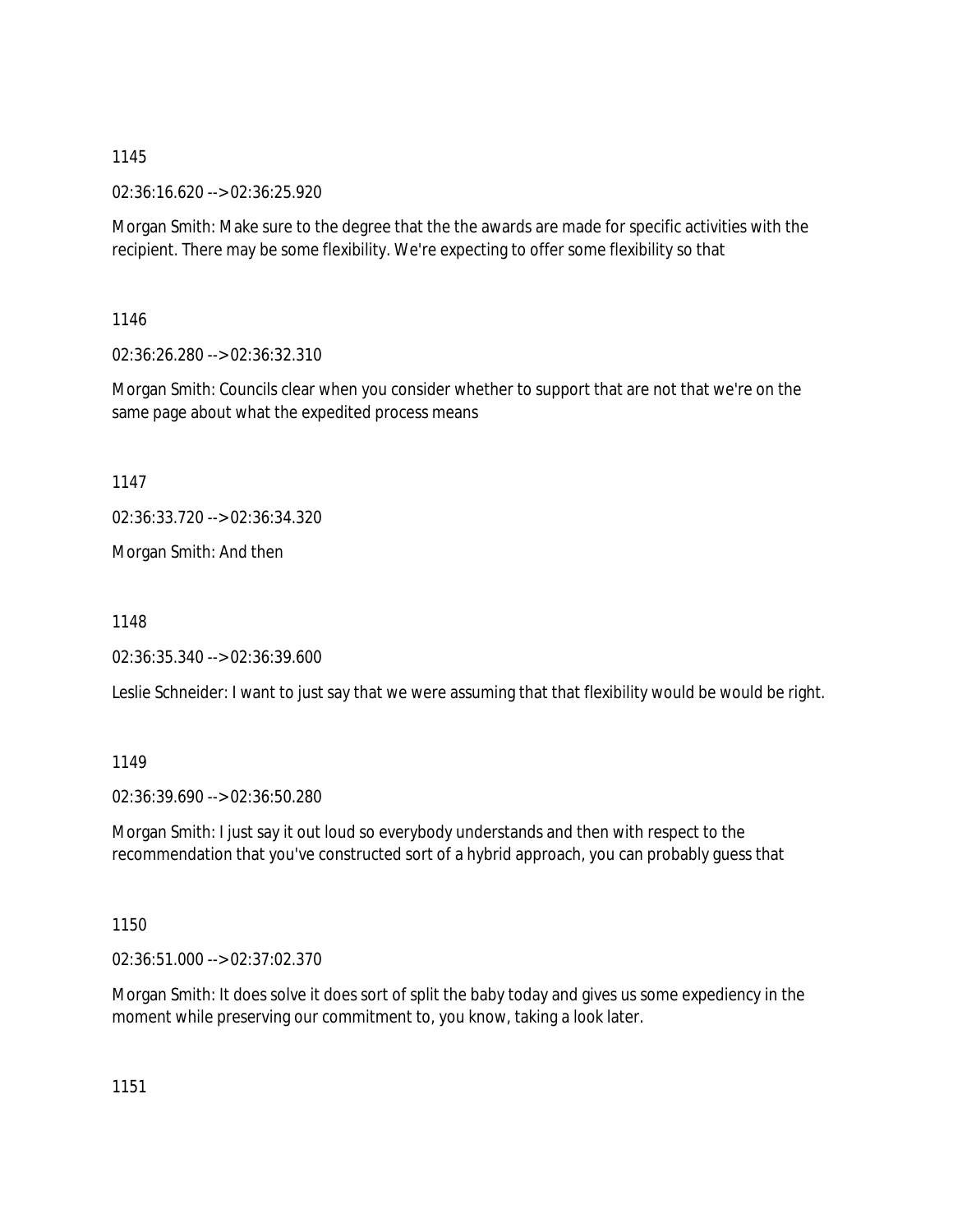1145

02:36:16.620 --> 02:36:25.920

Morgan Smith: Make sure to the degree that the the awards are made for specific activities with the recipient. There may be some flexibility. We're expecting to offer some flexibility so that

1146

02:36:26.280 --> 02:36:32.310

Morgan Smith: Councils clear when you consider whether to support that are not that we're on the same page about what the expedited process means

1147

02:36:33.720 --> 02:36:34.320

Morgan Smith: And then

1148

02:36:35.340 --> 02:36:39.600

Leslie Schneider: I want to just say that we were assuming that that flexibility would be would be right.

1149

02:36:39.690 --> 02:36:50.280

Morgan Smith: I just say it out loud so everybody understands and then with respect to the recommendation that you've constructed sort of a hybrid approach, you can probably guess that

1150

02:36:51.000 --> 02:37:02.370

Morgan Smith: It does solve it does sort of split the baby today and gives us some expediency in the moment while preserving our commitment to, you know, taking a look later.

1151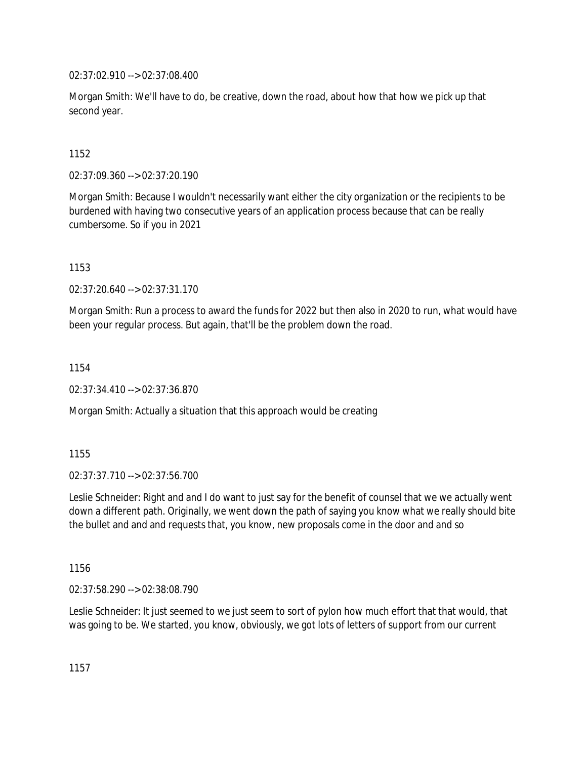02:37:02.910 --> 02:37:08.400

Morgan Smith: We'll have to do, be creative, down the road, about how that how we pick up that second year.

1152

02:37:09.360 --> 02:37:20.190

Morgan Smith: Because I wouldn't necessarily want either the city organization or the recipients to be burdened with having two consecutive years of an application process because that can be really cumbersome. So if you in 2021

1153

02:37:20.640 --> 02:37:31.170

Morgan Smith: Run a process to award the funds for 2022 but then also in 2020 to run, what would have been your regular process. But again, that'll be the problem down the road.

1154

02:37:34.410 --> 02:37:36.870

Morgan Smith: Actually a situation that this approach would be creating

1155

02:37:37.710 --> 02:37:56.700

Leslie Schneider: Right and and I do want to just say for the benefit of counsel that we we actually went down a different path. Originally, we went down the path of saying you know what we really should bite the bullet and and and requests that, you know, new proposals come in the door and and so

1156

02:37:58.290 --> 02:38:08.790

Leslie Schneider: It just seemed to we just seem to sort of pylon how much effort that that would, that was going to be. We started, you know, obviously, we got lots of letters of support from our current

1157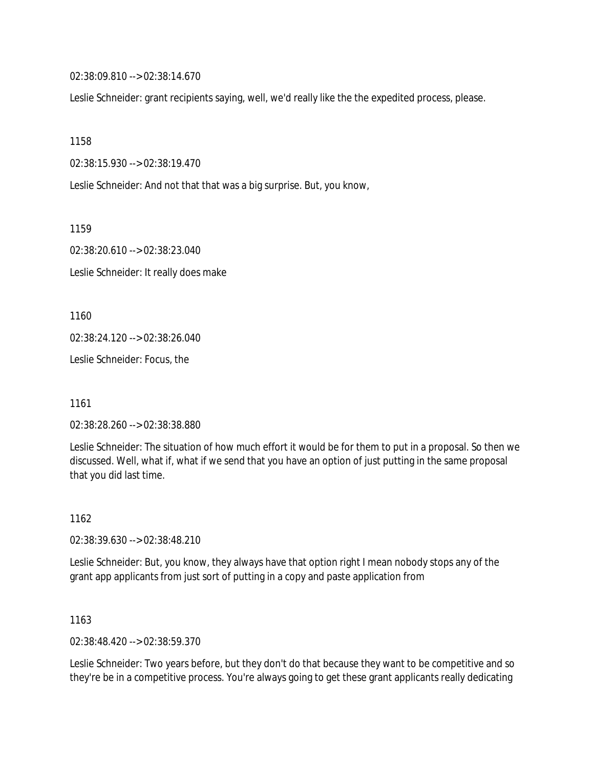02:38:09.810 --> 02:38:14.670

Leslie Schneider: grant recipients saying, well, we'd really like the the expedited process, please.

1158

02:38:15.930 --> 02:38:19.470

Leslie Schneider: And not that that was a big surprise. But, you know,

1159

02:38:20.610 --> 02:38:23.040

Leslie Schneider: It really does make

1160

02:38:24.120 --> 02:38:26.040

Leslie Schneider: Focus, the

1161

02:38:28.260 --> 02:38:38.880

Leslie Schneider: The situation of how much effort it would be for them to put in a proposal. So then we discussed. Well, what if, what if we send that you have an option of just putting in the same proposal that you did last time.

1162

02:38:39.630 --> 02:38:48.210

Leslie Schneider: But, you know, they always have that option right I mean nobody stops any of the grant app applicants from just sort of putting in a copy and paste application from

1163

02:38:48.420 --> 02:38:59.370

Leslie Schneider: Two years before, but they don't do that because they want to be competitive and so they're be in a competitive process. You're always going to get these grant applicants really dedicating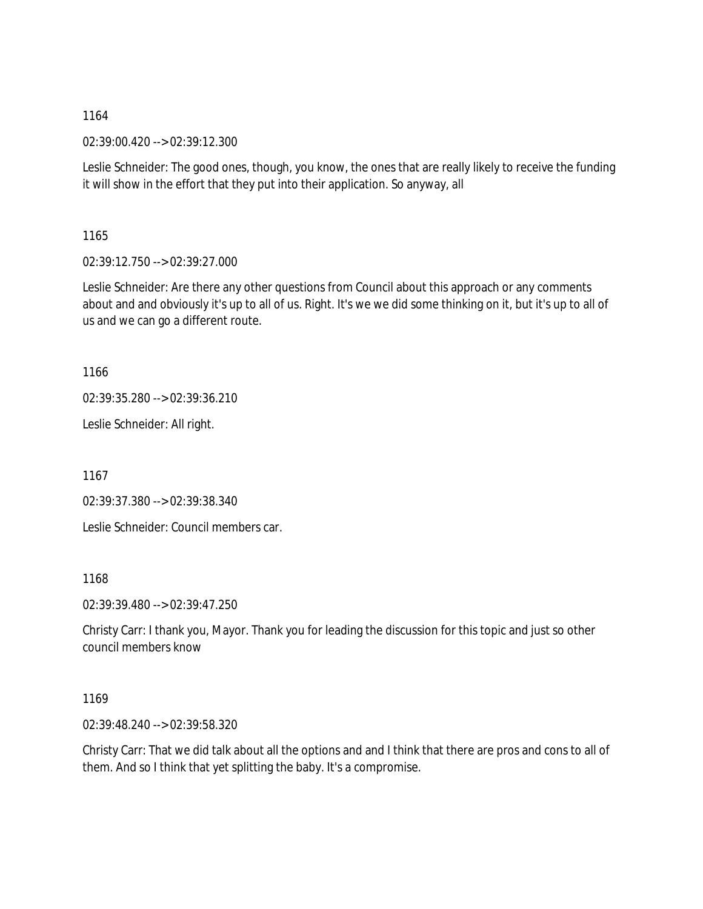1164

02:39:00.420 --> 02:39:12.300

Leslie Schneider: The good ones, though, you know, the ones that are really likely to receive the funding it will show in the effort that they put into their application. So anyway, all

1165

02:39:12.750 --> 02:39:27.000

Leslie Schneider: Are there any other questions from Council about this approach or any comments about and and obviously it's up to all of us. Right. It's we we did some thinking on it, but it's up to all of us and we can go a different route.

1166

02:39:35.280 --> 02:39:36.210

Leslie Schneider: All right.

1167

02:39:37.380 --> 02:39:38.340

Leslie Schneider: Council members car.

1168

02:39:39.480 --> 02:39:47.250

Christy Carr: I thank you, Mayor. Thank you for leading the discussion for this topic and just so other council members know

1169

02:39:48.240 --> 02:39:58.320

Christy Carr: That we did talk about all the options and and I think that there are pros and cons to all of them. And so I think that yet splitting the baby. It's a compromise.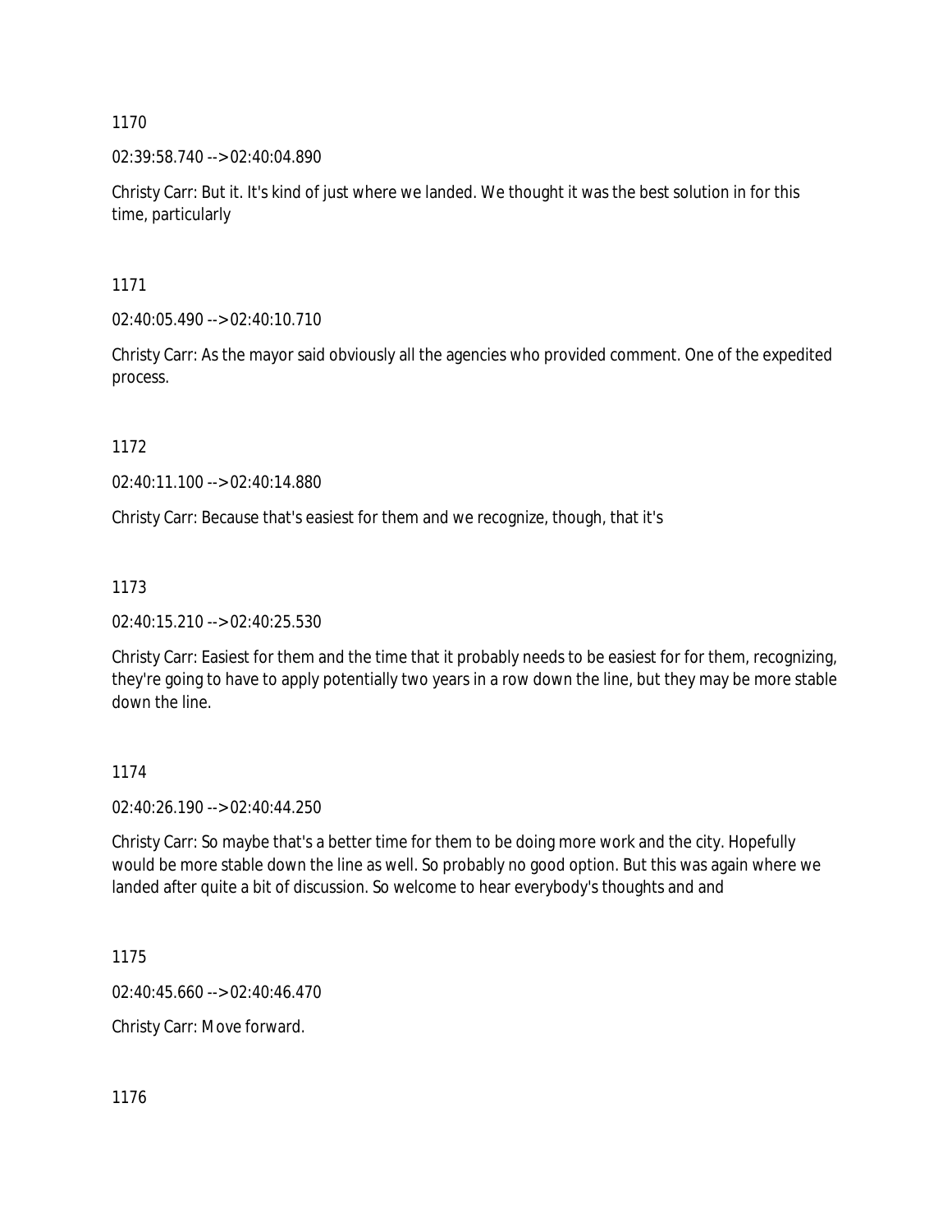1170

02:39:58.740 --> 02:40:04.890

Christy Carr: But it. It's kind of just where we landed. We thought it was the best solution in for this time, particularly

1171

02:40:05.490 --> 02:40:10.710

Christy Carr: As the mayor said obviously all the agencies who provided comment. One of the expedited process.

1172

02:40:11.100 --> 02:40:14.880

Christy Carr: Because that's easiest for them and we recognize, though, that it's

1173

02:40:15.210 --> 02:40:25.530

Christy Carr: Easiest for them and the time that it probably needs to be easiest for for them, recognizing, they're going to have to apply potentially two years in a row down the line, but they may be more stable down the line.

1174

02:40:26.190 --> 02:40:44.250

Christy Carr: So maybe that's a better time for them to be doing more work and the city. Hopefully would be more stable down the line as well. So probably no good option. But this was again where we landed after quite a bit of discussion. So welcome to hear everybody's thoughts and and

1175

02:40:45.660 --> 02:40:46.470

Christy Carr: Move forward.

1176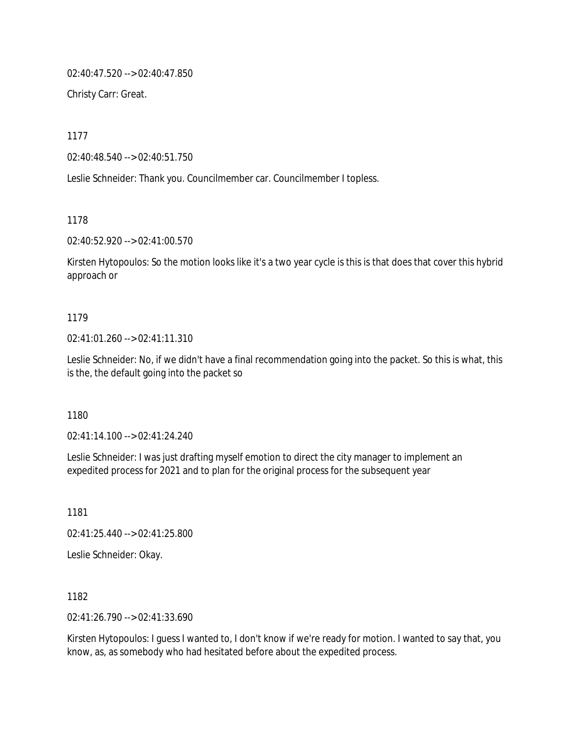02:40:47.520 --> 02:40:47.850

Christy Carr: Great.

1177

02:40:48.540 --> 02:40:51.750

Leslie Schneider: Thank you. Councilmember car. Councilmember I topless.

1178

02:40:52.920 --> 02:41:00.570

Kirsten Hytopoulos: So the motion looks like it's a two year cycle is this is that does that cover this hybrid approach or

1179

02:41:01.260 --> 02:41:11.310

Leslie Schneider: No, if we didn't have a final recommendation going into the packet. So this is what, this is the, the default going into the packet so

1180

02:41:14.100 --> 02:41:24.240

Leslie Schneider: I was just drafting myself emotion to direct the city manager to implement an expedited process for 2021 and to plan for the original process for the subsequent year

1181

02:41:25.440 --> 02:41:25.800

Leslie Schneider: Okay.

1182

02:41:26.790 --> 02:41:33.690

Kirsten Hytopoulos: I guess I wanted to, I don't know if we're ready for motion. I wanted to say that, you know, as, as somebody who had hesitated before about the expedited process.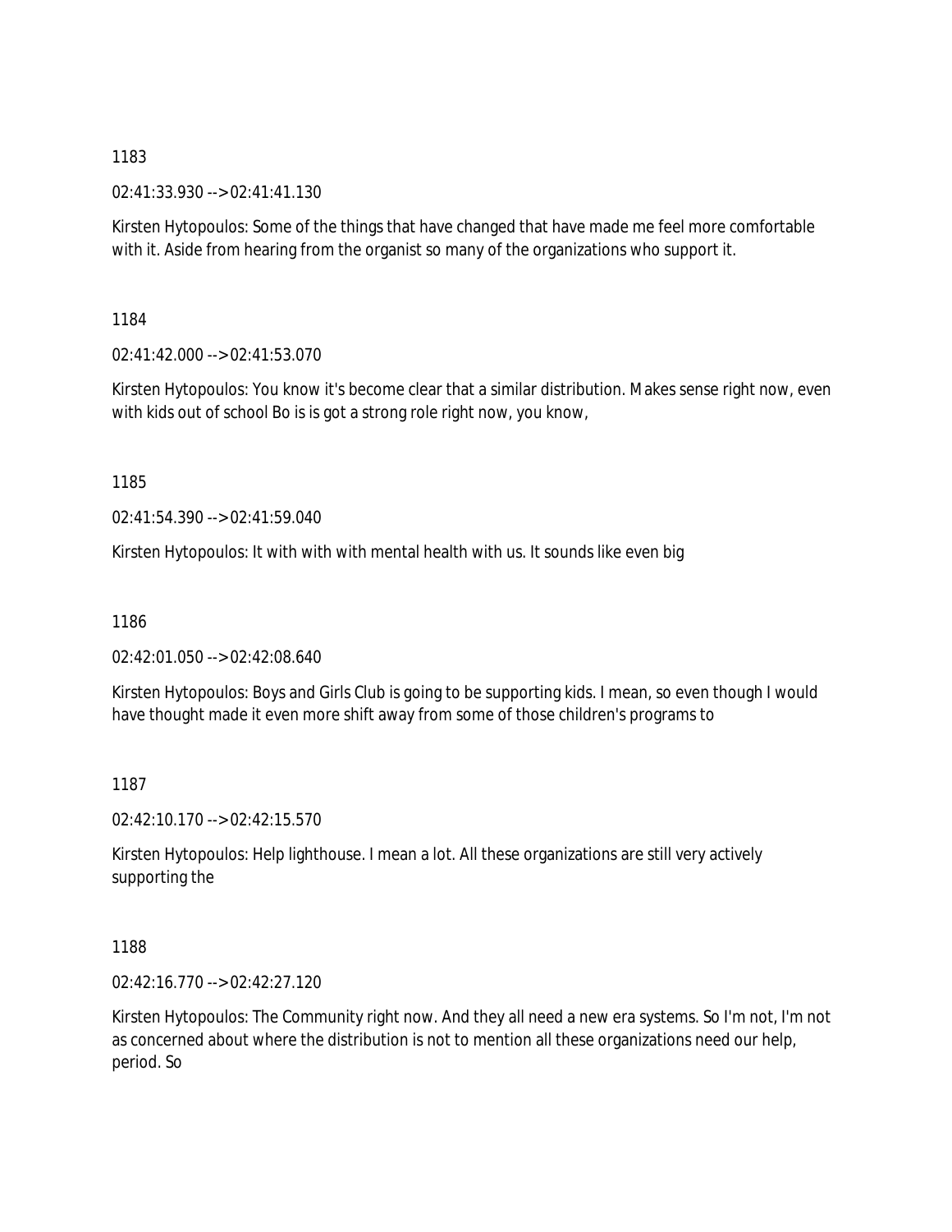1183

02:41:33.930 --> 02:41:41.130

Kirsten Hytopoulos: Some of the things that have changed that have made me feel more comfortable with it. Aside from hearing from the organist so many of the organizations who support it.

1184

02:41:42.000 --> 02:41:53.070

Kirsten Hytopoulos: You know it's become clear that a similar distribution. Makes sense right now, even with kids out of school Bo is is got a strong role right now, you know,

1185

02:41:54.390 --> 02:41:59.040

Kirsten Hytopoulos: It with with with mental health with us. It sounds like even big

1186

02:42:01.050 --> 02:42:08.640

Kirsten Hytopoulos: Boys and Girls Club is going to be supporting kids. I mean, so even though I would have thought made it even more shift away from some of those children's programs to

1187

02:42:10.170 --> 02:42:15.570

Kirsten Hytopoulos: Help lighthouse. I mean a lot. All these organizations are still very actively supporting the

1188

02:42:16.770 --> 02:42:27.120

Kirsten Hytopoulos: The Community right now. And they all need a new era systems. So I'm not, I'm not as concerned about where the distribution is not to mention all these organizations need our help, period. So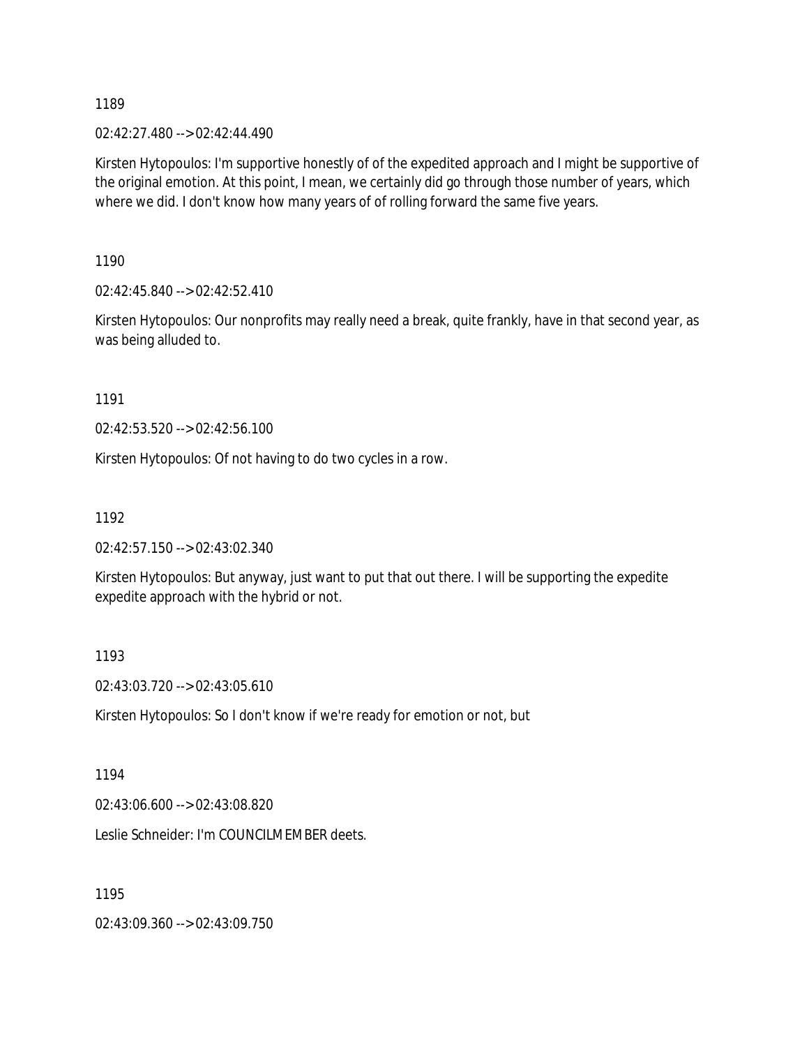1189

02:42:27.480 --> 02:42:44.490

Kirsten Hytopoulos: I'm supportive honestly of of the expedited approach and I might be supportive of the original emotion. At this point, I mean, we certainly did go through those number of years, which where we did. I don't know how many years of of rolling forward the same five years.

1190

02:42:45.840 --> 02:42:52.410

Kirsten Hytopoulos: Our nonprofits may really need a break, quite frankly, have in that second year, as was being alluded to.

1191

02:42:53.520 --> 02:42:56.100

Kirsten Hytopoulos: Of not having to do two cycles in a row.

1192

02:42:57.150 --> 02:43:02.340

Kirsten Hytopoulos: But anyway, just want to put that out there. I will be supporting the expedite expedite approach with the hybrid or not.

1193

02:43:03.720 --> 02:43:05.610

Kirsten Hytopoulos: So I don't know if we're ready for emotion or not, but

1194

02:43:06.600 --> 02:43:08.820

Leslie Schneider: I'm COUNCILMEMBER deets.

1195

02:43:09.360 --> 02:43:09.750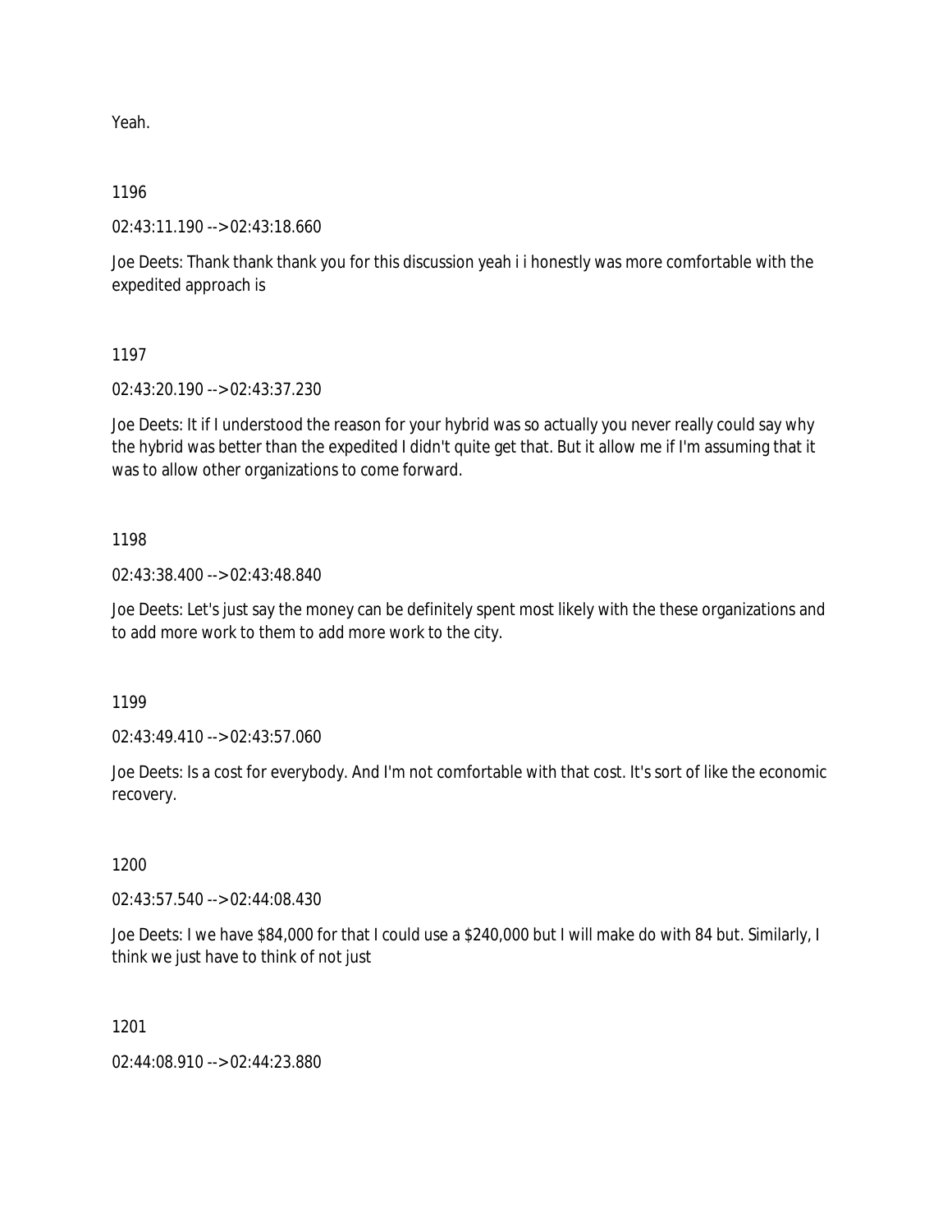Yeah.

1196

02:43:11.190 --> 02:43:18.660

Joe Deets: Thank thank thank you for this discussion yeah i i honestly was more comfortable with the expedited approach is

1197

02:43:20.190 --> 02:43:37.230

Joe Deets: It if I understood the reason for your hybrid was so actually you never really could say why the hybrid was better than the expedited I didn't quite get that. But it allow me if I'm assuming that it was to allow other organizations to come forward.

1198

02:43:38.400 --> 02:43:48.840

Joe Deets: Let's just say the money can be definitely spent most likely with the these organizations and to add more work to them to add more work to the city.

1199

02:43:49.410 --> 02:43:57.060

Joe Deets: Is a cost for everybody. And I'm not comfortable with that cost. It's sort of like the economic recovery.

1200

02:43:57.540 --> 02:44:08.430

Joe Deets: I we have $84,000 for that I could use a $240,000 but I will make do with 84 but. Similarly, I think we just have to think of not just

1201

02:44:08.910 --> 02:44:23.880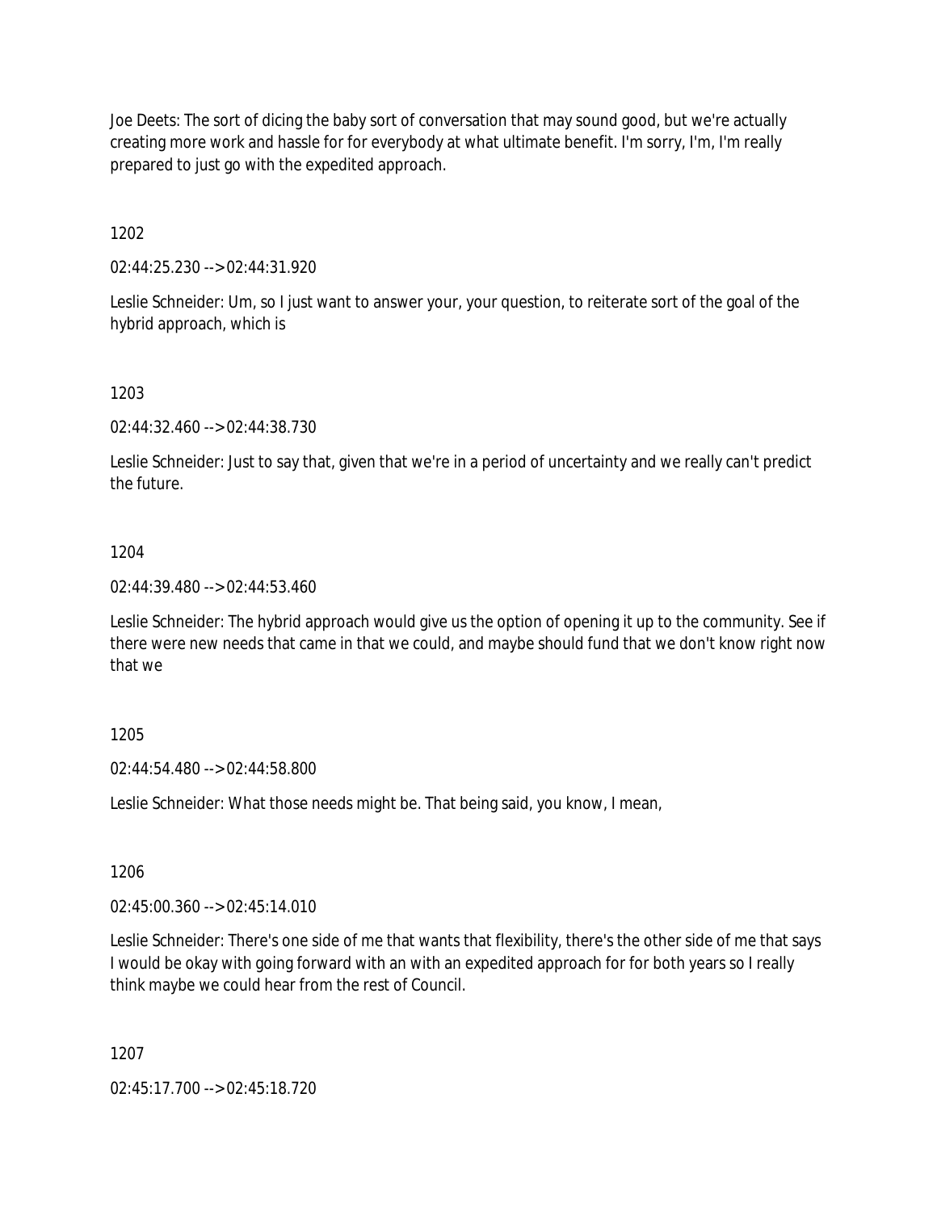Joe Deets: The sort of dicing the baby sort of conversation that may sound good, but we're actually creating more work and hassle for for everybody at what ultimate benefit. I'm sorry, I'm, I'm really prepared to just go with the expedited approach.

1202

02:44:25.230 --> 02:44:31.920

Leslie Schneider: Um, so I just want to answer your, your question, to reiterate sort of the goal of the hybrid approach, which is

1203

02:44:32.460 --> 02:44:38.730

Leslie Schneider: Just to say that, given that we're in a period of uncertainty and we really can't predict the future.

1204

02:44:39.480 --> 02:44:53.460

Leslie Schneider: The hybrid approach would give us the option of opening it up to the community. See if there were new needs that came in that we could, and maybe should fund that we don't know right now that we

1205

02:44:54.480 --> 02:44:58.800

Leslie Schneider: What those needs might be. That being said, you know, I mean,

1206

02:45:00.360 --> 02:45:14.010

Leslie Schneider: There's one side of me that wants that flexibility, there's the other side of me that says I would be okay with going forward with an with an expedited approach for for both years so I really think maybe we could hear from the rest of Council.

1207

02:45:17.700 --> 02:45:18.720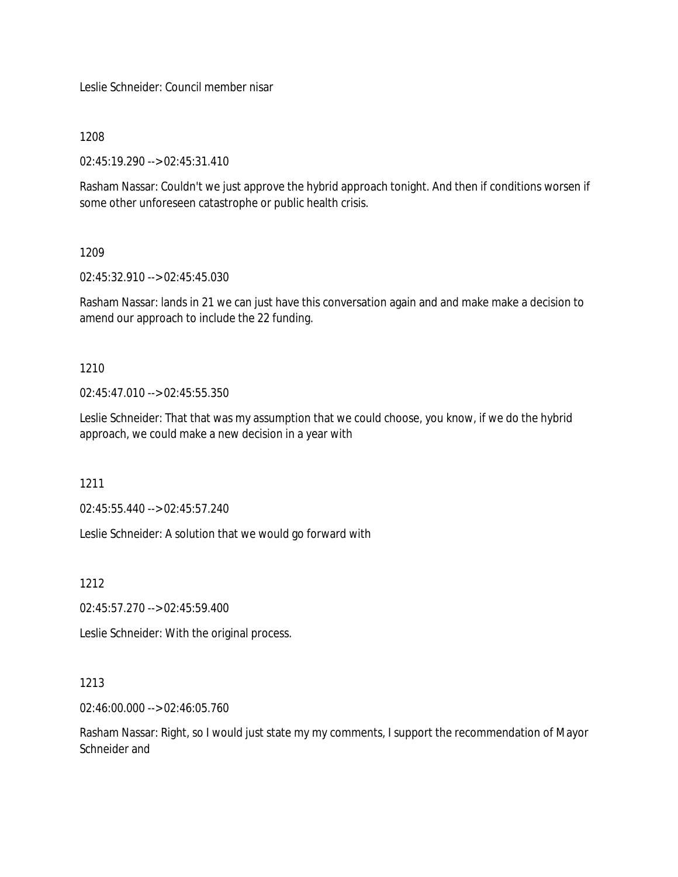Leslie Schneider: Council member nisar

1208

02:45:19.290 --> 02:45:31.410

Rasham Nassar: Couldn't we just approve the hybrid approach tonight. And then if conditions worsen if some other unforeseen catastrophe or public health crisis.

1209

02:45:32.910 --> 02:45:45.030

Rasham Nassar: lands in 21 we can just have this conversation again and and make make a decision to amend our approach to include the 22 funding.

1210

02:45:47.010 --> 02:45:55.350

Leslie Schneider: That that was my assumption that we could choose, you know, if we do the hybrid approach, we could make a new decision in a year with

1211

02:45:55.440 --> 02:45:57.240

Leslie Schneider: A solution that we would go forward with

1212

02:45:57.270 --> 02:45:59.400

Leslie Schneider: With the original process.

1213

02:46:00.000 --> 02:46:05.760

Rasham Nassar: Right, so I would just state my my comments, I support the recommendation of Mayor Schneider and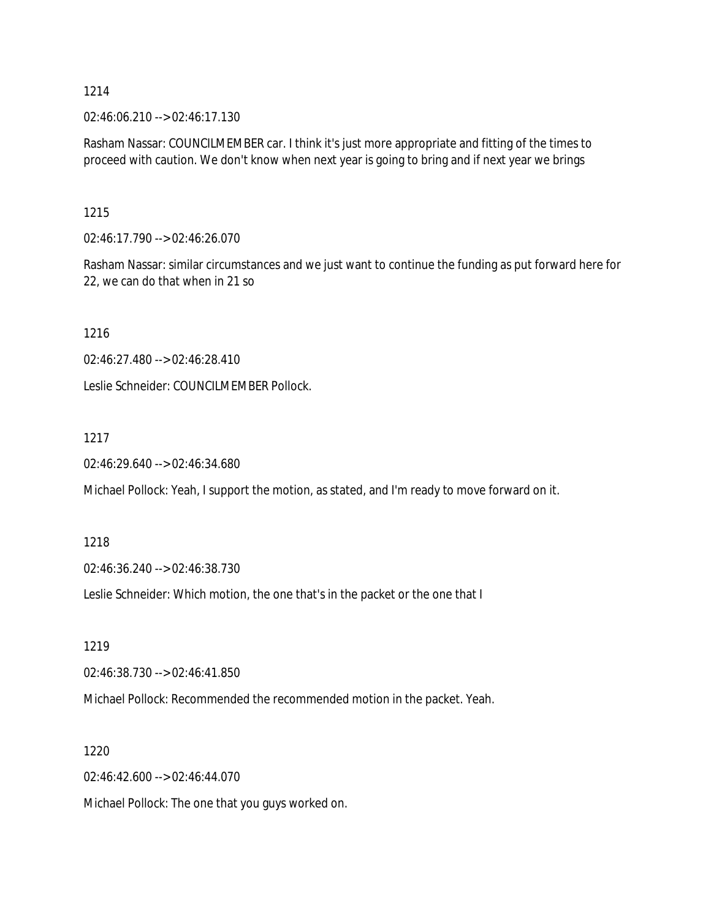1214

02:46:06.210 --> 02:46:17.130

Rasham Nassar: COUNCILMEMBER car. I think it's just more appropriate and fitting of the times to proceed with caution. We don't know when next year is going to bring and if next year we brings

1215

02:46:17.790 --> 02:46:26.070

Rasham Nassar: similar circumstances and we just want to continue the funding as put forward here for 22, we can do that when in 21 so

1216

02:46:27.480 --> 02:46:28.410

Leslie Schneider: COUNCILMEMBER Pollock.

1217

02:46:29.640 --> 02:46:34.680

Michael Pollock: Yeah, I support the motion, as stated, and I'm ready to move forward on it.

1218

02:46:36.240 --> 02:46:38.730

Leslie Schneider: Which motion, the one that's in the packet or the one that I

1219

02:46:38.730 --> 02:46:41.850

Michael Pollock: Recommended the recommended motion in the packet. Yeah.

1220

02:46:42.600 --> 02:46:44.070

Michael Pollock: The one that you guys worked on.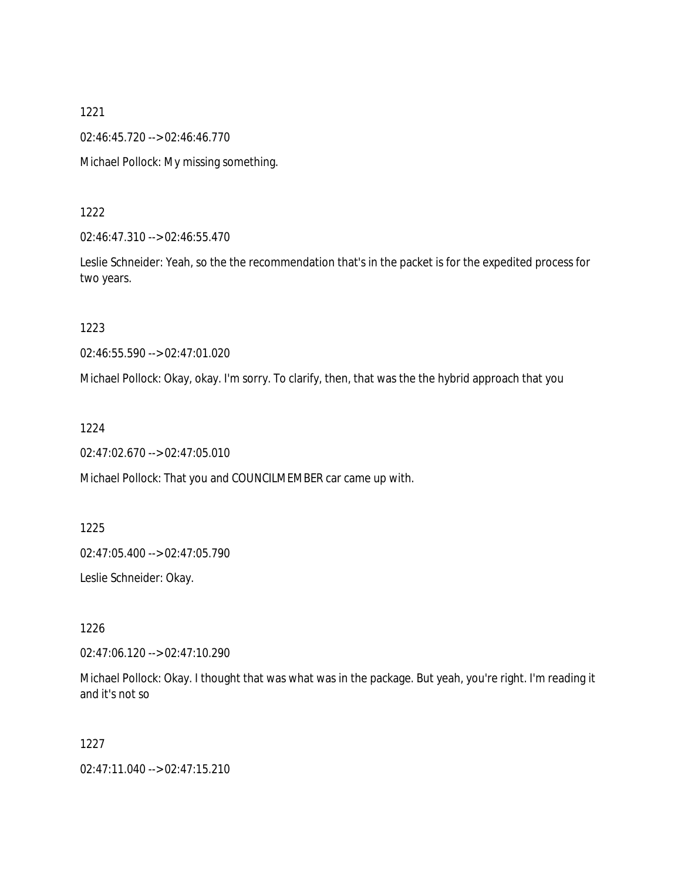1221

02:46:45.720 --> 02:46:46.770

Michael Pollock: My missing something.

1222

02:46:47.310 --> 02:46:55.470

Leslie Schneider: Yeah, so the the recommendation that's in the packet is for the expedited process for two years.

1223

02:46:55.590 --> 02:47:01.020

Michael Pollock: Okay, okay. I'm sorry. To clarify, then, that was the the hybrid approach that you

1224

02:47:02.670 --> 02:47:05.010

Michael Pollock: That you and COUNCILMEMBER car came up with.

1225

02:47:05.400 --> 02:47:05.790

Leslie Schneider: Okay.

1226

02:47:06.120 --> 02:47:10.290

Michael Pollock: Okay. I thought that was what was in the package. But yeah, you're right. I'm reading it and it's not so

1227

02:47:11.040 --> 02:47:15.210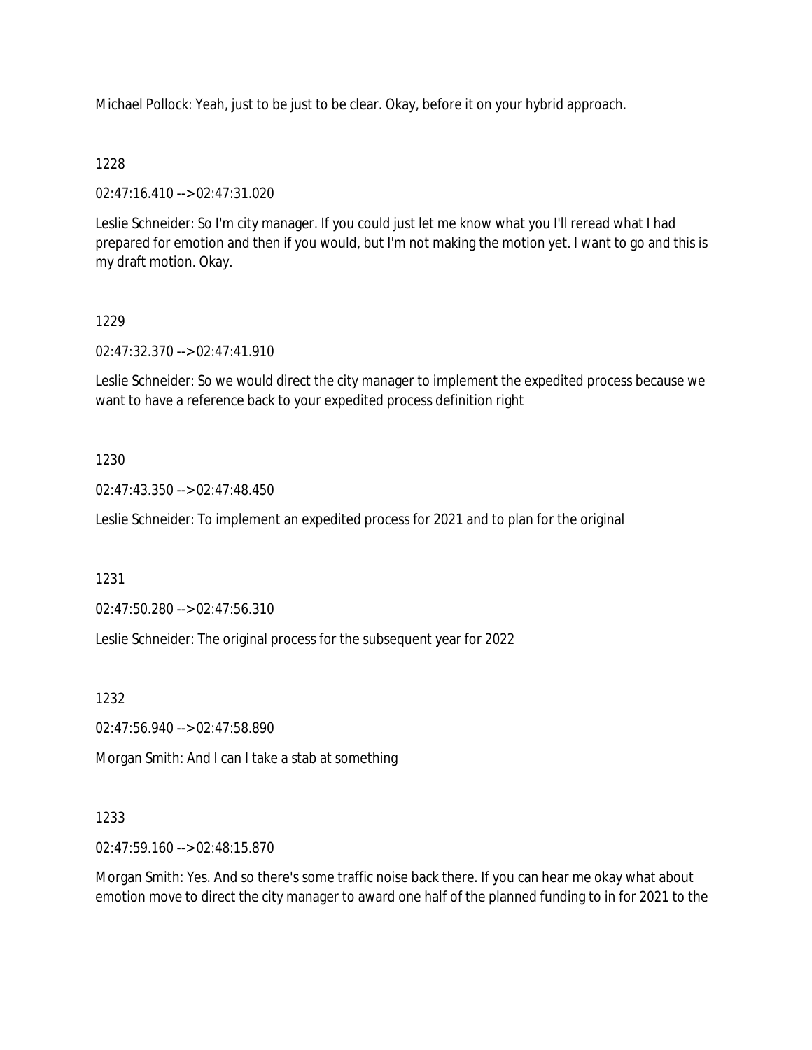Michael Pollock: Yeah, just to be just to be clear. Okay, before it on your hybrid approach.

1228

02:47:16.410 --> 02:47:31.020

Leslie Schneider: So I'm city manager. If you could just let me know what you I'll reread what I had prepared for emotion and then if you would, but I'm not making the motion yet. I want to go and this is my draft motion. Okay.

1229

02:47:32.370 --> 02:47:41.910

Leslie Schneider: So we would direct the city manager to implement the expedited process because we want to have a reference back to your expedited process definition right

1230

02:47:43.350 --> 02:47:48.450

Leslie Schneider: To implement an expedited process for 2021 and to plan for the original

1231

02:47:50.280 --> 02:47:56.310

Leslie Schneider: The original process for the subsequent year for 2022

1232

02:47:56.940 --> 02:47:58.890

Morgan Smith: And I can I take a stab at something

1233

02:47:59.160 --> 02:48:15.870

Morgan Smith: Yes. And so there's some traffic noise back there. If you can hear me okay what about emotion move to direct the city manager to award one half of the planned funding to in for 2021 to the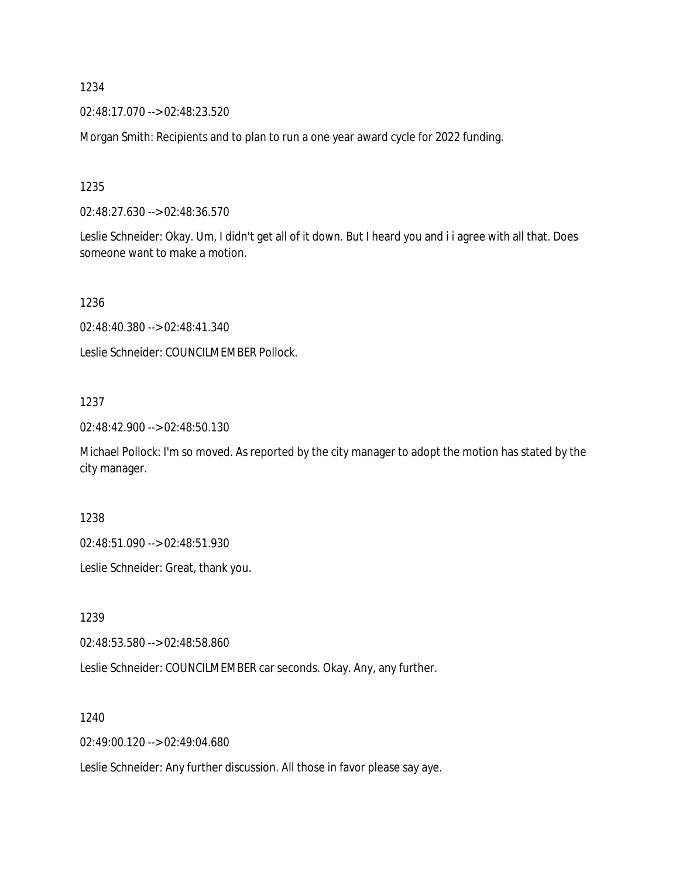1234

02:48:17.070 --> 02:48:23.520

Morgan Smith: Recipients and to plan to run a one year award cycle for 2022 funding.

1235

02:48:27.630 --> 02:48:36.570

Leslie Schneider: Okay. Um, I didn't get all of it down. But I heard you and i i agree with all that. Does someone want to make a motion.

1236

02:48:40.380 --> 02:48:41.340

Leslie Schneider: COUNCILMEMBER Pollock.

1237

02:48:42.900 --> 02:48:50.130

Michael Pollock: I'm so moved. As reported by the city manager to adopt the motion has stated by the city manager.

1238

02:48:51.090 --> 02:48:51.930

Leslie Schneider: Great, thank you.

1239

02:48:53.580 --> 02:48:58.860

Leslie Schneider: COUNCILMEMBER car seconds. Okay. Any, any further.

1240

02:49:00.120 --> 02:49:04.680

Leslie Schneider: Any further discussion. All those in favor please say aye.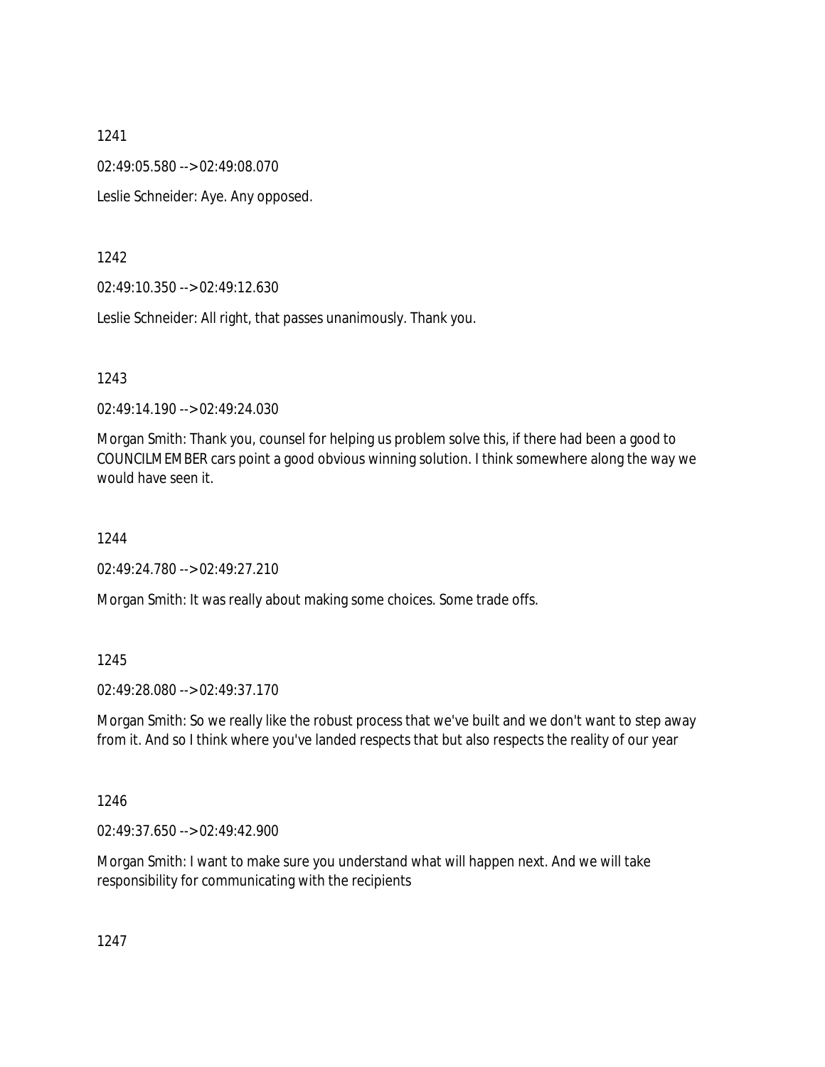1241

02:49:05.580 --> 02:49:08.070

Leslie Schneider: Aye. Any opposed.

1242

02:49:10.350 --> 02:49:12.630

Leslie Schneider: All right, that passes unanimously. Thank you.

1243

02:49:14.190 --> 02:49:24.030

Morgan Smith: Thank you, counsel for helping us problem solve this, if there had been a good to COUNCILMEMBER cars point a good obvious winning solution. I think somewhere along the way we would have seen it.

1244

02:49:24.780 --> 02:49:27.210

Morgan Smith: It was really about making some choices. Some trade offs.

1245

02:49:28.080 --> 02:49:37.170

Morgan Smith: So we really like the robust process that we've built and we don't want to step away from it. And so I think where you've landed respects that but also respects the reality of our year

1246

02:49:37.650 --> 02:49:42.900

Morgan Smith: I want to make sure you understand what will happen next. And we will take responsibility for communicating with the recipients

1247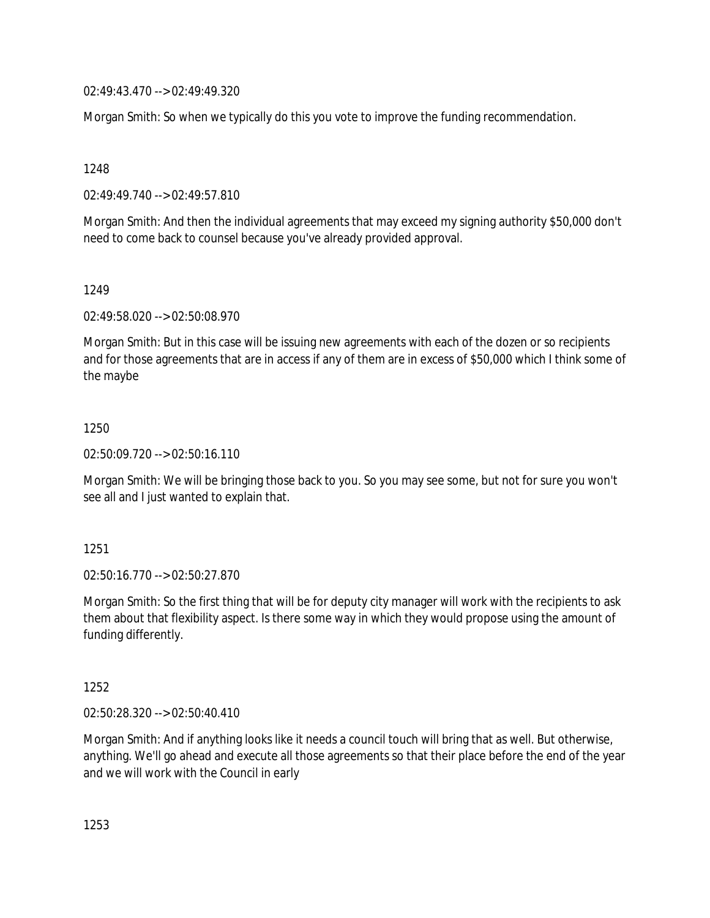02:49:43.470 --> 02:49:49.320

Morgan Smith: So when we typically do this you vote to improve the funding recommendation.

1248

02:49:49.740 --> 02:49:57.810

Morgan Smith: And then the individual agreements that may exceed my signing authority $50,000 don't need to come back to counsel because you've already provided approval.

1249

02:49:58.020 --> 02:50:08.970

Morgan Smith: But in this case will be issuing new agreements with each of the dozen or so recipients and for those agreements that are in access if any of them are in excess of $50,000 which I think some of the maybe

1250

02:50:09.720 --> 02:50:16.110

Morgan Smith: We will be bringing those back to you. So you may see some, but not for sure you won't see all and I just wanted to explain that.

1251

02:50:16.770 --> 02:50:27.870

Morgan Smith: So the first thing that will be for deputy city manager will work with the recipients to ask them about that flexibility aspect. Is there some way in which they would propose using the amount of funding differently.

1252

02:50:28.320 --> 02:50:40.410

Morgan Smith: And if anything looks like it needs a council touch will bring that as well. But otherwise, anything. We'll go ahead and execute all those agreements so that their place before the end of the year and we will work with the Council in early

1253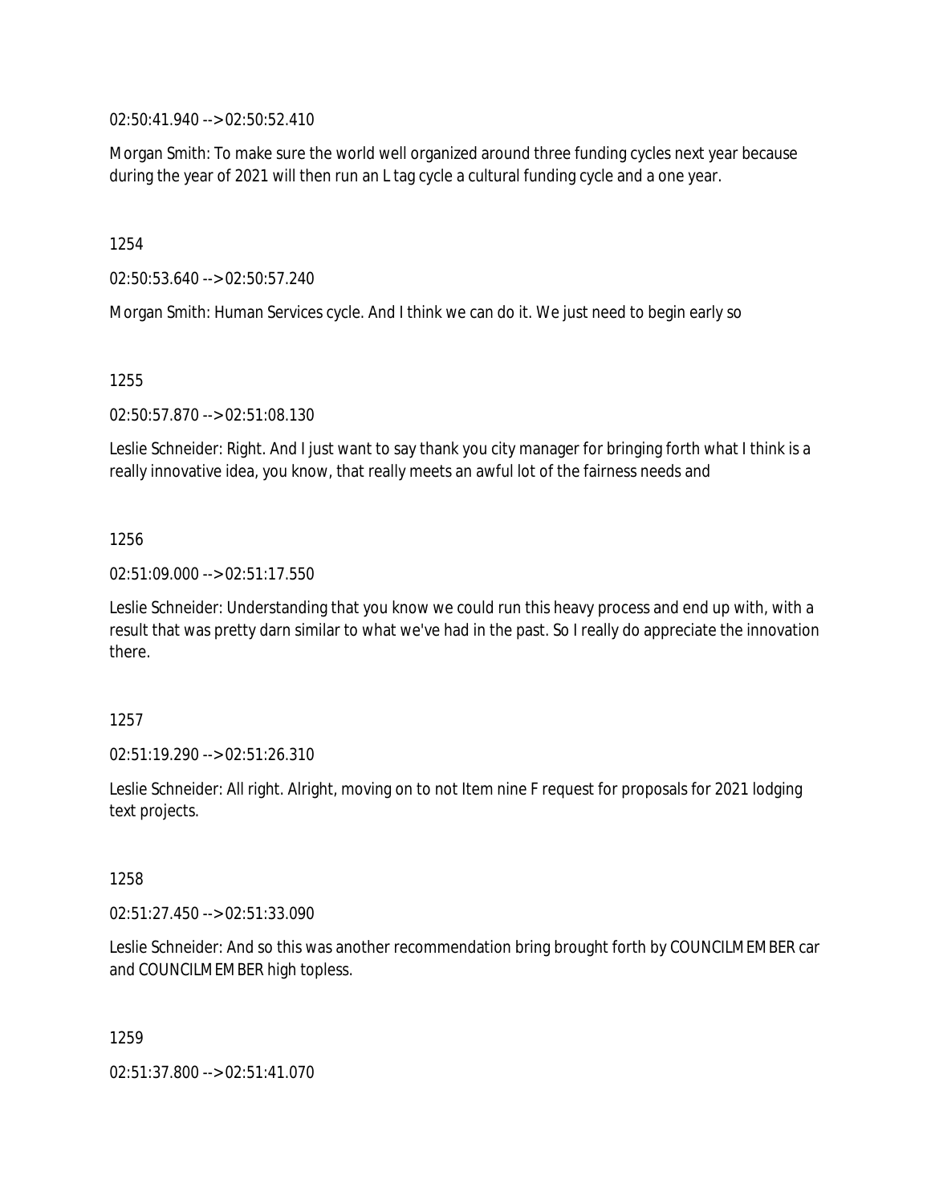02:50:41.940 --> 02:50:52.410

Morgan Smith: To make sure the world well organized around three funding cycles next year because during the year of 2021 will then run an L tag cycle a cultural funding cycle and a one year.

1254

02:50:53.640 --> 02:50:57.240

Morgan Smith: Human Services cycle. And I think we can do it. We just need to begin early so

1255

02:50:57.870 --> 02:51:08.130

Leslie Schneider: Right. And I just want to say thank you city manager for bringing forth what I think is a really innovative idea, you know, that really meets an awful lot of the fairness needs and

1256

02:51:09.000 --> 02:51:17.550

Leslie Schneider: Understanding that you know we could run this heavy process and end up with, with a result that was pretty darn similar to what we've had in the past. So I really do appreciate the innovation there.

1257

02:51:19.290 --> 02:51:26.310

Leslie Schneider: All right. Alright, moving on to not Item nine F request for proposals for 2021 lodging text projects.

1258

02:51:27.450 --> 02:51:33.090

Leslie Schneider: And so this was another recommendation bring brought forth by COUNCILMEMBER car and COUNCILMEMBER high topless.

1259

02:51:37.800 --> 02:51:41.070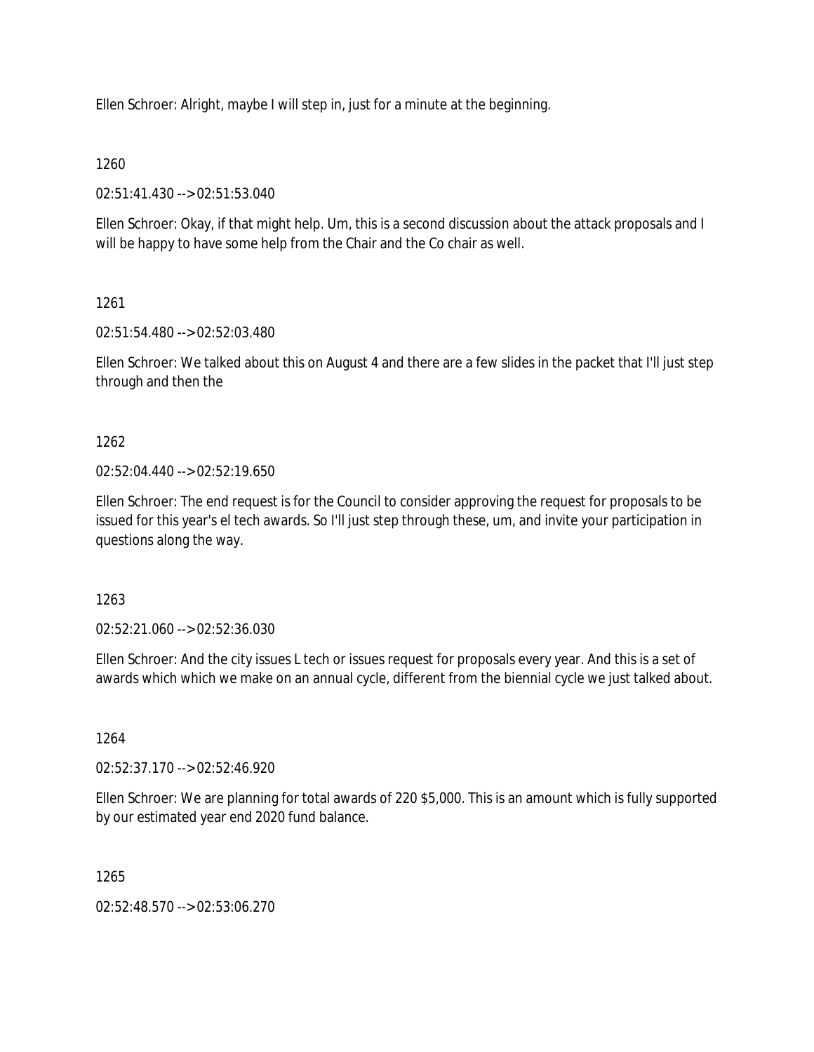Ellen Schroer: Alright, maybe I will step in, just for a minute at the beginning.

1260

02:51:41.430 --> 02:51:53.040

Ellen Schroer: Okay, if that might help. Um, this is a second discussion about the attack proposals and I will be happy to have some help from the Chair and the Co chair as well.

1261

02:51:54.480 --> 02:52:03.480

Ellen Schroer: We talked about this on August 4 and there are a few slides in the packet that I'll just step through and then the

1262

02:52:04.440 --> 02:52:19.650

Ellen Schroer: The end request is for the Council to consider approving the request for proposals to be issued for this year's el tech awards. So I'll just step through these, um, and invite your participation in questions along the way.

1263

02:52:21.060 --> 02:52:36.030

Ellen Schroer: And the city issues L tech or issues request for proposals every year. And this is a set of awards which which we make on an annual cycle, different from the biennial cycle we just talked about.

1264

02:52:37.170 --> 02:52:46.920

Ellen Schroer: We are planning for total awards of 220 $5,000. This is an amount which is fully supported by our estimated year end 2020 fund balance.

1265

02:52:48.570 --> 02:53:06.270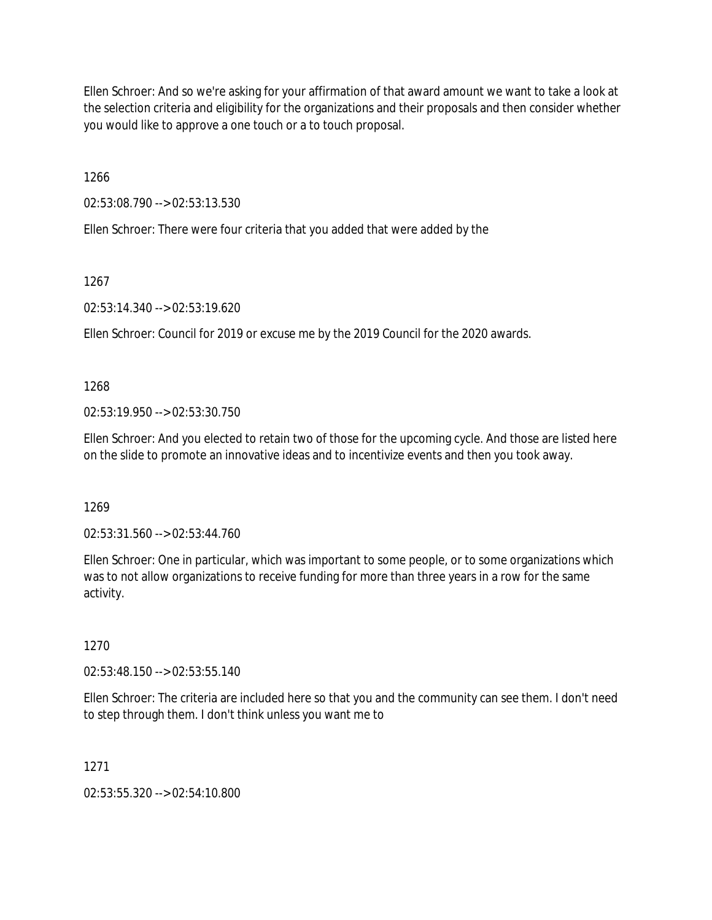Ellen Schroer: And so we're asking for your affirmation of that award amount we want to take a look at the selection criteria and eligibility for the organizations and their proposals and then consider whether you would like to approve a one touch or a to touch proposal.

1266

02:53:08.790 --> 02:53:13.530

Ellen Schroer: There were four criteria that you added that were added by the

1267

02:53:14.340 --> 02:53:19.620

Ellen Schroer: Council for 2019 or excuse me by the 2019 Council for the 2020 awards.

1268

02:53:19.950 --> 02:53:30.750

Ellen Schroer: And you elected to retain two of those for the upcoming cycle. And those are listed here on the slide to promote an innovative ideas and to incentivize events and then you took away.

1269

02:53:31.560 --> 02:53:44.760

Ellen Schroer: One in particular, which was important to some people, or to some organizations which was to not allow organizations to receive funding for more than three years in a row for the same activity.

1270

02:53:48.150 --> 02:53:55.140

Ellen Schroer: The criteria are included here so that you and the community can see them. I don't need to step through them. I don't think unless you want me to

1271

02:53:55.320 --> 02:54:10.800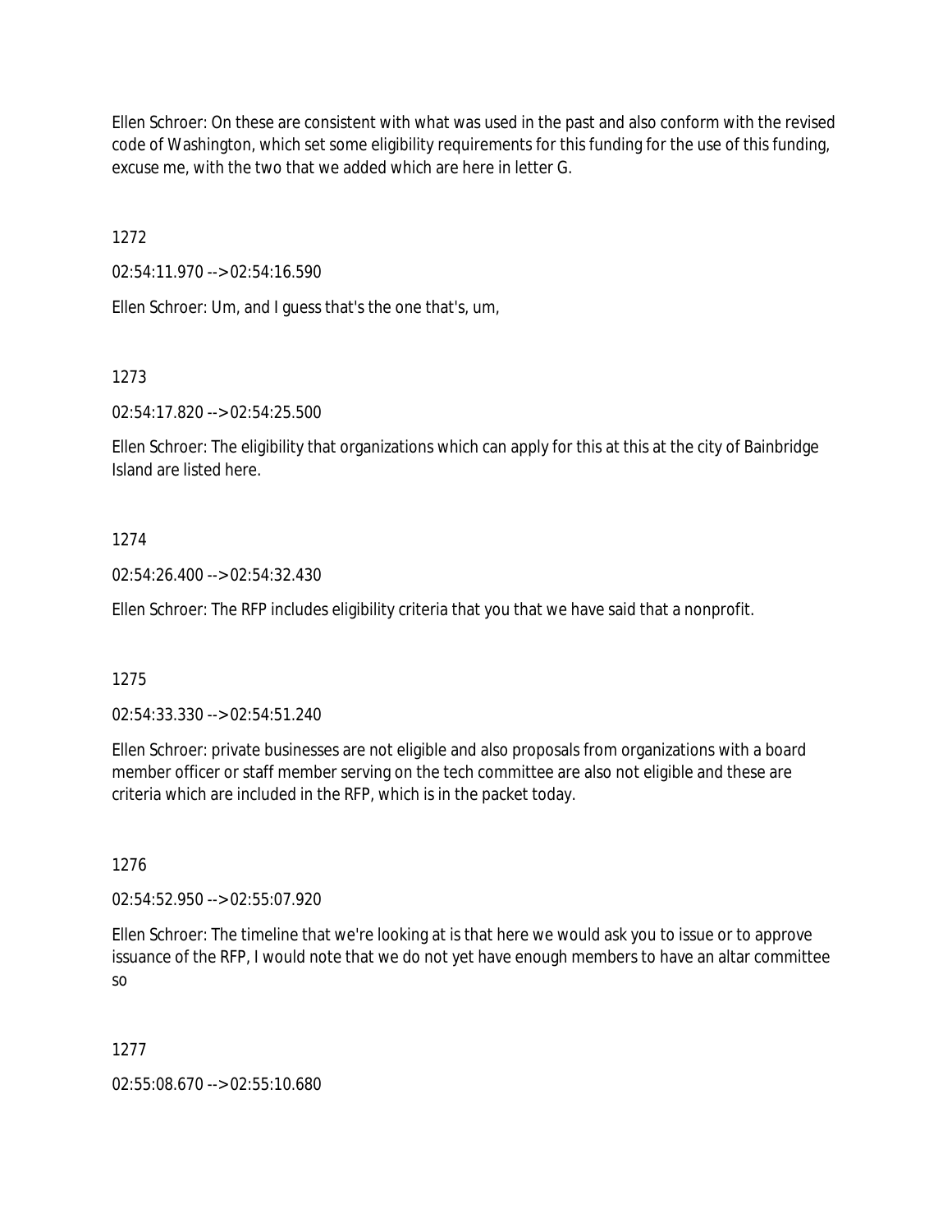Ellen Schroer: On these are consistent with what was used in the past and also conform with the revised code of Washington, which set some eligibility requirements for this funding for the use of this funding, excuse me, with the two that we added which are here in letter G.

1272

02:54:11.970 --> 02:54:16.590

Ellen Schroer: Um, and I guess that's the one that's, um,

1273

02:54:17.820 --> 02:54:25.500

Ellen Schroer: The eligibility that organizations which can apply for this at this at the city of Bainbridge Island are listed here.

1274

02:54:26.400 --> 02:54:32.430

Ellen Schroer: The RFP includes eligibility criteria that you that we have said that a nonprofit.

1275

02:54:33.330 --> 02:54:51.240

Ellen Schroer: private businesses are not eligible and also proposals from organizations with a board member officer or staff member serving on the tech committee are also not eligible and these are criteria which are included in the RFP, which is in the packet today.

1276

02:54:52.950 --> 02:55:07.920

Ellen Schroer: The timeline that we're looking at is that here we would ask you to issue or to approve issuance of the RFP, I would note that we do not yet have enough members to have an altar committee so

1277

02:55:08.670 --> 02:55:10.680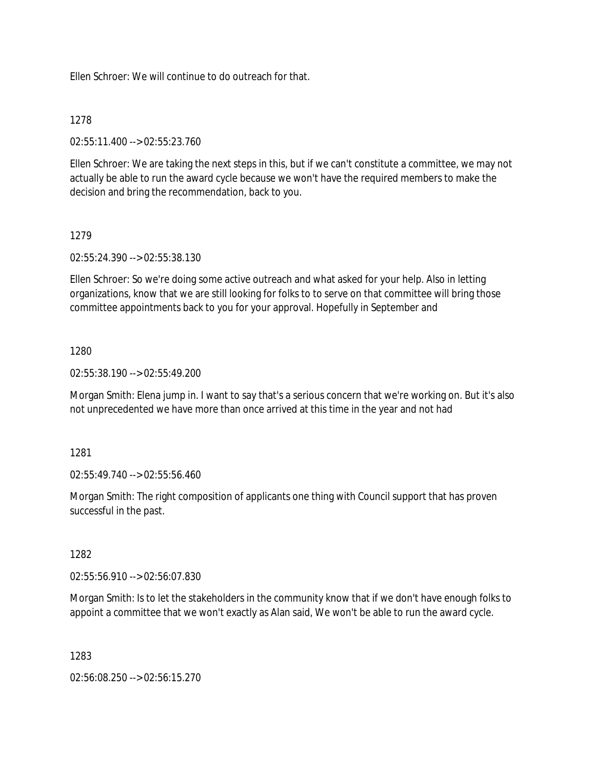Ellen Schroer: We will continue to do outreach for that.

1278

02:55:11.400 --> 02:55:23.760

Ellen Schroer: We are taking the next steps in this, but if we can't constitute a committee, we may not actually be able to run the award cycle because we won't have the required members to make the decision and bring the recommendation, back to you.

1279

02:55:24.390 --> 02:55:38.130

Ellen Schroer: So we're doing some active outreach and what asked for your help. Also in letting organizations, know that we are still looking for folks to to serve on that committee will bring those committee appointments back to you for your approval. Hopefully in September and

1280

02:55:38.190 --> 02:55:49.200

Morgan Smith: Elena jump in. I want to say that's a serious concern that we're working on. But it's also not unprecedented we have more than once arrived at this time in the year and not had

1281

02:55:49.740 --> 02:55:56.460

Morgan Smith: The right composition of applicants one thing with Council support that has proven successful in the past.

1282

02:55:56.910 --> 02:56:07.830

Morgan Smith: Is to let the stakeholders in the community know that if we don't have enough folks to appoint a committee that we won't exactly as Alan said, We won't be able to run the award cycle.

1283

02:56:08.250 --> 02:56:15.270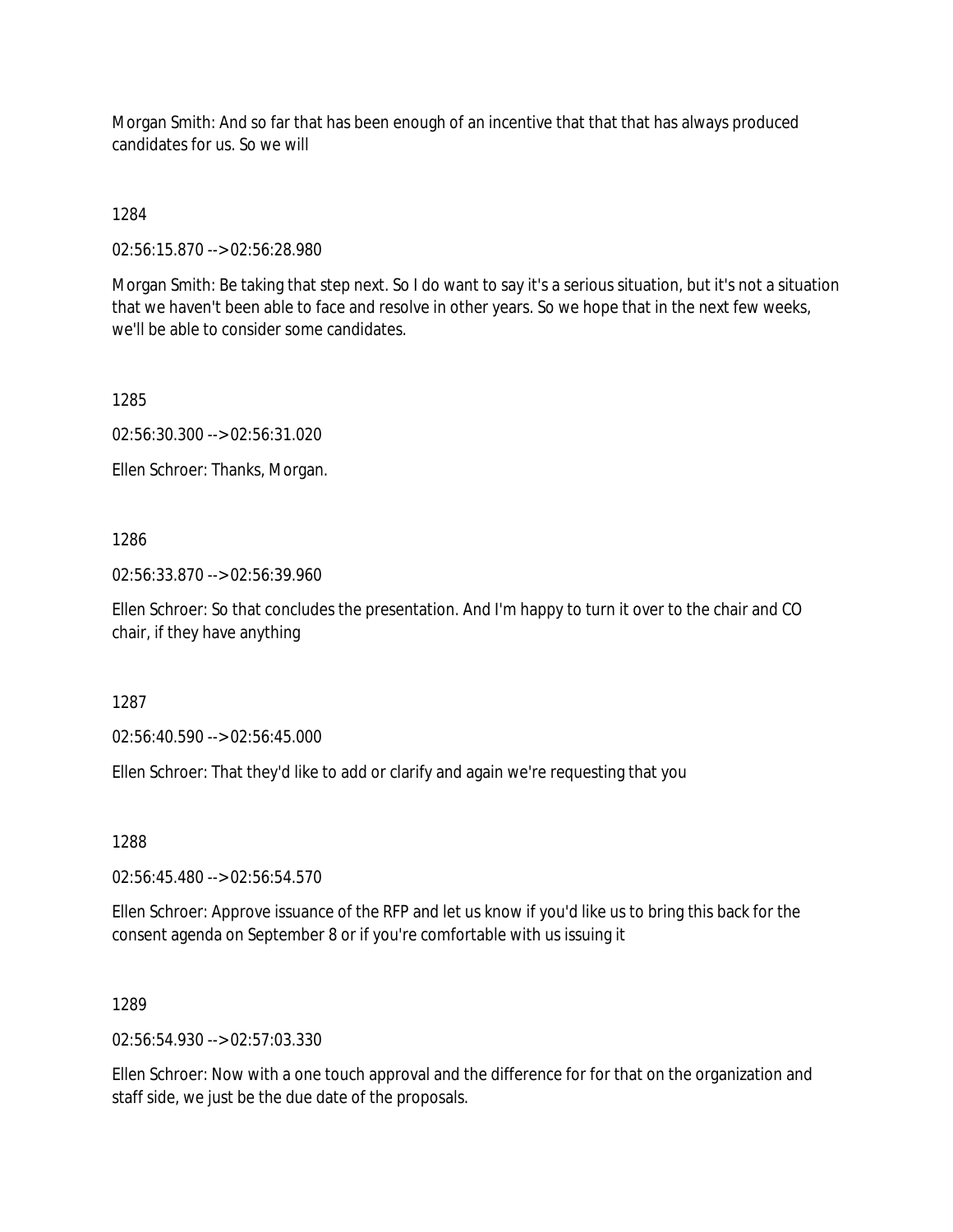Morgan Smith: And so far that has been enough of an incentive that that that has always produced candidates for us. So we will

1284

02:56:15.870 --> 02:56:28.980

Morgan Smith: Be taking that step next. So I do want to say it's a serious situation, but it's not a situation that we haven't been able to face and resolve in other years. So we hope that in the next few weeks, we'll be able to consider some candidates.

1285

02:56:30.300 --> 02:56:31.020

Ellen Schroer: Thanks, Morgan.

1286

02:56:33.870 --> 02:56:39.960

Ellen Schroer: So that concludes the presentation. And I'm happy to turn it over to the chair and CO chair, if they have anything

1287

02:56:40.590 --> 02:56:45.000

Ellen Schroer: That they'd like to add or clarify and again we're requesting that you

1288

02:56:45.480 --> 02:56:54.570

Ellen Schroer: Approve issuance of the RFP and let us know if you'd like us to bring this back for the consent agenda on September 8 or if you're comfortable with us issuing it

1289

02:56:54.930 --> 02:57:03.330

Ellen Schroer: Now with a one touch approval and the difference for for that on the organization and staff side, we just be the due date of the proposals.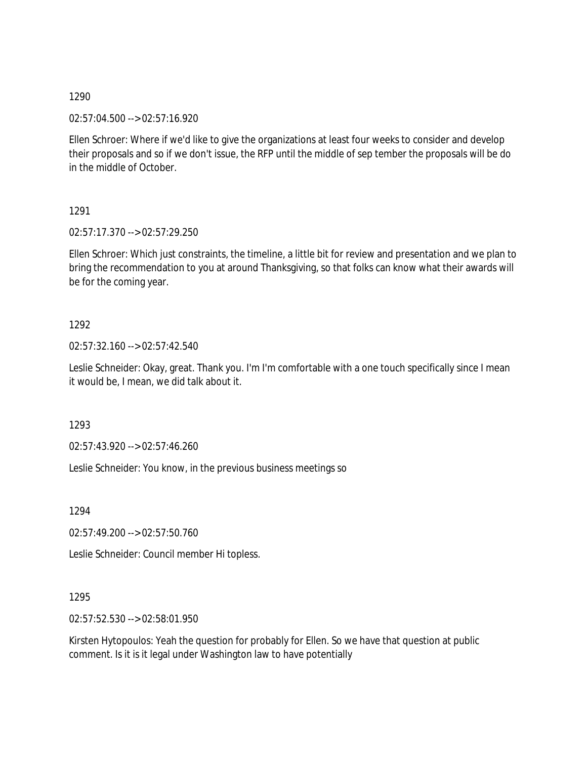1290

02:57:04.500 --> 02:57:16.920

Ellen Schroer: Where if we'd like to give the organizations at least four weeks to consider and develop their proposals and so if we don't issue, the RFP until the middle of sep tember the proposals will be do in the middle of October.

1291

02:57:17.370 --> 02:57:29.250

Ellen Schroer: Which just constraints, the timeline, a little bit for review and presentation and we plan to bring the recommendation to you at around Thanksgiving, so that folks can know what their awards will be for the coming year.

1292

02:57:32.160 --> 02:57:42.540

Leslie Schneider: Okay, great. Thank you. I'm I'm comfortable with a one touch specifically since I mean it would be, I mean, we did talk about it.

1293

02:57:43.920 --> 02:57:46.260

Leslie Schneider: You know, in the previous business meetings so

1294

02:57:49.200 --> 02:57:50.760

Leslie Schneider: Council member Hi topless.

1295

02:57:52.530 --> 02:58:01.950

Kirsten Hytopoulos: Yeah the question for probably for Ellen. So we have that question at public comment. Is it is it legal under Washington law to have potentially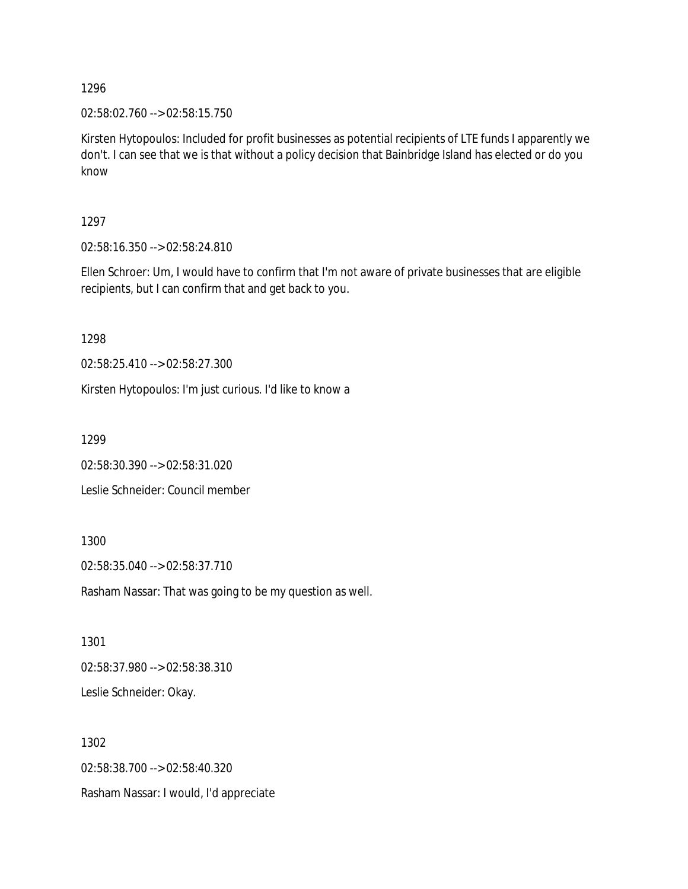1296

02:58:02.760 --> 02:58:15.750

Kirsten Hytopoulos: Included for profit businesses as potential recipients of LTE funds I apparently we don't. I can see that we is that without a policy decision that Bainbridge Island has elected or do you know

1297

02:58:16.350 --> 02:58:24.810

Ellen Schroer: Um, I would have to confirm that I'm not aware of private businesses that are eligible recipients, but I can confirm that and get back to you.

1298

02:58:25.410 --> 02:58:27.300

Kirsten Hytopoulos: I'm just curious. I'd like to know a

1299

02:58:30.390 --> 02:58:31.020

Leslie Schneider: Council member

1300

02:58:35.040 --> 02:58:37.710

Rasham Nassar: That was going to be my question as well.

1301

02:58:37.980 --> 02:58:38.310

Leslie Schneider: Okay.

1302

02:58:38.700 --> 02:58:40.320

Rasham Nassar: I would, I'd appreciate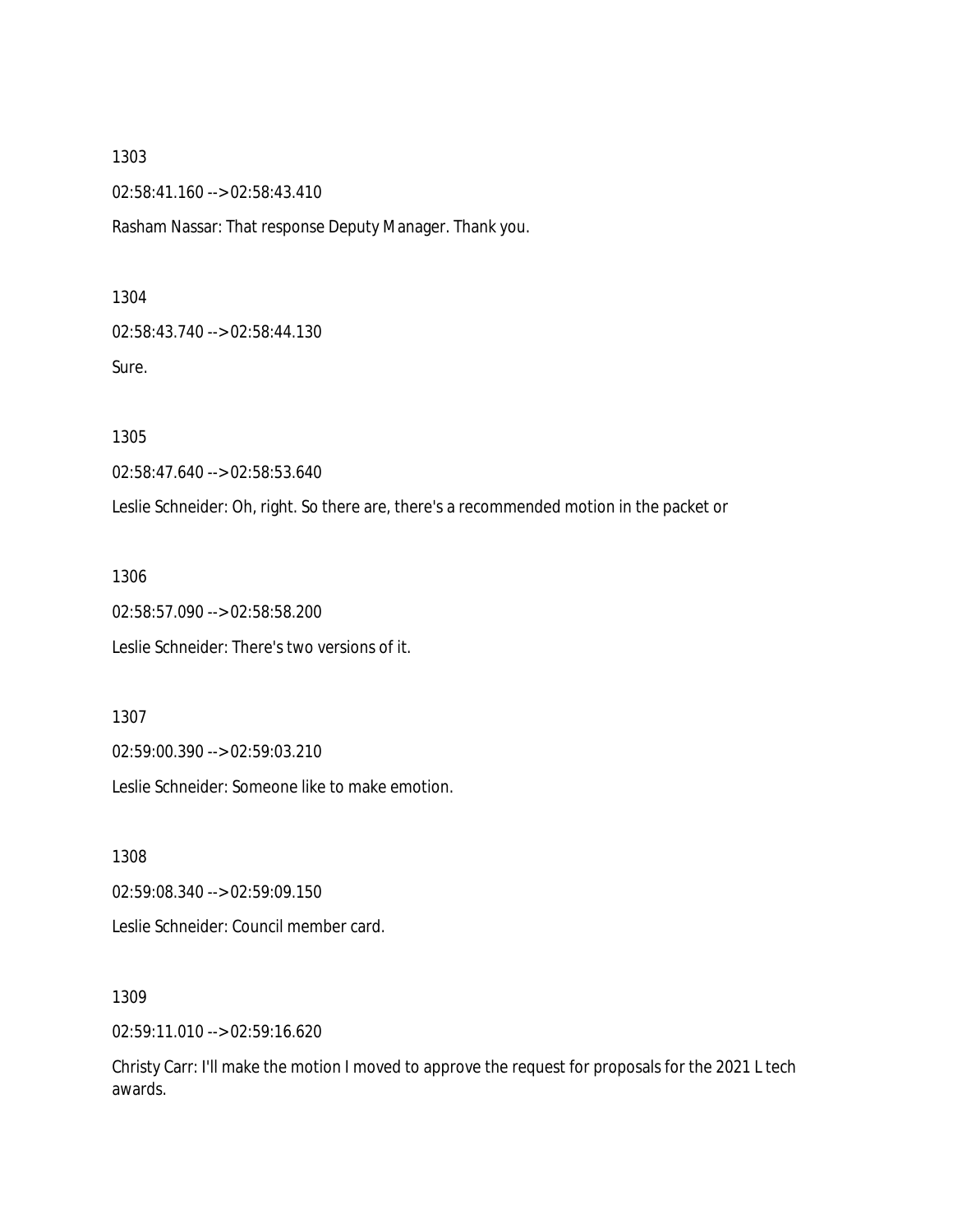1303

02:58:41.160 --> 02:58:43.410

Rasham Nassar: That response Deputy Manager. Thank you.

1304

02:58:43.740 --> 02:58:44.130

Sure.

1305

02:58:47.640 --> 02:58:53.640

Leslie Schneider: Oh, right. So there are, there's a recommended motion in the packet or

1306

02:58:57.090 --> 02:58:58.200

Leslie Schneider: There's two versions of it.

1307

02:59:00.390 --> 02:59:03.210

Leslie Schneider: Someone like to make emotion.

1308

02:59:08.340 --> 02:59:09.150

Leslie Schneider: Council member card.

1309

02:59:11.010 --> 02:59:16.620

Christy Carr: I'll make the motion I moved to approve the request for proposals for the 2021 L tech awards.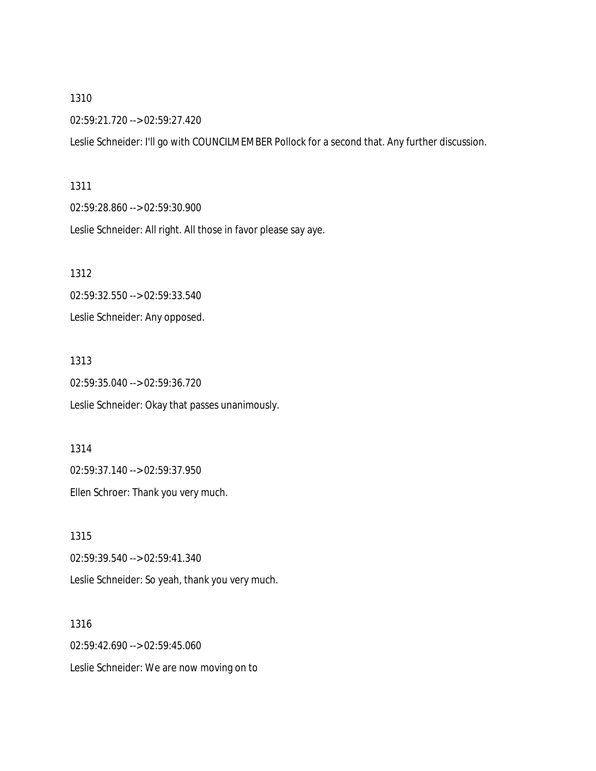1310

02:59:21.720 --> 02:59:27.420

Leslie Schneider: I'll go with COUNCILMEMBER Pollock for a second that. Any further discussion.

1311

02:59:28.860 --> 02:59:30.900

Leslie Schneider: All right. All those in favor please say aye.

1312

02:59:32.550 --> 02:59:33.540

Leslie Schneider: Any opposed.

1313

02:59:35.040 --> 02:59:36.720

Leslie Schneider: Okay that passes unanimously.

1314

02:59:37.140 --> 02:59:37.950

Ellen Schroer: Thank you very much.

1315

02:59:39.540 --> 02:59:41.340

Leslie Schneider: So yeah, thank you very much.

1316

02:59:42.690 --> 02:59:45.060

Leslie Schneider: We are now moving on to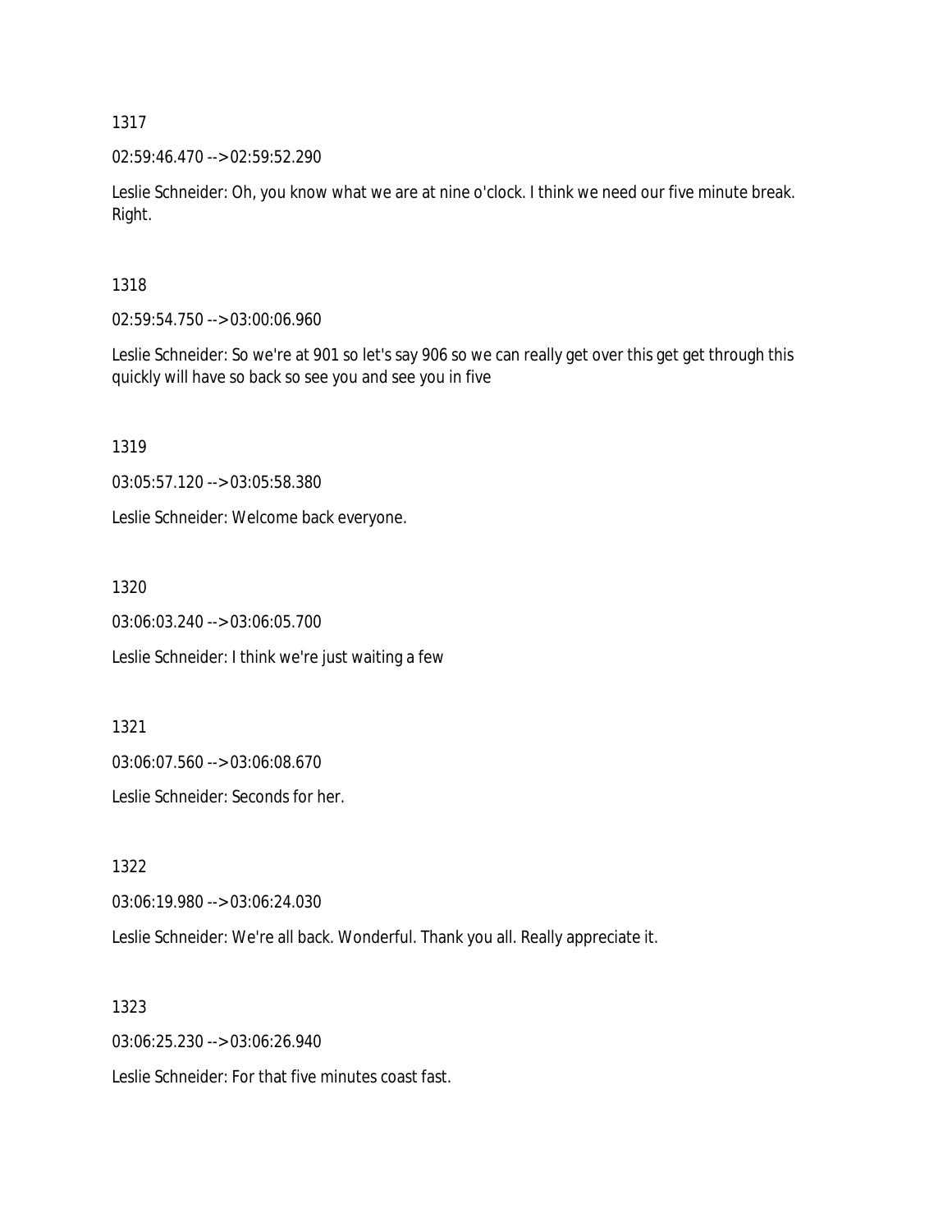1317

02:59:46.470 --> 02:59:52.290

Leslie Schneider: Oh, you know what we are at nine o'clock. I think we need our five minute break. Right.

1318

02:59:54.750 --> 03:00:06.960

Leslie Schneider: So we're at 901 so let's say 906 so we can really get over this get get through this quickly will have so back so see you and see you in five

1319

03:05:57.120 --> 03:05:58.380

Leslie Schneider: Welcome back everyone.

1320

03:06:03.240 --> 03:06:05.700

Leslie Schneider: I think we're just waiting a few

1321

03:06:07.560 --> 03:06:08.670

Leslie Schneider: Seconds for her.

1322

03:06:19.980 --> 03:06:24.030

Leslie Schneider: We're all back. Wonderful. Thank you all. Really appreciate it.

1323

03:06:25.230 --> 03:06:26.940

Leslie Schneider: For that five minutes coast fast.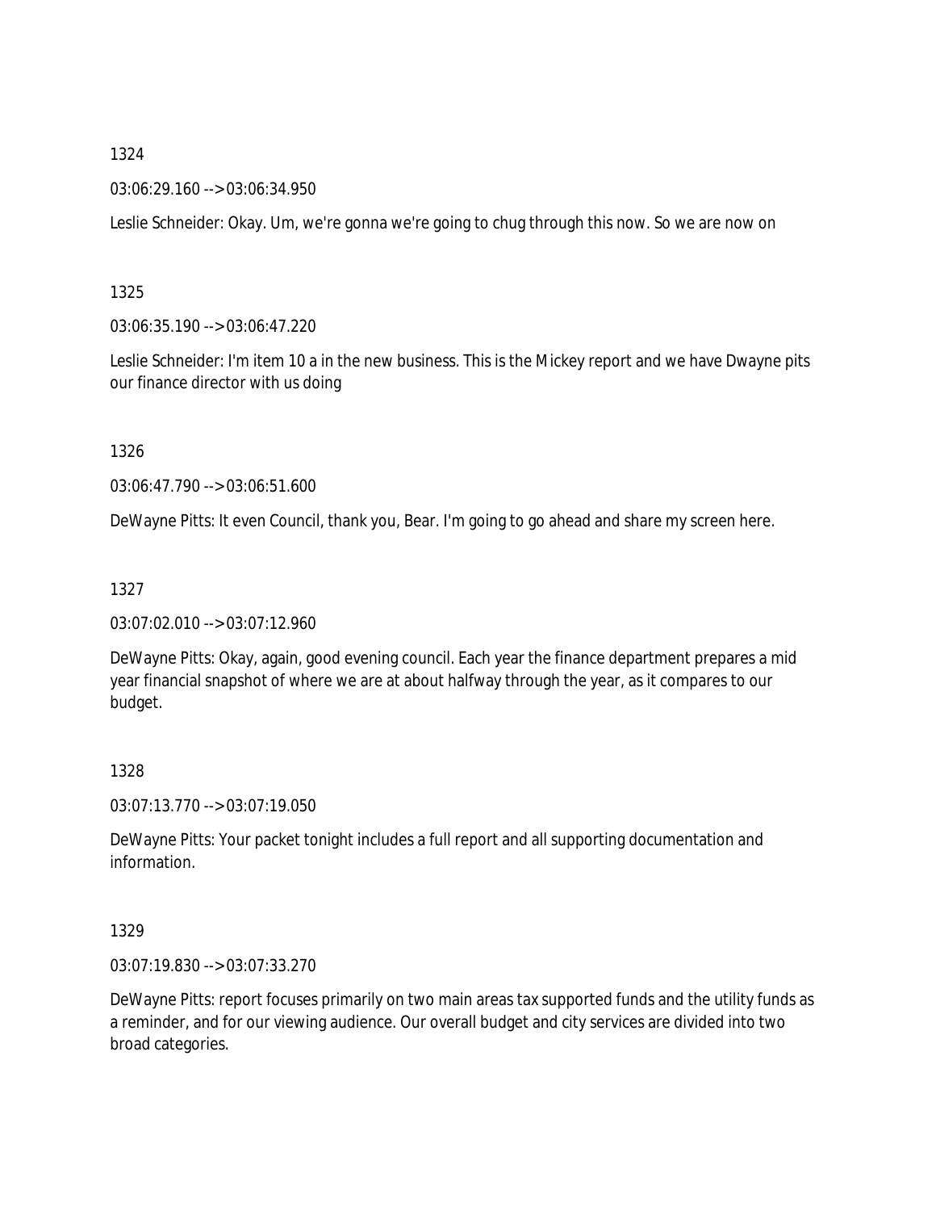1324

03:06:29.160 --> 03:06:34.950

Leslie Schneider: Okay. Um, we're gonna we're going to chug through this now. So we are now on

1325

03:06:35.190 --> 03:06:47.220

Leslie Schneider: I'm item 10 a in the new business. This is the Mickey report and we have Dwayne pits our finance director with us doing

1326

03:06:47.790 --> 03:06:51.600

DeWayne Pitts: It even Council, thank you, Bear. I'm going to go ahead and share my screen here.

1327

03:07:02.010 --> 03:07:12.960

DeWayne Pitts: Okay, again, good evening council. Each year the finance department prepares a mid year financial snapshot of where we are at about halfway through the year, as it compares to our budget.

1328

03:07:13.770 --> 03:07:19.050

DeWayne Pitts: Your packet tonight includes a full report and all supporting documentation and information.

1329

03:07:19.830 --> 03:07:33.270

DeWayne Pitts: report focuses primarily on two main areas tax supported funds and the utility funds as a reminder, and for our viewing audience. Our overall budget and city services are divided into two broad categories.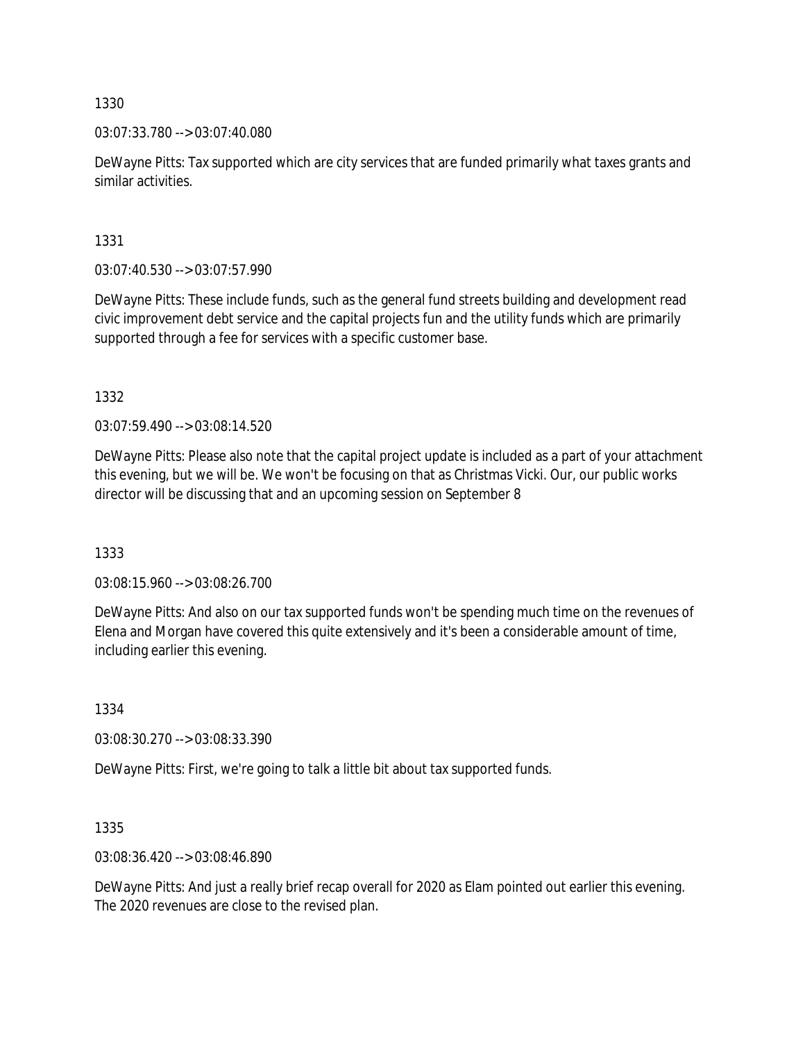1330

03:07:33.780 --> 03:07:40.080

DeWayne Pitts: Tax supported which are city services that are funded primarily what taxes grants and similar activities.

1331

03:07:40.530 --> 03:07:57.990

DeWayne Pitts: These include funds, such as the general fund streets building and development read civic improvement debt service and the capital projects fun and the utility funds which are primarily supported through a fee for services with a specific customer base.

1332

03:07:59.490 --> 03:08:14.520

DeWayne Pitts: Please also note that the capital project update is included as a part of your attachment this evening, but we will be. We won't be focusing on that as Christmas Vicki. Our, our public works director will be discussing that and an upcoming session on September 8

1333

03:08:15.960 --> 03:08:26.700

DeWayne Pitts: And also on our tax supported funds won't be spending much time on the revenues of Elena and Morgan have covered this quite extensively and it's been a considerable amount of time, including earlier this evening.

1334

03:08:30.270 --> 03:08:33.390

DeWayne Pitts: First, we're going to talk a little bit about tax supported funds.

1335

03:08:36.420 --> 03:08:46.890

DeWayne Pitts: And just a really brief recap overall for 2020 as Elam pointed out earlier this evening. The 2020 revenues are close to the revised plan.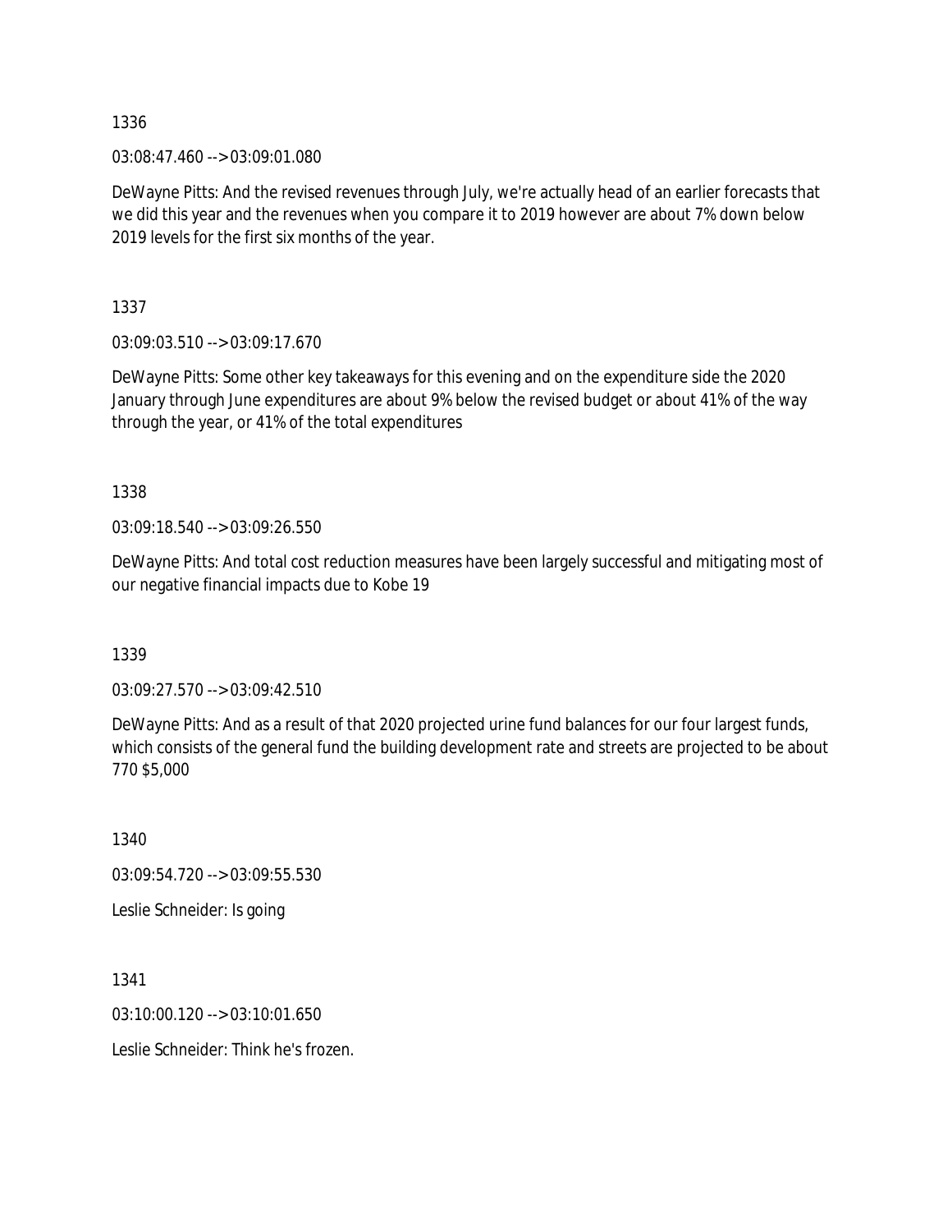1336

03:08:47.460 --> 03:09:01.080

DeWayne Pitts: And the revised revenues through July, we're actually head of an earlier forecasts that we did this year and the revenues when you compare it to 2019 however are about 7% down below 2019 levels for the first six months of the year.

1337

03:09:03.510 --> 03:09:17.670

DeWayne Pitts: Some other key takeaways for this evening and on the expenditure side the 2020 January through June expenditures are about 9% below the revised budget or about 41% of the way through the year, or 41% of the total expenditures

1338

03:09:18.540 --> 03:09:26.550

DeWayne Pitts: And total cost reduction measures have been largely successful and mitigating most of our negative financial impacts due to Kobe 19

1339

03:09:27.570 --> 03:09:42.510

DeWayne Pitts: And as a result of that 2020 projected urine fund balances for our four largest funds, which consists of the general fund the building development rate and streets are projected to be about 770 $5,000

1340

03:09:54.720 --> 03:09:55.530

Leslie Schneider: Is going

1341

03:10:00.120 --> 03:10:01.650

Leslie Schneider: Think he's frozen.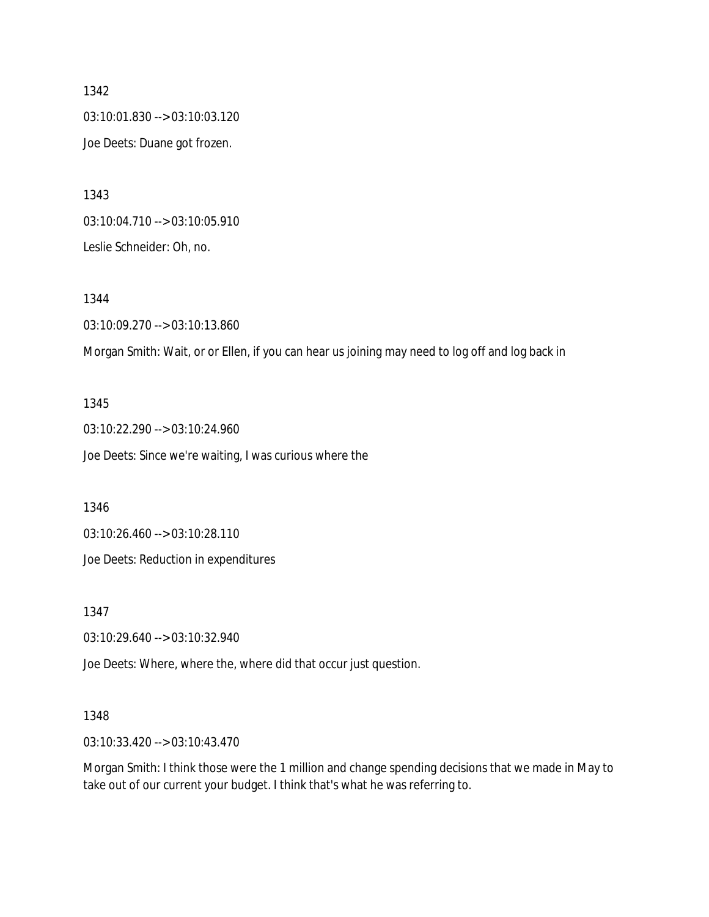1342

03:10:01.830 --> 03:10:03.120

Joe Deets: Duane got frozen.

1343

03:10:04.710 --> 03:10:05.910

Leslie Schneider: Oh, no.

1344

03:10:09.270 --> 03:10:13.860

Morgan Smith: Wait, or or Ellen, if you can hear us joining may need to log off and log back in

1345

03:10:22.290 --> 03:10:24.960

Joe Deets: Since we're waiting, I was curious where the

1346

03:10:26.460 --> 03:10:28.110

Joe Deets: Reduction in expenditures

1347

03:10:29.640 --> 03:10:32.940

Joe Deets: Where, where the, where did that occur just question.

1348

03:10:33.420 --> 03:10:43.470

Morgan Smith: I think those were the 1 million and change spending decisions that we made in May to take out of our current your budget. I think that's what he was referring to.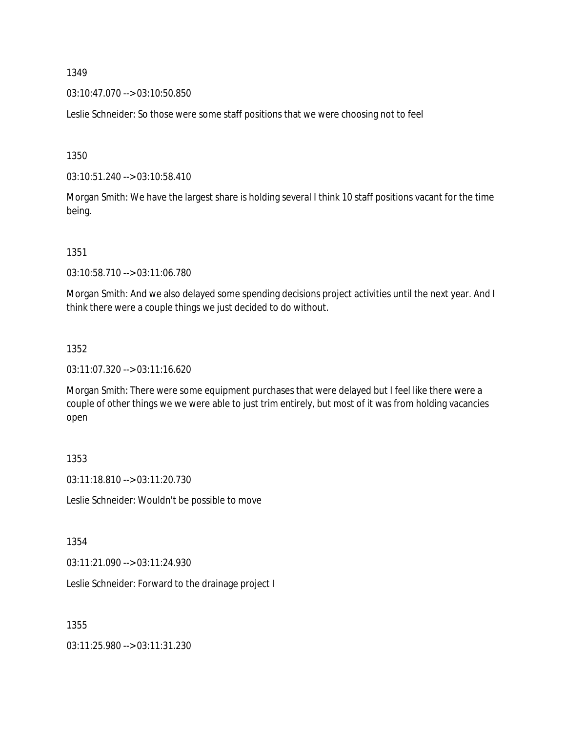1349

03:10:47.070 --> 03:10:50.850

Leslie Schneider: So those were some staff positions that we were choosing not to feel

1350

03:10:51.240 --> 03:10:58.410

Morgan Smith: We have the largest share is holding several I think 10 staff positions vacant for the time being.

1351

03:10:58.710 --> 03:11:06.780

Morgan Smith: And we also delayed some spending decisions project activities until the next year. And I think there were a couple things we just decided to do without.

1352

03:11:07.320 --> 03:11:16.620

Morgan Smith: There were some equipment purchases that were delayed but I feel like there were a couple of other things we we were able to just trim entirely, but most of it was from holding vacancies open

1353

03:11:18.810 --> 03:11:20.730

Leslie Schneider: Wouldn't be possible to move

1354

03:11:21.090 --> 03:11:24.930

Leslie Schneider: Forward to the drainage project I

1355

03:11:25.980 --> 03:11:31.230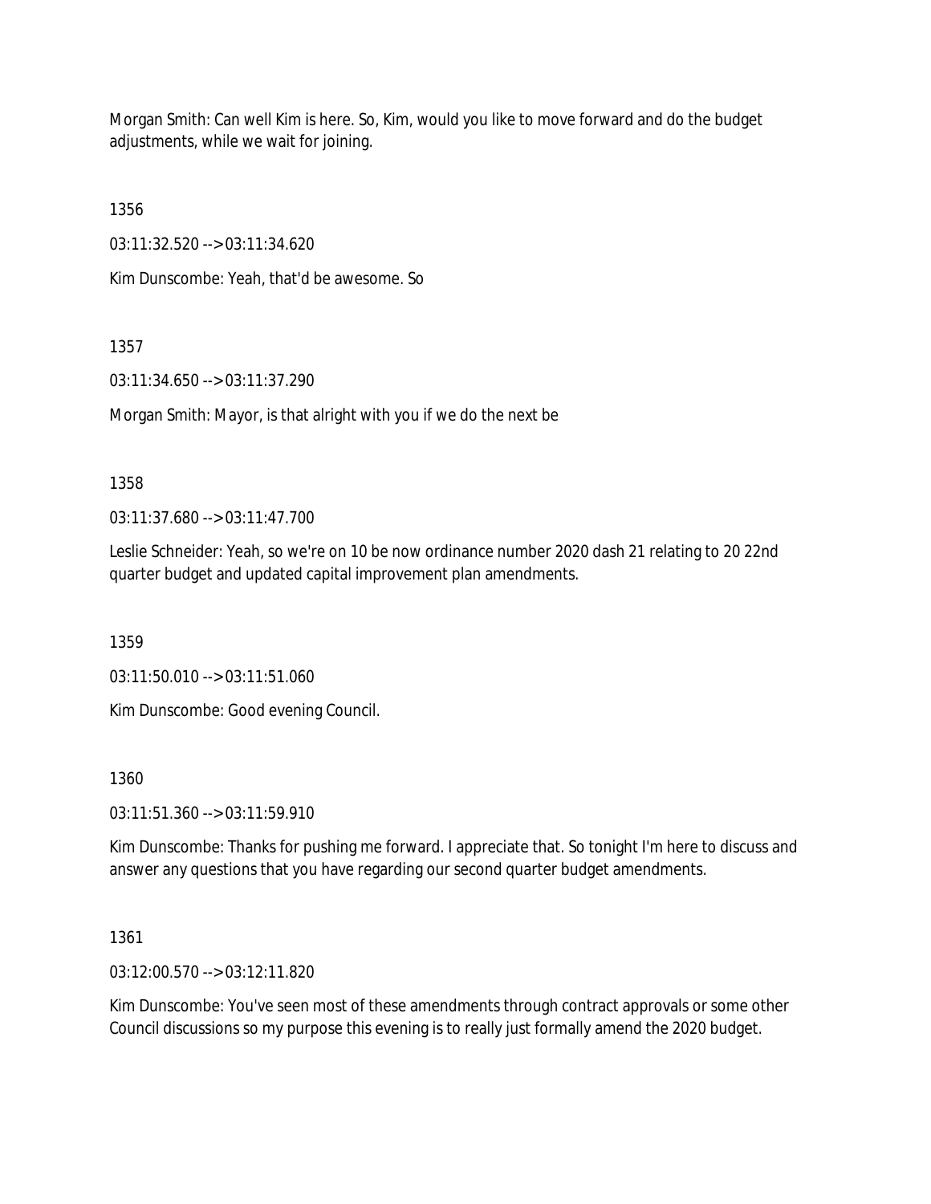Morgan Smith: Can well Kim is here. So, Kim, would you like to move forward and do the budget adjustments, while we wait for joining.

1356

03:11:32.520 --> 03:11:34.620

Kim Dunscombe: Yeah, that'd be awesome. So

1357

03:11:34.650 --> 03:11:37.290

Morgan Smith: Mayor, is that alright with you if we do the next be

1358

03:11:37.680 --> 03:11:47.700

Leslie Schneider: Yeah, so we're on 10 be now ordinance number 2020 dash 21 relating to 20 22nd quarter budget and updated capital improvement plan amendments.

1359

03:11:50.010 --> 03:11:51.060

Kim Dunscombe: Good evening Council.

1360

03:11:51.360 --> 03:11:59.910

Kim Dunscombe: Thanks for pushing me forward. I appreciate that. So tonight I'm here to discuss and answer any questions that you have regarding our second quarter budget amendments.

1361

03:12:00.570 --> 03:12:11.820

Kim Dunscombe: You've seen most of these amendments through contract approvals or some other Council discussions so my purpose this evening is to really just formally amend the 2020 budget.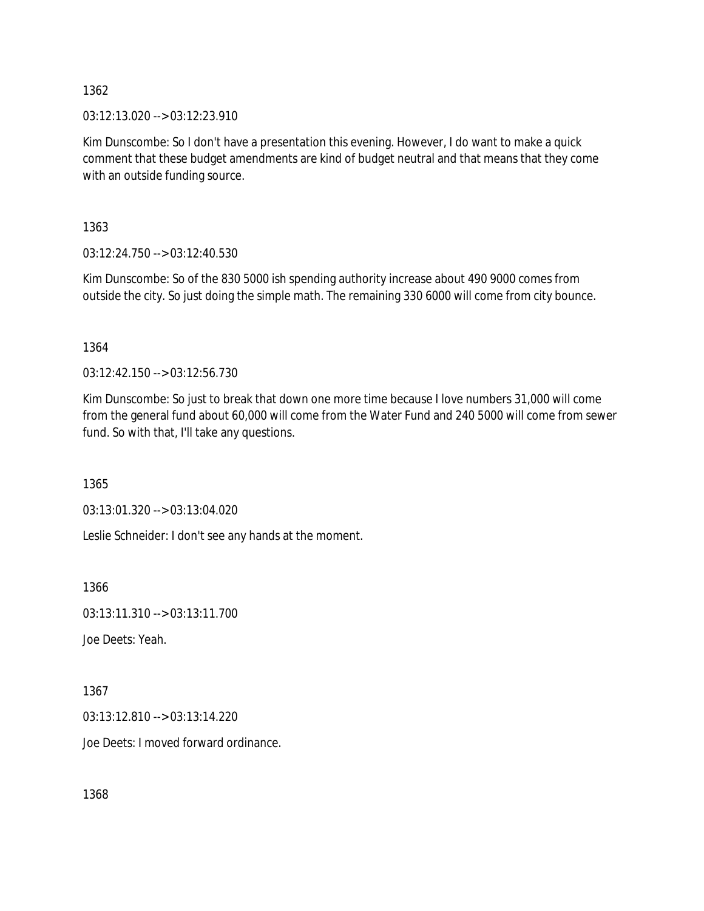1362

03:12:13.020 --> 03:12:23.910

Kim Dunscombe: So I don't have a presentation this evening. However, I do want to make a quick comment that these budget amendments are kind of budget neutral and that means that they come with an outside funding source.

1363

03:12:24.750 --> 03:12:40.530

Kim Dunscombe: So of the 830 5000 ish spending authority increase about 490 9000 comes from outside the city. So just doing the simple math. The remaining 330 6000 will come from city bounce.

1364

03:12:42.150 --> 03:12:56.730

Kim Dunscombe: So just to break that down one more time because I love numbers 31,000 will come from the general fund about 60,000 will come from the Water Fund and 240 5000 will come from sewer fund. So with that, I'll take any questions.

1365

03:13:01.320 --> 03:13:04.020

Leslie Schneider: I don't see any hands at the moment.

1366

03:13:11.310 --> 03:13:11.700

Joe Deets: Yeah.

1367

03:13:12.810 --> 03:13:14.220

Joe Deets: I moved forward ordinance.

1368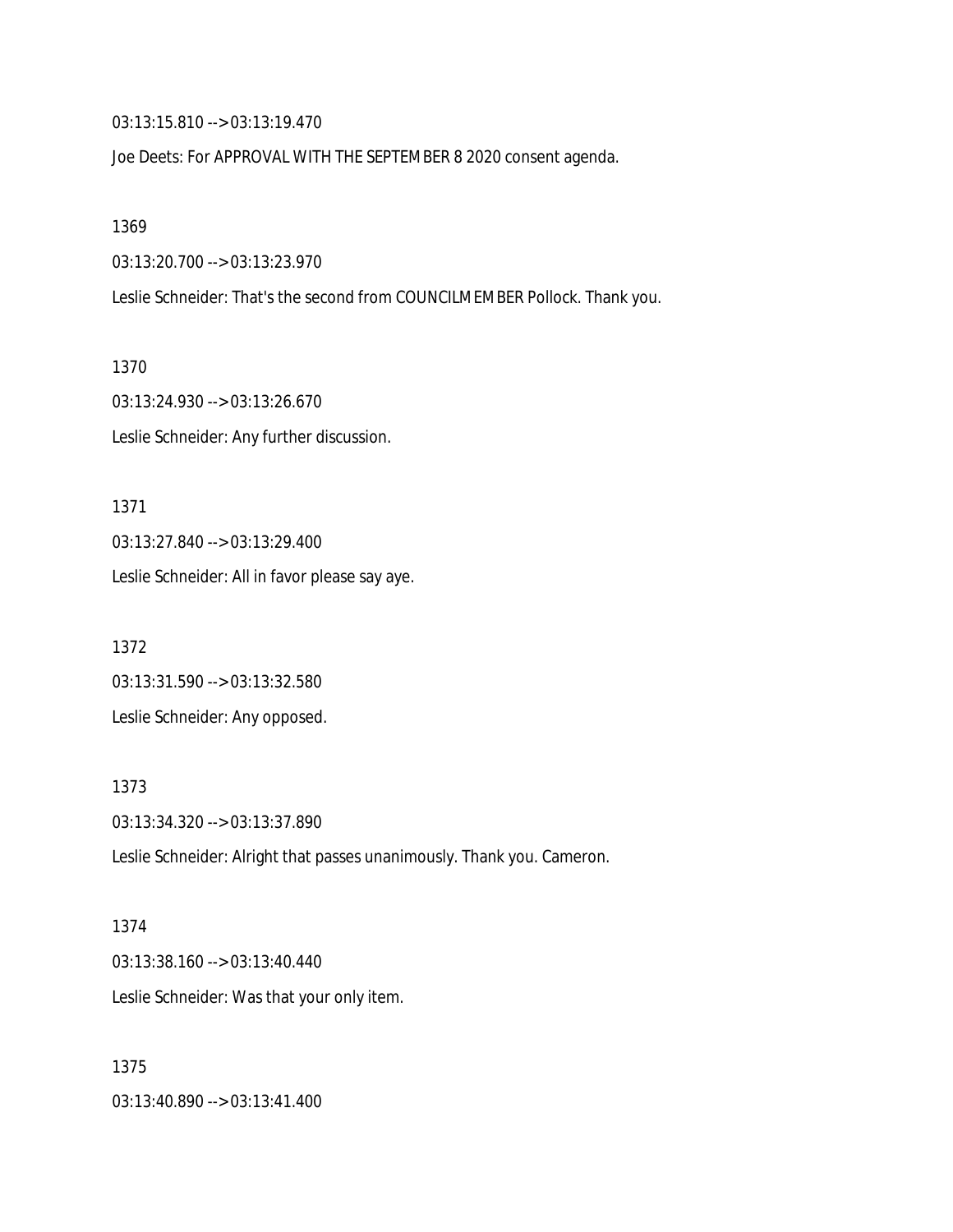03:13:15.810 --> 03:13:19.470

Joe Deets: For APPROVAL WITH THE SEPTEMBER 8 2020 consent agenda.

1369

03:13:20.700 --> 03:13:23.970

Leslie Schneider: That's the second from COUNCILMEMBER Pollock. Thank you.

1370

03:13:24.930 --> 03:13:26.670

Leslie Schneider: Any further discussion.

1371

03:13:27.840 --> 03:13:29.400

Leslie Schneider: All in favor please say aye.

1372

03:13:31.590 --> 03:13:32.580

Leslie Schneider: Any opposed.

1373

03:13:34.320 --> 03:13:37.890

Leslie Schneider: Alright that passes unanimously. Thank you. Cameron.

1374

03:13:38.160 --> 03:13:40.440

Leslie Schneider: Was that your only item.

1375

03:13:40.890 --> 03:13:41.400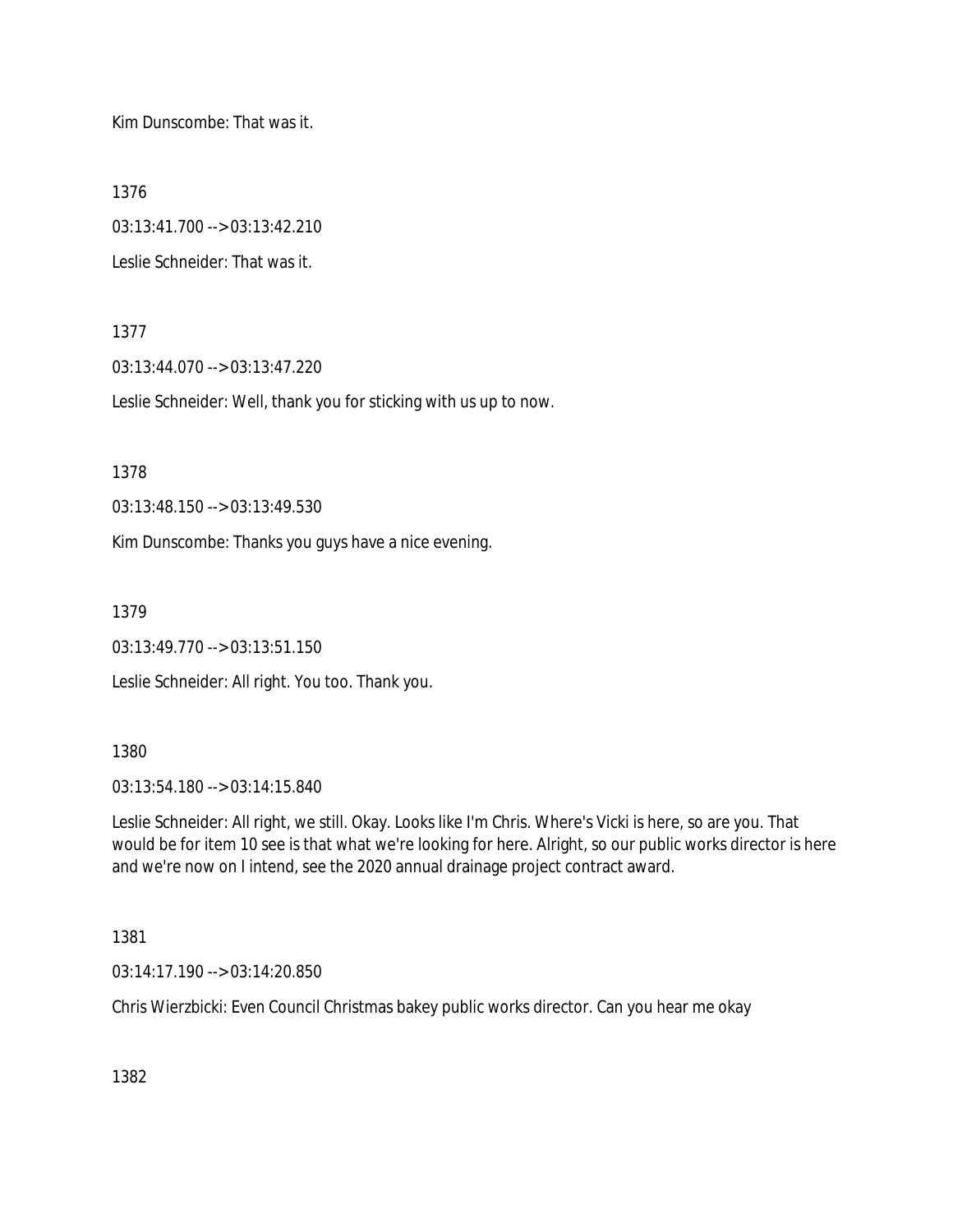Kim Dunscombe: That was it.

1376

03:13:41.700 --> 03:13:42.210

Leslie Schneider: That was it.

1377

03:13:44.070 --> 03:13:47.220

Leslie Schneider: Well, thank you for sticking with us up to now.

1378

03:13:48.150 --> 03:13:49.530

Kim Dunscombe: Thanks you guys have a nice evening.

1379

03:13:49.770 --> 03:13:51.150

Leslie Schneider: All right. You too. Thank you.

1380

03:13:54.180 --> 03:14:15.840

Leslie Schneider: All right, we still. Okay. Looks like I'm Chris. Where's Vicki is here, so are you. That would be for item 10 see is that what we're looking for here. Alright, so our public works director is here and we're now on I intend, see the 2020 annual drainage project contract award.

1381

03:14:17.190 --> 03:14:20.850

Chris Wierzbicki: Even Council Christmas bakey public works director. Can you hear me okay

1382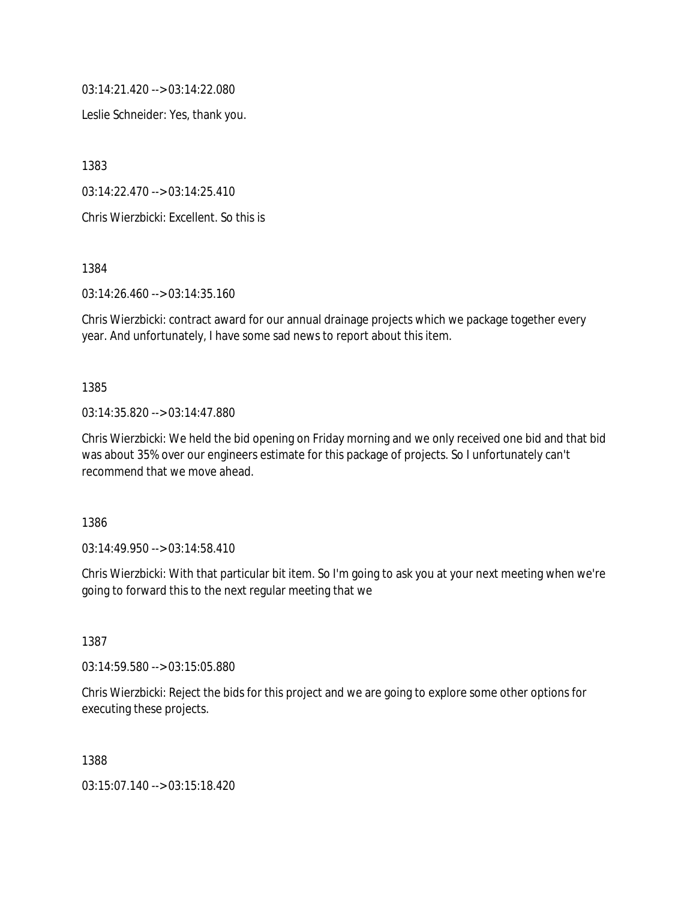03:14:21.420 --> 03:14:22.080

Leslie Schneider: Yes, thank you.

1383

03:14:22.470 --> 03:14:25.410

Chris Wierzbicki: Excellent. So this is

1384

03:14:26.460 --> 03:14:35.160

Chris Wierzbicki: contract award for our annual drainage projects which we package together every year. And unfortunately, I have some sad news to report about this item.

1385

03:14:35.820 --> 03:14:47.880

Chris Wierzbicki: We held the bid opening on Friday morning and we only received one bid and that bid was about 35% over our engineers estimate for this package of projects. So I unfortunately can't recommend that we move ahead.

1386

03:14:49.950 --> 03:14:58.410

Chris Wierzbicki: With that particular bit item. So I'm going to ask you at your next meeting when we're going to forward this to the next regular meeting that we

1387

03:14:59.580 --> 03:15:05.880

Chris Wierzbicki: Reject the bids for this project and we are going to explore some other options for executing these projects.

1388

03:15:07.140 --> 03:15:18.420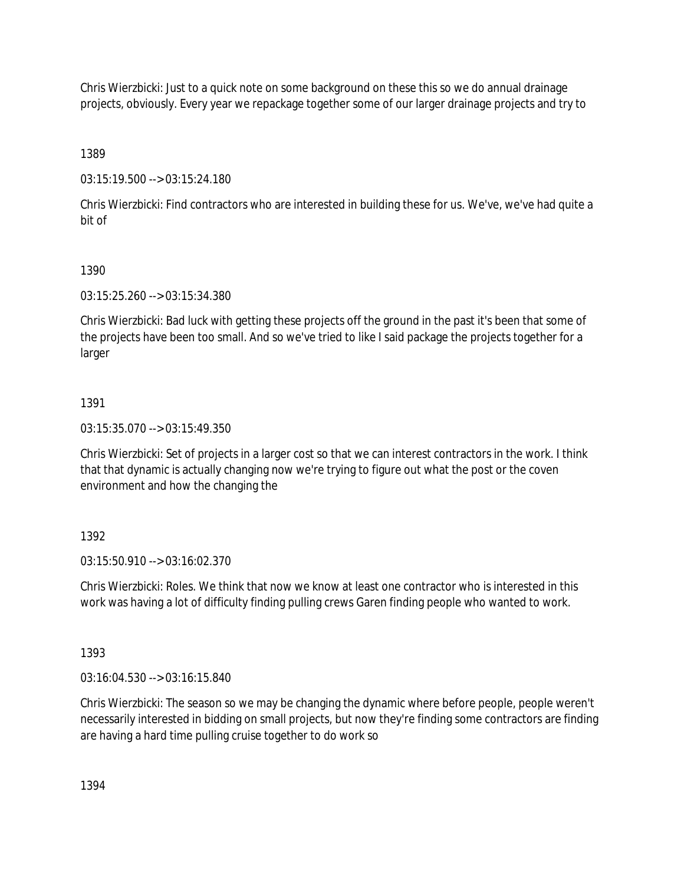Chris Wierzbicki: Just to a quick note on some background on these this so we do annual drainage projects, obviously. Every year we repackage together some of our larger drainage projects and try to

1389

03:15:19.500 --> 03:15:24.180

Chris Wierzbicki: Find contractors who are interested in building these for us. We've, we've had quite a bit of

1390

03:15:25.260 --> 03:15:34.380

Chris Wierzbicki: Bad luck with getting these projects off the ground in the past it's been that some of the projects have been too small. And so we've tried to like I said package the projects together for a larger

1391

03:15:35.070 --> 03:15:49.350

Chris Wierzbicki: Set of projects in a larger cost so that we can interest contractors in the work. I think that that dynamic is actually changing now we're trying to figure out what the post or the coven environment and how the changing the

1392

03:15:50.910 --> 03:16:02.370

Chris Wierzbicki: Roles. We think that now we know at least one contractor who is interested in this work was having a lot of difficulty finding pulling crews Garen finding people who wanted to work.

1393

03:16:04.530 --> 03:16:15.840

Chris Wierzbicki: The season so we may be changing the dynamic where before people, people weren't necessarily interested in bidding on small projects, but now they're finding some contractors are finding are having a hard time pulling cruise together to do work so

1394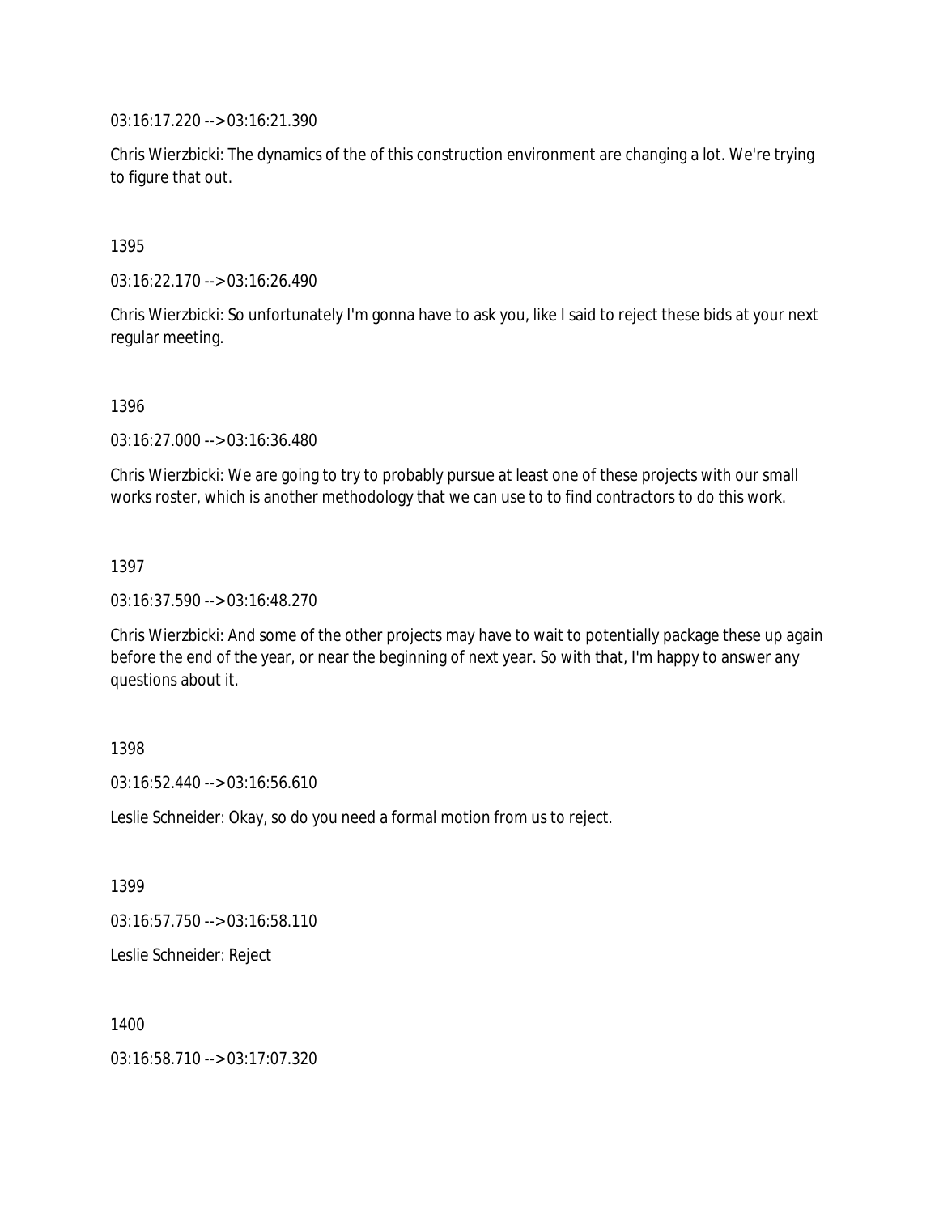03:16:17.220 --> 03:16:21.390

Chris Wierzbicki: The dynamics of the of this construction environment are changing a lot. We're trying to figure that out.

1395

03:16:22.170 --> 03:16:26.490

Chris Wierzbicki: So unfortunately I'm gonna have to ask you, like I said to reject these bids at your next regular meeting.

1396

03:16:27.000 --> 03:16:36.480

Chris Wierzbicki: We are going to try to probably pursue at least one of these projects with our small works roster, which is another methodology that we can use to to find contractors to do this work.

1397

03:16:37.590 --> 03:16:48.270

Chris Wierzbicki: And some of the other projects may have to wait to potentially package these up again before the end of the year, or near the beginning of next year. So with that, I'm happy to answer any questions about it.

1398

03:16:52.440 --> 03:16:56.610

Leslie Schneider: Okay, so do you need a formal motion from us to reject.

1399

03:16:57.750 --> 03:16:58.110

Leslie Schneider: Reject

1400

03:16:58.710 --> 03:17:07.320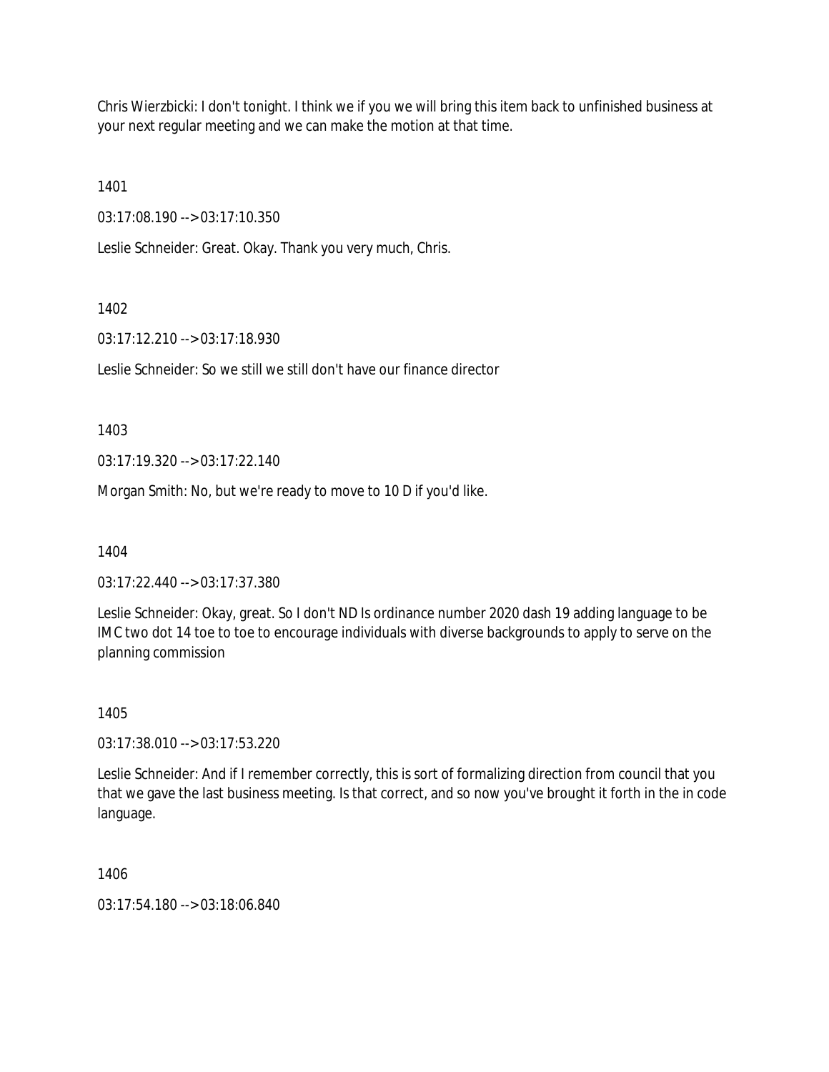Chris Wierzbicki: I don't tonight. I think we if you we will bring this item back to unfinished business at your next regular meeting and we can make the motion at that time.

1401

03:17:08.190 --> 03:17:10.350

Leslie Schneider: Great. Okay. Thank you very much, Chris.

1402

03:17:12.210 --> 03:17:18.930

Leslie Schneider: So we still we still don't have our finance director

1403

03:17:19.320 --> 03:17:22.140

Morgan Smith: No, but we're ready to move to 10 D if you'd like.

1404

03:17:22.440 --> 03:17:37.380

Leslie Schneider: Okay, great. So I don't ND Is ordinance number 2020 dash 19 adding language to be IMC two dot 14 toe to toe to encourage individuals with diverse backgrounds to apply to serve on the planning commission

1405

03:17:38.010 --> 03:17:53.220

Leslie Schneider: And if I remember correctly, this is sort of formalizing direction from council that you that we gave the last business meeting. Is that correct, and so now you've brought it forth in the in code language.

1406

03:17:54.180 --> 03:18:06.840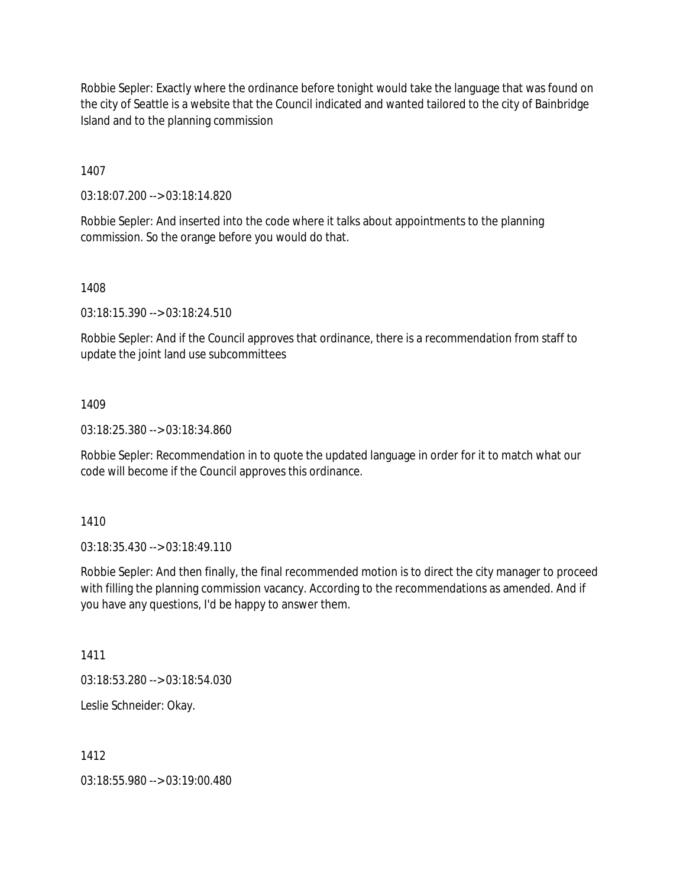Robbie Sepler: Exactly where the ordinance before tonight would take the language that was found on the city of Seattle is a website that the Council indicated and wanted tailored to the city of Bainbridge Island and to the planning commission

1407

03:18:07.200 --> 03:18:14.820

Robbie Sepler: And inserted into the code where it talks about appointments to the planning commission. So the orange before you would do that.

1408

03:18:15.390 --> 03:18:24.510

Robbie Sepler: And if the Council approves that ordinance, there is a recommendation from staff to update the joint land use subcommittees

1409

03:18:25.380 --> 03:18:34.860

Robbie Sepler: Recommendation in to quote the updated language in order for it to match what our code will become if the Council approves this ordinance.

1410

03:18:35.430 --> 03:18:49.110

Robbie Sepler: And then finally, the final recommended motion is to direct the city manager to proceed with filling the planning commission vacancy. According to the recommendations as amended. And if you have any questions, I'd be happy to answer them.

1411

03:18:53.280 --> 03:18:54.030

Leslie Schneider: Okay.

1412

03:18:55.980 --> 03:19:00.480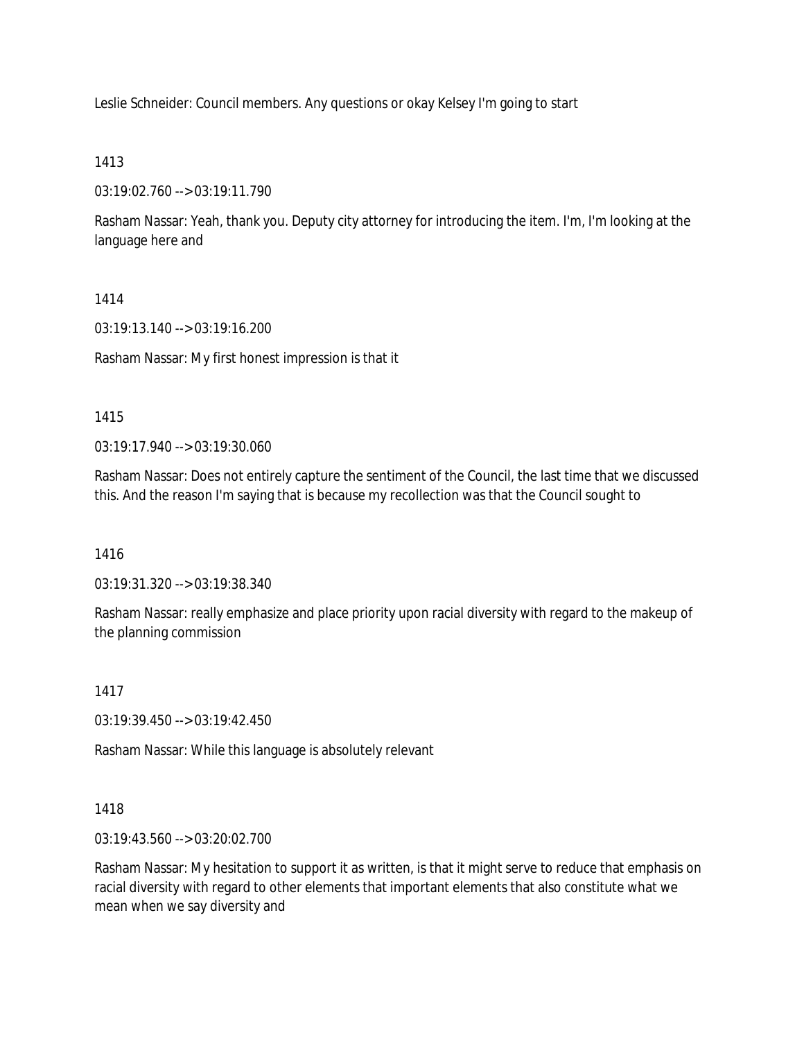Leslie Schneider: Council members. Any questions or okay Kelsey I'm going to start

1413

03:19:02.760 --> 03:19:11.790

Rasham Nassar: Yeah, thank you. Deputy city attorney for introducing the item. I'm, I'm looking at the language here and

1414

03:19:13.140 --> 03:19:16.200

Rasham Nassar: My first honest impression is that it

1415

03:19:17.940 --> 03:19:30.060

Rasham Nassar: Does not entirely capture the sentiment of the Council, the last time that we discussed this. And the reason I'm saying that is because my recollection was that the Council sought to

1416

03:19:31.320 --> 03:19:38.340

Rasham Nassar: really emphasize and place priority upon racial diversity with regard to the makeup of the planning commission

1417

03:19:39.450 --> 03:19:42.450

Rasham Nassar: While this language is absolutely relevant

1418

03:19:43.560 --> 03:20:02.700

Rasham Nassar: My hesitation to support it as written, is that it might serve to reduce that emphasis on racial diversity with regard to other elements that important elements that also constitute what we mean when we say diversity and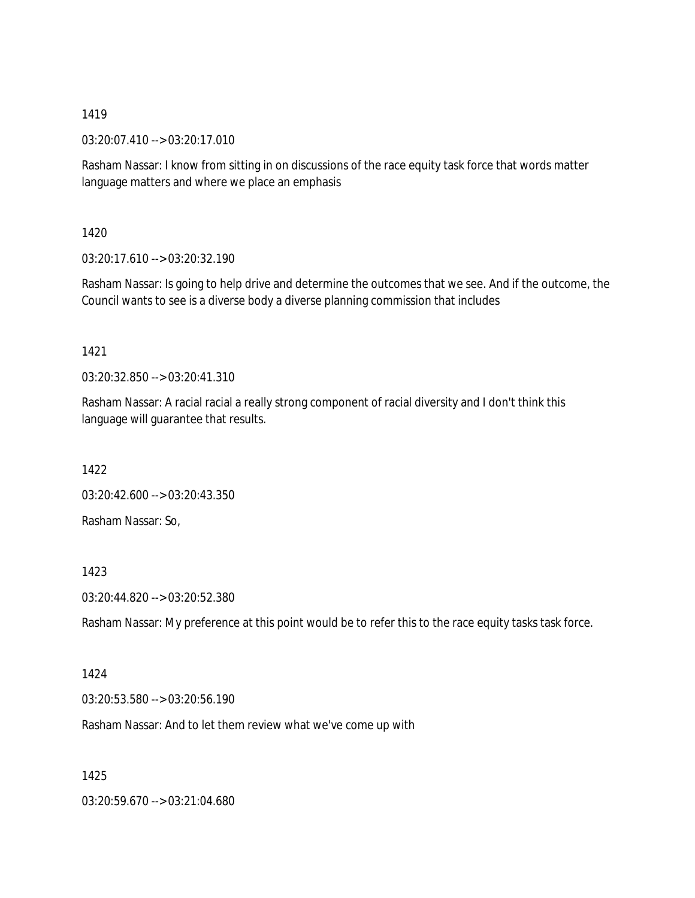1419

03:20:07.410 --> 03:20:17.010

Rasham Nassar: I know from sitting in on discussions of the race equity task force that words matter language matters and where we place an emphasis

1420

03:20:17.610 --> 03:20:32.190

Rasham Nassar: Is going to help drive and determine the outcomes that we see. And if the outcome, the Council wants to see is a diverse body a diverse planning commission that includes

1421

03:20:32.850 --> 03:20:41.310

Rasham Nassar: A racial racial a really strong component of racial diversity and I don't think this language will guarantee that results.

1422

03:20:42.600 --> 03:20:43.350

Rasham Nassar: So,

1423

03:20:44.820 --> 03:20:52.380

Rasham Nassar: My preference at this point would be to refer this to the race equity tasks task force.

1424

03:20:53.580 --> 03:20:56.190

Rasham Nassar: And to let them review what we've come up with

1425

03:20:59.670 --> 03:21:04.680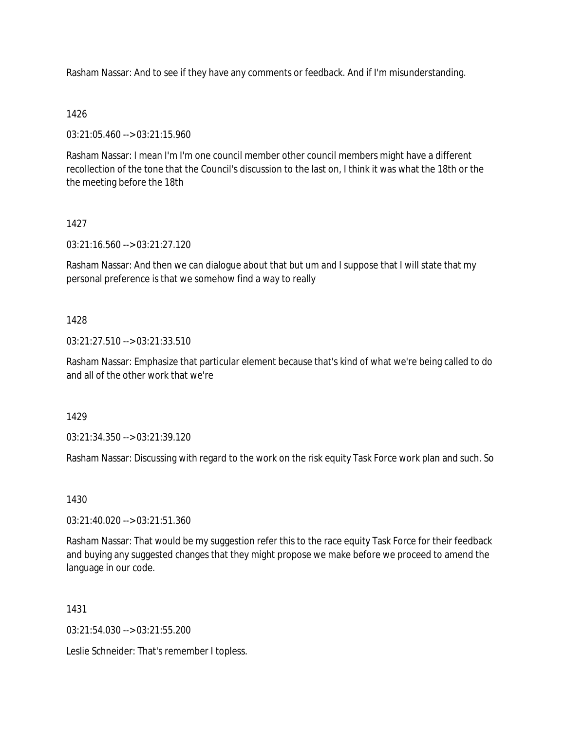Rasham Nassar: And to see if they have any comments or feedback. And if I'm misunderstanding.

1426

03:21:05.460 --> 03:21:15.960

Rasham Nassar: I mean I'm I'm one council member other council members might have a different recollection of the tone that the Council's discussion to the last on, I think it was what the 18th or the the meeting before the 18th

1427

03:21:16.560 --> 03:21:27.120

Rasham Nassar: And then we can dialogue about that but um and I suppose that I will state that my personal preference is that we somehow find a way to really

1428

03:21:27.510 --> 03:21:33.510

Rasham Nassar: Emphasize that particular element because that's kind of what we're being called to do and all of the other work that we're

1429

03:21:34.350 --> 03:21:39.120

Rasham Nassar: Discussing with regard to the work on the risk equity Task Force work plan and such. So

1430

03:21:40.020 --> 03:21:51.360

Rasham Nassar: That would be my suggestion refer this to the race equity Task Force for their feedback and buying any suggested changes that they might propose we make before we proceed to amend the language in our code.

1431

03:21:54.030 --> 03:21:55.200

Leslie Schneider: That's remember I topless.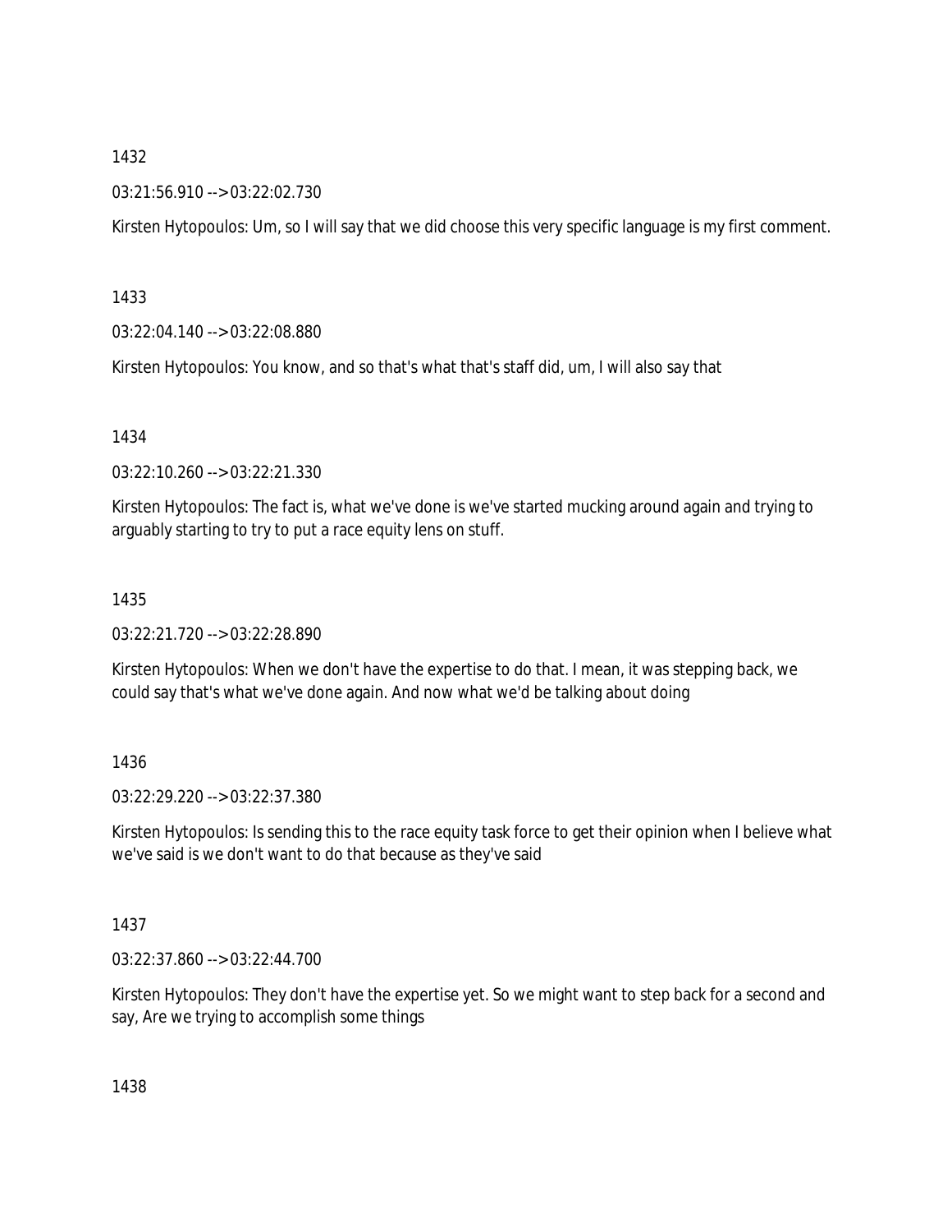1432

03:21:56.910 --> 03:22:02.730

Kirsten Hytopoulos: Um, so I will say that we did choose this very specific language is my first comment.

1433

03:22:04.140 --> 03:22:08.880

Kirsten Hytopoulos: You know, and so that's what that's staff did, um, I will also say that

1434

03:22:10.260 --> 03:22:21.330

Kirsten Hytopoulos: The fact is, what we've done is we've started mucking around again and trying to arguably starting to try to put a race equity lens on stuff.

1435

03:22:21.720 --> 03:22:28.890

Kirsten Hytopoulos: When we don't have the expertise to do that. I mean, it was stepping back, we could say that's what we've done again. And now what we'd be talking about doing

1436

03:22:29.220 --> 03:22:37.380

Kirsten Hytopoulos: Is sending this to the race equity task force to get their opinion when I believe what we've said is we don't want to do that because as they've said

1437

03:22:37.860 --> 03:22:44.700

Kirsten Hytopoulos: They don't have the expertise yet. So we might want to step back for a second and say, Are we trying to accomplish some things

1438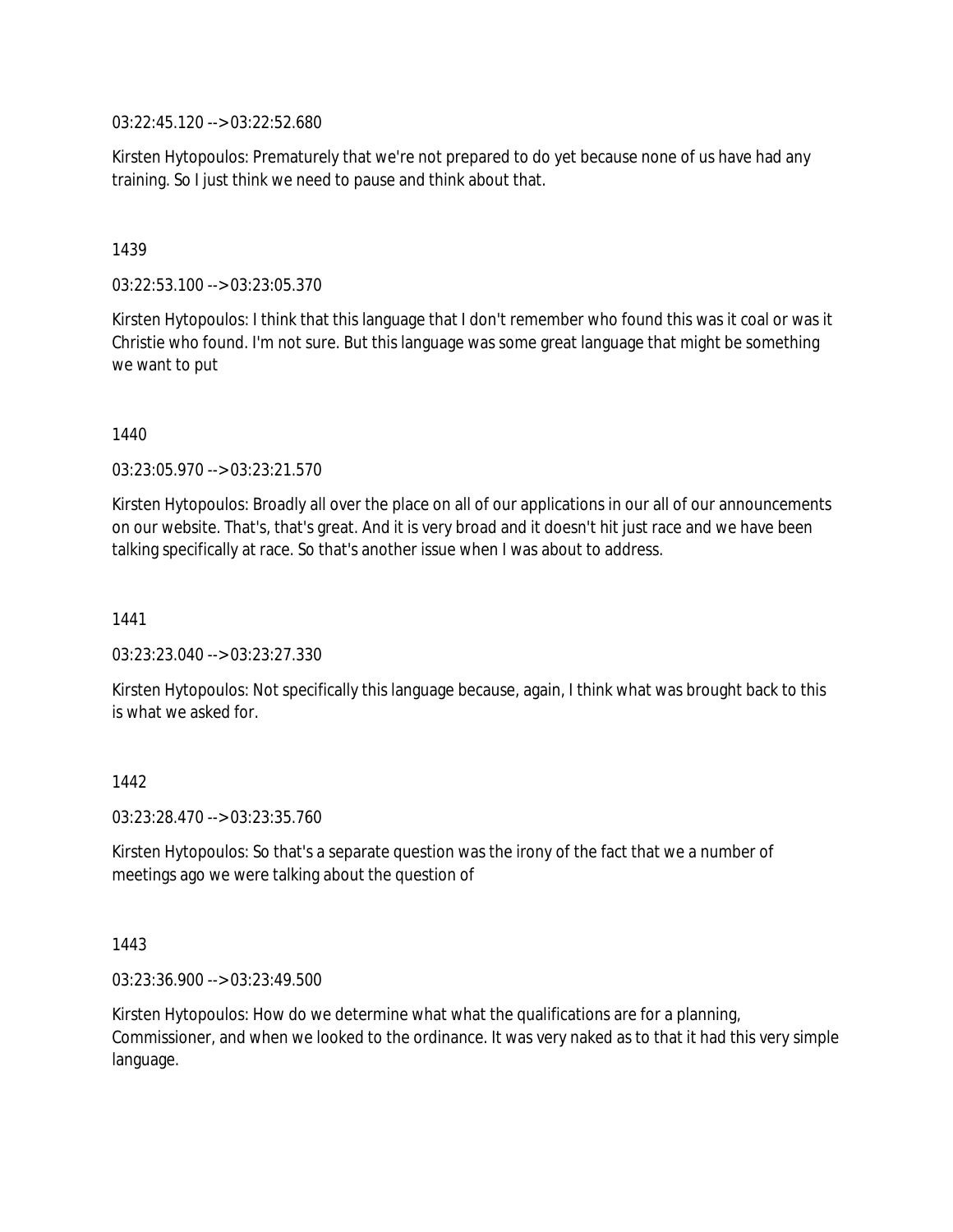03:22:45.120 --> 03:22:52.680

Kirsten Hytopoulos: Prematurely that we're not prepared to do yet because none of us have had any training. So I just think we need to pause and think about that.

1439

03:22:53.100 --> 03:23:05.370

Kirsten Hytopoulos: I think that this language that I don't remember who found this was it coal or was it Christie who found. I'm not sure. But this language was some great language that might be something we want to put

1440

03:23:05.970 --> 03:23:21.570

Kirsten Hytopoulos: Broadly all over the place on all of our applications in our all of our announcements on our website. That's, that's great. And it is very broad and it doesn't hit just race and we have been talking specifically at race. So that's another issue when I was about to address.

1441

03:23:23.040 --> 03:23:27.330

Kirsten Hytopoulos: Not specifically this language because, again, I think what was brought back to this is what we asked for.

1442

03:23:28.470 --> 03:23:35.760

Kirsten Hytopoulos: So that's a separate question was the irony of the fact that we a number of meetings ago we were talking about the question of

1443

03:23:36.900 --> 03:23:49.500

Kirsten Hytopoulos: How do we determine what what the qualifications are for a planning, Commissioner, and when we looked to the ordinance. It was very naked as to that it had this very simple language.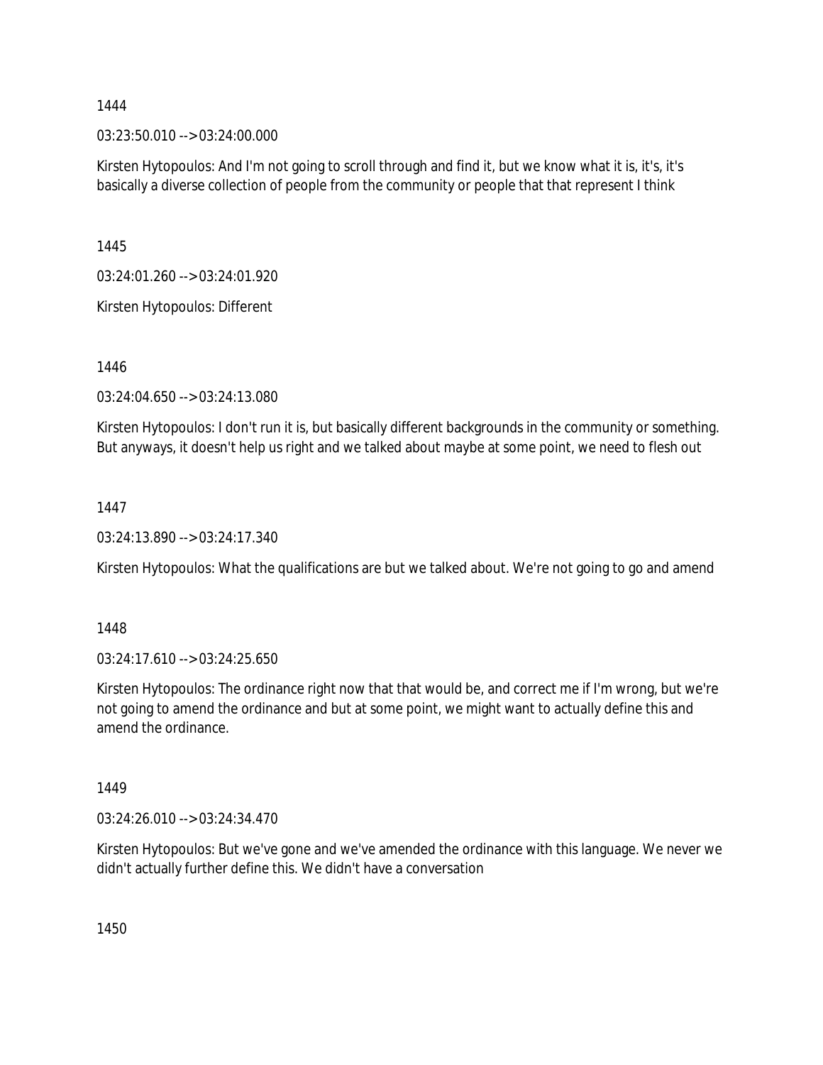1444

03:23:50.010 --> 03:24:00.000

Kirsten Hytopoulos: And I'm not going to scroll through and find it, but we know what it is, it's, it's basically a diverse collection of people from the community or people that that represent I think

1445

03:24:01.260 --> 03:24:01.920

Kirsten Hytopoulos: Different

1446

03:24:04.650 --> 03:24:13.080

Kirsten Hytopoulos: I don't run it is, but basically different backgrounds in the community or something. But anyways, it doesn't help us right and we talked about maybe at some point, we need to flesh out

1447

03:24:13.890 --> 03:24:17.340

Kirsten Hytopoulos: What the qualifications are but we talked about. We're not going to go and amend

1448

03:24:17.610 --> 03:24:25.650

Kirsten Hytopoulos: The ordinance right now that that would be, and correct me if I'm wrong, but we're not going to amend the ordinance and but at some point, we might want to actually define this and amend the ordinance.

1449

03:24:26.010 --> 03:24:34.470

Kirsten Hytopoulos: But we've gone and we've amended the ordinance with this language. We never we didn't actually further define this. We didn't have a conversation

1450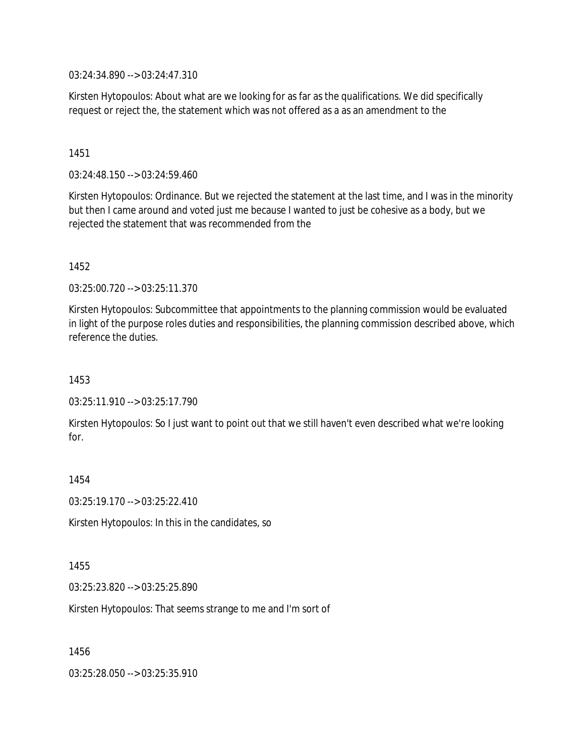03:24:34.890 --> 03:24:47.310

Kirsten Hytopoulos: About what are we looking for as far as the qualifications. We did specifically request or reject the, the statement which was not offered as a as an amendment to the

1451

03:24:48.150 --> 03:24:59.460

Kirsten Hytopoulos: Ordinance. But we rejected the statement at the last time, and I was in the minority but then I came around and voted just me because I wanted to just be cohesive as a body, but we rejected the statement that was recommended from the

1452

03:25:00.720 --> 03:25:11.370

Kirsten Hytopoulos: Subcommittee that appointments to the planning commission would be evaluated in light of the purpose roles duties and responsibilities, the planning commission described above, which reference the duties.

1453

03:25:11.910 --> 03:25:17.790

Kirsten Hytopoulos: So I just want to point out that we still haven't even described what we're looking for.

1454

03:25:19.170 --> 03:25:22.410

Kirsten Hytopoulos: In this in the candidates, so

1455

03:25:23.820 --> 03:25:25.890

Kirsten Hytopoulos: That seems strange to me and I'm sort of

1456

03:25:28.050 --> 03:25:35.910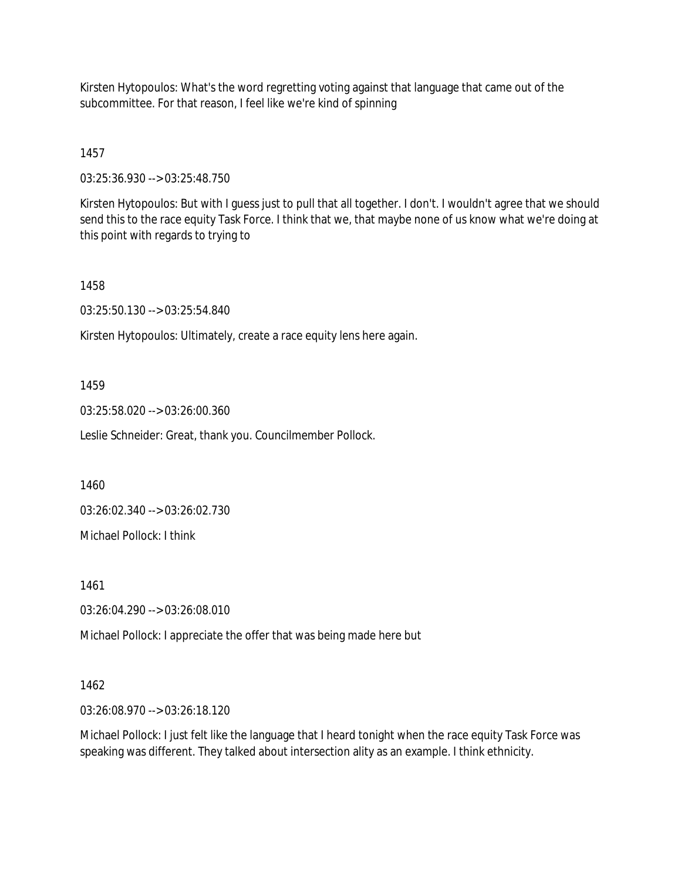Kirsten Hytopoulos: What's the word regretting voting against that language that came out of the subcommittee. For that reason, I feel like we're kind of spinning

1457

03:25:36.930 --> 03:25:48.750

Kirsten Hytopoulos: But with I guess just to pull that all together. I don't. I wouldn't agree that we should send this to the race equity Task Force. I think that we, that maybe none of us know what we're doing at this point with regards to trying to

1458

03:25:50.130 --> 03:25:54.840

Kirsten Hytopoulos: Ultimately, create a race equity lens here again.

1459

03:25:58.020 --> 03:26:00.360

Leslie Schneider: Great, thank you. Councilmember Pollock.

1460

03:26:02.340 --> 03:26:02.730

Michael Pollock: I think

1461

03:26:04.290 --> 03:26:08.010

Michael Pollock: I appreciate the offer that was being made here but

1462

03:26:08.970 --> 03:26:18.120

Michael Pollock: I just felt like the language that I heard tonight when the race equity Task Force was speaking was different. They talked about intersection ality as an example. I think ethnicity.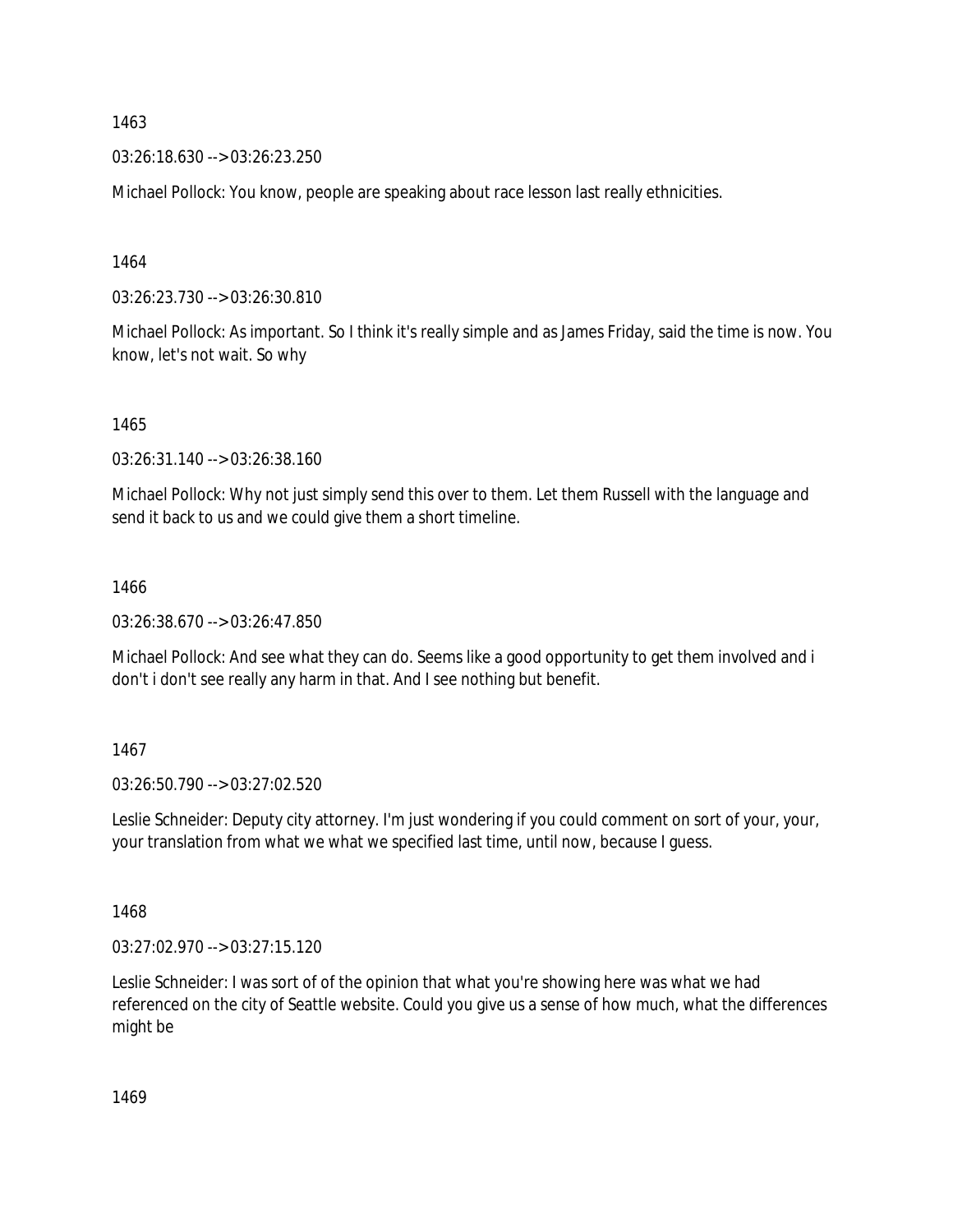1463

03:26:18.630 --> 03:26:23.250

Michael Pollock: You know, people are speaking about race lesson last really ethnicities.

1464

03:26:23.730 --> 03:26:30.810

Michael Pollock: As important. So I think it's really simple and as James Friday, said the time is now. You know, let's not wait. So why

1465

03:26:31.140 --> 03:26:38.160

Michael Pollock: Why not just simply send this over to them. Let them Russell with the language and send it back to us and we could give them a short timeline.

1466

03:26:38.670 --> 03:26:47.850

Michael Pollock: And see what they can do. Seems like a good opportunity to get them involved and i don't i don't see really any harm in that. And I see nothing but benefit.

1467

03:26:50.790 --> 03:27:02.520

Leslie Schneider: Deputy city attorney. I'm just wondering if you could comment on sort of your, your, your translation from what we what we specified last time, until now, because I guess.

1468

03:27:02.970 --> 03:27:15.120

Leslie Schneider: I was sort of of the opinion that what you're showing here was what we had referenced on the city of Seattle website. Could you give us a sense of how much, what the differences might be

1469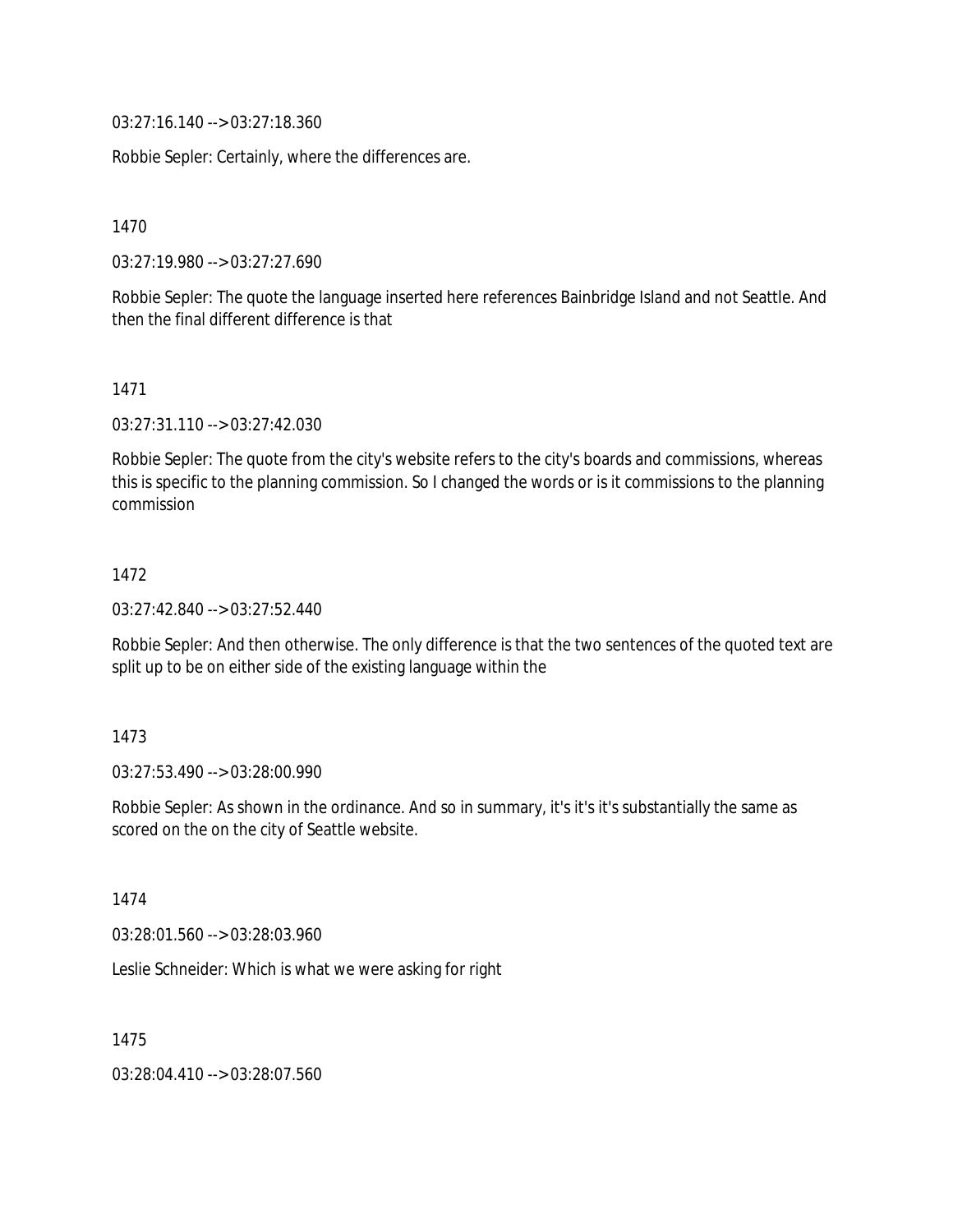03:27:16.140 --> 03:27:18.360

Robbie Sepler: Certainly, where the differences are.

1470

03:27:19.980 --> 03:27:27.690

Robbie Sepler: The quote the language inserted here references Bainbridge Island and not Seattle. And then the final different difference is that

1471

03:27:31.110 --> 03:27:42.030

Robbie Sepler: The quote from the city's website refers to the city's boards and commissions, whereas this is specific to the planning commission. So I changed the words or is it commissions to the planning commission

1472

03:27:42.840 --> 03:27:52.440

Robbie Sepler: And then otherwise. The only difference is that the two sentences of the quoted text are split up to be on either side of the existing language within the

1473

03:27:53.490 --> 03:28:00.990

Robbie Sepler: As shown in the ordinance. And so in summary, it's it's it's substantially the same as scored on the on the city of Seattle website.

1474

03:28:01.560 --> 03:28:03.960

Leslie Schneider: Which is what we were asking for right

1475

03:28:04.410 --> 03:28:07.560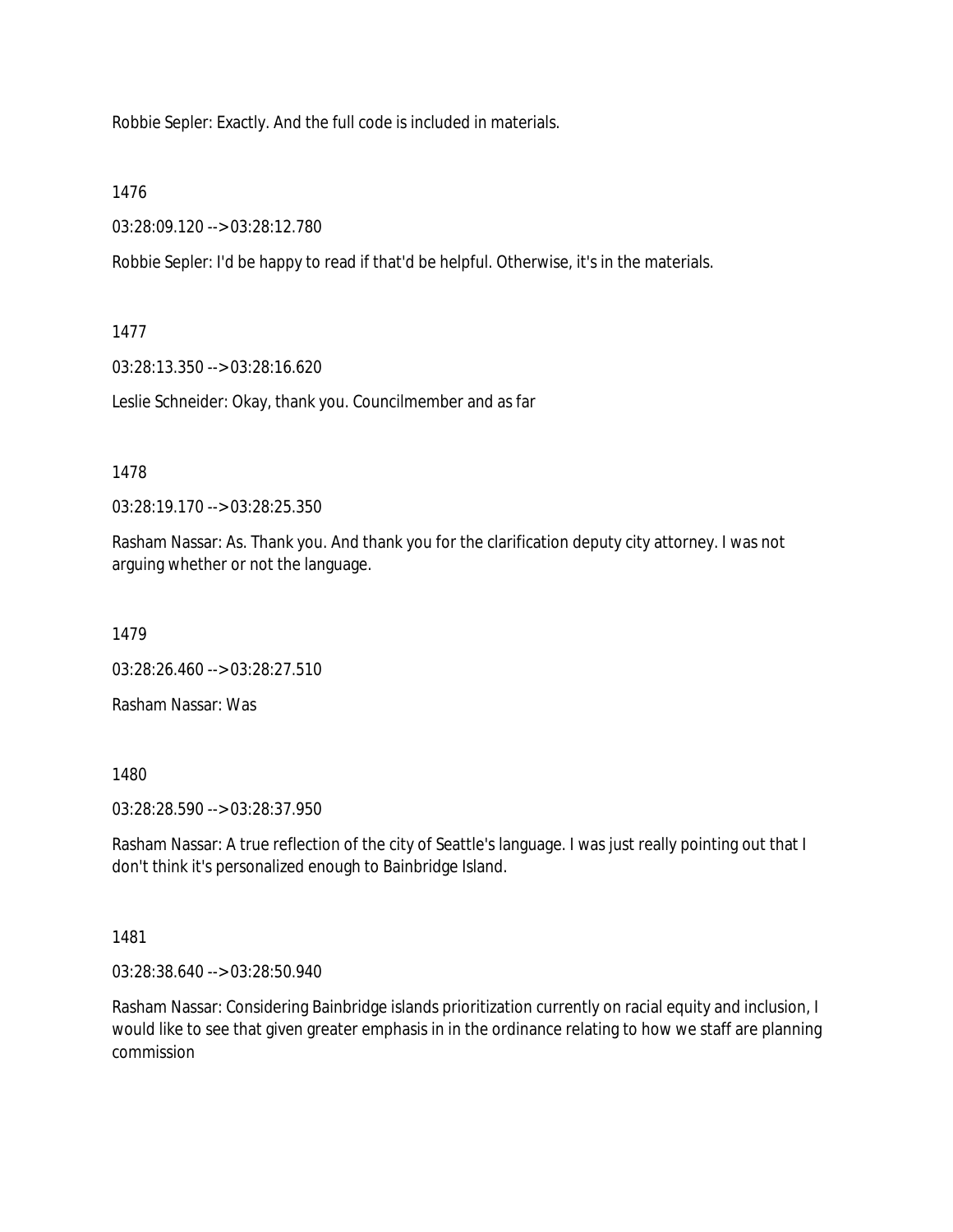Robbie Sepler: Exactly. And the full code is included in materials.

1476

03:28:09.120 --> 03:28:12.780

Robbie Sepler: I'd be happy to read if that'd be helpful. Otherwise, it's in the materials.

1477

03:28:13.350 --> 03:28:16.620

Leslie Schneider: Okay, thank you. Councilmember and as far

1478

03:28:19.170 --> 03:28:25.350

Rasham Nassar: As. Thank you. And thank you for the clarification deputy city attorney. I was not arguing whether or not the language.

1479

03:28:26.460 --> 03:28:27.510

Rasham Nassar: Was

1480

03:28:28.590 --> 03:28:37.950

Rasham Nassar: A true reflection of the city of Seattle's language. I was just really pointing out that I don't think it's personalized enough to Bainbridge Island.

1481

03:28:38.640 --> 03:28:50.940

Rasham Nassar: Considering Bainbridge islands prioritization currently on racial equity and inclusion, I would like to see that given greater emphasis in in the ordinance relating to how we staff are planning commission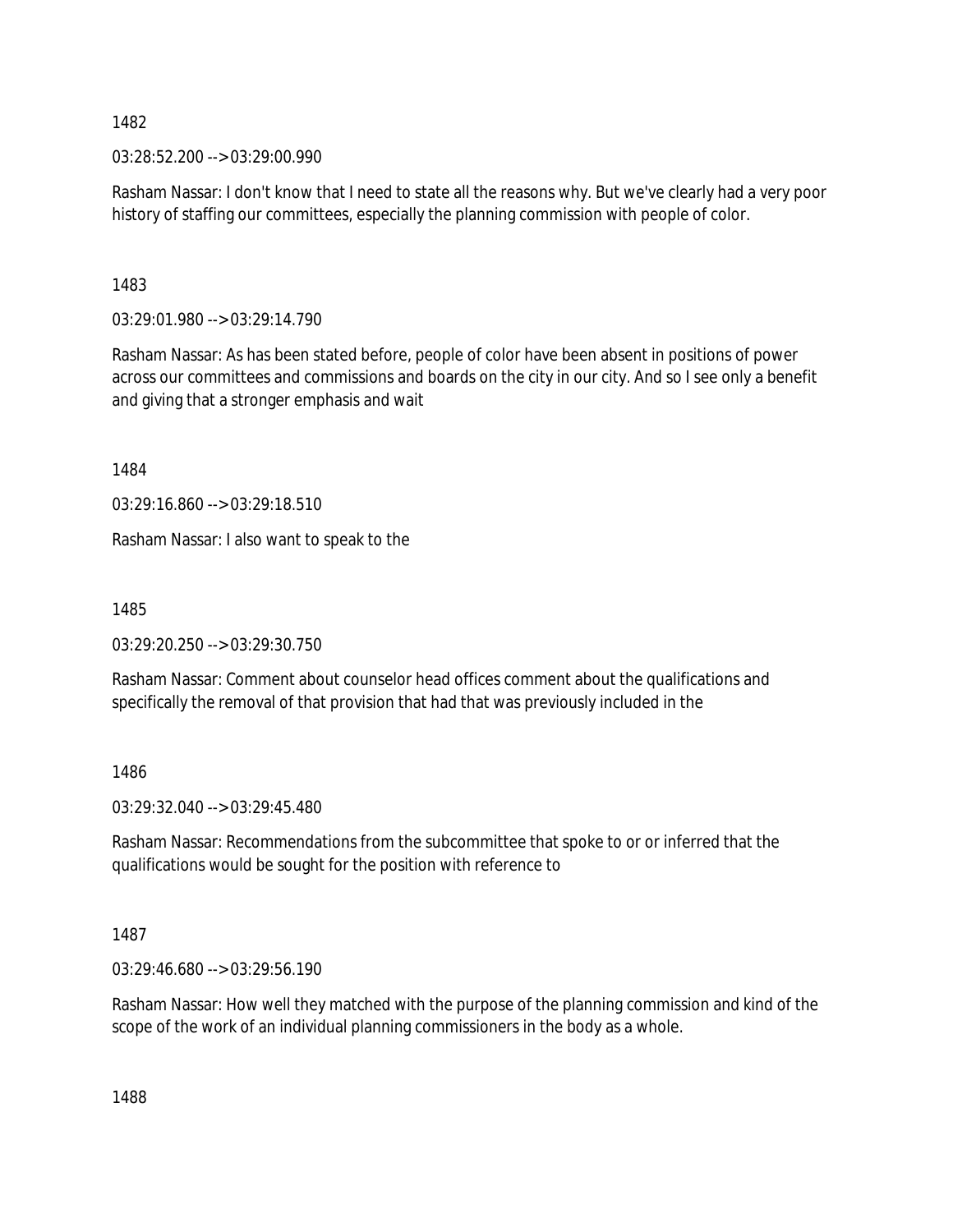1482

03:28:52.200 --> 03:29:00.990

Rasham Nassar: I don't know that I need to state all the reasons why. But we've clearly had a very poor history of staffing our committees, especially the planning commission with people of color.

1483

03:29:01.980 --> 03:29:14.790

Rasham Nassar: As has been stated before, people of color have been absent in positions of power across our committees and commissions and boards on the city in our city. And so I see only a benefit and giving that a stronger emphasis and wait

1484

03:29:16.860 --> 03:29:18.510

Rasham Nassar: I also want to speak to the

1485

03:29:20.250 --> 03:29:30.750

Rasham Nassar: Comment about counselor head offices comment about the qualifications and specifically the removal of that provision that had that was previously included in the

1486

03:29:32.040 --> 03:29:45.480

Rasham Nassar: Recommendations from the subcommittee that spoke to or or inferred that the qualifications would be sought for the position with reference to

1487

03:29:46.680 --> 03:29:56.190

Rasham Nassar: How well they matched with the purpose of the planning commission and kind of the scope of the work of an individual planning commissioners in the body as a whole.

1488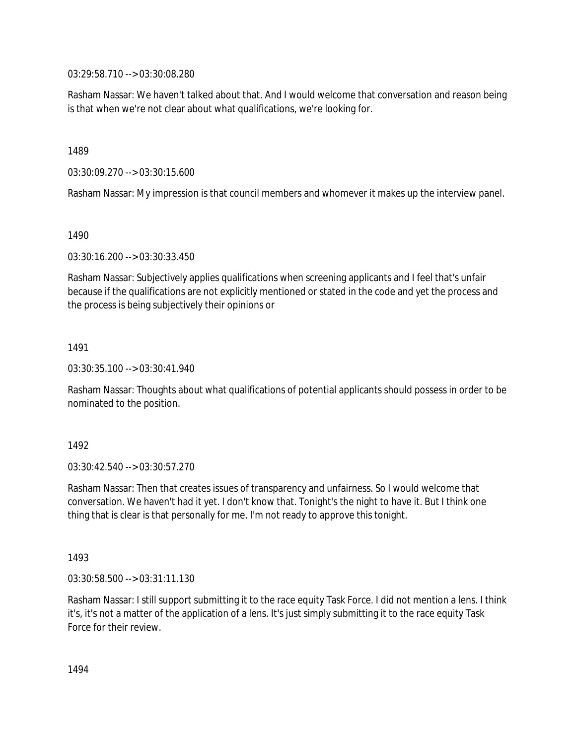03:29:58.710 --> 03:30:08.280

Rasham Nassar: We haven't talked about that. And I would welcome that conversation and reason being is that when we're not clear about what qualifications, we're looking for.

1489

03:30:09.270 --> 03:30:15.600

Rasham Nassar: My impression is that council members and whomever it makes up the interview panel.

1490

03:30:16.200 --> 03:30:33.450

Rasham Nassar: Subjectively applies qualifications when screening applicants and I feel that's unfair because if the qualifications are not explicitly mentioned or stated in the code and yet the process and the process is being subjectively their opinions or

1491

03:30:35.100 --> 03:30:41.940

Rasham Nassar: Thoughts about what qualifications of potential applicants should possess in order to be nominated to the position.

1492

03:30:42.540 --> 03:30:57.270

Rasham Nassar: Then that creates issues of transparency and unfairness. So I would welcome that conversation. We haven't had it yet. I don't know that. Tonight's the night to have it. But I think one thing that is clear is that personally for me. I'm not ready to approve this tonight.

1493

03:30:58.500 --> 03:31:11.130

Rasham Nassar: I still support submitting it to the race equity Task Force. I did not mention a lens. I think it's, it's not a matter of the application of a lens. It's just simply submitting it to the race equity Task Force for their review.

1494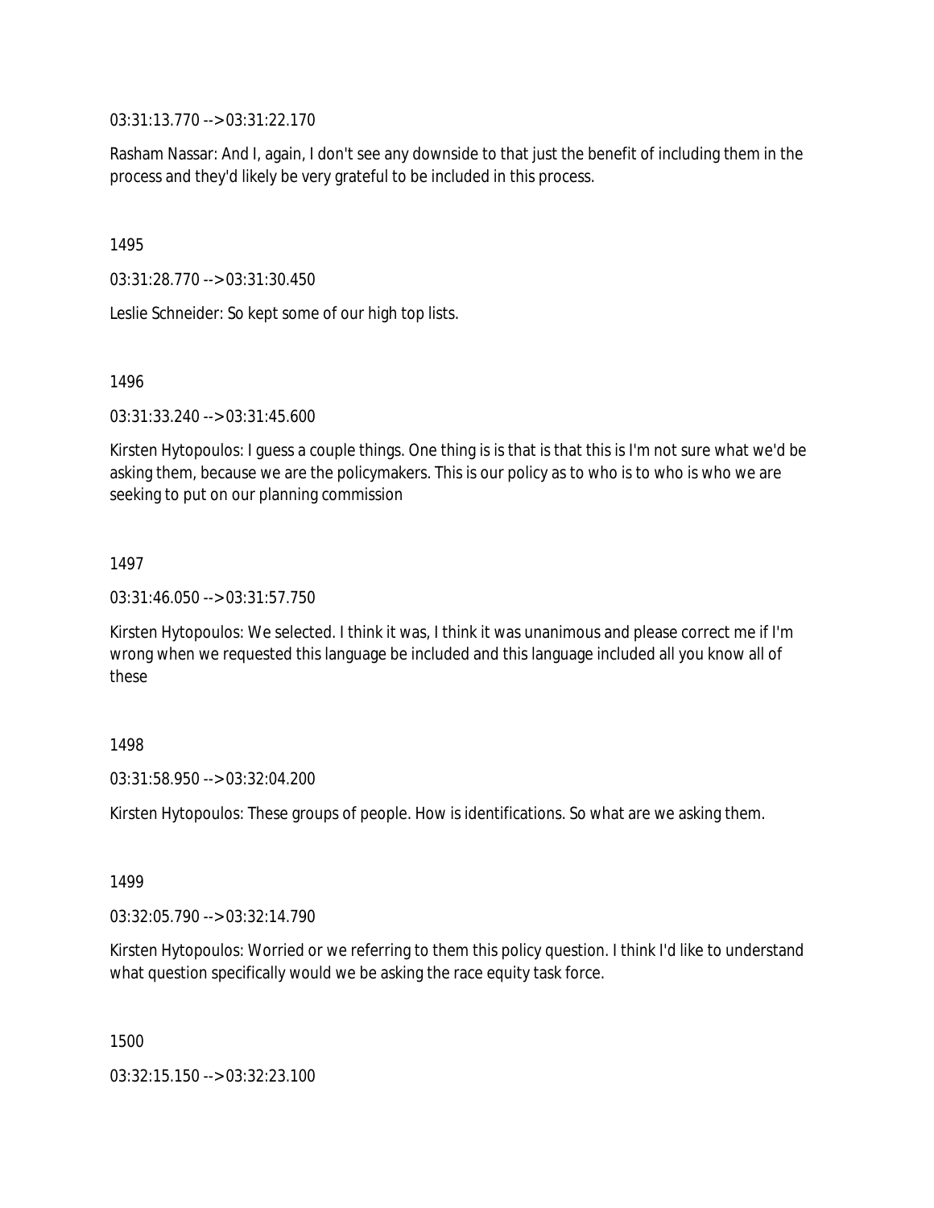03:31:13.770 --> 03:31:22.170

Rasham Nassar: And I, again, I don't see any downside to that just the benefit of including them in the process and they'd likely be very grateful to be included in this process.

1495

03:31:28.770 --> 03:31:30.450

Leslie Schneider: So kept some of our high top lists.

1496

03:31:33.240 --> 03:31:45.600

Kirsten Hytopoulos: I guess a couple things. One thing is is that is that this is I'm not sure what we'd be asking them, because we are the policymakers. This is our policy as to who is to who is who we are seeking to put on our planning commission

1497

03:31:46.050 --> 03:31:57.750

Kirsten Hytopoulos: We selected. I think it was, I think it was unanimous and please correct me if I'm wrong when we requested this language be included and this language included all you know all of these

1498

03:31:58.950 --> 03:32:04.200

Kirsten Hytopoulos: These groups of people. How is identifications. So what are we asking them.

1499

03:32:05.790 --> 03:32:14.790

Kirsten Hytopoulos: Worried or we referring to them this policy question. I think I'd like to understand what question specifically would we be asking the race equity task force.

1500

03:32:15.150 --> 03:32:23.100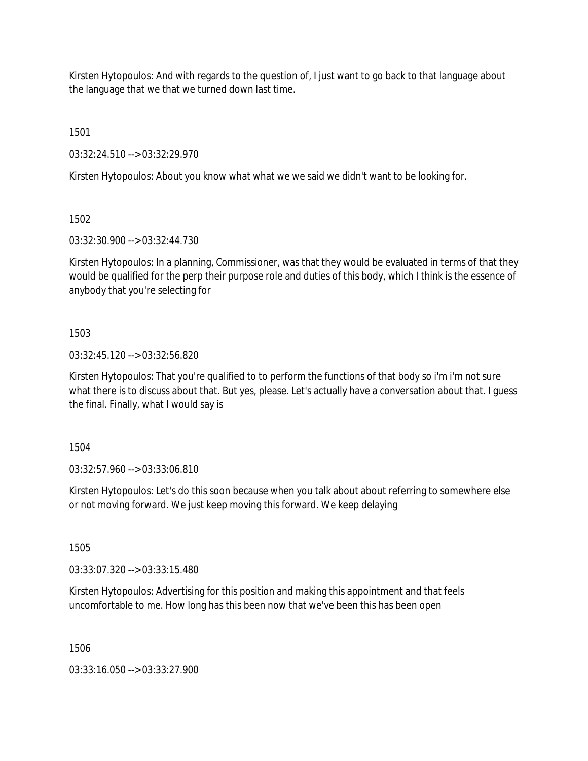Kirsten Hytopoulos: And with regards to the question of, I just want to go back to that language about the language that we that we turned down last time.

1501

03:32:24.510 --> 03:32:29.970

Kirsten Hytopoulos: About you know what what we we said we didn't want to be looking for.

1502

03:32:30.900 --> 03:32:44.730

Kirsten Hytopoulos: In a planning, Commissioner, was that they would be evaluated in terms of that they would be qualified for the perp their purpose role and duties of this body, which I think is the essence of anybody that you're selecting for

1503

03:32:45.120 --> 03:32:56.820

Kirsten Hytopoulos: That you're qualified to to perform the functions of that body so i'm i'm not sure what there is to discuss about that. But yes, please. Let's actually have a conversation about that. I guess the final. Finally, what I would say is

1504

03:32:57.960 --> 03:33:06.810

Kirsten Hytopoulos: Let's do this soon because when you talk about about referring to somewhere else or not moving forward. We just keep moving this forward. We keep delaying

1505

03:33:07.320 --> 03:33:15.480

Kirsten Hytopoulos: Advertising for this position and making this appointment and that feels uncomfortable to me. How long has this been now that we've been this has been open

1506

03:33:16.050 --> 03:33:27.900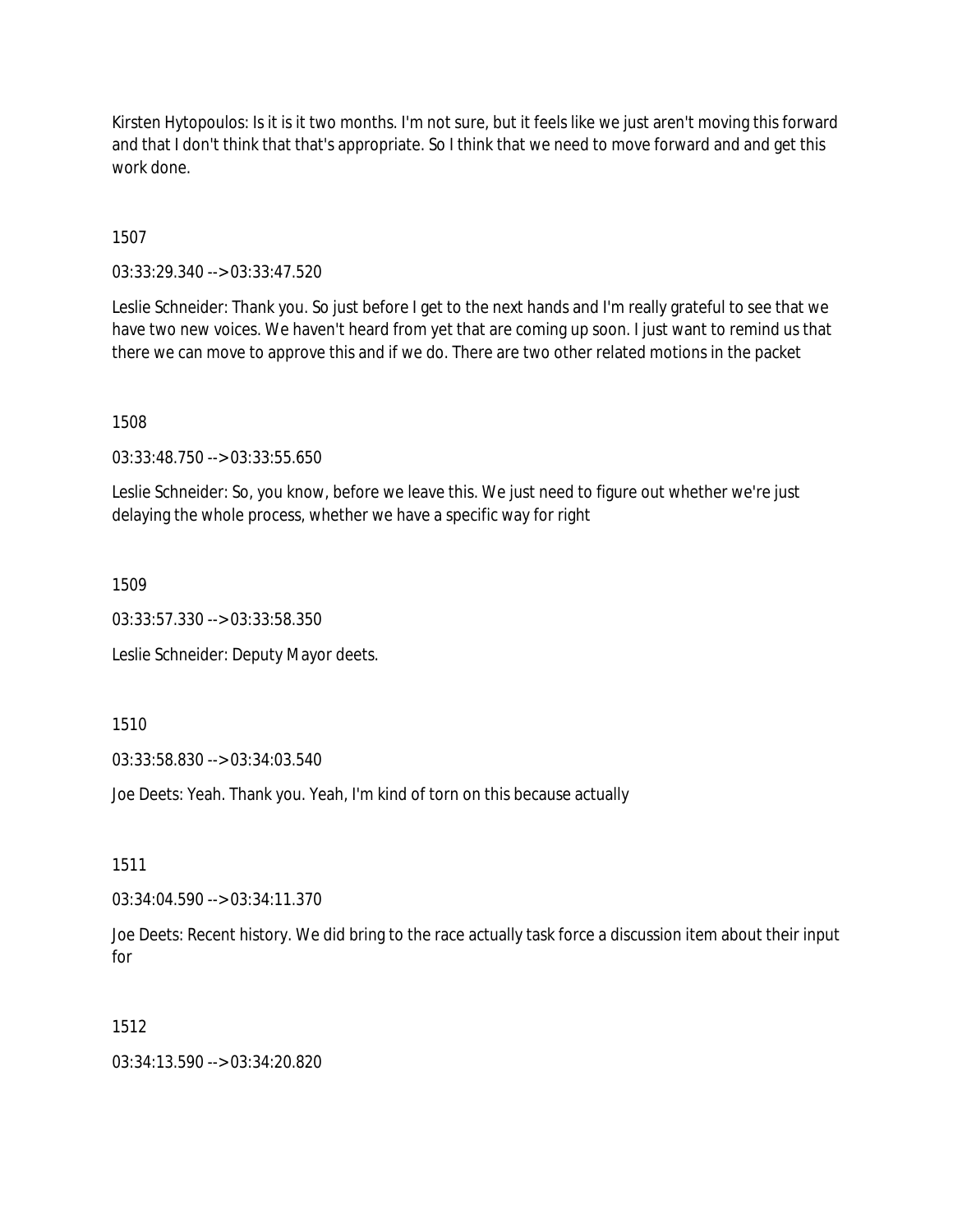Kirsten Hytopoulos: Is it is it two months. I'm not sure, but it feels like we just aren't moving this forward and that I don't think that that's appropriate. So I think that we need to move forward and and get this work done.

1507

03:33:29.340 --> 03:33:47.520

Leslie Schneider: Thank you. So just before I get to the next hands and I'm really grateful to see that we have two new voices. We haven't heard from yet that are coming up soon. I just want to remind us that there we can move to approve this and if we do. There are two other related motions in the packet

1508

03:33:48.750 --> 03:33:55.650

Leslie Schneider: So, you know, before we leave this. We just need to figure out whether we're just delaying the whole process, whether we have a specific way for right

1509

03:33:57.330 --> 03:33:58.350

Leslie Schneider: Deputy Mayor deets.

1510

03:33:58.830 --> 03:34:03.540

Joe Deets: Yeah. Thank you. Yeah, I'm kind of torn on this because actually

1511

03:34:04.590 --> 03:34:11.370

Joe Deets: Recent history. We did bring to the race actually task force a discussion item about their input for

1512

03:34:13.590 --> 03:34:20.820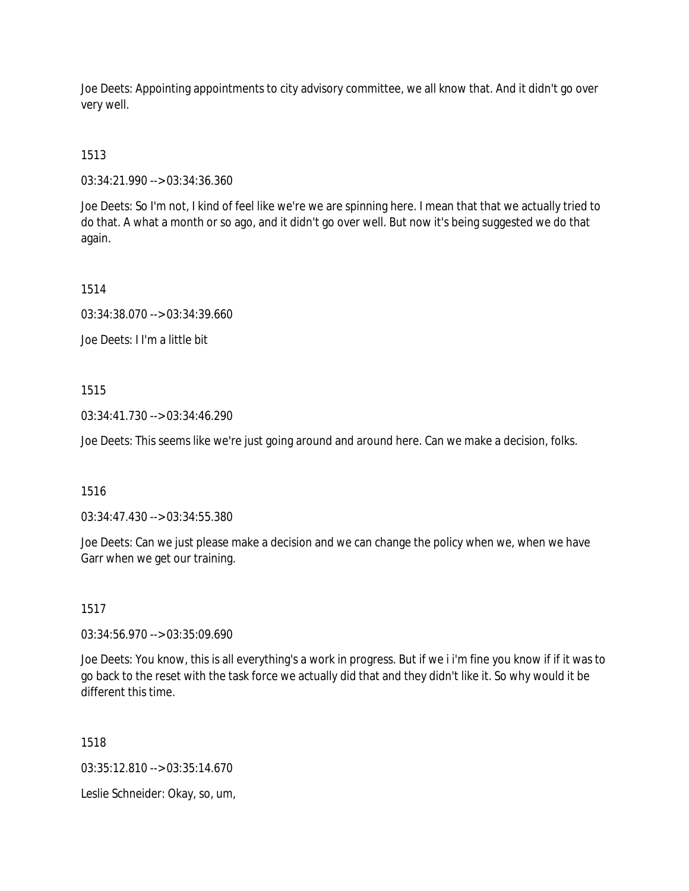Joe Deets: Appointing appointments to city advisory committee, we all know that. And it didn't go over very well.

1513

03:34:21.990 --> 03:34:36.360

Joe Deets: So I'm not, I kind of feel like we're we are spinning here. I mean that that we actually tried to do that. A what a month or so ago, and it didn't go over well. But now it's being suggested we do that again.

1514

03:34:38.070 --> 03:34:39.660

Joe Deets: I I'm a little bit

1515

03:34:41.730 --> 03:34:46.290

Joe Deets: This seems like we're just going around and around here. Can we make a decision, folks.

1516

03:34:47.430 --> 03:34:55.380

Joe Deets: Can we just please make a decision and we can change the policy when we, when we have Garr when we get our training.

1517

03:34:56.970 --> 03:35:09.690

Joe Deets: You know, this is all everything's a work in progress. But if we i i'm fine you know if if it was to go back to the reset with the task force we actually did that and they didn't like it. So why would it be different this time.

1518

03:35:12.810 --> 03:35:14.670

Leslie Schneider: Okay, so, um,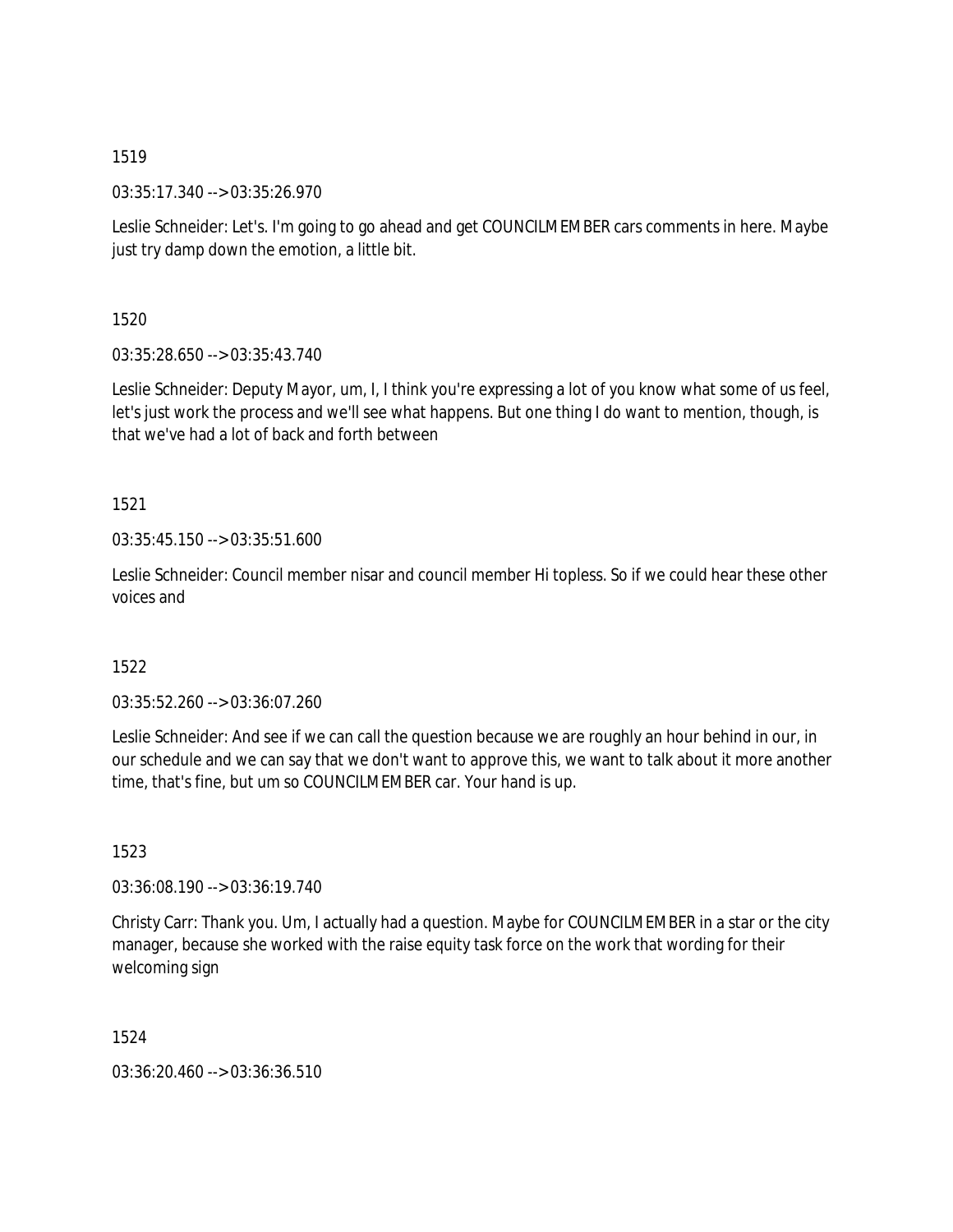1519

03:35:17.340 --> 03:35:26.970

Leslie Schneider: Let's. I'm going to go ahead and get COUNCILMEMBER cars comments in here. Maybe just try damp down the emotion, a little bit.

1520

03:35:28.650 --> 03:35:43.740

Leslie Schneider: Deputy Mayor, um, I, I think you're expressing a lot of you know what some of us feel, let's just work the process and we'll see what happens. But one thing I do want to mention, though, is that we've had a lot of back and forth between

1521

03:35:45.150 --> 03:35:51.600

Leslie Schneider: Council member nisar and council member Hi topless. So if we could hear these other voices and

1522

03:35:52.260 --> 03:36:07.260

Leslie Schneider: And see if we can call the question because we are roughly an hour behind in our, in our schedule and we can say that we don't want to approve this, we want to talk about it more another time, that's fine, but um so COUNCILMEMBER car. Your hand is up.

1523

03:36:08.190 --> 03:36:19.740

Christy Carr: Thank you. Um, I actually had a question. Maybe for COUNCILMEMBER in a star or the city manager, because she worked with the raise equity task force on the work that wording for their welcoming sign

1524

03:36:20.460 --> 03:36:36.510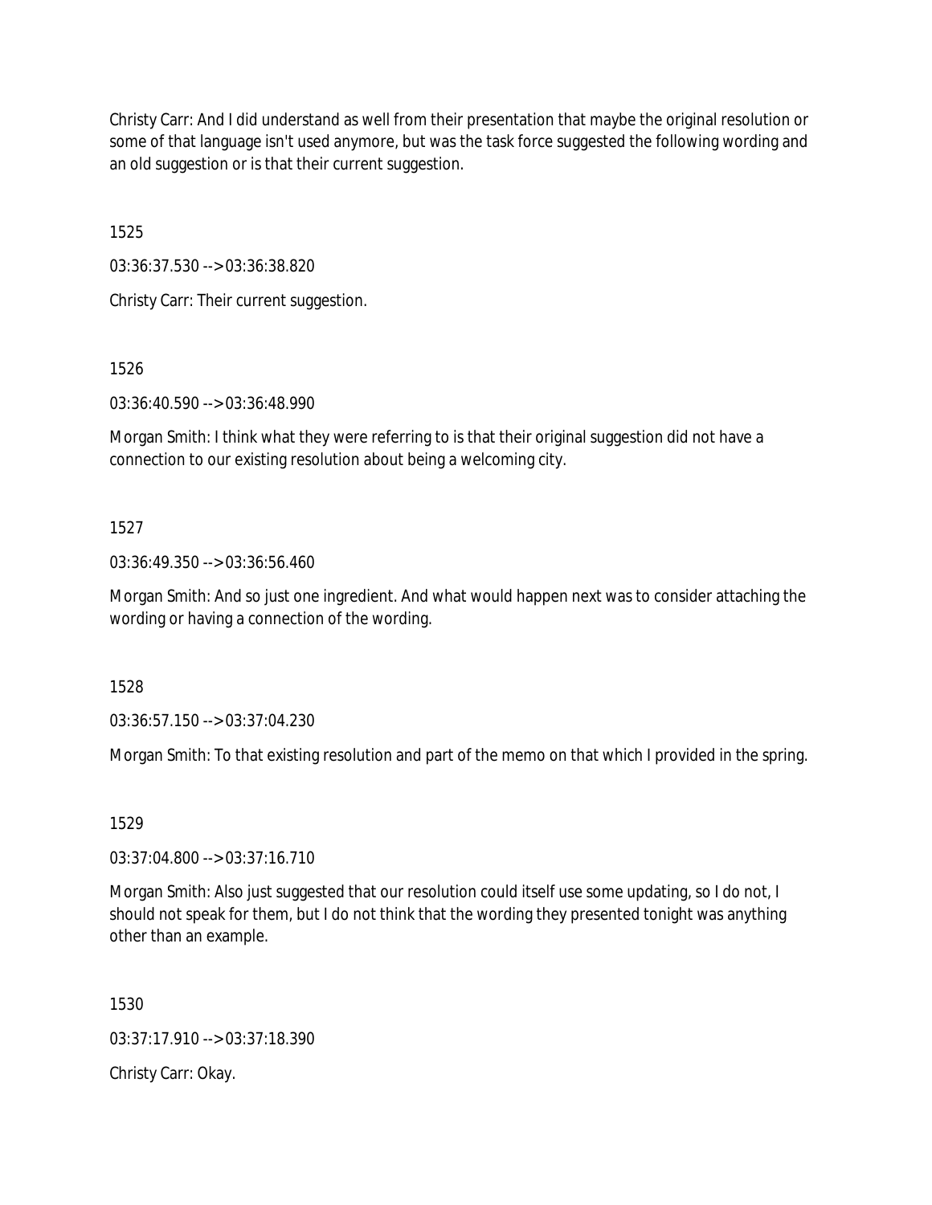Christy Carr: And I did understand as well from their presentation that maybe the original resolution or some of that language isn't used anymore, but was the task force suggested the following wording and an old suggestion or is that their current suggestion.

1525

03:36:37.530 --> 03:36:38.820

Christy Carr: Their current suggestion.

1526

03:36:40.590 --> 03:36:48.990

Morgan Smith: I think what they were referring to is that their original suggestion did not have a connection to our existing resolution about being a welcoming city.

1527

03:36:49.350 --> 03:36:56.460

Morgan Smith: And so just one ingredient. And what would happen next was to consider attaching the wording or having a connection of the wording.

1528

03:36:57.150 --> 03:37:04.230

Morgan Smith: To that existing resolution and part of the memo on that which I provided in the spring.

1529

03:37:04.800 --> 03:37:16.710

Morgan Smith: Also just suggested that our resolution could itself use some updating, so I do not, I should not speak for them, but I do not think that the wording they presented tonight was anything other than an example.

1530

03:37:17.910 --> 03:37:18.390

Christy Carr: Okay.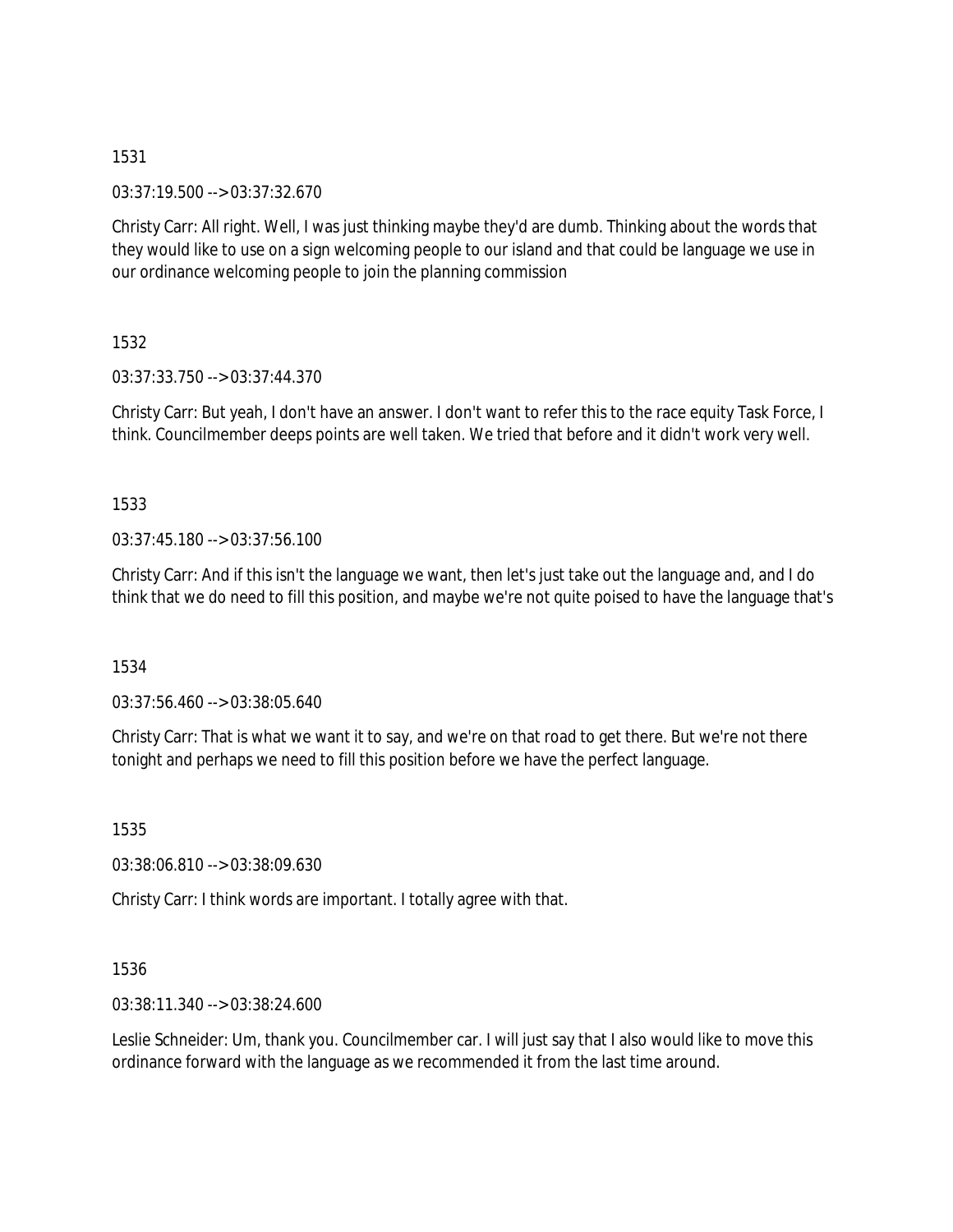1531

03:37:19.500 --> 03:37:32.670

Christy Carr: All right. Well, I was just thinking maybe they'd are dumb. Thinking about the words that they would like to use on a sign welcoming people to our island and that could be language we use in our ordinance welcoming people to join the planning commission

1532

03:37:33.750 --> 03:37:44.370

Christy Carr: But yeah, I don't have an answer. I don't want to refer this to the race equity Task Force, I think. Councilmember deeps points are well taken. We tried that before and it didn't work very well.

1533

03:37:45.180 --> 03:37:56.100

Christy Carr: And if this isn't the language we want, then let's just take out the language and, and I do think that we do need to fill this position, and maybe we're not quite poised to have the language that's

1534

03:37:56.460 --> 03:38:05.640

Christy Carr: That is what we want it to say, and we're on that road to get there. But we're not there tonight and perhaps we need to fill this position before we have the perfect language.

1535

03:38:06.810 --> 03:38:09.630

Christy Carr: I think words are important. I totally agree with that.

1536

03:38:11.340 --> 03:38:24.600

Leslie Schneider: Um, thank you. Councilmember car. I will just say that I also would like to move this ordinance forward with the language as we recommended it from the last time around.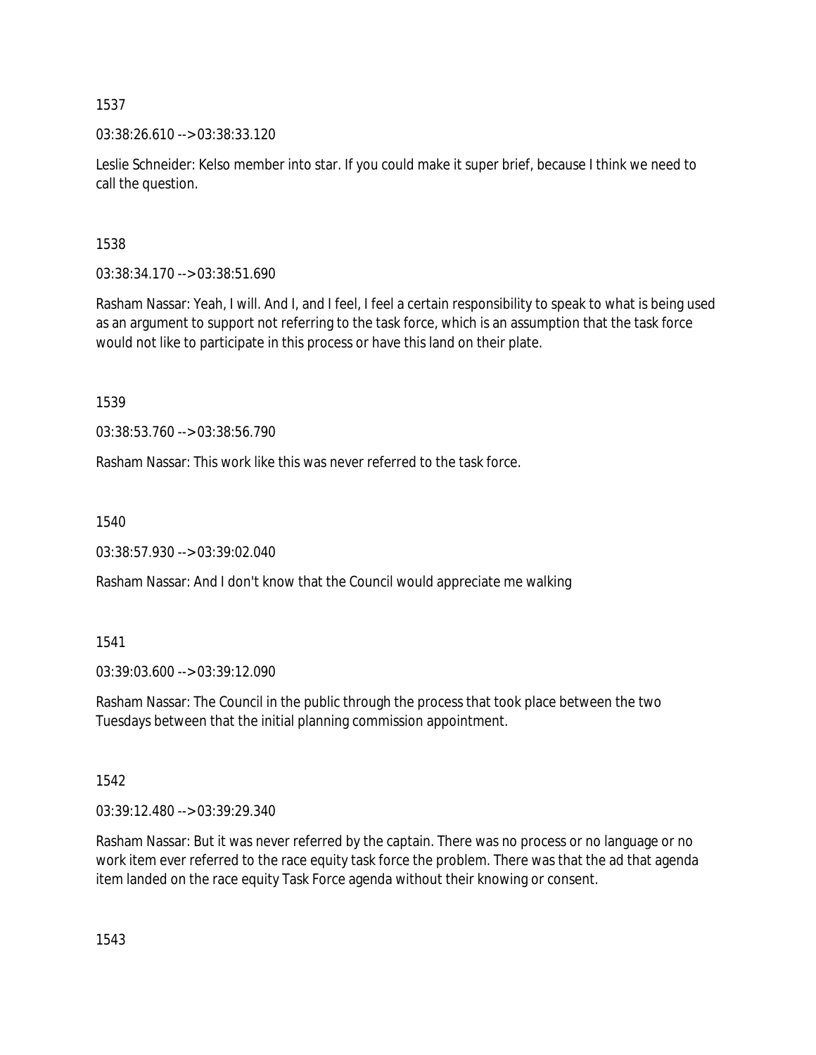1537

03:38:26.610 --> 03:38:33.120

Leslie Schneider: Kelso member into star. If you could make it super brief, because I think we need to call the question.

1538

03:38:34.170 --> 03:38:51.690

Rasham Nassar: Yeah, I will. And I, and I feel, I feel a certain responsibility to speak to what is being used as an argument to support not referring to the task force, which is an assumption that the task force would not like to participate in this process or have this land on their plate.

1539

03:38:53.760 --> 03:38:56.790

Rasham Nassar: This work like this was never referred to the task force.

1540

03:38:57.930 --> 03:39:02.040

Rasham Nassar: And I don't know that the Council would appreciate me walking

1541

03:39:03.600 --> 03:39:12.090

Rasham Nassar: The Council in the public through the process that took place between the two Tuesdays between that the initial planning commission appointment.

1542

03:39:12.480 --> 03:39:29.340

Rasham Nassar: But it was never referred by the captain. There was no process or no language or no work item ever referred to the race equity task force the problem. There was that the ad that agenda item landed on the race equity Task Force agenda without their knowing or consent.

1543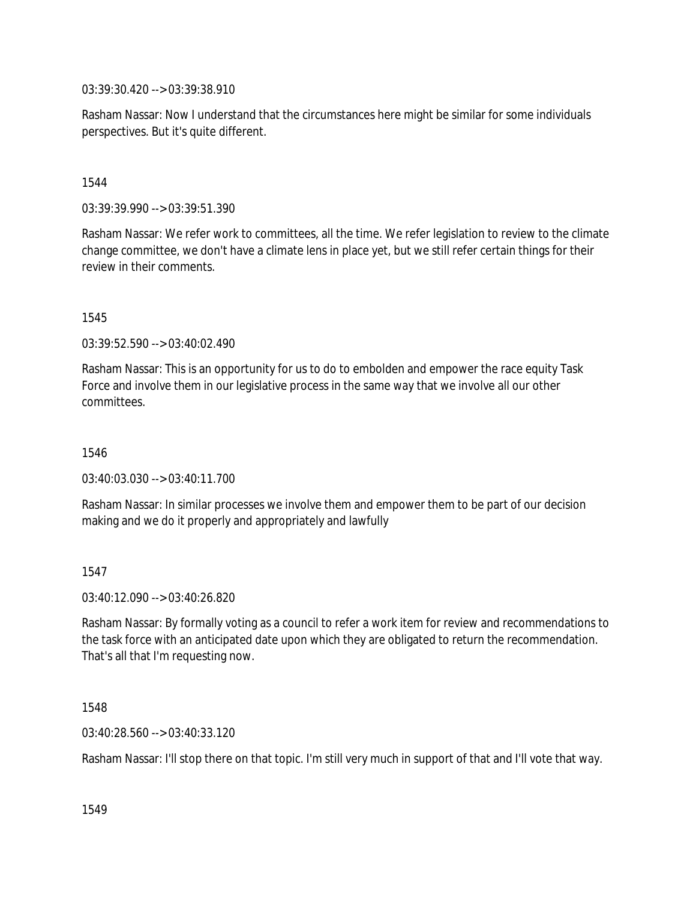03:39:30.420 --> 03:39:38.910

Rasham Nassar: Now I understand that the circumstances here might be similar for some individuals perspectives. But it's quite different.

1544

03:39:39.990 --> 03:39:51.390

Rasham Nassar: We refer work to committees, all the time. We refer legislation to review to the climate change committee, we don't have a climate lens in place yet, but we still refer certain things for their review in their comments.

1545

03:39:52.590 --> 03:40:02.490

Rasham Nassar: This is an opportunity for us to do to embolden and empower the race equity Task Force and involve them in our legislative process in the same way that we involve all our other committees.

1546

03:40:03.030 --> 03:40:11.700

Rasham Nassar: In similar processes we involve them and empower them to be part of our decision making and we do it properly and appropriately and lawfully

1547

03:40:12.090 --> 03:40:26.820

Rasham Nassar: By formally voting as a council to refer a work item for review and recommendations to the task force with an anticipated date upon which they are obligated to return the recommendation. That's all that I'm requesting now.

1548

03:40:28.560 --> 03:40:33.120

Rasham Nassar: I'll stop there on that topic. I'm still very much in support of that and I'll vote that way.

1549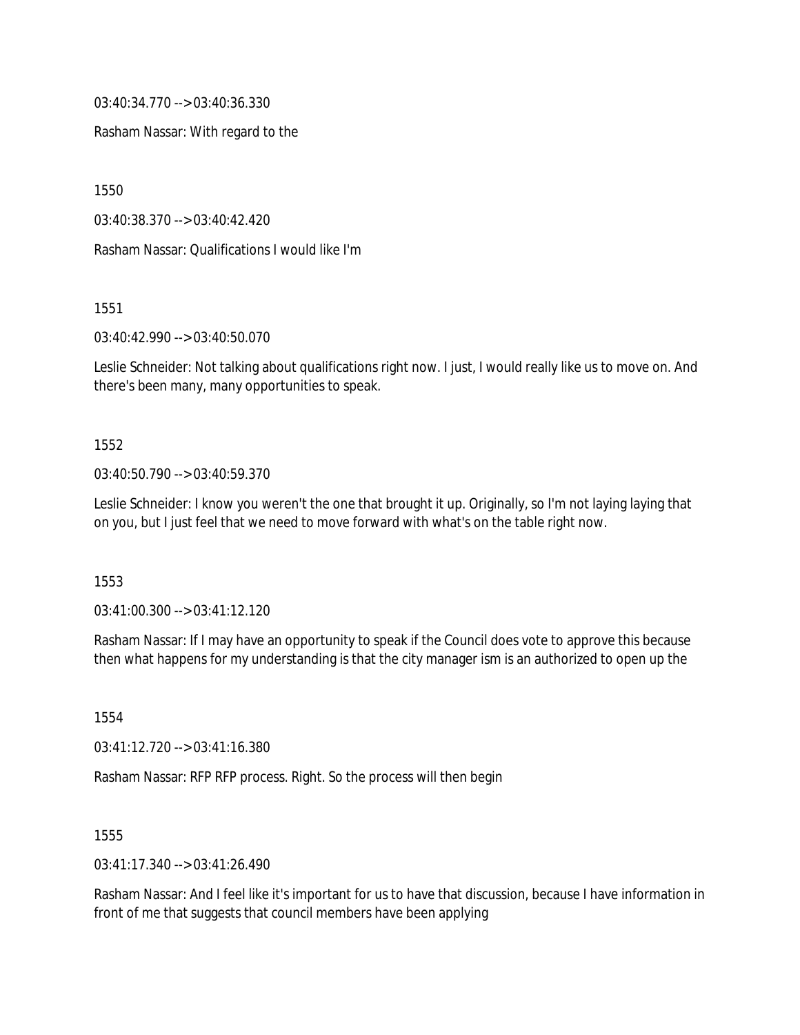03:40:34.770 --> 03:40:36.330

Rasham Nassar: With regard to the

1550

03:40:38.370 --> 03:40:42.420

Rasham Nassar: Qualifications I would like I'm

1551

03:40:42.990 --> 03:40:50.070

Leslie Schneider: Not talking about qualifications right now. I just, I would really like us to move on. And there's been many, many opportunities to speak.

1552

03:40:50.790 --> 03:40:59.370

Leslie Schneider: I know you weren't the one that brought it up. Originally, so I'm not laying laying that on you, but I just feel that we need to move forward with what's on the table right now.

1553

03:41:00.300 --> 03:41:12.120

Rasham Nassar: If I may have an opportunity to speak if the Council does vote to approve this because then what happens for my understanding is that the city manager ism is an authorized to open up the

1554

03:41:12.720 --> 03:41:16.380

Rasham Nassar: RFP RFP process. Right. So the process will then begin

1555

03:41:17.340 --> 03:41:26.490

Rasham Nassar: And I feel like it's important for us to have that discussion, because I have information in front of me that suggests that council members have been applying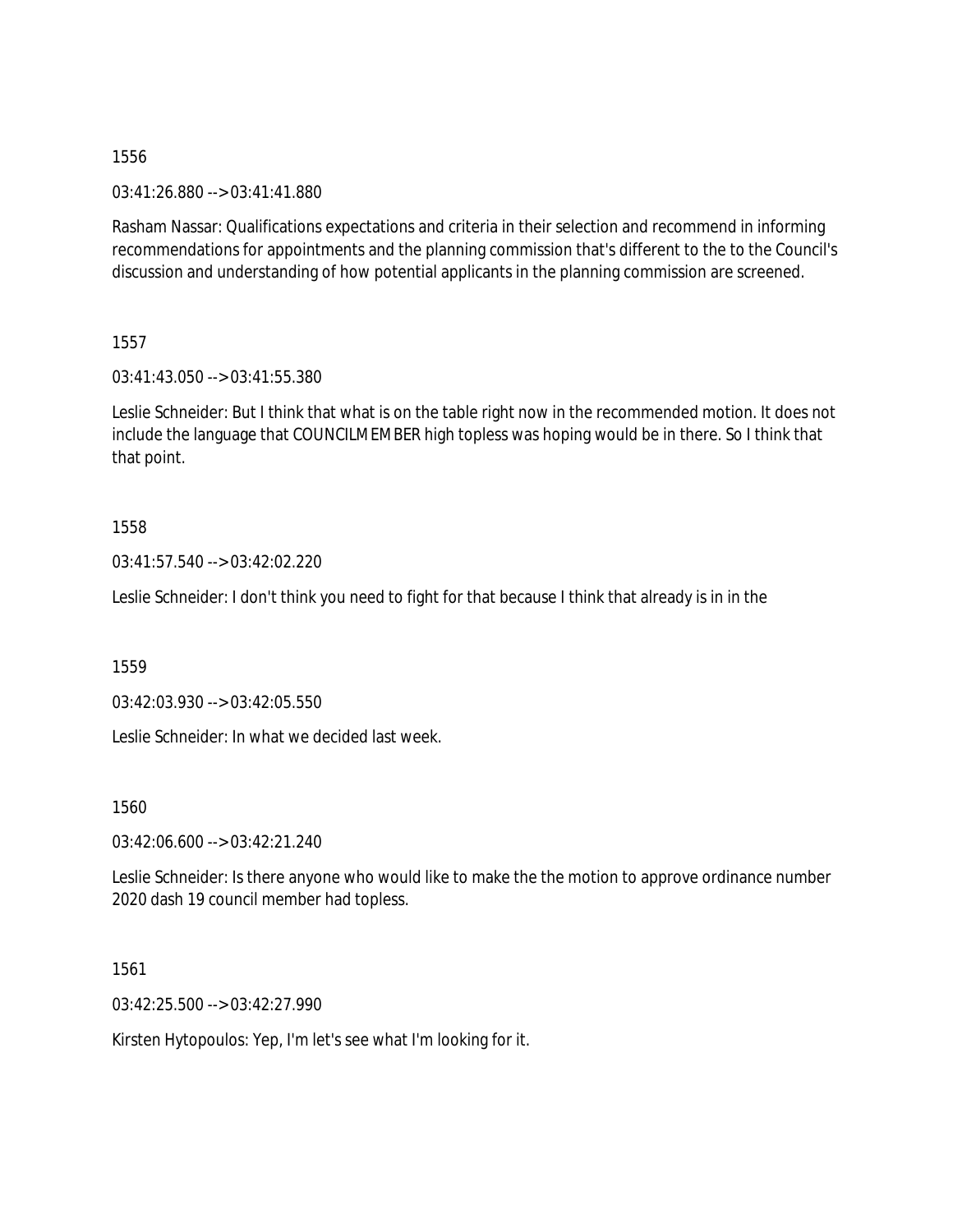1556

03:41:26.880 --> 03:41:41.880

Rasham Nassar: Qualifications expectations and criteria in their selection and recommend in informing recommendations for appointments and the planning commission that's different to the to the Council's discussion and understanding of how potential applicants in the planning commission are screened.

1557

03:41:43.050 --> 03:41:55.380

Leslie Schneider: But I think that what is on the table right now in the recommended motion. It does not include the language that COUNCILMEMBER high topless was hoping would be in there. So I think that that point.

1558

03:41:57.540 --> 03:42:02.220

Leslie Schneider: I don't think you need to fight for that because I think that already is in in the

1559

03:42:03.930 --> 03:42:05.550

Leslie Schneider: In what we decided last week.

1560

03:42:06.600 --> 03:42:21.240

Leslie Schneider: Is there anyone who would like to make the the motion to approve ordinance number 2020 dash 19 council member had topless.

1561

03:42:25.500 --> 03:42:27.990

Kirsten Hytopoulos: Yep, I'm let's see what I'm looking for it.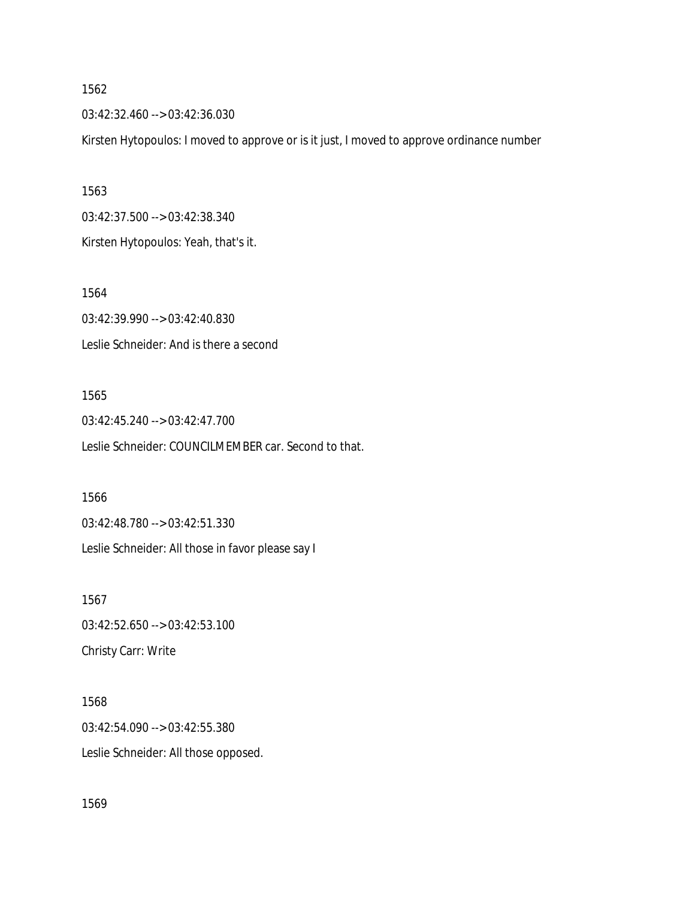1562

03:42:32.460 --> 03:42:36.030

Kirsten Hytopoulos: I moved to approve or is it just, I moved to approve ordinance number

1563

03:42:37.500 --> 03:42:38.340

Kirsten Hytopoulos: Yeah, that's it.

1564

03:42:39.990 --> 03:42:40.830

Leslie Schneider: And is there a second

1565

03:42:45.240 --> 03:42:47.700

Leslie Schneider: COUNCILMEMBER car. Second to that.

1566

03:42:48.780 --> 03:42:51.330

Leslie Schneider: All those in favor please say I

1567

03:42:52.650 --> 03:42:53.100

Christy Carr: Write

1568

03:42:54.090 --> 03:42:55.380

Leslie Schneider: All those opposed.

1569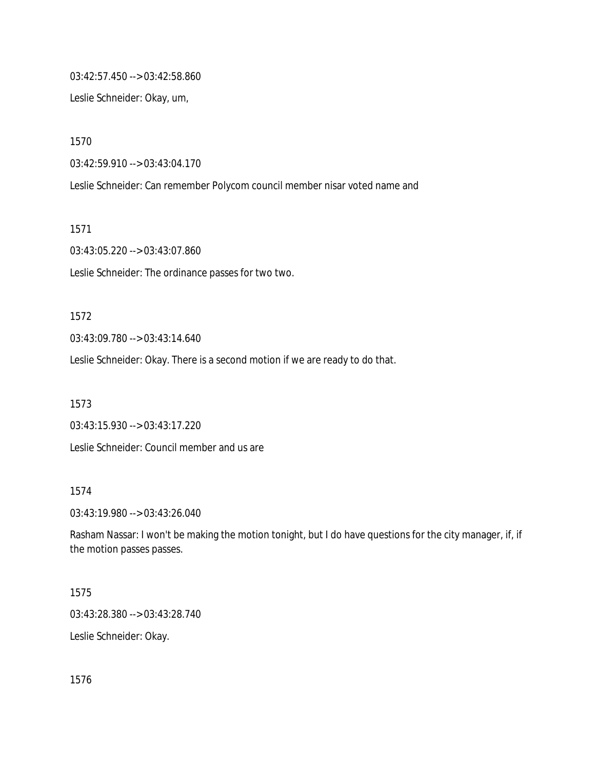03:42:57.450 --> 03:42:58.860

Leslie Schneider: Okay, um,

1570

03:42:59.910 --> 03:43:04.170

Leslie Schneider: Can remember Polycom council member nisar voted name and

1571

03:43:05.220 --> 03:43:07.860

Leslie Schneider: The ordinance passes for two two.

1572

03:43:09.780 --> 03:43:14.640

Leslie Schneider: Okay. There is a second motion if we are ready to do that.

1573

03:43:15.930 --> 03:43:17.220

Leslie Schneider: Council member and us are

1574

03:43:19.980 --> 03:43:26.040

Rasham Nassar: I won't be making the motion tonight, but I do have questions for the city manager, if, if the motion passes passes.

1575

03:43:28.380 --> 03:43:28.740

Leslie Schneider: Okay.

1576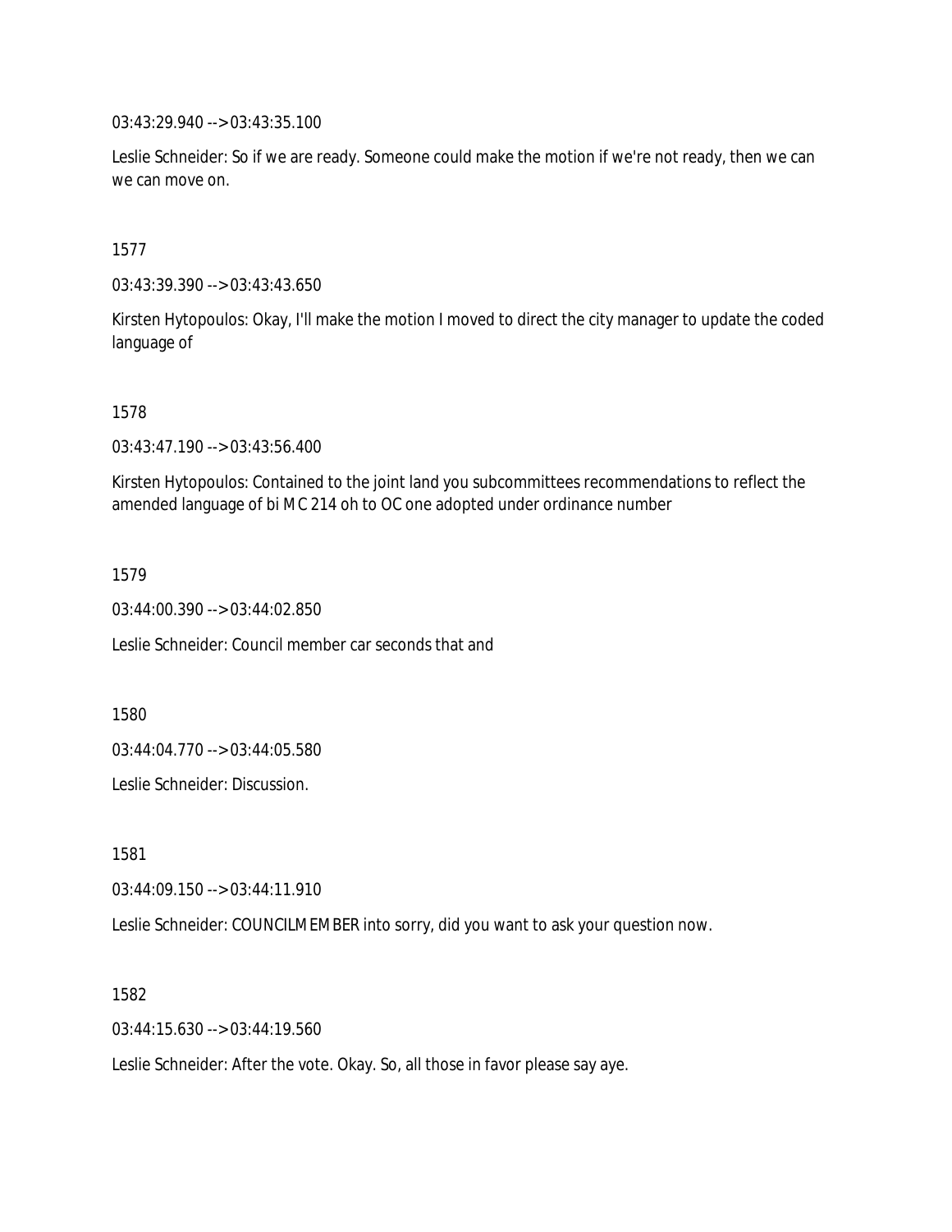03:43:29.940 --> 03:43:35.100

Leslie Schneider: So if we are ready. Someone could make the motion if we're not ready, then we can we can move on.

1577

03:43:39.390 --> 03:43:43.650

Kirsten Hytopoulos: Okay, I'll make the motion I moved to direct the city manager to update the coded language of

1578

03:43:47.190 --> 03:43:56.400

Kirsten Hytopoulos: Contained to the joint land you subcommittees recommendations to reflect the amended language of bi M C 214 oh to OC one adopted under ordinance number

1579

03:44:00.390 --> 03:44:02.850

Leslie Schneider: Council member car seconds that and

1580

03:44:04.770 --> 03:44:05.580

Leslie Schneider: Discussion.

1581

03:44:09.150 --> 03:44:11.910

Leslie Schneider: COUNCILMEMBER into sorry, did you want to ask your question now.

1582

03:44:15.630 --> 03:44:19.560

Leslie Schneider: After the vote. Okay. So, all those in favor please say aye.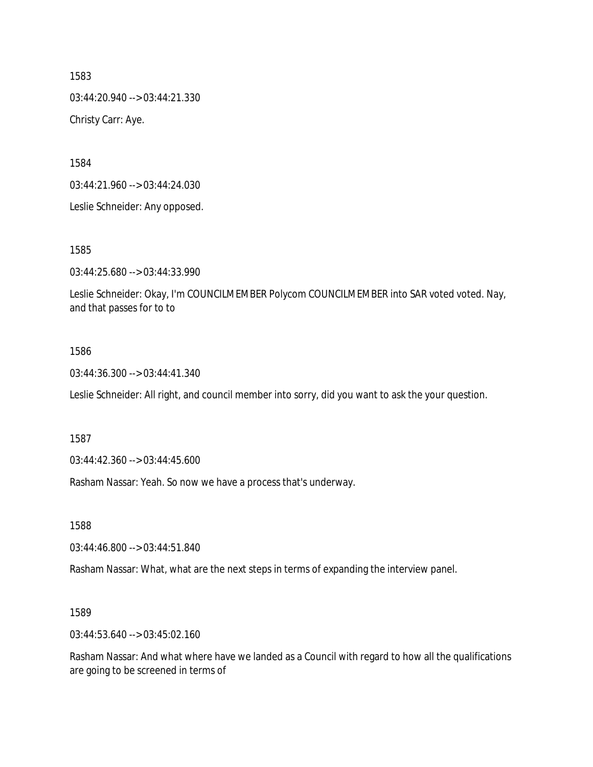1583

03:44:20.940 --> 03:44:21.330

Christy Carr: Aye.

1584

03:44:21.960 --> 03:44:24.030

Leslie Schneider: Any opposed.

1585

03:44:25.680 --> 03:44:33.990

Leslie Schneider: Okay, I'm COUNCILMEMBER Polycom COUNCILMEMBER into SAR voted voted. Nay, and that passes for to to

1586

03:44:36.300 --> 03:44:41.340

Leslie Schneider: All right, and council member into sorry, did you want to ask the your question.

1587

03:44:42.360 --> 03:44:45.600

Rasham Nassar: Yeah. So now we have a process that's underway.

1588

03:44:46.800 --> 03:44:51.840

Rasham Nassar: What, what are the next steps in terms of expanding the interview panel.

1589

03:44:53.640 --> 03:45:02.160

Rasham Nassar: And what where have we landed as a Council with regard to how all the qualifications are going to be screened in terms of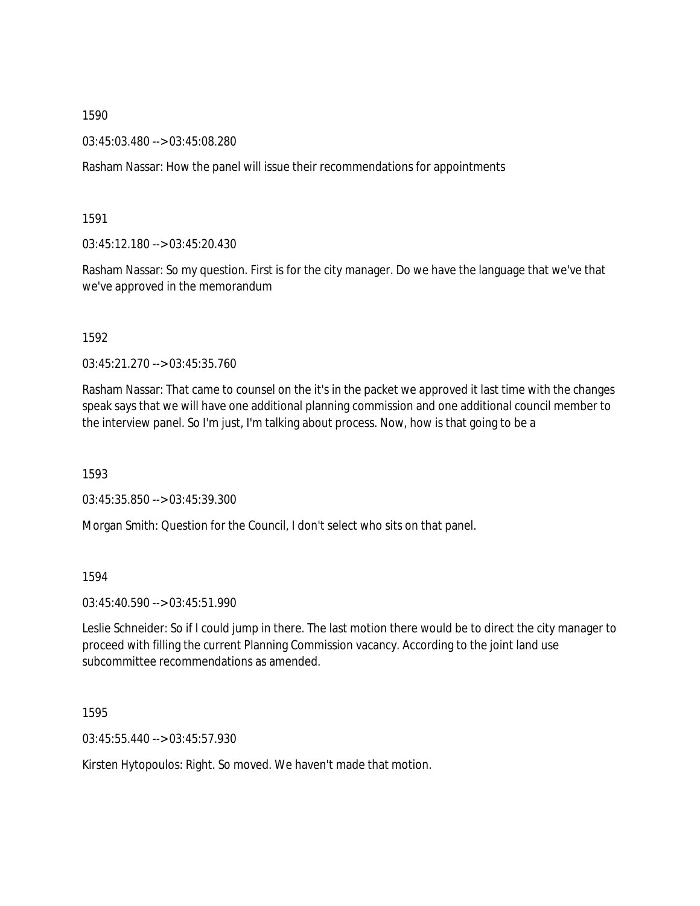1590

03:45:03.480 --> 03:45:08.280

Rasham Nassar: How the panel will issue their recommendations for appointments

1591

03:45:12.180 --> 03:45:20.430

Rasham Nassar: So my question. First is for the city manager. Do we have the language that we've that we've approved in the memorandum

1592

03:45:21.270 --> 03:45:35.760

Rasham Nassar: That came to counsel on the it's in the packet we approved it last time with the changes speak says that we will have one additional planning commission and one additional council member to the interview panel. So I'm just, I'm talking about process. Now, how is that going to be a

1593

03:45:35.850 --> 03:45:39.300

Morgan Smith: Question for the Council, I don't select who sits on that panel.

1594

03:45:40.590 --> 03:45:51.990

Leslie Schneider: So if I could jump in there. The last motion there would be to direct the city manager to proceed with filling the current Planning Commission vacancy. According to the joint land use subcommittee recommendations as amended.

1595

03:45:55.440 --> 03:45:57.930

Kirsten Hytopoulos: Right. So moved. We haven't made that motion.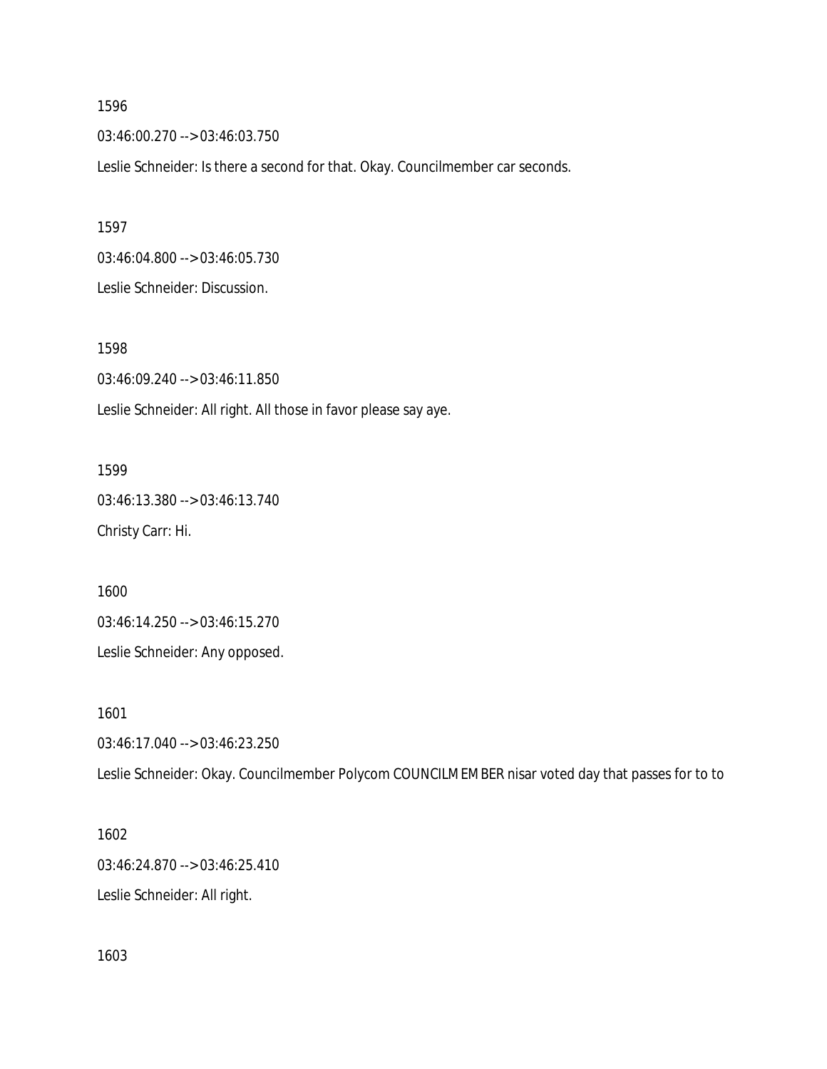1596

03:46:00.270 --> 03:46:03.750

Leslie Schneider: Is there a second for that. Okay. Councilmember car seconds.

1597

03:46:04.800 --> 03:46:05.730

Leslie Schneider: Discussion.

1598

03:46:09.240 --> 03:46:11.850

Leslie Schneider: All right. All those in favor please say aye.

1599

03:46:13.380 --> 03:46:13.740

Christy Carr: Hi.

1600

03:46:14.250 --> 03:46:15.270

Leslie Schneider: Any opposed.

1601

03:46:17.040 --> 03:46:23.250

Leslie Schneider: Okay. Councilmember Polycom COUNCILMEMBER nisar voted day that passes for to to

1602

03:46:24.870 --> 03:46:25.410

Leslie Schneider: All right.

1603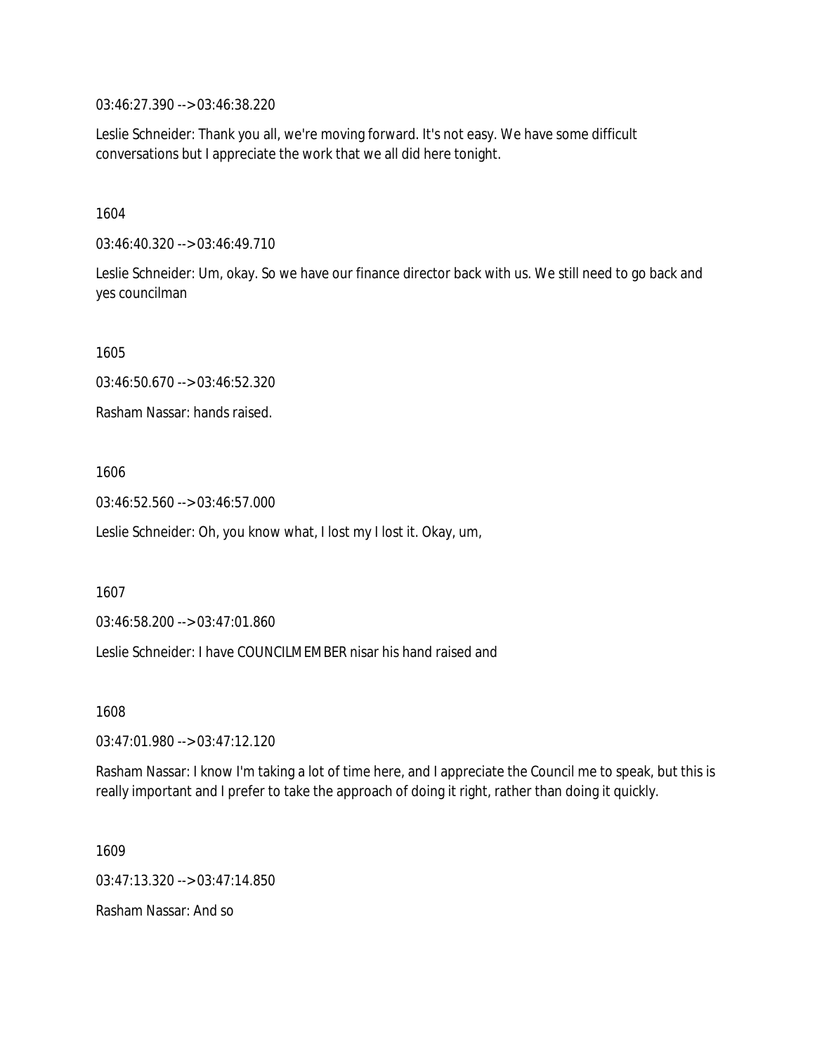03:46:27.390 --> 03:46:38.220

Leslie Schneider: Thank you all, we're moving forward. It's not easy. We have some difficult conversations but I appreciate the work that we all did here tonight.

1604

03:46:40.320 --> 03:46:49.710

Leslie Schneider: Um, okay. So we have our finance director back with us. We still need to go back and yes councilman

1605

03:46:50.670 --> 03:46:52.320

Rasham Nassar: hands raised.

1606

03:46:52.560 --> 03:46:57.000

Leslie Schneider: Oh, you know what, I lost my I lost it. Okay, um,

1607

03:46:58.200 --> 03:47:01.860

Leslie Schneider: I have COUNCILMEMBER nisar his hand raised and

1608

03:47:01.980 --> 03:47:12.120

Rasham Nassar: I know I'm taking a lot of time here, and I appreciate the Council me to speak, but this is really important and I prefer to take the approach of doing it right, rather than doing it quickly.

1609

03:47:13.320 --> 03:47:14.850

Rasham Nassar: And so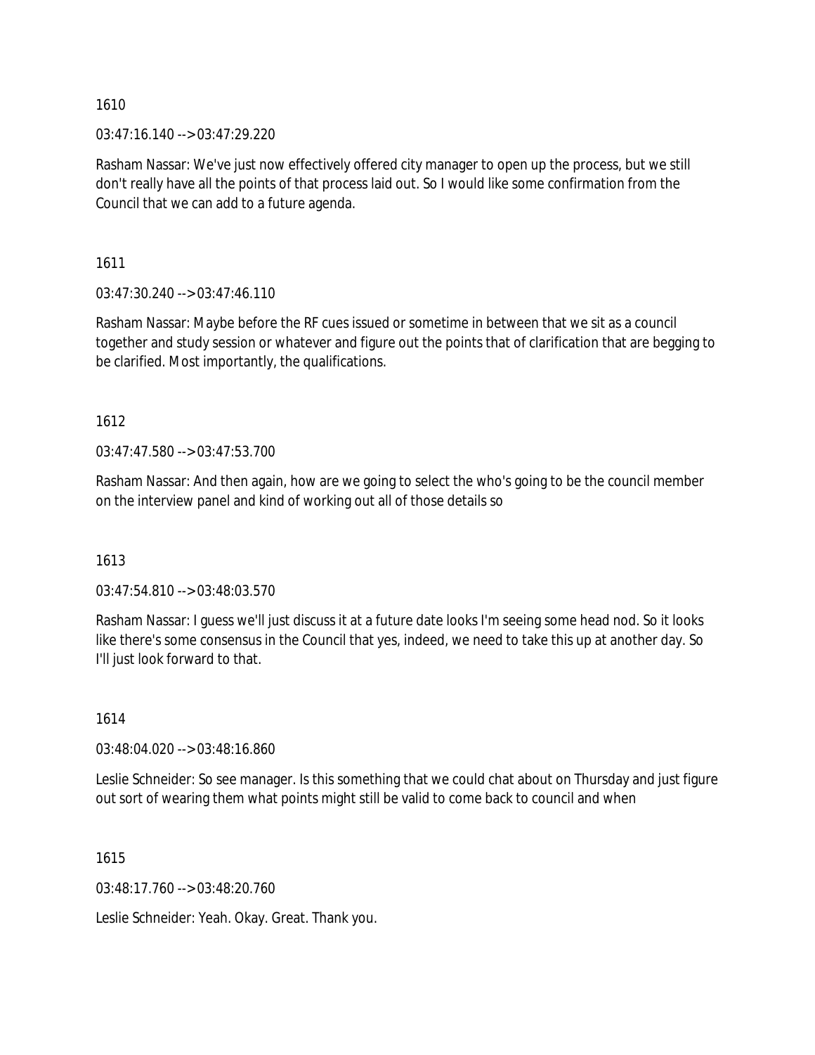1610

03:47:16.140 --> 03:47:29.220

Rasham Nassar: We've just now effectively offered city manager to open up the process, but we still don't really have all the points of that process laid out. So I would like some confirmation from the Council that we can add to a future agenda.

1611

03:47:30.240 --> 03:47:46.110

Rasham Nassar: Maybe before the RF cues issued or sometime in between that we sit as a council together and study session or whatever and figure out the points that of clarification that are begging to be clarified. Most importantly, the qualifications.

1612

03:47:47.580 --> 03:47:53.700

Rasham Nassar: And then again, how are we going to select the who's going to be the council member on the interview panel and kind of working out all of those details so

1613

03:47:54.810 --> 03:48:03.570

Rasham Nassar: I guess we'll just discuss it at a future date looks I'm seeing some head nod. So it looks like there's some consensus in the Council that yes, indeed, we need to take this up at another day. So I'll just look forward to that.

1614

03:48:04.020 --> 03:48:16.860

Leslie Schneider: So see manager. Is this something that we could chat about on Thursday and just figure out sort of wearing them what points might still be valid to come back to council and when

1615

03:48:17.760 --> 03:48:20.760

Leslie Schneider: Yeah. Okay. Great. Thank you.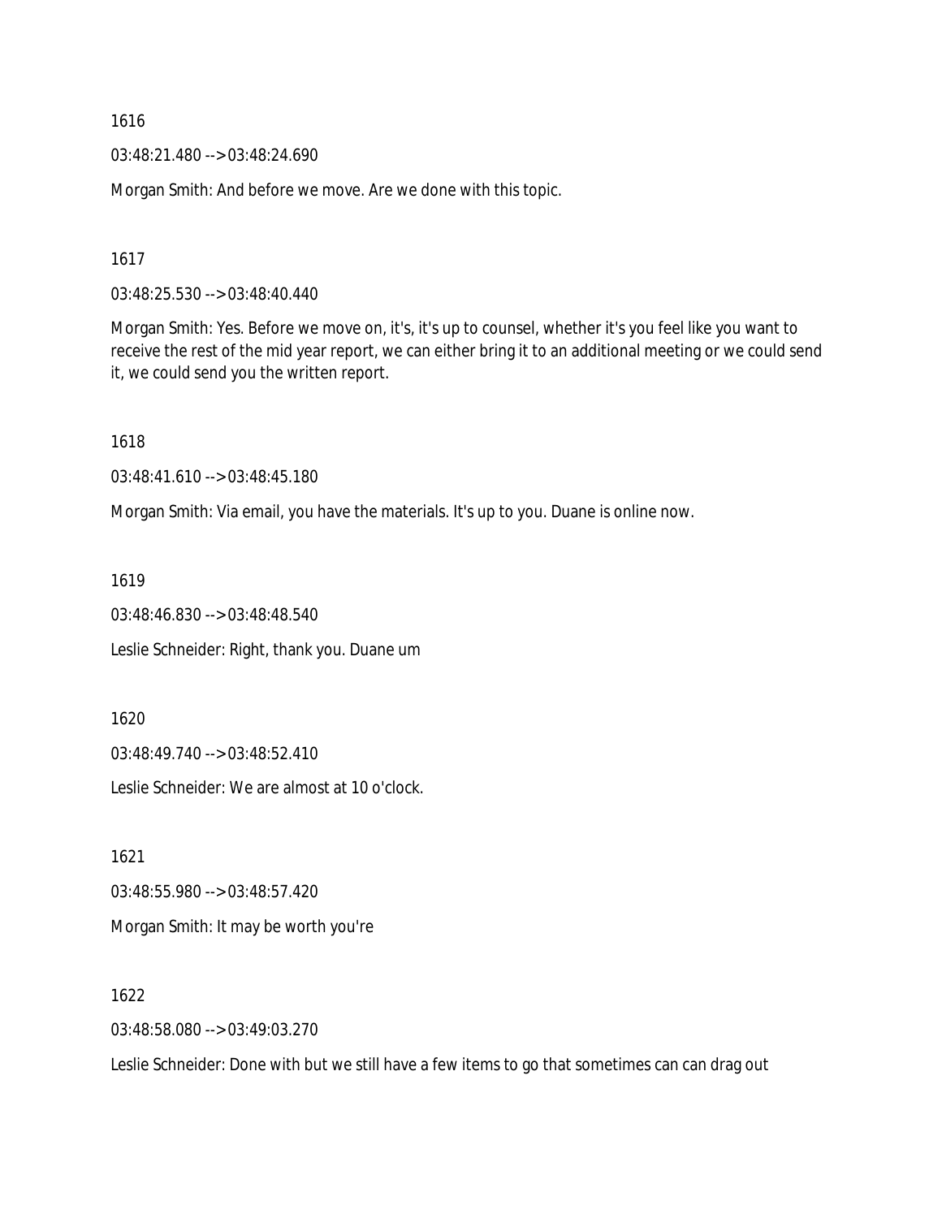1616

03:48:21.480 --> 03:48:24.690

Morgan Smith: And before we move. Are we done with this topic.

1617

03:48:25.530 --> 03:48:40.440

Morgan Smith: Yes. Before we move on, it's, it's up to counsel, whether it's you feel like you want to receive the rest of the mid year report, we can either bring it to an additional meeting or we could send it, we could send you the written report.

1618

03:48:41.610 --> 03:48:45.180

Morgan Smith: Via email, you have the materials. It's up to you. Duane is online now.

1619

03:48:46.830 --> 03:48:48.540

Leslie Schneider: Right, thank you. Duane um

1620

03:48:49.740 --> 03:48:52.410

Leslie Schneider: We are almost at 10 o'clock.

1621

03:48:55.980 --> 03:48:57.420

Morgan Smith: It may be worth you're

1622

03:48:58.080 --> 03:49:03.270

Leslie Schneider: Done with but we still have a few items to go that sometimes can can drag out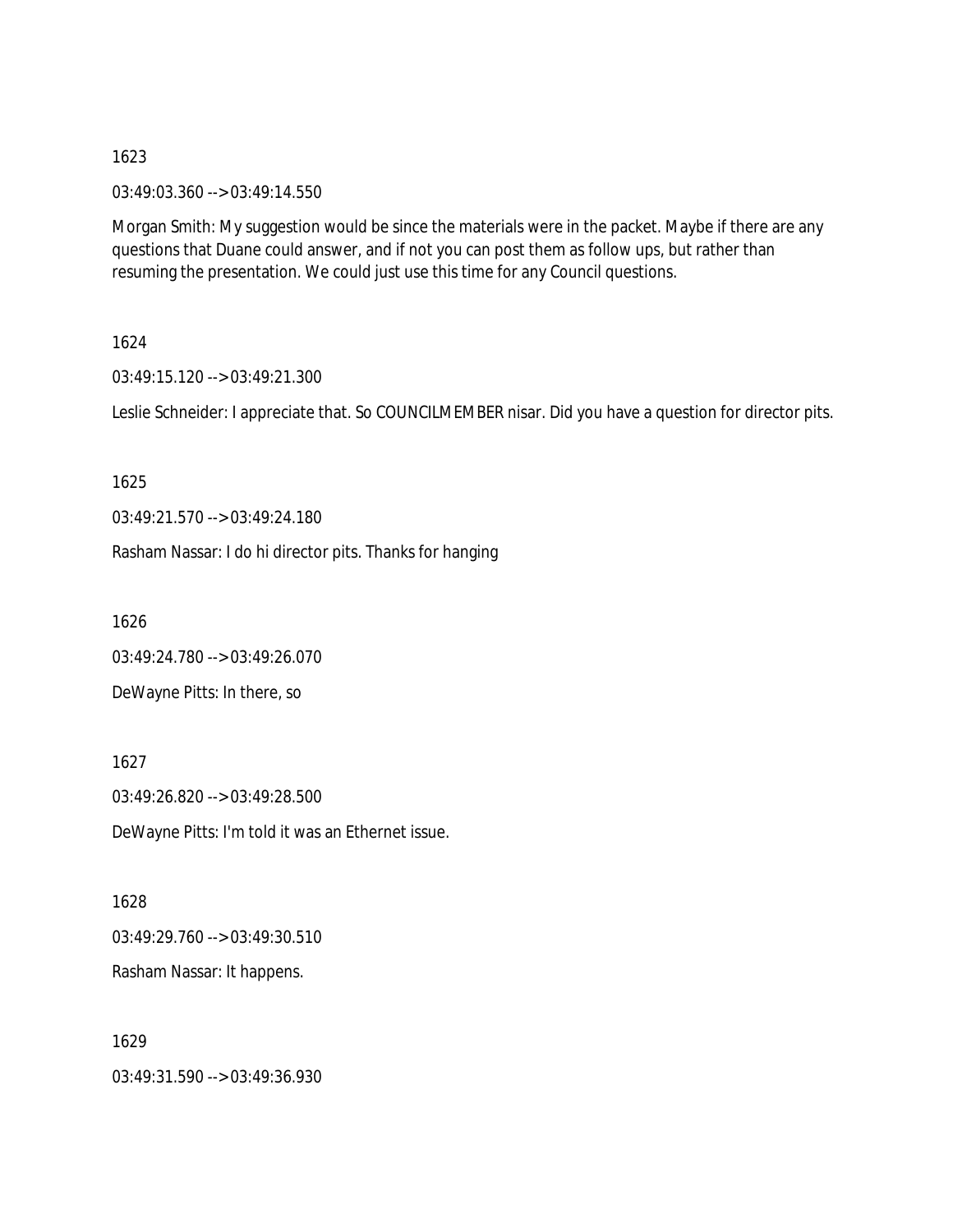1623

03:49:03.360 --> 03:49:14.550

Morgan Smith: My suggestion would be since the materials were in the packet. Maybe if there are any questions that Duane could answer, and if not you can post them as follow ups, but rather than resuming the presentation. We could just use this time for any Council questions.

1624

03:49:15.120 --> 03:49:21.300

Leslie Schneider: I appreciate that. So COUNCILMEMBER nisar. Did you have a question for director pits.

1625

03:49:21.570 --> 03:49:24.180

Rasham Nassar: I do hi director pits. Thanks for hanging

1626

03:49:24.780 --> 03:49:26.070

DeWayne Pitts: In there, so

1627

03:49:26.820 --> 03:49:28.500

DeWayne Pitts: I'm told it was an Ethernet issue.

1628

03:49:29.760 --> 03:49:30.510

Rasham Nassar: It happens.

1629

03:49:31.590 --> 03:49:36.930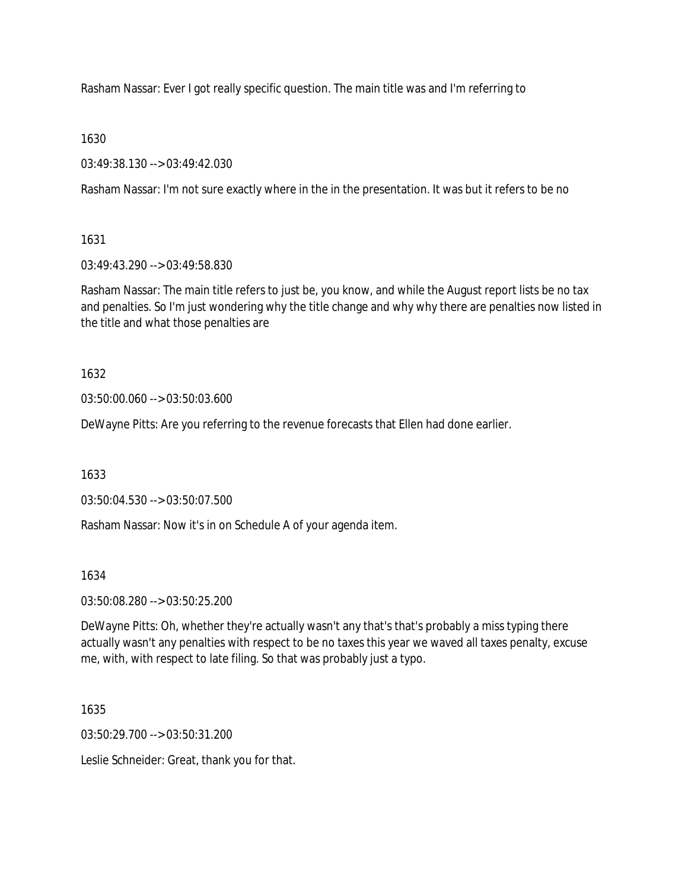Rasham Nassar: Ever I got really specific question. The main title was and I'm referring to

1630

03:49:38.130 --> 03:49:42.030

Rasham Nassar: I'm not sure exactly where in the in the presentation. It was but it refers to be no

1631

03:49:43.290 --> 03:49:58.830

Rasham Nassar: The main title refers to just be, you know, and while the August report lists be no tax and penalties. So I'm just wondering why the title change and why why there are penalties now listed in the title and what those penalties are

1632

03:50:00.060 --> 03:50:03.600

DeWayne Pitts: Are you referring to the revenue forecasts that Ellen had done earlier.

1633

03:50:04.530 --> 03:50:07.500

Rasham Nassar: Now it's in on Schedule A of your agenda item.

1634

03:50:08.280 --> 03:50:25.200

DeWayne Pitts: Oh, whether they're actually wasn't any that's that's probably a miss typing there actually wasn't any penalties with respect to be no taxes this year we waved all taxes penalty, excuse me, with, with respect to late filing. So that was probably just a typo.

1635

03:50:29.700 --> 03:50:31.200

Leslie Schneider: Great, thank you for that.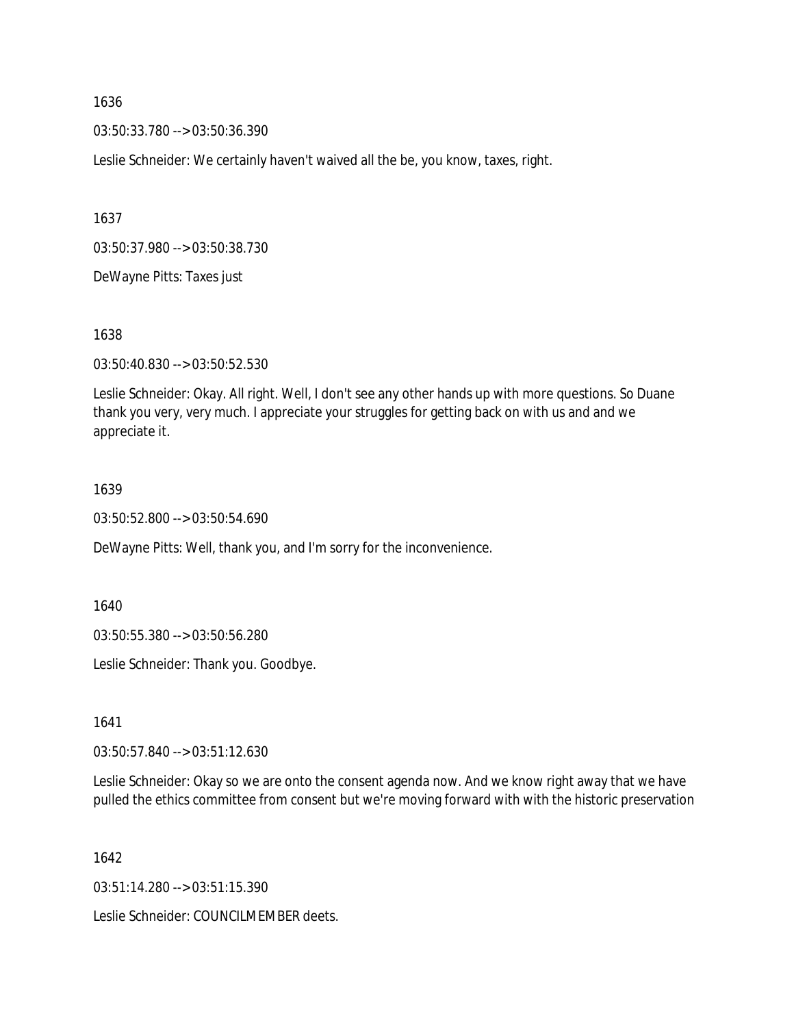1636

03:50:33.780 --> 03:50:36.390

Leslie Schneider: We certainly haven't waived all the be, you know, taxes, right.

1637

03:50:37.980 --> 03:50:38.730

DeWayne Pitts: Taxes just

1638

03:50:40.830 --> 03:50:52.530

Leslie Schneider: Okay. All right. Well, I don't see any other hands up with more questions. So Duane thank you very, very much. I appreciate your struggles for getting back on with us and and we appreciate it.

1639

03:50:52.800 --> 03:50:54.690

DeWayne Pitts: Well, thank you, and I'm sorry for the inconvenience.

1640

03:50:55.380 --> 03:50:56.280

Leslie Schneider: Thank you. Goodbye.

1641

03:50:57.840 --> 03:51:12.630

Leslie Schneider: Okay so we are onto the consent agenda now. And we know right away that we have pulled the ethics committee from consent but we're moving forward with with the historic preservation

1642

03:51:14.280 --> 03:51:15.390

Leslie Schneider: COUNCILMEMBER deets.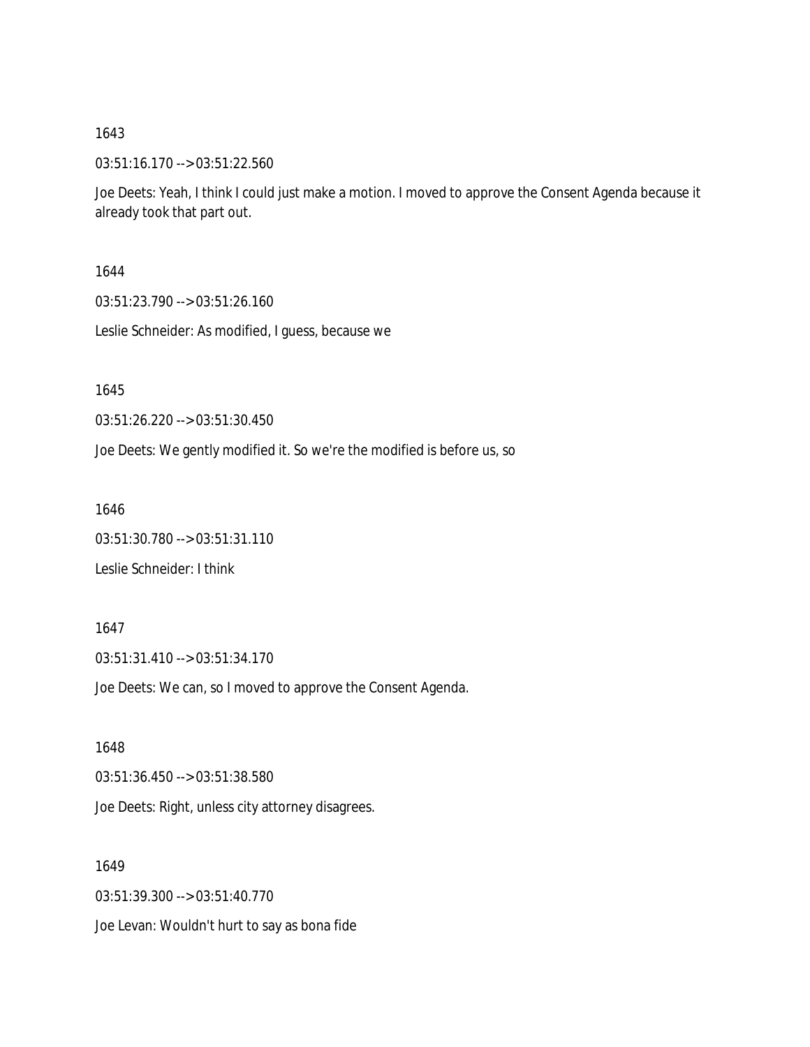1643

03:51:16.170 --> 03:51:22.560

Joe Deets: Yeah, I think I could just make a motion. I moved to approve the Consent Agenda because it already took that part out.

1644

03:51:23.790 --> 03:51:26.160

Leslie Schneider: As modified, I guess, because we

1645

03:51:26.220 --> 03:51:30.450

Joe Deets: We gently modified it. So we're the modified is before us, so

1646

03:51:30.780 --> 03:51:31.110

Leslie Schneider: I think

1647

03:51:31.410 --> 03:51:34.170

Joe Deets: We can, so I moved to approve the Consent Agenda.

1648

03:51:36.450 --> 03:51:38.580

Joe Deets: Right, unless city attorney disagrees.

1649

03:51:39.300 --> 03:51:40.770

Joe Levan: Wouldn't hurt to say as bona fide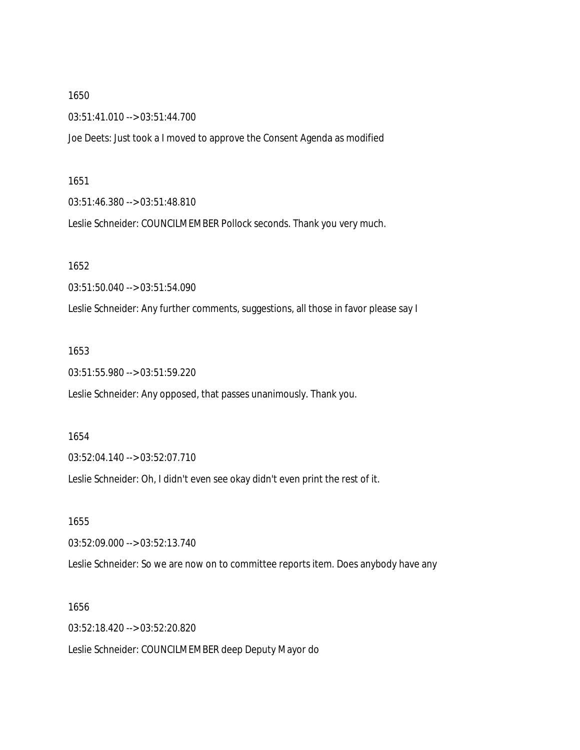1650

03:51:41.010 --> 03:51:44.700

Joe Deets: Just took a I moved to approve the Consent Agenda as modified

1651

03:51:46.380 --> 03:51:48.810

Leslie Schneider: COUNCILMEMBER Pollock seconds. Thank you very much.

1652

03:51:50.040 --> 03:51:54.090

Leslie Schneider: Any further comments, suggestions, all those in favor please say I

1653

03:51:55.980 --> 03:51:59.220

Leslie Schneider: Any opposed, that passes unanimously. Thank you.

1654

03:52:04.140 --> 03:52:07.710

Leslie Schneider: Oh, I didn't even see okay didn't even print the rest of it.

1655

03:52:09.000 --> 03:52:13.740

Leslie Schneider: So we are now on to committee reports item. Does anybody have any

1656

03:52:18.420 --> 03:52:20.820

Leslie Schneider: COUNCILMEMBER deep Deputy Mayor do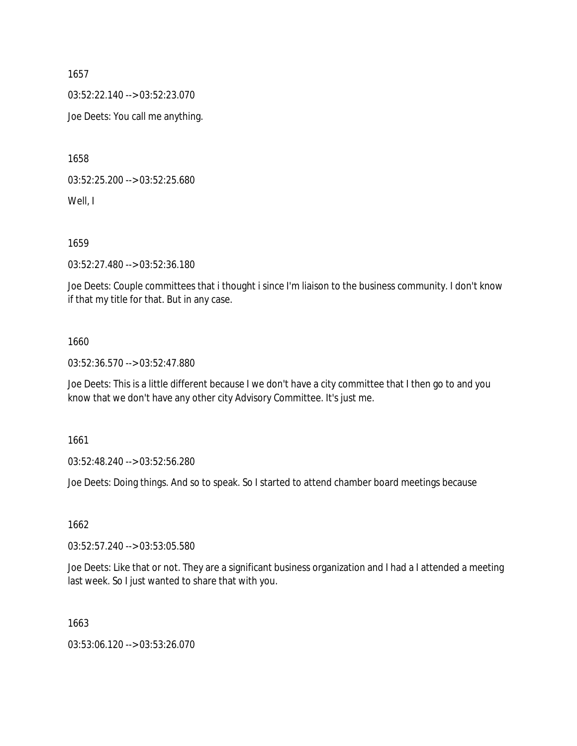1657

03:52:22.140 --> 03:52:23.070

Joe Deets: You call me anything.

1658

03:52:25.200 --> 03:52:25.680

Well, I

1659

03:52:27.480 --> 03:52:36.180

Joe Deets: Couple committees that i thought i since I'm liaison to the business community. I don't know if that my title for that. But in any case.

1660

03:52:36.570 --> 03:52:47.880

Joe Deets: This is a little different because I we don't have a city committee that I then go to and you know that we don't have any other city Advisory Committee. It's just me.

1661

03:52:48.240 --> 03:52:56.280

Joe Deets: Doing things. And so to speak. So I started to attend chamber board meetings because

1662

03:52:57.240 --> 03:53:05.580

Joe Deets: Like that or not. They are a significant business organization and I had a I attended a meeting last week. So I just wanted to share that with you.

1663

03:53:06.120 --> 03:53:26.070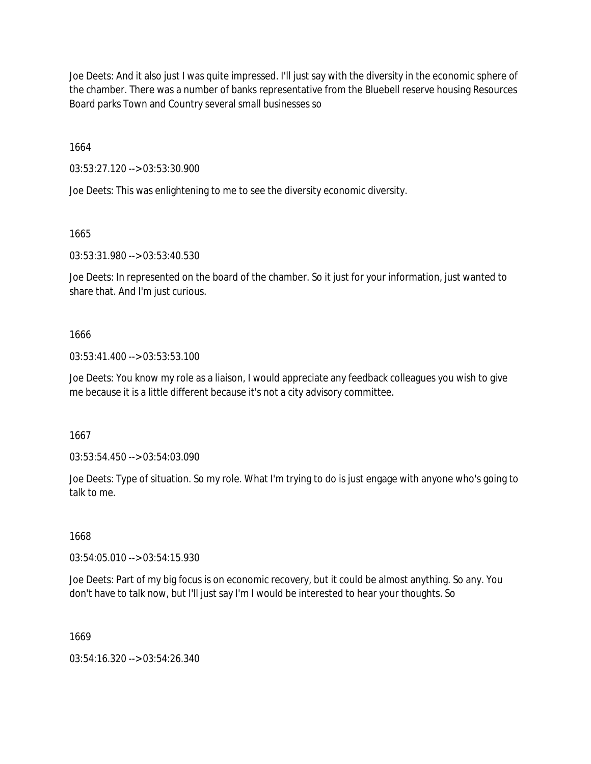Joe Deets: And it also just I was quite impressed. I'll just say with the diversity in the economic sphere of the chamber. There was a number of banks representative from the Bluebell reserve housing Resources Board parks Town and Country several small businesses so

1664

03:53:27.120 --> 03:53:30.900

Joe Deets: This was enlightening to me to see the diversity economic diversity.

1665

03:53:31.980 --> 03:53:40.530

Joe Deets: In represented on the board of the chamber. So it just for your information, just wanted to share that. And I'm just curious.

1666

03:53:41.400 --> 03:53:53.100

Joe Deets: You know my role as a liaison, I would appreciate any feedback colleagues you wish to give me because it is a little different because it's not a city advisory committee.

1667

03:53:54.450 --> 03:54:03.090

Joe Deets: Type of situation. So my role. What I'm trying to do is just engage with anyone who's going to talk to me.

1668

03:54:05.010 --> 03:54:15.930

Joe Deets: Part of my big focus is on economic recovery, but it could be almost anything. So any. You don't have to talk now, but I'll just say I'm I would be interested to hear your thoughts. So

1669

03:54:16.320 --> 03:54:26.340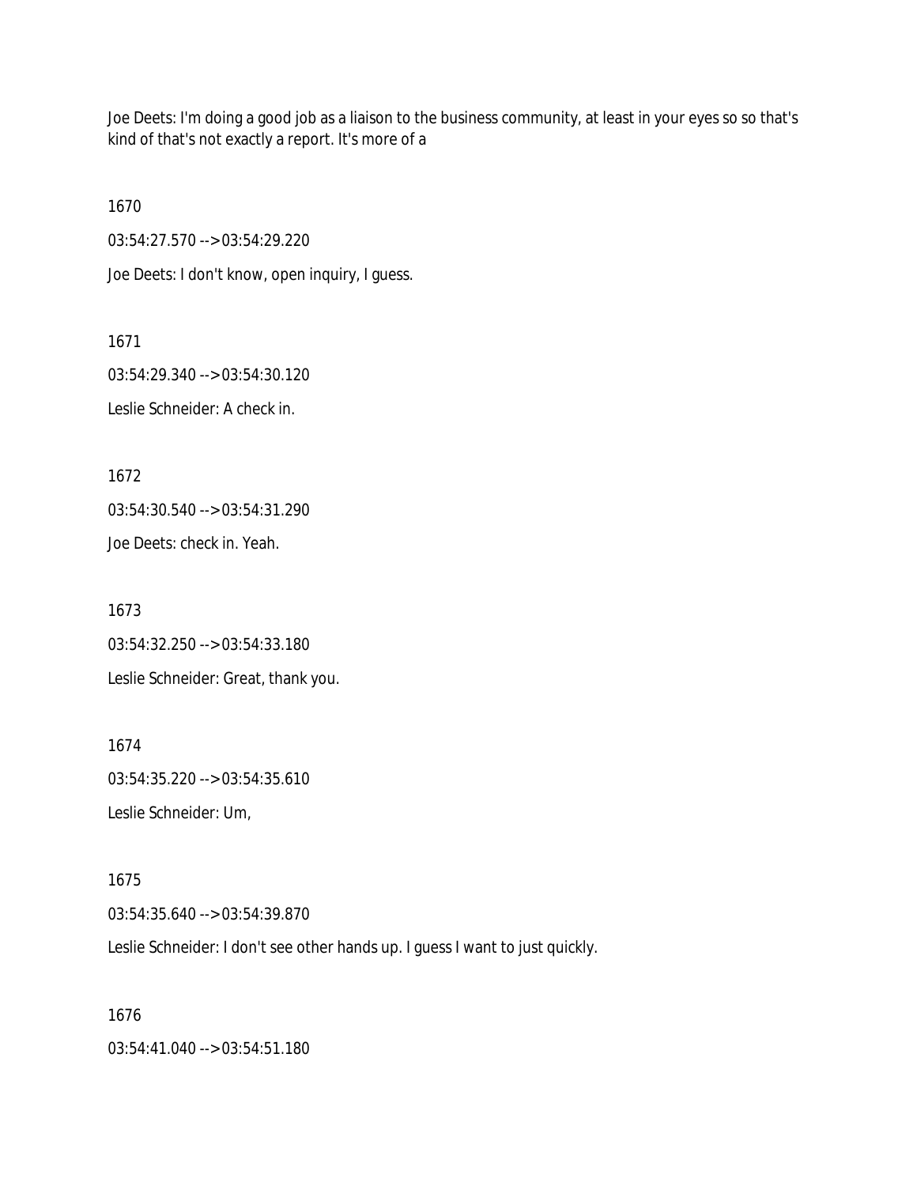Joe Deets: I'm doing a good job as a liaison to the business community, at least in your eyes so so that's kind of that's not exactly a report. It's more of a

1670

03:54:27.570 --> 03:54:29.220

Joe Deets: I don't know, open inquiry, I guess.

1671

03:54:29.340 --> 03:54:30.120

Leslie Schneider: A check in.

1672

03:54:30.540 --> 03:54:31.290

Joe Deets: check in. Yeah.

1673

03:54:32.250 --> 03:54:33.180

Leslie Schneider: Great, thank you.

1674

03:54:35.220 --> 03:54:35.610

Leslie Schneider: Um,

1675

03:54:35.640 --> 03:54:39.870

Leslie Schneider: I don't see other hands up. I guess I want to just quickly.

1676

03:54:41.040 --> 03:54:51.180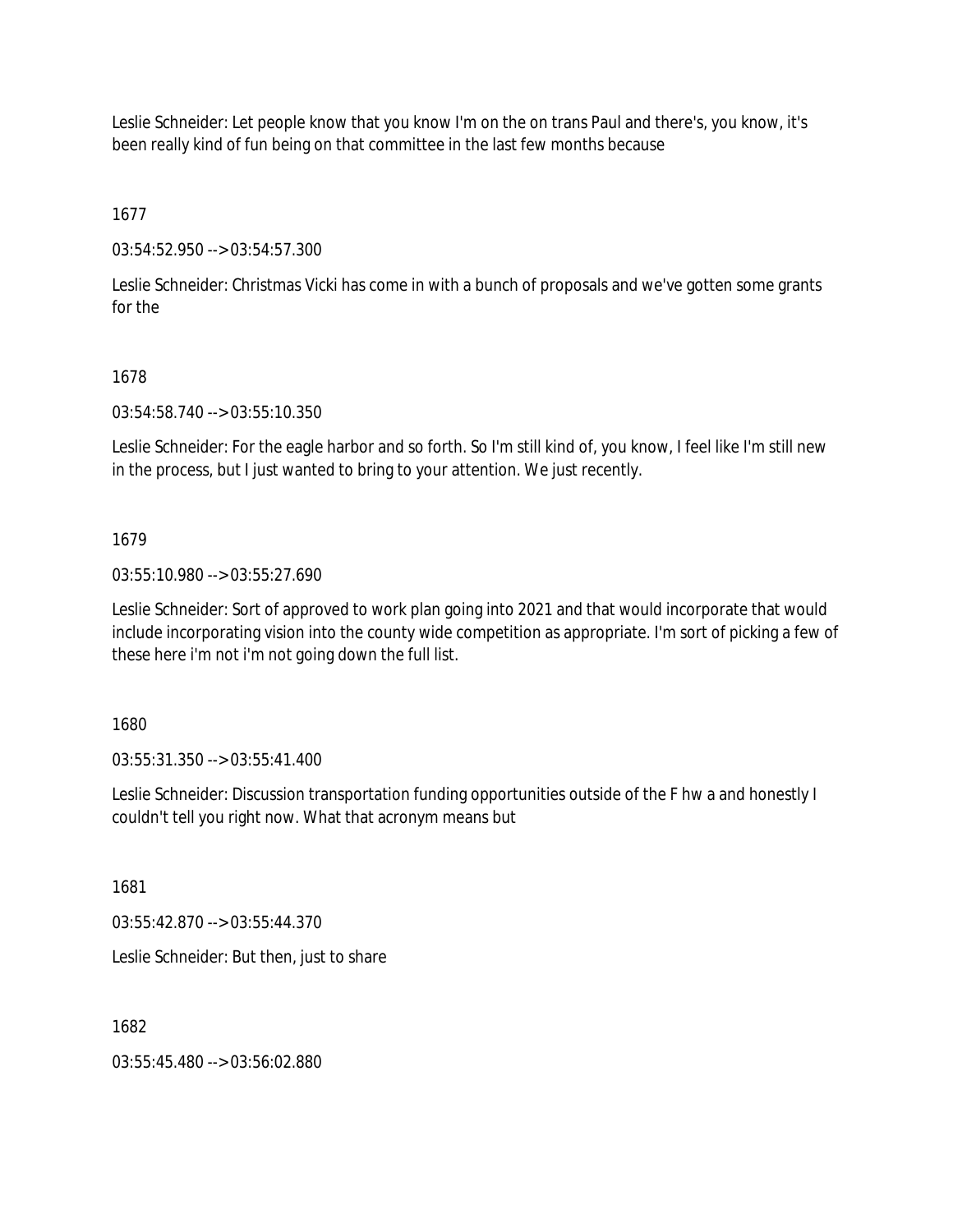Leslie Schneider: Let people know that you know I'm on the on trans Paul and there's, you know, it's been really kind of fun being on that committee in the last few months because

1677

03:54:52.950 --> 03:54:57.300

Leslie Schneider: Christmas Vicki has come in with a bunch of proposals and we've gotten some grants for the

1678

03:54:58.740 --> 03:55:10.350

Leslie Schneider: For the eagle harbor and so forth. So I'm still kind of, you know, I feel like I'm still new in the process, but I just wanted to bring to your attention. We just recently.

1679

03:55:10.980 --> 03:55:27.690

Leslie Schneider: Sort of approved to work plan going into 2021 and that would incorporate that would include incorporating vision into the county wide competition as appropriate. I'm sort of picking a few of these here i'm not i'm not going down the full list.

1680

03:55:31.350 --> 03:55:41.400

Leslie Schneider: Discussion transportation funding opportunities outside of the F hw a and honestly I couldn't tell you right now. What that acronym means but

1681

03:55:42.870 --> 03:55:44.370

Leslie Schneider: But then, just to share

1682

03:55:45.480 --> 03:56:02.880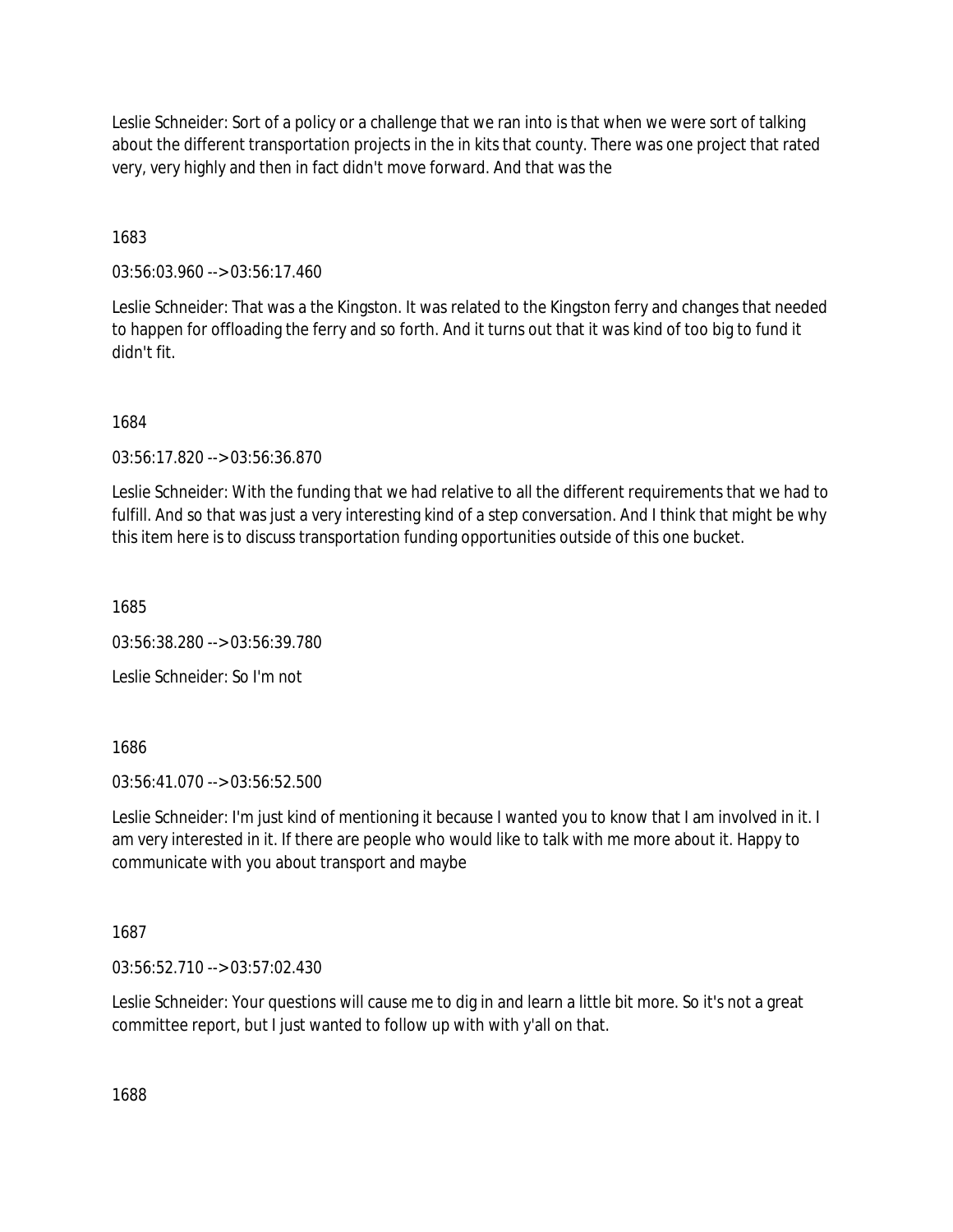Leslie Schneider: Sort of a policy or a challenge that we ran into is that when we were sort of talking about the different transportation projects in the in kits that county. There was one project that rated very, very highly and then in fact didn't move forward. And that was the

1683

03:56:03.960 --> 03:56:17.460

Leslie Schneider: That was a the Kingston. It was related to the Kingston ferry and changes that needed to happen for offloading the ferry and so forth. And it turns out that it was kind of too big to fund it didn't fit.

1684

03:56:17.820 --> 03:56:36.870

Leslie Schneider: With the funding that we had relative to all the different requirements that we had to fulfill. And so that was just a very interesting kind of a step conversation. And I think that might be why this item here is to discuss transportation funding opportunities outside of this one bucket.

1685

03:56:38.280 --> 03:56:39.780

Leslie Schneider: So I'm not

1686

03:56:41.070 --> 03:56:52.500

Leslie Schneider: I'm just kind of mentioning it because I wanted you to know that I am involved in it. I am very interested in it. If there are people who would like to talk with me more about it. Happy to communicate with you about transport and maybe

1687

03:56:52.710 --> 03:57:02.430

Leslie Schneider: Your questions will cause me to dig in and learn a little bit more. So it's not a great committee report, but I just wanted to follow up with with y'all on that.

1688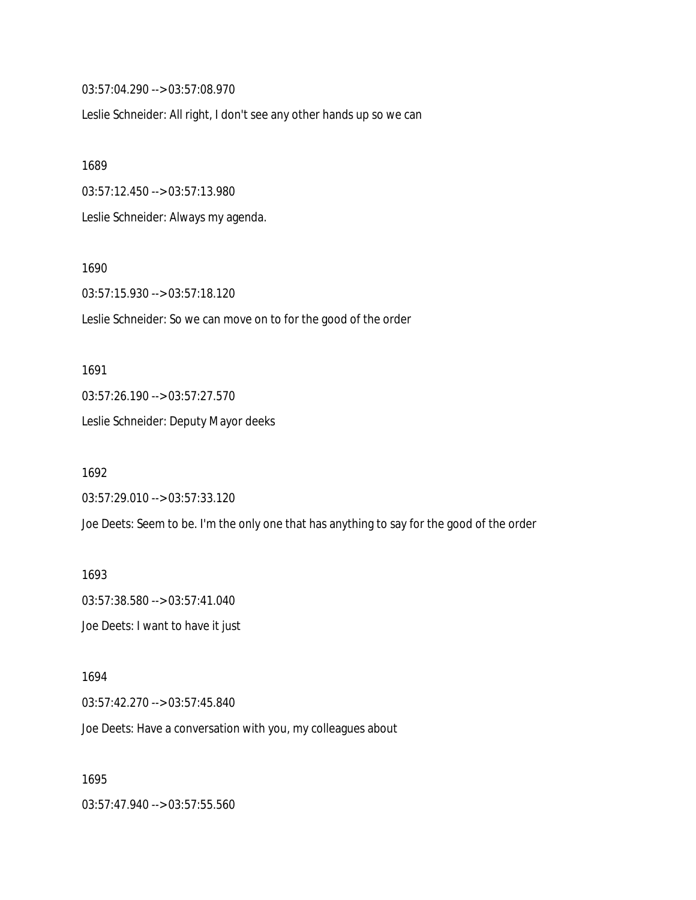03:57:04.290 --> 03:57:08.970

Leslie Schneider: All right, I don't see any other hands up so we can

1689

03:57:12.450 --> 03:57:13.980

Leslie Schneider: Always my agenda.

1690

03:57:15.930 --> 03:57:18.120

Leslie Schneider: So we can move on to for the good of the order

1691

03:57:26.190 --> 03:57:27.570

Leslie Schneider: Deputy Mayor deeks

1692

03:57:29.010 --> 03:57:33.120

Joe Deets: Seem to be. I'm the only one that has anything to say for the good of the order

1693

03:57:38.580 --> 03:57:41.040

Joe Deets: I want to have it just

1694

03:57:42.270 --> 03:57:45.840

Joe Deets: Have a conversation with you, my colleagues about

1695

03:57:47.940 --> 03:57:55.560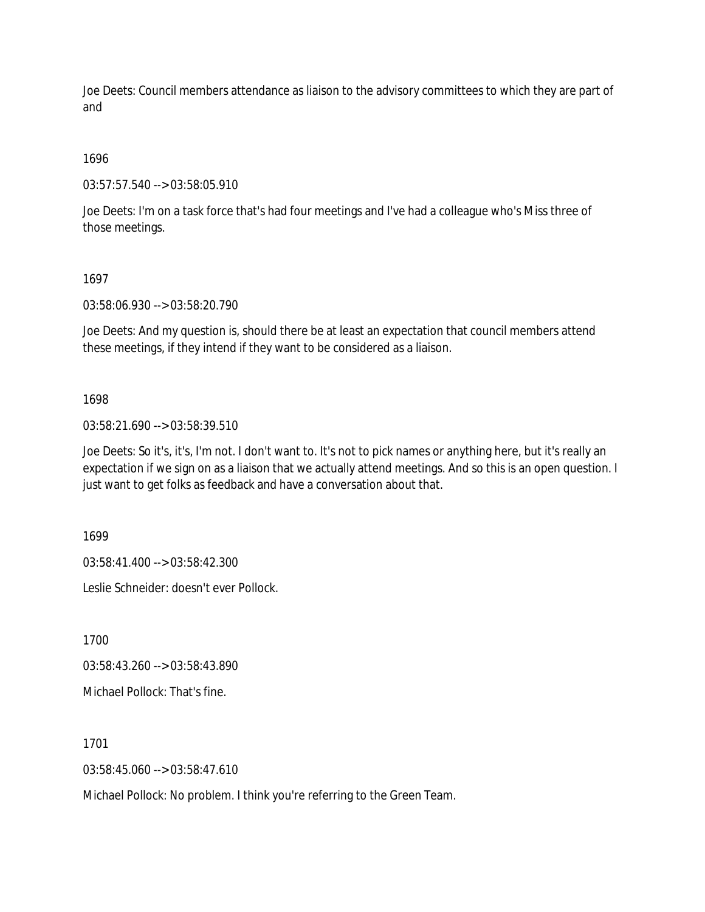Joe Deets: Council members attendance as liaison to the advisory committees to which they are part of and

1696

03:57:57.540 --> 03:58:05.910

Joe Deets: I'm on a task force that's had four meetings and I've had a colleague who's Miss three of those meetings.

1697

03:58:06.930 --> 03:58:20.790

Joe Deets: And my question is, should there be at least an expectation that council members attend these meetings, if they intend if they want to be considered as a liaison.

1698

03:58:21.690 --> 03:58:39.510

Joe Deets: So it's, it's, I'm not. I don't want to. It's not to pick names or anything here, but it's really an expectation if we sign on as a liaison that we actually attend meetings. And so this is an open question. I just want to get folks as feedback and have a conversation about that.

1699

03:58:41.400 --> 03:58:42.300

Leslie Schneider: doesn't ever Pollock.

1700

03:58:43.260 --> 03:58:43.890

Michael Pollock: That's fine.

1701

03:58:45.060 --> 03:58:47.610

Michael Pollock: No problem. I think you're referring to the Green Team.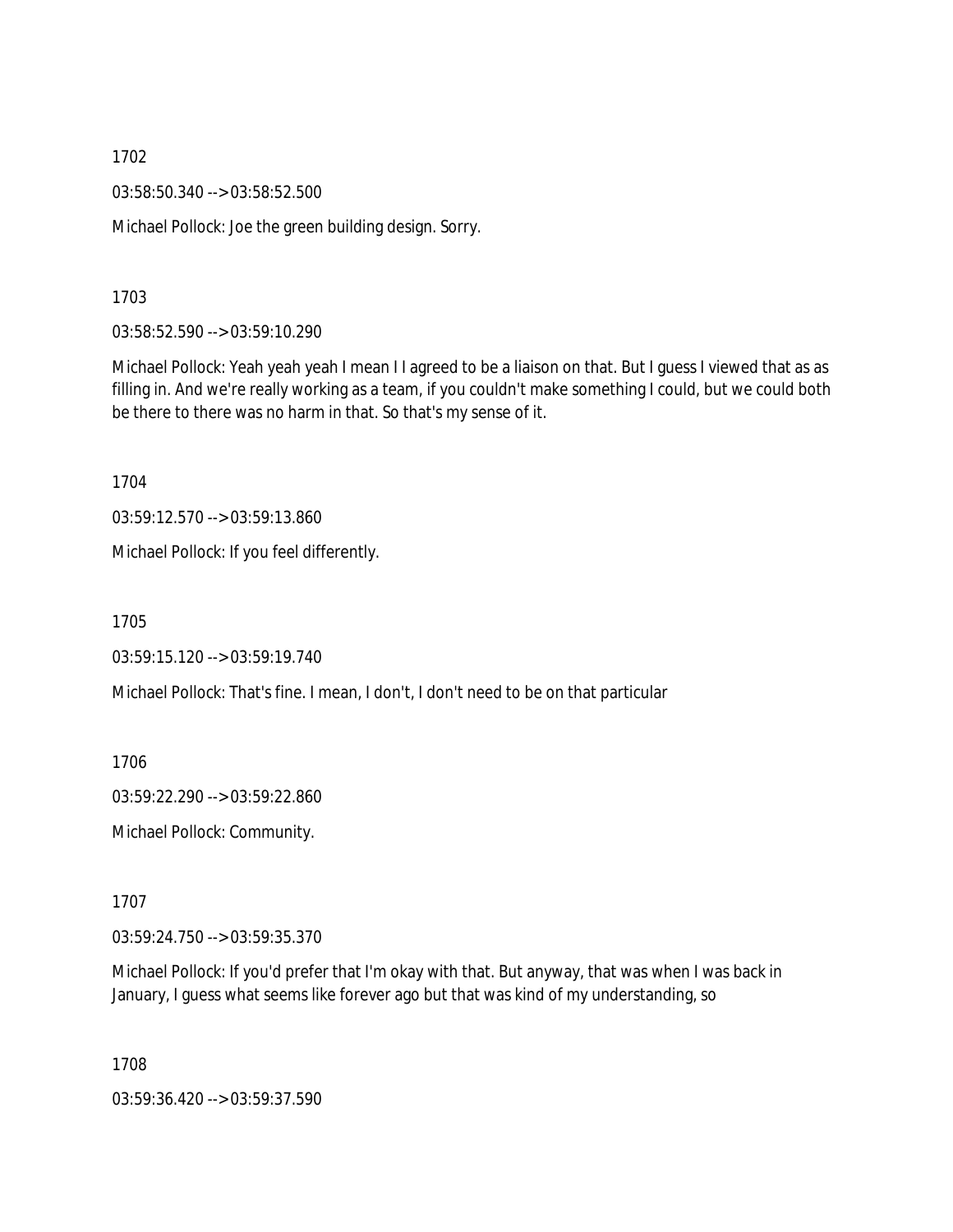1702

03:58:50.340 --> 03:58:52.500

Michael Pollock: Joe the green building design. Sorry.

1703

03:58:52.590 --> 03:59:10.290

Michael Pollock: Yeah yeah yeah I mean I I agreed to be a liaison on that. But I guess I viewed that as as filling in. And we're really working as a team, if you couldn't make something I could, but we could both be there to there was no harm in that. So that's my sense of it.

1704

03:59:12.570 --> 03:59:13.860

Michael Pollock: If you feel differently.

1705

03:59:15.120 --> 03:59:19.740

Michael Pollock: That's fine. I mean, I don't, I don't need to be on that particular

1706

03:59:22.290 --> 03:59:22.860

Michael Pollock: Community.

1707

03:59:24.750 --> 03:59:35.370

Michael Pollock: If you'd prefer that I'm okay with that. But anyway, that was when I was back in January, I guess what seems like forever ago but that was kind of my understanding, so

1708

03:59:36.420 --> 03:59:37.590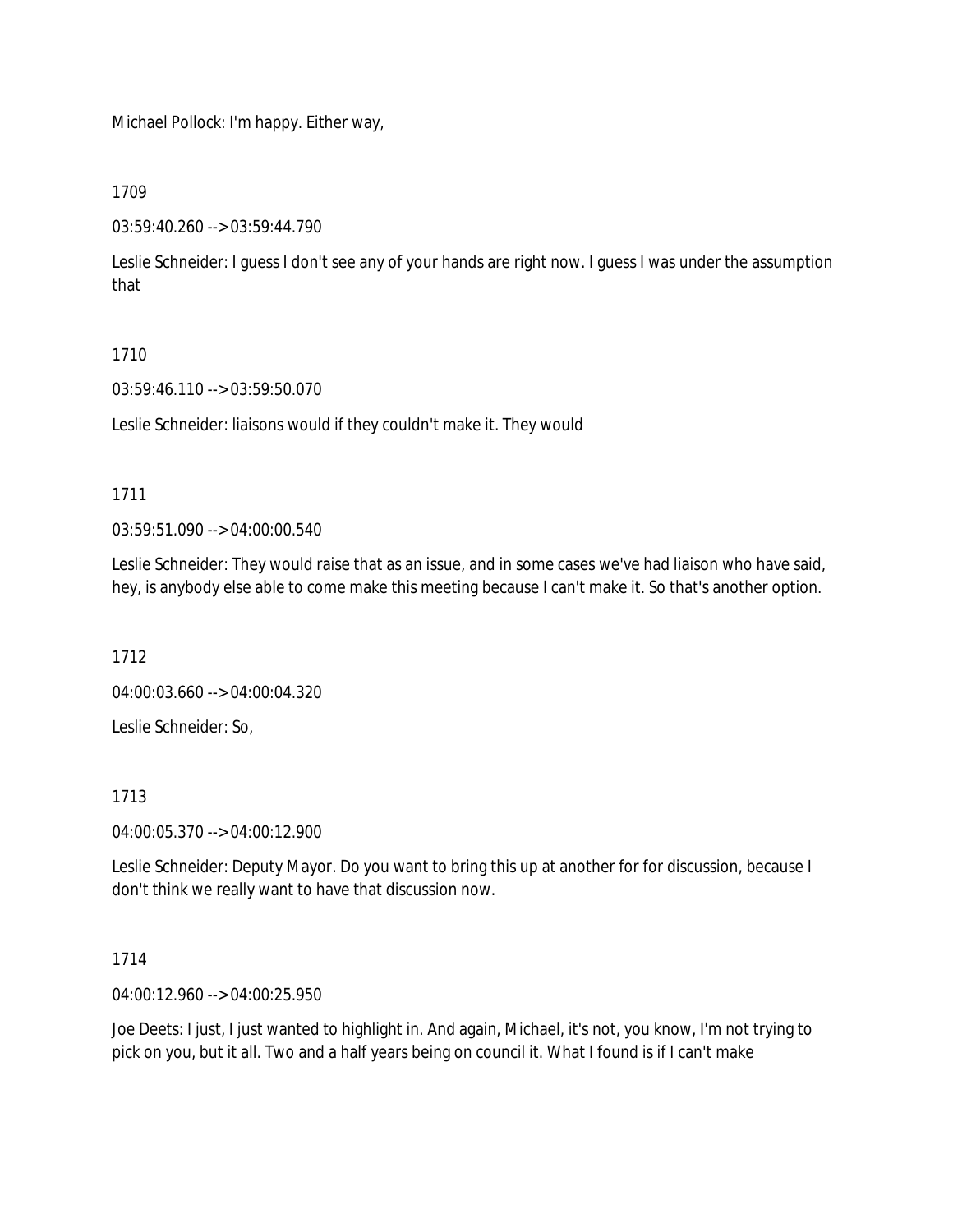Michael Pollock: I'm happy. Either way,

1709

03:59:40.260 --> 03:59:44.790

Leslie Schneider: I guess I don't see any of your hands are right now. I guess I was under the assumption that

1710

03:59:46.110 --> 03:59:50.070

Leslie Schneider: liaisons would if they couldn't make it. They would

1711

03:59:51.090 --> 04:00:00.540

Leslie Schneider: They would raise that as an issue, and in some cases we've had liaison who have said, hey, is anybody else able to come make this meeting because I can't make it. So that's another option.

1712

04:00:03.660 --> 04:00:04.320

Leslie Schneider: So,

1713

04:00:05.370 --> 04:00:12.900

Leslie Schneider: Deputy Mayor. Do you want to bring this up at another for for discussion, because I don't think we really want to have that discussion now.

1714

04:00:12.960 --> 04:00:25.950

Joe Deets: I just, I just wanted to highlight in. And again, Michael, it's not, you know, I'm not trying to pick on you, but it all. Two and a half years being on council it. What I found is if I can't make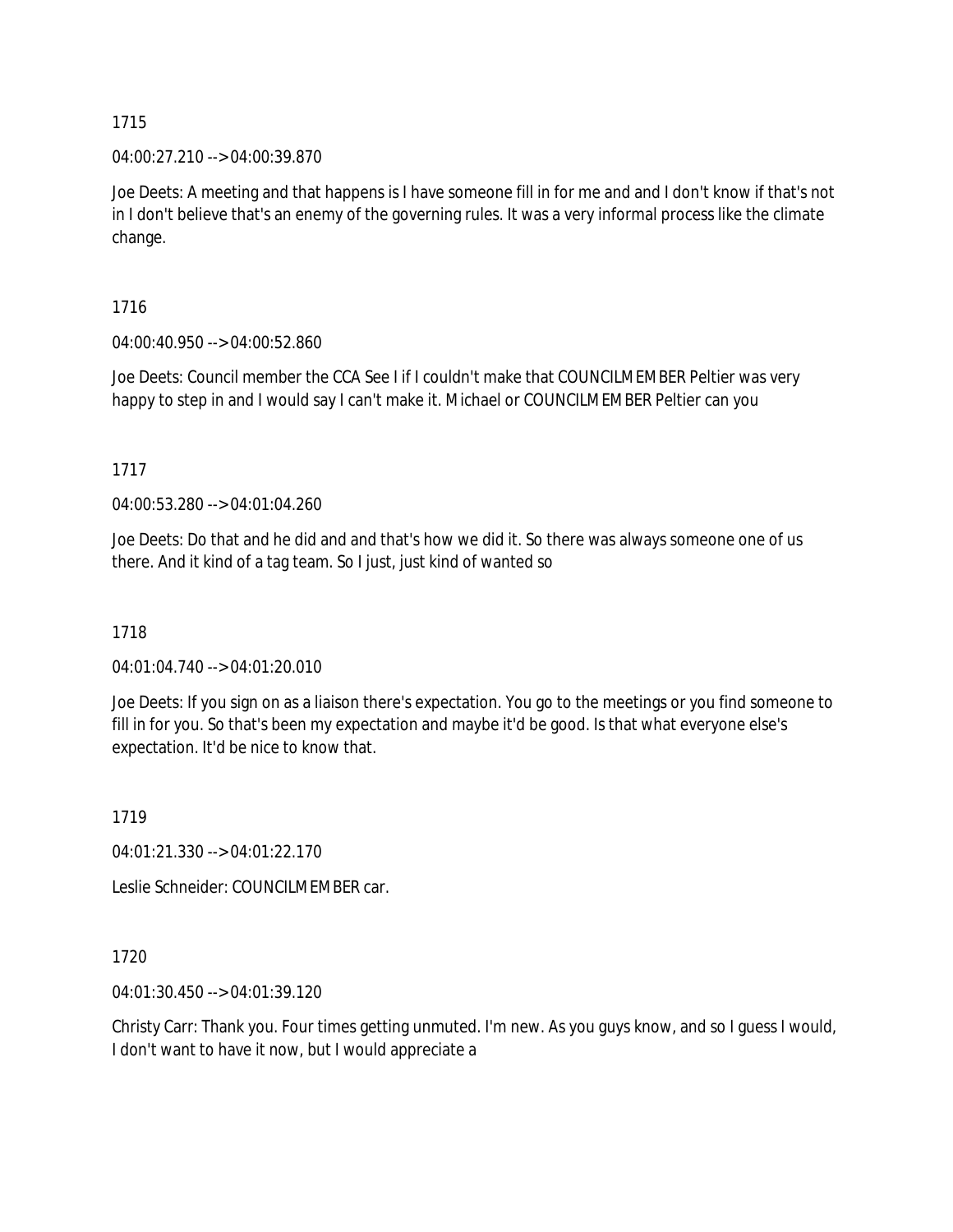1715

04:00:27.210 --> 04:00:39.870

Joe Deets: A meeting and that happens is I have someone fill in for me and and I don't know if that's not in I don't believe that's an enemy of the governing rules. It was a very informal process like the climate change.

1716

04:00:40.950 --> 04:00:52.860

Joe Deets: Council member the CCA See I if I couldn't make that COUNCILMEMBER Peltier was very happy to step in and I would say I can't make it. Michael or COUNCILMEMBER Peltier can you

1717

04:00:53.280 --> 04:01:04.260

Joe Deets: Do that and he did and and that's how we did it. So there was always someone one of us there. And it kind of a tag team. So I just, just kind of wanted so

1718

04:01:04.740 --> 04:01:20.010

Joe Deets: If you sign on as a liaison there's expectation. You go to the meetings or you find someone to fill in for you. So that's been my expectation and maybe it'd be good. Is that what everyone else's expectation. It'd be nice to know that.

1719

04:01:21.330 --> 04:01:22.170

Leslie Schneider: COUNCILMEMBER car.

1720

04:01:30.450 --> 04:01:39.120

Christy Carr: Thank you. Four times getting unmuted. I'm new. As you guys know, and so I guess I would, I don't want to have it now, but I would appreciate a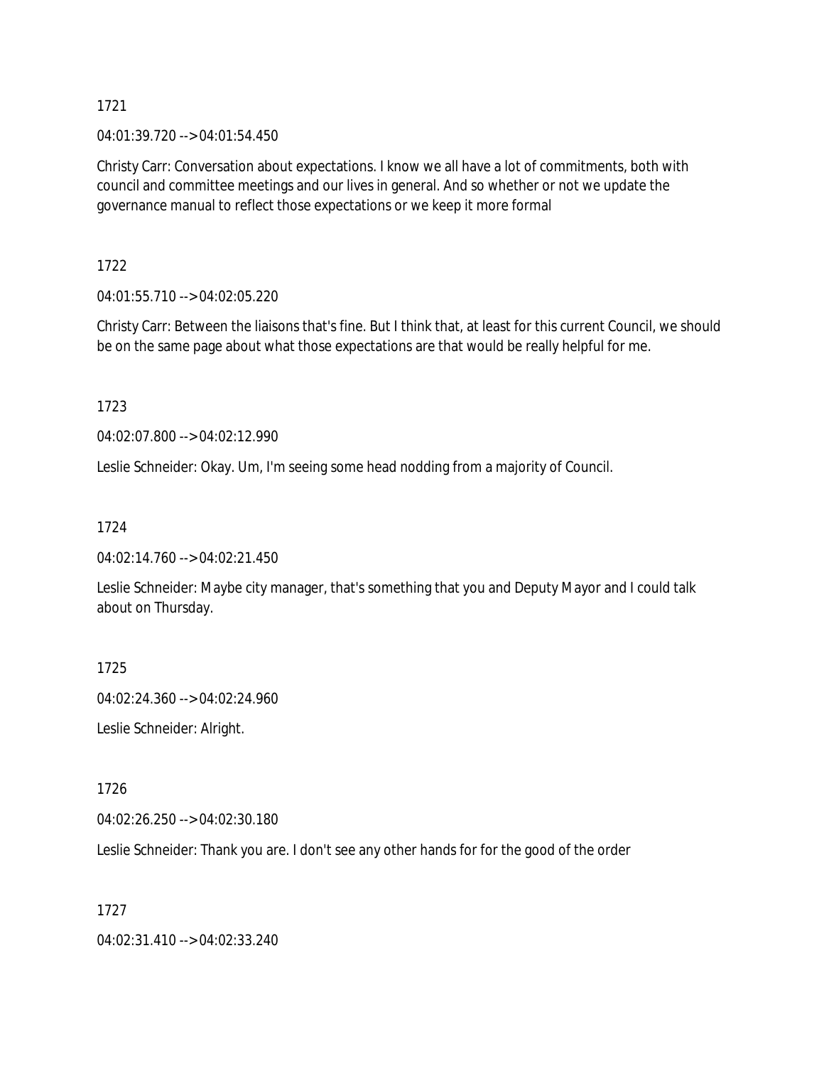1721

04:01:39.720 --> 04:01:54.450

Christy Carr: Conversation about expectations. I know we all have a lot of commitments, both with council and committee meetings and our lives in general. And so whether or not we update the governance manual to reflect those expectations or we keep it more formal

1722

04:01:55.710 --> 04:02:05.220

Christy Carr: Between the liaisons that's fine. But I think that, at least for this current Council, we should be on the same page about what those expectations are that would be really helpful for me.

1723

04:02:07.800 --> 04:02:12.990

Leslie Schneider: Okay. Um, I'm seeing some head nodding from a majority of Council.

1724

04:02:14.760 --> 04:02:21.450

Leslie Schneider: Maybe city manager, that's something that you and Deputy Mayor and I could talk about on Thursday.

1725

04:02:24.360 --> 04:02:24.960

Leslie Schneider: Alright.

1726

04:02:26.250 --> 04:02:30.180

Leslie Schneider: Thank you are. I don't see any other hands for for the good of the order

1727

04:02:31.410 --> 04:02:33.240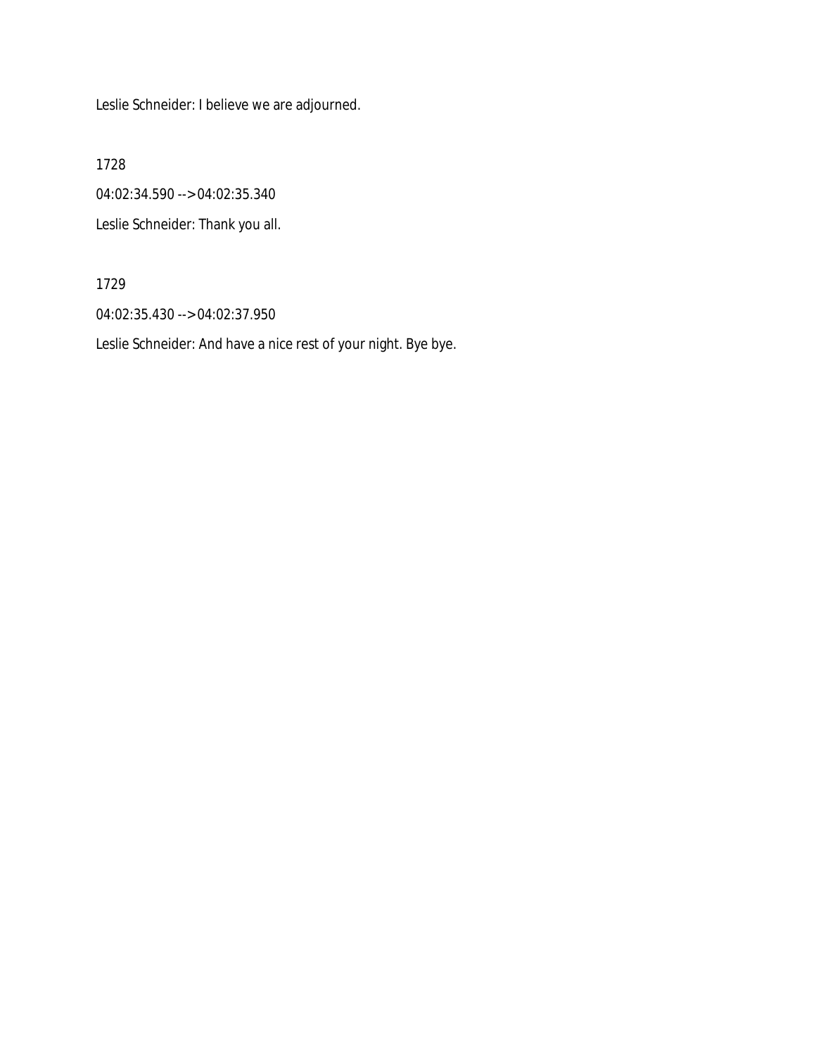Leslie Schneider: I believe we are adjourned.

1728

04:02:34.590 --> 04:02:35.340

Leslie Schneider: Thank you all.

1729

04:02:35.430 --> 04:02:37.950

Leslie Schneider: And have a nice rest of your night. Bye bye.